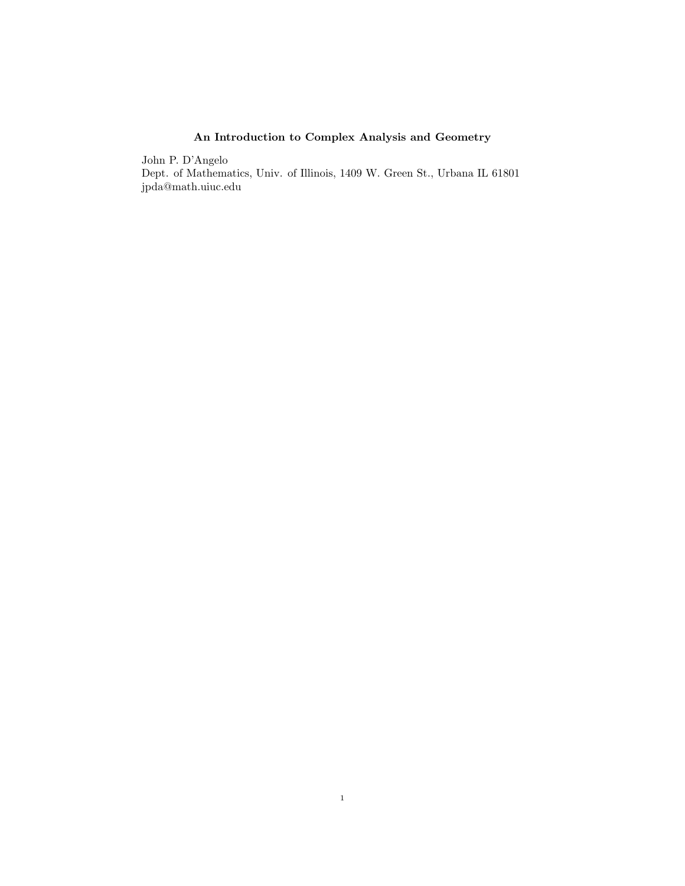# An Introduction to Complex Analysis and Geometry

John P. D'Angelo
Dept. of Mathematics, Univ. of Illinois, 1409 W. Green St., Urbana IL 61801
jpda@math.uiuc.edu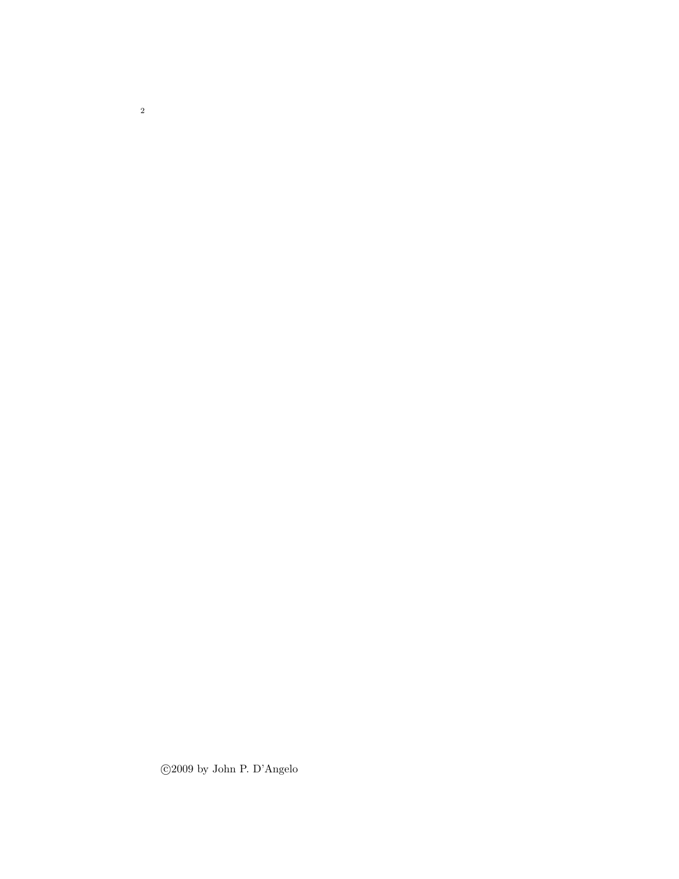©2009 by John P. D'Angelo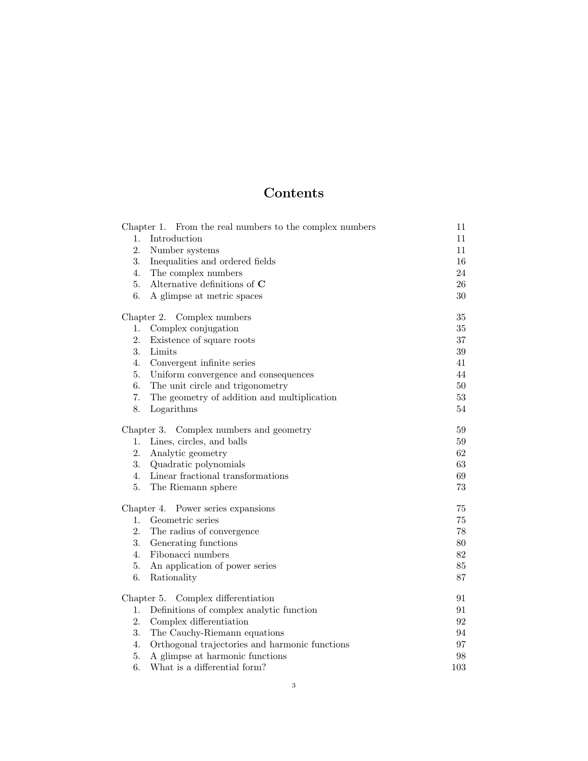# Contents

| | |
|---|---|
| Chapter 1. From the real numbers to the complex numbers | 11 |
| 1. Introduction | 11 |
| 2. Number systems | 11 |
| 3. Inequalities and ordered fields | 16 |
| 4. The complex numbers | 24 |
| 5. Alternative definitions of **C** | 26 |
| 6. A glimpse at metric spaces | 30 |
| Chapter 2. Complex numbers | 35 |
| 1. Complex conjugation | 35 |
| 2. Existence of square roots | 37 |
| 3. Limits | 39 |
| 4. Convergent infinite series | 41 |
| 5. Uniform convergence and consequences | 44 |
| 6. The unit circle and trigonometry | 50 |
| 7. The geometry of addition and multiplication | 53 |
| 8. Logarithms | 54 |
| Chapter 3. Complex numbers and geometry | 59 |
| 1. Lines, circles, and balls | 59 |
| 2. Analytic geometry | 62 |
| 3. Quadratic polynomials | 63 |
| 4. Linear fractional transformations | 69 |
| 5. The Riemann sphere | 73 |
| Chapter 4. Power series expansions | 75 |
| 1. Geometric series | 75 |
| 2. The radius of convergence | 78 |
| 3. Generating functions | 80 |
| 4. Fibonacci numbers | 82 |
| 5. An application of power series | 85 |
| 6. Rationality | 87 |
| Chapter 5. Complex differentiation | 91 |
| 1. Definitions of complex analytic function | 91 |
| 2. Complex differentiation | 92 |
| 3. The Cauchy-Riemann equations | 94 |
| 4. Orthogonal trajectories and harmonic functions | 97 |
| 5. A glimpse at harmonic functions | 98 |
| 6. What is a differential form? | 103 |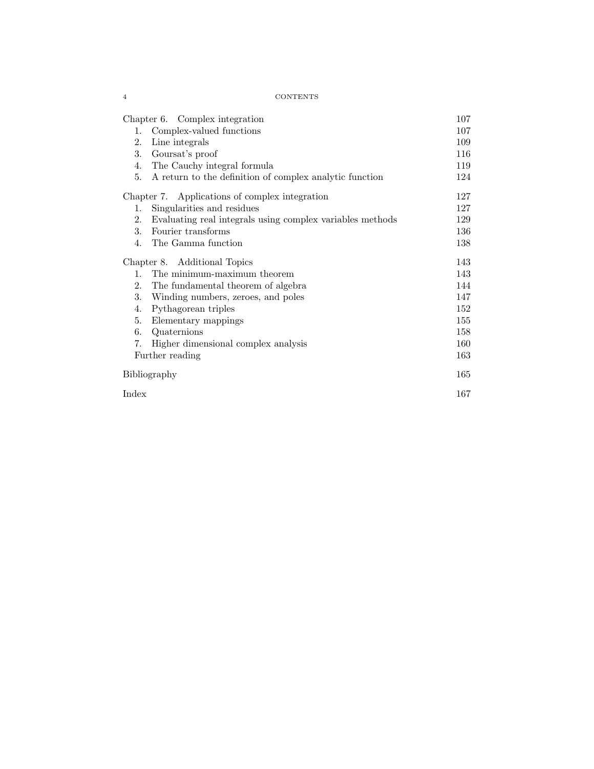| | |
|---|---|
| Chapter 6. Complex integration | 107 |
| 1. Complex-valued functions | 107 |
| 2. Line integrals | 109 |
| 3. Goursat's proof | 116 |
| 4. The Cauchy integral formula | 119 |
| 5. A return to the definition of complex analytic function | 124 |
| Chapter 7. Applications of complex integration | 127 |
| 1. Singularities and residues | 127 |
| 2. Evaluating real integrals using complex variables methods | 129 |
| 3. Fourier transforms | 136 |
| 4. The Gamma function | 138 |
| Chapter 8. Additional Topics | 143 |
| 1. The minimum-maximum theorem | 143 |
| 2. The fundamental theorem of algebra | 144 |
| 3. Winding numbers, zeroes, and poles | 147 |
| 4. Pythagorean triples | 152 |
| 5. Elementary mappings | 155 |
| 6. Quaternions | 158 |
| 7. Higher dimensional complex analysis | 160 |
| Further reading | 163 |
| Bibliography | 165 |
| Index | 167 |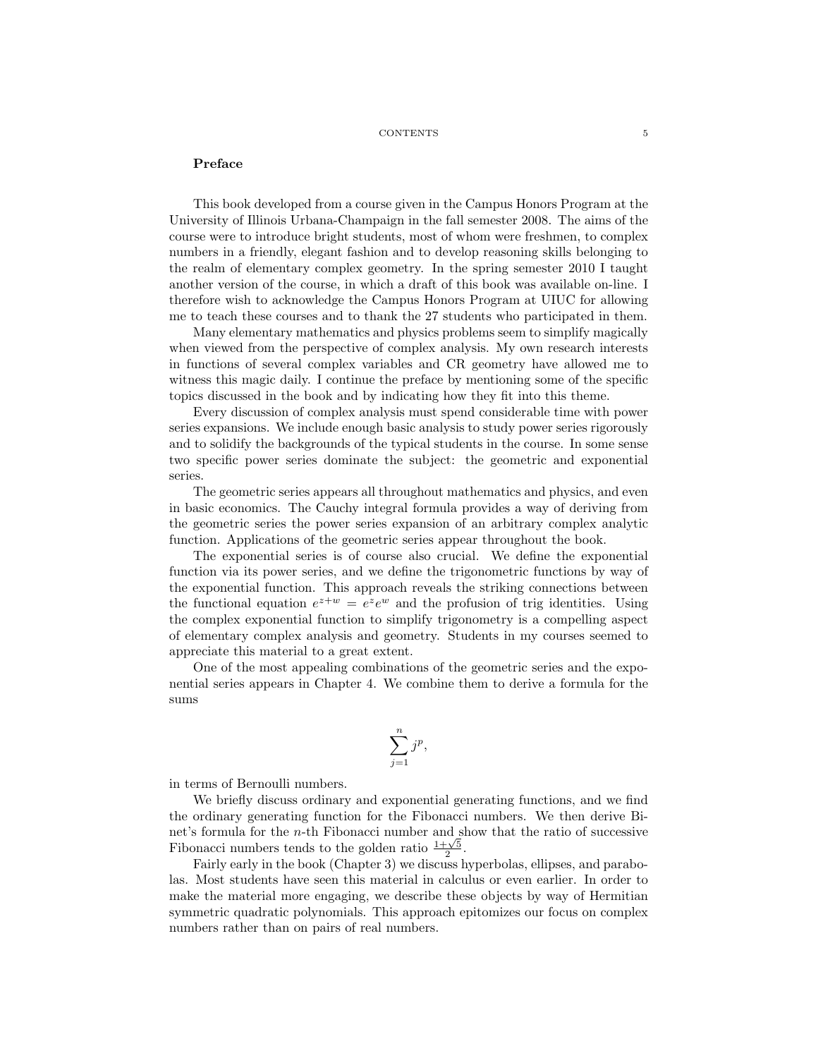## Preface

This book developed from a course given in the Campus Honors Program at the University of Illinois Urbana-Champaign in the fall semester 2008. The aims of the course were to introduce bright students, most of whom were freshmen, to complex numbers in a friendly, elegant fashion and to develop reasoning skills belonging to the realm of elementary complex geometry. In the spring semester 2010 I taught another version of the course, in which a draft of this book was available on-line. I therefore wish to acknowledge the Campus Honors Program at UIUC for allowing me to teach these courses and to thank the 27 students who participated in them.

Many elementary mathematics and physics problems seem to simplify magically when viewed from the perspective of complex analysis. My own research interests in functions of several complex variables and CR geometry have allowed me to witness this magic daily. I continue the preface by mentioning some of the specific topics discussed in the book and by indicating how they fit into this theme.

Every discussion of complex analysis must spend considerable time with power series expansions. We include enough basic analysis to study power series rigorously and to solidify the backgrounds of the typical students in the course. In some sense two specific power series dominate the subject: the geometric and exponential series.

The geometric series appears all throughout mathematics and physics, and even in basic economics. The Cauchy integral formula provides a way of deriving from the geometric series the power series expansion of an arbitrary complex analytic function. Applications of the geometric series appear throughout the book.

The exponential series is of course also crucial. We define the exponential function via its power series, and we define the trigonometric functions by way of the exponential function. This approach reveals the striking connections between the functional equation $e^{z+w} = e^z e^w$ and the profusion of trig identities. Using the complex exponential function to simplify trigonometry is a compelling aspect of elementary complex analysis and geometry. Students in my courses seemed to appreciate this material to a great extent.

One of the most appealing combinations of the geometric series and the exponential series appears in Chapter 4. We combine them to derive a formula for the sums

$$\sum_{j=1}^{n} j^p,$$

in terms of Bernoulli numbers.

We briefly discuss ordinary and exponential generating functions, and we find the ordinary generating function for the Fibonacci numbers. We then derive Binet's formula for the $n$-th Fibonacci number and show that the ratio of successive Fibonacci numbers tends to the golden ratio $\frac{1+\sqrt{5}}{2}$.

Fairly early in the book (Chapter 3) we discuss hyperbolas, ellipses, and parabolas. Most students have seen this material in calculus or even earlier. In order to make the material more engaging, we describe these objects by way of Hermitian symmetric quadratic polynomials. This approach epitomizes our focus on complex numbers rather than on pairs of real numbers.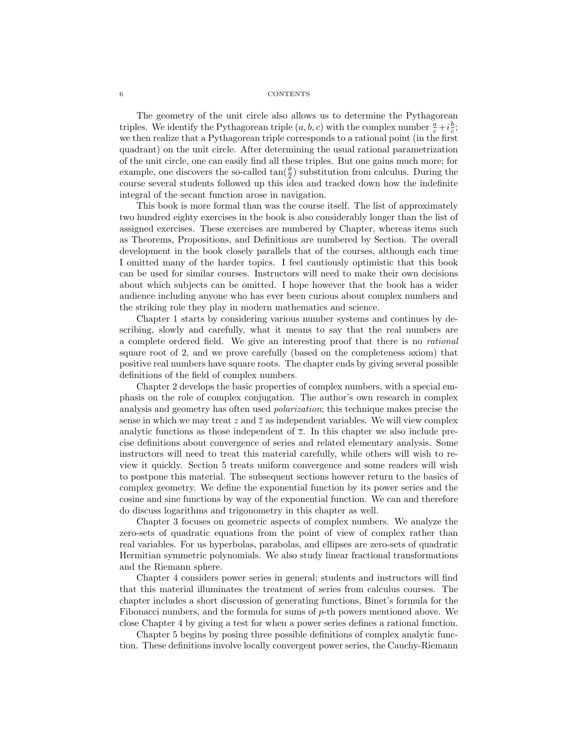The geometry of the unit circle also allows us to determine the Pythagorean triples. We identify the Pythagorean triple $(a, b, c)$ with the complex number $\frac{a}{c} + i\frac{b}{c}$; we then realize that a Pythagorean triple corresponds to a rational point (in the first quadrant) on the unit circle. After determining the usual rational parametrization of the unit circle, one can easily find all these triples. But one gains much more; for example, one discovers the so-called $\tan(\frac{\theta}{2})$ substitution from calculus. During the course several students followed up this idea and tracked down how the indefinite integral of the secant function arose in navigation.

This book is more formal than was the course itself. The list of approximately two hundred eighty exercises in the book is also considerably longer than the list of assigned exercises. These exercises are numbered by Chapter, whereas items such as Theorems, Propositions, and Definitions are numbered by Section. The overall development in the book closely parallels that of the courses, although each time I omitted many of the harder topics. I feel cautiously optimistic that this book can be used for similar courses. Instructors will need to make their own decisions about which subjects can be omitted. I hope however that the book has a wider audience including anyone who has ever been curious about complex numbers and the striking role they play in modern mathematics and science.

Chapter 1 starts by considering various number systems and continues by describing, slowly and carefully, what it means to say that the real numbers are a complete ordered field. We give an interesting proof that there is no *rational* square root of 2, and we prove carefully (based on the completeness axiom) that positive real numbers have square roots. The chapter ends by giving several possible definitions of the field of complex numbers.

Chapter 2 develops the basic properties of complex numbers, with a special emphasis on the role of complex conjugation. The author's own research in complex analysis and geometry has often used *polarization*; this technique makes precise the sense in which we may treat $z$ and $\overline{z}$ as independent variables. We will view complex analytic functions as those independent of $\overline{z}$. In this chapter we also include precise definitions about convergence of series and related elementary analysis. Some instructors will need to treat this material carefully, while others will wish to review it quickly. Section 5 treats uniform convergence and some readers will wish to postpone this material. The subsequent sections however return to the basics of complex geometry. We define the exponential function by its power series and the cosine and sine functions by way of the exponential function. We can and therefore do discuss logarithms and trigonometry in this chapter as well.

Chapter 3 focuses on geometric aspects of complex numbers. We analyze the zero-sets of quadratic equations from the point of view of complex rather than real variables. For us hyperbolas, parabolas, and ellipses are zero-sets of quadratic Hermitian symmetric polynomials. We also study linear fractional transformations and the Riemann sphere.

Chapter 4 considers power series in general; students and instructors will find that this material illuminates the treatment of series from calculus courses. The chapter includes a short discussion of generating functions, Binet's formula for the Fibonacci numbers, and the formula for sums of $p$-th powers mentioned above. We close Chapter 4 by giving a test for when a power series defines a rational function.

Chapter 5 begins by posing three possible definitions of complex analytic function. These definitions involve locally convergent power series, the Cauchy-Riemann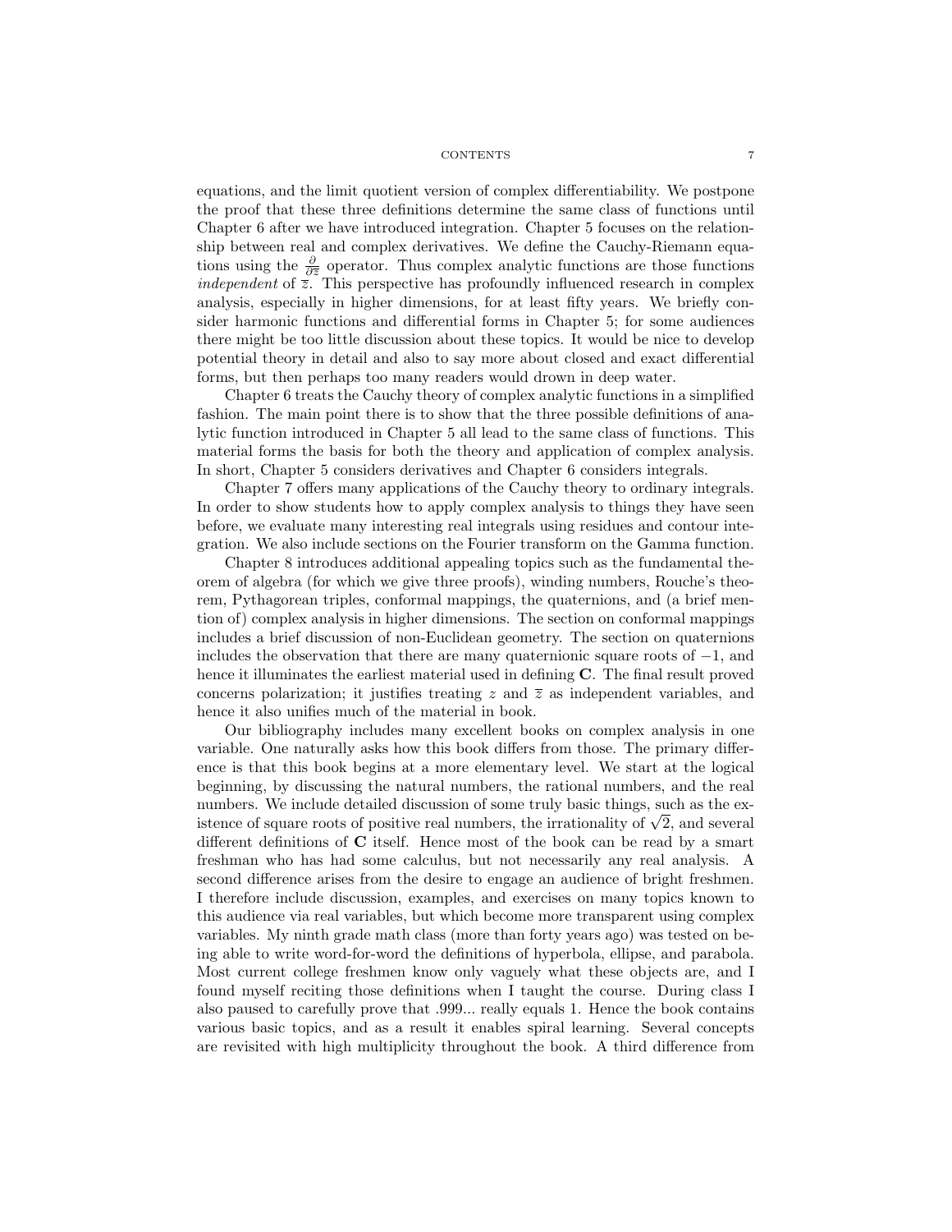equations, and the limit quotient version of complex differentiability. We postpone the proof that these three definitions determine the same class of functions until Chapter 6 after we have introduced integration. Chapter 5 focuses on the relationship between real and complex derivatives. We define the Cauchy-Riemann equations using the $\frac{\partial}{\partial \overline{z}}$ operator. Thus complex analytic functions are those functions *independent* of $\overline{z}$. This perspective has profoundly influenced research in complex analysis, especially in higher dimensions, for at least fifty years. We briefly consider harmonic functions and differential forms in Chapter 5; for some audiences there might be too little discussion about these topics. It would be nice to develop potential theory in detail and also to say more about closed and exact differential forms, but then perhaps too many readers would drown in deep water.

Chapter 6 treats the Cauchy theory of complex analytic functions in a simplified fashion. The main point there is to show that the three possible definitions of analytic function introduced in Chapter 5 all lead to the same class of functions. This material forms the basis for both the theory and application of complex analysis. In short, Chapter 5 considers derivatives and Chapter 6 considers integrals.

Chapter 7 offers many applications of the Cauchy theory to ordinary integrals. In order to show students how to apply complex analysis to things they have seen before, we evaluate many interesting real integrals using residues and contour integration. We also include sections on the Fourier transform on the Gamma function.

Chapter 8 introduces additional appealing topics such as the fundamental theorem of algebra (for which we give three proofs), winding numbers, Rouche's theorem, Pythagorean triples, conformal mappings, the quaternions, and (a brief mention of) complex analysis in higher dimensions. The section on conformal mappings includes a brief discussion of non-Euclidean geometry. The section on quaternions includes the observation that there are many quaternionic square roots of $-1$, and hence it illuminates the earliest material used in defining $\mathbf{C}$. The final result proved concerns polarization; it justifies treating $z$ and $\overline{z}$ as independent variables, and hence it also unifies much of the material in book.

Our bibliography includes many excellent books on complex analysis in one variable. One naturally asks how this book differs from those. The primary difference is that this book begins at a more elementary level. We start at the logical beginning, by discussing the natural numbers, the rational numbers, and the real numbers. We include detailed discussion of some truly basic things, such as the existence of square roots of positive real numbers, the irrationality of $\sqrt{2}$, and several different definitions of $\mathbf{C}$ itself. Hence most of the book can be read by a smart freshman who has had some calculus, but not necessarily any real analysis. A second difference arises from the desire to engage an audience of bright freshmen. I therefore include discussion, examples, and exercises on many topics known to this audience via real variables, but which become more transparent using complex variables. My ninth grade math class (more than forty years ago) was tested on being able to write word-for-word the definitions of hyperbola, ellipse, and parabola. Most current college freshmen know only vaguely what these objects are, and I found myself reciting those definitions when I taught the course. During class I also paused to carefully prove that .999... really equals 1. Hence the book contains various basic topics, and as a result it enables spiral learning. Several concepts are revisited with high multiplicity throughout the book. A third difference from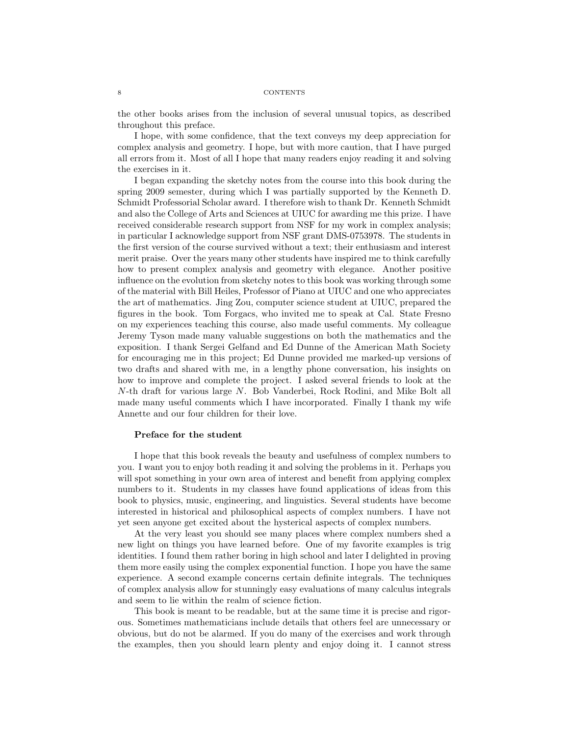the other books arises from the inclusion of several unusual topics, as described throughout this preface.

I hope, with some confidence, that the text conveys my deep appreciation for complex analysis and geometry. I hope, but with more caution, that I have purged all errors from it. Most of all I hope that many readers enjoy reading it and solving the exercises in it.

I began expanding the sketchy notes from the course into this book during the spring 2009 semester, during which I was partially supported by the Kenneth D. Schmidt Professorial Scholar award. I therefore wish to thank Dr. Kenneth Schmidt and also the College of Arts and Sciences at UIUC for awarding me this prize. I have received considerable research support from NSF for my work in complex analysis; in particular I acknowledge support from NSF grant DMS-0753978. The students in the first version of the course survived without a text; their enthusiasm and interest merit praise. Over the years many other students have inspired me to think carefully how to present complex analysis and geometry with elegance. Another positive influence on the evolution from sketchy notes to this book was working through some of the material with Bill Heiles, Professor of Piano at UIUC and one who appreciates the art of mathematics. Jing Zou, computer science student at UIUC, prepared the figures in the book. Tom Forgacs, who invited me to speak at Cal. State Fresno on my experiences teaching this course, also made useful comments. My colleague Jeremy Tyson made many valuable suggestions on both the mathematics and the exposition. I thank Sergei Gelfand and Ed Dunne of the American Math Society for encouraging me in this project; Ed Dunne provided me marked-up versions of two drafts and shared with me, in a lengthy phone conversation, his insights on how to improve and complete the project. I asked several friends to look at the $N$-th draft for various large $N$. Bob Vanderbei, Rock Rodini, and Mike Bolt all made many useful comments which I have incorporated. Finally I thank my wife Annette and our four children for their love.

### Preface for the student

I hope that this book reveals the beauty and usefulness of complex numbers to you. I want you to enjoy both reading it and solving the problems in it. Perhaps you will spot something in your own area of interest and benefit from applying complex numbers to it. Students in my classes have found applications of ideas from this book to physics, music, engineering, and linguistics. Several students have become interested in historical and philosophical aspects of complex numbers. I have not yet seen anyone get excited about the hysterical aspects of complex numbers.

At the very least you should see many places where complex numbers shed a new light on things you have learned before. One of my favorite examples is trig identities. I found them rather boring in high school and later I delighted in proving them more easily using the complex exponential function. I hope you have the same experience. A second example concerns certain definite integrals. The techniques of complex analysis allow for stunningly easy evaluations of many calculus integrals and seem to lie within the realm of science fiction.

This book is meant to be readable, but at the same time it is precise and rigorous. Sometimes mathematicians include details that others feel are unnecessary or obvious, but do not be alarmed. If you do many of the exercises and work through the examples, then you should learn plenty and enjoy doing it. I cannot stress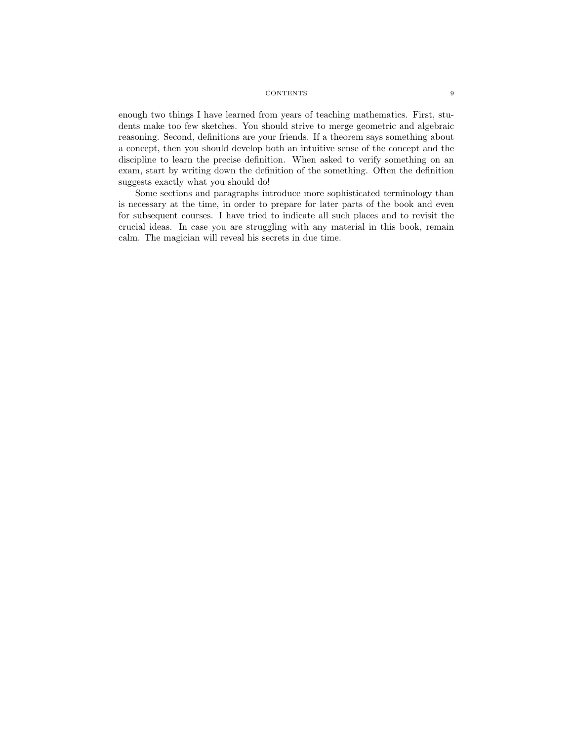enough two things I have learned from years of teaching mathematics. First, students make too few sketches. You should strive to merge geometric and algebraic reasoning. Second, definitions are your friends. If a theorem says something about a concept, then you should develop both an intuitive sense of the concept and the discipline to learn the precise definition. When asked to verify something on an exam, start by writing down the definition of the something. Often the definition suggests exactly what you should do!

Some sections and paragraphs introduce more sophisticated terminology than is necessary at the time, in order to prepare for later parts of the book and even for subsequent courses. I have tried to indicate all such places and to revisit the crucial ideas. In case you are struggling with any material in this book, remain calm. The magician will reveal his secrets in due time.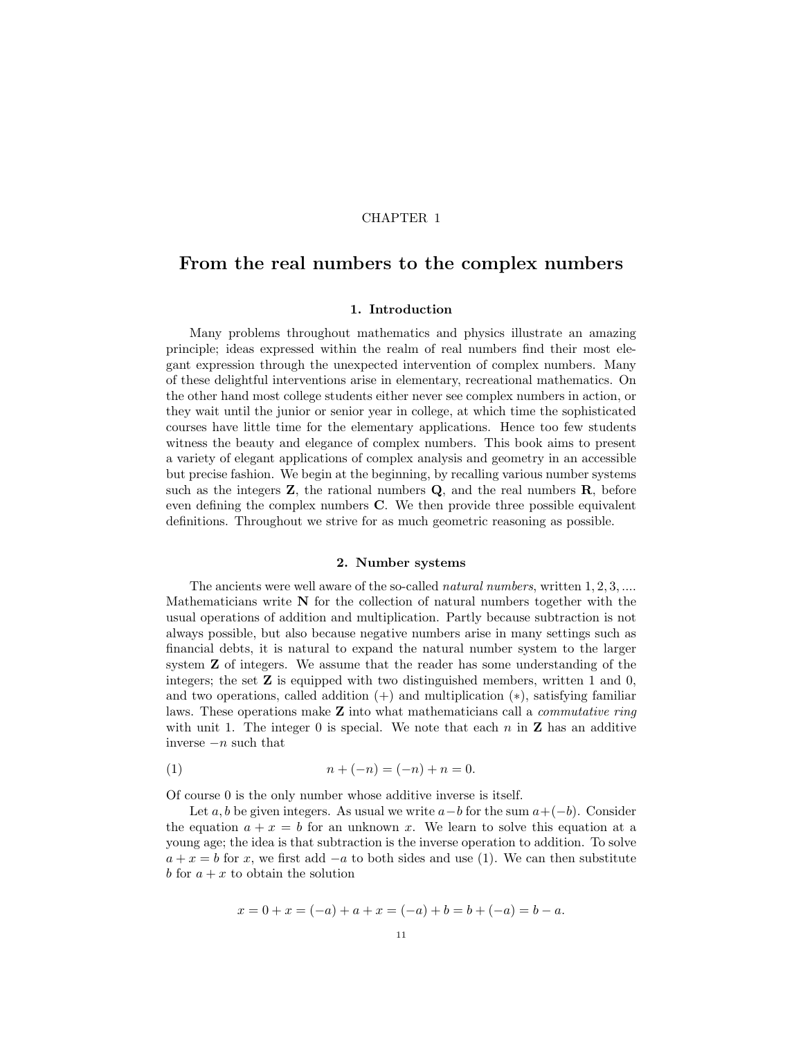CHAPTER 1

# From the real numbers to the complex numbers

## 1. Introduction

Many problems throughout mathematics and physics illustrate an amazing principle; ideas expressed within the realm of real numbers find their most elegant expression through the unexpected intervention of complex numbers. Many of these delightful interventions arise in elementary, recreational mathematics. On the other hand most college students either never see complex numbers in action, or they wait until the junior or senior year in college, at which time the sophisticated courses have little time for the elementary applications. Hence too few students witness the beauty and elegance of complex numbers. This book aims to present a variety of elegant applications of complex analysis and geometry in an accessible but precise fashion. We begin at the beginning, by recalling various number systems such as the integers $\mathbf{Z}$, the rational numbers $\mathbf{Q}$, and the real numbers $\mathbf{R}$, before even defining the complex numbers $\mathbf{C}$. We then provide three possible equivalent definitions. Throughout we strive for as much geometric reasoning as possible.

## 2. Number systems

The ancients were well aware of the so-called *natural numbers*, written $1, 2, 3, \ldots$. Mathematicians write $\mathbf{N}$ for the collection of natural numbers together with the usual operations of addition and multiplication. Partly because subtraction is not always possible, but also because negative numbers arise in many settings such as financial debts, it is natural to expand the natural number system to the larger system $\mathbf{Z}$ of integers. We assume that the reader has some understanding of the integers; the set $\mathbf{Z}$ is equipped with two distinguished members, written 1 and 0, and two operations, called addition $(+)$ and multiplication $(*)$, satisfying familiar laws. These operations make $\mathbf{Z}$ into what mathematicians call a *commutative ring* with unit 1. The integer 0 is special. We note that each $n$ in $\mathbf{Z}$ has an additive inverse $-n$ such that

$$n + (-n) = (-n) + n = 0. \tag{1}$$

Of course 0 is the only number whose additive inverse is itself.

Let $a, b$ be given integers. As usual we write $a - b$ for the sum $a + (-b)$. Consider the equation $a + x = b$ for an unknown $x$. We learn to solve this equation at a young age; the idea is that subtraction is the inverse operation to addition. To solve $a + x = b$ for $x$, we first add $-a$ to both sides and use (1). We can then substitute $b$ for $a + x$ to obtain the solution

$$x = 0 + x = (-a) + a + x = (-a) + b = b + (-a) = b - a.$$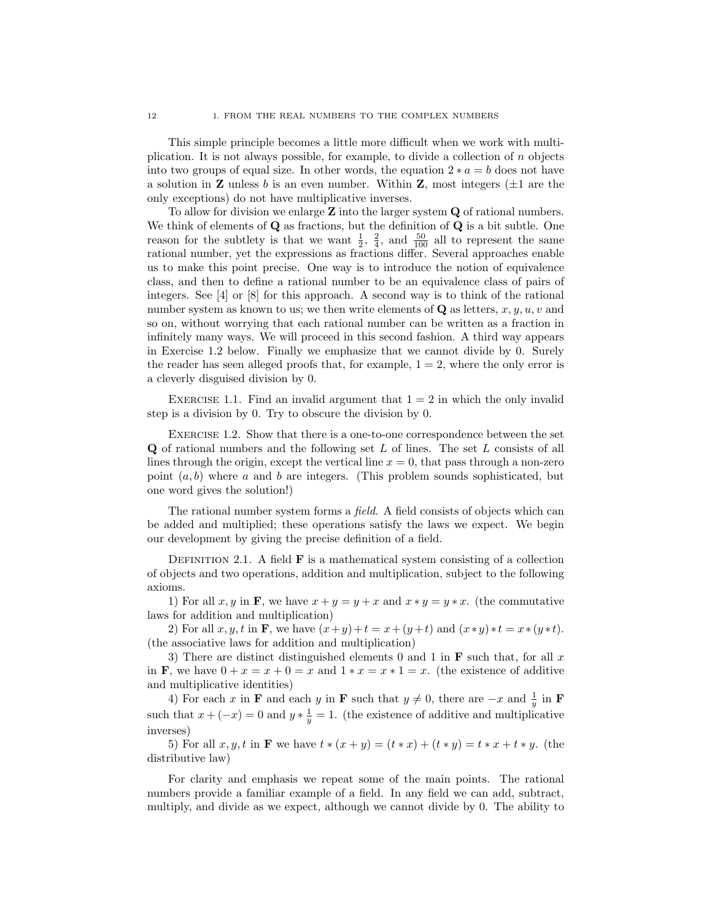This simple principle becomes a little more difficult when we work with multiplication. It is not always possible, for example, to divide a collection of $n$ objects into two groups of equal size. In other words, the equation $2 * a = b$ does not have a solution in $\mathbf{Z}$ unless $b$ is an even number. Within $\mathbf{Z}$, most integers ($\pm 1$ are the only exceptions) do not have multiplicative inverses.

To allow for division we enlarge $\mathbf{Z}$ into the larger system $\mathbf{Q}$ of rational numbers. We think of elements of $\mathbf{Q}$ as fractions, but the definition of $\mathbf{Q}$ is a bit subtle. One reason for the subtlety is that we want $\frac{1}{2}$, $\frac{2}{4}$, and $\frac{50}{100}$ all to represent the same rational number, yet the expressions as fractions differ. Several approaches enable us to make this point precise. One way is to introduce the notion of equivalence class, and then to define a rational number to be an equivalence class of pairs of integers. See [4] or [8] for this approach. A second way is to think of the rational number system as known to us; we then write elements of $\mathbf{Q}$ as letters, $x, y, u, v$ and so on, without worrying that each rational number can be written as a fraction in infinitely many ways. We will proceed in this second fashion. A third way appears in Exercise 1.2 below. Finally we emphasize that we cannot divide by 0. Surely the reader has seen alleged proofs that, for example, $1 = 2$, where the only error is a cleverly disguised division by 0.

Exercise 1.1. Find an invalid argument that $1 = 2$ in which the only invalid step is a division by 0. Try to obscure the division by 0.

Exercise 1.2. Show that there is a one-to-one correspondence between the set $\mathbf{Q}$ of rational numbers and the following set $L$ of lines. The set $L$ consists of all lines through the origin, except the vertical line $x = 0$, that pass through a non-zero point $(a, b)$ where $a$ and $b$ are integers. (This problem sounds sophisticated, but one word gives the solution!)

The rational number system forms a *field*. A field consists of objects which can be added and multiplied; these operations satisfy the laws we expect. We begin our development by giving the precise definition of a field.

Definition 2.1. A field $\mathbf{F}$ is a mathematical system consisting of a collection of objects and two operations, addition and multiplication, subject to the following axioms.

1) For all $x, y$ in $\mathbf{F}$, we have $x + y = y + x$ and $x * y = y * x$. (the commutative laws for addition and multiplication)

2) For all $x, y, t$ in $\mathbf{F}$, we have $(x+y)+t = x+(y+t)$ and $(x*y)*t = x*(y*t)$. (the associative laws for addition and multiplication)

3) There are distinct distinguished elements 0 and 1 in $\mathbf{F}$ such that, for all $x$ in $\mathbf{F}$, we have $0 + x = x + 0 = x$ and $1 * x = x * 1 = x$. (the existence of additive and multiplicative identities)

4) For each $x$ in $\mathbf{F}$ and each $y$ in $\mathbf{F}$ such that $y \neq 0$, there are $-x$ and $\frac{1}{y}$ in $\mathbf{F}$ such that $x + (-x) = 0$ and $y * \frac{1}{y} = 1$. (the existence of additive and multiplicative inverses)

5) For all $x, y, t$ in $\mathbf{F}$ we have $t * (x + y) = (t * x) + (t * y) = t * x + t * y$. (the distributive law)

For clarity and emphasis we repeat some of the main points. The rational numbers provide a familiar example of a field. In any field we can add, subtract, multiply, and divide as we expect, although we cannot divide by 0. The ability to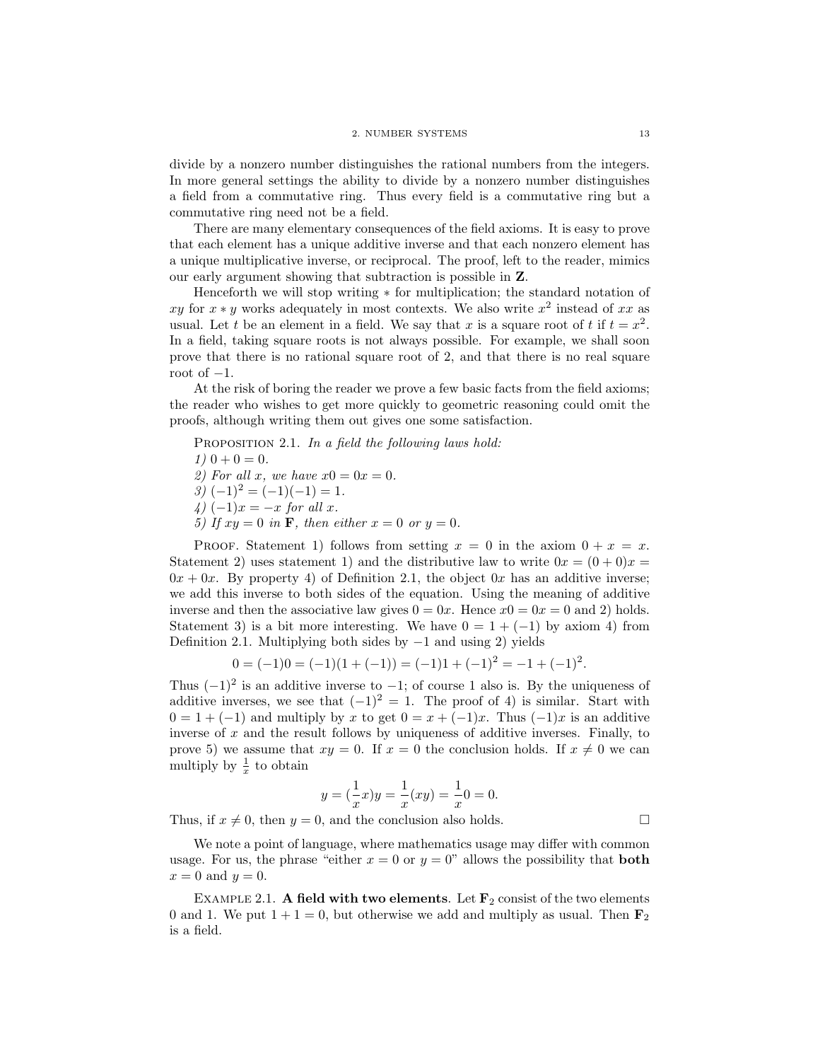divide by a nonzero number distinguishes the rational numbers from the integers. In more general settings the ability to divide by a nonzero number distinguishes a field from a commutative ring. Thus every field is a commutative ring but a commutative ring need not be a field.

There are many elementary consequences of the field axioms. It is easy to prove that each element has a unique additive inverse and that each nonzero element has a unique multiplicative inverse, or reciprocal. The proof, left to the reader, mimics our early argument showing that subtraction is possible in $\mathbf{Z}$.

Henceforth we will stop writing $*$ for multiplication; the standard notation of $xy$ for $x * y$ works adequately in most contexts. We also write $x^2$ instead of $xx$ as usual. Let $t$ be an element in a field. We say that $x$ is a square root of $t$ if $t = x^2$. In a field, taking square roots is not always possible. For example, we shall soon prove that there is no rational square root of 2, and that there is no real square root of $-1$.

At the risk of boring the reader we prove a few basic facts from the field axioms; the reader who wishes to get more quickly to geometric reasoning could omit the proofs, although writing them out gives one some satisfaction.

Proposition 2.1. *In a field the following laws hold:*
*1)* $0 + 0 = 0$.
*2) For all* $x$*, we have* $x0 = 0x = 0$.
*3)* $(-1)^2 = (-1)(-1) = 1$.
*4)* $(-1)x = -x$ *for all* $x$.
*5) If* $xy = 0$ *in* $\mathbf{F}$*, then either* $x = 0$ *or* $y = 0$.

Proof. Statement 1) follows from setting $x = 0$ in the axiom $0 + x = x$. Statement 2) uses statement 1) and the distributive law to write $0x = (0 + 0)x = 0x + 0x$. By property 4) of Definition 2.1, the object $0x$ has an additive inverse; we add this inverse to both sides of the equation. Using the meaning of additive inverse and then the associative law gives $0 = 0x$. Hence $x0 = 0x = 0$ and 2) holds. Statement 3) is a bit more interesting. We have $0 = 1 + (-1)$ by axiom 4) from Definition 2.1. Multiplying both sides by $-1$ and using 2) yields

$$0 = (-1)0 = (-1)(1 + (-1)) = (-1)1 + (-1)^2 = -1 + (-1)^2.$$

Thus $(-1)^2$ is an additive inverse to $-1$; of course 1 also is. By the uniqueness of additive inverses, we see that $(-1)^2 = 1$. The proof of 4) is similar. Start with $0 = 1 + (-1)$ and multiply by $x$ to get $0 = x + (-1)x$. Thus $(-1)x$ is an additive inverse of $x$ and the result follows by uniqueness of additive inverses. Finally, to prove 5) we assume that $xy = 0$. If $x = 0$ the conclusion holds. If $x \neq 0$ we can multiply by $\frac{1}{x}$ to obtain

$$y = (\frac{1}{x}x)y = \frac{1}{x}(xy) = \frac{1}{x}0 = 0.$$

Thus, if $x \neq 0$, then $y = 0$, and the conclusion also holds. □

We note a point of language, where mathematics usage may differ with common usage. For us, the phrase "either $x = 0$ or $y = 0$" allows the possibility that **both** $x = 0$ and $y = 0$.

Example 2.1. **A field with two elements**. Let $\mathbf{F}_2$ consist of the two elements 0 and 1. We put $1 + 1 = 0$, but otherwise we add and multiply as usual. Then $\mathbf{F}_2$ is a field.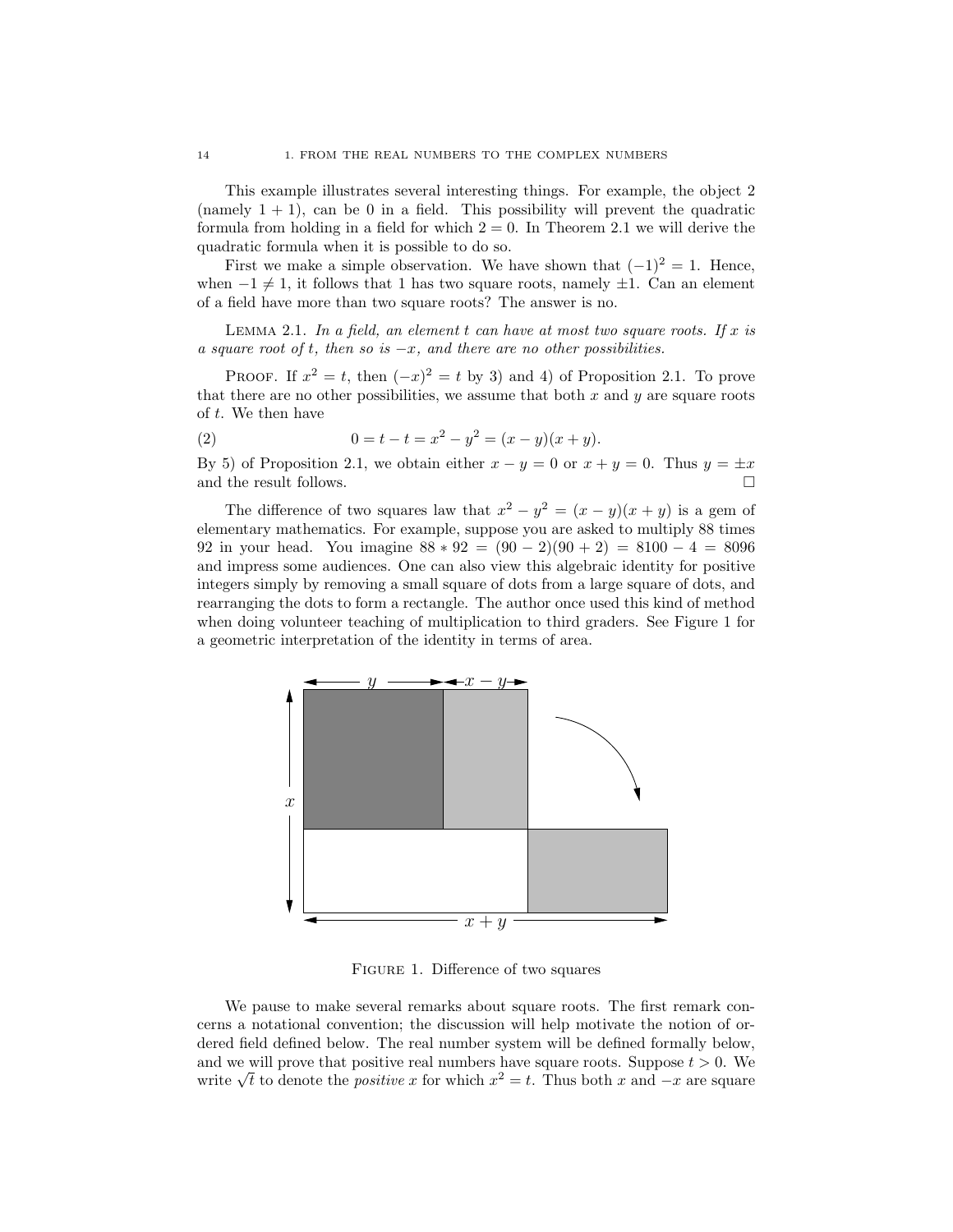This example illustrates several interesting things. For example, the object 2 (namely $1 + 1$), can be 0 in a field. This possibility will prevent the quadratic formula from holding in a field for which $2 = 0$. In Theorem 2.1 we will derive the quadratic formula when it is possible to do so.

First we make a simple observation. We have shown that $(-1)^2 = 1$. Hence, when $-1 \neq 1$, it follows that 1 has two square roots, namely $\pm 1$. Can an element of a field have more than two square roots? The answer is no.

LEMMA 2.1. *In a field, an element $t$ can have at most two square roots. If $x$ is a square root of $t$, then so is $-x$, and there are no other possibilities.*

PROOF. If $x^2 = t$, then $(-x)^2 = t$ by 3) and 4) of Proposition 2.1. To prove that there are no other possibilities, we assume that both $x$ and $y$ are square roots of $t$. We then have

$$0 = t - t = x^2 - y^2 = (x - y)(x + y). \tag{2}$$

By 5) of Proposition 2.1, we obtain either $x - y = 0$ or $x + y = 0$. Thus $y = \pm x$ and the result follows. □

The difference of two squares law that $x^2 - y^2 = (x - y)(x + y)$ is a gem of elementary mathematics. For example, suppose you are asked to multiply 88 times 92 in your head. You imagine $88 * 92 = (90 - 2)(90 + 2) = 8100 - 4 = 8096$ and impress some audiences. One can also view this algebraic identity for positive integers simply by removing a small square of dots from a large square of dots, and rearranging the dots to form a rectangle. The author once used this kind of method when doing volunteer teaching of multiplication to third graders. See Figure 1 for a geometric interpretation of the identity in terms of area.

FIGURE 1. Difference of two squares

We pause to make several remarks about square roots. The first remark concerns a notational convention; the discussion will help motivate the notion of ordered field defined below. The real number system will be defined formally below, and we will prove that positive real numbers have square roots. Suppose $t > 0$. We write $\sqrt{t}$ to denote the *positive* $x$ for which $x^2 = t$. Thus both $x$ and $-x$ are square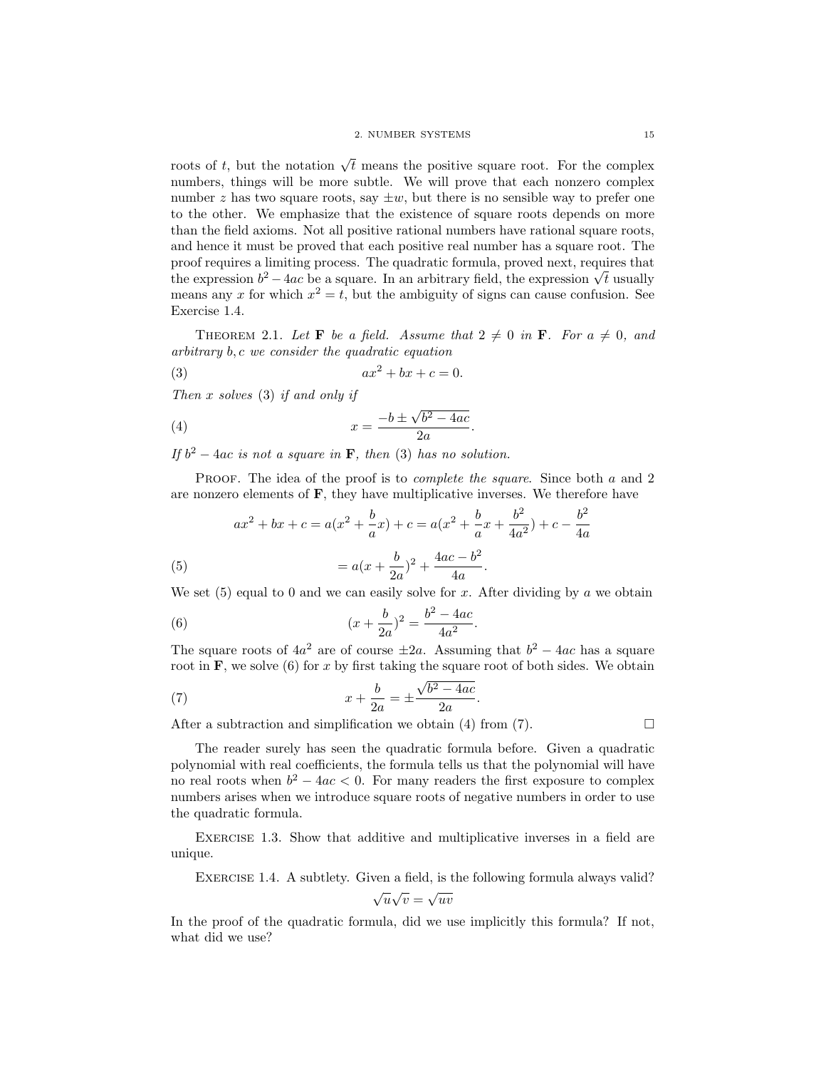roots of $t$, but the notation $\sqrt{t}$ means the positive square root. For the complex numbers, things will be more subtle. We will prove that each nonzero complex number $z$ has two square roots, say $\pm w$, but there is no sensible way to prefer one to the other. We emphasize that the existence of square roots depends on more than the field axioms. Not all positive rational numbers have rational square roots, and hence it must be proved that each positive real number has a square root. The proof requires a limiting process. The quadratic formula, proved next, requires that the expression $b^2 - 4ac$ be a square. In an arbitrary field, the expression $\sqrt{t}$ usually means any $x$ for which $x^2 = t$, but the ambiguity of signs can cause confusion. See Exercise 1.4.

Theorem 2.1. *Let* $\mathbf{F}$ *be a field. Assume that* $2 \neq 0$ *in* $\mathbf{F}$*. For* $a \neq 0$*, and arbitrary* $b, c$ *we consider the quadratic equation*

$$ax^2 + bx + c = 0. \tag{3}$$

*Then* $x$ *solves* (3) *if and only if*

$$x = \frac{-b \pm \sqrt{b^2 - 4ac}}{2a}. \tag{4}$$

*If* $b^2 - 4ac$ *is not a square in* $\mathbf{F}$*, then* (3) *has no solution.*

Proof. The idea of the proof is to *complete the square*. Since both $a$ and 2 are nonzero elements of $\mathbf{F}$, they have multiplicative inverses. We therefore have

$$ax^2 + bx + c = a(x^2 + \frac{b}{a}x) + c = a(x^2 + \frac{b}{a}x + \frac{b^2}{4a^2}) + c - \frac{b^2}{4a}$$

$$= a(x + \frac{b}{2a})^2 + \frac{4ac - b^2}{4a}. \tag{5}$$

We set (5) equal to 0 and we can easily solve for $x$. After dividing by $a$ we obtain

$$(x + \frac{b}{2a})^2 = \frac{b^2 - 4ac}{4a^2}. \tag{6}$$

The square roots of $4a^2$ are of course $\pm 2a$. Assuming that $b^2 - 4ac$ has a square root in $\mathbf{F}$, we solve (6) for $x$ by first taking the square root of both sides. We obtain

$$x + \frac{b}{2a} = \pm \frac{\sqrt{b^2 - 4ac}}{2a}. \tag{7}$$

After a subtraction and simplification we obtain (4) from (7). $\square$

The reader surely has seen the quadratic formula before. Given a quadratic polynomial with real coefficients, the formula tells us that the polynomial will have no real roots when $b^2 - 4ac < 0$. For many readers the first exposure to complex numbers arises when we introduce square roots of negative numbers in order to use the quadratic formula.

Exercise 1.3. Show that additive and multiplicative inverses in a field are unique.

Exercise 1.4. A subtlety. Given a field, is the following formula always valid?

$$\sqrt{u}\sqrt{v} = \sqrt{uv}$$

In the proof of the quadratic formula, did we use implicitly this formula? If not, what did we use?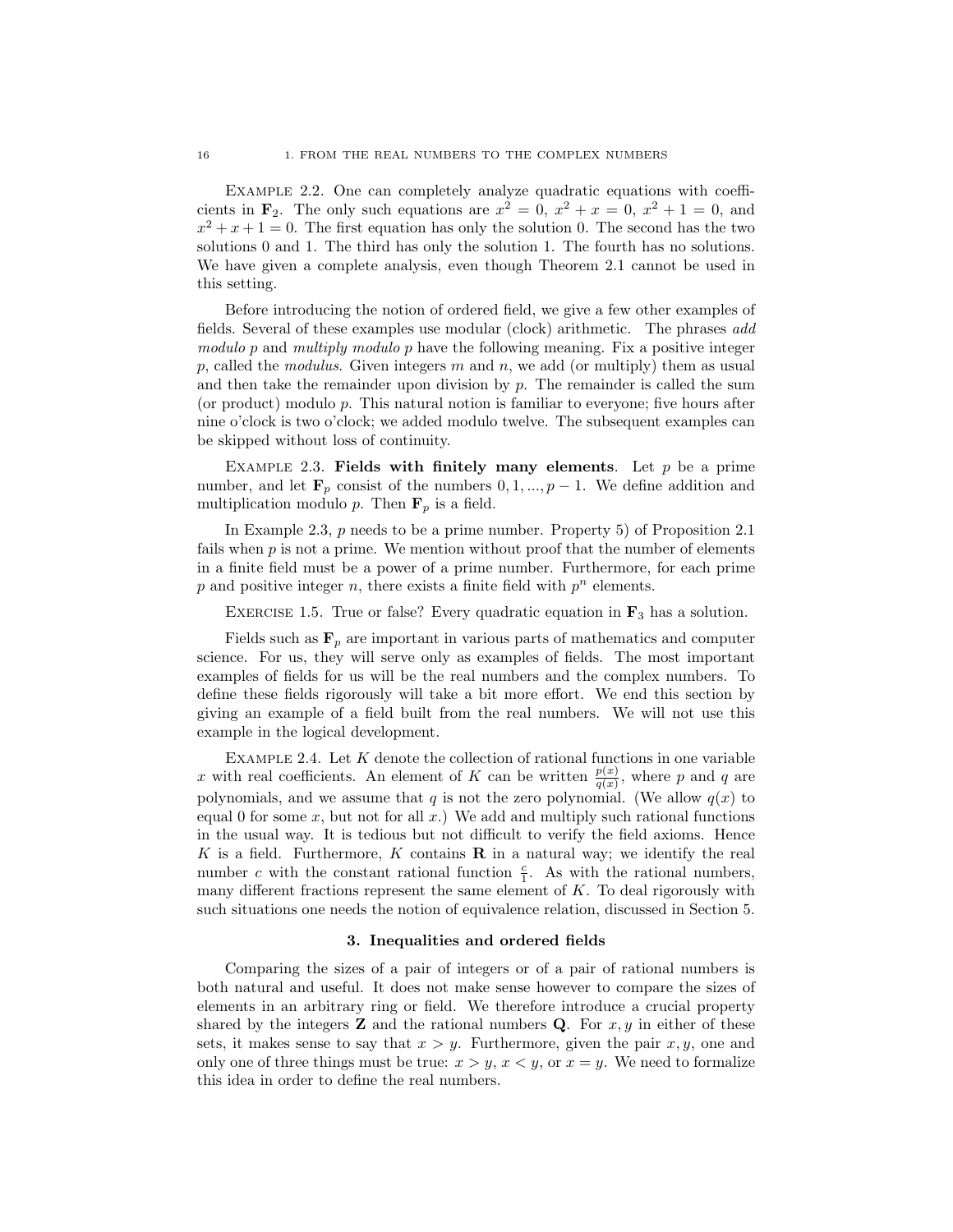EXAMPLE 2.2. One can completely analyze quadratic equations with coefficients in $\mathbf{F}_2$. The only such equations are $x^2 = 0$, $x^2 + x = 0$, $x^2 + 1 = 0$, and $x^2 + x + 1 = 0$. The first equation has only the solution 0. The second has the two solutions 0 and 1. The third has only the solution 1. The fourth has no solutions. We have given a complete analysis, even though Theorem 2.1 cannot be used in this setting.

Before introducing the notion of ordered field, we give a few other examples of fields. Several of these examples use modular (clock) arithmetic. The phrases *add modulo p* and *multiply modulo p* have the following meaning. Fix a positive integer $p$, called the *modulus*. Given integers $m$ and $n$, we add (or multiply) them as usual and then take the remainder upon division by $p$. The remainder is called the sum (or product) modulo $p$. This natural notion is familiar to everyone; five hours after nine o'clock is two o'clock; we added modulo twelve. The subsequent examples can be skipped without loss of continuity.

EXAMPLE 2.3. **Fields with finitely many elements**. Let $p$ be a prime number, and let $\mathbf{F}_p$ consist of the numbers $0, 1, ..., p-1$. We define addition and multiplication modulo $p$. Then $\mathbf{F}_p$ is a field.

In Example 2.3, $p$ needs to be a prime number. Property 5) of Proposition 2.1 fails when $p$ is not a prime. We mention without proof that the number of elements in a finite field must be a power of a prime number. Furthermore, for each prime $p$ and positive integer $n$, there exists a finite field with $p^n$ elements.

EXERCISE 1.5. True or false? Every quadratic equation in $\mathbf{F}_3$ has a solution.

Fields such as $\mathbf{F}_p$ are important in various parts of mathematics and computer science. For us, they will serve only as examples of fields. The most important examples of fields for us will be the real numbers and the complex numbers. To define these fields rigorously will take a bit more effort. We end this section by giving an example of a field built from the real numbers. We will not use this example in the logical development.

EXAMPLE 2.4. Let $K$ denote the collection of rational functions in one variable $x$ with real coefficients. An element of $K$ can be written $\frac{p(x)}{q(x)}$, where $p$ and $q$ are polynomials, and we assume that $q$ is not the zero polynomial. (We allow $q(x)$ to equal 0 for some $x$, but not for all $x$.) We add and multiply such rational functions in the usual way. It is tedious but not difficult to verify the field axioms. Hence $K$ is a field. Furthermore, $K$ contains $\mathbf{R}$ in a natural way; we identify the real number $c$ with the constant rational function $\frac{c}{1}$. As with the rational numbers, many different fractions represent the same element of $K$. To deal rigorously with such situations one needs the notion of equivalence relation, discussed in Section 5.

## 3. Inequalities and ordered fields

Comparing the sizes of a pair of integers or of a pair of rational numbers is both natural and useful. It does not make sense however to compare the sizes of elements in an arbitrary ring or field. We therefore introduce a crucial property shared by the integers $\mathbf{Z}$ and the rational numbers $\mathbf{Q}$. For $x, y$ in either of these sets, it makes sense to say that $x > y$. Furthermore, given the pair $x, y$, one and only one of three things must be true: $x > y$, $x < y$, or $x = y$. We need to formalize this idea in order to define the real numbers.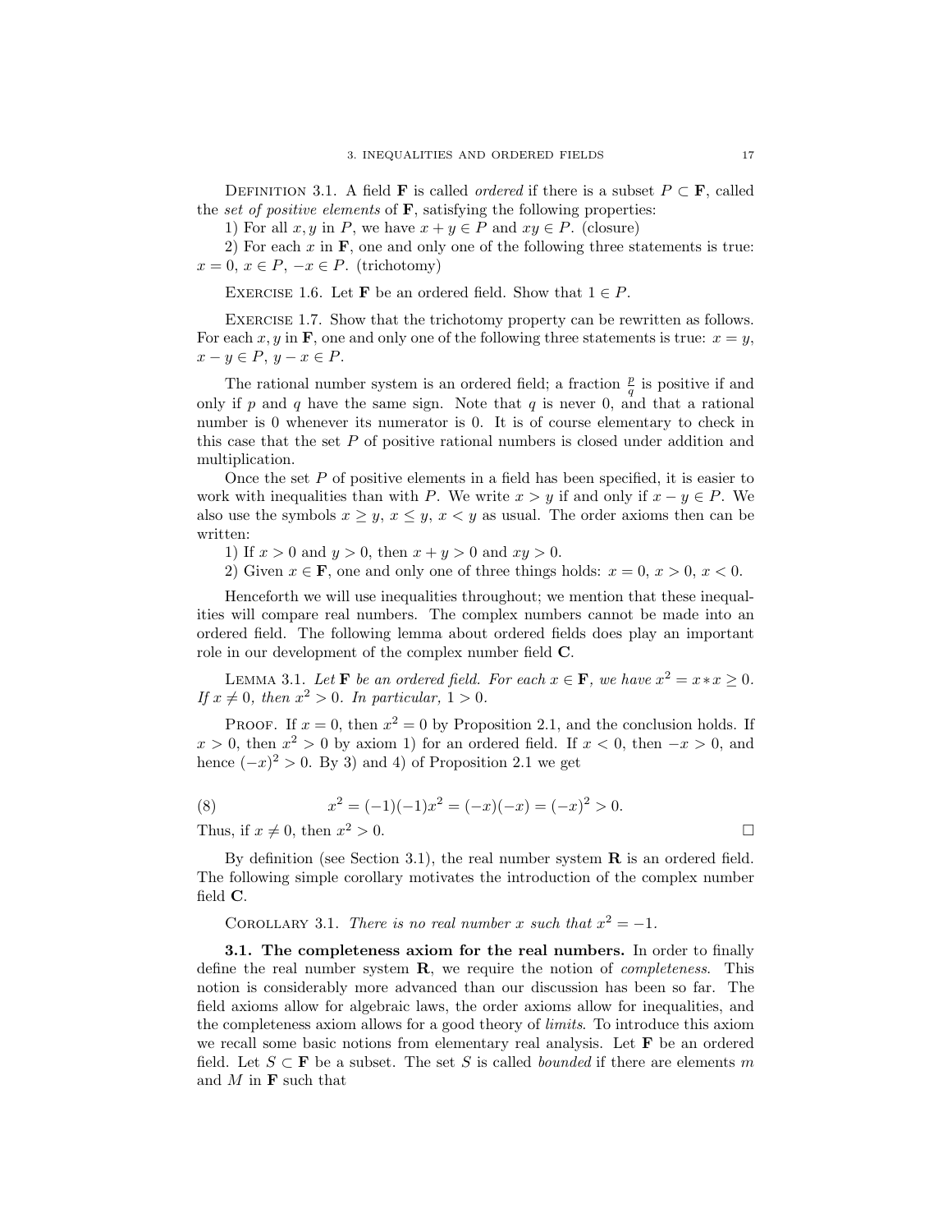Definition 3.1. A field $\mathbf{F}$ is called *ordered* if there is a subset $P \subset \mathbf{F}$, called the *set of positive elements* of $\mathbf{F}$, satisfying the following properties:

1) For all $x, y$ in $P$, we have $x + y \in P$ and $xy \in P$. (closure)

2) For each $x$ in $\mathbf{F}$, one and only one of the following three statements is true: $x = 0$, $x \in P$, $-x \in P$. (trichotomy)

Exercise 1.6. Let $\mathbf{F}$ be an ordered field. Show that $1 \in P$.

Exercise 1.7. Show that the trichotomy property can be rewritten as follows. For each $x, y$ in $\mathbf{F}$, one and only one of the following three statements is true: $x = y$, $x - y \in P$, $y - x \in P$.

The rational number system is an ordered field; a fraction $\frac{p}{q}$ is positive if and only if $p$ and $q$ have the same sign. Note that $q$ is never 0, and that a rational number is 0 whenever its numerator is 0. It is of course elementary to check in this case that the set $P$ of positive rational numbers is closed under addition and multiplication.

Once the set $P$ of positive elements in a field has been specified, it is easier to work with inequalities than with $P$. We write $x > y$ if and only if $x - y \in P$. We also use the symbols $x \geq y$, $x \leq y$, $x < y$ as usual. The order axioms then can be written:

1) If $x > 0$ and $y > 0$, then $x + y > 0$ and $xy > 0$.

2) Given $x \in \mathbf{F}$, one and only one of three things holds: $x = 0$, $x > 0$, $x < 0$.

Henceforth we will use inequalities throughout; we mention that these inequalities will compare real numbers. The complex numbers cannot be made into an ordered field. The following lemma about ordered fields does play an important role in our development of the complex number field $\mathbf{C}$.

Lemma 3.1. *Let $\mathbf{F}$ be an ordered field. For each $x \in \mathbf{F}$, we have $x^2 = x * x \geq 0$. If $x \neq 0$, then $x^2 > 0$. In particular, $1 > 0$.*

Proof. If $x = 0$, then $x^2 = 0$ by Proposition 2.1, and the conclusion holds. If $x > 0$, then $x^2 > 0$ by axiom 1) for an ordered field. If $x < 0$, then $-x > 0$, and hence $(-x)^2 > 0$. By 3) and 4) of Proposition 2.1 we get

$$x^2 = (-1)(-1)x^2 = (-x)(-x) = (-x)^2 > 0. \tag{8}$$

Thus, if $x \neq 0$, then $x^2 > 0$. □

By definition (see Section 3.1), the real number system $\mathbf{R}$ is an ordered field. The following simple corollary motivates the introduction of the complex number field $\mathbf{C}$.

Corollary 3.1. *There is no real number $x$ such that $x^2 = -1$.*

**3.1. The completeness axiom for the real numbers.** In order to finally define the real number system $\mathbf{R}$, we require the notion of *completeness*. This notion is considerably more advanced than our discussion has been so far. The field axioms allow for algebraic laws, the order axioms allow for inequalities, and the completeness axiom allows for a good theory of *limits*. To introduce this axiom we recall some basic notions from elementary real analysis. Let $\mathbf{F}$ be an ordered field. Let $S \subset \mathbf{F}$ be a subset. The set $S$ is called *bounded* if there are elements $m$ and $M$ in $\mathbf{F}$ such that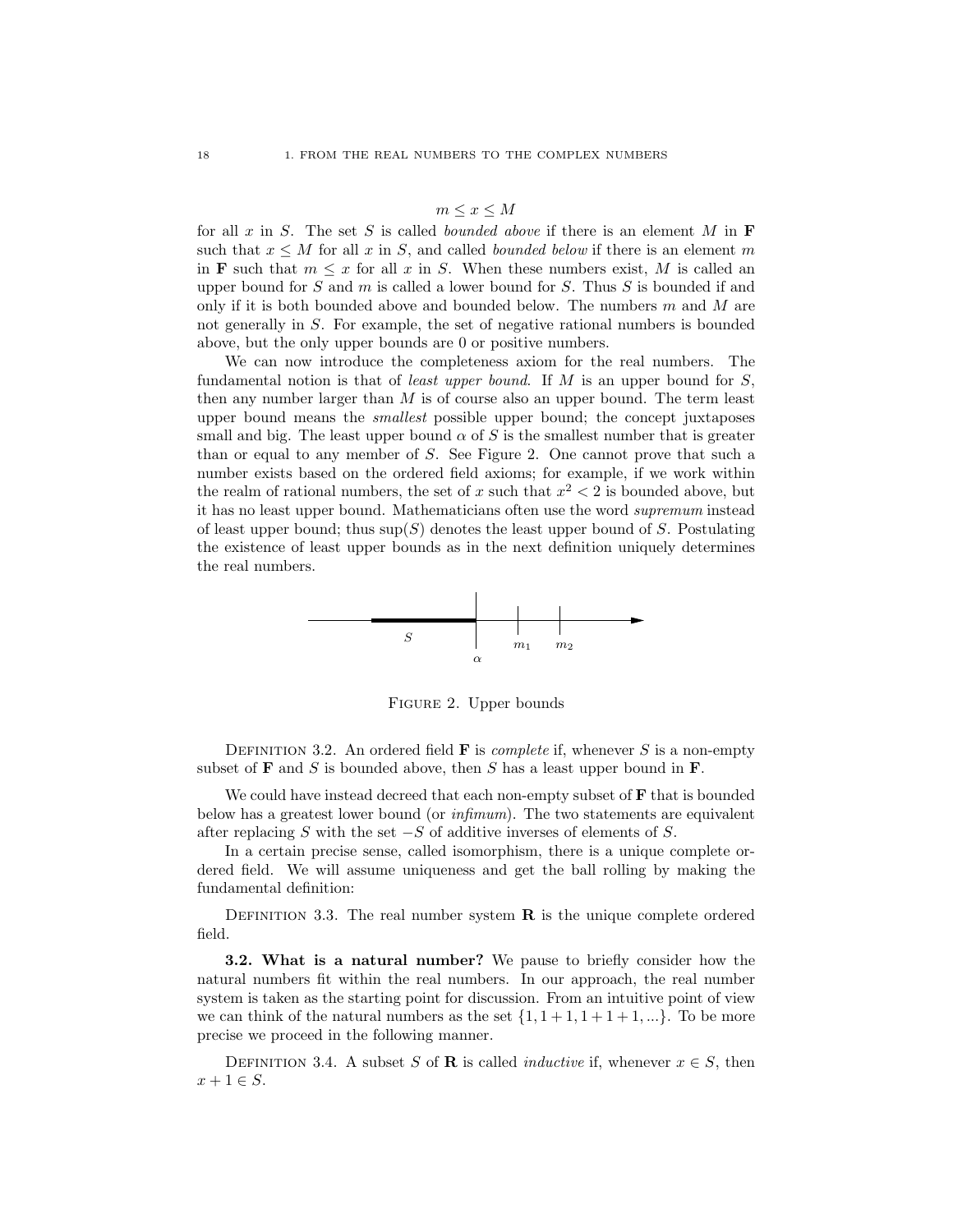$$m \leq x \leq M$$

for all $x$ in $S$. The set $S$ is called *bounded above* if there is an element $M$ in $\mathbf{F}$ such that $x \leq M$ for all $x$ in $S$, and called *bounded below* if there is an element $m$ in $\mathbf{F}$ such that $m \leq x$ for all $x$ in $S$. When these numbers exist, $M$ is called an upper bound for $S$ and $m$ is called a lower bound for $S$. Thus $S$ is bounded if and only if it is both bounded above and bounded below. The numbers $m$ and $M$ are not generally in $S$. For example, the set of negative rational numbers is bounded above, but the only upper bounds are 0 or positive numbers.

We can now introduce the completeness axiom for the real numbers. The fundamental notion is that of *least upper bound*. If $M$ is an upper bound for $S$, then any number larger than $M$ is of course also an upper bound. The term least upper bound means the *smallest* possible upper bound; the concept juxtaposes small and big. The least upper bound $\alpha$ of $S$ is the smallest number that is greater than or equal to any member of $S$. See Figure 2. One cannot prove that such a number exists based on the ordered field axioms; for example, if we work within the realm of rational numbers, the set of $x$ such that $x^2 < 2$ is bounded above, but it has no least upper bound. Mathematicians often use the word *supremum* instead of least upper bound; thus $\sup(S)$ denotes the least upper bound of $S$. Postulating the existence of least upper bounds as in the next definition uniquely determines the real numbers.

FIGURE 2. Upper bounds

DEFINITION 3.2. An ordered field $\mathbf{F}$ is *complete* if, whenever $S$ is a non-empty subset of $\mathbf{F}$ and $S$ is bounded above, then $S$ has a least upper bound in $\mathbf{F}$.

We could have instead decreed that each non-empty subset of $\mathbf{F}$ that is bounded below has a greatest lower bound (or *infimum*). The two statements are equivalent after replacing $S$ with the set $-S$ of additive inverses of elements of $S$.

In a certain precise sense, called isomorphism, there is a unique complete ordered field. We will assume uniqueness and get the ball rolling by making the fundamental definition:

DEFINITION 3.3. The real number system $\mathbf{R}$ is the unique complete ordered field.

**3.2. What is a natural number?** We pause to briefly consider how the natural numbers fit within the real numbers. In our approach, the real number system is taken as the starting point for discussion. From an intuitive point of view we can think of the natural numbers as the set $\{1, 1+1, 1+1+1, ...\}$. To be more precise we proceed in the following manner.

DEFINITION 3.4. A subset $S$ of $\mathbf{R}$ is called *inductive* if, whenever $x \in S$, then $x + 1 \in S$.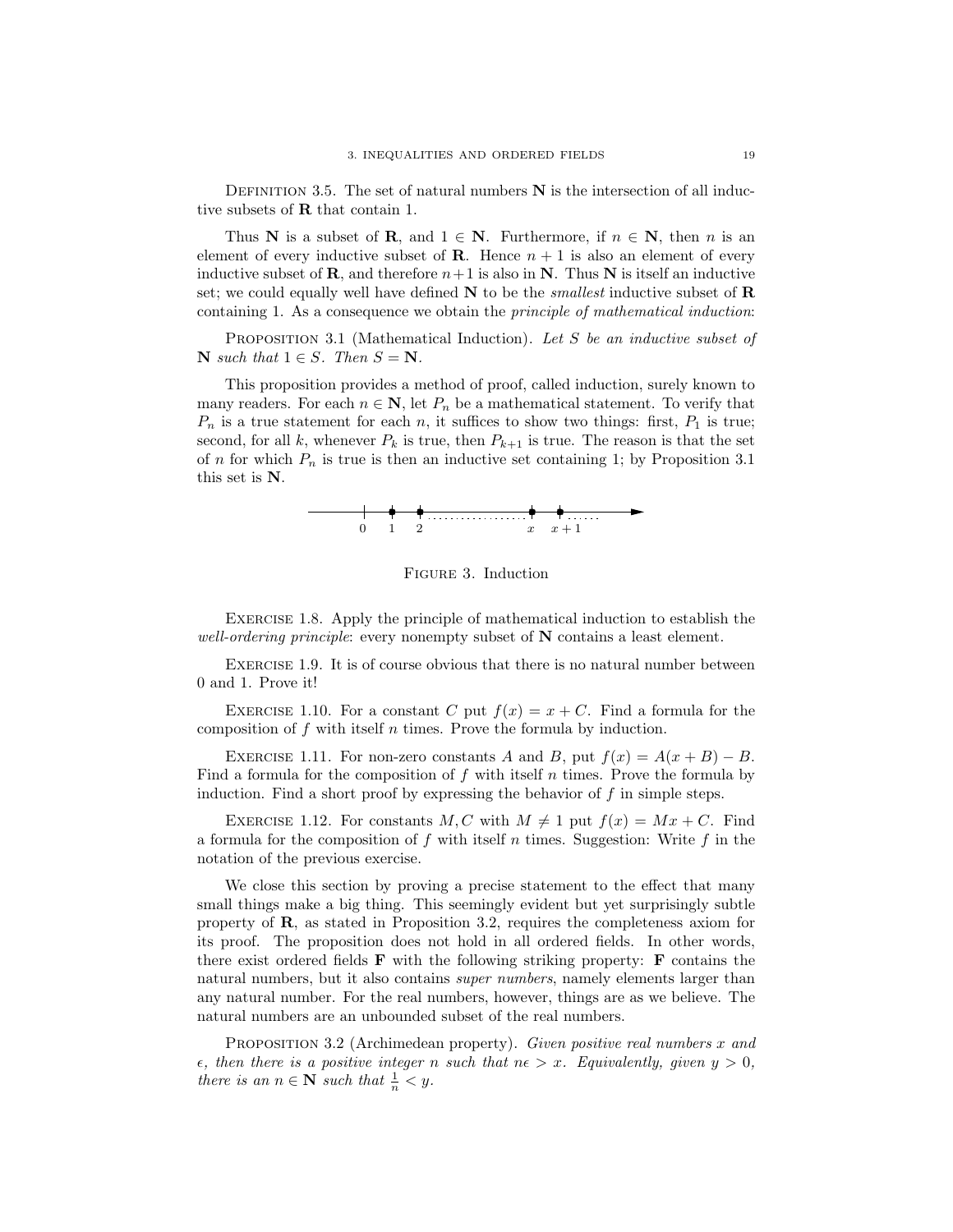DEFINITION 3.5. The set of natural numbers **N** is the intersection of all inductive subsets of **R** that contain 1.

Thus **N** is a subset of **R**, and $1 \in \mathbf{N}$. Furthermore, if $n \in \mathbf{N}$, then $n$ is an element of every inductive subset of **R**. Hence $n + 1$ is also an element of every inductive subset of **R**, and therefore $n+1$ is also in **N**. Thus **N** is itself an inductive set; we could equally well have defined **N** to be the *smallest* inductive subset of **R** containing 1. As a consequence we obtain the *principle of mathematical induction*:

PROPOSITION 3.1 (Mathematical Induction). *Let $S$ be an inductive subset of $\mathbf{N}$ such that $1 \in S$. Then $S = \mathbf{N}$.*

This proposition provides a method of proof, called induction, surely known to many readers. For each $n \in \mathbf{N}$, let $P_n$ be a mathematical statement. To verify that $P_n$ is a true statement for each $n$, it suffices to show two things: first, $P_1$ is true; second, for all $k$, whenever $P_k$ is true, then $P_{k+1}$ is true. The reason is that the set of $n$ for which $P_n$ is true is then an inductive set containing 1; by Proposition 3.1 this set is **N**.

FIGURE 3. Induction

EXERCISE 1.8. Apply the principle of mathematical induction to establish the *well-ordering principle*: every nonempty subset of **N** contains a least element.

EXERCISE 1.9. It is of course obvious that there is no natural number between 0 and 1. Prove it!

EXERCISE 1.10. For a constant $C$ put $f(x) = x + C$. Find a formula for the composition of $f$ with itself $n$ times. Prove the formula by induction.

EXERCISE 1.11. For non-zero constants $A$ and $B$, put $f(x) = A(x + B) - B$. Find a formula for the composition of $f$ with itself $n$ times. Prove the formula by induction. Find a short proof by expressing the behavior of $f$ in simple steps.

EXERCISE 1.12. For constants $M, C$ with $M \neq 1$ put $f(x) = Mx + C$. Find a formula for the composition of $f$ with itself $n$ times. Suggestion: Write $f$ in the notation of the previous exercise.

We close this section by proving a precise statement to the effect that many small things make a big thing. This seemingly evident but yet surprisingly subtle property of **R**, as stated in Proposition 3.2, requires the completeness axiom for its proof. The proposition does not hold in all ordered fields. In other words, there exist ordered fields **F** with the following striking property: **F** contains the natural numbers, but it also contains *super numbers*, namely elements larger than any natural number. For the real numbers, however, things are as we believe. The natural numbers are an unbounded subset of the real numbers.

PROPOSITION 3.2 (Archimedean property). *Given positive real numbers $x$ and $\epsilon$, then there is a positive integer $n$ such that $n\epsilon > x$. Equivalently, given $y > 0$, there is an $n \in \mathbf{N}$ such that $\frac{1}{n} < y$.*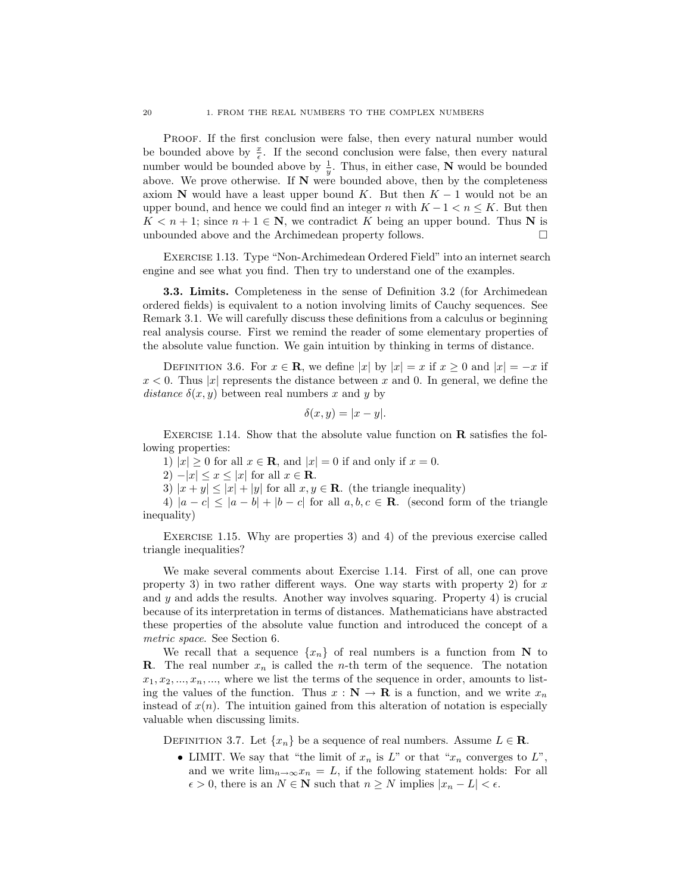PROOF. If the first conclusion were false, then every natural number would be bounded above by $\frac{x}{\epsilon}$. If the second conclusion were false, then every natural number would be bounded above by $\frac{1}{y}$. Thus, in either case, $\mathbf{N}$ would be bounded above. We prove otherwise. If $\mathbf{N}$ were bounded above, then by the completeness axiom $\mathbf{N}$ would have a least upper bound $K$. But then $K - 1$ would not be an upper bound, and hence we could find an integer $n$ with $K - 1 < n \leq K$. But then $K < n + 1$; since $n + 1 \in \mathbf{N}$, we contradict $K$ being an upper bound. Thus $\mathbf{N}$ is unbounded above and the Archimedean property follows. □

EXERCISE 1.13. Type "Non-Archimedean Ordered Field" into an internet search engine and see what you find. Then try to understand one of the examples.

**3.3. Limits.** Completeness in the sense of Definition 3.2 (for Archimedean ordered fields) is equivalent to a notion involving limits of Cauchy sequences. See Remark 3.1. We will carefully discuss these definitions from a calculus or beginning real analysis course. First we remind the reader of some elementary properties of the absolute value function. We gain intuition by thinking in terms of distance.

DEFINITION 3.6. For $x \in \mathbf{R}$, we define $|x|$ by $|x| = x$ if $x \geq 0$ and $|x| = -x$ if $x < 0$. Thus $|x|$ represents the distance between $x$ and 0. In general, we define the *distance* $\delta(x, y)$ between real numbers $x$ and $y$ by

$$\delta(x, y) = |x - y|.$$

EXERCISE 1.14. Show that the absolute value function on $\mathbf{R}$ satisfies the following properties:

1) $|x| \geq 0$ for all $x \in \mathbf{R}$, and $|x| = 0$ if and only if $x = 0$.
2) $-|x| \leq x \leq |x|$ for all $x \in \mathbf{R}$.
3) $|x + y| \leq |x| + |y|$ for all $x, y \in \mathbf{R}$. (the triangle inequality)
4) $|a - c| \leq |a - b| + |b - c|$ for all $a, b, c \in \mathbf{R}$. (second form of the triangle inequality)

EXERCISE 1.15. Why are properties 3) and 4) of the previous exercise called triangle inequalities?

We make several comments about Exercise 1.14. First of all, one can prove property 3) in two rather different ways. One way starts with property 2) for $x$ and $y$ and adds the results. Another way involves squaring. Property 4) is crucial because of its interpretation in terms of distances. Mathematicians have abstracted these properties of the absolute value function and introduced the concept of a *metric space*. See Section 6.

We recall that a sequence $\{x_n\}$ of real numbers is a function from $\mathbf{N}$ to $\mathbf{R}$. The real number $x_n$ is called the $n$-th term of the sequence. The notation $x_1, x_2, ..., x_n, ...$, where we list the terms of the sequence in order, amounts to listing the values of the function. Thus $x : \mathbf{N} \to \mathbf{R}$ is a function, and we write $x_n$ instead of $x(n)$. The intuition gained from this alteration of notation is especially valuable when discussing limits.

DEFINITION 3.7. Let $\{x_n\}$ be a sequence of real numbers. Assume $L \in \mathbf{R}$.

- LIMIT. We say that "the limit of $x_n$ is $L$" or that "$x_n$ converges to $L$", and we write $\lim_{n\to\infty} x_n = L$, if the following statement holds: For all $\epsilon > 0$, there is an $N \in \mathbf{N}$ such that $n \geq N$ implies $|x_n - L| < \epsilon$.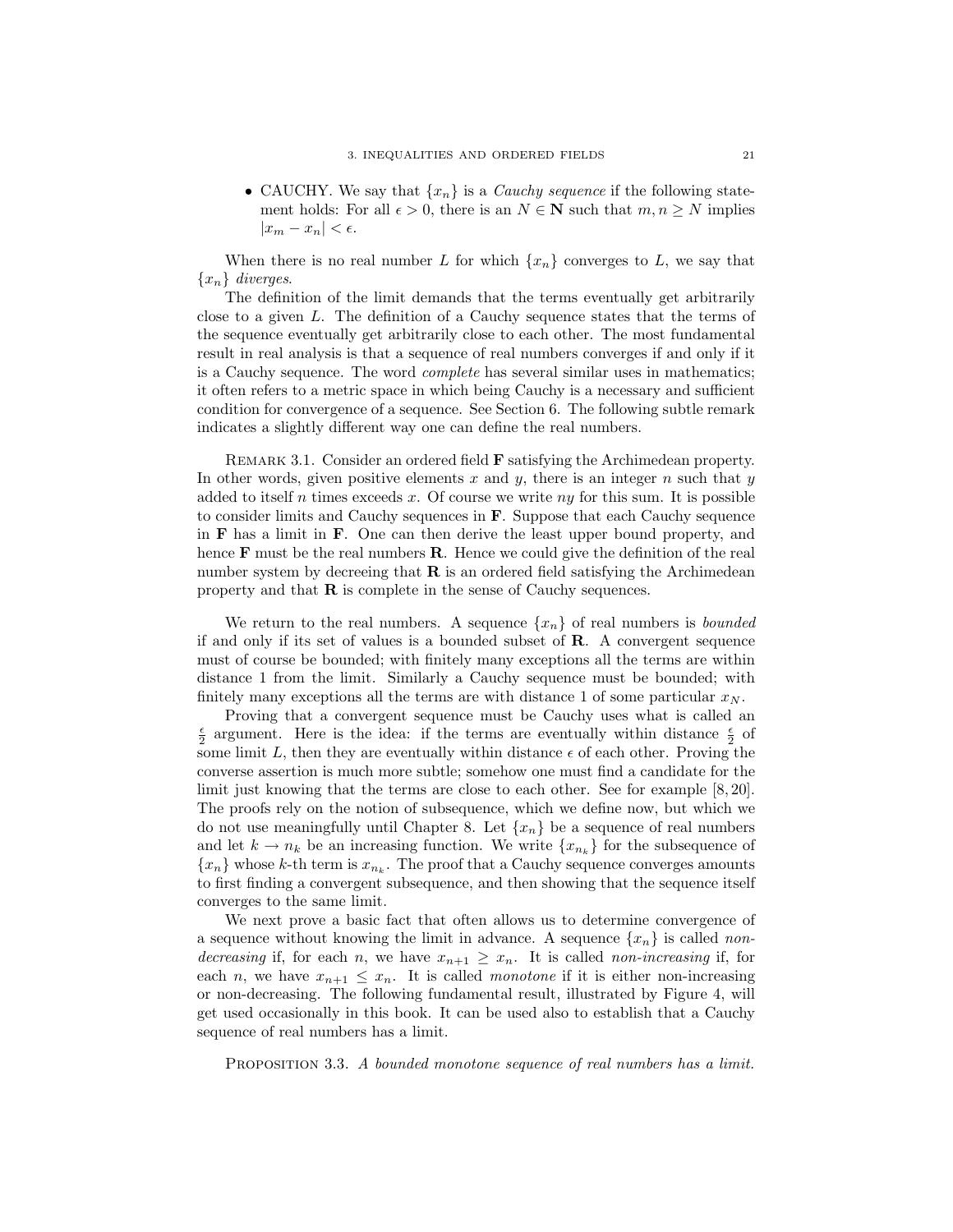- CAUCHY. We say that $\{x_n\}$ is a *Cauchy sequence* if the following statement holds: For all $\epsilon > 0$, there is an $N \in \mathbf{N}$ such that $m, n \geq N$ implies $|x_m - x_n| < \epsilon$.

When there is no real number $L$ for which $\{x_n\}$ converges to $L$, we say that $\{x_n\}$ *diverges*.

The definition of the limit demands that the terms eventually get arbitrarily close to a given $L$. The definition of a Cauchy sequence states that the terms of the sequence eventually get arbitrarily close to each other. The most fundamental result in real analysis is that a sequence of real numbers converges if and only if it is a Cauchy sequence. The word *complete* has several similar uses in mathematics; it often refers to a metric space in which being Cauchy is a necessary and sufficient condition for convergence of a sequence. See Section 6. The following subtle remark indicates a slightly different way one can define the real numbers.

REMARK 3.1. Consider an ordered field $\mathbf{F}$ satisfying the Archimedean property. In other words, given positive elements $x$ and $y$, there is an integer $n$ such that $y$ added to itself $n$ times exceeds $x$. Of course we write $ny$ for this sum. It is possible to consider limits and Cauchy sequences in $\mathbf{F}$. Suppose that each Cauchy sequence in $\mathbf{F}$ has a limit in $\mathbf{F}$. One can then derive the least upper bound property, and hence $\mathbf{F}$ must be the real numbers $\mathbf{R}$. Hence we could give the definition of the real number system by decreeing that $\mathbf{R}$ is an ordered field satisfying the Archimedean property and that $\mathbf{R}$ is complete in the sense of Cauchy sequences.

We return to the real numbers. A sequence $\{x_n\}$ of real numbers is *bounded* if and only if its set of values is a bounded subset of $\mathbf{R}$. A convergent sequence must of course be bounded; with finitely many exceptions all the terms are within distance 1 from the limit. Similarly a Cauchy sequence must be bounded; with finitely many exceptions all the terms are with distance 1 of some particular $x_N$.

Proving that a convergent sequence must be Cauchy uses what is called an $\frac{\epsilon}{2}$ argument. Here is the idea: if the terms are eventually within distance $\frac{\epsilon}{2}$ of some limit $L$, then they are eventually within distance $\epsilon$ of each other. Proving the converse assertion is much more subtle; somehow one must find a candidate for the limit just knowing that the terms are close to each other. See for example [8, 20]. The proofs rely on the notion of subsequence, which we define now, but which we do not use meaningfully until Chapter 8. Let $\{x_n\}$ be a sequence of real numbers and let $k \to n_k$ be an increasing function. We write $\{x_{n_k}\}$ for the subsequence of $\{x_n\}$ whose $k$-th term is $x_{n_k}$. The proof that a Cauchy sequence converges amounts to first finding a convergent subsequence, and then showing that the sequence itself converges to the same limit.

We next prove a basic fact that often allows us to determine convergence of a sequence without knowing the limit in advance. A sequence $\{x_n\}$ is called *non-decreasing* if, for each $n$, we have $x_{n+1} \geq x_n$. It is called *non-increasing* if, for each $n$, we have $x_{n+1} \leq x_n$. It is called *monotone* if it is either non-increasing or non-decreasing. The following fundamental result, illustrated by Figure 4, will get used occasionally in this book. It can be used also to establish that a Cauchy sequence of real numbers has a limit.

PROPOSITION 3.3. *A bounded monotone sequence of real numbers has a limit.*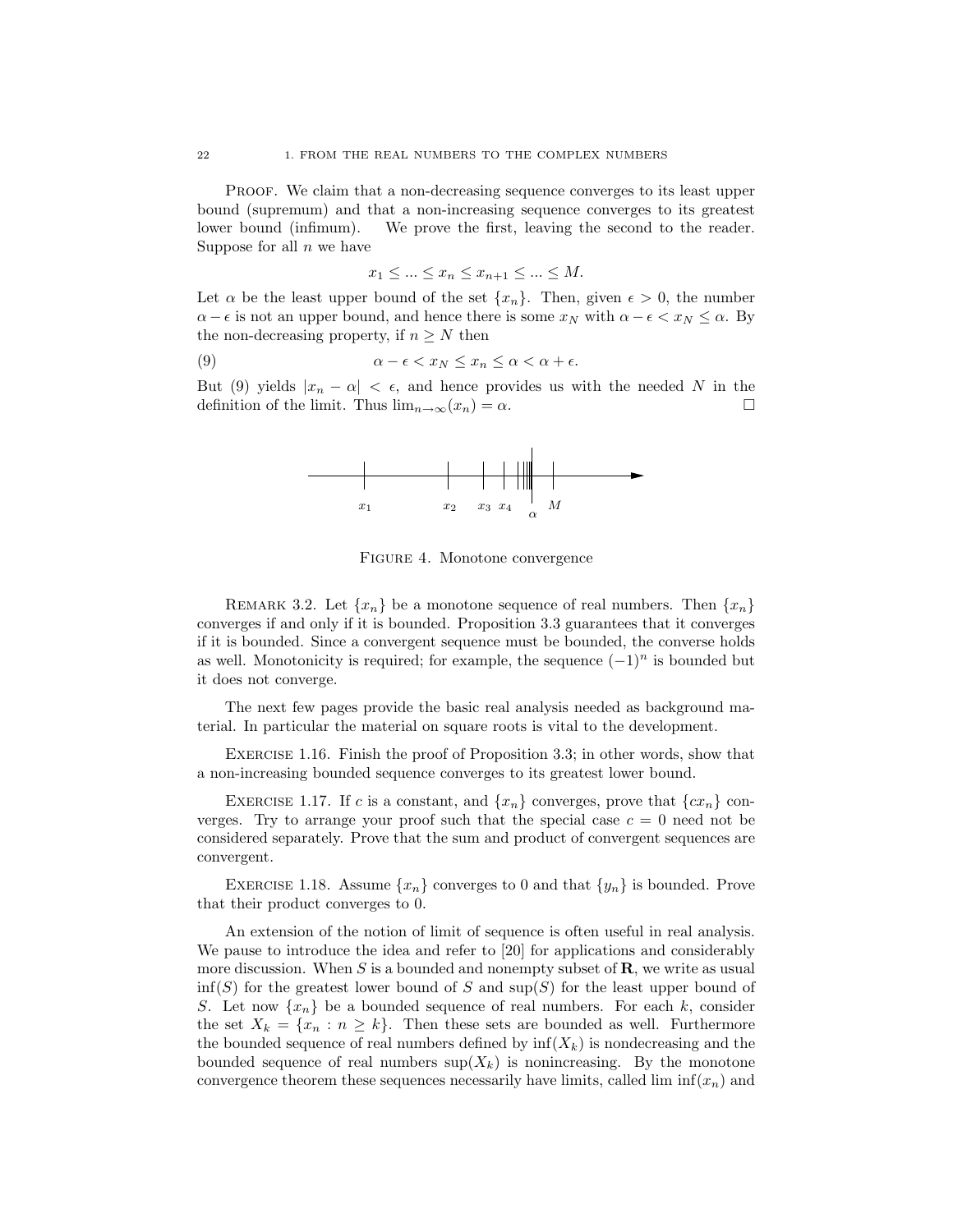PROOF. We claim that a non-decreasing sequence converges to its least upper bound (supremum) and that a non-increasing sequence converges to its greatest lower bound (infimum). We prove the first, leaving the second to the reader. Suppose for all $n$ we have

$$x_1 \leq ... \leq x_n \leq x_{n+1} \leq ... \leq M.$$

Let $\alpha$ be the least upper bound of the set $\{x_n\}$. Then, given $\epsilon > 0$, the number $\alpha - \epsilon$ is not an upper bound, and hence there is some $x_N$ with $\alpha - \epsilon < x_N \leq \alpha$. By the non-decreasing property, if $n \geq N$ then

$$\alpha - \epsilon < x_N \leq x_n \leq \alpha < \alpha + \epsilon. \tag{9}$$

But (9) yields $|x_n - \alpha| < \epsilon$, and hence provides us with the needed $N$ in the definition of the limit. Thus $\lim_{n\to\infty}(x_n) = \alpha$. □

FIGURE 4. Monotone convergence

REMARK 3.2. Let $\{x_n\}$ be a monotone sequence of real numbers. Then $\{x_n\}$ converges if and only if it is bounded. Proposition 3.3 guarantees that it converges if it is bounded. Since a convergent sequence must be bounded, the converse holds as well. Monotonicity is required; for example, the sequence $(-1)^n$ is bounded but it does not converge.

The next few pages provide the basic real analysis needed as background material. In particular the material on square roots is vital to the development.

EXERCISE 1.16. Finish the proof of Proposition 3.3; in other words, show that a non-increasing bounded sequence converges to its greatest lower bound.

EXERCISE 1.17. If $c$ is a constant, and $\{x_n\}$ converges, prove that $\{cx_n\}$ converges. Try to arrange your proof such that the special case $c = 0$ need not be considered separately. Prove that the sum and product of convergent sequences are convergent.

EXERCISE 1.18. Assume $\{x_n\}$ converges to 0 and that $\{y_n\}$ is bounded. Prove that their product converges to 0.

An extension of the notion of limit of sequence is often useful in real analysis. We pause to introduce the idea and refer to [20] for applications and considerably more discussion. When $S$ is a bounded and nonempty subset of $\mathbf{R}$, we write as usual $\inf(S)$ for the greatest lower bound of $S$ and $\sup(S)$ for the least upper bound of $S$. Let now $\{x_n\}$ be a bounded sequence of real numbers. For each $k$, consider the set $X_k = \{x_n : n \geq k\}$. Then these sets are bounded as well. Furthermore the bounded sequence of real numbers defined by $\inf(X_k)$ is nondecreasing and the bounded sequence of real numbers $\sup(X_k)$ is nonincreasing. By the monotone convergence theorem these sequences necessarily have limits, called $\lim\inf(x_n)$ and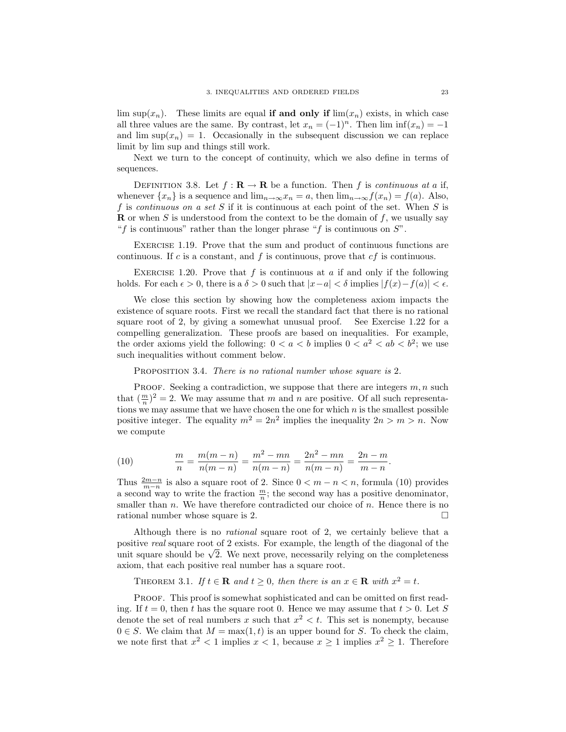lim sup$(x_n)$. These limits are equal **if and only if** $\lim(x_n)$ exists, in which case all three values are the same. By contrast, let $x_n = (-1)^n$. Then lim inf$(x_n) = -1$ and lim sup$(x_n) = 1$. Occasionally in the subsequent discussion we can replace limit by lim sup and things still work.

Next we turn to the concept of continuity, which we also define in terms of sequences.

Definition 3.8. Let $f : \mathbf{R} \to \mathbf{R}$ be a function. Then $f$ is *continuous at a* if, whenever $\{x_n\}$ is a sequence and $\lim_{n\to\infty} x_n = a$, then $\lim_{n\to\infty} f(x_n) = f(a)$. Also, $f$ is *continuous on a set S* if it is continuous at each point of the set. When $S$ is $\mathbf{R}$ or when $S$ is understood from the context to be the domain of $f$, we usually say "$f$ is continuous" rather than the longer phrase "$f$ is continuous on $S$".

Exercise 1.19. Prove that the sum and product of continuous functions are continuous. If $c$ is a constant, and $f$ is continuous, prove that $cf$ is continuous.

Exercise 1.20. Prove that $f$ is continuous at $a$ if and only if the following holds. For each $\epsilon > 0$, there is a $\delta > 0$ such that $|x-a| < \delta$ implies $|f(x) - f(a)| < \epsilon$.

We close this section by showing how the completeness axiom impacts the existence of square roots. First we recall the standard fact that there is no rational square root of 2, by giving a somewhat unusual proof. See Exercise 1.22 for a compelling generalization. These proofs are based on inequalities. For example, the order axioms yield the following: $0 < a < b$ implies $0 < a^2 < ab < b^2$; we use such inequalities without comment below.

Proposition 3.4. *There is no rational number whose square is* 2.

Proof. Seeking a contradiction, we suppose that there are integers $m, n$ such that $(\frac{m}{n})^2 = 2$. We may assume that $m$ and $n$ are positive. Of all such representations we may assume that we have chosen the one for which $n$ is the smallest possible positive integer. The equality $m^2 = 2n^2$ implies the inequality $2n > m > n$. Now we compute

$$\frac{m}{n} = \frac{m(m-n)}{n(m-n)} = \frac{m^2 - mn}{n(m-n)} = \frac{2n^2 - mn}{n(m-n)} = \frac{2n-m}{m-n}. \tag{10}$$

Thus $\frac{2m-n}{m-n}$ is also a square root of 2. Since $0 < m - n < n$, formula (10) provides a second way to write the fraction $\frac{m}{n}$; the second way has a positive denominator, smaller than $n$. We have therefore contradicted our choice of $n$. Hence there is no rational number whose square is 2. $\square$

Although there is no *rational* square root of 2, we certainly believe that a positive *real* square root of 2 exists. For example, the length of the diagonal of the unit square should be $\sqrt{2}$. We next prove, necessarily relying on the completeness axiom, that each positive real number has a square root.

Theorem 3.1. *If $t \in \mathbf{R}$ and $t \geq 0$, then there is an $x \in \mathbf{R}$ with $x^2 = t$.*

Proof. This proof is somewhat sophisticated and can be omitted on first reading. If $t = 0$, then $t$ has the square root 0. Hence we may assume that $t > 0$. Let $S$ denote the set of real numbers $x$ such that $x^2 < t$. This set is nonempty, because $0 \in S$. We claim that $M = \max(1, t)$ is an upper bound for $S$. To check the claim, we note first that $x^2 < 1$ implies $x < 1$, because $x \geq 1$ implies $x^2 \geq 1$. Therefore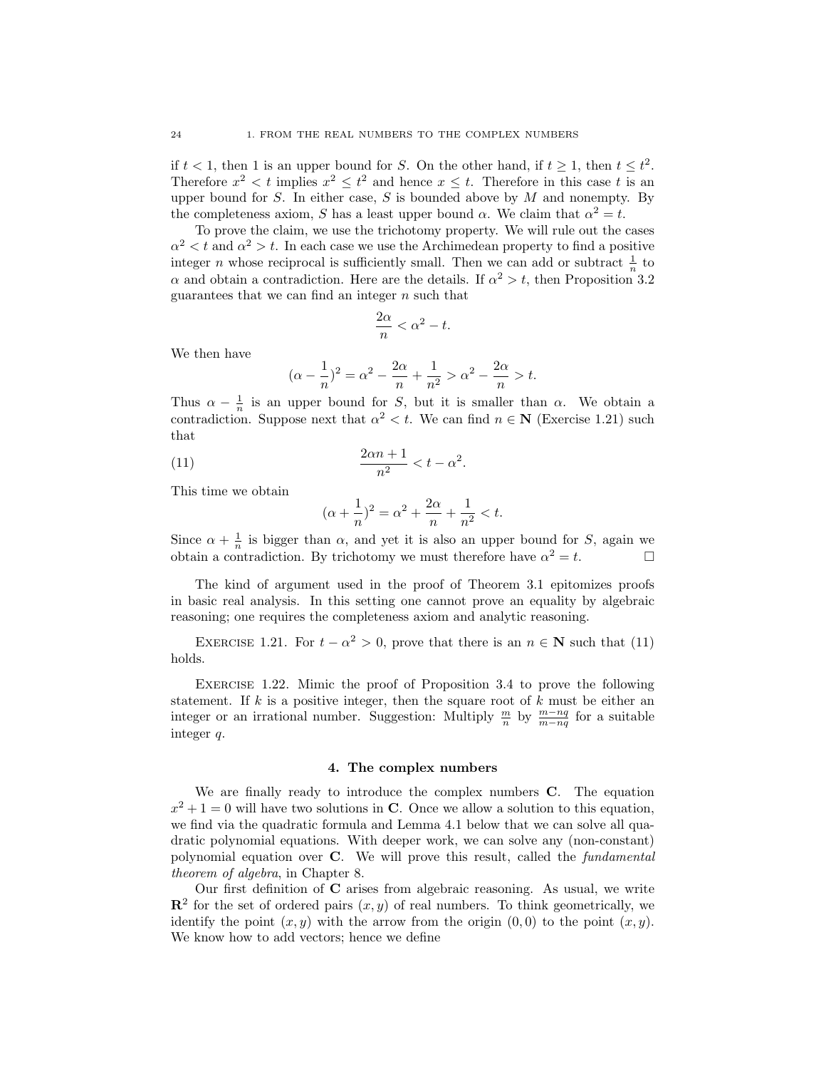if $t < 1$, then 1 is an upper bound for $S$. On the other hand, if $t \geq 1$, then $t \leq t^2$. Therefore $x^2 < t$ implies $x^2 \leq t^2$ and hence $x \leq t$. Therefore in this case $t$ is an upper bound for $S$. In either case, $S$ is bounded above by $M$ and nonempty. By the completeness axiom, $S$ has a least upper bound $\alpha$. We claim that $\alpha^2 = t$.

To prove the claim, we use the trichotomy property. We will rule out the cases $\alpha^2 < t$ and $\alpha^2 > t$. In each case we use the Archimedean property to find a positive integer $n$ whose reciprocal is sufficiently small. Then we can add or subtract $\frac{1}{n}$ to $\alpha$ and obtain a contradiction. Here are the details. If $\alpha^2 > t$, then Proposition 3.2 guarantees that we can find an integer $n$ such that

$$\frac{2\alpha}{n} < \alpha^2 - t.$$

We then have

$$(\alpha - \frac{1}{n})^2 = \alpha^2 - \frac{2\alpha}{n} + \frac{1}{n^2} > \alpha^2 - \frac{2\alpha}{n} > t.$$

Thus $\alpha - \frac{1}{n}$ is an upper bound for $S$, but it is smaller than $\alpha$. We obtain a contradiction. Suppose next that $\alpha^2 < t$. We can find $n \in \mathbf{N}$ (Exercise 1.21) such that

$$\frac{2\alpha n + 1}{n^2} < t - \alpha^2. \tag{11}$$

This time we obtain

$$(\alpha + \frac{1}{n})^2 = \alpha^2 + \frac{2\alpha}{n} + \frac{1}{n^2} < t.$$

Since $\alpha + \frac{1}{n}$ is bigger than $\alpha$, and yet it is also an upper bound for $S$, again we obtain a contradiction. By trichotomy we must therefore have $\alpha^2 = t$. □

The kind of argument used in the proof of Theorem 3.1 epitomizes proofs in basic real analysis. In this setting one cannot prove an equality by algebraic reasoning; one requires the completeness axiom and analytic reasoning.

Exercise 1.21. For $t - \alpha^2 > 0$, prove that there is an $n \in \mathbf{N}$ such that (11) holds.

Exercise 1.22. Mimic the proof of Proposition 3.4 to prove the following statement. If $k$ is a positive integer, then the square root of $k$ must be either an integer or an irrational number. Suggestion: Multiply $\frac{m}{n}$ by $\frac{m-nq}{m-nq}$ for a suitable integer $q$.

## 4. The complex numbers

We are finally ready to introduce the complex numbers $\mathbf{C}$. The equation $x^2 + 1 = 0$ will have two solutions in $\mathbf{C}$. Once we allow a solution to this equation, we find via the quadratic formula and Lemma 4.1 below that we can solve all quadratic polynomial equations. With deeper work, we can solve any (non-constant) polynomial equation over $\mathbf{C}$. We will prove this result, called the *fundamental theorem of algebra*, in Chapter 8.

Our first definition of $\mathbf{C}$ arises from algebraic reasoning. As usual, we write $\mathbf{R}^2$ for the set of ordered pairs $(x, y)$ of real numbers. To think geometrically, we identify the point $(x, y)$ with the arrow from the origin $(0, 0)$ to the point $(x, y)$. We know how to add vectors; hence we define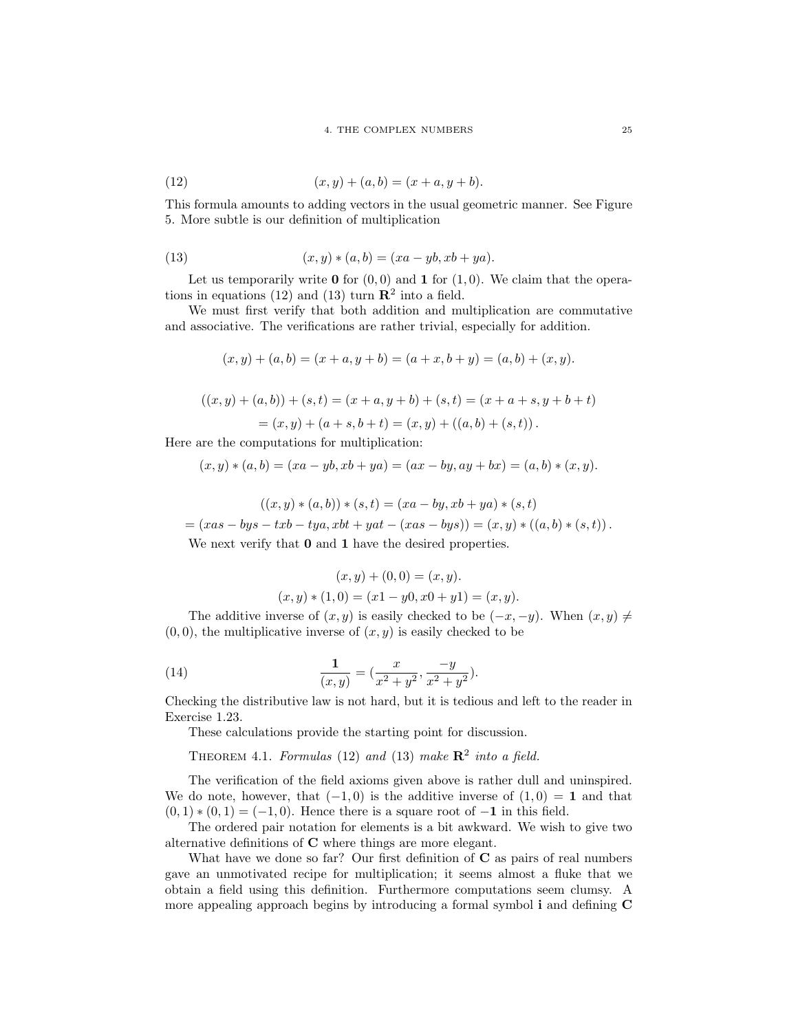$$(x, y) + (a, b) = (x + a, y + b). \tag{12}$$

This formula amounts to adding vectors in the usual geometric manner. See Figure 5. More subtle is our definition of multiplication

$$(x, y) * (a, b) = (xa - yb, xb + ya). \tag{13}$$

Let us temporarily write $\mathbf{0}$ for $(0, 0)$ and $\mathbf{1}$ for $(1, 0)$. We claim that the operations in equations (12) and (13) turn $\mathbf{R}^2$ into a field.

We must first verify that both addition and multiplication are commutative and associative. The verifications are rather trivial, especially for addition.

$$(x, y) + (a, b) = (x + a, y + b) = (a + x, b + y) = (a, b) + (x, y).$$

$$((x, y) + (a, b)) + (s, t) = (x + a, y + b) + (s, t) = (x + a + s, y + b + t)$$
$$= (x, y) + (a + s, b + t) = (x, y) + ((a, b) + (s, t)).$$

Here are the computations for multiplication:

$$(x, y) * (a, b) = (xa - yb, xb + ya) = (ax - by, ay + bx) = (a, b) * (x, y).$$

$$((x, y) * (a, b)) * (s, t) = (xa - by, xb + ya) * (s, t)$$
$$= (xas - bys - txb - tya, xbt + yat - (xas - bys)) = (x, y) * ((a, b) * (s, t)).$$

We next verify that $\mathbf{0}$ and $\mathbf{1}$ have the desired properties.

$$(x, y) + (0, 0) = (x, y).$$
$$(x, y) * (1, 0) = (x1 - y0, x0 + y1) = (x, y).$$

The additive inverse of $(x, y)$ is easily checked to be $(-x, -y)$. When $(x, y) \neq (0, 0)$, the multiplicative inverse of $(x, y)$ is easily checked to be

$$\frac{\mathbf{1}}{(x, y)} = \left(\frac{x}{x^2 + y^2}, \frac{-y}{x^2 + y^2}\right). \tag{14}$$

Checking the distributive law is not hard, but it is tedious and left to the reader in Exercise 1.23.

These calculations provide the starting point for discussion.

THEOREM 4.1. *Formulas* (12) *and* (13) *make* $\mathbf{R}^2$ *into a field.*

The verification of the field axioms given above is rather dull and uninspired. We do note, however, that $(-1, 0)$ is the additive inverse of $(1, 0) = \mathbf{1}$ and that $(0, 1) * (0, 1) = (-1, 0)$. Hence there is a square root of $-\mathbf{1}$ in this field.

The ordered pair notation for elements is a bit awkward. We wish to give two alternative definitions of $\mathbf{C}$ where things are more elegant.

What have we done so far? Our first definition of $\mathbf{C}$ as pairs of real numbers gave an unmotivated recipe for multiplication; it seems almost a fluke that we obtain a field using this definition. Furthermore computations seem clumsy. A more appealing approach begins by introducing a formal symbol $\mathbf{i}$ and defining $\mathbf{C}$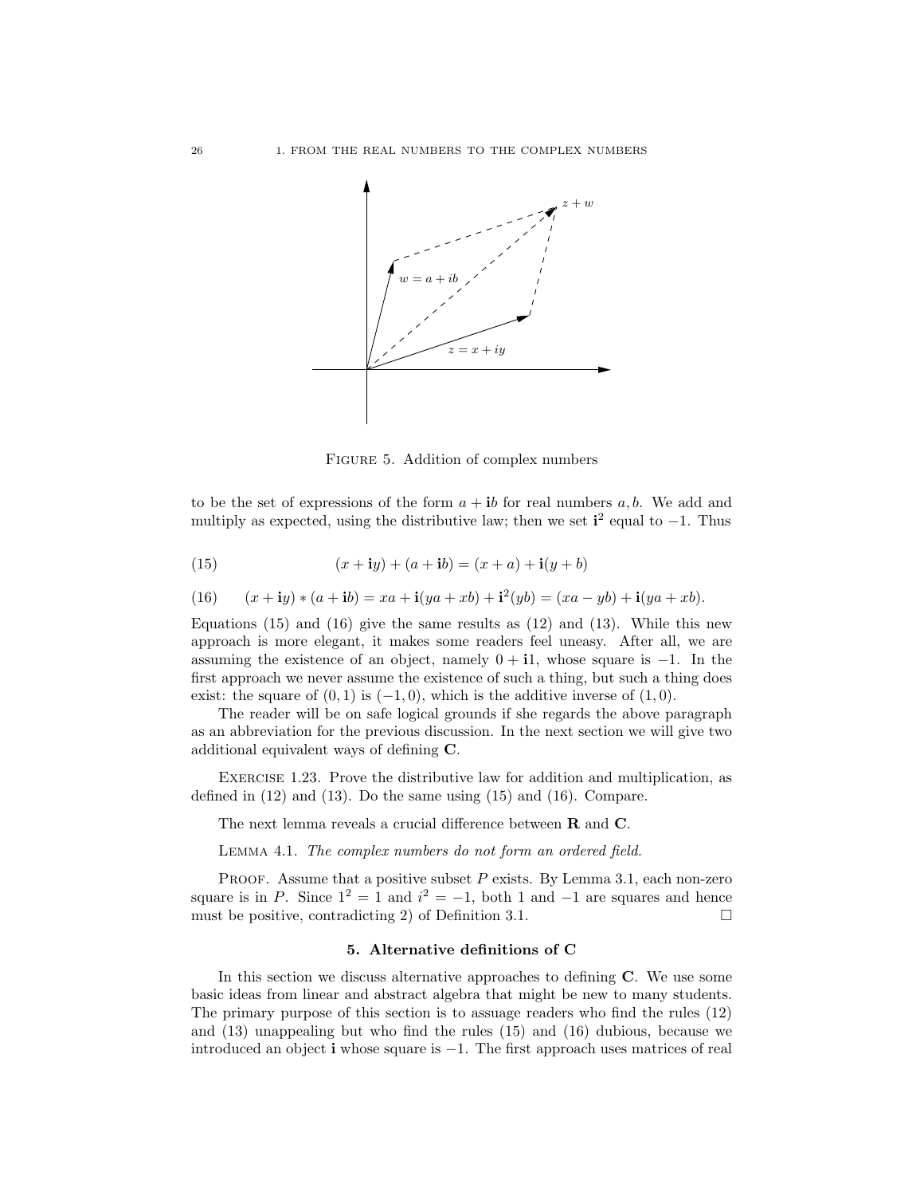FIGURE 5. Addition of complex numbers

to be the set of expressions of the form $a + \mathbf{i}b$ for real numbers $a, b$. We add and multiply as expected, using the distributive law; then we set $\mathbf{i}^2$ equal to $-1$. Thus

$$(x + \mathbf{i}y) + (a + \mathbf{i}b) = (x + a) + \mathbf{i}(y + b) \tag{15}$$

$$(x + \mathbf{i}y) * (a + \mathbf{i}b) = xa + \mathbf{i}(ya + xb) + \mathbf{i}^2(yb) = (xa - yb) + \mathbf{i}(ya + xb). \tag{16}$$

Equations (15) and (16) give the same results as (12) and (13). While this new approach is more elegant, it makes some readers feel uneasy. After all, we are assuming the existence of an object, namely $0 + \mathbf{i}1$, whose square is $-1$. In the first approach we never assume the existence of such a thing, but such a thing does exist: the square of $(0, 1)$ is $(-1, 0)$, which is the additive inverse of $(1, 0)$.

The reader will be on safe logical grounds if she regards the above paragraph as an abbreviation for the previous discussion. In the next section we will give two additional equivalent ways of defining $\mathbf{C}$.

EXERCISE 1.23. Prove the distributive law for addition and multiplication, as defined in (12) and (13). Do the same using (15) and (16). Compare.

The next lemma reveals a crucial difference between $\mathbf{R}$ and $\mathbf{C}$.

LEMMA 4.1. *The complex numbers do not form an ordered field.*

PROOF. Assume that a positive subset $P$ exists. By Lemma 3.1, each non-zero square is in $P$. Since $1^2 = 1$ and $i^2 = -1$, both 1 and $-1$ are squares and hence must be positive, contradicting 2) of Definition 3.1. □

## 5. Alternative definitions of C

In this section we discuss alternative approaches to defining $\mathbf{C}$. We use some basic ideas from linear and abstract algebra that might be new to many students. The primary purpose of this section is to assuage readers who find the rules (12) and (13) unappealing but who find the rules (15) and (16) dubious, because we introduced an object $\mathbf{i}$ whose square is $-1$. The first approach uses matrices of real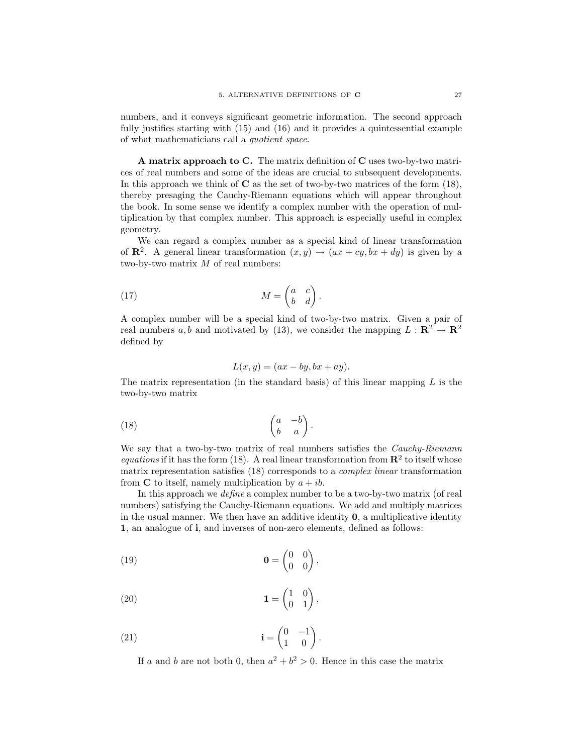numbers, and it conveys significant geometric information. The second approach fully justifies starting with (15) and (16) and it provides a quintessential example of what mathematicians call a *quotient space*.

**A matrix approach to C.** The matrix definition of $\mathbf{C}$ uses two-by-two matrices of real numbers and some of the ideas are crucial to subsequent developments. In this approach we think of $\mathbf{C}$ as the set of two-by-two matrices of the form (18), thereby presaging the Cauchy-Riemann equations which will appear throughout the book. In some sense we identify a complex number with the operation of multiplication by that complex number. This approach is especially useful in complex geometry.

We can regard a complex number as a special kind of linear transformation of $\mathbf{R}^2$. A general linear transformation $(x, y) \to (ax + cy, bx + dy)$ is given by a two-by-two matrix $M$ of real numbers:

$$M = \begin{pmatrix} a & c \\ b & d \end{pmatrix}. \tag{17}$$

A complex number will be a special kind of two-by-two matrix. Given a pair of real numbers $a, b$ and motivated by (13), we consider the mapping $L : \mathbf{R}^2 \to \mathbf{R}^2$ defined by

$$L(x, y) = (ax - by, bx + ay).$$

The matrix representation (in the standard basis) of this linear mapping $L$ is the two-by-two matrix

$$\begin{pmatrix} a & -b \\ b & a \end{pmatrix}. \tag{18}$$

We say that a two-by-two matrix of real numbers satisfies the *Cauchy-Riemann equations* if it has the form (18). A real linear transformation from $\mathbf{R}^2$ to itself whose matrix representation satisfies (18) corresponds to a *complex linear* transformation from $\mathbf{C}$ to itself, namely multiplication by $a + ib$.

In this approach we *define* a complex number to be a two-by-two matrix (of real numbers) satisfying the Cauchy-Riemann equations. We add and multiply matrices in the usual manner. We then have an additive identity $\mathbf{0}$, a multiplicative identity $\mathbf{1}$, an analogue of $\mathbf{i}$, and inverses of non-zero elements, defined as follows:

$$\mathbf{0} = \begin{pmatrix} 0 & 0 \\ 0 & 0 \end{pmatrix}, \tag{19}$$

$$\mathbf{1} = \begin{pmatrix} 1 & 0 \\ 0 & 1 \end{pmatrix}, \tag{20}$$

$$\mathbf{i} = \begin{pmatrix} 0 & -1 \\ 1 & 0 \end{pmatrix}. \tag{21}$$

If $a$ and $b$ are not both 0, then $a^2 + b^2 > 0$. Hence in this case the matrix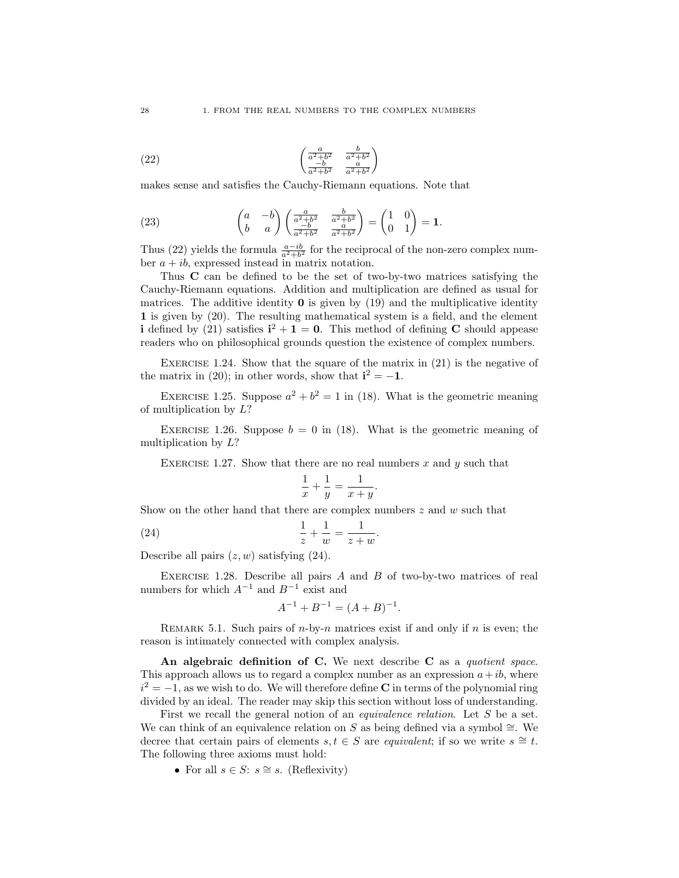$$
\begin{pmatrix} \frac{a}{a^2+b^2} & \frac{b}{a^2+b^2} \\ \frac{-b}{a^2+b^2} & \frac{a}{a^2+b^2} \end{pmatrix} \tag{22}
$$

makes sense and satisfies the Cauchy-Riemann equations. Note that

$$
\begin{pmatrix} a & -b \\ b & a \end{pmatrix} \begin{pmatrix} \frac{a}{a^2+b^2} & \frac{b}{a^2+b^2} \\ \frac{-b}{a^2+b^2} & \frac{a}{a^2+b^2} \end{pmatrix} = \begin{pmatrix} 1 & 0 \\ 0 & 1 \end{pmatrix} = \mathbf{1}. \tag{23}
$$

Thus (22) yields the formula $\frac{a-ib}{a^2+b^2}$ for the reciprocal of the non-zero complex number $a+ib$, expressed instead in matrix notation.

Thus **C** can be defined to be the set of two-by-two matrices satisfying the Cauchy-Riemann equations. Addition and multiplication are defined as usual for matrices. The additive identity $\mathbf{0}$ is given by (19) and the multiplicative identity $\mathbf{1}$ is given by (20). The resulting mathematical system is a field, and the element $\mathbf{i}$ defined by (21) satisfies $\mathbf{i}^2 + \mathbf{1} = \mathbf{0}$. This method of defining **C** should appease readers who on philosophical grounds question the existence of complex numbers.

Exercise 1.24. Show that the square of the matrix in (21) is the negative of the matrix in (20); in other words, show that $\mathbf{i}^2 = -\mathbf{1}$.

Exercise 1.25. Suppose $a^2 + b^2 = 1$ in (18). What is the geometric meaning of multiplication by $L$?

Exercise 1.26. Suppose $b = 0$ in (18). What is the geometric meaning of multiplication by $L$?

Exercise 1.27. Show that there are no real numbers $x$ and $y$ such that

$$
\frac{1}{x} + \frac{1}{y} = \frac{1}{x+y}.
$$

Show on the other hand that there are complex numbers $z$ and $w$ such that

$$
\frac{1}{z} + \frac{1}{w} = \frac{1}{z+w}. \tag{24}
$$

Describe all pairs $(z, w)$ satisfying (24).

Exercise 1.28. Describe all pairs $A$ and $B$ of two-by-two matrices of real numbers for which $A^{-1}$ and $B^{-1}$ exist and

$$
A^{-1} + B^{-1} = (A+B)^{-1}.
$$

Remark 5.1. Such pairs of $n$-by-$n$ matrices exist if and only if $n$ is even; the reason is intimately connected with complex analysis.

**An algebraic definition of C.** We next describe **C** as a *quotient space*. This approach allows us to regard a complex number as an expression $a+ib$, where $i^2 = -1$, as we wish to do. We will therefore define **C** in terms of the polynomial ring divided by an ideal. The reader may skip this section without loss of understanding.

First we recall the general notion of an *equivalence relation*. Let $S$ be a set. We can think of an equivalence relation on $S$ as being defined via a symbol $\cong$. We decree that certain pairs of elements $s, t \in S$ are *equivalent*; if so we write $s \cong t$. The following three axioms must hold:

- For all $s \in S$: $s \cong s$. (Reflexivity)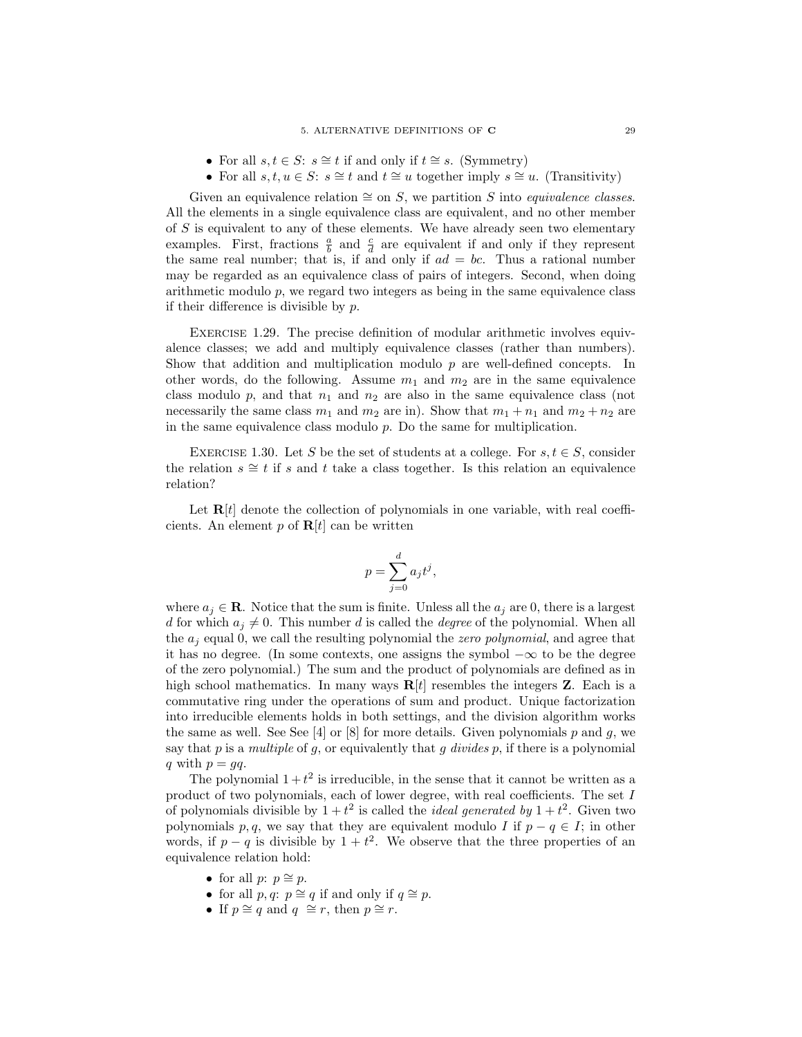- For all $s, t \in S$: $s \cong t$ if and only if $t \cong s$. (Symmetry)
- For all $s, t, u \in S$: $s \cong t$ and $t \cong u$ together imply $s \cong u$. (Transitivity)

Given an equivalence relation $\cong$ on $S$, we partition $S$ into *equivalence classes*. All the elements in a single equivalence class are equivalent, and no other member of $S$ is equivalent to any of these elements. We have already seen two elementary examples. First, fractions $\frac{a}{b}$ and $\frac{c}{d}$ are equivalent if and only if they represent the same real number; that is, if and only if $ad = bc$. Thus a rational number may be regarded as an equivalence class of pairs of integers. Second, when doing arithmetic modulo $p$, we regard two integers as being in the same equivalence class if their difference is divisible by $p$.

Exercise 1.29. The precise definition of modular arithmetic involves equivalence classes; we add and multiply equivalence classes (rather than numbers). Show that addition and multiplication modulo $p$ are well-defined concepts. In other words, do the following. Assume $m_1$ and $m_2$ are in the same equivalence class modulo $p$, and that $n_1$ and $n_2$ are also in the same equivalence class (not necessarily the same class $m_1$ and $m_2$ are in). Show that $m_1 + n_1$ and $m_2 + n_2$ are in the same equivalence class modulo $p$. Do the same for multiplication.

Exercise 1.30. Let $S$ be the set of students at a college. For $s, t \in S$, consider the relation $s \cong t$ if $s$ and $t$ take a class together. Is this relation an equivalence relation?

Let $\mathbf{R}[t]$ denote the collection of polynomials in one variable, with real coefficients. An element $p$ of $\mathbf{R}[t]$ can be written

$$p = \sum_{j=0}^{d} a_j t^j,$$

where $a_j \in \mathbf{R}$. Notice that the sum is finite. Unless all the $a_j$ are 0, there is a largest $d$ for which $a_j \neq 0$. This number $d$ is called the *degree* of the polynomial. When all the $a_j$ equal 0, we call the resulting polynomial the *zero polynomial*, and agree that it has no degree. (In some contexts, one assigns the symbol $-\infty$ to be the degree of the zero polynomial.) The sum and the product of polynomials are defined as in high school mathematics. In many ways $\mathbf{R}[t]$ resembles the integers $\mathbf{Z}$. Each is a commutative ring under the operations of sum and product. Unique factorization into irreducible elements holds in both settings, and the division algorithm works the same as well. See See [4] or [8] for more details. Given polynomials $p$ and $g$, we say that $p$ is a *multiple* of $g$, or equivalently that $g$ *divides* $p$, if there is a polynomial $q$ with $p = gq$.

The polynomial $1 + t^2$ is irreducible, in the sense that it cannot be written as a product of two polynomials, each of lower degree, with real coefficients. The set $I$ of polynomials divisible by $1 + t^2$ is called the *ideal generated by* $1 + t^2$. Given two polynomials $p, q$, we say that they are equivalent modulo $I$ if $p - q \in I$; in other words, if $p - q$ is divisible by $1 + t^2$. We observe that the three properties of an equivalence relation hold:

- for all $p$: $p \cong p$.
- for all $p, q$: $p \cong q$ if and only if $q \cong p$.
- If $p \cong q$ and $q \cong r$, then $p \cong r$.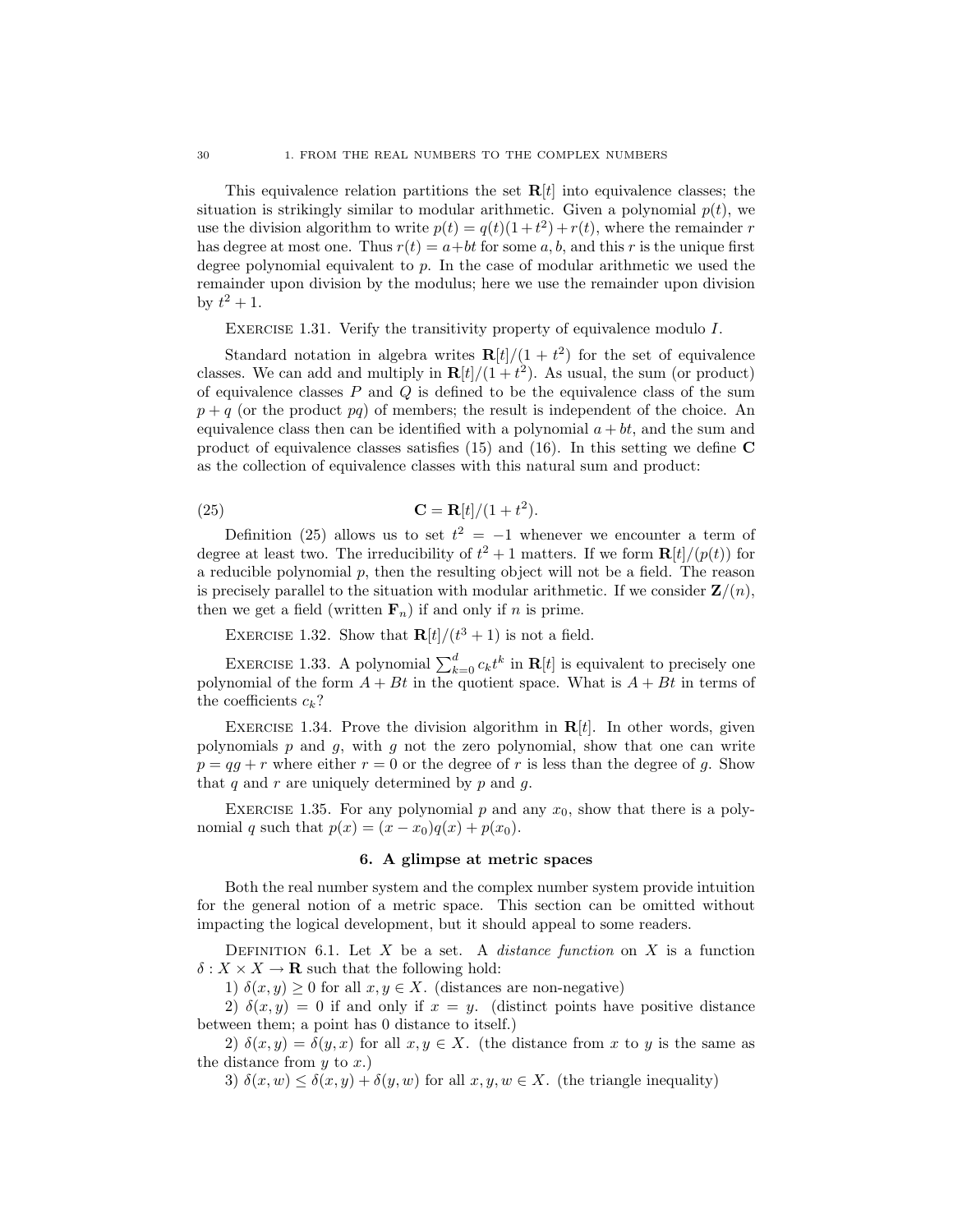This equivalence relation partitions the set $\mathbf{R}[t]$ into equivalence classes; the situation is strikingly similar to modular arithmetic. Given a polynomial $p(t)$, we use the division algorithm to write $p(t) = q(t)(1+t^2) + r(t)$, where the remainder $r$ has degree at most one. Thus $r(t) = a+bt$ for some $a, b$, and this $r$ is the unique first degree polynomial equivalent to $p$. In the case of modular arithmetic we used the remainder upon division by the modulus; here we use the remainder upon division by $t^2 + 1$.

Exercise 1.31. Verify the transitivity property of equivalence modulo $I$.

Standard notation in algebra writes $\mathbf{R}[t]/(1 + t^2)$ for the set of equivalence classes. We can add and multiply in $\mathbf{R}[t]/(1+t^2)$. As usual, the sum (or product) of equivalence classes $P$ and $Q$ is defined to be the equivalence class of the sum $p + q$ (or the product $pq$) of members; the result is independent of the choice. An equivalence class then can be identified with a polynomial $a + bt$, and the sum and product of equivalence classes satisfies (15) and (16). In this setting we define $\mathbf{C}$ as the collection of equivalence classes with this natural sum and product:

$$\mathbf{C} = \mathbf{R}[t]/(1 + t^2). \tag{25}$$

Definition (25) allows us to set $t^2 = -1$ whenever we encounter a term of degree at least two. The irreducibility of $t^2 + 1$ matters. If we form $\mathbf{R}[t]/(p(t))$ for a reducible polynomial $p$, then the resulting object will not be a field. The reason is precisely parallel to the situation with modular arithmetic. If we consider $\mathbf{Z}/(n)$, then we get a field (written $\mathbf{F}_n$) if and only if $n$ is prime.

Exercise 1.32. Show that $\mathbf{R}[t]/(t^3 + 1)$ is not a field.

Exercise 1.33. A polynomial $\sum_{k=0}^{d} c_k t^k$ in $\mathbf{R}[t]$ is equivalent to precisely one polynomial of the form $A + Bt$ in the quotient space. What is $A + Bt$ in terms of the coefficients $c_k$?

Exercise 1.34. Prove the division algorithm in $\mathbf{R}[t]$. In other words, given polynomials $p$ and $g$, with $g$ not the zero polynomial, show that one can write $p = qg + r$ where either $r = 0$ or the degree of $r$ is less than the degree of $g$. Show that $q$ and $r$ are uniquely determined by $p$ and $g$.

Exercise 1.35. For any polynomial $p$ and any $x_0$, show that there is a polynomial $q$ such that $p(x) = (x - x_0)q(x) + p(x_0)$.

## 6. A glimpse at metric spaces

Both the real number system and the complex number system provide intuition for the general notion of a metric space. This section can be omitted without impacting the logical development, but it should appeal to some readers.

Definition 6.1. Let $X$ be a set. A *distance function* on $X$ is a function $\delta : X \times X \to \mathbf{R}$ such that the following hold:

1) $\delta(x, y) \geq 0$ for all $x, y \in X$. (distances are non-negative)

2) $\delta(x, y) = 0$ if and only if $x = y$. (distinct points have positive distance between them; a point has 0 distance to itself.)

2) $\delta(x, y) = \delta(y, x)$ for all $x, y \in X$. (the distance from $x$ to $y$ is the same as the distance from $y$ to $x$.)

3) $\delta(x, w) \leq \delta(x, y) + \delta(y, w)$ for all $x, y, w \in X$. (the triangle inequality)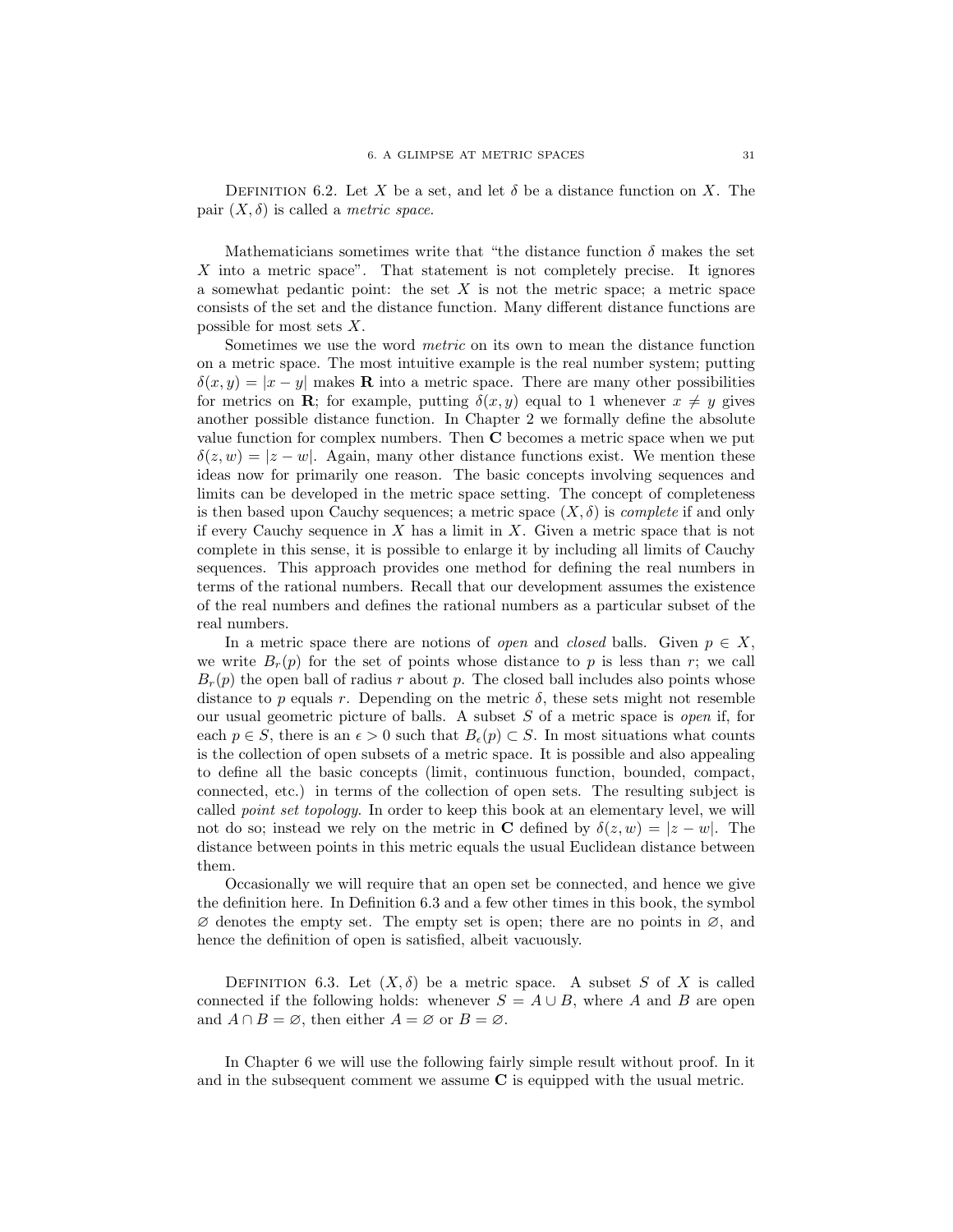Definition 6.2. Let $X$ be a set, and let $\delta$ be a distance function on $X$. The pair $(X, \delta)$ is called a *metric space*.

Mathematicians sometimes write that "the distance function $\delta$ makes the set $X$ into a metric space". That statement is not completely precise. It ignores a somewhat pedantic point: the set $X$ is not the metric space; a metric space consists of the set and the distance function. Many different distance functions are possible for most sets $X$.

Sometimes we use the word *metric* on its own to mean the distance function on a metric space. The most intuitive example is the real number system; putting $\delta(x, y) = |x - y|$ makes $\mathbf{R}$ into a metric space. There are many other possibilities for metrics on $\mathbf{R}$; for example, putting $\delta(x, y)$ equal to 1 whenever $x \neq y$ gives another possible distance function. In Chapter 2 we formally define the absolute value function for complex numbers. Then $\mathbf{C}$ becomes a metric space when we put $\delta(z, w) = |z - w|$. Again, many other distance functions exist. We mention these ideas now for primarily one reason. The basic concepts involving sequences and limits can be developed in the metric space setting. The concept of completeness is then based upon Cauchy sequences; a metric space $(X, \delta)$ is *complete* if and only if every Cauchy sequence in $X$ has a limit in $X$. Given a metric space that is not complete in this sense, it is possible to enlarge it by including all limits of Cauchy sequences. This approach provides one method for defining the real numbers in terms of the rational numbers. Recall that our development assumes the existence of the real numbers and defines the rational numbers as a particular subset of the real numbers.

In a metric space there are notions of *open* and *closed* balls. Given $p \in X$, we write $B_r(p)$ for the set of points whose distance to $p$ is less than $r$; we call $B_r(p)$ the open ball of radius $r$ about $p$. The closed ball includes also points whose distance to $p$ equals $r$. Depending on the metric $\delta$, these sets might not resemble our usual geometric picture of balls. A subset $S$ of a metric space is *open* if, for each $p \in S$, there is an $\epsilon > 0$ such that $B_\epsilon(p) \subset S$. In most situations what counts is the collection of open subsets of a metric space. It is possible and also appealing to define all the basic concepts (limit, continuous function, bounded, compact, connected, etc.) in terms of the collection of open sets. The resulting subject is called *point set topology*. In order to keep this book at an elementary level, we will not do so; instead we rely on the metric in $\mathbf{C}$ defined by $\delta(z, w) = |z - w|$. The distance between points in this metric equals the usual Euclidean distance between them.

Occasionally we will require that an open set be connected, and hence we give the definition here. In Definition 6.3 and a few other times in this book, the symbol $\varnothing$ denotes the empty set. The empty set is open; there are no points in $\varnothing$, and hence the definition of open is satisfied, albeit vacuously.

Definition 6.3. Let $(X, \delta)$ be a metric space. A subset $S$ of $X$ is called connected if the following holds: whenever $S = A \cup B$, where $A$ and $B$ are open and $A \cap B = \varnothing$, then either $A = \varnothing$ or $B = \varnothing$.

In Chapter 6 we will use the following fairly simple result without proof. In it and in the subsequent comment we assume $\mathbf{C}$ is equipped with the usual metric.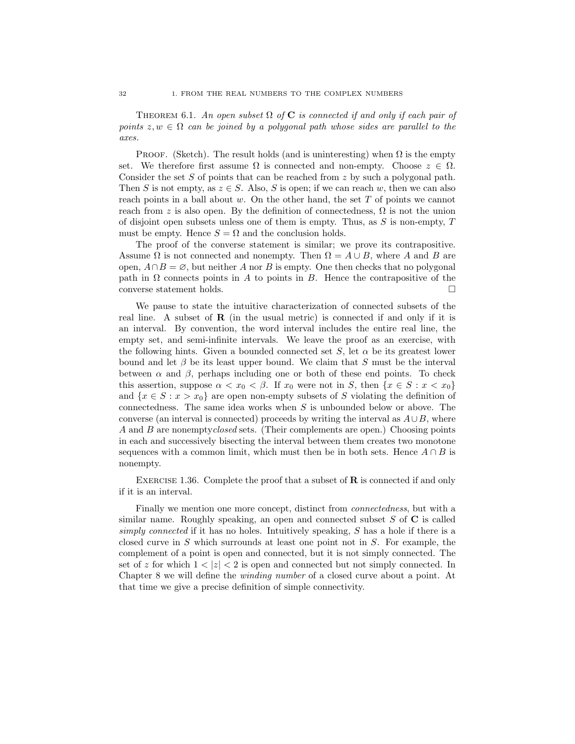Theorem 6.1. *An open subset $\Omega$ of $\mathbf{C}$ is connected if and only if each pair of points $z, w \in \Omega$ can be joined by a polygonal path whose sides are parallel to the axes.*

Proof. (Sketch). The result holds (and is uninteresting) when $\Omega$ is the empty set. We therefore first assume $\Omega$ is connected and non-empty. Choose $z \in \Omega$. Consider the set $S$ of points that can be reached from $z$ by such a polygonal path. Then $S$ is not empty, as $z \in S$. Also, $S$ is open; if we can reach $w$, then we can also reach points in a ball about $w$. On the other hand, the set $T$ of points we cannot reach from $z$ is also open. By the definition of connectedness, $\Omega$ is not the union of disjoint open subsets unless one of them is empty. Thus, as $S$ is non-empty, $T$ must be empty. Hence $S = \Omega$ and the conclusion holds.

The proof of the converse statement is similar; we prove its contrapositive. Assume $\Omega$ is not connected and nonempty. Then $\Omega = A \cup B$, where $A$ and $B$ are open, $A \cap B = \emptyset$, but neither $A$ nor $B$ is empty. One then checks that no polygonal path in $\Omega$ connects points in $A$ to points in $B$. Hence the contrapositive of the converse statement holds. $\square$

We pause to state the intuitive characterization of connected subsets of the real line. A subset of $\mathbf{R}$ (in the usual metric) is connected if and only if it is an interval. By convention, the word interval includes the entire real line, the empty set, and semi-infinite intervals. We leave the proof as an exercise, with the following hints. Given a bounded connected set $S$, let $\alpha$ be its greatest lower bound and let $\beta$ be its least upper bound. We claim that $S$ must be the interval between $\alpha$ and $\beta$, perhaps including one or both of these end points. To check this assertion, suppose $\alpha < x_0 < \beta$. If $x_0$ were not in $S$, then $\{x \in S : x < x_0\}$ and $\{x \in S : x > x_0\}$ are open non-empty subsets of $S$ violating the definition of connectedness. The same idea works when $S$ is unbounded below or above. The converse (an interval is connected) proceeds by writing the interval as $A \cup B$, where $A$ and $B$ are nonempty *closed* sets. (Their complements are open.) Choosing points in each and successively bisecting the interval between them creates two monotone sequences with a common limit, which must then be in both sets. Hence $A \cap B$ is nonempty.

Exercise 1.36. Complete the proof that a subset of $\mathbf{R}$ is connected if and only if it is an interval.

Finally we mention one more concept, distinct from *connectedness*, but with a similar name. Roughly speaking, an open and connected subset $S$ of $\mathbf{C}$ is called *simply connected* if it has no holes. Intuitively speaking, $S$ has a hole if there is a closed curve in $S$ which surrounds at least one point not in $S$. For example, the complement of a point is open and connected, but it is not simply connected. The set of $z$ for which $1 < |z| < 2$ is open and connected but not simply connected. In Chapter 8 we will define the *winding number* of a closed curve about a point. At that time we give a precise definition of simple connectivity.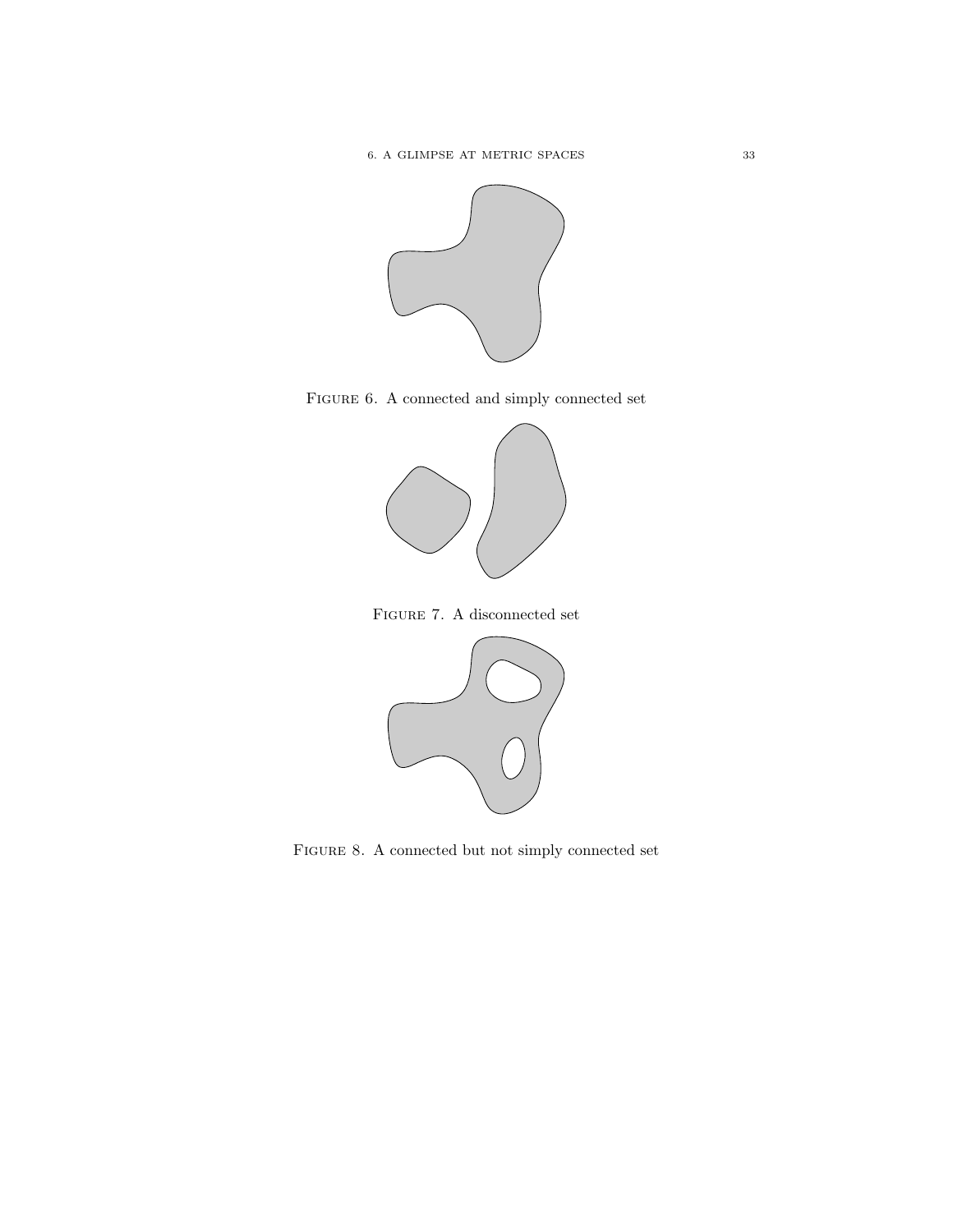Figure 6. A connected and simply connected set

Figure 7. A disconnected set

Figure 8. A connected but not simply connected set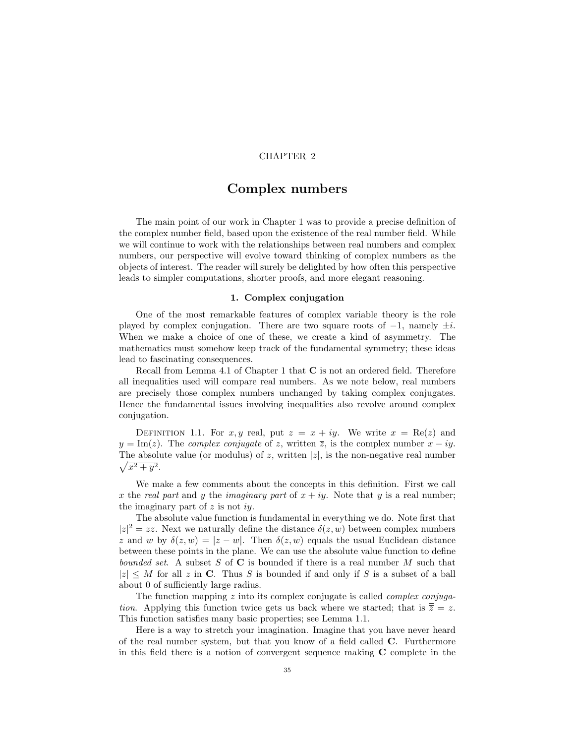CHAPTER 2

# Complex numbers

The main point of our work in Chapter 1 was to provide a precise definition of the complex number field, based upon the existence of the real number field. While we will continue to work with the relationships between real numbers and complex numbers, our perspective will evolve toward thinking of complex numbers as the objects of interest. The reader will surely be delighted by how often this perspective leads to simpler computations, shorter proofs, and more elegant reasoning.

## 1. Complex conjugation

One of the most remarkable features of complex variable theory is the role played by complex conjugation. There are two square roots of $-1$, namely $\pm i$. When we make a choice of one of these, we create a kind of asymmetry. The mathematics must somehow keep track of the fundamental symmetry; these ideas lead to fascinating consequences.

Recall from Lemma 4.1 of Chapter 1 that **C** is not an ordered field. Therefore all inequalities used will compare real numbers. As we note below, real numbers are precisely those complex numbers unchanged by taking complex conjugates. Hence the fundamental issues involving inequalities also revolve around complex conjugation.

Definition 1.1. For $x, y$ real, put $z = x + iy$. We write $x = \mathrm{Re}(z)$ and $y = \mathrm{Im}(z)$. The *complex conjugate* of $z$, written $\overline{z}$, is the complex number $x - iy$. The absolute value (or modulus) of $z$, written $|z|$, is the non-negative real number $\sqrt{x^2 + y^2}$.

We make a few comments about the concepts in this definition. First we call $x$ the *real part* and $y$ the *imaginary part* of $x + iy$. Note that $y$ is a real number; the imaginary part of $z$ is not $iy$.

The absolute value function is fundamental in everything we do. Note first that $|z|^2 = z\overline{z}$. Next we naturally define the distance $\delta(z, w)$ between complex numbers $z$ and $w$ by $\delta(z, w) = |z - w|$. Then $\delta(z, w)$ equals the usual Euclidean distance between these points in the plane. We can use the absolute value function to define *bounded set*. A subset $S$ of **C** is bounded if there is a real number $M$ such that $|z| \leq M$ for all $z$ in **C**. Thus $S$ is bounded if and only if $S$ is a subset of a ball about 0 of sufficiently large radius.

The function mapping $z$ into its complex conjugate is called *complex conjugation*. Applying this function twice gets us back where we started; that is $\overline{\overline{z}} = z$. This function satisfies many basic properties; see Lemma 1.1.

Here is a way to stretch your imagination. Imagine that you have never heard of the real number system, but that you know of a field called **C**. Furthermore in this field there is a notion of convergent sequence making **C** complete in the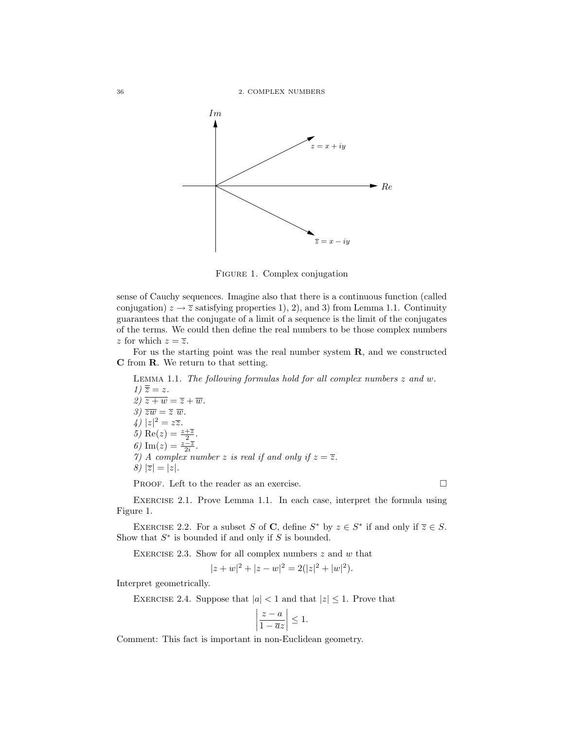FIGURE 1. Complex conjugation

sense of Cauchy sequences. Imagine also that there is a continuous function (called conjugation) $z \to \overline{z}$ satisfying properties 1), 2), and 3) from Lemma 1.1. Continuity guarantees that the conjugate of a limit of a sequence is the limit of the conjugates of the terms. We could then define the real numbers to be those complex numbers $z$ for which $z = \overline{z}$.

For us the starting point was the real number system $\mathbf{R}$, and we constructed $\mathbf{C}$ from $\mathbf{R}$. We return to that setting.

LEMMA 1.1. *The following formulas hold for all complex numbers $z$ and $w$.*

*1)* $\overline{\overline{z}} = z$.
*2)* $\overline{z + w} = \overline{z} + \overline{w}$.
*3)* $\overline{zw} = \overline{z}\ \overline{w}$.
*4)* $|z|^2 = z\overline{z}$.
*5)* $\mathrm{Re}(z) = \frac{z+\overline{z}}{2}$.
*6)* $\mathrm{Im}(z) = \frac{z-\overline{z}}{2i}$.
*7) A complex number $z$ is real if and only if $z = \overline{z}$.*
*8)* $|\overline{z}| = |z|$.

PROOF. Left to the reader as an exercise. □

EXERCISE 2.1. Prove Lemma 1.1. In each case, interpret the formula using Figure 1.

EXERCISE 2.2. For a subset $S$ of $\mathbf{C}$, define $S^*$ by $z \in S^*$ if and only if $\overline{z} \in S$. Show that $S^*$ is bounded if and only if $S$ is bounded.

EXERCISE 2.3. Show for all complex numbers $z$ and $w$ that

$$|z + w|^2 + |z - w|^2 = 2(|z|^2 + |w|^2).$$

Interpret geometrically.

EXERCISE 2.4. Suppose that $|a| < 1$ and that $|z| \leq 1$. Prove that

$$\left| \frac{z - a}{1 - \overline{a}z} \right| \leq 1.$$

Comment: This fact is important in non-Euclidean geometry.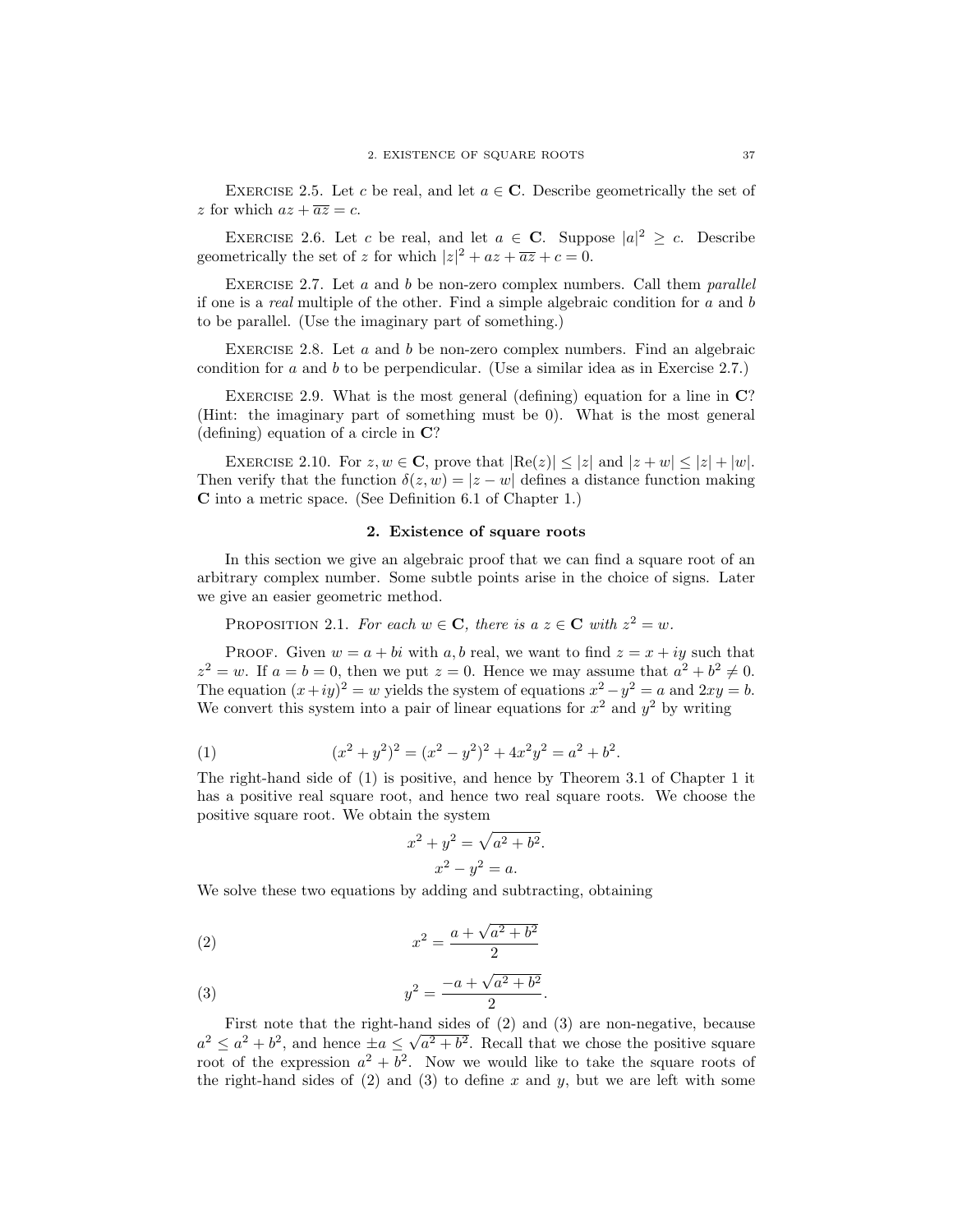EXERCISE 2.5. Let $c$ be real, and let $a \in \mathbf{C}$. Describe geometrically the set of $z$ for which $az + \overline{az} = c$.

EXERCISE 2.6. Let $c$ be real, and let $a \in \mathbf{C}$. Suppose $|a|^2 \geq c$. Describe geometrically the set of $z$ for which $|z|^2 + az + \overline{az} + c = 0$.

EXERCISE 2.7. Let $a$ and $b$ be non-zero complex numbers. Call them *parallel* if one is a *real* multiple of the other. Find a simple algebraic condition for $a$ and $b$ to be parallel. (Use the imaginary part of something.)

EXERCISE 2.8. Let $a$ and $b$ be non-zero complex numbers. Find an algebraic condition for $a$ and $b$ to be perpendicular. (Use a similar idea as in Exercise 2.7.)

EXERCISE 2.9. What is the most general (defining) equation for a line in $\mathbf{C}$? (Hint: the imaginary part of something must be 0). What is the most general (defining) equation of a circle in $\mathbf{C}$?

EXERCISE 2.10. For $z, w \in \mathbf{C}$, prove that $|\text{Re}(z)| \leq |z|$ and $|z + w| \leq |z| + |w|$. Then verify that the function $\delta(z, w) = |z - w|$ defines a distance function making $\mathbf{C}$ into a metric space. (See Definition 6.1 of Chapter 1.)

## 2. Existence of square roots

In this section we give an algebraic proof that we can find a square root of an arbitrary complex number. Some subtle points arise in the choice of signs. Later we give an easier geometric method.

PROPOSITION 2.1. *For each $w \in \mathbf{C}$, there is a $z \in \mathbf{C}$ with $z^2 = w$.*

PROOF. Given $w = a + bi$ with $a, b$ real, we want to find $z = x + iy$ such that $z^2 = w$. If $a = b = 0$, then we put $z = 0$. Hence we may assume that $a^2 + b^2 \neq 0$. The equation $(x + iy)^2 = w$ yields the system of equations $x^2 - y^2 = a$ and $2xy = b$. We convert this system into a pair of linear equations for $x^2$ and $y^2$ by writing

$$(x^2 + y^2)^2 = (x^2 - y^2)^2 + 4x^2y^2 = a^2 + b^2. \tag{1}$$

The right-hand side of (1) is positive, and hence by Theorem 3.1 of Chapter 1 it has a positive real square root, and hence two real square roots. We choose the positive square root. We obtain the system

$$x^2 + y^2 = \sqrt{a^2 + b^2}.$$
$$x^2 - y^2 = a.$$

We solve these two equations by adding and subtracting, obtaining

$$x^2 = \frac{a + \sqrt{a^2 + b^2}}{2} \tag{2}$$

$$y^2 = \frac{-a + \sqrt{a^2 + b^2}}{2}. \tag{3}$$

First note that the right-hand sides of (2) and (3) are non-negative, because $a^2 \leq a^2 + b^2$, and hence $\pm a \leq \sqrt{a^2 + b^2}$. Recall that we chose the positive square root of the expression $a^2 + b^2$. Now we would like to take the square roots of the right-hand sides of (2) and (3) to define $x$ and $y$, but we are left with some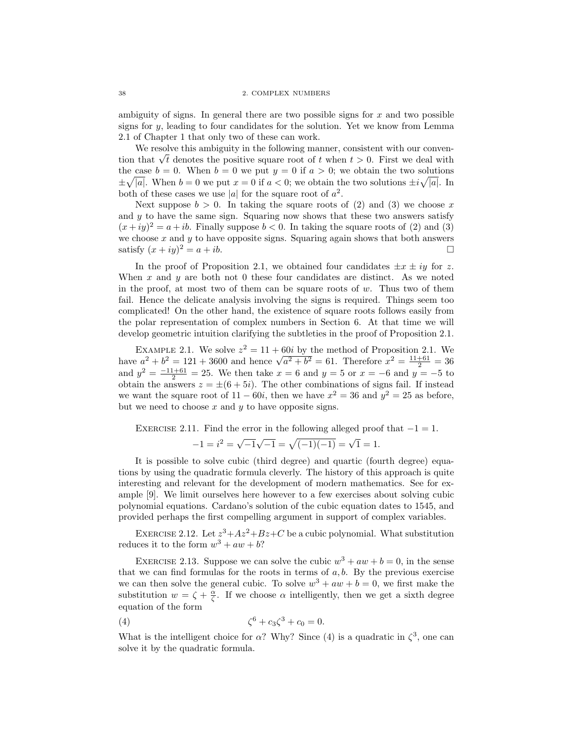ambiguity of signs. In general there are two possible signs for $x$ and two possible signs for $y$, leading to four candidates for the solution. Yet we know from Lemma 2.1 of Chapter 1 that only two of these can work.

We resolve this ambiguity in the following manner, consistent with our convention that $\sqrt{t}$ denotes the positive square root of $t$ when $t > 0$. First we deal with the case $b = 0$. When $b = 0$ we put $y = 0$ if $a > 0$; we obtain the two solutions $\pm\sqrt{|a|}$. When $b = 0$ we put $x = 0$ if $a < 0$; we obtain the two solutions $\pm i\sqrt{|a|}$. In both of these cases we use $|a|$ for the square root of $a^2$.

Next suppose $b > 0$. In taking the square roots of (2) and (3) we choose $x$ and $y$ to have the same sign. Squaring now shows that these two answers satisfy $(x + iy)^2 = a + ib$. Finally suppose $b < 0$. In taking the square roots of (2) and (3) we choose $x$ and $y$ to have opposite signs. Squaring again shows that both answers satisfy $(x + iy)^2 = a + ib$. □

In the proof of Proposition 2.1, we obtained four candidates $\pm x \pm iy$ for $z$. When $x$ and $y$ are both not 0 these four candidates are distinct. As we noted in the proof, at most two of them can be square roots of $w$. Thus two of them fail. Hence the delicate analysis involving the signs is required. Things seem too complicated! On the other hand, the existence of square roots follows easily from the polar representation of complex numbers in Section 6. At that time we will develop geometric intuition clarifying the subtleties in the proof of Proposition 2.1.

EXAMPLE 2.1. We solve $z^2 = 11 + 60i$ by the method of Proposition 2.1. We have $a^2 + b^2 = 121 + 3600$ and hence $\sqrt{a^2 + b^2} = 61$. Therefore $x^2 = \frac{11+61}{2} = 36$ and $y^2 = \frac{-11+61}{2} = 25$. We then take $x = 6$ and $y = 5$ or $x = -6$ and $y = -5$ to obtain the answers $z = \pm(6 + 5i)$. The other combinations of signs fail. If instead we want the square root of $11 - 60i$, then we have $x^2 = 36$ and $y^2 = 25$ as before, but we need to choose $x$ and $y$ to have opposite signs.

EXERCISE 2.11. Find the error in the following alleged proof that $-1 = 1$.

$$-1 = i^2 = \sqrt{-1}\sqrt{-1} = \sqrt{(-1)(-1)} = \sqrt{1} = 1.$$

It is possible to solve cubic (third degree) and quartic (fourth degree) equations by using the quadratic formula cleverly. The history of this approach is quite interesting and relevant for the development of modern mathematics. See for example [9]. We limit ourselves here however to a few exercises about solving cubic polynomial equations. Cardano's solution of the cubic equation dates to 1545, and provided perhaps the first compelling argument in support of complex variables.

EXERCISE 2.12. Let $z^3 + Az^2 + Bz + C$ be a cubic polynomial. What substitution reduces it to the form $w^3 + aw + b$?

EXERCISE 2.13. Suppose we can solve the cubic $w^3 + aw + b = 0$, in the sense that we can find formulas for the roots in terms of $a, b$. By the previous exercise we can then solve the general cubic. To solve $w^3 + aw + b = 0$, we first make the substitution $w = \zeta + \frac{\alpha}{\zeta}$. If we choose $\alpha$ intelligently, then we get a sixth degree equation of the form

$$\zeta^6 + c_3\zeta^3 + c_0 = 0. \tag{4}$$

What is the intelligent choice for $\alpha$? Why? Since (4) is a quadratic in $\zeta^3$, one can solve it by the quadratic formula.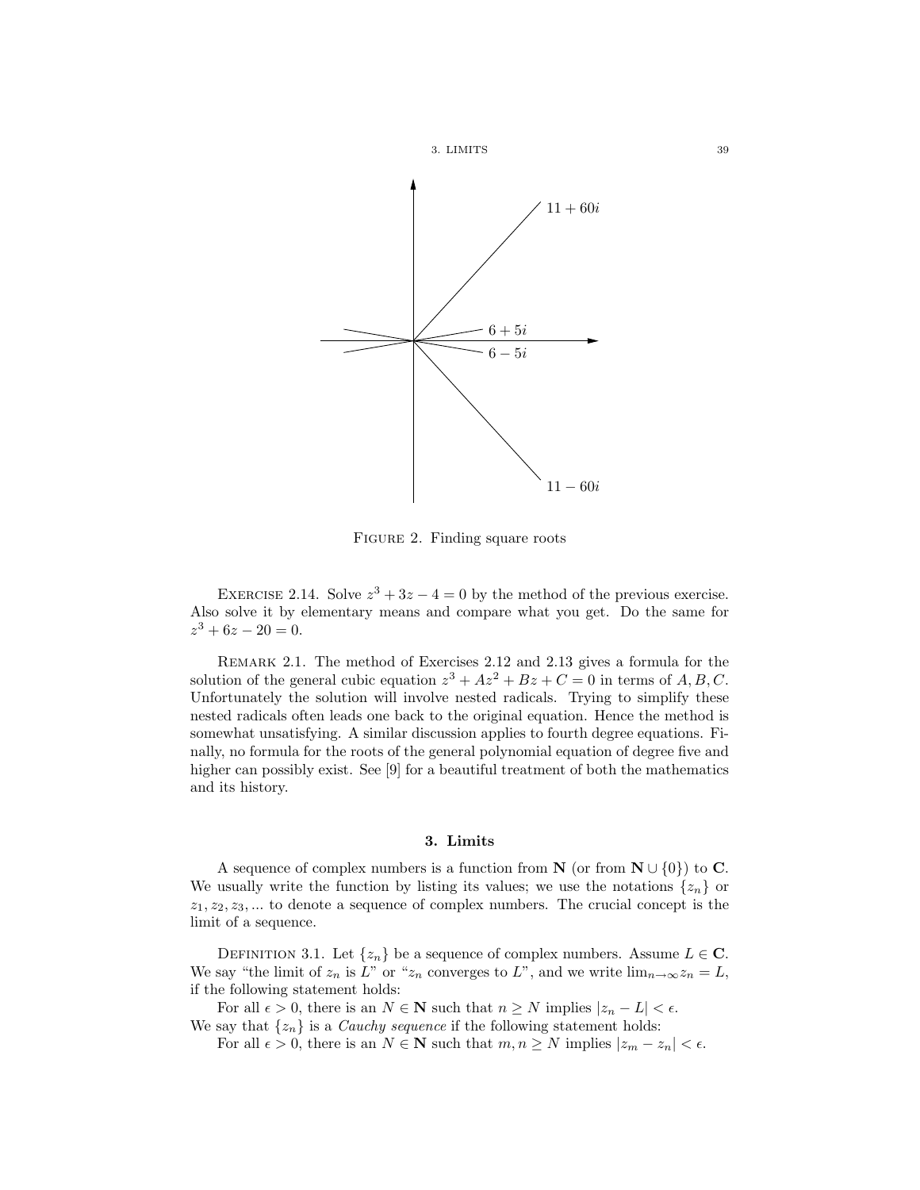Figure 2. Finding square roots

Exercise 2.14. Solve $z^3 + 3z - 4 = 0$ by the method of the previous exercise. Also solve it by elementary means and compare what you get. Do the same for $z^3 + 6z - 20 = 0$.

Remark 2.1. The method of Exercises 2.12 and 2.13 gives a formula for the solution of the general cubic equation $z^3 + Az^2 + Bz + C = 0$ in terms of $A, B, C$. Unfortunately the solution will involve nested radicals. Trying to simplify these nested radicals often leads one back to the original equation. Hence the method is somewhat unsatisfying. A similar discussion applies to fourth degree equations. Finally, no formula for the roots of the general polynomial equation of degree five and higher can possibly exist. See [9] for a beautiful treatment of both the mathematics and its history.

## 3. Limits

A sequence of complex numbers is a function from $\mathbf{N}$ (or from $\mathbf{N} \cup \{0\}$) to $\mathbf{C}$. We usually write the function by listing its values; we use the notations $\{z_n\}$ or $z_1, z_2, z_3, ...$ to denote a sequence of complex numbers. The crucial concept is the limit of a sequence.

Definition 3.1. Let $\{z_n\}$ be a sequence of complex numbers. Assume $L \in \mathbf{C}$. We say "the limit of $z_n$ is $L$" or "$z_n$ converges to $L$", and we write $\lim_{n\to\infty} z_n = L$, if the following statement holds:

For all $\epsilon > 0$, there is an $N \in \mathbf{N}$ such that $n \geq N$ implies $|z_n - L| < \epsilon$.

We say that $\{z_n\}$ is a *Cauchy sequence* if the following statement holds:

For all $\epsilon > 0$, there is an $N \in \mathbf{N}$ such that $m, n \geq N$ implies $|z_m - z_n| < \epsilon$.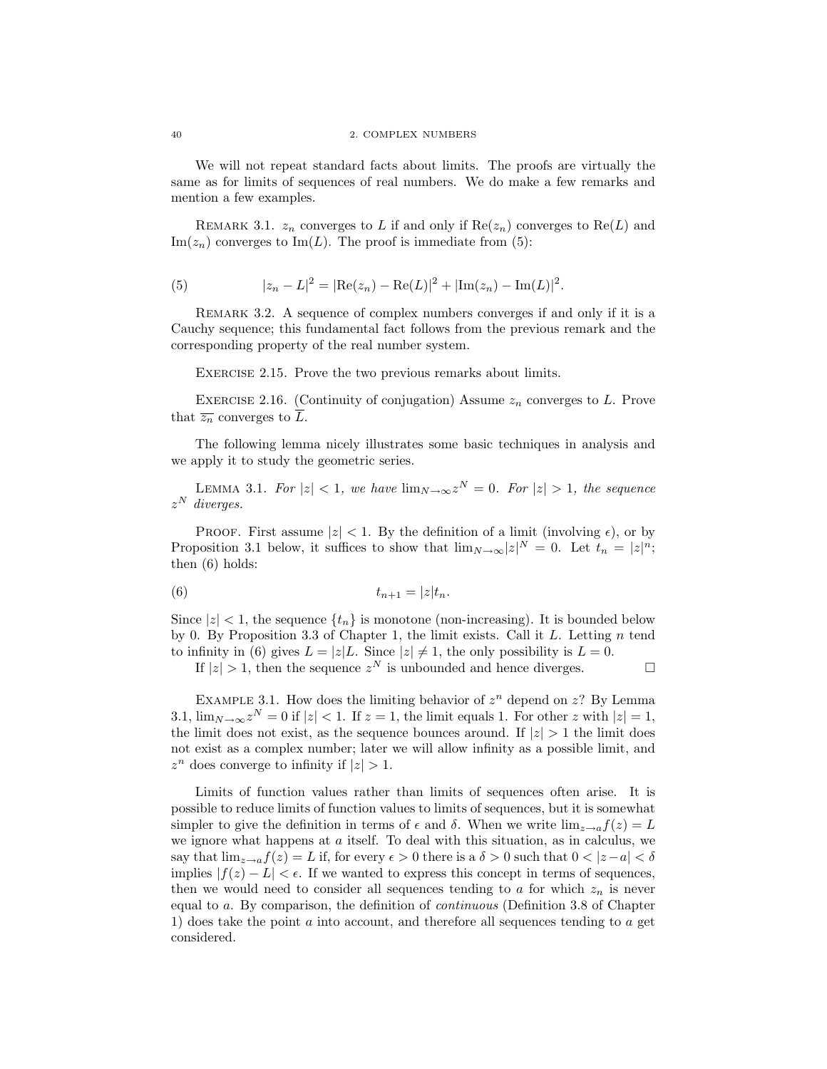We will not repeat standard facts about limits. The proofs are virtually the same as for limits of sequences of real numbers. We do make a few remarks and mention a few examples.

REMARK 3.1. $z_n$ converges to $L$ if and only if $\mathrm{Re}(z_n)$ converges to $\mathrm{Re}(L)$ and $\mathrm{Im}(z_n)$ converges to $\mathrm{Im}(L)$. The proof is immediate from (5):

$$|z_n - L|^2 = |\mathrm{Re}(z_n) - \mathrm{Re}(L)|^2 + |\mathrm{Im}(z_n) - \mathrm{Im}(L)|^2. \tag{5}$$

REMARK 3.2. A sequence of complex numbers converges if and only if it is a Cauchy sequence; this fundamental fact follows from the previous remark and the corresponding property of the real number system.

EXERCISE 2.15. Prove the two previous remarks about limits.

EXERCISE 2.16. (Continuity of conjugation) Assume $z_n$ converges to $L$. Prove that $\overline{z_n}$ converges to $\overline{L}$.

The following lemma nicely illustrates some basic techniques in analysis and we apply it to study the geometric series.

LEMMA 3.1. *For $|z| < 1$, we have $\lim_{N\to\infty} z^N = 0$. For $|z| > 1$, the sequence $z^N$ diverges.*

PROOF. First assume $|z| < 1$. By the definition of a limit (involving $\epsilon$), or by Proposition 3.1 below, it suffices to show that $\lim_{N\to\infty} |z|^N = 0$. Let $t_n = |z|^n$; then (6) holds:

$$t_{n+1} = |z| t_n. \tag{6}$$

Since $|z| < 1$, the sequence $\{t_n\}$ is monotone (non-increasing). It is bounded below by 0. By Proposition 3.3 of Chapter 1, the limit exists. Call it $L$. Letting $n$ tend to infinity in (6) gives $L = |z|L$. Since $|z| \neq 1$, the only possibility is $L = 0$.

If $|z| > 1$, then the sequence $z^N$ is unbounded and hence diverges. □

EXAMPLE 3.1. How does the limiting behavior of $z^n$ depend on $z$? By Lemma 3.1, $\lim_{N\to\infty} z^N = 0$ if $|z| < 1$. If $z = 1$, the limit equals 1. For other $z$ with $|z| = 1$, the limit does not exist, as the sequence bounces around. If $|z| > 1$ the limit does not exist as a complex number; later we will allow infinity as a possible limit, and $z^n$ does converge to infinity if $|z| > 1$.

Limits of function values rather than limits of sequences often arise. It is possible to reduce limits of function values to limits of sequences, but it is somewhat simpler to give the definition in terms of $\epsilon$ and $\delta$. When we write $\lim_{z\to a} f(z) = L$ we ignore what happens at $a$ itself. To deal with this situation, as in calculus, we say that $\lim_{z\to a} f(z) = L$ if, for every $\epsilon > 0$ there is a $\delta > 0$ such that $0 < |z - a| < \delta$ implies $|f(z) - L| < \epsilon$. If we wanted to express this concept in terms of sequences, then we would need to consider all sequences tending to $a$ for which $z_n$ is never equal to $a$. By comparison, the definition of *continuous* (Definition 3.8 of Chapter 1) does take the point $a$ into account, and therefore all sequences tending to $a$ get considered.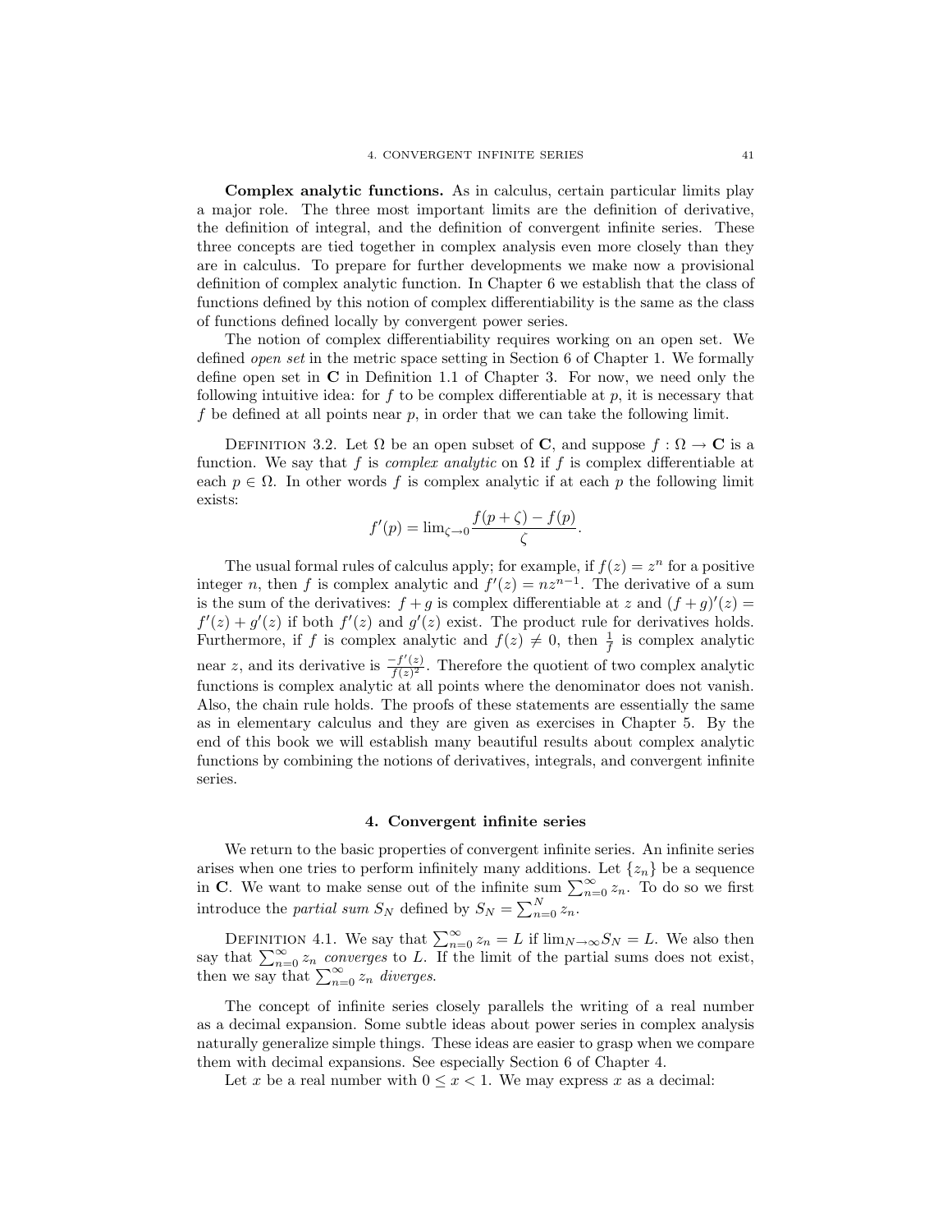**Complex analytic functions.** As in calculus, certain particular limits play a major role. The three most important limits are the definition of derivative, the definition of integral, and the definition of convergent infinite series. These three concepts are tied together in complex analysis even more closely than they are in calculus. To prepare for further developments we make now a provisional definition of complex analytic function. In Chapter 6 we establish that the class of functions defined by this notion of complex differentiability is the same as the class of functions defined locally by convergent power series.

The notion of complex differentiability requires working on an open set. We defined *open set* in the metric space setting in Section 6 of Chapter 1. We formally define open set in $\mathbf{C}$ in Definition 1.1 of Chapter 3. For now, we need only the following intuitive idea: for $f$ to be complex differentiable at $p$, it is necessary that $f$ be defined at all points near $p$, in order that we can take the following limit.

DEFINITION 3.2. Let $\Omega$ be an open subset of $\mathbf{C}$, and suppose $f : \Omega \to \mathbf{C}$ is a function. We say that $f$ is *complex analytic* on $\Omega$ if $f$ is complex differentiable at each $p \in \Omega$. In other words $f$ is complex analytic if at each $p$ the following limit exists:

$$f'(p) = \lim_{\zeta \to 0} \frac{f(p+\zeta) - f(p)}{\zeta}.$$

The usual formal rules of calculus apply; for example, if $f(z) = z^n$ for a positive integer $n$, then $f$ is complex analytic and $f'(z) = nz^{n-1}$. The derivative of a sum is the sum of the derivatives: $f+g$ is complex differentiable at $z$ and $(f+g)'(z) = f'(z) + g'(z)$ if both $f'(z)$ and $g'(z)$ exist. The product rule for derivatives holds. Furthermore, if $f$ is complex analytic and $f(z) \neq 0$, then $\frac{1}{f}$ is complex analytic near $z$, and its derivative is $\frac{-f'(z)}{f(z)^2}$. Therefore the quotient of two complex analytic functions is complex analytic at all points where the denominator does not vanish. Also, the chain rule holds. The proofs of these statements are essentially the same as in elementary calculus and they are given as exercises in Chapter 5. By the end of this book we will establish many beautiful results about complex analytic functions by combining the notions of derivatives, integrals, and convergent infinite series.

## 4. Convergent infinite series

We return to the basic properties of convergent infinite series. An infinite series arises when one tries to perform infinitely many additions. Let $\{z_n\}$ be a sequence in $\mathbf{C}$. We want to make sense out of the infinite sum $\sum_{n=0}^{\infty} z_n$. To do so we first introduce the *partial sum* $S_N$ defined by $S_N = \sum_{n=0}^{N} z_n$.

DEFINITION 4.1. We say that $\sum_{n=0}^{\infty} z_n = L$ if $\lim_{N\to\infty} S_N = L$. We also then say that $\sum_{n=0}^{\infty} z_n$ *converges* to $L$. If the limit of the partial sums does not exist, then we say that $\sum_{n=0}^{\infty} z_n$ *diverges*.

The concept of infinite series closely parallels the writing of a real number as a decimal expansion. Some subtle ideas about power series in complex analysis naturally generalize simple things. These ideas are easier to grasp when we compare them with decimal expansions. See especially Section 6 of Chapter 4.

Let $x$ be a real number with $0 \leq x < 1$. We may express $x$ as a decimal: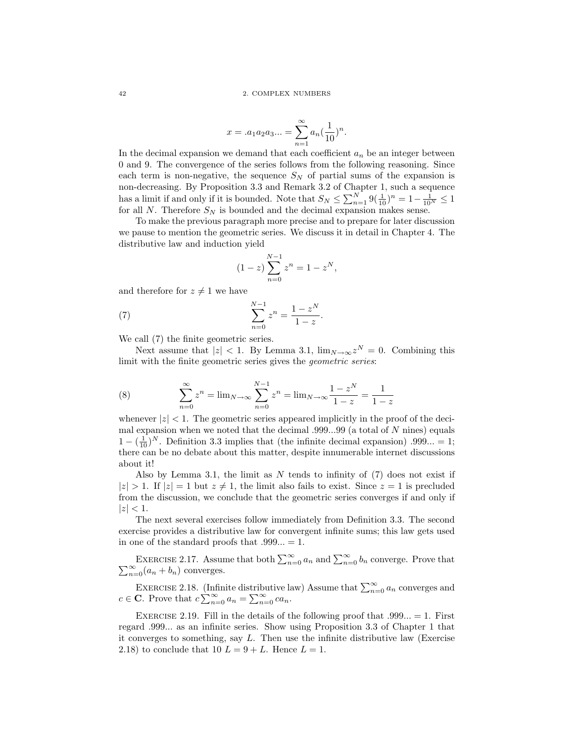$$x = .a_1a_2a_3... = \sum_{n=1}^{\infty} a_n (\frac{1}{10})^n.$$

In the decimal expansion we demand that each coefficient $a_n$ be an integer between 0 and 9. The convergence of the series follows from the following reasoning. Since each term is non-negative, the sequence $S_N$ of partial sums of the expansion is non-decreasing. By Proposition 3.3 and Remark 3.2 of Chapter 1, such a sequence has a limit if and only if it is bounded. Note that $S_N \leq \sum_{n=1}^{N} 9(\frac{1}{10})^n = 1 - \frac{1}{10^N} \leq 1$ for all $N$. Therefore $S_N$ is bounded and the decimal expansion makes sense.

To make the previous paragraph more precise and to prepare for later discussion we pause to mention the geometric series. We discuss it in detail in Chapter 4. The distributive law and induction yield

$$(1-z)\sum_{n=0}^{N-1} z^n = 1 - z^N,$$

and therefore for $z \neq 1$ we have

$$\sum_{n=0}^{N-1} z^n = \frac{1-z^N}{1-z}. \tag{7}$$

We call (7) the finite geometric series.

Next assume that $|z| < 1$. By Lemma 3.1, $\lim_{N\to\infty} z^N = 0$. Combining this limit with the finite geometric series gives the *geometric series*:

$$\sum_{n=0}^{\infty} z^n = \lim_{N\to\infty} \sum_{n=0}^{N-1} z^n = \lim_{N\to\infty} \frac{1-z^N}{1-z} = \frac{1}{1-z} \tag{8}$$

whenever $|z| < 1$. The geometric series appeared implicitly in the proof of the decimal expansion when we noted that the decimal .999...99 (a total of $N$ nines) equals $1 - (\frac{1}{10})^N$. Definition 3.3 implies that (the infinite decimal expansion) .999... = 1; there can be no debate about this matter, despite innumerable internet discussions about it!

Also by Lemma 3.1, the limit as $N$ tends to infinity of (7) does not exist if $|z| > 1$. If $|z| = 1$ but $z \neq 1$, the limit also fails to exist. Since $z = 1$ is precluded from the discussion, we conclude that the geometric series converges if and only if $|z| < 1$.

The next several exercises follow immediately from Definition 3.3. The second exercise provides a distributive law for convergent infinite sums; this law gets used in one of the standard proofs that .999... = 1.

Exercise 2.17. Assume that both $\sum_{n=0}^{\infty} a_n$ and $\sum_{n=0}^{\infty} b_n$ converge. Prove that $\sum_{n=0}^{\infty}(a_n + b_n)$ converges.

Exercise 2.18. (Infinite distributive law) Assume that $\sum_{n=0}^{\infty} a_n$ converges and $c \in \mathbf{C}$. Prove that $c\sum_{n=0}^{\infty} a_n = \sum_{n=0}^{\infty} ca_n$.

Exercise 2.19. Fill in the details of the following proof that .999... = 1. First regard .999... as an infinite series. Show using Proposition 3.3 of Chapter 1 that it converges to something, say $L$. Then use the infinite distributive law (Exercise 2.18) to conclude that $10\ L = 9 + L$. Hence $L = 1$.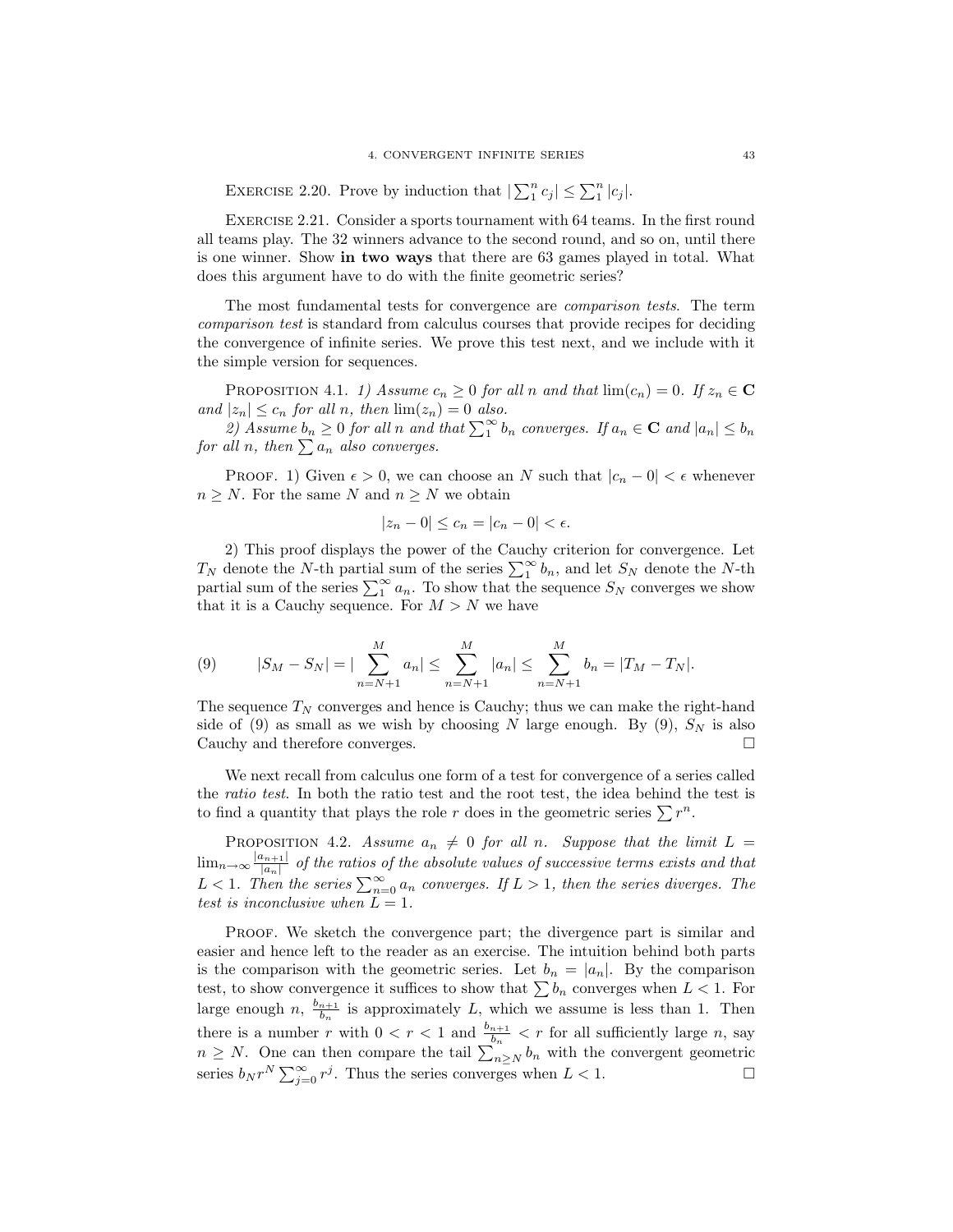EXERCISE 2.20. Prove by induction that $|\sum_1^n c_j| \leq \sum_1^n |c_j|$.

EXERCISE 2.21. Consider a sports tournament with 64 teams. In the first round all teams play. The 32 winners advance to the second round, and so on, until there is one winner. Show **in two ways** that there are 63 games played in total. What does this argument have to do with the finite geometric series?

The most fundamental tests for convergence are *comparison tests*. The term *comparison test* is standard from calculus courses that provide recipes for deciding the convergence of infinite series. We prove this test next, and we include with it the simple version for sequences.

PROPOSITION 4.1. *1) Assume $c_n \geq 0$ for all $n$ and that $\lim(c_n) = 0$. If $z_n \in \mathbf{C}$ and $|z_n| \leq c_n$ for all $n$, then $\lim(z_n) = 0$ also.*

*2) Assume $b_n \geq 0$ for all $n$ and that $\sum_1^\infty b_n$ converges. If $a_n \in \mathbf{C}$ and $|a_n| \leq b_n$ for all $n$, then $\sum a_n$ also converges.*

PROOF. 1) Given $\epsilon > 0$, we can choose an $N$ such that $|c_n - 0| < \epsilon$ whenever $n \geq N$. For the same $N$ and $n \geq N$ we obtain

$$|z_n - 0| \leq c_n = |c_n - 0| < \epsilon.$$

2) This proof displays the power of the Cauchy criterion for convergence. Let $T_N$ denote the $N$-th partial sum of the series $\sum_1^\infty b_n$, and let $S_N$ denote the $N$-th partial sum of the series $\sum_1^\infty a_n$. To show that the sequence $S_N$ converges we show that it is a Cauchy sequence. For $M > N$ we have

$$|S_M - S_N| = |\sum_{n=N+1}^{M} a_n| \leq \sum_{n=N+1}^{M} |a_n| \leq \sum_{n=N+1}^{M} b_n = |T_M - T_N|. \tag{9}$$

The sequence $T_N$ converges and hence is Cauchy; thus we can make the right-hand side of (9) as small as we wish by choosing $N$ large enough. By (9), $S_N$ is also Cauchy and therefore converges. □

We next recall from calculus one form of a test for convergence of a series called the *ratio test*. In both the ratio test and the root test, the idea behind the test is to find a quantity that plays the role $r$ does in the geometric series $\sum r^n$.

PROPOSITION 4.2. *Assume $a_n \neq 0$ for all $n$. Suppose that the limit $L = \lim_{n\to\infty} \frac{|a_{n+1}|}{|a_n|}$ of the ratios of the absolute values of successive terms exists and that $L < 1$. Then the series $\sum_{n=0}^\infty a_n$ converges. If $L > 1$, then the series diverges. The test is inconclusive when $L = 1$.*

PROOF. We sketch the convergence part; the divergence part is similar and easier and hence left to the reader as an exercise. The intuition behind both parts is the comparison with the geometric series. Let $b_n = |a_n|$. By the comparison test, to show convergence it suffices to show that $\sum b_n$ converges when $L < 1$. For large enough $n$, $\frac{b_{n+1}}{b_n}$ is approximately $L$, which we assume is less than 1. Then there is a number $r$ with $0 < r < 1$ and $\frac{b_{n+1}}{b_n} < r$ for all sufficiently large $n$, say $n \geq N$. One can then compare the tail $\sum_{n\geq N} b_n$ with the convergent geometric series $b_N r^N \sum_{j=0}^\infty r^j$. Thus the series converges when $L < 1$. □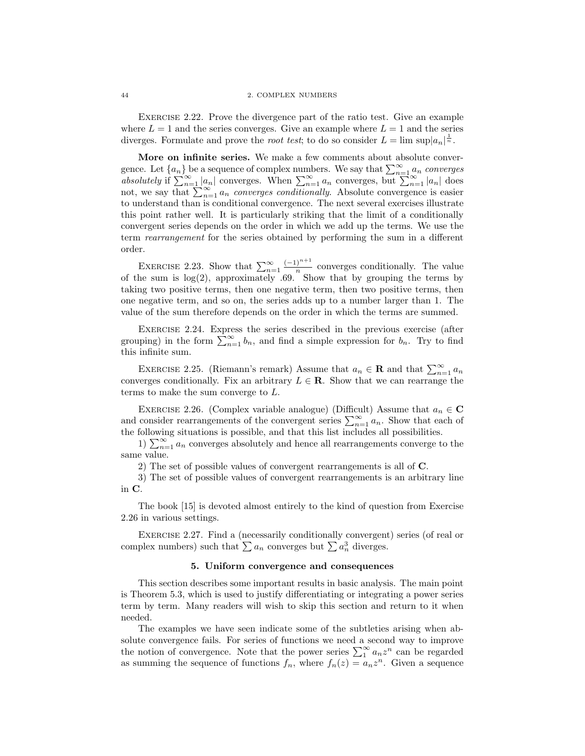Exercise 2.22. Prove the divergence part of the ratio test. Give an example where $L = 1$ and the series converges. Give an example where $L = 1$ and the series diverges. Formulate and prove the *root test*; to do so consider $L = \limsup |a_n|^{\frac{1}{n}}$.

**More on infinite series.** We make a few comments about absolute convergence. Let $\{a_n\}$ be a sequence of complex numbers. We say that $\sum_{n=1}^{\infty} a_n$ *converges absolutely* if $\sum_{n=1}^{\infty} |a_n|$ converges. When $\sum_{n=1}^{\infty} a_n$ converges, but $\sum_{n=1}^{\infty} |a_n|$ does not, we say that $\sum_{n=1}^{\infty} a_n$ *converges conditionally*. Absolute convergence is easier to understand than is conditional convergence. The next several exercises illustrate this point rather well. It is particularly striking that the limit of a conditionally convergent series depends on the order in which we add up the terms. We use the term *rearrangement* for the series obtained by performing the sum in a different order.

Exercise 2.23. Show that $\sum_{n=1}^{\infty} \frac{(-1)^{n+1}}{n}$ converges conditionally. The value of the sum is $\log(2)$, approximately .69. Show that by grouping the terms by taking two positive terms, then one negative term, then two positive terms, then one negative term, and so on, the series adds up to a number larger than 1. The value of the sum therefore depends on the order in which the terms are summed.

Exercise 2.24. Express the series described in the previous exercise (after grouping) in the form $\sum_{n=1}^{\infty} b_n$, and find a simple expression for $b_n$. Try to find this infinite sum.

Exercise 2.25. (Riemann's remark) Assume that $a_n \in \mathbf{R}$ and that $\sum_{n=1}^{\infty} a_n$ converges conditionally. Fix an arbitrary $L \in \mathbf{R}$. Show that we can rearrange the terms to make the sum converge to $L$.

Exercise 2.26. (Complex variable analogue) (Difficult) Assume that $a_n \in \mathbf{C}$ and consider rearrangements of the convergent series $\sum_{n=1}^{\infty} a_n$. Show that each of the following situations is possible, and that this list includes all possibilities.

1) $\sum_{n=1}^{\infty} a_n$ converges absolutely and hence all rearrangements converge to the same value.

2) The set of possible values of convergent rearrangements is all of $\mathbf{C}$.

3) The set of possible values of convergent rearrangements is an arbitrary line in $\mathbf{C}$.

The book [15] is devoted almost entirely to the kind of question from Exercise 2.26 in various settings.

Exercise 2.27. Find a (necessarily conditionally convergent) series (of real or complex numbers) such that $\sum a_n$ converges but $\sum a_n^3$ diverges.

## 5. Uniform convergence and consequences

This section describes some important results in basic analysis. The main point is Theorem 5.3, which is used to justify differentiating or integrating a power series term by term. Many readers will wish to skip this section and return to it when needed.

The examples we have seen indicate some of the subtleties arising when absolute convergence fails. For series of functions we need a second way to improve the notion of convergence. Note that the power series $\sum_1^{\infty} a_n z^n$ can be regarded as summing the sequence of functions $f_n$, where $f_n(z) = a_n z^n$. Given a sequence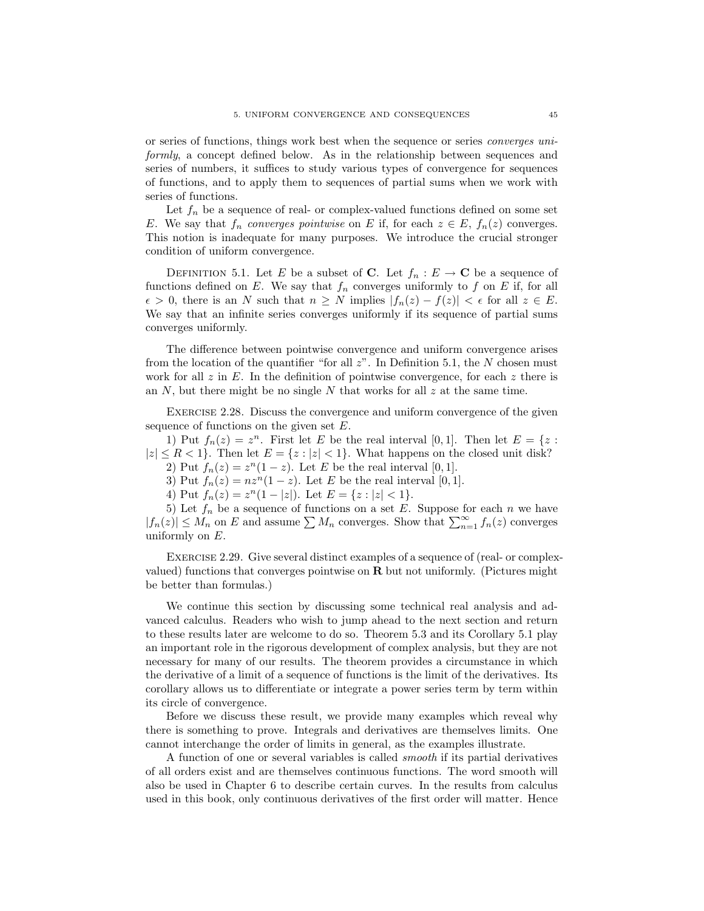or series of functions, things work best when the sequence or series *converges uniformly*, a concept defined below. As in the relationship between sequences and series of numbers, it suffices to study various types of convergence for sequences of functions, and to apply them to sequences of partial sums when we work with series of functions.

Let $f_n$ be a sequence of real- or complex-valued functions defined on some set $E$. We say that $f_n$ *converges pointwise* on $E$ if, for each $z \in E$, $f_n(z)$ converges. This notion is inadequate for many purposes. We introduce the crucial stronger condition of uniform convergence.

Definition 5.1. Let $E$ be a subset of $\mathbf{C}$. Let $f_n : E \to \mathbf{C}$ be a sequence of functions defined on $E$. We say that $f_n$ converges uniformly to $f$ on $E$ if, for all $\epsilon > 0$, there is an $N$ such that $n \geq N$ implies $|f_n(z) - f(z)| < \epsilon$ for all $z \in E$. We say that an infinite series converges uniformly if its sequence of partial sums converges uniformly.

The difference between pointwise convergence and uniform convergence arises from the location of the quantifier "for all $z$". In Definition 5.1, the $N$ chosen must work for all $z$ in $E$. In the definition of pointwise convergence, for each $z$ there is an $N$, but there might be no single $N$ that works for all $z$ at the same time.

Exercise 2.28. Discuss the convergence and uniform convergence of the given sequence of functions on the given set $E$.

1) Put $f_n(z) = z^n$. First let $E$ be the real interval $[0, 1]$. Then let $E = \{z : |z| \leq R < 1\}$. Then let $E = \{z : |z| < 1\}$. What happens on the closed unit disk?

2) Put $f_n(z) = z^n(1 - z)$. Let $E$ be the real interval $[0, 1]$.

3) Put $f_n(z) = nz^n(1 - z)$. Let $E$ be the real interval $[0, 1]$.

4) Put $f_n(z) = z^n(1 - |z|)$. Let $E = \{z : |z| < 1\}$.

5) Let $f_n$ be a sequence of functions on a set $E$. Suppose for each $n$ we have $|f_n(z)| \leq M_n$ on $E$ and assume $\sum M_n$ converges. Show that $\sum_{n=1}^{\infty} f_n(z)$ converges uniformly on $E$.

Exercise 2.29. Give several distinct examples of a sequence of (real- or complex-valued) functions that converges pointwise on $\mathbf{R}$ but not uniformly. (Pictures might be better than formulas.)

We continue this section by discussing some technical real analysis and advanced calculus. Readers who wish to jump ahead to the next section and return to these results later are welcome to do so. Theorem 5.3 and its Corollary 5.1 play an important role in the rigorous development of complex analysis, but they are not necessary for many of our results. The theorem provides a circumstance in which the derivative of a limit of a sequence of functions is the limit of the derivatives. Its corollary allows us to differentiate or integrate a power series term by term within its circle of convergence.

Before we discuss these result, we provide many examples which reveal why there is something to prove. Integrals and derivatives are themselves limits. One cannot interchange the order of limits in general, as the examples illustrate.

A function of one or several variables is called *smooth* if its partial derivatives of all orders exist and are themselves continuous functions. The word smooth will also be used in Chapter 6 to describe certain curves. In the results from calculus used in this book, only continuous derivatives of the first order will matter. Hence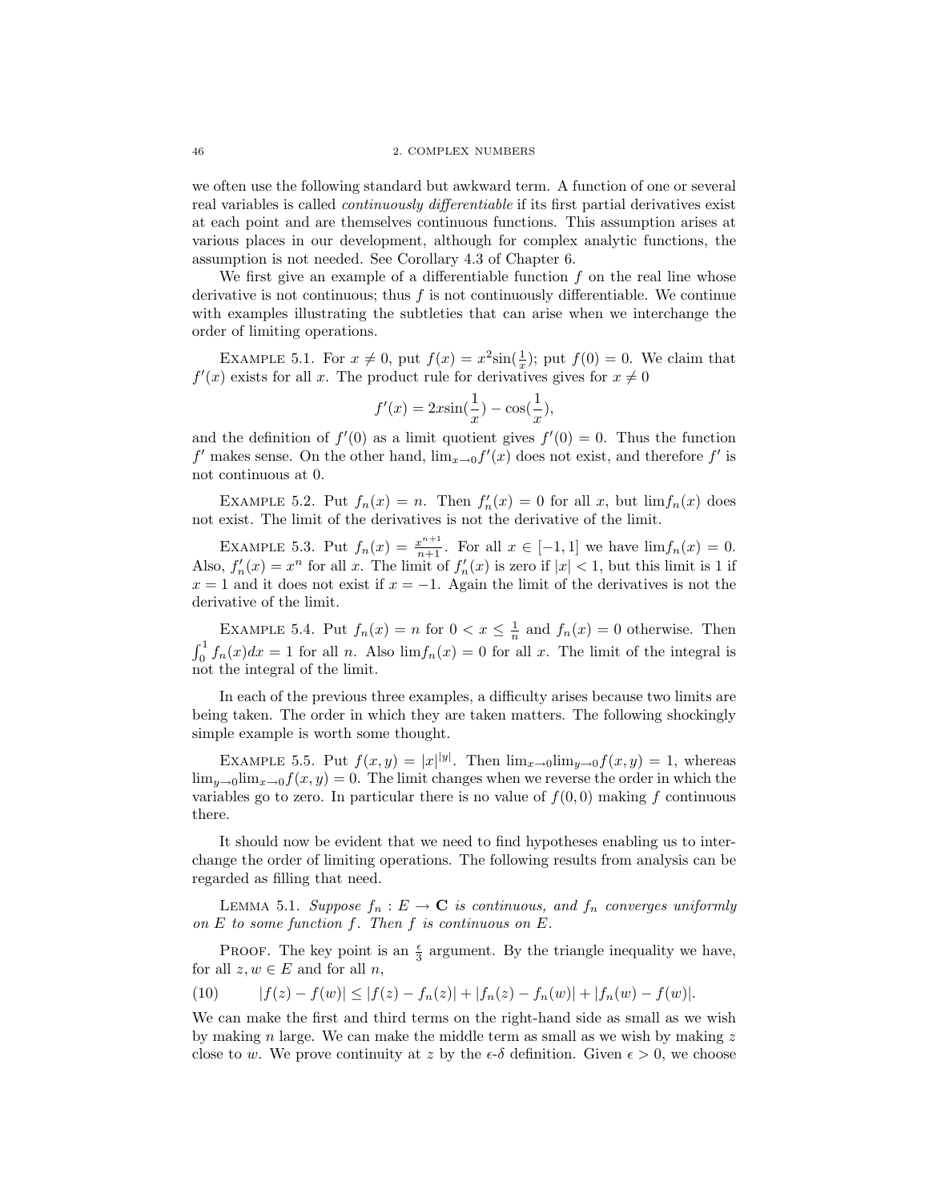we often use the following standard but awkward term. A function of one or several real variables is called *continuously differentiable* if its first partial derivatives exist at each point and are themselves continuous functions. This assumption arises at various places in our development, although for complex analytic functions, the assumption is not needed. See Corollary 4.3 of Chapter 6.

We first give an example of a differentiable function $f$ on the real line whose derivative is not continuous; thus $f$ is not continuously differentiable. We continue with examples illustrating the subtleties that can arise when we interchange the order of limiting operations.

EXAMPLE 5.1. For $x \neq 0$, put $f(x) = x^2 \sin(\frac{1}{x})$; put $f(0) = 0$. We claim that $f'(x)$ exists for all $x$. The product rule for derivatives gives for $x \neq 0$

$$f'(x) = 2x\sin(\frac{1}{x}) - \cos(\frac{1}{x}),$$

and the definition of $f'(0)$ as a limit quotient gives $f'(0) = 0$. Thus the function $f'$ makes sense. On the other hand, $\lim_{x\to 0} f'(x)$ does not exist, and therefore $f'$ is not continuous at 0.

EXAMPLE 5.2. Put $f_n(x) = n$. Then $f_n'(x) = 0$ for all $x$, but $\lim f_n(x)$ does not exist. The limit of the derivatives is not the derivative of the limit.

EXAMPLE 5.3. Put $f_n(x) = \frac{x^{n+1}}{n+1}$. For all $x \in [-1, 1]$ we have $\lim f_n(x) = 0$. Also, $f_n'(x) = x^n$ for all $x$. The limit of $f_n'(x)$ is zero if $|x| < 1$, but this limit is 1 if $x = 1$ and it does not exist if $x = -1$. Again the limit of the derivatives is not the derivative of the limit.

EXAMPLE 5.4. Put $f_n(x) = n$ for $0 < x \leq \frac{1}{n}$ and $f_n(x) = 0$ otherwise. Then $\int_0^1 f_n(x)dx = 1$ for all $n$. Also $\lim f_n(x) = 0$ for all $x$. The limit of the integral is not the integral of the limit.

In each of the previous three examples, a difficulty arises because two limits are being taken. The order in which they are taken matters. The following shockingly simple example is worth some thought.

EXAMPLE 5.5. Put $f(x, y) = |x|^{|y|}$. Then $\lim_{x\to 0}\lim_{y\to 0} f(x, y) = 1$, whereas $\lim_{y\to 0}\lim_{x\to 0} f(x, y) = 0$. The limit changes when we reverse the order in which the variables go to zero. In particular there is no value of $f(0, 0)$ making $f$ continuous there.

It should now be evident that we need to find hypotheses enabling us to interchange the order of limiting operations. The following results from analysis can be regarded as filling that need.

LEMMA 5.1. *Suppose $f_n : E \to \mathbf{C}$ is continuous, and $f_n$ converges uniformly on $E$ to some function $f$. Then $f$ is continuous on $E$.*

PROOF. The key point is an $\frac{\epsilon}{3}$ argument. By the triangle inequality we have, for all $z, w \in E$ and for all $n$,

$$|f(z) - f(w)| \leq |f(z) - f_n(z)| + |f_n(z) - f_n(w)| + |f_n(w) - f(w)|. \tag{10}$$

We can make the first and third terms on the right-hand side as small as we wish by making $n$ large. We can make the middle term as small as we wish by making $z$ close to $w$. We prove continuity at $z$ by the $\epsilon$-$\delta$ definition. Given $\epsilon > 0$, we choose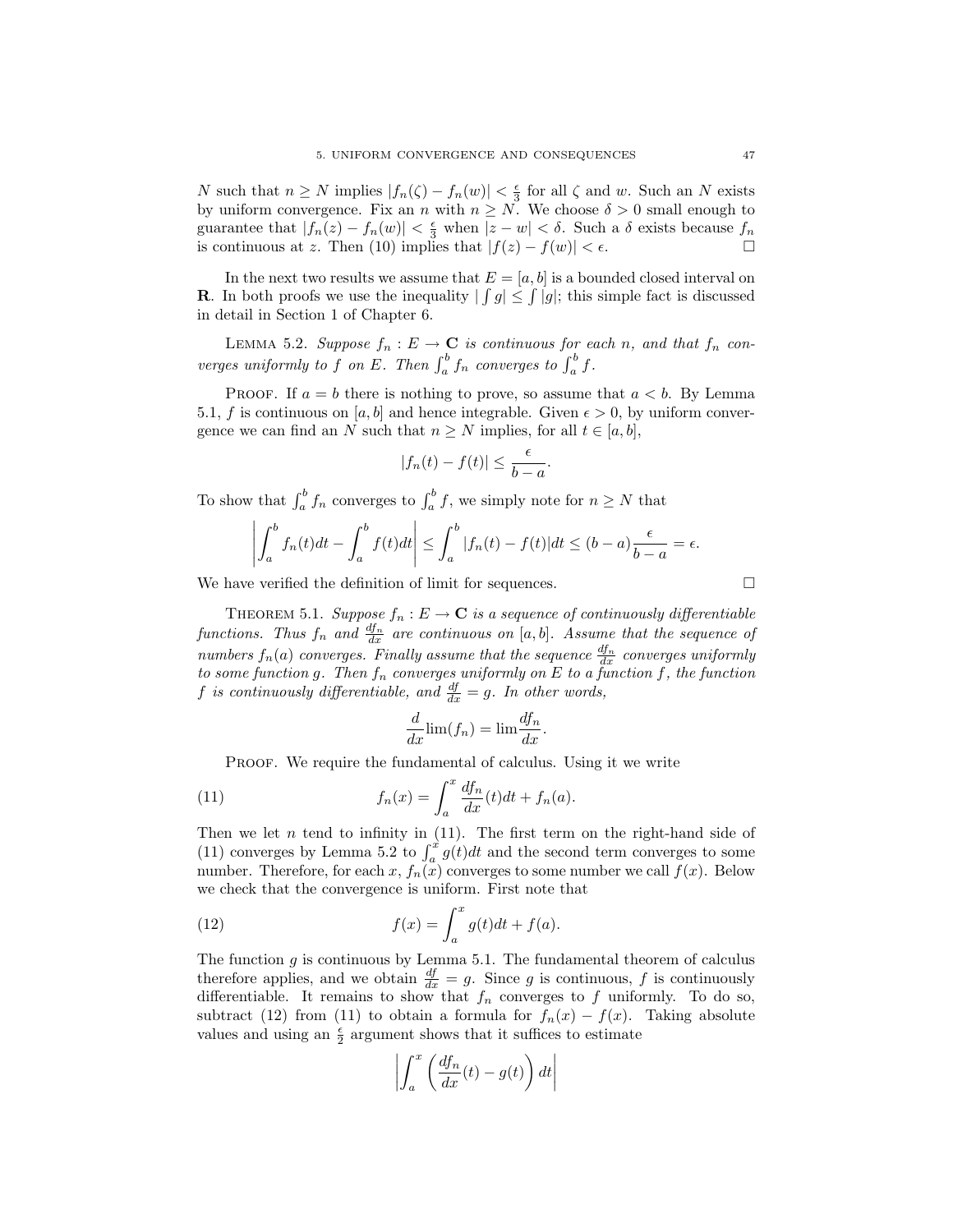$N$ such that $n \geq N$ implies $|f_n(\zeta) - f_n(w)| < \frac{\epsilon}{3}$ for all $\zeta$ and $w$. Such an $N$ exists by uniform convergence. Fix an $n$ with $n \geq N$. We choose $\delta > 0$ small enough to guarantee that $|f_n(z) - f_n(w)| < \frac{\epsilon}{3}$ when $|z - w| < \delta$. Such a $\delta$ exists because $f_n$ is continuous at $z$. Then (10) implies that $|f(z) - f(w)| < \epsilon$. $\square$

In the next two results we assume that $E = [a, b]$ is a bounded closed interval on $\mathbf{R}$. In both proofs we use the inequality $|\int g| \leq \int |g|$; this simple fact is discussed in detail in Section 1 of Chapter 6.

LEMMA 5.2. *Suppose $f_n : E \to \mathbf{C}$ is continuous for each $n$, and that $f_n$ converges uniformly to $f$ on $E$. Then $\int_a^b f_n$ converges to $\int_a^b f$.*

PROOF. If $a = b$ there is nothing to prove, so assume that $a < b$. By Lemma 5.1, $f$ is continuous on $[a, b]$ and hence integrable. Given $\epsilon > 0$, by uniform convergence we can find an $N$ such that $n \geq N$ implies, for all $t \in [a, b]$,

$$|f_n(t) - f(t)| \leq \frac{\epsilon}{b - a}.$$

To show that $\int_a^b f_n$ converges to $\int_a^b f$, we simply note for $n \geq N$ that

$$\left| \int_a^b f_n(t)dt - \int_a^b f(t)dt \right| \leq \int_a^b |f_n(t) - f(t)|dt \leq (b - a)\frac{\epsilon}{b - a} = \epsilon.$$

We have verified the definition of limit for sequences. $\square$

THEOREM 5.1. *Suppose $f_n : E \to \mathbf{C}$ is a sequence of continuously differentiable functions. Thus $f_n$ and $\frac{df_n}{dx}$ are continuous on $[a, b]$. Assume that the sequence of numbers $f_n(a)$ converges. Finally assume that the sequence $\frac{df_n}{dx}$ converges uniformly to some function $g$. Then $f_n$ converges uniformly on $E$ to a function $f$, the function $f$ is continuously differentiable, and $\frac{df}{dx} = g$. In other words,*

$$\frac{d}{dx}\lim(f_n) = \lim\frac{df_n}{dx}.$$

PROOF. We require the fundamental of calculus. Using it we write

$$f_n(x) = \int_a^x \frac{df_n}{dx}(t)dt + f_n(a). \tag{11}$$

Then we let $n$ tend to infinity in (11). The first term on the right-hand side of (11) converges by Lemma 5.2 to $\int_a^x g(t)dt$ and the second term converges to some number. Therefore, for each $x$, $f_n(x)$ converges to some number we call $f(x)$. Below we check that the convergence is uniform. First note that

$$f(x) = \int_a^x g(t)dt + f(a). \tag{12}$$

The function $g$ is continuous by Lemma 5.1. The fundamental theorem of calculus therefore applies, and we obtain $\frac{df}{dx} = g$. Since $g$ is continuous, $f$ is continuously differentiable. It remains to show that $f_n$ converges to $f$ uniformly. To do so, subtract (12) from (11) to obtain a formula for $f_n(x) - f(x)$. Taking absolute values and using an $\frac{\epsilon}{2}$ argument shows that it suffices to estimate

$$\left| \int_a^x \left( \frac{df_n}{dx}(t) - g(t) \right) dt \right|$$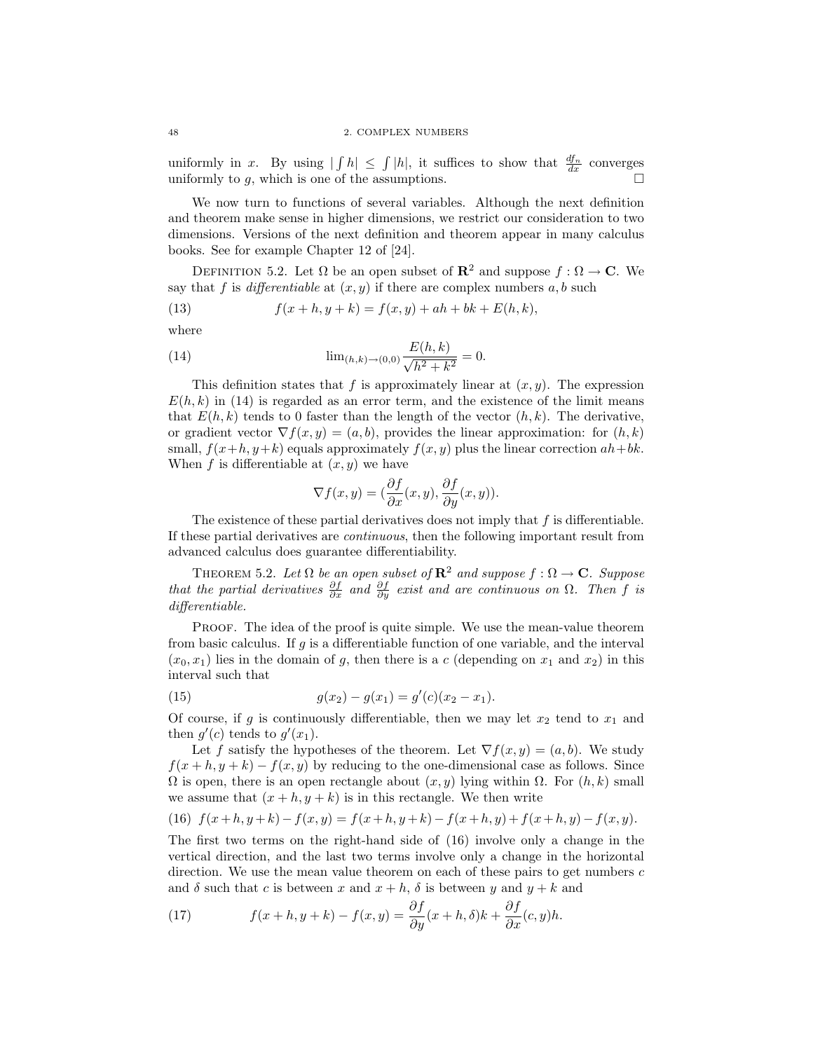uniformly in $x$. By using $|\int h| \leq \int |h|$, it suffices to show that $\frac{df_n}{dx}$ converges uniformly to $g$, which is one of the assumptions. $\square$

We now turn to functions of several variables. Although the next definition and theorem make sense in higher dimensions, we restrict our consideration to two dimensions. Versions of the next definition and theorem appear in many calculus books. See for example Chapter 12 of [24].

DEFINITION 5.2. *Let $\Omega$ be an open subset of $\mathbf{R}^2$ and suppose $f : \Omega \to \mathbf{C}$. We say that $f$ is differentiable at $(x, y)$ if there are complex numbers $a, b$ such*

$$f(x + h, y + k) = f(x, y) + ah + bk + E(h, k), \tag{13}$$

where

$$\lim_{(h,k)\to(0,0)} \frac{E(h, k)}{\sqrt{h^2 + k^2}} = 0. \tag{14}$$

This definition states that $f$ is approximately linear at $(x, y)$. The expression $E(h, k)$ in (14) is regarded as an error term, and the existence of the limit means that $E(h, k)$ tends to 0 faster than the length of the vector $(h, k)$. The derivative, or gradient vector $\nabla f(x, y) = (a, b)$, provides the linear approximation: for $(h, k)$ small, $f(x+h, y+k)$ equals approximately $f(x, y)$ plus the linear correction $ah+bk$. When $f$ is differentiable at $(x, y)$ we have

$$\nabla f(x, y) = (\frac{\partial f}{\partial x}(x, y), \frac{\partial f}{\partial y}(x, y)).$$

The existence of these partial derivatives does not imply that $f$ is differentiable. If these partial derivatives are *continuous*, then the following important result from advanced calculus does guarantee differentiability.

THEOREM 5.2. *Let $\Omega$ be an open subset of $\mathbf{R}^2$ and suppose $f : \Omega \to \mathbf{C}$. Suppose that the partial derivatives $\frac{\partial f}{\partial x}$ and $\frac{\partial f}{\partial y}$ exist and are continuous on $\Omega$. Then $f$ is differentiable.*

PROOF. The idea of the proof is quite simple. We use the mean-value theorem from basic calculus. If $g$ is a differentiable function of one variable, and the interval $(x_0, x_1)$ lies in the domain of $g$, then there is a $c$ (depending on $x_1$ and $x_2$) in this interval such that

$$g(x_2) - g(x_1) = g'(c)(x_2 - x_1). \tag{15}$$

Of course, if $g$ is continuously differentiable, then we may let $x_2$ tend to $x_1$ and then $g'(c)$ tends to $g'(x_1)$.

Let $f$ satisfy the hypotheses of the theorem. Let $\nabla f(x, y) = (a, b)$. We study $f(x + h, y + k) - f(x, y)$ by reducing to the one-dimensional case as follows. Since $\Omega$ is open, there is an open rectangle about $(x, y)$ lying within $\Omega$. For $(h, k)$ small we assume that $(x + h, y + k)$ is in this rectangle. We then write

$$f(x+h, y+k) - f(x, y) = f(x+h, y+k) - f(x+h, y) + f(x+h, y) - f(x, y). \tag{16}$$

The first two terms on the right-hand side of (16) involve only a change in the vertical direction, and the last two terms involve only a change in the horizontal direction. We use the mean value theorem on each of these pairs to get numbers $c$ and $\delta$ such that $c$ is between $x$ and $x + h$, $\delta$ is between $y$ and $y + k$ and

$$f(x + h, y + k) - f(x, y) = \frac{\partial f}{\partial y}(x + h, \delta)k + \frac{\partial f}{\partial x}(c, y)h. \tag{17}$$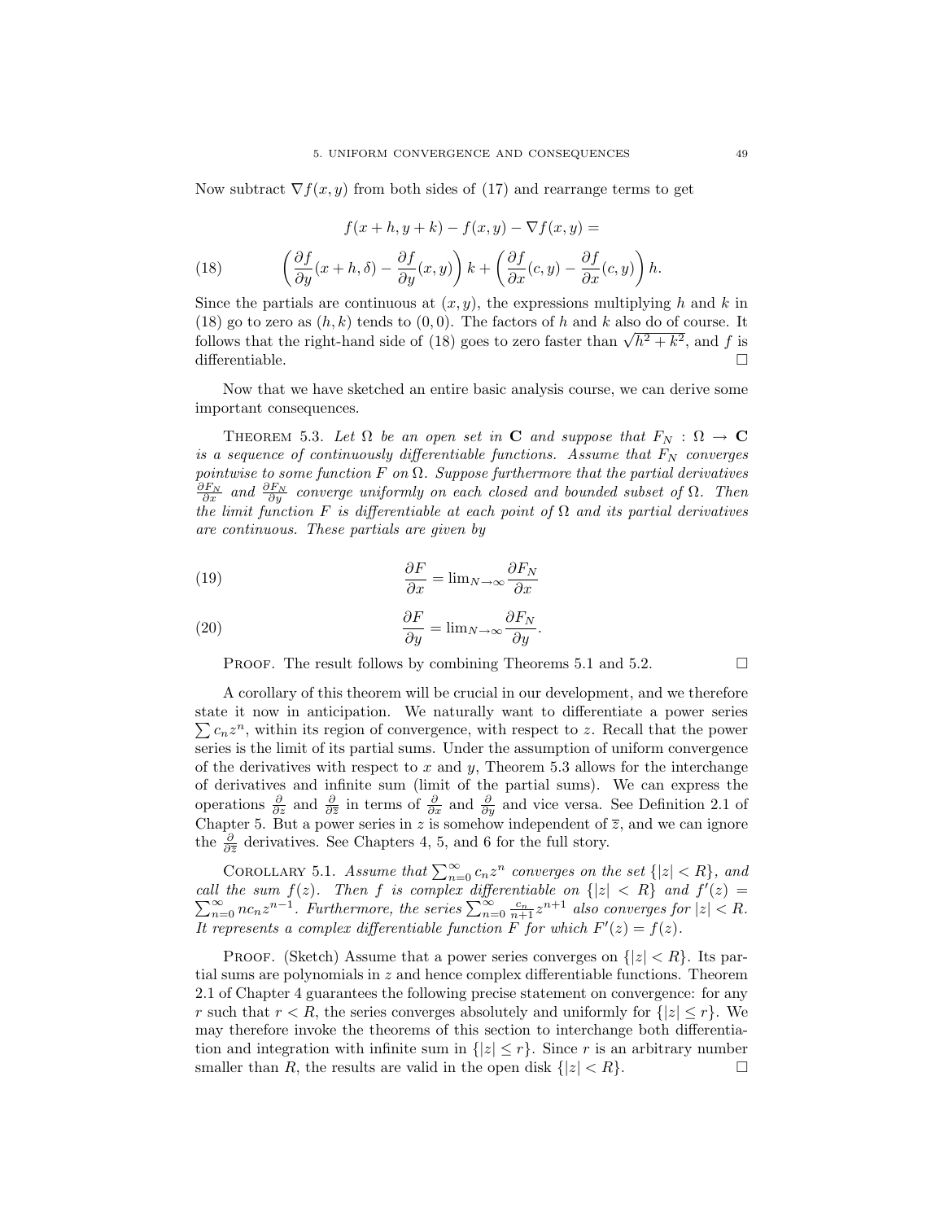Now subtract $\nabla f(x, y)$ from both sides of (17) and rearrange terms to get

$$f(x+h, y+k) - f(x, y) - \nabla f(x, y) =$$

$$\left(\frac{\partial f}{\partial y}(x+h, \delta) - \frac{\partial f}{\partial y}(x, y)\right) k + \left(\frac{\partial f}{\partial x}(c, y) - \frac{\partial f}{\partial x}(c, y)\right) h. \tag{18}$$

Since the partials are continuous at $(x, y)$, the expressions multiplying $h$ and $k$ in (18) go to zero as $(h, k)$ tends to $(0, 0)$. The factors of $h$ and $k$ also do of course. It follows that the right-hand side of (18) goes to zero faster than $\sqrt{h^2 + k^2}$, and $f$ is differentiable. $\square$

Now that we have sketched an entire basic analysis course, we can derive some important consequences.

Theorem 5.3. *Let $\Omega$ be an open set in $\mathbf{C}$ and suppose that $F_N : \Omega \to \mathbf{C}$ is a sequence of continuously differentiable functions. Assume that $F_N$ converges pointwise to some function $F$ on $\Omega$. Suppose furthermore that the partial derivatives $\frac{\partial F_N}{\partial x}$ and $\frac{\partial F_N}{\partial y}$ converge uniformly on each closed and bounded subset of $\Omega$. Then the limit function $F$ is differentiable at each point of $\Omega$ and its partial derivatives are continuous. These partials are given by*

$$\frac{\partial F}{\partial x} = \lim_{N \to \infty} \frac{\partial F_N}{\partial x} \tag{19}$$

$$\frac{\partial F}{\partial y} = \lim_{N \to \infty} \frac{\partial F_N}{\partial y}. \tag{20}$$

Proof. The result follows by combining Theorems 5.1 and 5.2. $\square$

A corollary of this theorem will be crucial in our development, and we therefore state it now in anticipation. We naturally want to differentiate a power series $\sum c_n z^n$, within its region of convergence, with respect to $z$. Recall that the power series is the limit of its partial sums. Under the assumption of uniform convergence of the derivatives with respect to $x$ and $y$, Theorem 5.3 allows for the interchange of derivatives and infinite sum (limit of the partial sums). We can express the operations $\frac{\partial}{\partial z}$ and $\frac{\partial}{\partial \overline{z}}$ in terms of $\frac{\partial}{\partial x}$ and $\frac{\partial}{\partial y}$ and vice versa. See Definition 2.1 of Chapter 5. But a power series in $z$ is somehow independent of $\overline{z}$, and we can ignore the $\frac{\partial}{\partial \overline{z}}$ derivatives. See Chapters 4, 5, and 6 for the full story.

Corollary 5.1. *Assume that $\sum_{n=0}^{\infty} c_n z^n$ converges on the set $\{|z| < R\}$, and call the sum $f(z)$. Then $f$ is complex differentiable on $\{|z| < R\}$ and $f'(z) = \sum_{n=0}^{\infty} n c_n z^{n-1}$. Furthermore, the series $\sum_{n=0}^{\infty} \frac{c_n}{n+1} z^{n+1}$ also converges for $|z| < R$. It represents a complex differentiable function $F$ for which $F'(z) = f(z)$.*

Proof. (Sketch) Assume that a power series converges on $\{|z| < R\}$. Its partial sums are polynomials in $z$ and hence complex differentiable functions. Theorem 2.1 of Chapter 4 guarantees the following precise statement on convergence: for any $r$ such that $r < R$, the series converges absolutely and uniformly for $\{|z| \leq r\}$. We may therefore invoke the theorems of this section to interchange both differentiation and integration with infinite sum in $\{|z| \leq r\}$. Since $r$ is an arbitrary number smaller than $R$, the results are valid in the open disk $\{|z| < R\}$. $\square$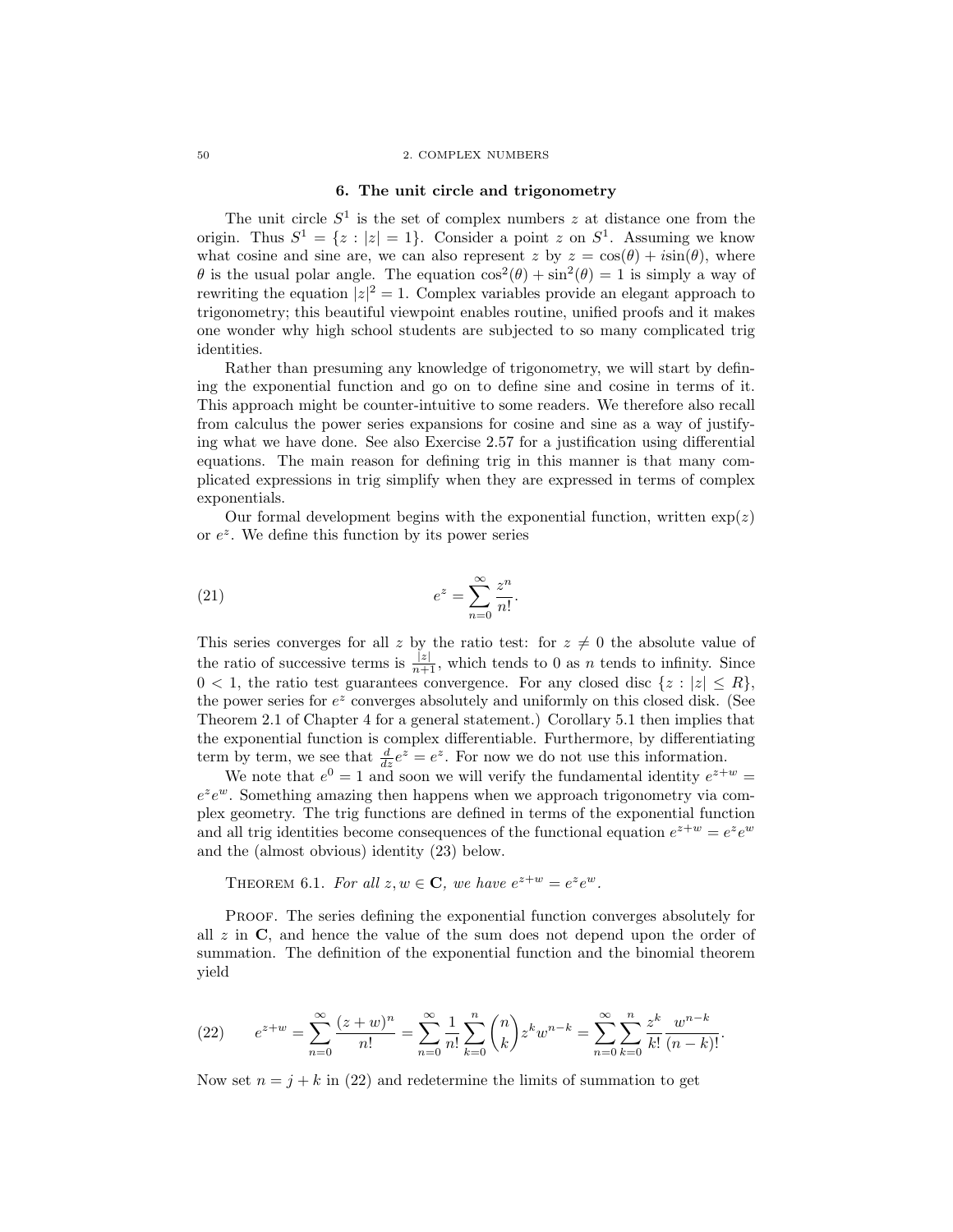## 6. The unit circle and trigonometry

The unit circle $S^1$ is the set of complex numbers $z$ at distance one from the origin. Thus $S^1 = \{z : |z| = 1\}$. Consider a point $z$ on $S^1$. Assuming we know what cosine and sine are, we can also represent $z$ by $z = \cos(\theta) + i\sin(\theta)$, where $\theta$ is the usual polar angle. The equation $\cos^2(\theta) + \sin^2(\theta) = 1$ is simply a way of rewriting the equation $|z|^2 = 1$. Complex variables provide an elegant approach to trigonometry; this beautiful viewpoint enables routine, unified proofs and it makes one wonder why high school students are subjected to so many complicated trig identities.

Rather than presuming any knowledge of trigonometry, we will start by defining the exponential function and go on to define sine and cosine in terms of it. This approach might be counter-intuitive to some readers. We therefore also recall from calculus the power series expansions for cosine and sine as a way of justifying what we have done. See also Exercise 2.57 for a justification using differential equations. The main reason for defining trig in this manner is that many complicated expressions in trig simplify when they are expressed in terms of complex exponentials.

Our formal development begins with the exponential function, written $\exp(z)$ or $e^z$. We define this function by its power series

$$e^z = \sum_{n=0}^{\infty} \frac{z^n}{n!}. \tag{21}$$

This series converges for all $z$ by the ratio test: for $z \neq 0$ the absolute value of the ratio of successive terms is $\frac{|z|}{n+1}$, which tends to 0 as $n$ tends to infinity. Since $0 < 1$, the ratio test guarantees convergence. For any closed disc $\{z : |z| \leq R\}$, the power series for $e^z$ converges absolutely and uniformly on this closed disk. (See Theorem 2.1 of Chapter 4 for a general statement.) Corollary 5.1 then implies that the exponential function is complex differentiable. Furthermore, by differentiating term by term, we see that $\frac{d}{dz}e^z = e^z$. For now we do not use this information.

We note that $e^0 = 1$ and soon we will verify the fundamental identity $e^{z+w} = e^z e^w$. Something amazing then happens when we approach trigonometry via complex geometry. The trig functions are defined in terms of the exponential function and all trig identities become consequences of the functional equation $e^{z+w} = e^z e^w$ and the (almost obvious) identity (23) below.

**Theorem 6.1.** *For all $z, w \in \mathbf{C}$, we have $e^{z+w} = e^z e^w$.*

**Proof.** The series defining the exponential function converges absolutely for all $z$ in $\mathbf{C}$, and hence the value of the sum does not depend upon the order of summation. The definition of the exponential function and the binomial theorem yield

$$e^{z+w} = \sum_{n=0}^{\infty} \frac{(z+w)^n}{n!} = \sum_{n=0}^{\infty} \frac{1}{n!} \sum_{k=0}^{n} \binom{n}{k} z^k w^{n-k} = \sum_{n=0}^{\infty} \sum_{k=0}^{n} \frac{z^k}{k!} \frac{w^{n-k}}{(n-k)!}. \tag{22}$$

Now set $n = j + k$ in (22) and redetermine the limits of summation to get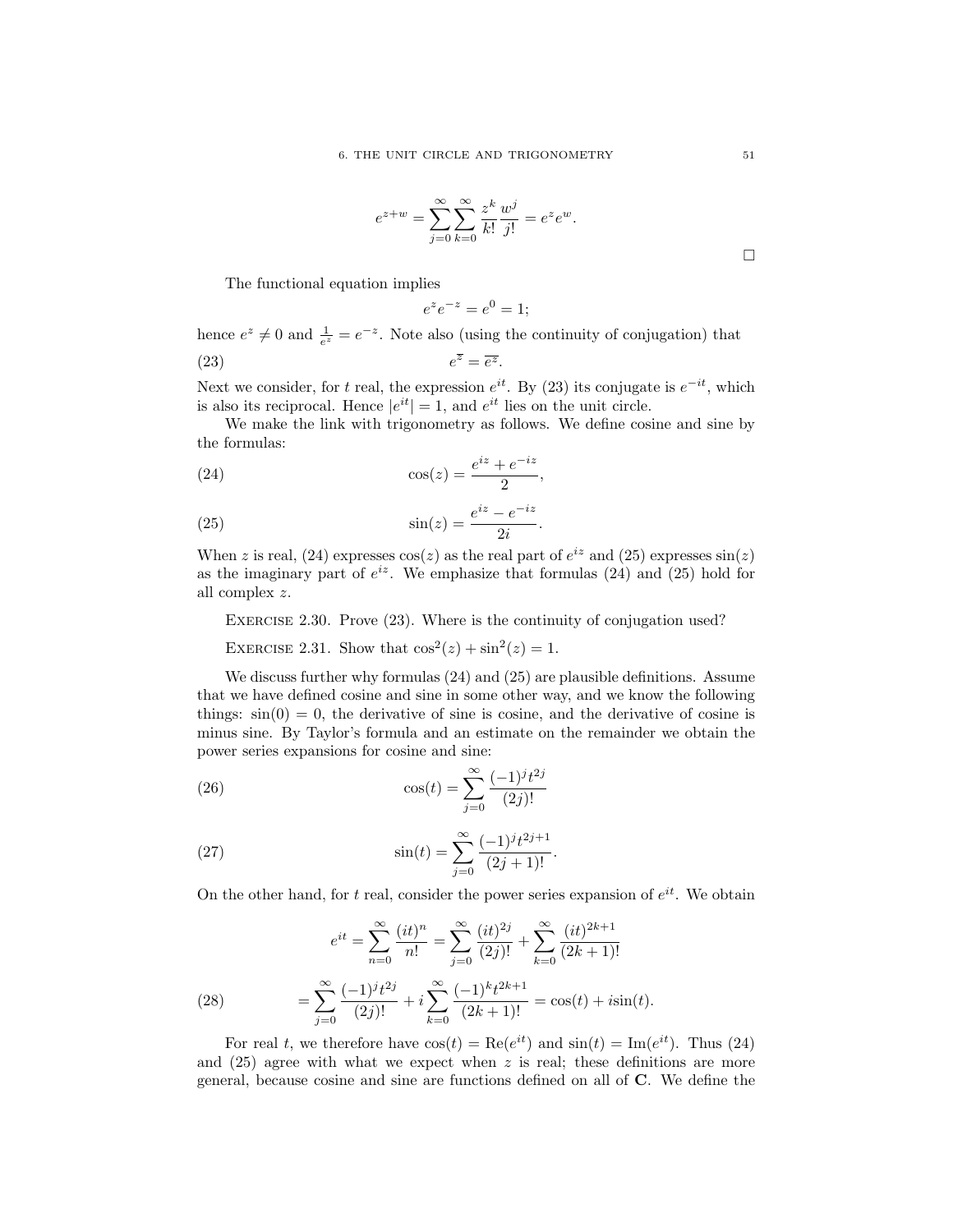$$e^{z+w} = \sum_{j=0}^{\infty} \sum_{k=0}^{\infty} \frac{z^k}{k!} \frac{w^j}{j!} = e^z e^w.$$

$\square$

The functional equation implies

$$e^z e^{-z} = e^0 = 1;$$

hence $e^z \neq 0$ and $\frac{1}{e^z} = e^{-z}$. Note also (using the continuity of conjugation) that

$$e^{\overline{z}} = \overline{e^z}. \tag{23}$$

Next we consider, for $t$ real, the expression $e^{it}$. By (23) its conjugate is $e^{-it}$, which is also its reciprocal. Hence $|e^{it}| = 1$, and $e^{it}$ lies on the unit circle.

We make the link with trigonometry as follows. We define cosine and sine by the formulas:

$$\cos(z) = \frac{e^{iz} + e^{-iz}}{2}, \tag{24}$$

$$\sin(z) = \frac{e^{iz} - e^{-iz}}{2i}. \tag{25}$$

When $z$ is real, (24) expresses $\cos(z)$ as the real part of $e^{iz}$ and (25) expresses $\sin(z)$ as the imaginary part of $e^{iz}$. We emphasize that formulas (24) and (25) hold for all complex $z$.

Exercise 2.30. Prove (23). Where is the continuity of conjugation used?

Exercise 2.31. Show that $\cos^2(z) + \sin^2(z) = 1$.

We discuss further why formulas (24) and (25) are plausible definitions. Assume that we have defined cosine and sine in some other way, and we know the following things: $\sin(0) = 0$, the derivative of sine is cosine, and the derivative of cosine is minus sine. By Taylor's formula and an estimate on the remainder we obtain the power series expansions for cosine and sine:

$$\cos(t) = \sum_{j=0}^{\infty} \frac{(-1)^j t^{2j}}{(2j)!} \tag{26}$$

$$\sin(t) = \sum_{j=0}^{\infty} \frac{(-1)^j t^{2j+1}}{(2j+1)!}. \tag{27}$$

On the other hand, for $t$ real, consider the power series expansion of $e^{it}$. We obtain

$$e^{it} = \sum_{n=0}^{\infty} \frac{(it)^n}{n!} = \sum_{j=0}^{\infty} \frac{(it)^{2j}}{(2j)!} + \sum_{k=0}^{\infty} \frac{(it)^{2k+1}}{(2k+1)!}$$

$$= \sum_{j=0}^{\infty} \frac{(-1)^j t^{2j}}{(2j)!} + i \sum_{k=0}^{\infty} \frac{(-1)^k t^{2k+1}}{(2k+1)!} = \cos(t) + i\sin(t). \tag{28}$$

For real $t$, we therefore have $\cos(t) = \mathrm{Re}(e^{it})$ and $\sin(t) = \mathrm{Im}(e^{it})$. Thus (24) and (25) agree with what we expect when $z$ is real; these definitions are more general, because cosine and sine are functions defined on all of $\mathbf{C}$. We define the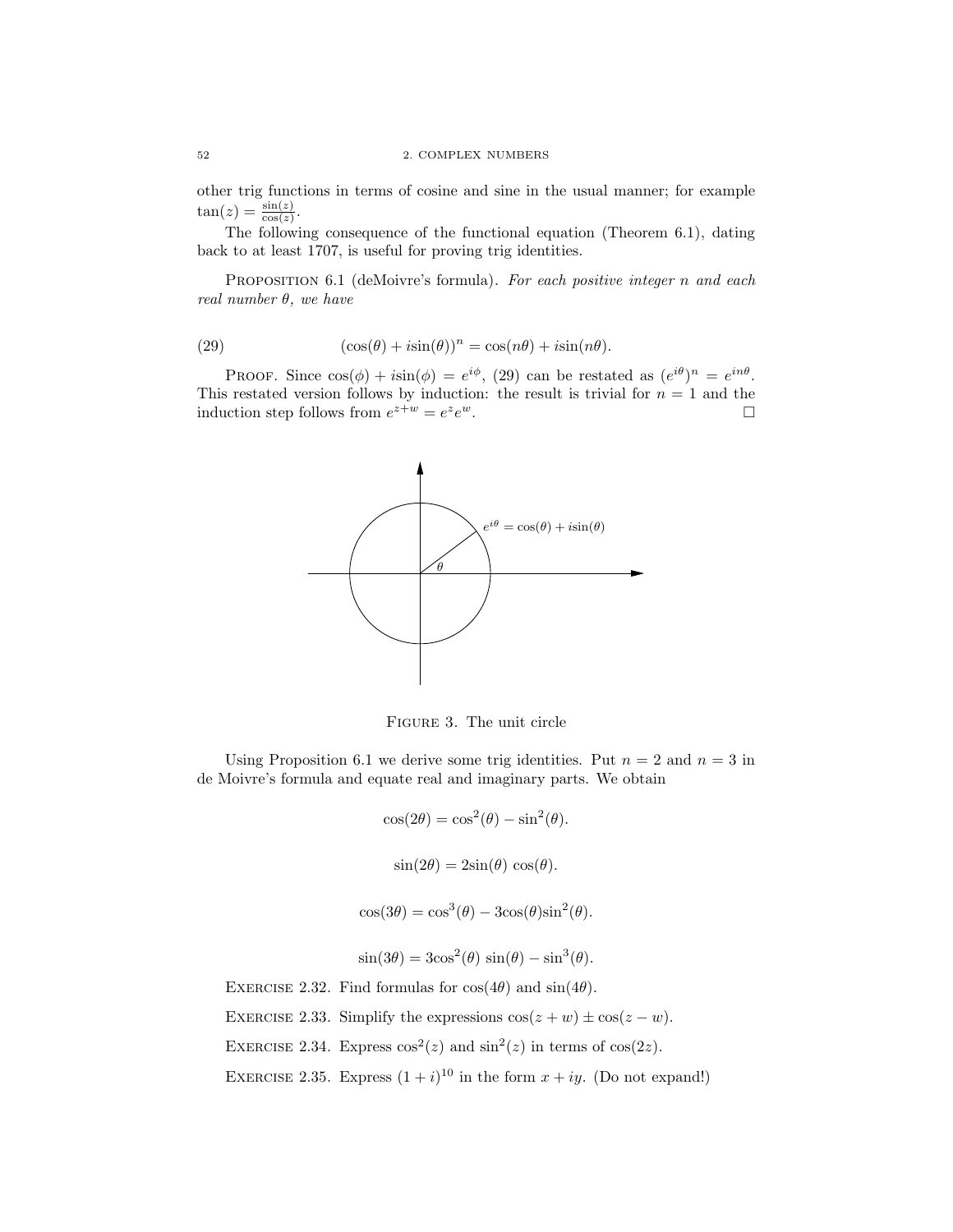other trig functions in terms of cosine and sine in the usual manner; for example $\tan(z) = \frac{\sin(z)}{\cos(z)}$.

The following consequence of the functional equation (Theorem 6.1), dating back to at least 1707, is useful for proving trig identities.

PROPOSITION 6.1 (deMoivre's formula). *For each positive integer $n$ and each real number $\theta$, we have*

$$(\cos(\theta) + i\sin(\theta))^n = \cos(n\theta) + i\sin(n\theta). \tag{29}$$

PROOF. Since $\cos(\phi) + i\sin(\phi) = e^{i\phi}$, (29) can be restated as $(e^{i\theta})^n = e^{in\theta}$. This restated version follows by induction: the result is trivial for $n = 1$ and the induction step follows from $e^{z+w} = e^z e^w$. □

FIGURE 3. The unit circle

Using Proposition 6.1 we derive some trig identities. Put $n = 2$ and $n = 3$ in de Moivre's formula and equate real and imaginary parts. We obtain

$$\cos(2\theta) = \cos^2(\theta) - \sin^2(\theta).$$

$$\sin(2\theta) = 2\sin(\theta)\,\cos(\theta).$$

$$\cos(3\theta) = \cos^3(\theta) - 3\cos(\theta)\sin^2(\theta).$$

$$\sin(3\theta) = 3\cos^2(\theta)\,\sin(\theta) - \sin^3(\theta).$$

EXERCISE 2.32. Find formulas for $\cos(4\theta)$ and $\sin(4\theta)$.

EXERCISE 2.33. Simplify the expressions $\cos(z + w) \pm \cos(z - w)$.

EXERCISE 2.34. Express $\cos^2(z)$ and $\sin^2(z)$ in terms of $\cos(2z)$.

EXERCISE 2.35. Express $(1 + i)^{10}$ in the form $x + iy$. (Do not expand!)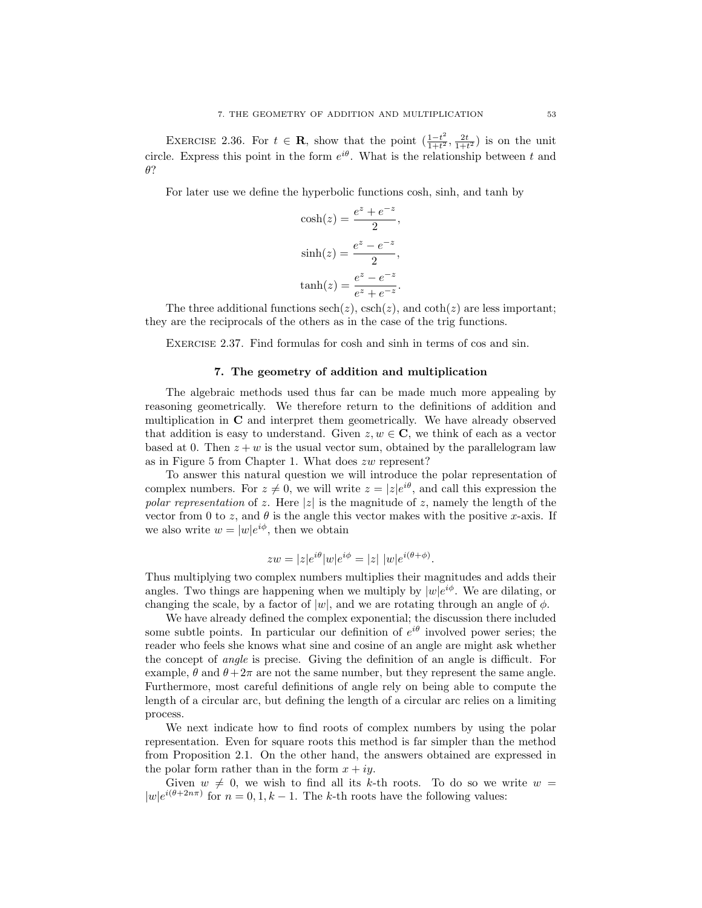EXERCISE 2.36. For $t \in \mathbf{R}$, show that the point $(\frac{1-t^2}{1+t^2}, \frac{2t}{1+t^2})$ is on the unit circle. Express this point in the form $e^{i\theta}$. What is the relationship between $t$ and $\theta$?

For later use we define the hyperbolic functions cosh, sinh, and tanh by

$$\cosh(z) = \frac{e^z + e^{-z}}{2},$$

$$\sinh(z) = \frac{e^z - e^{-z}}{2},$$

$$\tanh(z) = \frac{e^z - e^{-z}}{e^z + e^{-z}}.$$

The three additional functions $\mathrm{sech}(z)$, $\mathrm{csch}(z)$, and $\coth(z)$ are less important; they are the reciprocals of the others as in the case of the trig functions.

EXERCISE 2.37. Find formulas for cosh and sinh in terms of cos and sin.

## 7. The geometry of addition and multiplication

The algebraic methods used thus far can be made much more appealing by reasoning geometrically. We therefore return to the definitions of addition and multiplication in $\mathbf{C}$ and interpret them geometrically. We have already observed that addition is easy to understand. Given $z, w \in \mathbf{C}$, we think of each as a vector based at 0. Then $z + w$ is the usual vector sum, obtained by the parallelogram law as in Figure 5 from Chapter 1. What does $zw$ represent?

To answer this natural question we will introduce the polar representation of complex numbers. For $z \neq 0$, we will write $z = |z|e^{i\theta}$, and call this expression the *polar representation* of $z$. Here $|z|$ is the magnitude of $z$, namely the length of the vector from 0 to $z$, and $\theta$ is the angle this vector makes with the positive $x$-axis. If we also write $w = |w|e^{i\phi}$, then we obtain

$$zw = |z|e^{i\theta}|w|e^{i\phi} = |z|\ |w|e^{i(\theta+\phi)}.$$

Thus multiplying two complex numbers multiplies their magnitudes and adds their angles. Two things are happening when we multiply by $|w|e^{i\phi}$. We are dilating, or changing the scale, by a factor of $|w|$, and we are rotating through an angle of $\phi$.

We have already defined the complex exponential; the discussion there included some subtle points. In particular our definition of $e^{i\theta}$ involved power series; the reader who feels she knows what sine and cosine of an angle are might ask whether the concept of *angle* is precise. Giving the definition of an angle is difficult. For example, $\theta$ and $\theta + 2\pi$ are not the same number, but they represent the same angle. Furthermore, most careful definitions of angle rely on being able to compute the length of a circular arc, but defining the length of a circular arc relies on a limiting process.

We next indicate how to find roots of complex numbers by using the polar representation. Even for square roots this method is far simpler than the method from Proposition 2.1. On the other hand, the answers obtained are expressed in the polar form rather than in the form $x + iy$.

Given $w \neq 0$, we wish to find all its $k$-th roots. To do so we write $w = |w|e^{i(\theta+2n\pi)}$ for $n = 0, 1, k-1$. The $k$-th roots have the following values: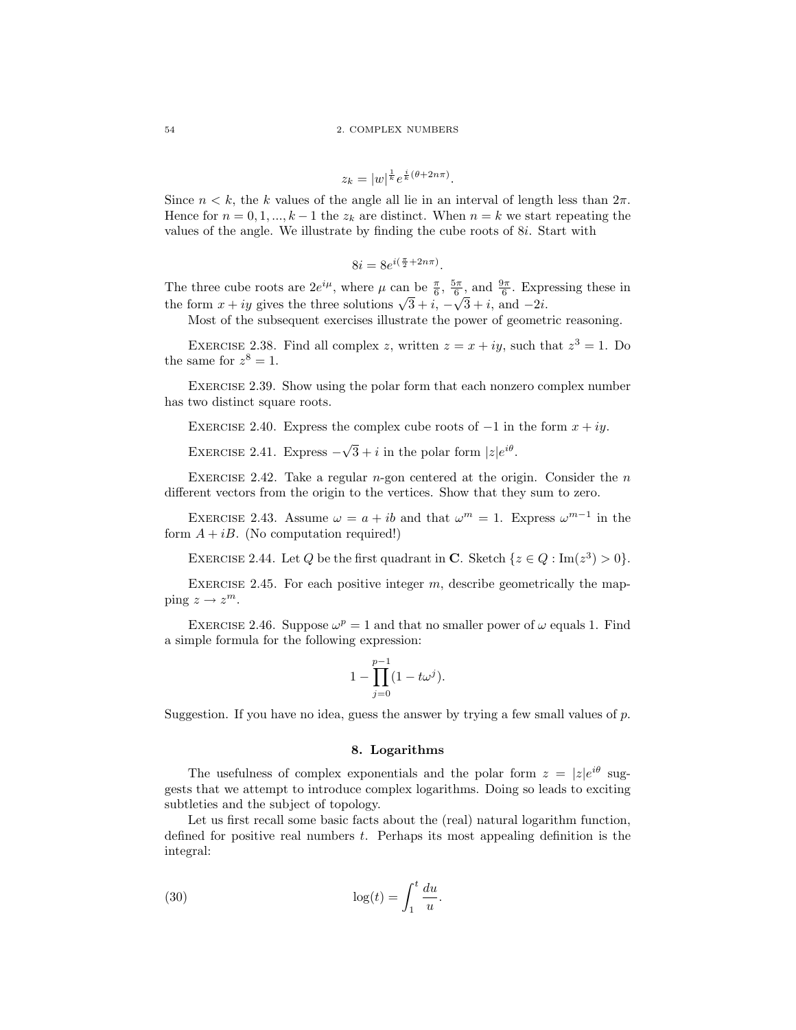$$z_k = |w|^{\frac{1}{k}} e^{\frac{i}{k}(\theta + 2n\pi)}.$$

Since $n < k$, the $k$ values of the angle all lie in an interval of length less than $2\pi$. Hence for $n = 0, 1, ..., k-1$ the $z_k$ are distinct. When $n = k$ we start repeating the values of the angle. We illustrate by finding the cube roots of $8i$. Start with

$$8i = 8e^{i(\frac{\pi}{2} + 2n\pi)}.$$

The three cube roots are $2e^{i\mu}$, where $\mu$ can be $\frac{\pi}{6}$, $\frac{5\pi}{6}$, and $\frac{9\pi}{6}$. Expressing these in the form $x + iy$ gives the three solutions $\sqrt{3} + i$, $-\sqrt{3} + i$, and $-2i$.

Most of the subsequent exercises illustrate the power of geometric reasoning.

Exercise 2.38. Find all complex $z$, written $z = x + iy$, such that $z^3 = 1$. Do the same for $z^8 = 1$.

Exercise 2.39. Show using the polar form that each nonzero complex number has two distinct square roots.

Exercise 2.40. Express the complex cube roots of $-1$ in the form $x + iy$.

Exercise 2.41. Express $-\sqrt{3} + i$ in the polar form $|z|e^{i\theta}$.

Exercise 2.42. Take a regular $n$-gon centered at the origin. Consider the $n$ different vectors from the origin to the vertices. Show that they sum to zero.

Exercise 2.43. Assume $\omega = a + ib$ and that $\omega^m = 1$. Express $\omega^{m-1}$ in the form $A + iB$. (No computation required!)

Exercise 2.44. Let $Q$ be the first quadrant in $\mathbf{C}$. Sketch $\{z \in Q : \mathrm{Im}(z^3) > 0\}$.

Exercise 2.45. For each positive integer $m$, describe geometrically the mapping $z \to z^m$.

Exercise 2.46. Suppose $\omega^p = 1$ and that no smaller power of $\omega$ equals 1. Find a simple formula for the following expression:

$$1 - \prod_{j=0}^{p-1} (1 - t\omega^j).$$

Suggestion. If you have no idea, guess the answer by trying a few small values of $p$.

## 8. Logarithms

The usefulness of complex exponentials and the polar form $z = |z|e^{i\theta}$ suggests that we attempt to introduce complex logarithms. Doing so leads to exciting subtleties and the subject of topology.

Let us first recall some basic facts about the (real) natural logarithm function, defined for positive real numbers $t$. Perhaps its most appealing definition is the integral:

$$\log(t) = \int_1^t \frac{du}{u}. \tag{30}$$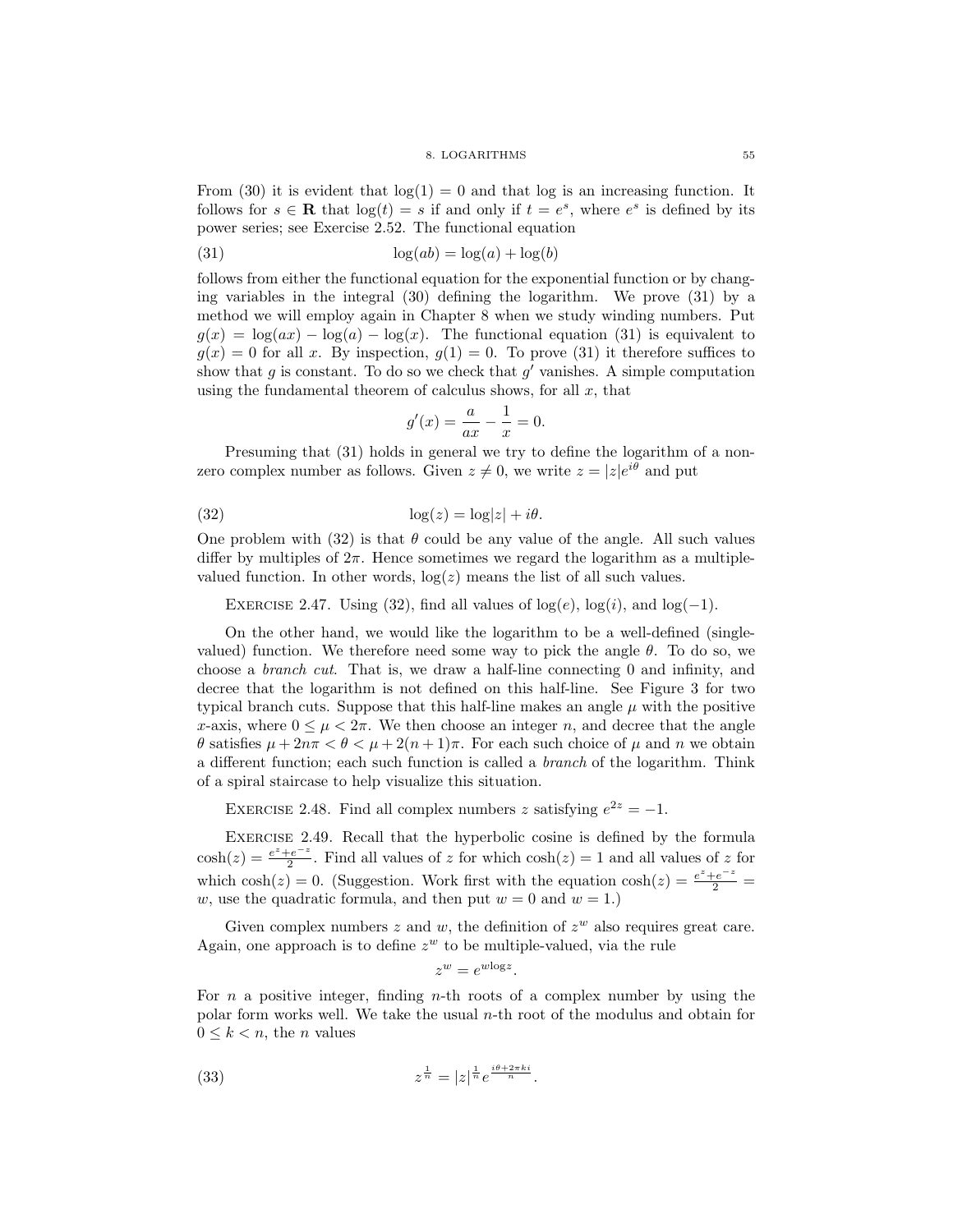From (30) it is evident that $\log(1) = 0$ and that log is an increasing function. It follows for $s \in \mathbf{R}$ that $\log(t) = s$ if and only if $t = e^s$, where $e^s$ is defined by its power series; see Exercise 2.52. The functional equation

$$\log(ab) = \log(a) + \log(b) \tag{31}$$

follows from either the functional equation for the exponential function or by changing variables in the integral (30) defining the logarithm. We prove (31) by a method we will employ again in Chapter 8 when we study winding numbers. Put $g(x) = \log(ax) - \log(a) - \log(x)$. The functional equation (31) is equivalent to $g(x) = 0$ for all $x$. By inspection, $g(1) = 0$. To prove (31) it therefore suffices to show that $g$ is constant. To do so we check that $g'$ vanishes. A simple computation using the fundamental theorem of calculus shows, for all $x$, that

$$g'(x) = \frac{a}{ax} - \frac{1}{x} = 0.$$

Presuming that (31) holds in general we try to define the logarithm of a non-zero complex number as follows. Given $z \neq 0$, we write $z = |z|e^{i\theta}$ and put

$$\log(z) = \log|z| + i\theta. \tag{32}$$

One problem with (32) is that $\theta$ could be any value of the angle. All such values differ by multiples of $2\pi$. Hence sometimes we regard the logarithm as a multiple-valued function. In other words, $\log(z)$ means the list of all such values.

EXERCISE 2.47. Using (32), find all values of $\log(e)$, $\log(i)$, and $\log(-1)$.

On the other hand, we would like the logarithm to be a well-defined (single-valued) function. We therefore need some way to pick the angle $\theta$. To do so, we choose a *branch cut*. That is, we draw a half-line connecting 0 and infinity, and decree that the logarithm is not defined on this half-line. See Figure 3 for two typical branch cuts. Suppose that this half-line makes an angle $\mu$ with the positive $x$-axis, where $0 \leq \mu < 2\pi$. We then choose an integer $n$, and decree that the angle $\theta$ satisfies $\mu + 2n\pi < \theta < \mu + 2(n+1)\pi$. For each such choice of $\mu$ and $n$ we obtain a different function; each such function is called a *branch* of the logarithm. Think of a spiral staircase to help visualize this situation.

EXERCISE 2.48. Find all complex numbers $z$ satisfying $e^{2z} = -1$.

EXERCISE 2.49. Recall that the hyperbolic cosine is defined by the formula $\cosh(z) = \frac{e^z + e^{-z}}{2}$. Find all values of $z$ for which $\cosh(z) = 1$ and all values of $z$ for which $\cosh(z) = 0$. (Suggestion. Work first with the equation $\cosh(z) = \frac{e^z + e^{-z}}{2} = w$, use the quadratic formula, and then put $w = 0$ and $w = 1$.)

Given complex numbers $z$ and $w$, the definition of $z^w$ also requires great care. Again, one approach is to define $z^w$ to be multiple-valued, via the rule

$$z^w = e^{w \log z}.$$

For $n$ a positive integer, finding $n$-th roots of a complex number by using the polar form works well. We take the usual $n$-th root of the modulus and obtain for $0 \leq k < n$, the $n$ values

$$z^{\frac{1}{n}} = |z|^{\frac{1}{n}} e^{\frac{i\theta + 2\pi k i}{n}}. \tag{33}$$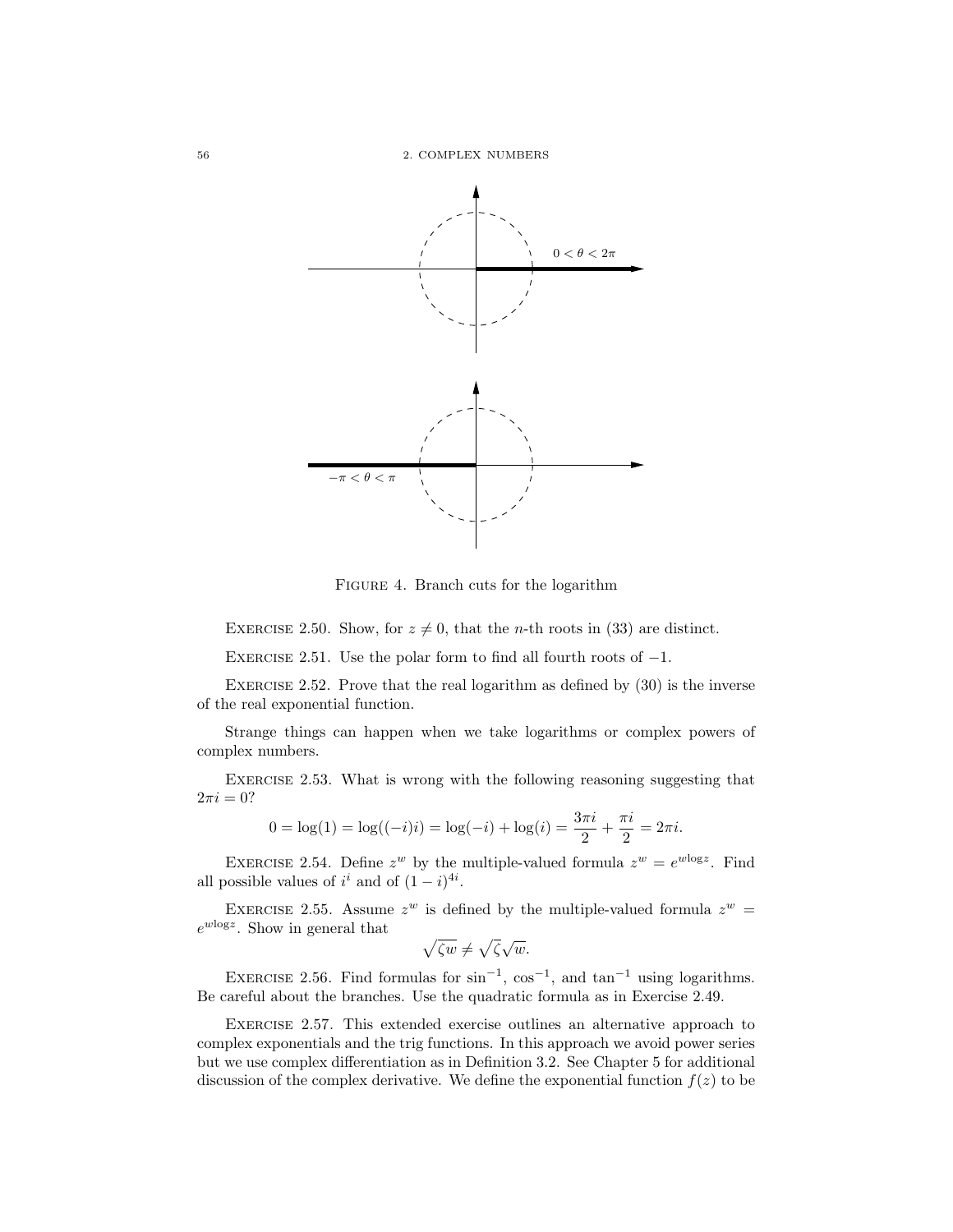$0 < \theta < 2\pi$

$-\pi < \theta < \pi$

FIGURE 4. Branch cuts for the logarithm

EXERCISE 2.50. Show, for $z \neq 0$, that the $n$-th roots in (33) are distinct.

EXERCISE 2.51. Use the polar form to find all fourth roots of $-1$.

EXERCISE 2.52. Prove that the real logarithm as defined by (30) is the inverse of the real exponential function.

Strange things can happen when we take logarithms or complex powers of complex numbers.

EXERCISE 2.53. What is wrong with the following reasoning suggesting that $2\pi i = 0$?

$$0 = \log(1) = \log((-i)i) = \log(-i) + \log(i) = \frac{3\pi i}{2} + \frac{\pi i}{2} = 2\pi i.$$

EXERCISE 2.54. Define $z^w$ by the multiple-valued formula $z^w = e^{w \log z}$. Find all possible values of $i^i$ and of $(1-i)^{4i}$.

EXERCISE 2.55. Assume $z^w$ is defined by the multiple-valued formula $z^w = e^{w \log z}$. Show in general that

$$\sqrt{\zeta w} \neq \sqrt{\zeta}\sqrt{w}.$$

EXERCISE 2.56. Find formulas for $\sin^{-1}$, $\cos^{-1}$, and $\tan^{-1}$ using logarithms. Be careful about the branches. Use the quadratic formula as in Exercise 2.49.

EXERCISE 2.57. This extended exercise outlines an alternative approach to complex exponentials and the trig functions. In this approach we avoid power series but we use complex differentiation as in Definition 3.2. See Chapter 5 for additional discussion of the complex derivative. We define the exponential function $f(z)$ to be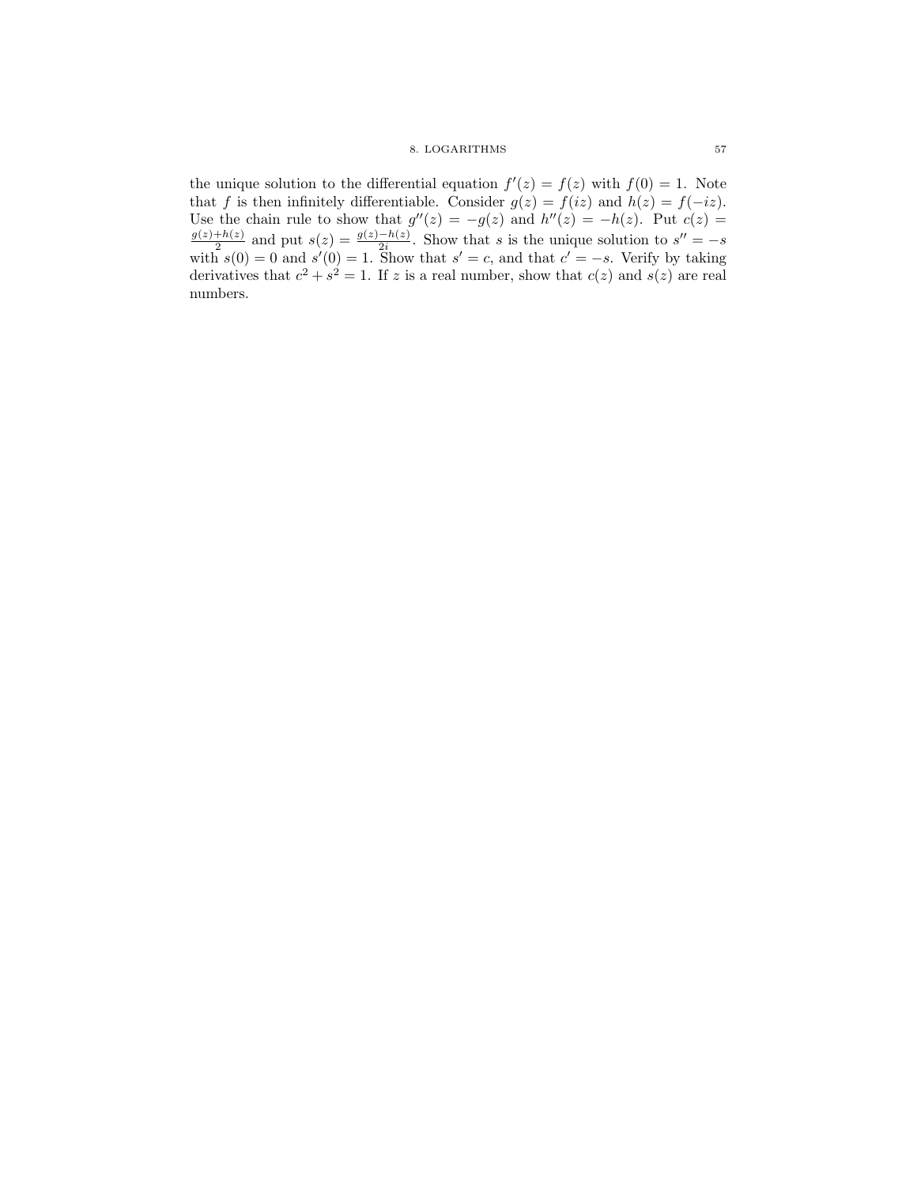the unique solution to the differential equation $f'(z) = f(z)$ with $f(0) = 1$. Note that $f$ is then infinitely differentiable. Consider $g(z) = f(iz)$ and $h(z) = f(-iz)$. Use the chain rule to show that $g''(z) = -g(z)$ and $h''(z) = -h(z)$. Put $c(z) = \frac{g(z)+h(z)}{2}$ and put $s(z) = \frac{g(z)-h(z)}{2i}$. Show that $s$ is the unique solution to $s'' = -s$ with $s(0) = 0$ and $s'(0) = 1$. Show that $s' = c$, and that $c' = -s$. Verify by taking derivatives that $c^2 + s^2 = 1$. If $z$ is a real number, show that $c(z)$ and $s(z)$ are real numbers.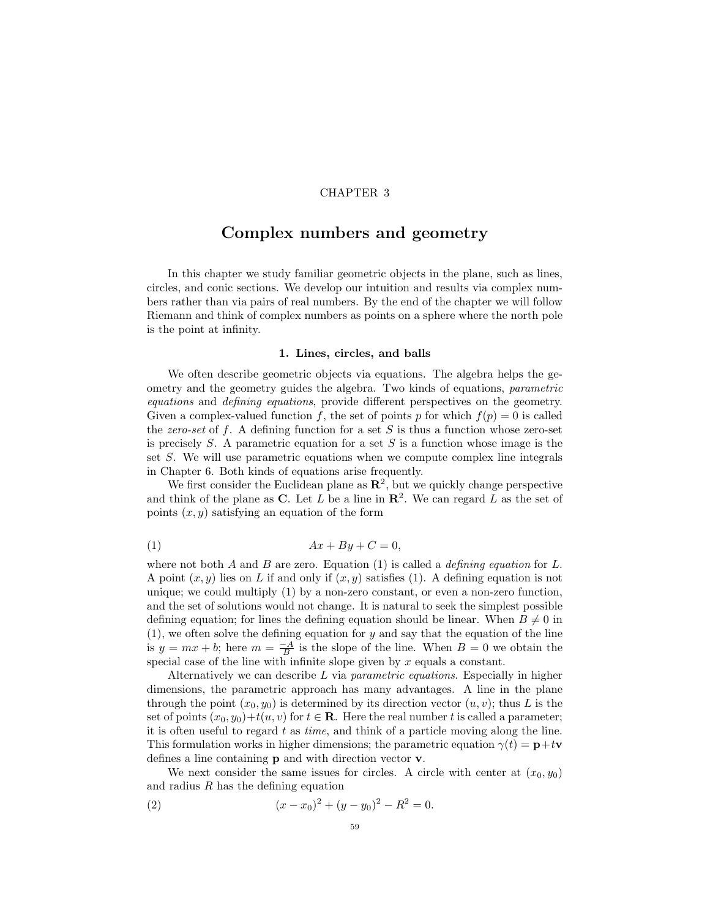CHAPTER 3

# Complex numbers and geometry

In this chapter we study familiar geometric objects in the plane, such as lines, circles, and conic sections. We develop our intuition and results via complex numbers rather than via pairs of real numbers. By the end of the chapter we will follow Riemann and think of complex numbers as points on a sphere where the north pole is the point at infinity.

## 1. Lines, circles, and balls

We often describe geometric objects via equations. The algebra helps the geometry and the geometry guides the algebra. Two kinds of equations, *parametric equations* and *defining equations*, provide different perspectives on the geometry. Given a complex-valued function $f$, the set of points $p$ for which $f(p) = 0$ is called the *zero-set* of $f$. A defining function for a set $S$ is thus a function whose zero-set is precisely $S$. A parametric equation for a set $S$ is a function whose image is the set $S$. We will use parametric equations when we compute complex line integrals in Chapter 6. Both kinds of equations arise frequently.

We first consider the Euclidean plane as $\mathbf{R}^2$, but we quickly change perspective and think of the plane as $\mathbf{C}$. Let $L$ be a line in $\mathbf{R}^2$. We can regard $L$ as the set of points $(x, y)$ satisfying an equation of the form

$$Ax + By + C = 0, \tag{1}$$

where not both $A$ and $B$ are zero. Equation (1) is called a *defining equation* for $L$. A point $(x, y)$ lies on $L$ if and only if $(x, y)$ satisfies (1). A defining equation is not unique; we could multiply (1) by a non-zero constant, or even a non-zero function, and the set of solutions would not change. It is natural to seek the simplest possible defining equation; for lines the defining equation should be linear. When $B \neq 0$ in (1), we often solve the defining equation for $y$ and say that the equation of the line is $y = mx + b$; here $m = \frac{-A}{B}$ is the slope of the line. When $B = 0$ we obtain the special case of the line with infinite slope given by $x$ equals a constant.

Alternatively we can describe $L$ via *parametric equations*. Especially in higher dimensions, the parametric approach has many advantages. A line in the plane through the point $(x_0, y_0)$ is determined by its direction vector $(u, v)$; thus $L$ is the set of points $(x_0, y_0) + t(u, v)$ for $t \in \mathbf{R}$. Here the real number $t$ is called a parameter; it is often useful to regard $t$ as *time*, and think of a particle moving along the line. This formulation works in higher dimensions; the parametric equation $\gamma(t) = \mathbf{p} + t\mathbf{v}$ defines a line containing $\mathbf{p}$ and with direction vector $\mathbf{v}$.

We next consider the same issues for circles. A circle with center at $(x_0, y_0)$ and radius $R$ has the defining equation

$$(x - x_0)^2 + (y - y_0)^2 - R^2 = 0. \tag{2}$$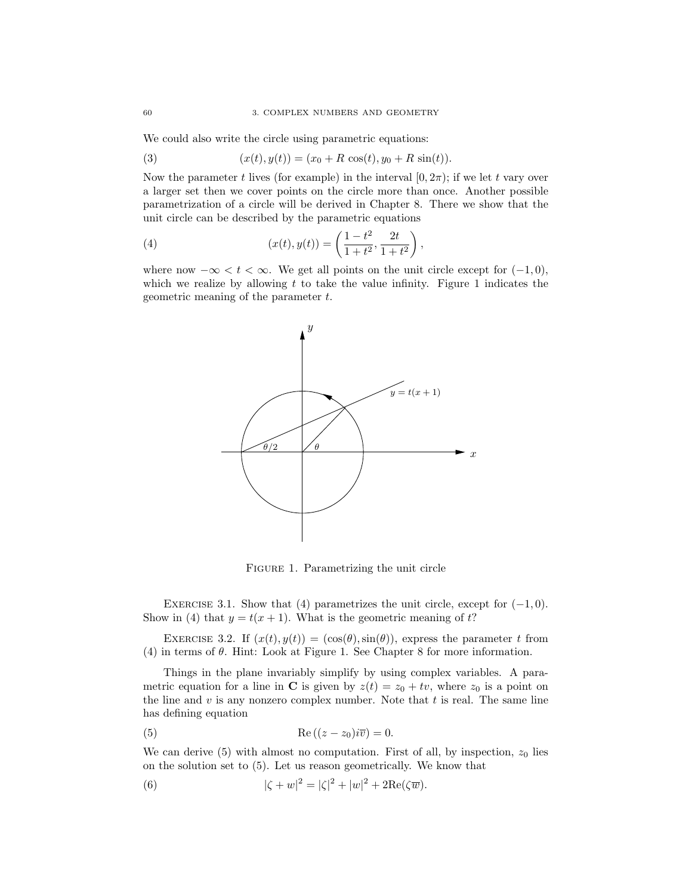We could also write the circle using parametric equations:

$$(x(t), y(t)) = (x_0 + R\,\cos(t), y_0 + R\,\sin(t)). \tag{3}$$

Now the parameter $t$ lives (for example) in the interval $[0, 2\pi)$; if we let $t$ vary over a larger set then we cover points on the circle more than once. Another possible parametrization of a circle will be derived in Chapter 8. There we show that the unit circle can be described by the parametric equations

$$(x(t), y(t)) = \left(\frac{1-t^2}{1+t^2}, \frac{2t}{1+t^2}\right), \tag{4}$$

where now $-\infty < t < \infty$. We get all points on the unit circle except for $(-1, 0)$, which we realize by allowing $t$ to take the value infinity. Figure 1 indicates the geometric meaning of the parameter $t$.

FIGURE 1. Parametrizing the unit circle

EXERCISE 3.1. Show that (4) parametrizes the unit circle, except for $(-1, 0)$. Show in (4) that $y = t(x + 1)$. What is the geometric meaning of $t$?

EXERCISE 3.2. If $(x(t), y(t)) = (\cos(\theta), \sin(\theta))$, express the parameter $t$ from (4) in terms of $\theta$. Hint: Look at Figure 1. See Chapter 8 for more information.

Things in the plane invariably simplify by using complex variables. A parametric equation for a line in $\mathbf{C}$ is given by $z(t) = z_0 + tv$, where $z_0$ is a point on the line and $v$ is any nonzero complex number. Note that $t$ is real. The same line has defining equation

$$\mathrm{Re}\left((z - z_0)i\overline{v}\right) = 0. \tag{5}$$

We can derive (5) with almost no computation. First of all, by inspection, $z_0$ lies on the solution set to (5). Let us reason geometrically. We know that

$$|\zeta + w|^2 = |\zeta|^2 + |w|^2 + 2\mathrm{Re}(\zeta\overline{w}). \tag{6}$$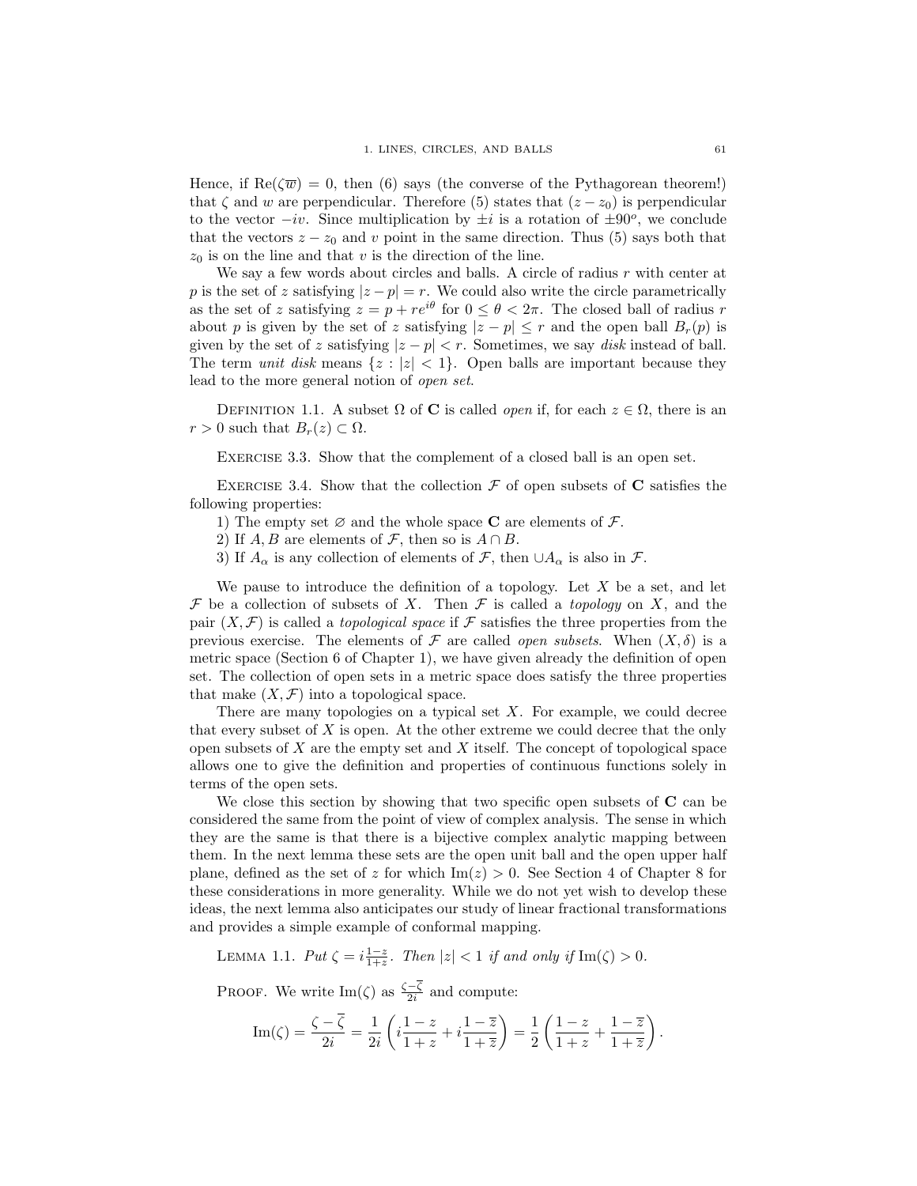Hence, if $\text{Re}(\zeta\overline{w}) = 0$, then (6) says (the converse of the Pythagorean theorem!) that $\zeta$ and $w$ are perpendicular. Therefore (5) states that $(z - z_0)$ is perpendicular to the vector $-iv$. Since multiplication by $\pm i$ is a rotation of $\pm 90^o$, we conclude that the vectors $z - z_0$ and $v$ point in the same direction. Thus (5) says both that $z_0$ is on the line and that $v$ is the direction of the line.

We say a few words about circles and balls. A circle of radius $r$ with center at $p$ is the set of $z$ satisfying $|z - p| = r$. We could also write the circle parametrically as the set of $z$ satisfying $z = p + re^{i\theta}$ for $0 \le \theta < 2\pi$. The closed ball of radius $r$ about $p$ is given by the set of $z$ satisfying $|z - p| \le r$ and the open ball $B_r(p)$ is given by the set of $z$ satisfying $|z - p| < r$. Sometimes, we say *disk* instead of ball. The term *unit disk* means $\{z : |z| < 1\}$. Open balls are important because they lead to the more general notion of *open set*.

Definition 1.1. A subset $\Omega$ of $\mathbf{C}$ is called *open* if, for each $z \in \Omega$, there is an $r > 0$ such that $B_r(z) \subset \Omega$.

Exercise 3.3. Show that the complement of a closed ball is an open set.

Exercise 3.4. Show that the collection $\mathcal{F}$ of open subsets of $\mathbf{C}$ satisfies the following properties:

1) The empty set $\varnothing$ and the whole space $\mathbf{C}$ are elements of $\mathcal{F}$.
2) If $A, B$ are elements of $\mathcal{F}$, then so is $A \cap B$.
3) If $A_\alpha$ is any collection of elements of $\mathcal{F}$, then $\cup A_\alpha$ is also in $\mathcal{F}$.

We pause to introduce the definition of a topology. Let $X$ be a set, and let $\mathcal{F}$ be a collection of subsets of $X$. Then $\mathcal{F}$ is called a *topology* on $X$, and the pair $(X, \mathcal{F})$ is called a *topological space* if $\mathcal{F}$ satisfies the three properties from the previous exercise. The elements of $\mathcal{F}$ are called *open subsets*. When $(X, \delta)$ is a metric space (Section 6 of Chapter 1), we have given already the definition of open set. The collection of open sets in a metric space does satisfy the three properties that make $(X, \mathcal{F})$ into a topological space.

There are many topologies on a typical set $X$. For example, we could decree that every subset of $X$ is open. At the other extreme we could decree that the only open subsets of $X$ are the empty set and $X$ itself. The concept of topological space allows one to give the definition and properties of continuous functions solely in terms of the open sets.

We close this section by showing that two specific open subsets of $\mathbf{C}$ can be considered the same from the point of view of complex analysis. The sense in which they are the same is that there is a bijective complex analytic mapping between them. In the next lemma these sets are the open unit ball and the open upper half plane, defined as the set of $z$ for which $\text{Im}(z) > 0$. See Section 4 of Chapter 8 for these considerations in more generality. While we do not yet wish to develop these ideas, the next lemma also anticipates our study of linear fractional transformations and provides a simple example of conformal mapping.

Lemma 1.1. *Put* $\zeta = i\frac{1-z}{1+z}$. *Then* $|z| < 1$ *if and only if* $\text{Im}(\zeta) > 0$.

Proof. We write $\text{Im}(\zeta)$ as $\frac{\zeta - \overline{\zeta}}{2i}$ and compute:

$$\text{Im}(\zeta) = \frac{\zeta - \overline{\zeta}}{2i} = \frac{1}{2i}\left(i\frac{1-z}{1+z} + i\frac{1-\overline{z}}{1+\overline{z}}\right) = \frac{1}{2}\left(\frac{1-z}{1+z} + \frac{1-\overline{z}}{1+\overline{z}}\right).$$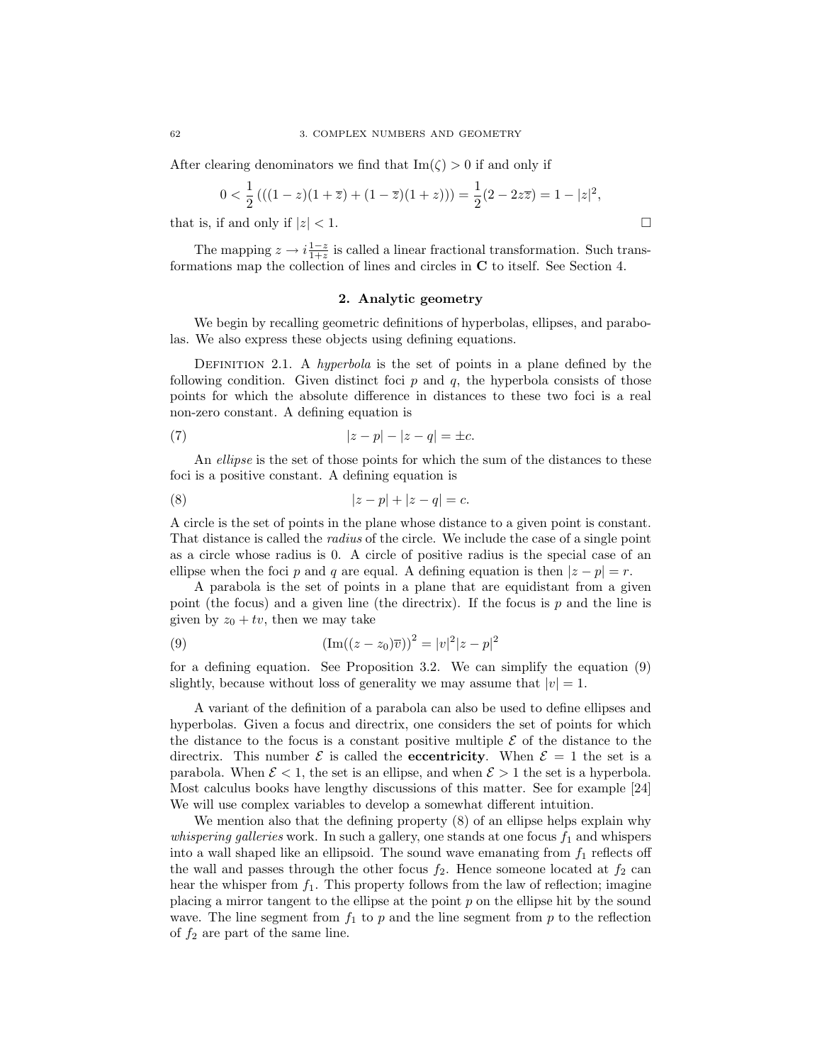After clearing denominators we find that $\text{Im}(\zeta) > 0$ if and only if

$$0 < \frac{1}{2}\left(((1-z)(1+\overline{z}) + (1-\overline{z})(1+z))\right) = \frac{1}{2}(2 - 2z\overline{z}) = 1 - |z|^2,$$

that is, if and only if $|z| < 1$. □

The mapping $z \to i\frac{1-z}{1+z}$ is called a linear fractional transformation. Such transformations map the collection of lines and circles in $\mathbf{C}$ to itself. See Section 4.

## 2. Analytic geometry

We begin by recalling geometric definitions of hyperbolas, ellipses, and parabolas. We also express these objects using defining equations.

Definition 2.1. A *hyperbola* is the set of points in a plane defined by the following condition. Given distinct foci $p$ and $q$, the hyperbola consists of those points for which the absolute difference in distances to these two foci is a real non-zero constant. A defining equation is

$$|z - p| - |z - q| = \pm c. \tag{7}$$

An *ellipse* is the set of those points for which the sum of the distances to these foci is a positive constant. A defining equation is

$$|z - p| + |z - q| = c. \tag{8}$$

A circle is the set of points in the plane whose distance to a given point is constant. That distance is called the *radius* of the circle. We include the case of a single point as a circle whose radius is 0. A circle of positive radius is the special case of an ellipse when the foci $p$ and $q$ are equal. A defining equation is then $|z - p| = r$.

A parabola is the set of points in a plane that are equidistant from a given point (the focus) and a given line (the directrix). If the focus is $p$ and the line is given by $z_0 + tv$, then we may take

$$\left(\text{Im}((z - z_0)\overline{v})\right)^2 = |v|^2|z - p|^2 \tag{9}$$

for a defining equation. See Proposition 3.2. We can simplify the equation (9) slightly, because without loss of generality we may assume that $|v| = 1$.

A variant of the definition of a parabola can also be used to define ellipses and hyperbolas. Given a focus and directrix, one considers the set of points for which the distance to the focus is a constant positive multiple $\mathcal{E}$ of the distance to the directrix. This number $\mathcal{E}$ is called the **eccentricity**. When $\mathcal{E} = 1$ the set is a parabola. When $\mathcal{E} < 1$, the set is an ellipse, and when $\mathcal{E} > 1$ the set is a hyperbola. Most calculus books have lengthy discussions of this matter. See for example [24] We will use complex variables to develop a somewhat different intuition.

We mention also that the defining property (8) of an ellipse helps explain why *whispering galleries* work. In such a gallery, one stands at one focus $f_1$ and whispers into a wall shaped like an ellipsoid. The sound wave emanating from $f_1$ reflects off the wall and passes through the other focus $f_2$. Hence someone located at $f_2$ can hear the whisper from $f_1$. This property follows from the law of reflection; imagine placing a mirror tangent to the ellipse at the point $p$ on the ellipse hit by the sound wave. The line segment from $f_1$ to $p$ and the line segment from $p$ to the reflection of $f_2$ are part of the same line.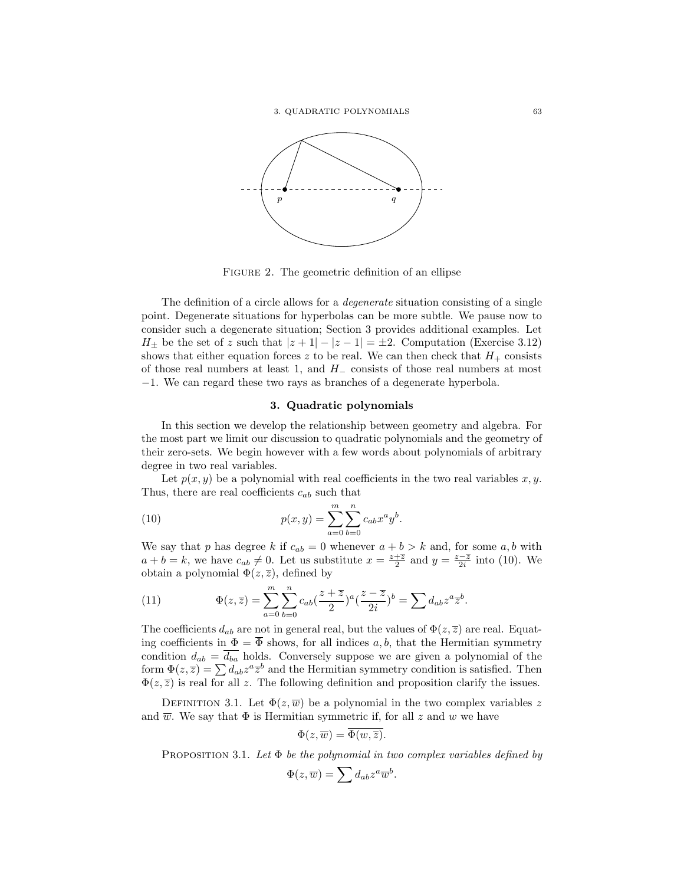FIGURE 2. The geometric definition of an ellipse

The definition of a circle allows for a *degenerate* situation consisting of a single point. Degenerate situations for hyperbolas can be more subtle. We pause now to consider such a degenerate situation; Section 3 provides additional examples. Let $H_{\pm}$ be the set of $z$ such that $|z+1| - |z-1| = \pm 2$. Computation (Exercise 3.12) shows that either equation forces $z$ to be real. We can then check that $H_+$ consists of those real numbers at least 1, and $H_-$ consists of those real numbers at most $-1$. We can regard these two rays as branches of a degenerate hyperbola.

## 3. Quadratic polynomials

In this section we develop the relationship between geometry and algebra. For the most part we limit our discussion to quadratic polynomials and the geometry of their zero-sets. We begin however with a few words about polynomials of arbitrary degree in two real variables.

Let $p(x,y)$ be a polynomial with real coefficients in the two real variables $x, y$. Thus, there are real coefficients $c_{ab}$ such that

$$p(x,y) = \sum_{a=0}^{m} \sum_{b=0}^{n} c_{ab} x^a y^b. \tag{10}$$

We say that $p$ has degree $k$ if $c_{ab} = 0$ whenever $a + b > k$ and, for some $a, b$ with $a + b = k$, we have $c_{ab} \neq 0$. Let us substitute $x = \frac{z+\overline{z}}{2}$ and $y = \frac{z-\overline{z}}{2i}$ into (10). We obtain a polynomial $\Phi(z, \overline{z})$, defined by

$$\Phi(z,\overline{z}) = \sum_{a=0}^{m} \sum_{b=0}^{n} c_{ab} (\frac{z+\overline{z}}{2})^a (\frac{z-\overline{z}}{2i})^b = \sum d_{ab} z^a \overline{z}^b. \tag{11}$$

The coefficients $d_{ab}$ are not in general real, but the values of $\Phi(z,\overline{z})$ are real. Equating coefficients in $\Phi = \overline{\Phi}$ shows, for all indices $a, b$, that the Hermitian symmetry condition $d_{ab} = \overline{d_{ba}}$ holds. Conversely suppose we are given a polynomial of the form $\Phi(z,\overline{z}) = \sum d_{ab} z^a \overline{z}^b$ and the Hermitian symmetry condition is satisfied. Then $\Phi(z,\overline{z})$ is real for all $z$. The following definition and proposition clarify the issues.

DEFINITION 3.1. Let $\Phi(z,\overline{w})$ be a polynomial in the two complex variables $z$ and $\overline{w}$. We say that $\Phi$ is Hermitian symmetric if, for all $z$ and $w$ we have

$$\Phi(z,\overline{w}) = \overline{\Phi(w,\overline{z})}.$$

PROPOSITION 3.1. *Let $\Phi$ be the polynomial in two complex variables defined by*

$$\Phi(z,\overline{w}) = \sum d_{ab} z^a \overline{w}^b.$$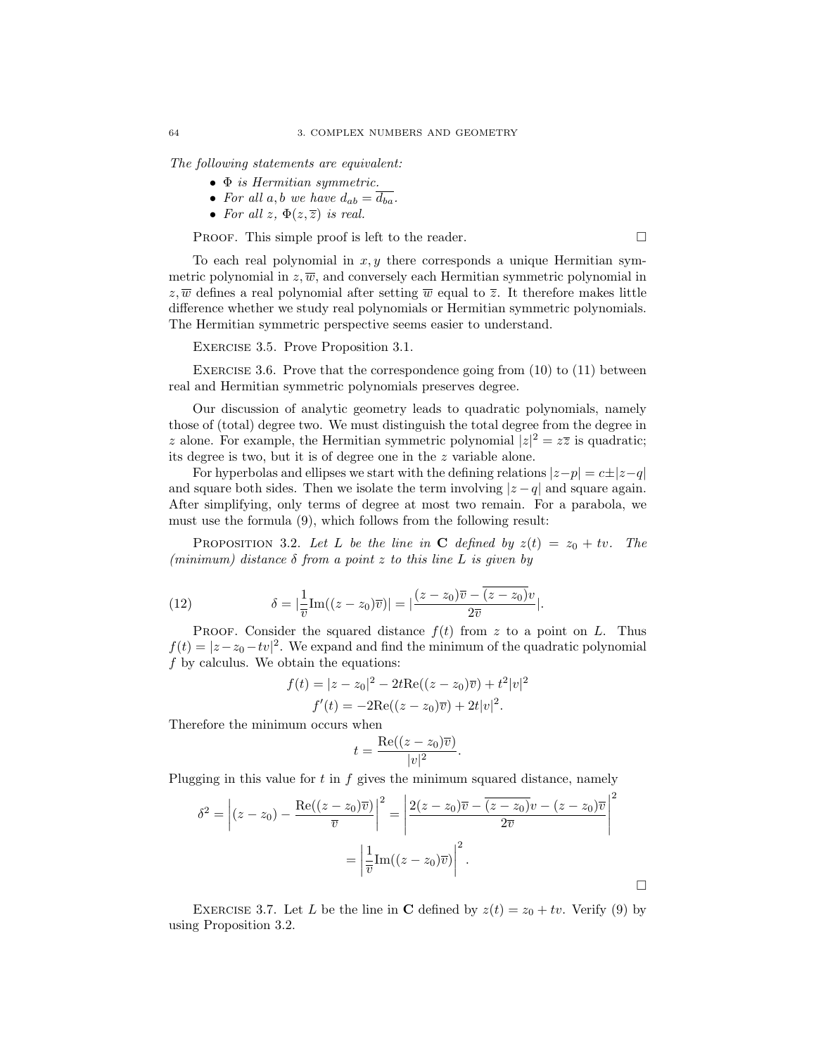*The following statements are equivalent:*

- *$\Phi$ is Hermitian symmetric.*
- *For all $a, b$ we have $d_{ab} = \overline{d_{ba}}$.*
- *For all $z$, $\Phi(z, \overline{z})$ is real.*

Proof. This simple proof is left to the reader. $\square$

To each real polynomial in $x, y$ there corresponds a unique Hermitian symmetric polynomial in $z, \overline{w}$, and conversely each Hermitian symmetric polynomial in $z, \overline{w}$ defines a real polynomial after setting $\overline{w}$ equal to $\overline{z}$. It therefore makes little difference whether we study real polynomials or Hermitian symmetric polynomials. The Hermitian symmetric perspective seems easier to understand.

Exercise 3.5. Prove Proposition 3.1.

Exercise 3.6. Prove that the correspondence going from (10) to (11) between real and Hermitian symmetric polynomials preserves degree.

Our discussion of analytic geometry leads to quadratic polynomials, namely those of (total) degree two. We must distinguish the total degree from the degree in $z$ alone. For example, the Hermitian symmetric polynomial $|z|^2 = z\overline{z}$ is quadratic; its degree is two, but it is of degree one in the $z$ variable alone.

For hyperbolas and ellipses we start with the defining relations $|z-p| = c \pm |z-q|$ and square both sides. Then we isolate the term involving $|z-q|$ and square again. After simplifying, only terms of degree at most two remain. For a parabola, we must use the formula (9), which follows from the following result:

Proposition 3.2. *Let $L$ be the line in $\mathbf{C}$ defined by $z(t) = z_0 + tv$. The (minimum) distance $\delta$ from a point $z$ to this line $L$ is given by*

$$\delta = \left|\frac{1}{\overline{v}}\mathrm{Im}((z-z_0)\overline{v})\right| = \left|\frac{(z-z_0)\overline{v} - \overline{(z-z_0)}v}{2\overline{v}}\right|. \tag{12}$$

Proof. Consider the squared distance $f(t)$ from $z$ to a point on $L$. Thus $f(t) = |z - z_0 - tv|^2$. We expand and find the minimum of the quadratic polynomial $f$ by calculus. We obtain the equations:

$$f(t) = |z - z_0|^2 - 2t\mathrm{Re}((z-z_0)\overline{v}) + t^2|v|^2$$

$$f'(t) = -2\mathrm{Re}((z-z_0)\overline{v}) + 2t|v|^2.$$

Therefore the minimum occurs when

$$t = \frac{\mathrm{Re}((z-z_0)\overline{v})}{|v|^2}.$$

Plugging in this value for $t$ in $f$ gives the minimum squared distance, namely

$$\delta^2 = \left|(z-z_0) - \frac{\mathrm{Re}((z-z_0)\overline{v})}{\overline{v}}\right|^2 = \left|\frac{2(z-z_0)\overline{v} - \overline{(z-z_0)}v - (z-z_0)\overline{v}}{2\overline{v}}\right|^2$$

$$= \left|\frac{1}{\overline{v}}\mathrm{Im}((z-z_0)\overline{v})\right|^2.$$

$\square$

Exercise 3.7. Let $L$ be the line in $\mathbf{C}$ defined by $z(t) = z_0 + tv$. Verify (9) by using Proposition 3.2.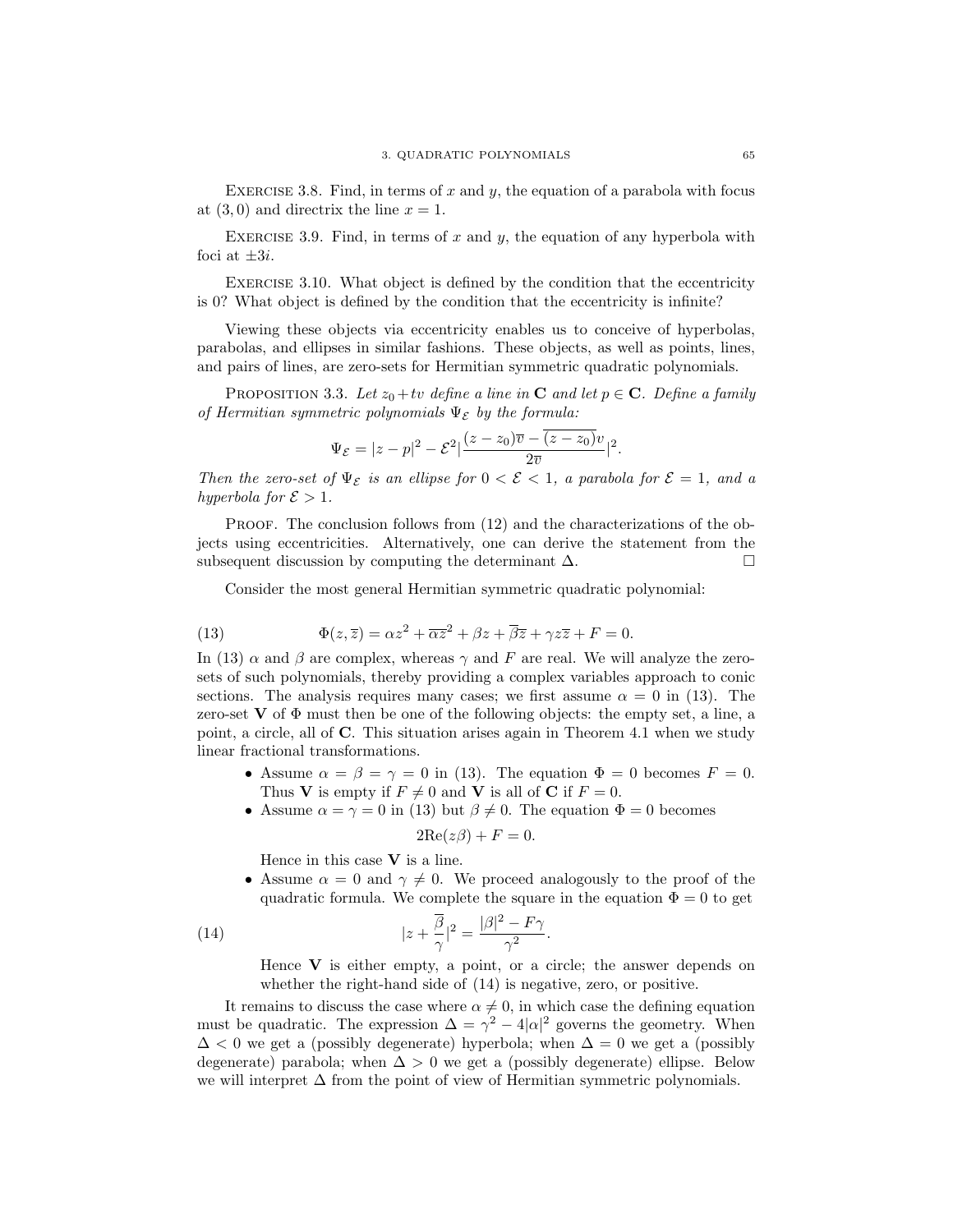Exercise 3.8. Find, in terms of $x$ and $y$, the equation of a parabola with focus at $(3, 0)$ and directrix the line $x = 1$.

Exercise 3.9. Find, in terms of $x$ and $y$, the equation of any hyperbola with foci at $\pm 3i$.

Exercise 3.10. What object is defined by the condition that the eccentricity is 0? What object is defined by the condition that the eccentricity is infinite?

Viewing these objects via eccentricity enables us to conceive of hyperbolas, parabolas, and ellipses in similar fashions. These objects, as well as points, lines, and pairs of lines, are zero-sets for Hermitian symmetric quadratic polynomials.

Proposition 3.3. *Let $z_0 + tv$ define a line in $\mathbf{C}$ and let $p \in \mathbf{C}$. Define a family of Hermitian symmetric polynomials $\Psi_{\mathcal{E}}$ by the formula:*

$$\Psi_{\mathcal{E}} = |z - p|^2 - \mathcal{E}^2 \left|\frac{(z - z_0)\overline{v} - \overline{(z - z_0)}v}{2\overline{v}}\right|^2.$$

*Then the zero-set of $\Psi_{\mathcal{E}}$ is an ellipse for $0 < \mathcal{E} < 1$, a parabola for $\mathcal{E} = 1$, and a hyperbola for $\mathcal{E} > 1$.*

Proof. The conclusion follows from (12) and the characterizations of the objects using eccentricities. Alternatively, one can derive the statement from the subsequent discussion by computing the determinant $\Delta$. $\square$

Consider the most general Hermitian symmetric quadratic polynomial:

$$\Phi(z, \overline{z}) = \alpha z^2 + \overline{\alpha z}^2 + \beta z + \overline{\beta z} + \gamma z\overline{z} + F = 0. \tag{13}$$

In (13) $\alpha$ and $\beta$ are complex, whereas $\gamma$ and $F$ are real. We will analyze the zero-sets of such polynomials, thereby providing a complex variables approach to conic sections. The analysis requires many cases; we first assume $\alpha = 0$ in (13). The zero-set $\mathbf{V}$ of $\Phi$ must then be one of the following objects: the empty set, a line, a point, a circle, all of $\mathbf{C}$. This situation arises again in Theorem 4.1 when we study linear fractional transformations.

- Assume $\alpha = \beta = \gamma = 0$ in (13). The equation $\Phi = 0$ becomes $F = 0$. Thus $\mathbf{V}$ is empty if $F \neq 0$ and $\mathbf{V}$ is all of $\mathbf{C}$ if $F = 0$.
- Assume $\alpha = \gamma = 0$ in (13) but $\beta \neq 0$. The equation $\Phi = 0$ becomes

  $$2\mathrm{Re}(z\beta) + F = 0.$$

  Hence in this case $\mathbf{V}$ is a line.
- Assume $\alpha = 0$ and $\gamma \neq 0$. We proceed analogously to the proof of the quadratic formula. We complete the square in the equation $\Phi = 0$ to get

  $$\left|z + \frac{\overline{\beta}}{\gamma}\right|^2 = \frac{|\beta|^2 - F\gamma}{\gamma^2}. \tag{14}$$

  Hence $\mathbf{V}$ is either empty, a point, or a circle; the answer depends on whether the right-hand side of (14) is negative, zero, or positive.

It remains to discuss the case where $\alpha \neq 0$, in which case the defining equation must be quadratic. The expression $\Delta = \gamma^2 - 4|\alpha|^2$ governs the geometry. When $\Delta < 0$ we get a (possibly degenerate) hyperbola; when $\Delta = 0$ we get a (possibly degenerate) parabola; when $\Delta > 0$ we get a (possibly degenerate) ellipse. Below we will interpret $\Delta$ from the point of view of Hermitian symmetric polynomials.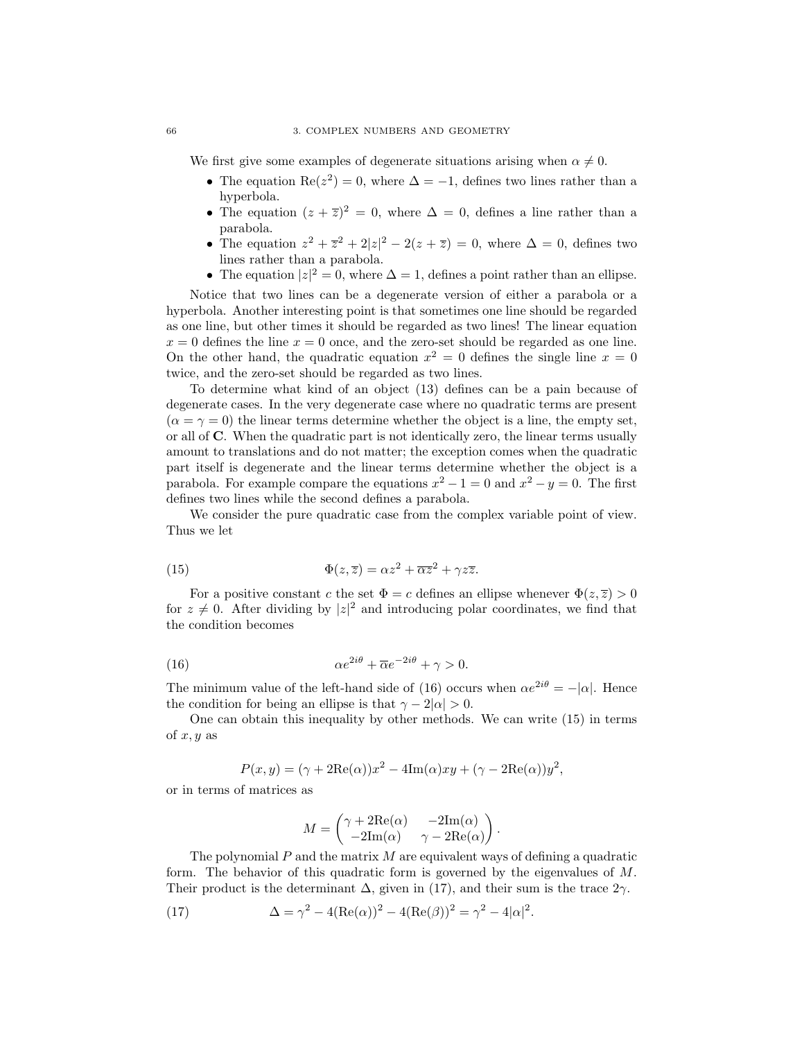We first give some examples of degenerate situations arising when $\alpha \neq 0$.

- The equation $\text{Re}(z^2) = 0$, where $\Delta = -1$, defines two lines rather than a hyperbola.
- The equation $(z + \overline{z})^2 = 0$, where $\Delta = 0$, defines a line rather than a parabola.
- The equation $z^2 + \overline{z}^2 + 2|z|^2 - 2(z + \overline{z}) = 0$, where $\Delta = 0$, defines two lines rather than a parabola.
- The equation $|z|^2 = 0$, where $\Delta = 1$, defines a point rather than an ellipse.

Notice that two lines can be a degenerate version of either a parabola or a hyperbola. Another interesting point is that sometimes one line should be regarded as one line, but other times it should be regarded as two lines! The linear equation $x = 0$ defines the line $x = 0$ once, and the zero-set should be regarded as one line. On the other hand, the quadratic equation $x^2 = 0$ defines the single line $x = 0$ twice, and the zero-set should be regarded as two lines.

To determine what kind of an object (13) defines can be a pain because of degenerate cases. In the very degenerate case where no quadratic terms are present ($\alpha = \gamma = 0$) the linear terms determine whether the object is a line, the empty set, or all of $\mathbf{C}$. When the quadratic part is not identically zero, the linear terms usually amount to translations and do not matter; the exception comes when the quadratic part itself is degenerate and the linear terms determine whether the object is a parabola. For example compare the equations $x^2 - 1 = 0$ and $x^2 - y = 0$. The first defines two lines while the second defines a parabola.

We consider the pure quadratic case from the complex variable point of view. Thus we let

$$\Phi(z, \overline{z}) = \alpha z^2 + \overline{\alpha z}^2 + \gamma z\overline{z}. \tag{15}$$

For a positive constant $c$ the set $\Phi = c$ defines an ellipse whenever $\Phi(z, \overline{z}) > 0$ for $z \neq 0$. After dividing by $|z|^2$ and introducing polar coordinates, we find that the condition becomes

$$\alpha e^{2i\theta} + \overline{\alpha} e^{-2i\theta} + \gamma > 0. \tag{16}$$

The minimum value of the left-hand side of (16) occurs when $\alpha e^{2i\theta} = -|\alpha|$. Hence the condition for being an ellipse is that $\gamma - 2|\alpha| > 0$.

One can obtain this inequality by other methods. We can write (15) in terms of $x, y$ as

$$P(x, y) = (\gamma + 2\text{Re}(\alpha))x^2 - 4\text{Im}(\alpha)xy + (\gamma - 2\text{Re}(\alpha))y^2,$$

or in terms of matrices as

$$M = \begin{pmatrix} \gamma + 2\text{Re}(\alpha) & -2\text{Im}(\alpha) \\ -2\text{Im}(\alpha) & \gamma - 2\text{Re}(\alpha) \end{pmatrix}.$$

The polynomial $P$ and the matrix $M$ are equivalent ways of defining a quadratic form. The behavior of this quadratic form is governed by the eigenvalues of $M$. Their product is the determinant $\Delta$, given in (17), and their sum is the trace $2\gamma$.

$$\Delta = \gamma^2 - 4(\text{Re}(\alpha))^2 - 4(\text{Re}(\beta))^2 = \gamma^2 - 4|\alpha|^2. \tag{17}$$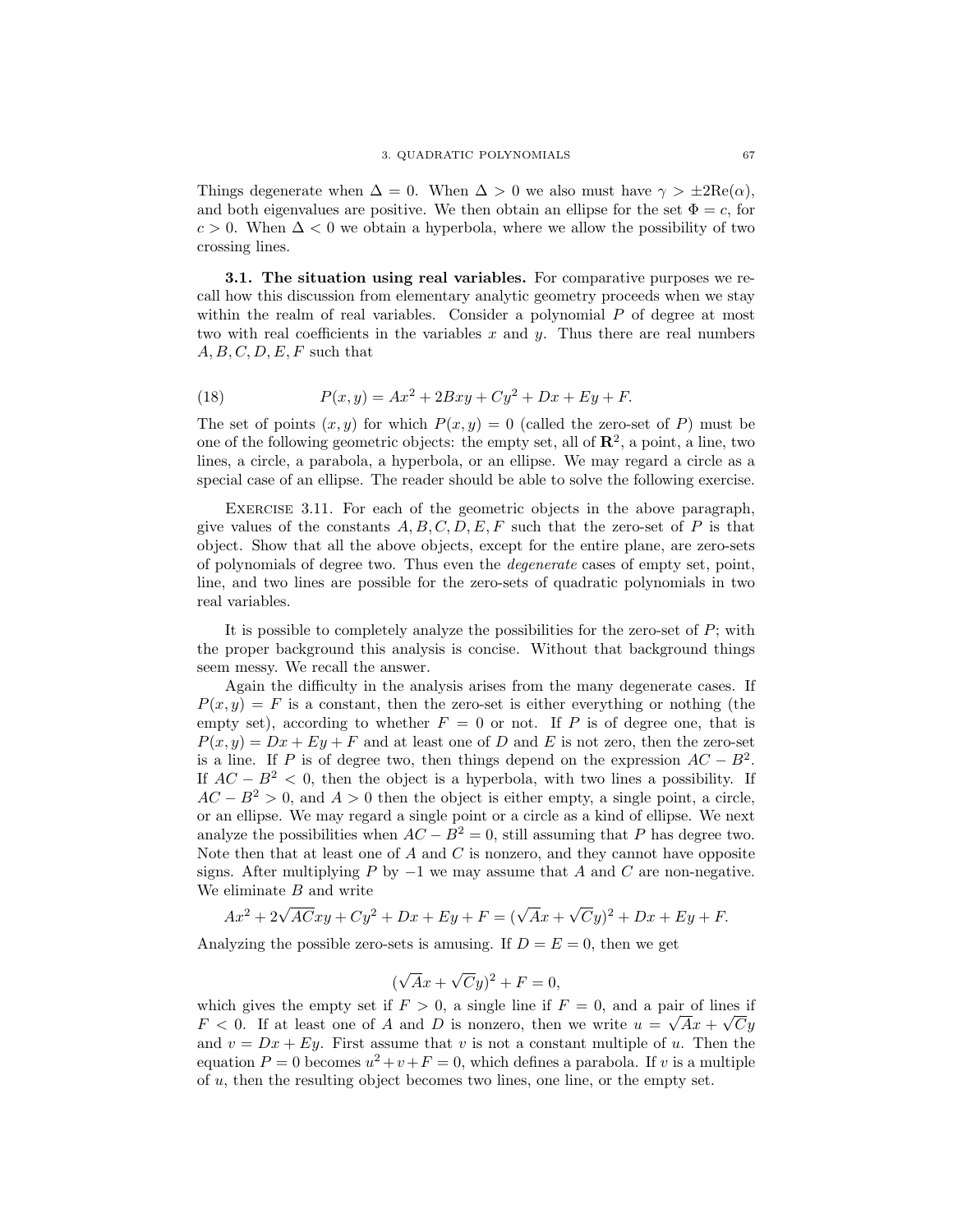Things degenerate when $\Delta = 0$. When $\Delta > 0$ we also must have $\gamma > \pm 2\text{Re}(\alpha)$, and both eigenvalues are positive. We then obtain an ellipse for the set $\Phi = c$, for $c > 0$. When $\Delta < 0$ we obtain a hyperbola, where we allow the possibility of two crossing lines.

**3.1. The situation using real variables.** For comparative purposes we recall how this discussion from elementary analytic geometry proceeds when we stay within the realm of real variables. Consider a polynomial $P$ of degree at most two with real coefficients in the variables $x$ and $y$. Thus there are real numbers $A, B, C, D, E, F$ such that

$$P(x, y) = Ax^2 + 2Bxy + Cy^2 + Dx + Ey + F. \tag{18}$$

The set of points $(x, y)$ for which $P(x, y) = 0$ (called the zero-set of $P$) must be one of the following geometric objects: the empty set, all of $\mathbf{R}^2$, a point, a line, two lines, a circle, a parabola, a hyperbola, or an ellipse. We may regard a circle as a special case of an ellipse. The reader should be able to solve the following exercise.

Exercise 3.11. For each of the geometric objects in the above paragraph, give values of the constants $A, B, C, D, E, F$ such that the zero-set of $P$ is that object. Show that all the above objects, except for the entire plane, are zero-sets of polynomials of degree two. Thus even the *degenerate* cases of empty set, point, line, and two lines are possible for the zero-sets of quadratic polynomials in two real variables.

It is possible to completely analyze the possibilities for the zero-set of $P$; with the proper background this analysis is concise. Without that background things seem messy. We recall the answer.

Again the difficulty in the analysis arises from the many degenerate cases. If $P(x, y) = F$ is a constant, then the zero-set is either everything or nothing (the empty set), according to whether $F = 0$ or not. If $P$ is of degree one, that is $P(x, y) = Dx + Ey + F$ and at least one of $D$ and $E$ is not zero, then the zero-set is a line. If $P$ is of degree two, then things depend on the expression $AC - B^2$. If $AC - B^2 < 0$, then the object is a hyperbola, with two lines a possibility. If $AC - B^2 > 0$, and $A > 0$ then the object is either empty, a single point, a circle, or an ellipse. We may regard a single point or a circle as a kind of ellipse. We next analyze the possibilities when $AC - B^2 = 0$, still assuming that $P$ has degree two. Note then that at least one of $A$ and $C$ is nonzero, and they cannot have opposite signs. After multiplying $P$ by $-1$ we may assume that $A$ and $C$ are non-negative. We eliminate $B$ and write

$$Ax^2 + 2\sqrt{AC}xy + Cy^2 + Dx + Ey + F = (\sqrt{A}x + \sqrt{C}y)^2 + Dx + Ey + F.$$

Analyzing the possible zero-sets is amusing. If $D = E = 0$, then we get

$$(\sqrt{A}x + \sqrt{C}y)^2 + F = 0,$$

which gives the empty set if $F > 0$, a single line if $F = 0$, and a pair of lines if $F < 0$. If at least one of $A$ and $D$ is nonzero, then we write $u = \sqrt{A}x + \sqrt{C}y$ and $v = Dx + Ey$. First assume that $v$ is not a constant multiple of $u$. Then the equation $P = 0$ becomes $u^2 + v + F = 0$, which defines a parabola. If $v$ is a multiple of $u$, then the resulting object becomes two lines, one line, or the empty set.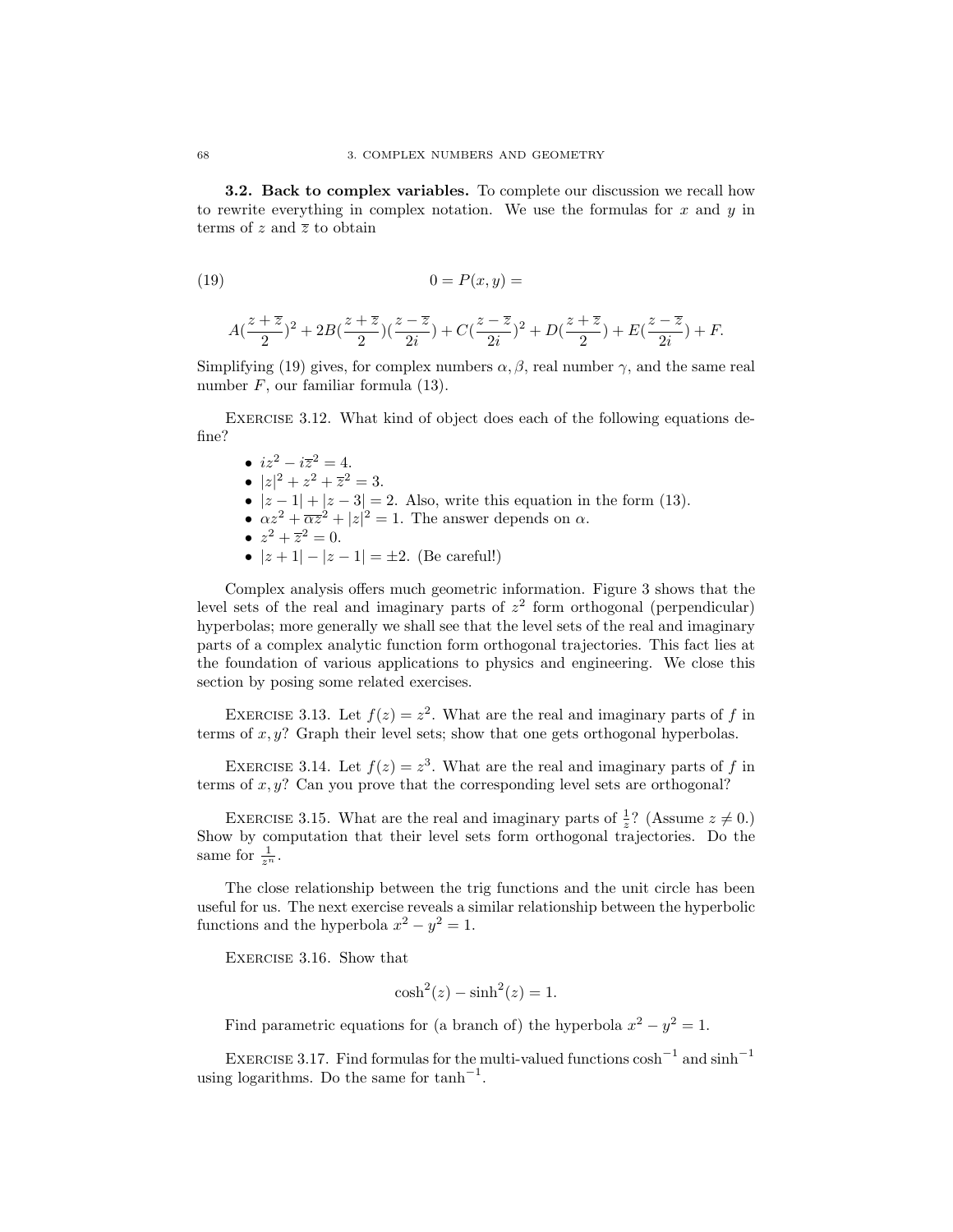**3.2. Back to complex variables.** To complete our discussion we recall how to rewrite everything in complex notation. We use the formulas for $x$ and $y$ in terms of $z$ and $\overline{z}$ to obtain

$$0 = P(x,y) = \tag{19}$$

$$A(\frac{z+\overline{z}}{2})^2 + 2B(\frac{z+\overline{z}}{2})(\frac{z-\overline{z}}{2i}) + C(\frac{z-\overline{z}}{2i})^2 + D(\frac{z+\overline{z}}{2}) + E(\frac{z-\overline{z}}{2i}) + F.$$

Simplifying (19) gives, for complex numbers $\alpha, \beta$, real number $\gamma$, and the same real number $F$, our familiar formula (13).

Exercise 3.12. What kind of object does each of the following equations define?

- $iz^2 - i\overline{z}^2 = 4$.
- $|z|^2 + z^2 + \overline{z}^2 = 3$.
- $|z-1| + |z-3| = 2$. Also, write this equation in the form (13).
- $\alpha z^2 + \overline{\alpha z}^2 + |z|^2 = 1$. The answer depends on $\alpha$.
- $z^2 + \overline{z}^2 = 0$.
- $|z+1| - |z-1| = \pm 2$. (Be careful!)

Complex analysis offers much geometric information. Figure 3 shows that the level sets of the real and imaginary parts of $z^2$ form orthogonal (perpendicular) hyperbolas; more generally we shall see that the level sets of the real and imaginary parts of a complex analytic function form orthogonal trajectories. This fact lies at the foundation of various applications to physics and engineering. We close this section by posing some related exercises.

Exercise 3.13. Let $f(z) = z^2$. What are the real and imaginary parts of $f$ in terms of $x, y$? Graph their level sets; show that one gets orthogonal hyperbolas.

Exercise 3.14. Let $f(z) = z^3$. What are the real and imaginary parts of $f$ in terms of $x, y$? Can you prove that the corresponding level sets are orthogonal?

Exercise 3.15. What are the real and imaginary parts of $\frac{1}{z}$? (Assume $z \neq 0$.) Show by computation that their level sets form orthogonal trajectories. Do the same for $\frac{1}{z^n}$.

The close relationship between the trig functions and the unit circle has been useful for us. The next exercise reveals a similar relationship between the hyperbolic functions and the hyperbola $x^2 - y^2 = 1$.

Exercise 3.16. Show that

$$\cosh^2(z) - \sinh^2(z) = 1.$$

Find parametric equations for (a branch of) the hyperbola $x^2 - y^2 = 1$.

Exercise 3.17. Find formulas for the multi-valued functions $\cosh^{-1}$ and $\sinh^{-1}$ using logarithms. Do the same for $\tanh^{-1}$.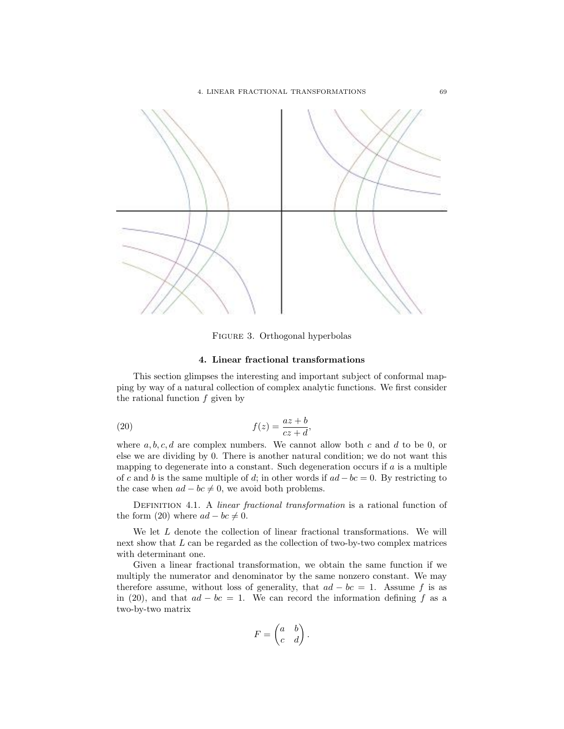Figure 3. Orthogonal hyperbolas

## 4. Linear fractional transformations

This section glimpses the interesting and important subject of conformal mapping by way of a natural collection of complex analytic functions. We first consider the rational function $f$ given by

$$f(z) = \frac{az+b}{cz+d}, \tag{20}$$

where $a, b, c, d$ are complex numbers. We cannot allow both $c$ and $d$ to be 0, or else we are dividing by 0. There is another natural condition; we do not want this mapping to degenerate into a constant. Such degeneration occurs if $a$ is a multiple of $c$ and $b$ is the same multiple of $d$; in other words if $ad - bc = 0$. By restricting to the case when $ad - bc \neq 0$, we avoid both problems.

Definition 4.1. A *linear fractional transformation* is a rational function of the form (20) where $ad - bc \neq 0$.

We let $L$ denote the collection of linear fractional transformations. We will next show that $L$ can be regarded as the collection of two-by-two complex matrices with determinant one.

Given a linear fractional transformation, we obtain the same function if we multiply the numerator and denominator by the same nonzero constant. We may therefore assume, without loss of generality, that $ad - bc = 1$. Assume $f$ is as in (20), and that $ad - bc = 1$. We can record the information defining $f$ as a two-by-two matrix

$$F = \begin{pmatrix} a & b \\ c & d \end{pmatrix}.$$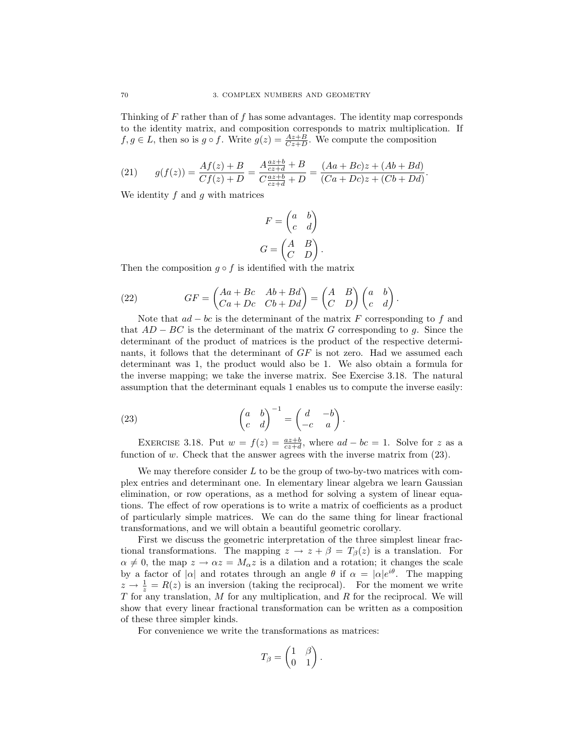Thinking of $F$ rather than of $f$ has some advantages. The identity map corresponds to the identity matrix, and composition corresponds to matrix multiplication. If $f, g \in L$, then so is $g \circ f$. Write $g(z) = \frac{Az+B}{Cz+D}$. We compute the composition

$$g(f(z)) = \frac{Af(z)+B}{Cf(z)+D} = \frac{A\frac{az+b}{cz+d}+B}{C\frac{az+b}{cz+d}+D} = \frac{(Aa+Bc)z+(Ab+Bd)}{(Ca+Dc)z+(Cb+Dd)}. \tag{21}$$

We identity $f$ and $g$ with matrices

$$F = \begin{pmatrix} a & b \\ c & d \end{pmatrix}$$

$$G = \begin{pmatrix} A & B \\ C & D \end{pmatrix}.$$

Then the composition $g \circ f$ is identified with the matrix

$$GF = \begin{pmatrix} Aa+Bc & Ab+Bd \\ Ca+Dc & Cb+Dd \end{pmatrix} = \begin{pmatrix} A & B \\ C & D \end{pmatrix}\begin{pmatrix} a & b \\ c & d \end{pmatrix}. \tag{22}$$

Note that $ad-bc$ is the determinant of the matrix $F$ corresponding to $f$ and that $AD-BC$ is the determinant of the matrix $G$ corresponding to $g$. Since the determinant of the product of matrices is the product of the respective determinants, it follows that the determinant of $GF$ is not zero. Had we assumed each determinant was 1, the product would also be 1. We also obtain a formula for the inverse mapping; we take the inverse matrix. See Exercise 3.18. The natural assumption that the determinant equals 1 enables us to compute the inverse easily:

$$\begin{pmatrix} a & b \\ c & d \end{pmatrix}^{-1} = \begin{pmatrix} d & -b \\ -c & a \end{pmatrix}. \tag{23}$$

Exercise 3.18. Put $w = f(z) = \frac{az+b}{cz+d}$, where $ad-bc=1$. Solve for $z$ as a function of $w$. Check that the answer agrees with the inverse matrix from (23).

We may therefore consider $L$ to be the group of two-by-two matrices with complex entries and determinant one. In elementary linear algebra we learn Gaussian elimination, or row operations, as a method for solving a system of linear equations. The effect of row operations is to write a matrix of coefficients as a product of particularly simple matrices. We can do the same thing for linear fractional transformations, and we will obtain a beautiful geometric corollary.

First we discuss the geometric interpretation of the three simplest linear fractional transformations. The mapping $z \to z+\beta = T_\beta(z)$ is a translation. For $\alpha \neq 0$, the map $z \to \alpha z = M_\alpha z$ is a dilation and a rotation; it changes the scale by a factor of $|\alpha|$ and rotates through an angle $\theta$ if $\alpha = |\alpha|e^{i\theta}$. The mapping $z \to \frac{1}{z} = R(z)$ is an inversion (taking the reciprocal). For the moment we write $T$ for any translation, $M$ for any multiplication, and $R$ for the reciprocal. We will show that every linear fractional transformation can be written as a composition of these three simpler kinds.

For convenience we write the transformations as matrices:

$$T_\beta = \begin{pmatrix} 1 & \beta \\ 0 & 1 \end{pmatrix}.$$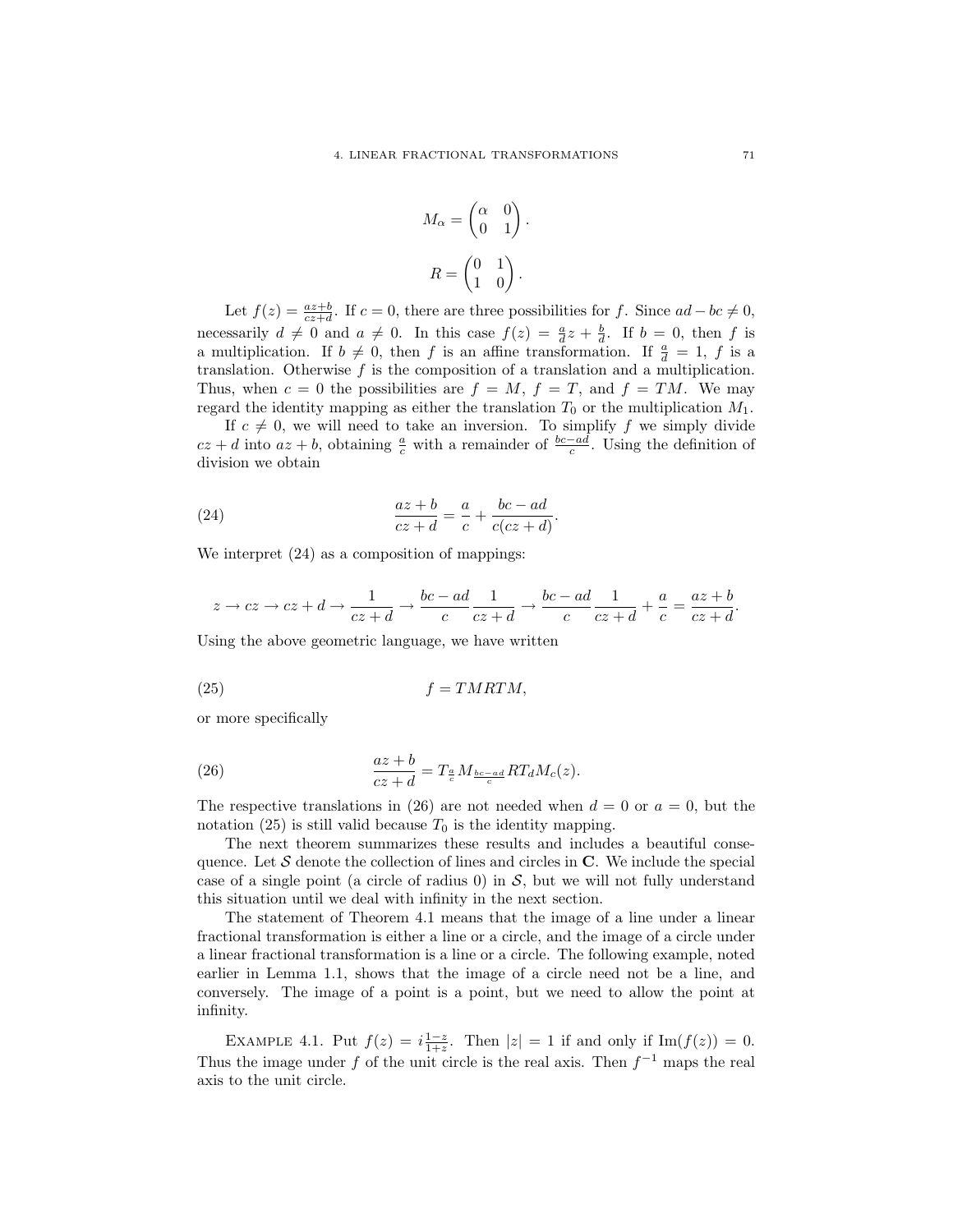$$M_\alpha = \begin{pmatrix} \alpha & 0 \\ 0 & 1 \end{pmatrix}.$$

$$R = \begin{pmatrix} 0 & 1 \\ 1 & 0 \end{pmatrix}.$$

Let $f(z) = \frac{az+b}{cz+d}$. If $c = 0$, there are three possibilities for $f$. Since $ad - bc \neq 0$, necessarily $d \neq 0$ and $a \neq 0$. In this case $f(z) = \frac{a}{d}z + \frac{b}{d}$. If $b = 0$, then $f$ is a multiplication. If $b \neq 0$, then $f$ is an affine transformation. If $\frac{a}{d} = 1$, $f$ is a translation. Otherwise $f$ is the composition of a translation and a multiplication. Thus, when $c = 0$ the possibilities are $f = M$, $f = T$, and $f = TM$. We may regard the identity mapping as either the translation $T_0$ or the multiplication $M_1$.

If $c \neq 0$, we will need to take an inversion. To simplify $f$ we simply divide $cz + d$ into $az + b$, obtaining $\frac{a}{c}$ with a remainder of $\frac{bc-ad}{c}$. Using the definition of division we obtain

$$\frac{az+b}{cz+d} = \frac{a}{c} + \frac{bc-ad}{c(cz+d)}. \tag{24}$$

We interpret (24) as a composition of mappings:

$$z \to cz \to cz + d \to \frac{1}{cz+d} \to \frac{bc-ad}{c}\frac{1}{cz+d} \to \frac{bc-ad}{c}\frac{1}{cz+d} + \frac{a}{c} = \frac{az+b}{cz+d}.$$

Using the above geometric language, we have written

$$f = TMRTM, \tag{25}$$

or more specifically

$$\frac{az+b}{cz+d} = T_{\frac{a}{c}} M_{\frac{bc-ad}{c}} R T_d M_c(z). \tag{26}$$

The respective translations in (26) are not needed when $d = 0$ or $a = 0$, but the notation (25) is still valid because $T_0$ is the identity mapping.

The next theorem summarizes these results and includes a beautiful consequence. Let $\mathcal{S}$ denote the collection of lines and circles in $\mathbf{C}$. We include the special case of a single point (a circle of radius 0) in $\mathcal{S}$, but we will not fully understand this situation until we deal with infinity in the next section.

The statement of Theorem 4.1 means that the image of a line under a linear fractional transformation is either a line or a circle, and the image of a circle under a linear fractional transformation is a line or a circle. The following example, noted earlier in Lemma 1.1, shows that the image of a circle need not be a line, and conversely. The image of a point is a point, but we need to allow the point at infinity.

Example 4.1. Put $f(z) = i\frac{1-z}{1+z}$. Then $|z| = 1$ if and only if $\text{Im}(f(z)) = 0$. Thus the image under $f$ of the unit circle is the real axis. Then $f^{-1}$ maps the real axis to the unit circle.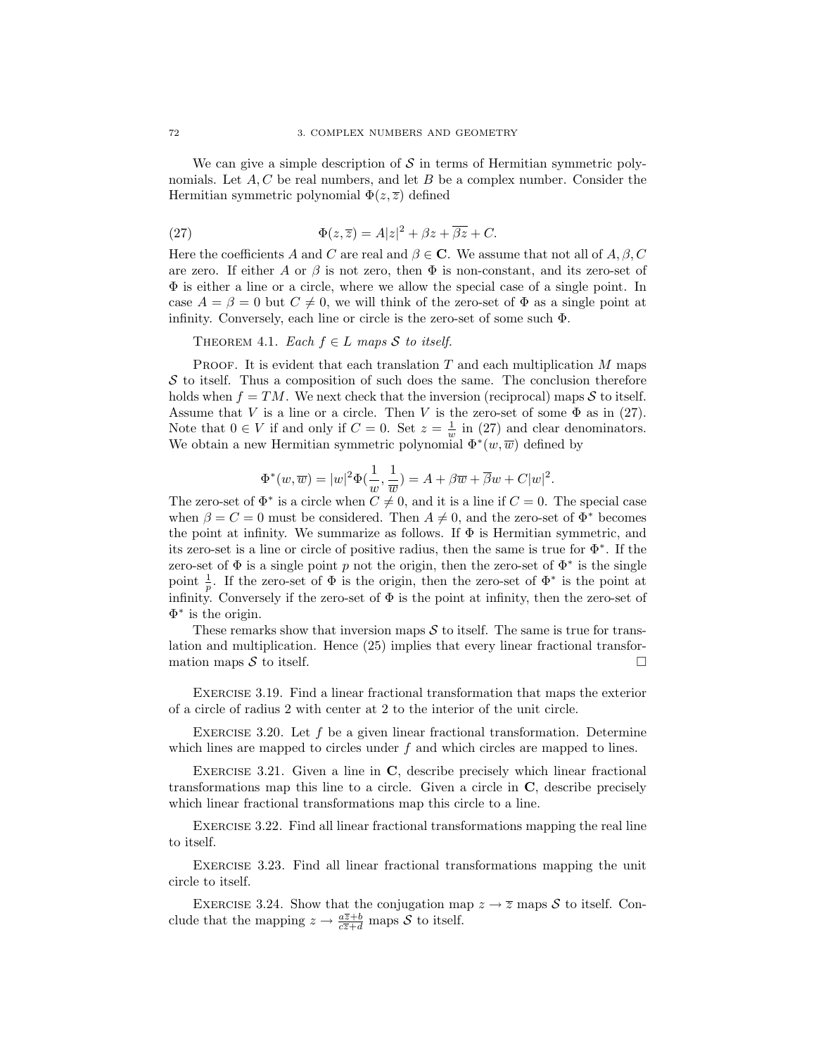We can give a simple description of $\mathcal{S}$ in terms of Hermitian symmetric polynomials. Let $A, C$ be real numbers, and let $B$ be a complex number. Consider the Hermitian symmetric polynomial $\Phi(z, \overline{z})$ defined

$$\Phi(z, \overline{z}) = A|z|^2 + \beta z + \overline{\beta z} + C. \tag{27}$$

Here the coefficients $A$ and $C$ are real and $\beta \in \mathbf{C}$. We assume that not all of $A, \beta, C$ are zero. If either $A$ or $\beta$ is not zero, then $\Phi$ is non-constant, and its zero-set of $\Phi$ is either a line or a circle, where we allow the special case of a single point. In case $A = \beta = 0$ but $C \neq 0$, we will think of the zero-set of $\Phi$ as a single point at infinity. Conversely, each line or circle is the zero-set of some such $\Phi$.

THEOREM 4.1. *Each $f \in L$ maps $\mathcal{S}$ to itself.*

PROOF. It is evident that each translation $T$ and each multiplication $M$ maps $\mathcal{S}$ to itself. Thus a composition of such does the same. The conclusion therefore holds when $f = TM$. We next check that the inversion (reciprocal) maps $\mathcal{S}$ to itself. Assume that $V$ is a line or a circle. Then $V$ is the zero-set of some $\Phi$ as in (27). Note that $0 \in V$ if and only if $C = 0$. Set $z = \frac{1}{w}$ in (27) and clear denominators. We obtain a new Hermitian symmetric polynomial $\Phi^*(w, \overline{w})$ defined by

$$\Phi^*(w, \overline{w}) = |w|^2 \Phi(\frac{1}{w}, \frac{1}{\overline{w}}) = A + \beta \overline{w} + \overline{\beta} w + C|w|^2.$$

The zero-set of $\Phi^*$ is a circle when $C \neq 0$, and it is a line if $C = 0$. The special case when $\beta = C = 0$ must be considered. Then $A \neq 0$, and the zero-set of $\Phi^*$ becomes the point at infinity. We summarize as follows. If $\Phi$ is Hermitian symmetric, and its zero-set is a line or circle of positive radius, then the same is true for $\Phi^*$. If the zero-set of $\Phi$ is a single point $p$ not the origin, then the zero-set of $\Phi^*$ is the single point $\frac{1}{p}$. If the zero-set of $\Phi$ is the origin, then the zero-set of $\Phi^*$ is the point at infinity. Conversely if the zero-set of $\Phi$ is the point at infinity, then the zero-set of $\Phi^*$ is the origin.

These remarks show that inversion maps $\mathcal{S}$ to itself. The same is true for translation and multiplication. Hence (25) implies that every linear fractional transformation maps $\mathcal{S}$ to itself. □

EXERCISE 3.19. Find a linear fractional transformation that maps the exterior of a circle of radius 2 with center at 2 to the interior of the unit circle.

EXERCISE 3.20. Let $f$ be a given linear fractional transformation. Determine which lines are mapped to circles under $f$ and which circles are mapped to lines.

EXERCISE 3.21. Given a line in $\mathbf{C}$, describe precisely which linear fractional transformations map this line to a circle. Given a circle in $\mathbf{C}$, describe precisely which linear fractional transformations map this circle to a line.

EXERCISE 3.22. Find all linear fractional transformations mapping the real line to itself.

EXERCISE 3.23. Find all linear fractional transformations mapping the unit circle to itself.

EXERCISE 3.24. Show that the conjugation map $z \to \overline{z}$ maps $\mathcal{S}$ to itself. Conclude that the mapping $z \to \frac{a\overline{z}+b}{c\overline{z}+d}$ maps $\mathcal{S}$ to itself.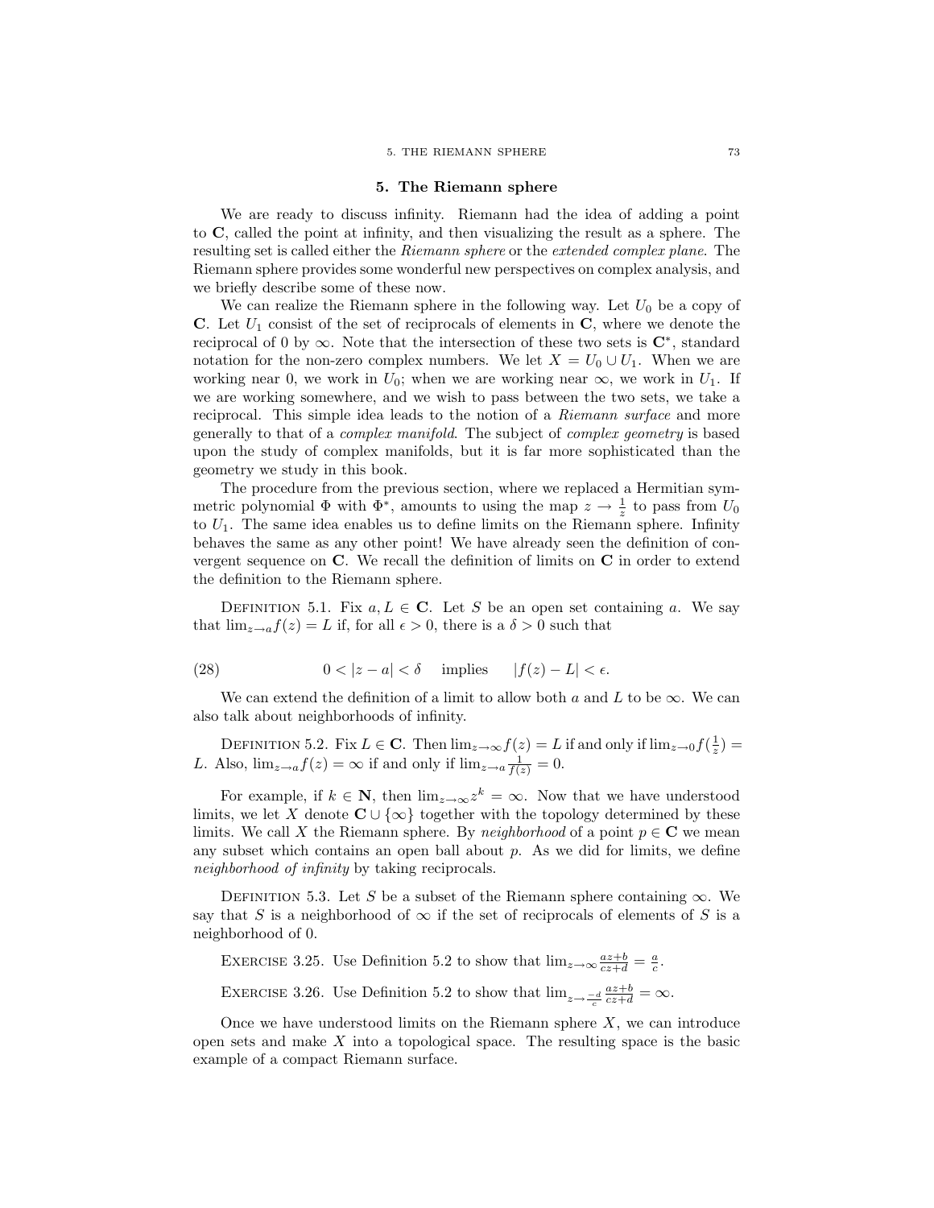## 5. The Riemann sphere

We are ready to discuss infinity. Riemann had the idea of adding a point to $\mathbf{C}$, called the point at infinity, and then visualizing the result as a sphere. The resulting set is called either the *Riemann sphere* or the *extended complex plane*. The Riemann sphere provides some wonderful new perspectives on complex analysis, and we briefly describe some of these now.

We can realize the Riemann sphere in the following way. Let $U_0$ be a copy of $\mathbf{C}$. Let $U_1$ consist of the set of reciprocals of elements in $\mathbf{C}$, where we denote the reciprocal of 0 by $\infty$. Note that the intersection of these two sets is $\mathbf{C}^*$, standard notation for the non-zero complex numbers. We let $X = U_0 \cup U_1$. When we are working near 0, we work in $U_0$; when we are working near $\infty$, we work in $U_1$. If we are working somewhere, and we wish to pass between the two sets, we take a reciprocal. This simple idea leads to the notion of a *Riemann surface* and more generally to that of a *complex manifold*. The subject of *complex geometry* is based upon the study of complex manifolds, but it is far more sophisticated than the geometry we study in this book.

The procedure from the previous section, where we replaced a Hermitian symmetric polynomial $\Phi$ with $\Phi^*$, amounts to using the map $z \to \frac{1}{z}$ to pass from $U_0$ to $U_1$. The same idea enables us to define limits on the Riemann sphere. Infinity behaves the same as any other point! We have already seen the definition of convergent sequence on $\mathbf{C}$. We recall the definition of limits on $\mathbf{C}$ in order to extend the definition to the Riemann sphere.

Definition 5.1. Fix $a, L \in \mathbf{C}$. Let $S$ be an open set containing $a$. We say that $\lim_{z\to a} f(z) = L$ if, for all $\epsilon > 0$, there is a $\delta > 0$ such that

$$0 < |z - a| < \delta \quad \text{implies} \quad |f(z) - L| < \epsilon. \tag{28}$$

We can extend the definition of a limit to allow both $a$ and $L$ to be $\infty$. We can also talk about neighborhoods of infinity.

Definition 5.2. Fix $L \in \mathbf{C}$. Then $\lim_{z\to\infty} f(z) = L$ if and only if $\lim_{z\to 0} f(\frac{1}{z}) = L$. Also, $\lim_{z\to a} f(z) = \infty$ if and only if $\lim_{z\to a} \frac{1}{f(z)} = 0$.

For example, if $k \in \mathbf{N}$, then $\lim_{z\to\infty} z^k = \infty$. Now that we have understood limits, we let $X$ denote $\mathbf{C} \cup \{\infty\}$ together with the topology determined by these limits. We call $X$ the Riemann sphere. By *neighborhood* of a point $p \in \mathbf{C}$ we mean any subset which contains an open ball about $p$. As we did for limits, we define *neighborhood of infinity* by taking reciprocals.

Definition 5.3. Let $S$ be a subset of the Riemann sphere containing $\infty$. We say that $S$ is a neighborhood of $\infty$ if the set of reciprocals of elements of $S$ is a neighborhood of 0.

Exercise 3.25. Use Definition 5.2 to show that $\lim_{z\to\infty} \frac{az+b}{cz+d} = \frac{a}{c}$.

Exercise 3.26. Use Definition 5.2 to show that $\lim_{z\to\frac{-d}{c}} \frac{az+b}{cz+d} = \infty$.

Once we have understood limits on the Riemann sphere $X$, we can introduce open sets and make $X$ into a topological space. The resulting space is the basic example of a compact Riemann surface.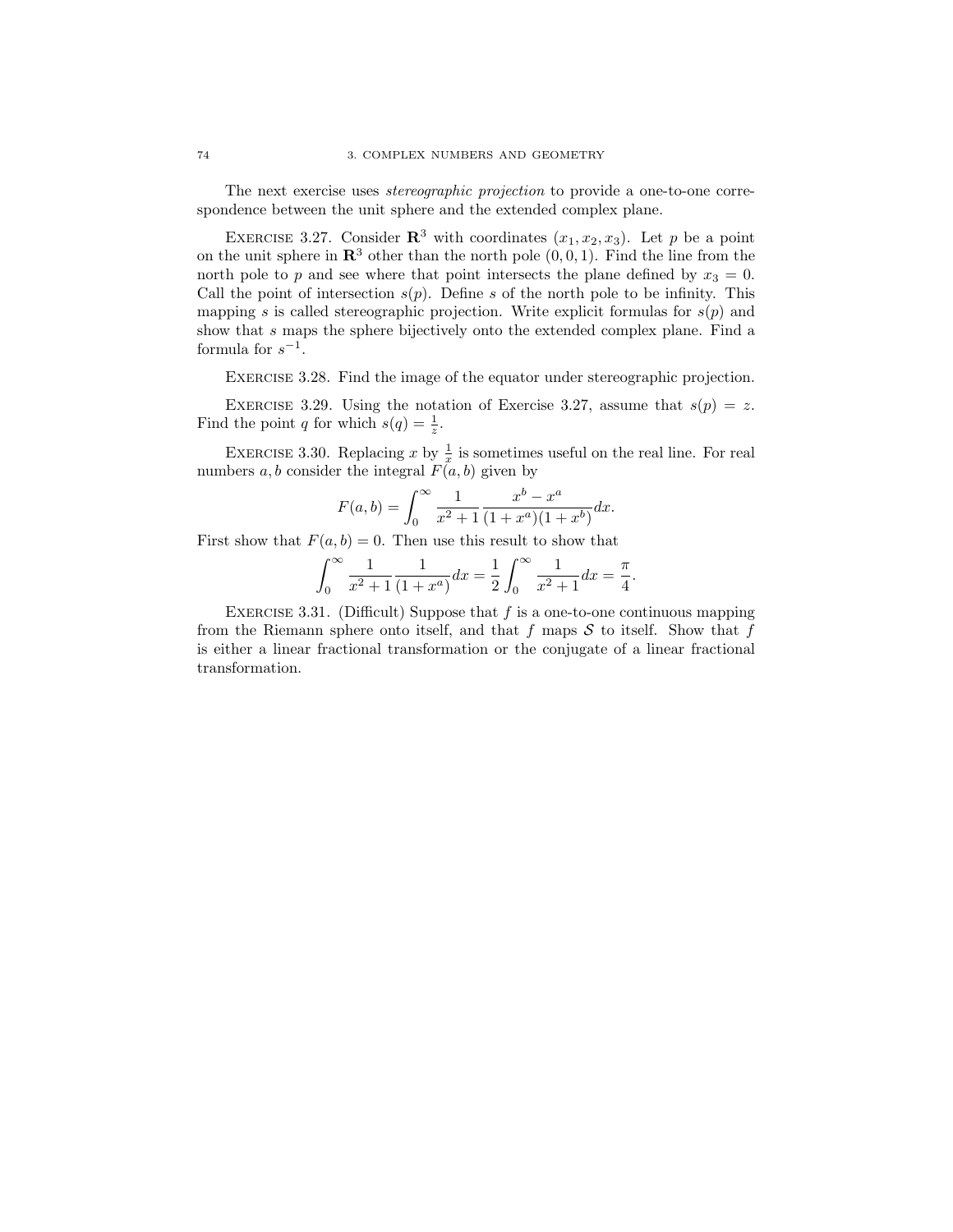The next exercise uses *stereographic projection* to provide a one-to-one correspondence between the unit sphere and the extended complex plane.

Exercise 3.27. Consider $\mathbf{R}^3$ with coordinates $(x_1, x_2, x_3)$. Let $p$ be a point on the unit sphere in $\mathbf{R}^3$ other than the north pole $(0, 0, 1)$. Find the line from the north pole to $p$ and see where that point intersects the plane defined by $x_3 = 0$. Call the point of intersection $s(p)$. Define $s$ of the north pole to be infinity. This mapping $s$ is called stereographic projection. Write explicit formulas for $s(p)$ and show that $s$ maps the sphere bijectively onto the extended complex plane. Find a formula for $s^{-1}$.

Exercise 3.28. Find the image of the equator under stereographic projection.

Exercise 3.29. Using the notation of Exercise 3.27, assume that $s(p) = z$. Find the point $q$ for which $s(q) = \frac{1}{z}$.

Exercise 3.30. Replacing $x$ by $\frac{1}{x}$ is sometimes useful on the real line. For real numbers $a, b$ consider the integral $F(a, b)$ given by

$$F(a, b) = \int_0^\infty \frac{1}{x^2 + 1} \frac{x^b - x^a}{(1 + x^a)(1 + x^b)} dx.$$

First show that $F(a, b) = 0$. Then use this result to show that

$$\int_0^\infty \frac{1}{x^2 + 1} \frac{1}{(1 + x^a)} dx = \frac{1}{2} \int_0^\infty \frac{1}{x^2 + 1} dx = \frac{\pi}{4}.$$

Exercise 3.31. (Difficult) Suppose that $f$ is a one-to-one continuous mapping from the Riemann sphere onto itself, and that $f$ maps $\mathcal{S}$ to itself. Show that $f$ is either a linear fractional transformation or the conjugate of a linear fractional transformation.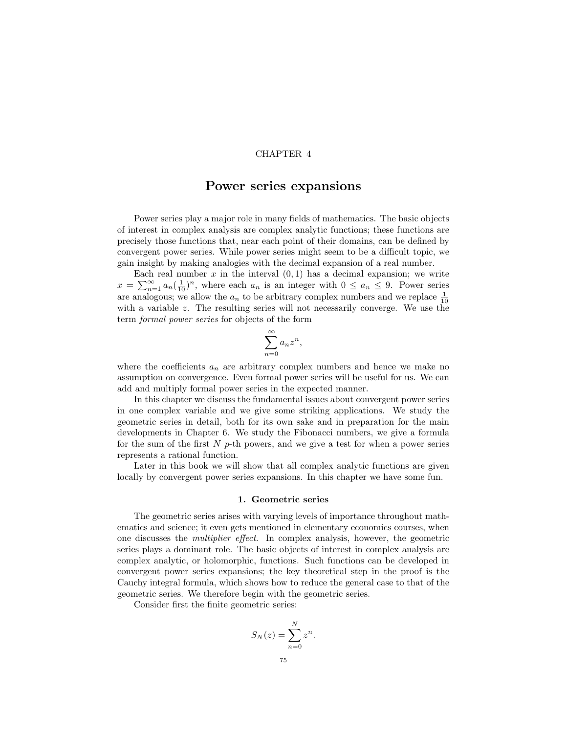CHAPTER 4

# Power series expansions

Power series play a major role in many fields of mathematics. The basic objects of interest in complex analysis are complex analytic functions; these functions are precisely those functions that, near each point of their domains, can be defined by convergent power series. While power series might seem to be a difficult topic, we gain insight by making analogies with the decimal expansion of a real number.

Each real number $x$ in the interval $(0, 1)$ has a decimal expansion; we write $x = \sum_{n=1}^{\infty} a_n (\frac{1}{10})^n$, where each $a_n$ is an integer with $0 \leq a_n \leq 9$. Power series are analogous; we allow the $a_n$ to be arbitrary complex numbers and we replace $\frac{1}{10}$ with a variable $z$. The resulting series will not necessarily converge. We use the term *formal power series* for objects of the form

$$\sum_{n=0}^{\infty} a_n z^n,$$

where the coefficients $a_n$ are arbitrary complex numbers and hence we make no assumption on convergence. Even formal power series will be useful for us. We can add and multiply formal power series in the expected manner.

In this chapter we discuss the fundamental issues about convergent power series in one complex variable and we give some striking applications. We study the geometric series in detail, both for its own sake and in preparation for the main developments in Chapter 6. We study the Fibonacci numbers, we give a formula for the sum of the first $N$ $p$-th powers, and we give a test for when a power series represents a rational function.

Later in this book we will show that all complex analytic functions are given locally by convergent power series expansions. In this chapter we have some fun.

## 1. Geometric series

The geometric series arises with varying levels of importance throughout mathematics and science; it even gets mentioned in elementary economics courses, when one discusses the *multiplier effect*. In complex analysis, however, the geometric series plays a dominant role. The basic objects of interest in complex analysis are complex analytic, or holomorphic, functions. Such functions can be developed in convergent power series expansions; the key theoretical step in the proof is the Cauchy integral formula, which shows how to reduce the general case to that of the geometric series. We therefore begin with the geometric series.

Consider first the finite geometric series:

$$S_N(z) = \sum_{n=0}^{N} z^n.$$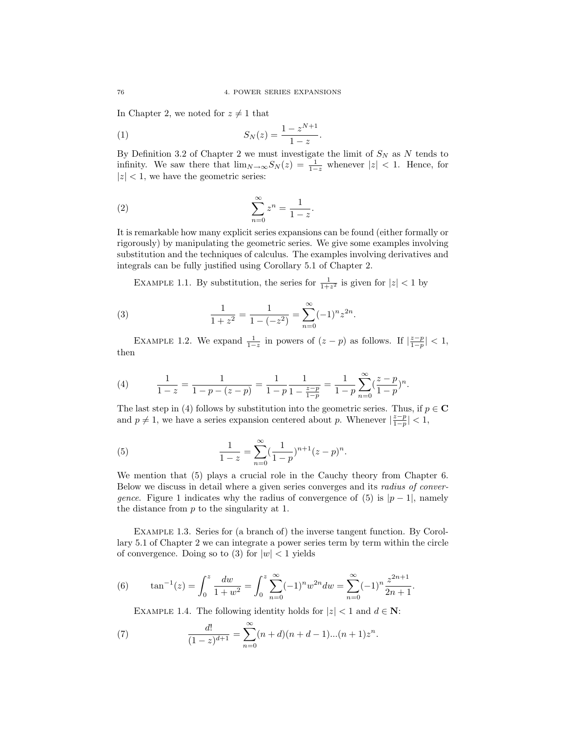In Chapter 2, we noted for $z \neq 1$ that

$$S_N(z) = \frac{1 - z^{N+1}}{1 - z}. \tag{1}$$

By Definition 3.2 of Chapter 2 we must investigate the limit of $S_N$ as $N$ tends to infinity. We saw there that $\lim_{N\to\infty} S_N(z) = \frac{1}{1-z}$ whenever $|z| < 1$. Hence, for $|z| < 1$, we have the geometric series:

$$\sum_{n=0}^{\infty} z^n = \frac{1}{1-z}. \tag{2}$$

It is remarkable how many explicit series expansions can be found (either formally or rigorously) by manipulating the geometric series. We give some examples involving substitution and the techniques of calculus. The examples involving derivatives and integrals can be fully justified using Corollary 5.1 of Chapter 2.

EXAMPLE 1.1. By substitution, the series for $\frac{1}{1+z^2}$ is given for $|z| < 1$ by

$$\frac{1}{1+z^2} = \frac{1}{1-(-z^2)} = \sum_{n=0}^{\infty} (-1)^n z^{2n}. \tag{3}$$

EXAMPLE 1.2. We expand $\frac{1}{1-z}$ in powers of $(z-p)$ as follows. If $|\frac{z-p}{1-p}| < 1$, then

$$\frac{1}{1-z} = \frac{1}{1-p-(z-p)} = \frac{1}{1-p} \frac{1}{1-\frac{z-p}{1-p}} = \frac{1}{1-p} \sum_{n=0}^{\infty} (\frac{z-p}{1-p})^n. \tag{4}$$

The last step in (4) follows by substitution into the geometric series. Thus, if $p \in \mathbf{C}$ and $p \neq 1$, we have a series expansion centered about $p$. Whenever $|\frac{z-p}{1-p}| < 1$,

$$\frac{1}{1-z} = \sum_{n=0}^{\infty} (\frac{1}{1-p})^{n+1} (z-p)^n. \tag{5}$$

We mention that (5) plays a crucial role in the Cauchy theory from Chapter 6. Below we discuss in detail where a given series converges and its *radius of convergence*. Figure 1 indicates why the radius of convergence of (5) is $|p-1|$, namely the distance from $p$ to the singularity at 1.

EXAMPLE 1.3. Series for (a branch of) the inverse tangent function. By Corollary 5.1 of Chapter 2 we can integrate a power series term by term within the circle of convergence. Doing so to (3) for $|w| < 1$ yields

$$\tan^{-1}(z) = \int_0^z \frac{dw}{1+w^2} = \int_0^z \sum_{n=0}^{\infty} (-1)^n w^{2n} dw = \sum_{n=0}^{\infty} (-1)^n \frac{z^{2n+1}}{2n+1}. \tag{6}$$

EXAMPLE 1.4. The following identity holds for $|z| < 1$ and $d \in \mathbf{N}$:

$$\frac{d!}{(1-z)^{d+1}} = \sum_{n=0}^{\infty} (n+d)(n+d-1)...(n+1)z^n. \tag{7}$$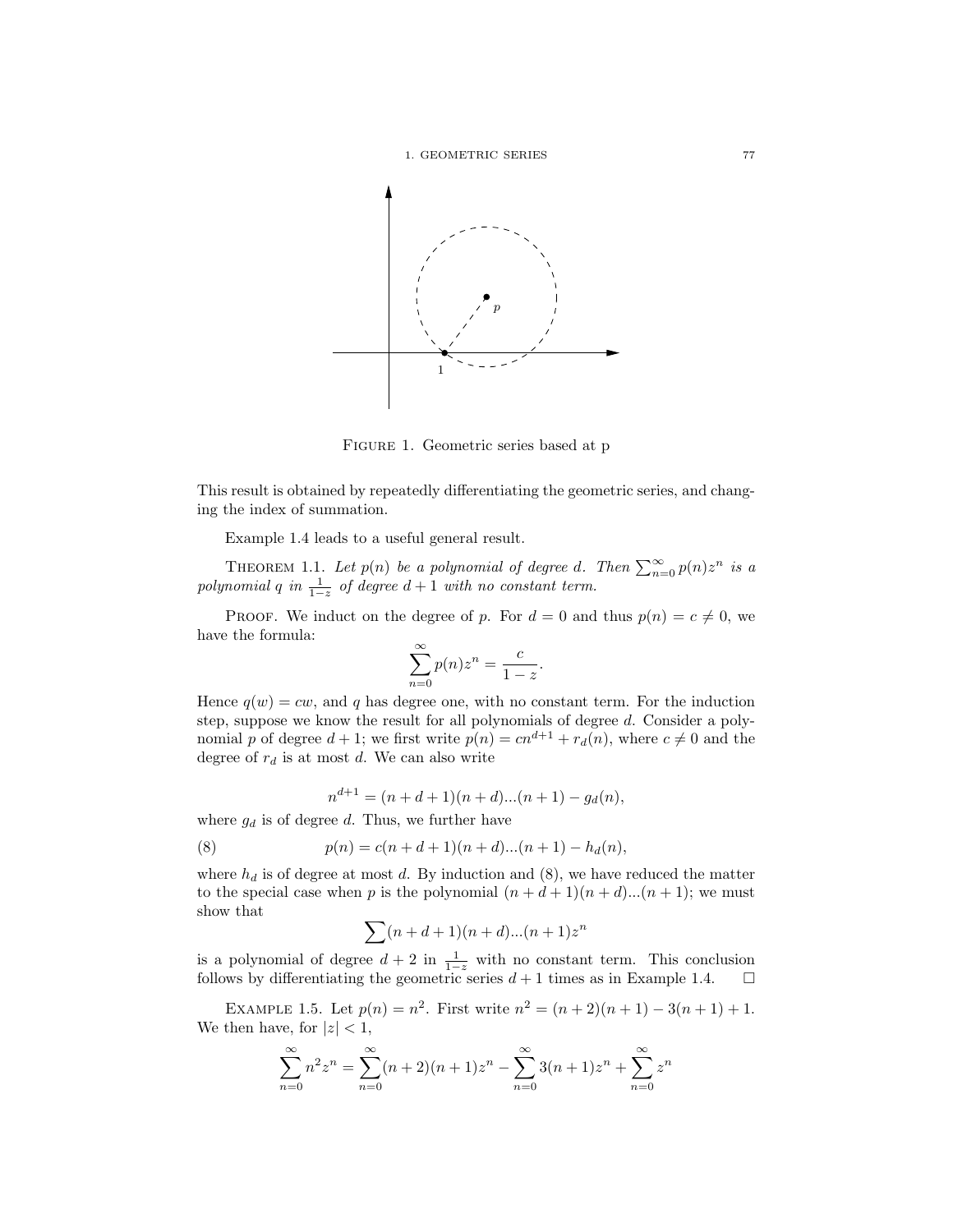FIGURE 1. Geometric series based at p

This result is obtained by repeatedly differentiating the geometric series, and changing the index of summation.

Example 1.4 leads to a useful general result.

THEOREM 1.1. *Let $p(n)$ be a polynomial of degree $d$. Then $\sum_{n=0}^{\infty} p(n)z^n$ is a polynomial $q$ in $\frac{1}{1-z}$ of degree $d+1$ with no constant term.*

PROOF. We induct on the degree of $p$. For $d = 0$ and thus $p(n) = c \neq 0$, we have the formula:

$$\sum_{n=0}^{\infty} p(n)z^n = \frac{c}{1-z}.$$

Hence $q(w) = cw$, and $q$ has degree one, with no constant term. For the induction step, suppose we know the result for all polynomials of degree $d$. Consider a polynomial $p$ of degree $d+1$; we first write $p(n) = cn^{d+1} + r_d(n)$, where $c \neq 0$ and the degree of $r_d$ is at most $d$. We can also write

$$n^{d+1} = (n+d+1)(n+d)...(n+1) - g_d(n),$$

where $g_d$ is of degree $d$. Thus, we further have

$$p(n) = c(n+d+1)(n+d)...(n+1) - h_d(n), \tag{8}$$

where $h_d$ is of degree at most $d$. By induction and (8), we have reduced the matter to the special case when $p$ is the polynomial $(n+d+1)(n+d)...(n+1)$; we must show that

$$\sum (n+d+1)(n+d)...(n+1)z^n$$

is a polynomial of degree $d+2$ in $\frac{1}{1-z}$ with no constant term. This conclusion follows by differentiating the geometric series $d+1$ times as in Example 1.4. $\square$

EXAMPLE 1.5. Let $p(n) = n^2$. First write $n^2 = (n+2)(n+1) - 3(n+1) + 1$. We then have, for $|z| < 1$,

$$\sum_{n=0}^{\infty} n^2 z^n = \sum_{n=0}^{\infty} (n+2)(n+1)z^n - \sum_{n=0}^{\infty} 3(n+1)z^n + \sum_{n=0}^{\infty} z^n$$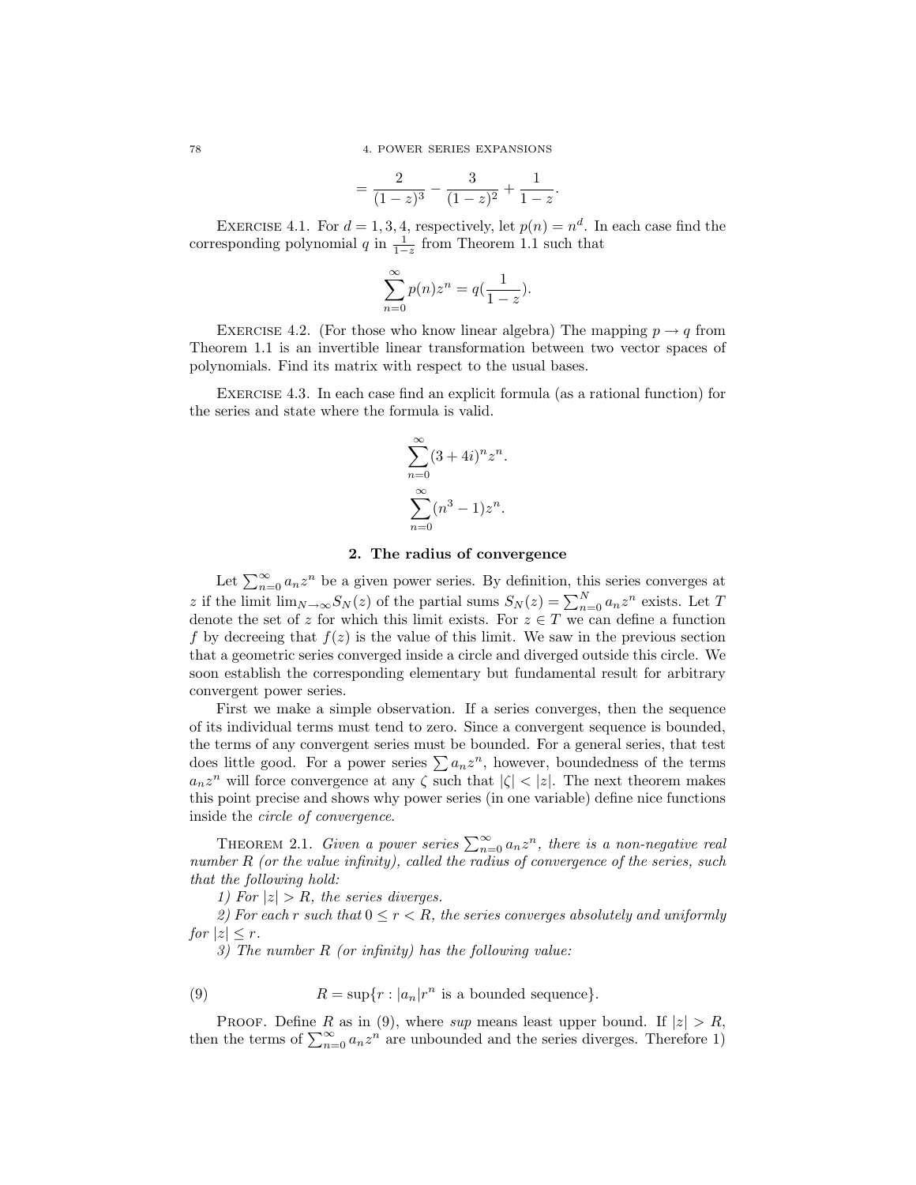$$= \frac{2}{(1-z)^3} - \frac{3}{(1-z)^2} + \frac{1}{1-z}.$$

EXERCISE 4.1. For $d = 1, 3, 4$, respectively, let $p(n) = n^d$. In each case find the corresponding polynomial $q$ in $\frac{1}{1-z}$ from Theorem 1.1 such that

$$\sum_{n=0}^{\infty} p(n) z^n = q(\frac{1}{1-z}).$$

EXERCISE 4.2. (For those who know linear algebra) The mapping $p \to q$ from Theorem 1.1 is an invertible linear transformation between two vector spaces of polynomials. Find its matrix with respect to the usual bases.

EXERCISE 4.3. In each case find an explicit formula (as a rational function) for the series and state where the formula is valid.

$$\sum_{n=0}^{\infty} (3+4i)^n z^n.$$

$$\sum_{n=0}^{\infty} (n^3 - 1) z^n.$$

## 2. The radius of convergence

Let $\sum_{n=0}^{\infty} a_n z^n$ be a given power series. By definition, this series converges at $z$ if the limit $\lim_{N\to\infty} S_N(z)$ of the partial sums $S_N(z) = \sum_{n=0}^{N} a_n z^n$ exists. Let $T$ denote the set of $z$ for which this limit exists. For $z \in T$ we can define a function $f$ by decreeing that $f(z)$ is the value of this limit. We saw in the previous section that a geometric series converged inside a circle and diverged outside this circle. We soon establish the corresponding elementary but fundamental result for arbitrary convergent power series.

First we make a simple observation. If a series converges, then the sequence of its individual terms must tend to zero. Since a convergent sequence is bounded, the terms of any convergent series must be bounded. For a general series, that test does little good. For a power series $\sum a_n z^n$, however, boundedness of the terms $a_n z^n$ will force convergence at any $\zeta$ such that $|\zeta| < |z|$. The next theorem makes this point precise and shows why power series (in one variable) define nice functions inside the *circle of convergence*.

THEOREM 2.1. *Given a power series $\sum_{n=0}^{\infty} a_n z^n$, there is a non-negative real number $R$ (or the value infinity), called the radius of convergence of the series, such that the following hold:*

*1) For $|z| > R$, the series diverges.*

*2) For each $r$ such that $0 \le r < R$, the series converges absolutely and uniformly for $|z| \le r$.*

*3) The number $R$ (or infinity) has the following value:*

$$R = \sup\{r : |a_n| r^n \text{ is a bounded sequence}\}. \tag{9}$$

PROOF. Define $R$ as in (9), where *sup* means least upper bound. If $|z| > R$, then the terms of $\sum_{n=0}^{\infty} a_n z^n$ are unbounded and the series diverges. Therefore 1)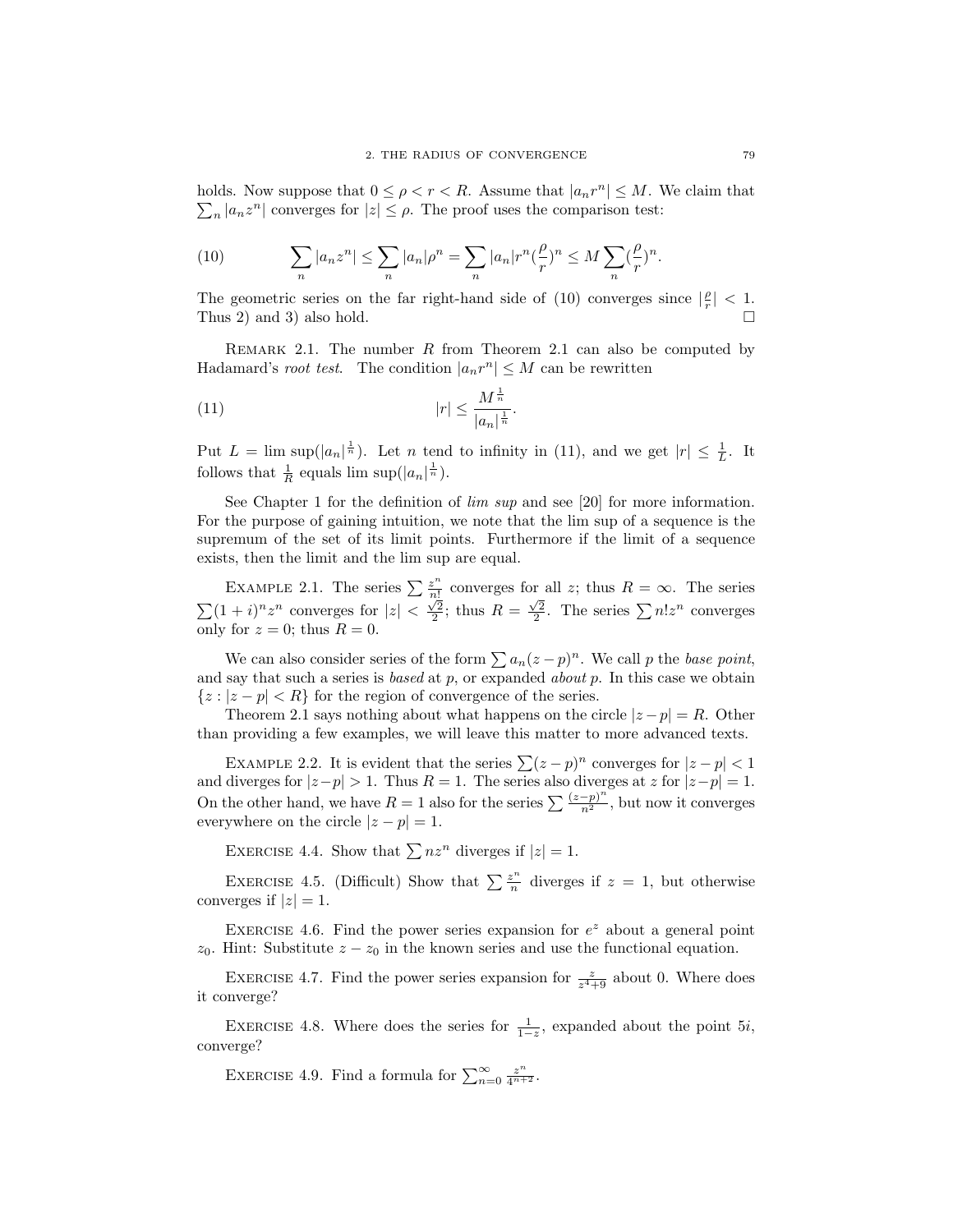holds. Now suppose that $0 \leq \rho < r < R$. Assume that $|a_n r^n| \leq M$. We claim that $\sum_n |a_n z^n|$ converges for $|z| \leq \rho$. The proof uses the comparison test:

$$\sum_n |a_n z^n| \leq \sum_n |a_n| \rho^n = \sum_n |a_n| r^n (\frac{\rho}{r})^n \leq M \sum_n (\frac{\rho}{r})^n. \tag{10}$$

The geometric series on the far right-hand side of (10) converges since $|\frac{\rho}{r}| < 1$. Thus 2) and 3) also hold. □

Remark 2.1. The number $R$ from Theorem 2.1 can also be computed by Hadamard's *root test*. The condition $|a_n r^n| \leq M$ can be rewritten

$$|r| \leq \frac{M^{\frac{1}{n}}}{|a_n|^{\frac{1}{n}}}. \tag{11}$$

Put $L = \limsup(|a_n|^{\frac{1}{n}})$. Let $n$ tend to infinity in (11), and we get $|r| \leq \frac{1}{L}$. It follows that $\frac{1}{R}$ equals $\limsup(|a_n|^{\frac{1}{n}})$.

See Chapter 1 for the definition of *lim sup* and see [20] for more information. For the purpose of gaining intuition, we note that the lim sup of a sequence is the supremum of the set of its limit points. Furthermore if the limit of a sequence exists, then the limit and the lim sup are equal.

Example 2.1. The series $\sum \frac{z^n}{n!}$ converges for all $z$; thus $R = \infty$. The series $\sum (1+i)^n z^n$ converges for $|z| < \frac{\sqrt{2}}{2}$; thus $R = \frac{\sqrt{2}}{2}$. The series $\sum n! z^n$ converges only for $z = 0$; thus $R = 0$.

We can also consider series of the form $\sum a_n (z-p)^n$. We call $p$ the *base point*, and say that such a series is *based* at $p$, or expanded *about* $p$. In this case we obtain $\{z : |z-p| < R\}$ for the region of convergence of the series.

Theorem 2.1 says nothing about what happens on the circle $|z-p| = R$. Other than providing a few examples, we will leave this matter to more advanced texts.

Example 2.2. It is evident that the series $\sum (z-p)^n$ converges for $|z-p| < 1$ and diverges for $|z-p| > 1$. Thus $R = 1$. The series also diverges at $z$ for $|z-p| = 1$. On the other hand, we have $R = 1$ also for the series $\sum \frac{(z-p)^n}{n^2}$, but now it converges everywhere on the circle $|z-p| = 1$.

Exercise 4.4. Show that $\sum n z^n$ diverges if $|z| = 1$.

Exercise 4.5. (Difficult) Show that $\sum \frac{z^n}{n}$ diverges if $z = 1$, but otherwise converges if $|z| = 1$.

Exercise 4.6. Find the power series expansion for $e^z$ about a general point $z_0$. Hint: Substitute $z - z_0$ in the known series and use the functional equation.

Exercise 4.7. Find the power series expansion for $\frac{z}{z^4+9}$ about 0. Where does it converge?

Exercise 4.8. Where does the series for $\frac{1}{1-z}$, expanded about the point $5i$, converge?

Exercise 4.9. Find a formula for $\sum_{n=0}^{\infty} \frac{z^n}{4^{n+2}}$.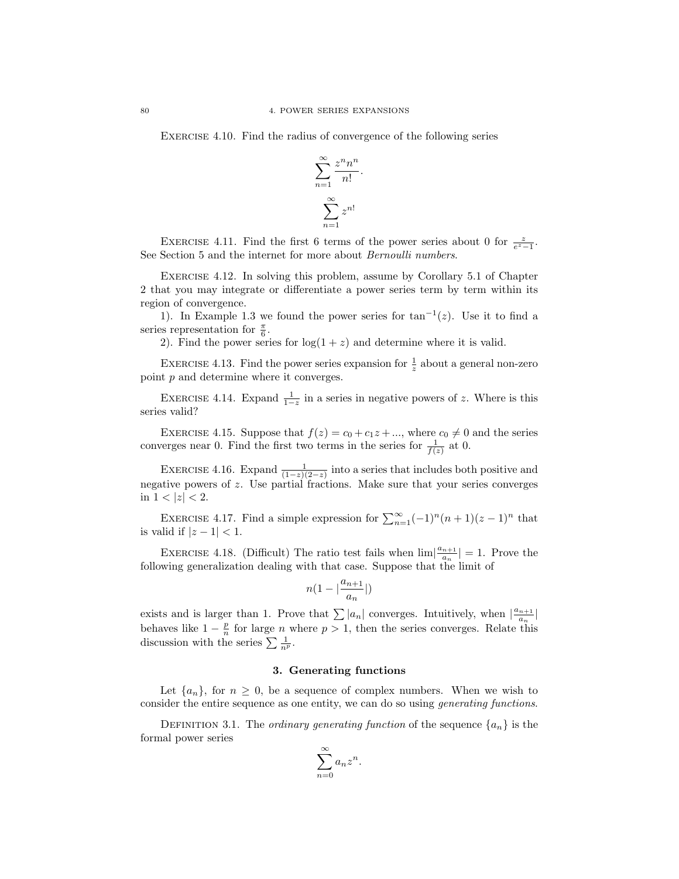Exercise 4.10. Find the radius of convergence of the following series

$$\sum_{n=1}^{\infty} \frac{z^n n^n}{n!}.$$

$$\sum_{n=1}^{\infty} z^{n!}$$

Exercise 4.11. Find the first 6 terms of the power series about 0 for $\frac{z}{e^z-1}$. See Section 5 and the internet for more about *Bernoulli numbers*.

Exercise 4.12. In solving this problem, assume by Corollary 5.1 of Chapter 2 that you may integrate or differentiate a power series term by term within its region of convergence.

1). In Example 1.3 we found the power series for $\tan^{-1}(z)$. Use it to find a series representation for $\frac{\pi}{6}$.

2). Find the power series for $\log(1+z)$ and determine where it is valid.

Exercise 4.13. Find the power series expansion for $\frac{1}{z}$ about a general non-zero point $p$ and determine where it converges.

Exercise 4.14. Expand $\frac{1}{1-z}$ in a series in negative powers of $z$. Where is this series valid?

Exercise 4.15. Suppose that $f(z) = c_0 + c_1 z + ...$, where $c_0 \neq 0$ and the series converges near 0. Find the first two terms in the series for $\frac{1}{f(z)}$ at 0.

Exercise 4.16. Expand $\frac{1}{(1-z)(2-z)}$ into a series that includes both positive and negative powers of $z$. Use partial fractions. Make sure that your series converges in $1 < |z| < 2$.

Exercise 4.17. Find a simple expression for $\sum_{n=1}^{\infty} (-1)^n (n+1)(z-1)^n$ that is valid if $|z-1| < 1$.

Exercise 4.18. (Difficult) The ratio test fails when $\lim |\frac{a_{n+1}}{a_n}| = 1$. Prove the following generalization dealing with that case. Suppose that the limit of

$$n(1 - |\frac{a_{n+1}}{a_n}|)$$

exists and is larger than 1. Prove that $\sum |a_n|$ converges. Intuitively, when $|\frac{a_{n+1}}{a_n}|$ behaves like $1 - \frac{p}{n}$ for large $n$ where $p > 1$, then the series converges. Relate this discussion with the series $\sum \frac{1}{n^p}$.

### 3. Generating functions

Let $\{a_n\}$, for $n \geq 0$, be a sequence of complex numbers. When we wish to consider the entire sequence as one entity, we can do so using *generating functions*.

Definition 3.1. The *ordinary generating function* of the sequence $\{a_n\}$ is the formal power series

$$\sum_{n=0}^{\infty} a_n z^n.$$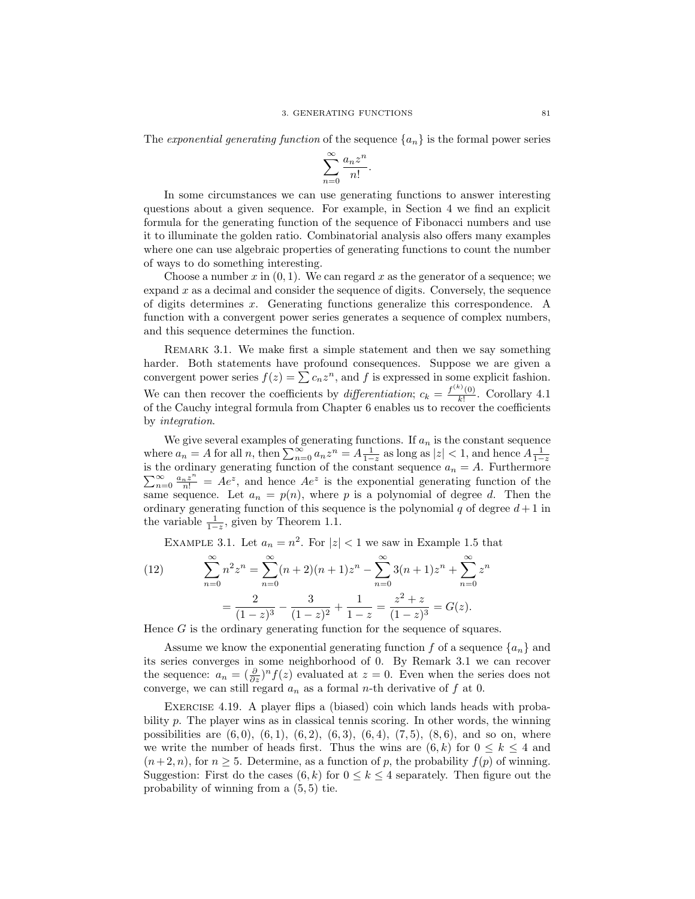The *exponential generating function* of the sequence $\{a_n\}$ is the formal power series

$$\sum_{n=0}^{\infty} \frac{a_n z^n}{n!}.$$

In some circumstances we can use generating functions to answer interesting questions about a given sequence. For example, in Section 4 we find an explicit formula for the generating function of the sequence of Fibonacci numbers and use it to illuminate the golden ratio. Combinatorial analysis also offers many examples where one can use algebraic properties of generating functions to count the number of ways to do something interesting.

Choose a number $x$ in $(0,1)$. We can regard $x$ as the generator of a sequence; we expand $x$ as a decimal and consider the sequence of digits. Conversely, the sequence of digits determines $x$. Generating functions generalize this correspondence. A function with a convergent power series generates a sequence of complex numbers, and this sequence determines the function.

Remark 3.1. We make first a simple statement and then we say something harder. Both statements have profound consequences. Suppose we are given a convergent power series $f(z) = \sum c_n z^n$, and $f$ is expressed in some explicit fashion. We can then recover the coefficients by *differentiation*; $c_k = \frac{f^{(k)}(0)}{k!}$. Corollary 4.1 of the Cauchy integral formula from Chapter 6 enables us to recover the coefficients by *integration*.

We give several examples of generating functions. If $a_n$ is the constant sequence where $a_n = A$ for all $n$, then $\sum_{n=0}^{\infty} a_n z^n = A\frac{1}{1-z}$ as long as $|z| < 1$, and hence $A\frac{1}{1-z}$ is the ordinary generating function of the constant sequence $a_n = A$. Furthermore $\sum_{n=0}^{\infty} \frac{a_n z^n}{n!} = Ae^z$, and hence $Ae^z$ is the exponential generating function of the same sequence. Let $a_n = p(n)$, where $p$ is a polynomial of degree $d$. Then the ordinary generating function of this sequence is the polynomial $q$ of degree $d+1$ in the variable $\frac{1}{1-z}$, given by Theorem 1.1.

Example 3.1. Let $a_n = n^2$. For $|z| < 1$ we saw in Example 1.5 that

$$\sum_{n=0}^{\infty} n^2 z^n = \sum_{n=0}^{\infty} (n+2)(n+1)z^n - \sum_{n=0}^{\infty} 3(n+1)z^n + \sum_{n=0}^{\infty} z^n \tag{12}$$

$$= \frac{2}{(1-z)^3} - \frac{3}{(1-z)^2} + \frac{1}{1-z} = \frac{z^2+z}{(1-z)^3} = G(z).$$

Hence $G$ is the ordinary generating function for the sequence of squares.

Assume we know the exponential generating function $f$ of a sequence $\{a_n\}$ and its series converges in some neighborhood of 0. By Remark 3.1 we can recover the sequence: $a_n = (\frac{\partial}{\partial z})^n f(z)$ evaluated at $z = 0$. Even when the series does not converge, we can still regard $a_n$ as a formal $n$-th derivative of $f$ at 0.

Exercise 4.19. A player flips a (biased) coin which lands heads with probability $p$. The player wins as in classical tennis scoring. In other words, the winning possibilities are $(6,0)$, $(6,1)$, $(6,2)$, $(6,3)$, $(6,4)$, $(7,5)$, $(8,6)$, and so on, where we write the number of heads first. Thus the wins are $(6,k)$ for $0 \le k \le 4$ and $(n+2,n)$, for $n \ge 5$. Determine, as a function of $p$, the probability $f(p)$ of winning. Suggestion: First do the cases $(6,k)$ for $0 \le k \le 4$ separately. Then figure out the probability of winning from a $(5,5)$ tie.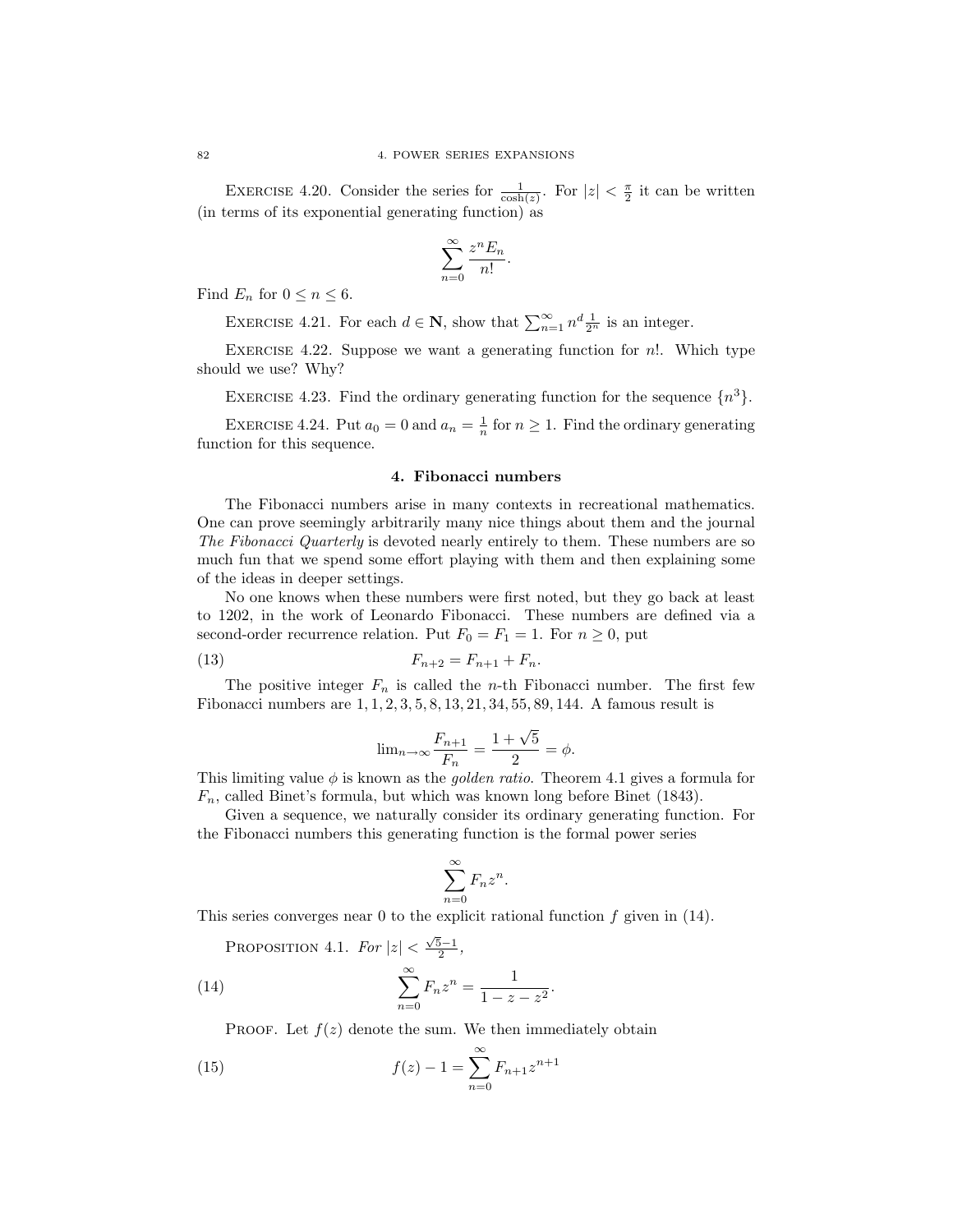EXERCISE 4.20. Consider the series for $\frac{1}{\cosh(z)}$. For $|z| < \frac{\pi}{2}$ it can be written (in terms of its exponential generating function) as

$$\sum_{n=0}^{\infty} \frac{z^n E_n}{n!}.$$

Find $E_n$ for $0 \leq n \leq 6$.

EXERCISE 4.21. For each $d \in \mathbf{N}$, show that $\sum_{n=1}^{\infty} n^d \frac{1}{2^n}$ is an integer.

EXERCISE 4.22. Suppose we want a generating function for $n!$. Which type should we use? Why?

EXERCISE 4.23. Find the ordinary generating function for the sequence $\{n^3\}$.

EXERCISE 4.24. Put $a_0 = 0$ and $a_n = \frac{1}{n}$ for $n \geq 1$. Find the ordinary generating function for this sequence.

## 4. Fibonacci numbers

The Fibonacci numbers arise in many contexts in recreational mathematics. One can prove seemingly arbitrarily many nice things about them and the journal *The Fibonacci Quarterly* is devoted nearly entirely to them. These numbers are so much fun that we spend some effort playing with them and then explaining some of the ideas in deeper settings.

No one knows when these numbers were first noted, but they go back at least to 1202, in the work of Leonardo Fibonacci. These numbers are defined via a second-order recurrence relation. Put $F_0 = F_1 = 1$. For $n \geq 0$, put

$$F_{n+2} = F_{n+1} + F_n. \tag{13}$$

The positive integer $F_n$ is called the $n$-th Fibonacci number. The first few Fibonacci numbers are $1, 1, 2, 3, 5, 8, 13, 21, 34, 55, 89, 144$. A famous result is

$$\lim_{n \to \infty} \frac{F_{n+1}}{F_n} = \frac{1 + \sqrt{5}}{2} = \phi.$$

This limiting value $\phi$ is known as the *golden ratio*. Theorem 4.1 gives a formula for $F_n$, called Binet's formula, but which was known long before Binet (1843).

Given a sequence, we naturally consider its ordinary generating function. For the Fibonacci numbers this generating function is the formal power series

$$\sum_{n=0}^{\infty} F_n z^n.$$

This series converges near 0 to the explicit rational function $f$ given in (14).

PROPOSITION 4.1. *For* $|z| < \frac{\sqrt{5}-1}{2}$,

$$\sum_{n=0}^{\infty} F_n z^n = \frac{1}{1 - z - z^2}. \tag{14}$$

PROOF. Let $f(z)$ denote the sum. We then immediately obtain

$$f(z) - 1 = \sum_{n=0}^{\infty} F_{n+1} z^{n+1} \tag{15}$$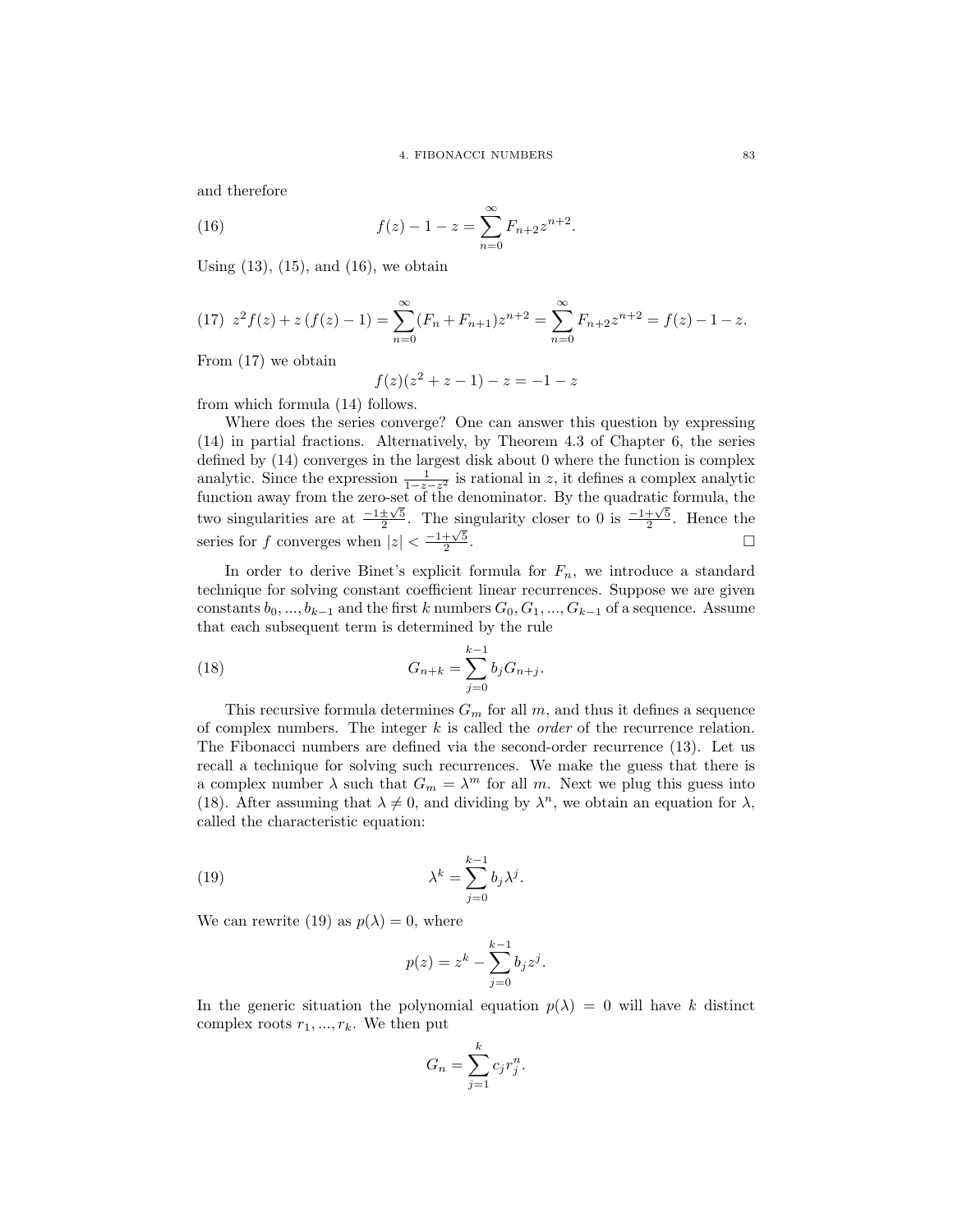and therefore

$$f(z) - 1 - z = \sum_{n=0}^{\infty} F_{n+2} z^{n+2}. \tag{16}$$

Using (13), (15), and (16), we obtain

$$z^2 f(z) + z\,(f(z) - 1) = \sum_{n=0}^{\infty} (F_n + F_{n+1}) z^{n+2} = \sum_{n=0}^{\infty} F_{n+2} z^{n+2} = f(z) - 1 - z. \tag{17}$$

From (17) we obtain

$$f(z)(z^2 + z - 1) - z = -1 - z$$

from which formula (14) follows.

Where does the series converge? One can answer this question by expressing (14) in partial fractions. Alternatively, by Theorem 4.3 of Chapter 6, the series defined by (14) converges in the largest disk about 0 where the function is complex analytic. Since the expression $\frac{1}{1-z-z^2}$ is rational in $z$, it defines a complex analytic function away from the zero-set of the denominator. By the quadratic formula, the two singularities are at $\frac{-1\pm\sqrt{5}}{2}$. The singularity closer to 0 is $\frac{-1+\sqrt{5}}{2}$. Hence the series for $f$ converges when $|z| < \frac{-1+\sqrt{5}}{2}$. $\square$

In order to derive Binet's explicit formula for $F_n$, we introduce a standard technique for solving constant coefficient linear recurrences. Suppose we are given constants $b_0, ..., b_{k-1}$ and the first $k$ numbers $G_0, G_1, ..., G_{k-1}$ of a sequence. Assume that each subsequent term is determined by the rule

$$G_{n+k} = \sum_{j=0}^{k-1} b_j G_{n+j}. \tag{18}$$

This recursive formula determines $G_m$ for all $m$, and thus it defines a sequence of complex numbers. The integer $k$ is called the *order* of the recurrence relation. The Fibonacci numbers are defined via the second-order recurrence (13). Let us recall a technique for solving such recurrences. We make the guess that there is a complex number $\lambda$ such that $G_m = \lambda^m$ for all $m$. Next we plug this guess into (18). After assuming that $\lambda \neq 0$, and dividing by $\lambda^n$, we obtain an equation for $\lambda$, called the characteristic equation:

$$\lambda^k = \sum_{j=0}^{k-1} b_j \lambda^j. \tag{19}$$

We can rewrite (19) as $p(\lambda) = 0$, where

$$p(z) = z^k - \sum_{j=0}^{k-1} b_j z^j.$$

In the generic situation the polynomial equation $p(\lambda) = 0$ will have $k$ distinct complex roots $r_1, ..., r_k$. We then put

$$G_n = \sum_{j=1}^{k} c_j r_j^n.$$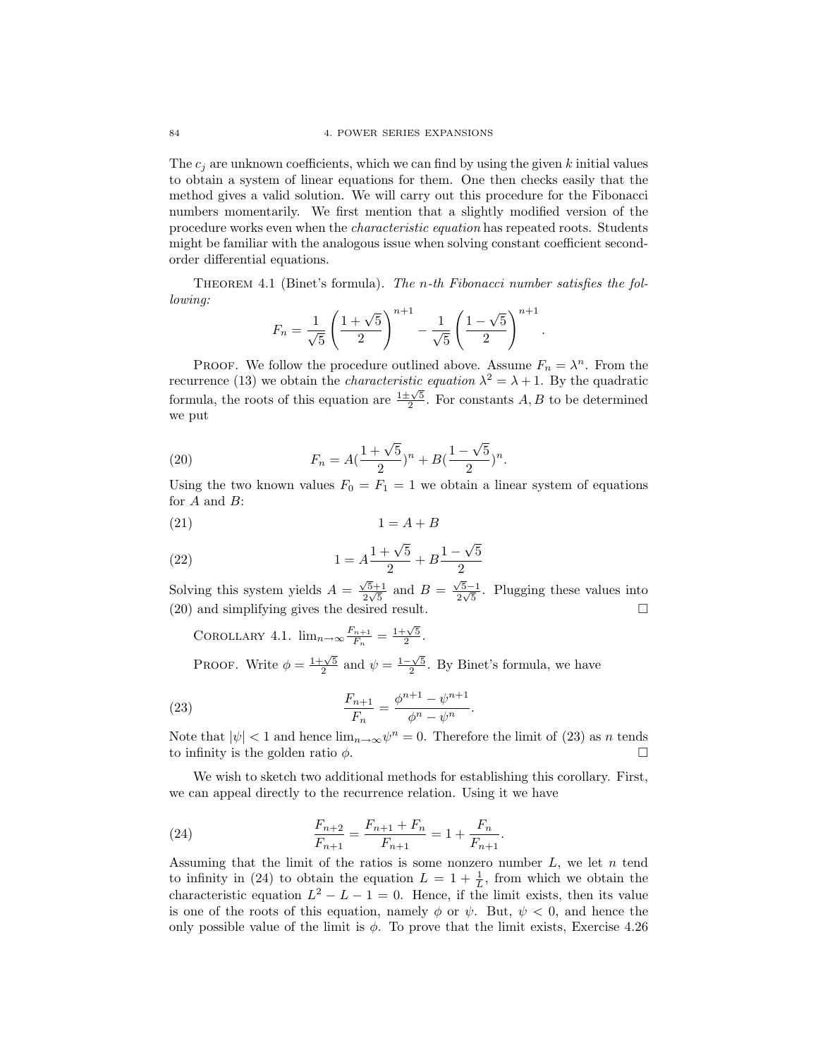The $c_j$ are unknown coefficients, which we can find by using the given $k$ initial values to obtain a system of linear equations for them. One then checks easily that the method gives a valid solution. We will carry out this procedure for the Fibonacci numbers momentarily. We first mention that a slightly modified version of the procedure works even when the *characteristic equation* has repeated roots. Students might be familiar with the analogous issue when solving constant coefficient second-order differential equations.

THEOREM 4.1 (Binet's formula). *The n-th Fibonacci number satisfies the following:*

$$F_n = \frac{1}{\sqrt{5}}\left(\frac{1+\sqrt{5}}{2}\right)^{n+1} - \frac{1}{\sqrt{5}}\left(\frac{1-\sqrt{5}}{2}\right)^{n+1}.$$

PROOF. We follow the procedure outlined above. Assume $F_n = \lambda^n$. From the recurrence (13) we obtain the *characteristic equation* $\lambda^2 = \lambda + 1$. By the quadratic formula, the roots of this equation are $\frac{1 \pm \sqrt{5}}{2}$. For constants $A, B$ to be determined we put

$$F_n = A\left(\frac{1+\sqrt{5}}{2}\right)^n + B\left(\frac{1-\sqrt{5}}{2}\right)^n. \tag{20}$$

Using the two known values $F_0 = F_1 = 1$ we obtain a linear system of equations for $A$ and $B$:

$$1 = A + B \tag{21}$$

$$1 = A\frac{1+\sqrt{5}}{2} + B\frac{1-\sqrt{5}}{2} \tag{22}$$

Solving this system yields $A = \frac{\sqrt{5}+1}{2\sqrt{5}}$ and $B = \frac{\sqrt{5}-1}{2\sqrt{5}}$. Plugging these values into (20) and simplifying gives the desired result. □

COROLLARY 4.1. $\lim_{n\to\infty} \frac{F_{n+1}}{F_n} = \frac{1+\sqrt{5}}{2}$.

PROOF. Write $\phi = \frac{1+\sqrt{5}}{2}$ and $\psi = \frac{1-\sqrt{5}}{2}$. By Binet's formula, we have

$$\frac{F_{n+1}}{F_n} = \frac{\phi^{n+1} - \psi^{n+1}}{\phi^n - \psi^n}. \tag{23}$$

Note that $|\psi| < 1$ and hence $\lim_{n\to\infty} \psi^n = 0$. Therefore the limit of (23) as $n$ tends to infinity is the golden ratio $\phi$. □

We wish to sketch two additional methods for establishing this corollary. First, we can appeal directly to the recurrence relation. Using it we have

$$\frac{F_{n+2}}{F_{n+1}} = \frac{F_{n+1} + F_n}{F_{n+1}} = 1 + \frac{F_n}{F_{n+1}}. \tag{24}$$

Assuming that the limit of the ratios is some nonzero number $L$, we let $n$ tend to infinity in (24) to obtain the equation $L = 1 + \frac{1}{L}$, from which we obtain the characteristic equation $L^2 - L - 1 = 0$. Hence, if the limit exists, then its value is one of the roots of this equation, namely $\phi$ or $\psi$. But, $\psi < 0$, and hence the only possible value of the limit is $\phi$. To prove that the limit exists, Exercise 4.26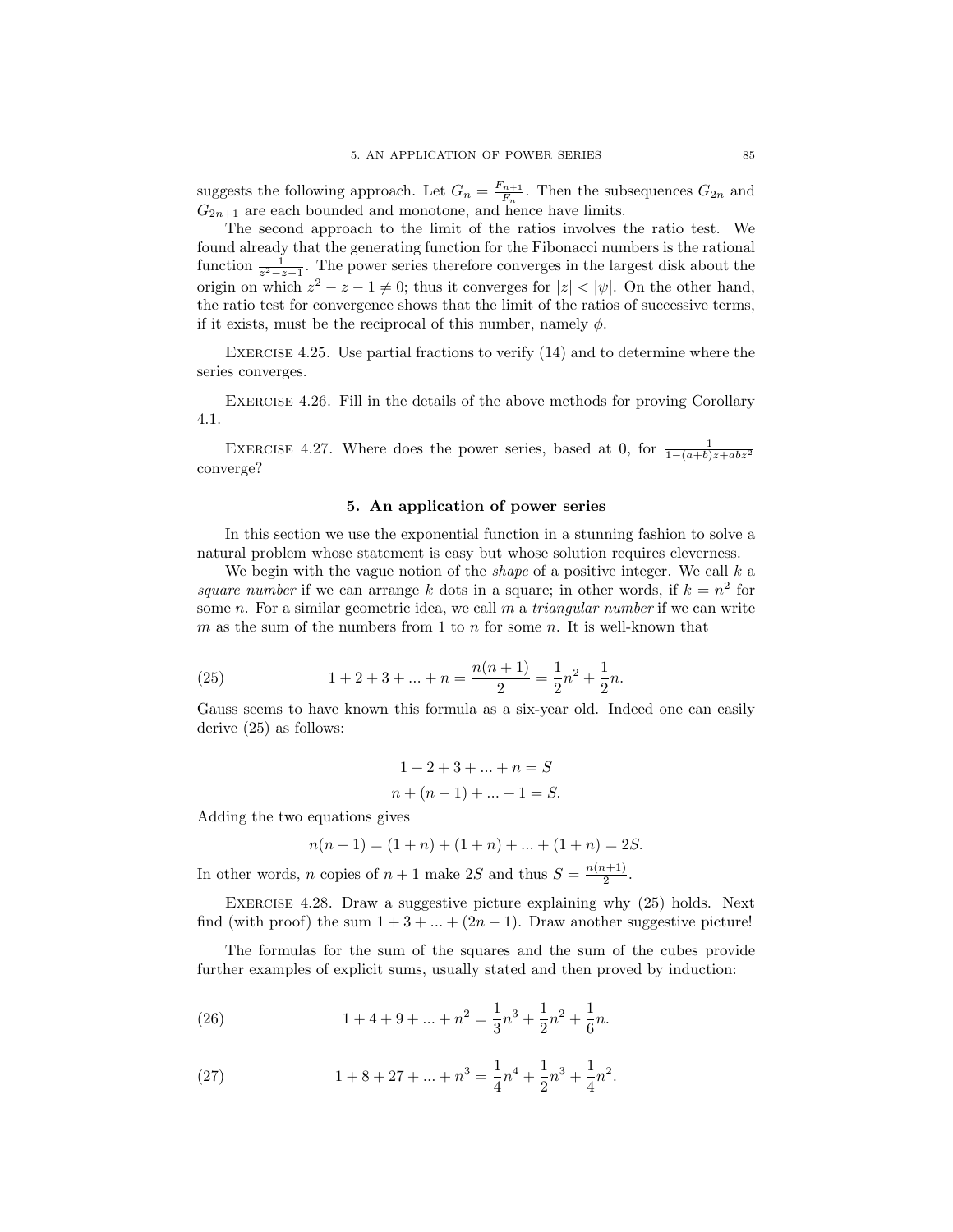suggests the following approach. Let $G_n = \frac{F_{n+1}}{F_n}$. Then the subsequences $G_{2n}$ and $G_{2n+1}$ are each bounded and monotone, and hence have limits.

The second approach to the limit of the ratios involves the ratio test. We found already that the generating function for the Fibonacci numbers is the rational function $\frac{1}{z^2-z-1}$. The power series therefore converges in the largest disk about the origin on which $z^2 - z - 1 \neq 0$; thus it converges for $|z| < |\psi|$. On the other hand, the ratio test for convergence shows that the limit of the ratios of successive terms, if it exists, must be the reciprocal of this number, namely $\phi$.

Exercise 4.25. Use partial fractions to verify (14) and to determine where the series converges.

Exercise 4.26. Fill in the details of the above methods for proving Corollary 4.1.

Exercise 4.27. Where does the power series, based at 0, for $\frac{1}{1-(a+b)z+abz^2}$ converge?

## 5. An application of power series

In this section we use the exponential function in a stunning fashion to solve a natural problem whose statement is easy but whose solution requires cleverness.

We begin with the vague notion of the *shape* of a positive integer. We call $k$ a *square number* if we can arrange $k$ dots in a square; in other words, if $k = n^2$ for some $n$. For a similar geometric idea, we call $m$ a *triangular number* if we can write $m$ as the sum of the numbers from 1 to $n$ for some $n$. It is well-known that

$$1 + 2 + 3 + ... + n = \frac{n(n+1)}{2} = \frac{1}{2}n^2 + \frac{1}{2}n. \tag{25}$$

Gauss seems to have known this formula as a six-year old. Indeed one can easily derive (25) as follows:

$$1 + 2 + 3 + ... + n = S$$

$$n + (n-1) + ... + 1 = S.$$

Adding the two equations gives

$$n(n+1) = (1+n) + (1+n) + ... + (1+n) = 2S.$$

In other words, $n$ copies of $n+1$ make $2S$ and thus $S = \frac{n(n+1)}{2}$.

Exercise 4.28. Draw a suggestive picture explaining why (25) holds. Next find (with proof) the sum $1 + 3 + ... + (2n-1)$. Draw another suggestive picture!

The formulas for the sum of the squares and the sum of the cubes provide further examples of explicit sums, usually stated and then proved by induction:

$$1 + 4 + 9 + ... + n^2 = \frac{1}{3}n^3 + \frac{1}{2}n^2 + \frac{1}{6}n. \tag{26}$$

$$1 + 8 + 27 + ... + n^3 = \frac{1}{4}n^4 + \frac{1}{2}n^3 + \frac{1}{4}n^2. \tag{27}$$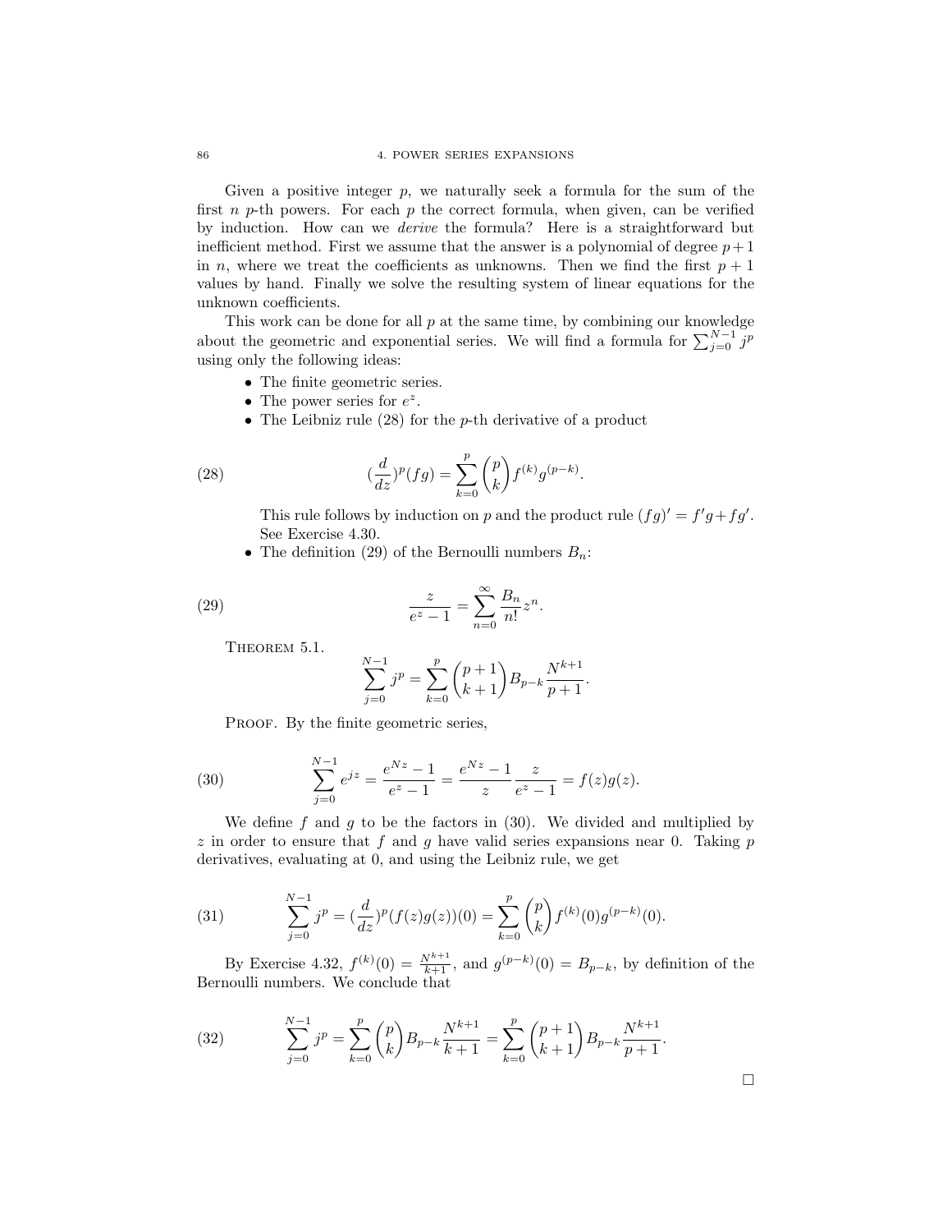Given a positive integer $p$, we naturally seek a formula for the sum of the first $n$ $p$-th powers. For each $p$ the correct formula, when given, can be verified by induction. How can we *derive* the formula? Here is a straightforward but inefficient method. First we assume that the answer is a polynomial of degree $p+1$ in $n$, where we treat the coefficients as unknowns. Then we find the first $p+1$ values by hand. Finally we solve the resulting system of linear equations for the unknown coefficients.

This work can be done for all $p$ at the same time, by combining our knowledge about the geometric and exponential series. We will find a formula for $\sum_{j=0}^{N-1} j^p$ using only the following ideas:

- The finite geometric series.
- The power series for $e^z$.
- The Leibniz rule (28) for the $p$-th derivative of a product

$$(\frac{d}{dz})^p(fg) = \sum_{k=0}^{p} \binom{p}{k} f^{(k)} g^{(p-k)}. \tag{28}$$

  This rule follows by induction on $p$ and the product rule $(fg)' = f'g + fg'$. See Exercise 4.30.
- The definition (29) of the Bernoulli numbers $B_n$:

$$\frac{z}{e^z - 1} = \sum_{n=0}^{\infty} \frac{B_n}{n!} z^n. \tag{29}$$

Theorem 5.1.
$$\sum_{j=0}^{N-1} j^p = \sum_{k=0}^{p} \binom{p+1}{k+1} B_{p-k} \frac{N^{k+1}}{p+1}.$$

Proof. By the finite geometric series,

$$\sum_{j=0}^{N-1} e^{jz} = \frac{e^{Nz}-1}{e^z-1} = \frac{e^{Nz}-1}{z} \frac{z}{e^z-1} = f(z)g(z). \tag{30}$$

We define $f$ and $g$ to be the factors in (30). We divided and multiplied by $z$ in order to ensure that $f$ and $g$ have valid series expansions near 0. Taking $p$ derivatives, evaluating at 0, and using the Leibniz rule, we get

$$\sum_{j=0}^{N-1} j^p = (\frac{d}{dz})^p (f(z)g(z))(0) = \sum_{k=0}^{p} \binom{p}{k} f^{(k)}(0) g^{(p-k)}(0). \tag{31}$$

By Exercise 4.32, $f^{(k)}(0) = \frac{N^{k+1}}{k+1}$, and $g^{(p-k)}(0) = B_{p-k}$, by definition of the Bernoulli numbers. We conclude that

$$\sum_{j=0}^{N-1} j^p = \sum_{k=0}^{p} \binom{p}{k} B_{p-k} \frac{N^{k+1}}{k+1} = \sum_{k=0}^{p} \binom{p+1}{k+1} B_{p-k} \frac{N^{k+1}}{p+1}. \tag{32}$$

□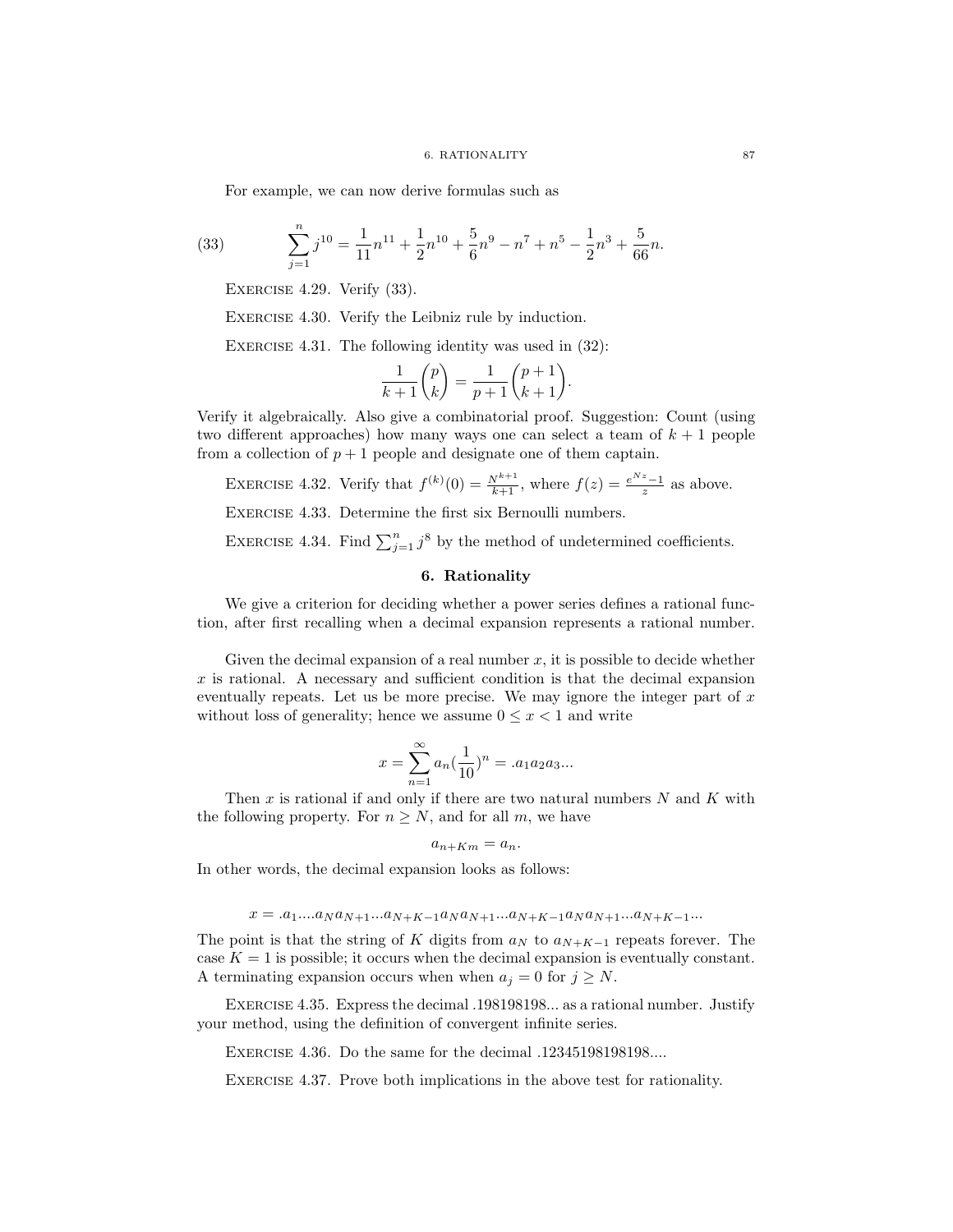For example, we can now derive formulas such as

$$\sum_{j=1}^{n} j^{10} = \frac{1}{11}n^{11} + \frac{1}{2}n^{10} + \frac{5}{6}n^9 - n^7 + n^5 - \frac{1}{2}n^3 + \frac{5}{66}n. \tag{33}$$

Exercise 4.29. Verify (33).

Exercise 4.30. Verify the Leibniz rule by induction.

Exercise 4.31. The following identity was used in (32):

$$\frac{1}{k+1}\binom{p}{k} = \frac{1}{p+1}\binom{p+1}{k+1}.$$

Verify it algebraically. Also give a combinatorial proof. Suggestion: Count (using two different approaches) how many ways one can select a team of $k+1$ people from a collection of $p+1$ people and designate one of them captain.

Exercise 4.32. Verify that $f^{(k)}(0) = \frac{N^{k+1}}{k+1}$, where $f(z) = \frac{e^{Nz}-1}{z}$ as above.

Exercise 4.33. Determine the first six Bernoulli numbers.

Exercise 4.34. Find $\sum_{j=1}^{n} j^8$ by the method of undetermined coefficients.

## 6. Rationality

We give a criterion for deciding whether a power series defines a rational function, after first recalling when a decimal expansion represents a rational number.

Given the decimal expansion of a real number $x$, it is possible to decide whether $x$ is rational. A necessary and sufficient condition is that the decimal expansion eventually repeats. Let us be more precise. We may ignore the integer part of $x$ without loss of generality; hence we assume $0 \le x < 1$ and write

$$x = \sum_{n=1}^{\infty} a_n (\frac{1}{10})^n = .a_1 a_2 a_3 ...$$

Then $x$ is rational if and only if there are two natural numbers $N$ and $K$ with the following property. For $n \ge N$, and for all $m$, we have

$$a_{n+Km} = a_n.$$

In other words, the decimal expansion looks as follows:

$$x = .a_1....a_N a_{N+1}...a_{N+K-1} a_N a_{N+1}...a_{N+K-1} a_N a_{N+1}...a_{N+K-1}...$$

The point is that the string of $K$ digits from $a_N$ to $a_{N+K-1}$ repeats forever. The case $K = 1$ is possible; it occurs when the decimal expansion is eventually constant. A terminating expansion occurs when when $a_j = 0$ for $j \ge N$.

Exercise 4.35. Express the decimal .198198198... as a rational number. Justify your method, using the definition of convergent infinite series.

Exercise 4.36. Do the same for the decimal .12345198198198....

Exercise 4.37. Prove both implications in the above test for rationality.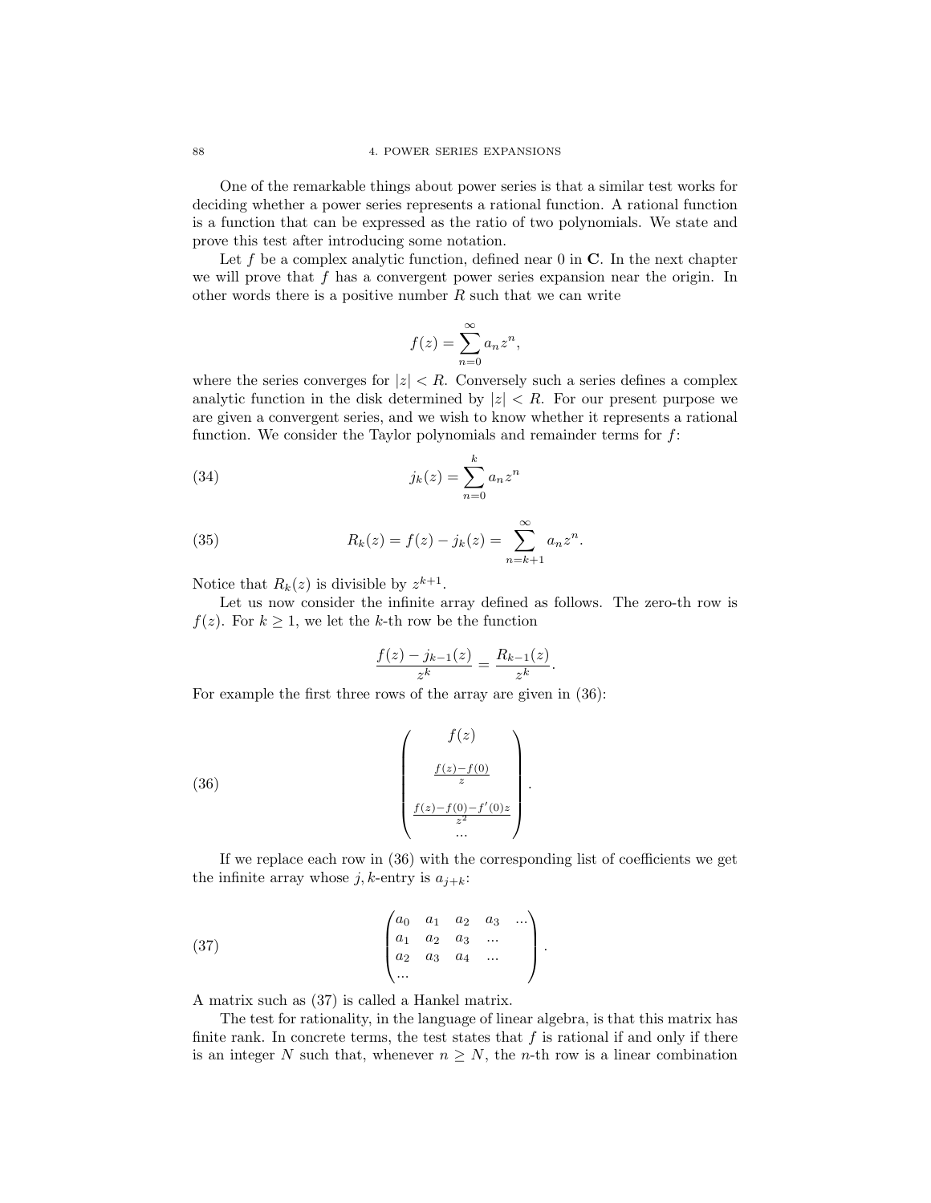One of the remarkable things about power series is that a similar test works for deciding whether a power series represents a rational function. A rational function is a function that can be expressed as the ratio of two polynomials. We state and prove this test after introducing some notation.

Let $f$ be a complex analytic function, defined near 0 in $\mathbf{C}$. In the next chapter we will prove that $f$ has a convergent power series expansion near the origin. In other words there is a positive number $R$ such that we can write

$$f(z) = \sum_{n=0}^{\infty} a_n z^n,$$

where the series converges for $|z| < R$. Conversely such a series defines a complex analytic function in the disk determined by $|z| < R$. For our present purpose we are given a convergent series, and we wish to know whether it represents a rational function. We consider the Taylor polynomials and remainder terms for $f$:

$$j_k(z) = \sum_{n=0}^{k} a_n z^n \tag{34}$$

$$R_k(z) = f(z) - j_k(z) = \sum_{n=k+1}^{\infty} a_n z^n. \tag{35}$$

Notice that $R_k(z)$ is divisible by $z^{k+1}$.

Let us now consider the infinite array defined as follows. The zero-th row is $f(z)$. For $k \geq 1$, we let the $k$-th row be the function

$$\frac{f(z) - j_{k-1}(z)}{z^k} = \frac{R_{k-1}(z)}{z^k}.$$

For example the first three rows of the array are given in (36):

$$\begin{pmatrix} f(z) \\ \\ \frac{f(z)-f(0)}{z} \\ \\ \frac{f(z)-f(0)-f'(0)z}{z^2} \\ \ldots \end{pmatrix}. \tag{36}$$

If we replace each row in (36) with the corresponding list of coefficients we get the infinite array whose $j,k$-entry is $a_{j+k}$:

$$\begin{pmatrix} a_0 & a_1 & a_2 & a_3 & \ldots \\ a_1 & a_2 & a_3 & \ldots & \\ a_2 & a_3 & a_4 & \ldots & \\ \ldots & & & & \end{pmatrix}. \tag{37}$$

A matrix such as (37) is called a Hankel matrix.

The test for rationality, in the language of linear algebra, is that this matrix has finite rank. In concrete terms, the test states that $f$ is rational if and only if there is an integer $N$ such that, whenever $n \geq N$, the $n$-th row is a linear combination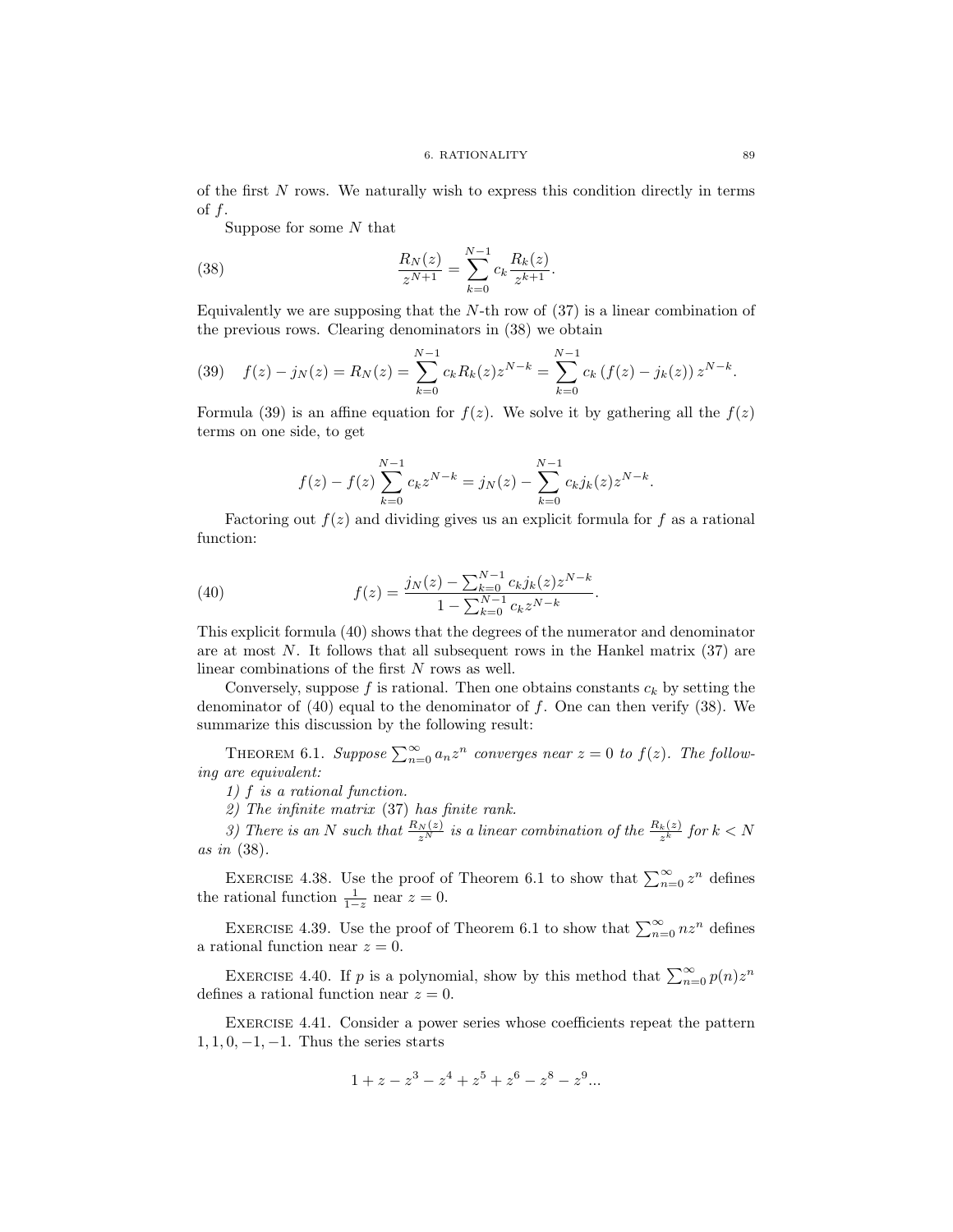of the first $N$ rows. We naturally wish to express this condition directly in terms of $f$.

Suppose for some $N$ that

$$\frac{R_N(z)}{z^{N+1}} = \sum_{k=0}^{N-1} c_k \frac{R_k(z)}{z^{k+1}}. \tag{38}$$

Equivalently we are supposing that the $N$-th row of (37) is a linear combination of the previous rows. Clearing denominators in (38) we obtain

$$f(z) - j_N(z) = R_N(z) = \sum_{k=0}^{N-1} c_k R_k(z) z^{N-k} = \sum_{k=0}^{N-1} c_k \left(f(z) - j_k(z)\right) z^{N-k}. \tag{39}$$

Formula (39) is an affine equation for $f(z)$. We solve it by gathering all the $f(z)$ terms on one side, to get

$$f(z) - f(z) \sum_{k=0}^{N-1} c_k z^{N-k} = j_N(z) - \sum_{k=0}^{N-1} c_k j_k(z) z^{N-k}.$$

Factoring out $f(z)$ and dividing gives us an explicit formula for $f$ as a rational function:

$$f(z) = \frac{j_N(z) - \sum_{k=0}^{N-1} c_k j_k(z) z^{N-k}}{1 - \sum_{k=0}^{N-1} c_k z^{N-k}}. \tag{40}$$

This explicit formula (40) shows that the degrees of the numerator and denominator are at most $N$. It follows that all subsequent rows in the Hankel matrix (37) are linear combinations of the first $N$ rows as well.

Conversely, suppose $f$ is rational. Then one obtains constants $c_k$ by setting the denominator of (40) equal to the denominator of $f$. One can then verify (38). We summarize this discussion by the following result:

Theorem 6.1. *Suppose $\sum_{n=0}^{\infty} a_n z^n$ converges near $z = 0$ to $f(z)$. The following are equivalent:*

*1) $f$ is a rational function.*

*2) The infinite matrix (37) has finite rank.*

*3) There is an $N$ such that $\frac{R_N(z)}{z^N}$ is a linear combination of the $\frac{R_k(z)}{z^k}$ for $k < N$ as in (38).*

Exercise 4.38. Use the proof of Theorem 6.1 to show that $\sum_{n=0}^{\infty} z^n$ defines the rational function $\frac{1}{1-z}$ near $z = 0$.

Exercise 4.39. Use the proof of Theorem 6.1 to show that $\sum_{n=0}^{\infty} n z^n$ defines a rational function near $z = 0$.

Exercise 4.40. If $p$ is a polynomial, show by this method that $\sum_{n=0}^{\infty} p(n) z^n$ defines a rational function near $z = 0$.

Exercise 4.41. Consider a power series whose coefficients repeat the pattern $1, 1, 0, -1, -1$. Thus the series starts

$$1 + z - z^3 - z^4 + z^5 + z^6 - z^8 - z^9 ...$$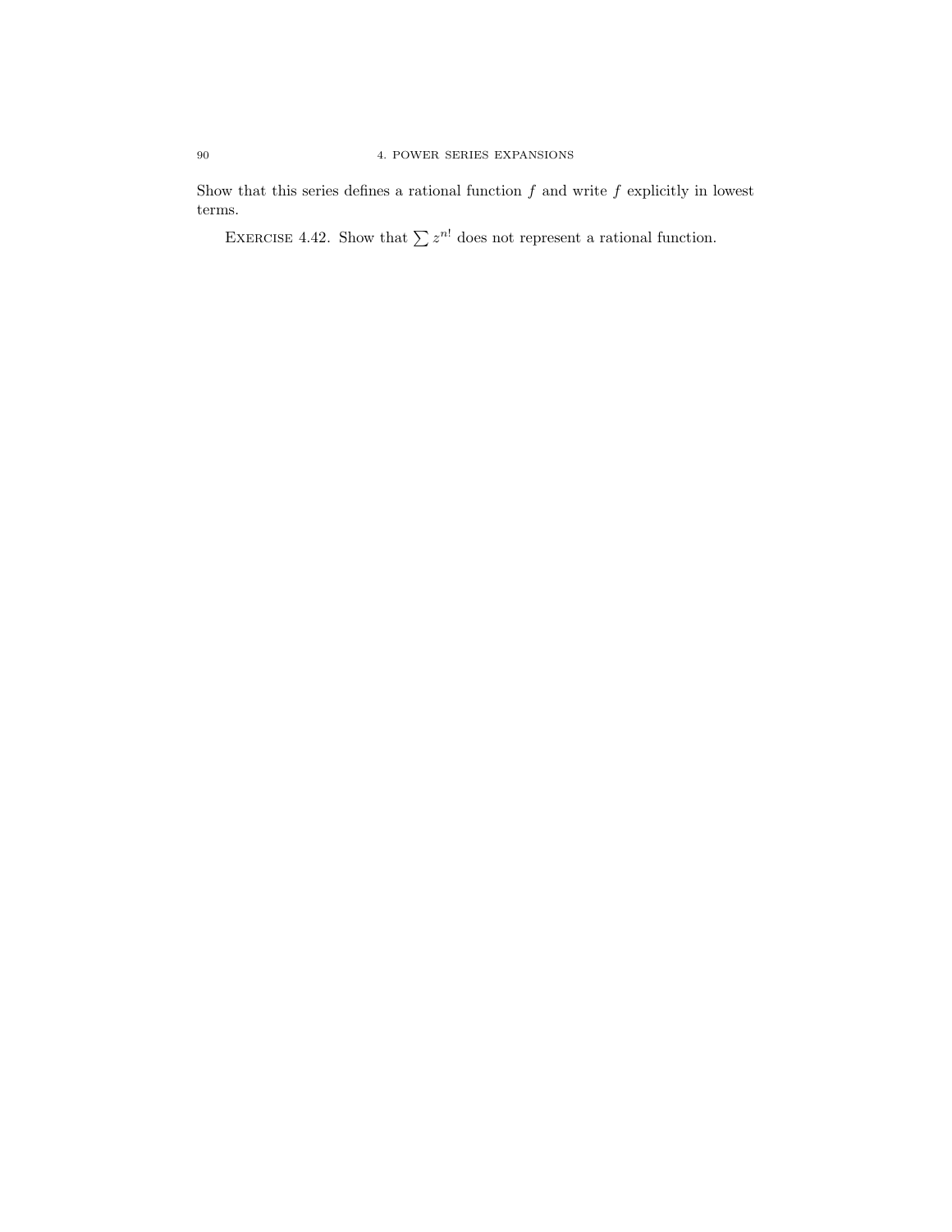Show that this series defines a rational function $f$ and write $f$ explicitly in lowest terms.

EXERCISE 4.42. Show that $\sum z^{n!}$ does not represent a rational function.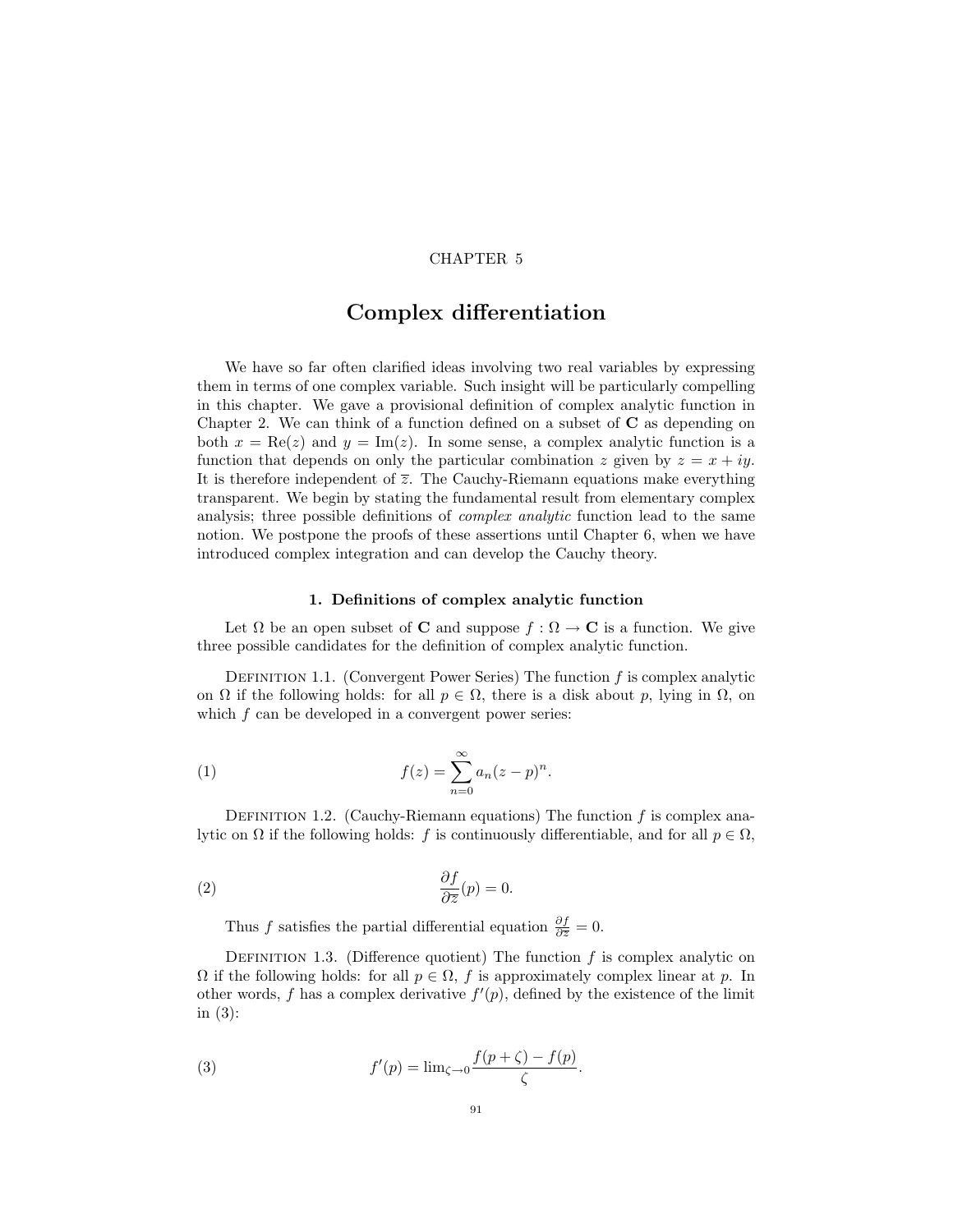CHAPTER 5

# Complex differentiation

We have so far often clarified ideas involving two real variables by expressing them in terms of one complex variable. Such insight will be particularly compelling in this chapter. We gave a provisional definition of complex analytic function in Chapter 2. We can think of a function defined on a subset of $\mathbf{C}$ as depending on both $x = \mathrm{Re}(z)$ and $y = \mathrm{Im}(z)$. In some sense, a complex analytic function is a function that depends on only the particular combination $z$ given by $z = x + iy$. It is therefore independent of $\overline{z}$. The Cauchy-Riemann equations make everything transparent. We begin by stating the fundamental result from elementary complex analysis; three possible definitions of *complex analytic* function lead to the same notion. We postpone the proofs of these assertions until Chapter 6, when we have introduced complex integration and can develop the Cauchy theory.

## 1. Definitions of complex analytic function

Let $\Omega$ be an open subset of $\mathbf{C}$ and suppose $f : \Omega \to \mathbf{C}$ is a function. We give three possible candidates for the definition of complex analytic function.

Definition 1.1. (Convergent Power Series) The function $f$ is complex analytic on $\Omega$ if the following holds: for all $p \in \Omega$, there is a disk about $p$, lying in $\Omega$, on which $f$ can be developed in a convergent power series:

$$f(z) = \sum_{n=0}^{\infty} a_n (z-p)^n. \tag{1}$$

Definition 1.2. (Cauchy-Riemann equations) The function $f$ is complex analytic on $\Omega$ if the following holds: $f$ is continuously differentiable, and for all $p \in \Omega$,

$$\frac{\partial f}{\partial \overline{z}}(p) = 0. \tag{2}$$

Thus $f$ satisfies the partial differential equation $\frac{\partial f}{\partial \overline{z}} = 0$.

Definition 1.3. (Difference quotient) The function $f$ is complex analytic on $\Omega$ if the following holds: for all $p \in \Omega$, $f$ is approximately complex linear at $p$. In other words, $f$ has a complex derivative $f'(p)$, defined by the existence of the limit in (3):

$$f'(p) = \lim_{\zeta \to 0} \frac{f(p+\zeta) - f(p)}{\zeta}. \tag{3}$$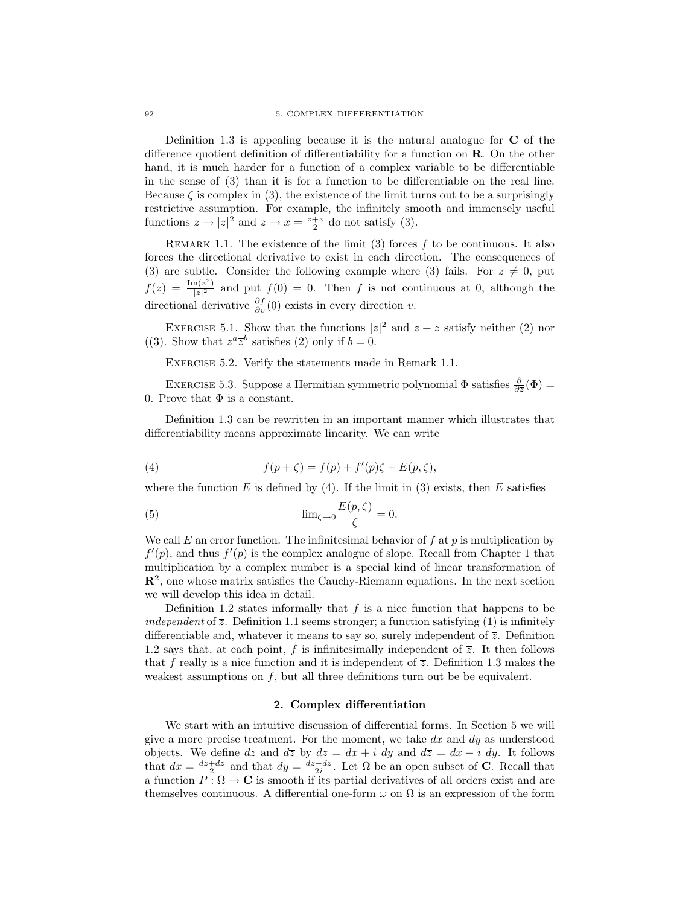Definition 1.3 is appealing because it is the natural analogue for **C** of the difference quotient definition of differentiability for a function on **R**. On the other hand, it is much harder for a function of a complex variable to be differentiable in the sense of (3) than it is for a function to be differentiable on the real line. Because $\zeta$ is complex in (3), the existence of the limit turns out to be a surprisingly restrictive assumption. For example, the infinitely smooth and immensely useful functions $z \to |z|^2$ and $z \to x = \frac{z+\overline{z}}{2}$ do not satisfy (3).

Remark 1.1. The existence of the limit (3) forces $f$ to be continuous. It also forces the directional derivative to exist in each direction. The consequences of (3) are subtle. Consider the following example where (3) fails. For $z \neq 0$, put $f(z) = \frac{\mathrm{Im}(z^2)}{|z|^2}$ and put $f(0) = 0$. Then $f$ is not continuous at 0, although the directional derivative $\frac{\partial f}{\partial v}(0)$ exists in every direction $v$.

Exercise 5.1. Show that the functions $|z|^2$ and $z + \overline{z}$ satisfy neither (2) nor ((3). Show that $z^a \overline{z}^b$ satisfies (2) only if $b = 0$.

Exercise 5.2. Verify the statements made in Remark 1.1.

Exercise 5.3. Suppose a Hermitian symmetric polynomial $\Phi$ satisfies $\frac{\partial}{\partial \overline{z}}(\Phi) = 0$. Prove that $\Phi$ is a constant.

Definition 1.3 can be rewritten in an important manner which illustrates that differentiability means approximate linearity. We can write

$$f(p + \zeta) = f(p) + f'(p)\zeta + E(p, \zeta), \tag{4}$$

where the function $E$ is defined by (4). If the limit in (3) exists, then $E$ satisfies

$$\lim_{\zeta \to 0} \frac{E(p, \zeta)}{\zeta} = 0. \tag{5}$$

We call $E$ an error function. The infinitesimal behavior of $f$ at $p$ is multiplication by $f'(p)$, and thus $f'(p)$ is the complex analogue of slope. Recall from Chapter 1 that multiplication by a complex number is a special kind of linear transformation of $\mathbf{R}^2$, one whose matrix satisfies the Cauchy-Riemann equations. In the next section we will develop this idea in detail.

Definition 1.2 states informally that $f$ is a nice function that happens to be *independent* of $\overline{z}$. Definition 1.1 seems stronger; a function satisfying (1) is infinitely differentiable and, whatever it means to say so, surely independent of $\overline{z}$. Definition 1.2 says that, at each point, $f$ is infinitesimally independent of $\overline{z}$. It then follows that $f$ really is a nice function and it is independent of $\overline{z}$. Definition 1.3 makes the weakest assumptions on $f$, but all three definitions turn out be be equivalent.

## 2. Complex differentiation

We start with an intuitive discussion of differential forms. In Section 5 we will give a more precise treatment. For the moment, we take $dx$ and $dy$ as understood objects. We define $dz$ and $d\overline{z}$ by $dz = dx + i\ dy$ and $d\overline{z} = dx - i\ dy$. It follows that $dx = \frac{dz + d\overline{z}}{2}$ and that $dy = \frac{dz - d\overline{z}}{2i}$. Let $\Omega$ be an open subset of **C**. Recall that a function $P : \Omega \to \mathbf{C}$ is smooth if its partial derivatives of all orders exist and are themselves continuous. A differential one-form $\omega$ on $\Omega$ is an expression of the form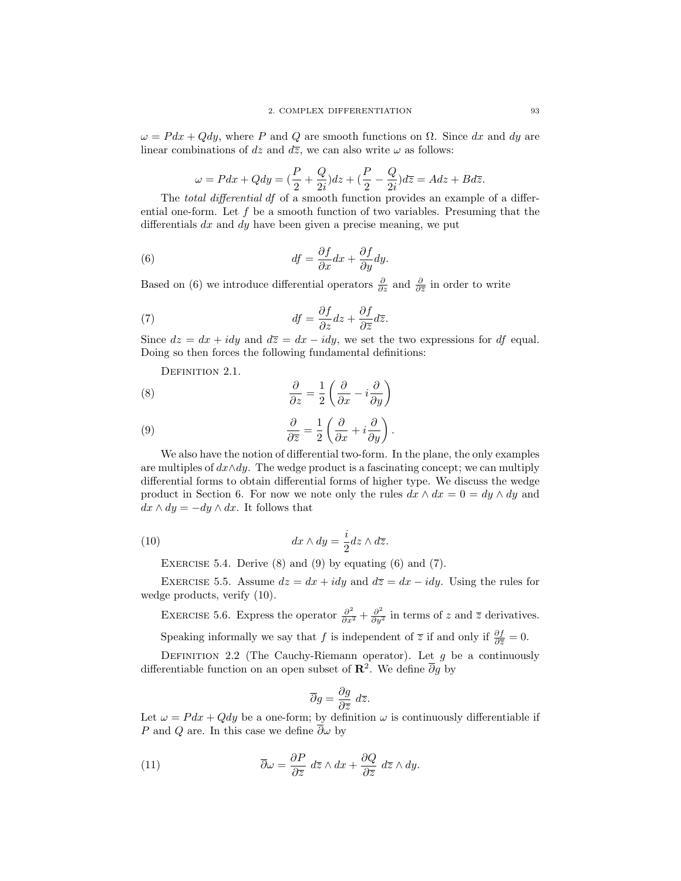$\omega = Pdx + Qdy$, where $P$ and $Q$ are smooth functions on $\Omega$. Since $dx$ and $dy$ are linear combinations of $dz$ and $d\overline{z}$, we can also write $\omega$ as follows:

$$\omega = Pdx + Qdy = (\frac{P}{2} + \frac{Q}{2i})dz + (\frac{P}{2} - \frac{Q}{2i})d\overline{z} = Adz + Bd\overline{z}.$$

The *total differential* $df$ of a smooth function provides an example of a differential one-form. Let $f$ be a smooth function of two variables. Presuming that the differentials $dx$ and $dy$ have been given a precise meaning, we put

$$df = \frac{\partial f}{\partial x}dx + \frac{\partial f}{\partial y}dy. \tag{6}$$

Based on (6) we introduce differential operators $\frac{\partial}{\partial z}$ and $\frac{\partial}{\partial \overline{z}}$ in order to write

$$df = \frac{\partial f}{\partial z}dz + \frac{\partial f}{\partial \overline{z}}d\overline{z}. \tag{7}$$

Since $dz = dx + idy$ and $d\overline{z} = dx - idy$, we set the two expressions for $df$ equal. Doing so then forces the following fundamental definitions:

Definition 2.1.

$$\frac{\partial}{\partial z} = \frac{1}{2}\left(\frac{\partial}{\partial x} - i\frac{\partial}{\partial y}\right) \tag{8}$$

$$\frac{\partial}{\partial \overline{z}} = \frac{1}{2}\left(\frac{\partial}{\partial x} + i\frac{\partial}{\partial y}\right). \tag{9}$$

We also have the notion of differential two-form. In the plane, the only examples are multiples of $dx \wedge dy$. The wedge product is a fascinating concept; we can multiply differential forms to obtain differential forms of higher type. We discuss the wedge product in Section 6. For now we note only the rules $dx \wedge dx = 0 = dy \wedge dy$ and $dx \wedge dy = -dy \wedge dx$. It follows that

$$dx \wedge dy = \frac{i}{2}dz \wedge d\overline{z}. \tag{10}$$

Exercise 5.4. Derive (8) and (9) by equating (6) and (7).

Exercise 5.5. Assume $dz = dx + idy$ and $d\overline{z} = dx - idy$. Using the rules for wedge products, verify (10).

Exercise 5.6. Express the operator $\frac{\partial^2}{\partial x^2} + \frac{\partial^2}{\partial y^2}$ in terms of $z$ and $\overline{z}$ derivatives.

Speaking informally we say that $f$ is independent of $\overline{z}$ if and only if $\frac{\partial f}{\partial \overline{z}} = 0$.

Definition 2.2 (The Cauchy-Riemann operator). Let $g$ be a continuously differentiable function on an open subset of $\mathbf{R}^2$. We define $\overline{\partial} g$ by

$$\overline{\partial} g = \frac{\partial g}{\partial \overline{z}}\ d\overline{z}.$$

Let $\omega = Pdx + Qdy$ be a one-form; by definition $\omega$ is continuously differentiable if $P$ and $Q$ are. In this case we define $\overline{\partial}\omega$ by

$$\overline{\partial}\omega = \frac{\partial P}{\partial \overline{z}}\ d\overline{z} \wedge dx + \frac{\partial Q}{\partial \overline{z}}\ d\overline{z} \wedge dy. \tag{11}$$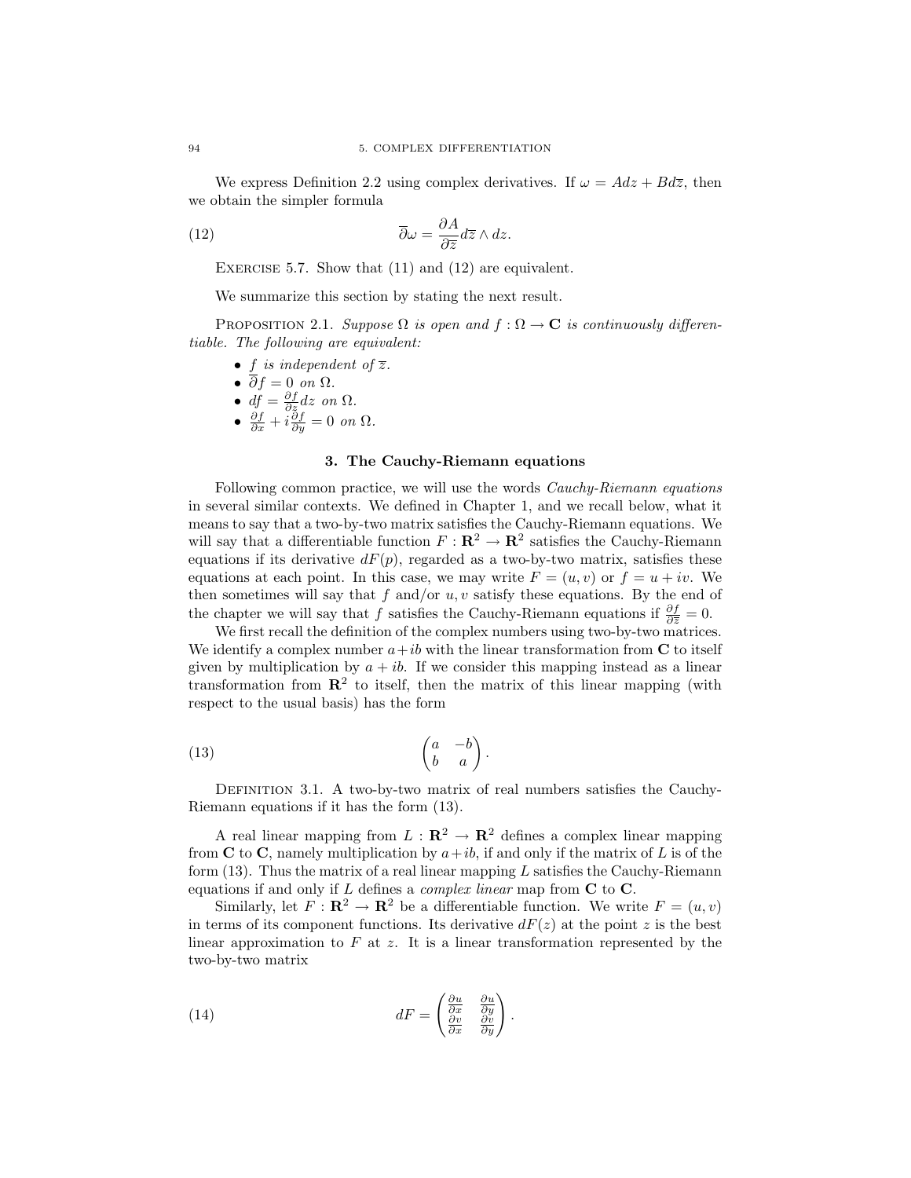We express Definition 2.2 using complex derivatives. If $\omega = Adz + Bd\overline{z}$, then we obtain the simpler formula

$$\overline{\partial}\omega = \frac{\partial A}{\partial \overline{z}} d\overline{z} \wedge dz. \tag{12}$$

EXERCISE 5.7. Show that (11) and (12) are equivalent.

We summarize this section by stating the next result.

PROPOSITION 2.1. *Suppose $\Omega$ is open and $f : \Omega \to \mathbf{C}$ is continuously differentiable. The following are equivalent:*

- *$f$ is independent of $\overline{z}$.*
- *$\overline{\partial} f = 0$ on $\Omega$.*
- *$df = \frac{\partial f}{\partial z} dz$ on $\Omega$.*
- *$\frac{\partial f}{\partial x} + i\frac{\partial f}{\partial y} = 0$ on $\Omega$.*

## 3. The Cauchy-Riemann equations

Following common practice, we will use the words *Cauchy-Riemann equations* in several similar contexts. We defined in Chapter 1, and we recall below, what it means to say that a two-by-two matrix satisfies the Cauchy-Riemann equations. We will say that a differentiable function $F : \mathbf{R}^2 \to \mathbf{R}^2$ satisfies the Cauchy-Riemann equations if its derivative $dF(p)$, regarded as a two-by-two matrix, satisfies these equations at each point. In this case, we may write $F = (u, v)$ or $f = u + iv$. We then sometimes will say that $f$ and/or $u, v$ satisfy these equations. By the end of the chapter we will say that $f$ satisfies the Cauchy-Riemann equations if $\frac{\partial f}{\partial \overline{z}} = 0$.

We first recall the definition of the complex numbers using two-by-two matrices. We identify a complex number $a + ib$ with the linear transformation from $\mathbf{C}$ to itself given by multiplication by $a + ib$. If we consider this mapping instead as a linear transformation from $\mathbf{R}^2$ to itself, then the matrix of this linear mapping (with respect to the usual basis) has the form

$$\begin{pmatrix} a & -b \\ b & a \end{pmatrix}. \tag{13}$$

DEFINITION 3.1. A two-by-two matrix of real numbers satisfies the Cauchy-Riemann equations if it has the form (13).

A real linear mapping from $L : \mathbf{R}^2 \to \mathbf{R}^2$ defines a complex linear mapping from $\mathbf{C}$ to $\mathbf{C}$, namely multiplication by $a + ib$, if and only if the matrix of $L$ is of the form (13). Thus the matrix of a real linear mapping $L$ satisfies the Cauchy-Riemann equations if and only if $L$ defines a *complex linear* map from $\mathbf{C}$ to $\mathbf{C}$.

Similarly, let $F : \mathbf{R}^2 \to \mathbf{R}^2$ be a differentiable function. We write $F = (u, v)$ in terms of its component functions. Its derivative $dF(z)$ at the point $z$ is the best linear approximation to $F$ at $z$. It is a linear transformation represented by the two-by-two matrix

$$dF = \begin{pmatrix} \frac{\partial u}{\partial x} & \frac{\partial u}{\partial y} \\ \frac{\partial v}{\partial x} & \frac{\partial v}{\partial y} \end{pmatrix}. \tag{14}$$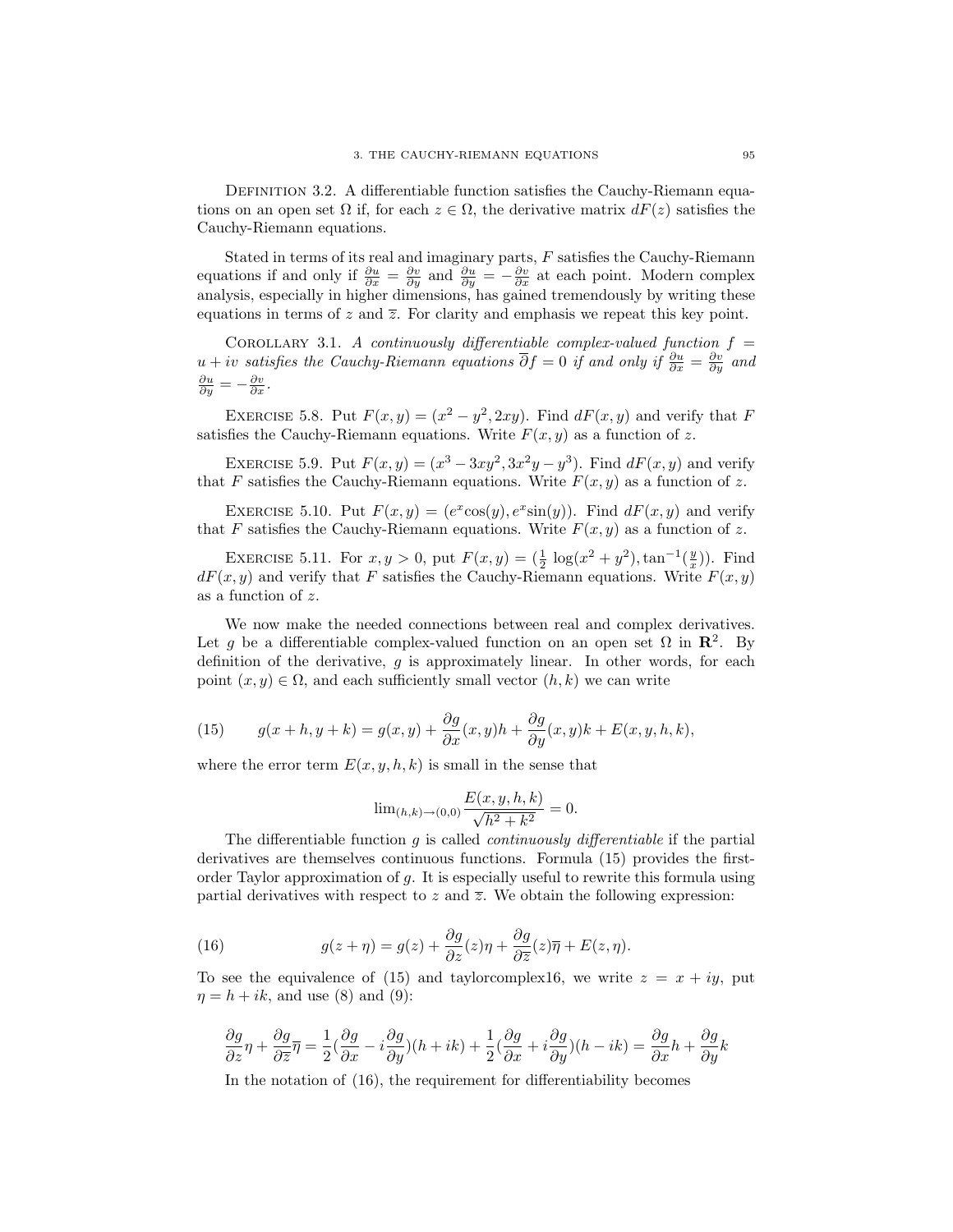Definition 3.2. A differentiable function satisfies the Cauchy-Riemann equations on an open set $\Omega$ if, for each $z \in \Omega$, the derivative matrix $dF(z)$ satisfies the Cauchy-Riemann equations.

Stated in terms of its real and imaginary parts, $F$ satisfies the Cauchy-Riemann equations if and only if $\frac{\partial u}{\partial x} = \frac{\partial v}{\partial y}$ and $\frac{\partial u}{\partial y} = -\frac{\partial v}{\partial x}$ at each point. Modern complex analysis, especially in higher dimensions, has gained tremendously by writing these equations in terms of $z$ and $\overline{z}$. For clarity and emphasis we repeat this key point.

Corollary 3.1. *A continuously differentiable complex-valued function $f = u + iv$ satisfies the Cauchy-Riemann equations $\overline{\partial} f = 0$ if and only if $\frac{\partial u}{\partial x} = \frac{\partial v}{\partial y}$ and $\frac{\partial u}{\partial y} = -\frac{\partial v}{\partial x}$.*

Exercise 5.8. Put $F(x,y) = (x^2 - y^2, 2xy)$. Find $dF(x,y)$ and verify that $F$ satisfies the Cauchy-Riemann equations. Write $F(x,y)$ as a function of $z$.

Exercise 5.9. Put $F(x,y) = (x^3 - 3xy^2, 3x^2y - y^3)$. Find $dF(x,y)$ and verify that $F$ satisfies the Cauchy-Riemann equations. Write $F(x,y)$ as a function of $z$.

Exercise 5.10. Put $F(x,y) = (e^x \cos(y), e^x \sin(y))$. Find $dF(x,y)$ and verify that $F$ satisfies the Cauchy-Riemann equations. Write $F(x,y)$ as a function of $z$.

Exercise 5.11. For $x, y > 0$, put $F(x,y) = (\frac{1}{2}\log(x^2+y^2), \tan^{-1}(\frac{y}{x}))$. Find $dF(x,y)$ and verify that $F$ satisfies the Cauchy-Riemann equations. Write $F(x,y)$ as a function of $z$.

We now make the needed connections between real and complex derivatives. Let $g$ be a differentiable complex-valued function on an open set $\Omega$ in $\mathbf{R}^2$. By definition of the derivative, $g$ is approximately linear. In other words, for each point $(x,y) \in \Omega$, and each sufficiently small vector $(h,k)$ we can write

$$g(x+h, y+k) = g(x,y) + \frac{\partial g}{\partial x}(x,y)h + \frac{\partial g}{\partial y}(x,y)k + E(x,y,h,k), \tag{15}$$

where the error term $E(x,y,h,k)$ is small in the sense that

$$\lim_{(h,k)\to(0,0)} \frac{E(x,y,h,k)}{\sqrt{h^2+k^2}} = 0.$$

The differentiable function $g$ is called *continuously differentiable* if the partial derivatives are themselves continuous functions. Formula (15) provides the first-order Taylor approximation of $g$. It is especially useful to rewrite this formula using partial derivatives with respect to $z$ and $\overline{z}$. We obtain the following expression:

$$g(z+\eta) = g(z) + \frac{\partial g}{\partial z}(z)\eta + \frac{\partial g}{\partial \overline{z}}(z)\overline{\eta} + E(z,\eta). \tag{16}$$

To see the equivalence of (15) and taylorcomplex16, we write $z = x + iy$, put $\eta = h + ik$, and use (8) and (9):

$$\frac{\partial g}{\partial z}\eta + \frac{\partial g}{\partial \overline{z}}\overline{\eta} = \frac{1}{2}\left(\frac{\partial g}{\partial x} - i\frac{\partial g}{\partial y}\right)(h+ik) + \frac{1}{2}\left(\frac{\partial g}{\partial x} + i\frac{\partial g}{\partial y}\right)(h-ik) = \frac{\partial g}{\partial x}h + \frac{\partial g}{\partial y}k$$

In the notation of (16), the requirement for differentiability becomes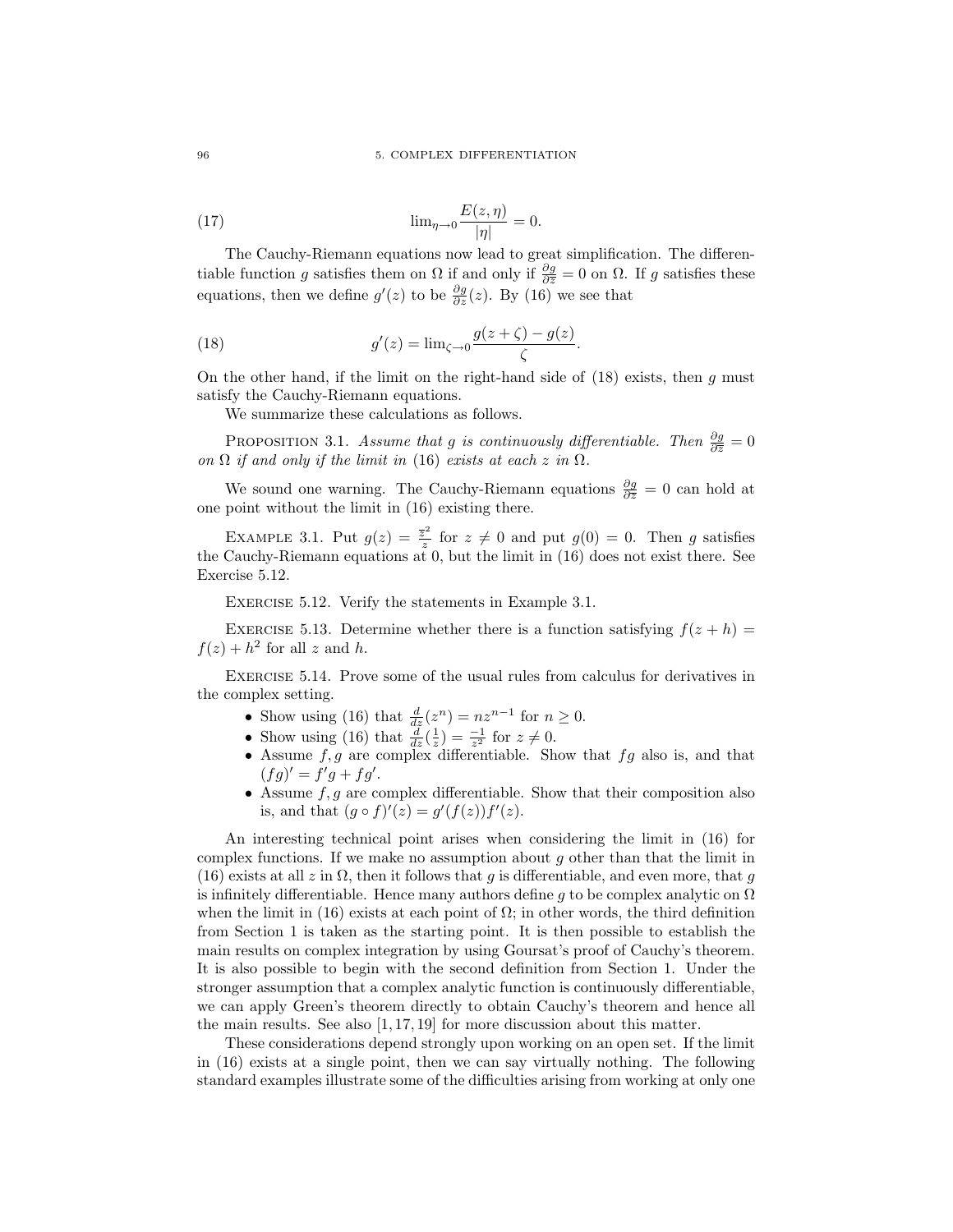$$\lim_{\eta \to 0} \frac{E(z, \eta)}{|\eta|} = 0. \tag{17}$$

The Cauchy-Riemann equations now lead to great simplification. The differentiable function $g$ satisfies them on $\Omega$ if and only if $\frac{\partial g}{\partial \bar{z}} = 0$ on $\Omega$. If $g$ satisfies these equations, then we define $g'(z)$ to be $\frac{\partial g}{\partial z}(z)$. By (16) we see that

$$g'(z) = \lim_{\zeta \to 0} \frac{g(z + \zeta) - g(z)}{\zeta}. \tag{18}$$

On the other hand, if the limit on the right-hand side of (18) exists, then $g$ must satisfy the Cauchy-Riemann equations.

We summarize these calculations as follows.

Proposition 3.1. *Assume that $g$ is continuously differentiable. Then $\frac{\partial g}{\partial \bar{z}} = 0$ on $\Omega$ if and only if the limit in* (16) *exists at each $z$ in $\Omega$.*

We sound one warning. The Cauchy-Riemann equations $\frac{\partial g}{\partial \bar{z}} = 0$ can hold at one point without the limit in (16) existing there.

Example 3.1. Put $g(z) = \frac{\bar{z}^2}{z}$ for $z \neq 0$ and put $g(0) = 0$. Then $g$ satisfies the Cauchy-Riemann equations at 0, but the limit in (16) does not exist there. See Exercise 5.12.

Exercise 5.12. Verify the statements in Example 3.1.

Exercise 5.13. Determine whether there is a function satisfying $f(z + h) = f(z) + h^2$ for all $z$ and $h$.

Exercise 5.14. Prove some of the usual rules from calculus for derivatives in the complex setting.

- Show using (16) that $\frac{d}{dz}(z^n) = nz^{n-1}$ for $n \geq 0$.
- Show using (16) that $\frac{d}{dz}(\frac{1}{z}) = \frac{-1}{z^2}$ for $z \neq 0$.
- Assume $f, g$ are complex differentiable. Show that $fg$ also is, and that $(fg)' = f'g + fg'$.
- Assume $f, g$ are complex differentiable. Show that their composition also is, and that $(g \circ f)'(z) = g'(f(z))f'(z)$.

An interesting technical point arises when considering the limit in (16) for complex functions. If we make no assumption about $g$ other than that the limit in (16) exists at all $z$ in $\Omega$, then it follows that $g$ is differentiable, and even more, that $g$ is infinitely differentiable. Hence many authors define $g$ to be complex analytic on $\Omega$ when the limit in (16) exists at each point of $\Omega$; in other words, the third definition from Section 1 is taken as the starting point. It is then possible to establish the main results on complex integration by using Goursat's proof of Cauchy's theorem. It is also possible to begin with the second definition from Section 1. Under the stronger assumption that a complex analytic function is continuously differentiable, we can apply Green's theorem directly to obtain Cauchy's theorem and hence all the main results. See also [1, 17, 19] for more discussion about this matter.

These considerations depend strongly upon working on an open set. If the limit in (16) exists at a single point, then we can say virtually nothing. The following standard examples illustrate some of the difficulties arising from working at only one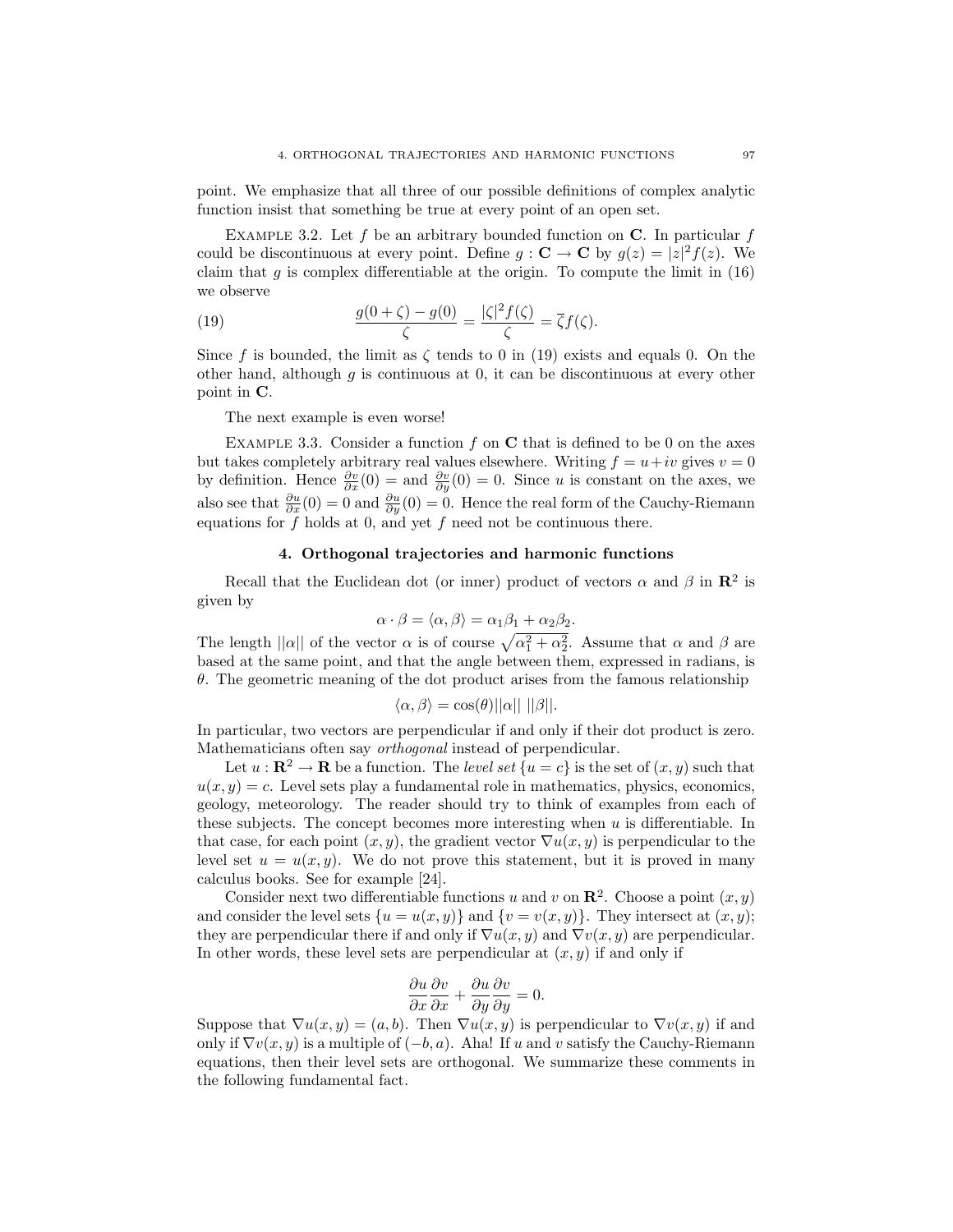point. We emphasize that all three of our possible definitions of complex analytic function insist that something be true at every point of an open set.

Example 3.2. Let $f$ be an arbitrary bounded function on $\mathbf{C}$. In particular $f$ could be discontinuous at every point. Define $g : \mathbf{C} \to \mathbf{C}$ by $g(z) = |z|^2 f(z)$. We claim that $g$ is complex differentiable at the origin. To compute the limit in (16) we observe

$$\frac{g(0+\zeta) - g(0)}{\zeta} = \frac{|\zeta|^2 f(\zeta)}{\zeta} = \overline{\zeta} f(\zeta). \tag{19}$$

Since $f$ is bounded, the limit as $\zeta$ tends to 0 in (19) exists and equals 0. On the other hand, although $g$ is continuous at 0, it can be discontinuous at every other point in $\mathbf{C}$.

The next example is even worse!

Example 3.3. Consider a function $f$ on $\mathbf{C}$ that is defined to be 0 on the axes but takes completely arbitrary real values elsewhere. Writing $f = u + iv$ gives $v = 0$ by definition. Hence $\frac{\partial v}{\partial x}(0) =$ and $\frac{\partial v}{\partial y}(0) = 0$. Since $u$ is constant on the axes, we also see that $\frac{\partial u}{\partial x}(0) = 0$ and $\frac{\partial u}{\partial y}(0) = 0$. Hence the real form of the Cauchy-Riemann equations for $f$ holds at 0, and yet $f$ need not be continuous there.

## 4. Orthogonal trajectories and harmonic functions

Recall that the Euclidean dot (or inner) product of vectors $\alpha$ and $\beta$ in $\mathbf{R}^2$ is given by

$$\alpha \cdot \beta = \langle \alpha, \beta \rangle = \alpha_1 \beta_1 + \alpha_2 \beta_2.$$

The length $||\alpha||$ of the vector $\alpha$ is of course $\sqrt{\alpha_1^2 + \alpha_2^2}$. Assume that $\alpha$ and $\beta$ are based at the same point, and that the angle between them, expressed in radians, is $\theta$. The geometric meaning of the dot product arises from the famous relationship

$$\langle \alpha, \beta \rangle = \cos(\theta) ||\alpha|| \, ||\beta||.$$

In particular, two vectors are perpendicular if and only if their dot product is zero. Mathematicians often say *orthogonal* instead of perpendicular.

Let $u : \mathbf{R}^2 \to \mathbf{R}$ be a function. The *level set* $\{u = c\}$ is the set of $(x, y)$ such that $u(x, y) = c$. Level sets play a fundamental role in mathematics, physics, economics, geology, meteorology. The reader should try to think of examples from each of these subjects. The concept becomes more interesting when $u$ is differentiable. In that case, for each point $(x, y)$, the gradient vector $\nabla u(x, y)$ is perpendicular to the level set $u = u(x, y)$. We do not prove this statement, but it is proved in many calculus books. See for example [24].

Consider next two differentiable functions $u$ and $v$ on $\mathbf{R}^2$. Choose a point $(x, y)$ and consider the level sets $\{u = u(x, y)\}$ and $\{v = v(x, y)\}$. They intersect at $(x, y)$; they are perpendicular there if and only if $\nabla u(x, y)$ and $\nabla v(x, y)$ are perpendicular. In other words, these level sets are perpendicular at $(x, y)$ if and only if

$$\frac{\partial u}{\partial x}\frac{\partial v}{\partial x} + \frac{\partial u}{\partial y}\frac{\partial v}{\partial y} = 0.$$

Suppose that $\nabla u(x, y) = (a, b)$. Then $\nabla u(x, y)$ is perpendicular to $\nabla v(x, y)$ if and only if $\nabla v(x, y)$ is a multiple of $(-b, a)$. Aha! If $u$ and $v$ satisfy the Cauchy-Riemann equations, then their level sets are orthogonal. We summarize these comments in the following fundamental fact.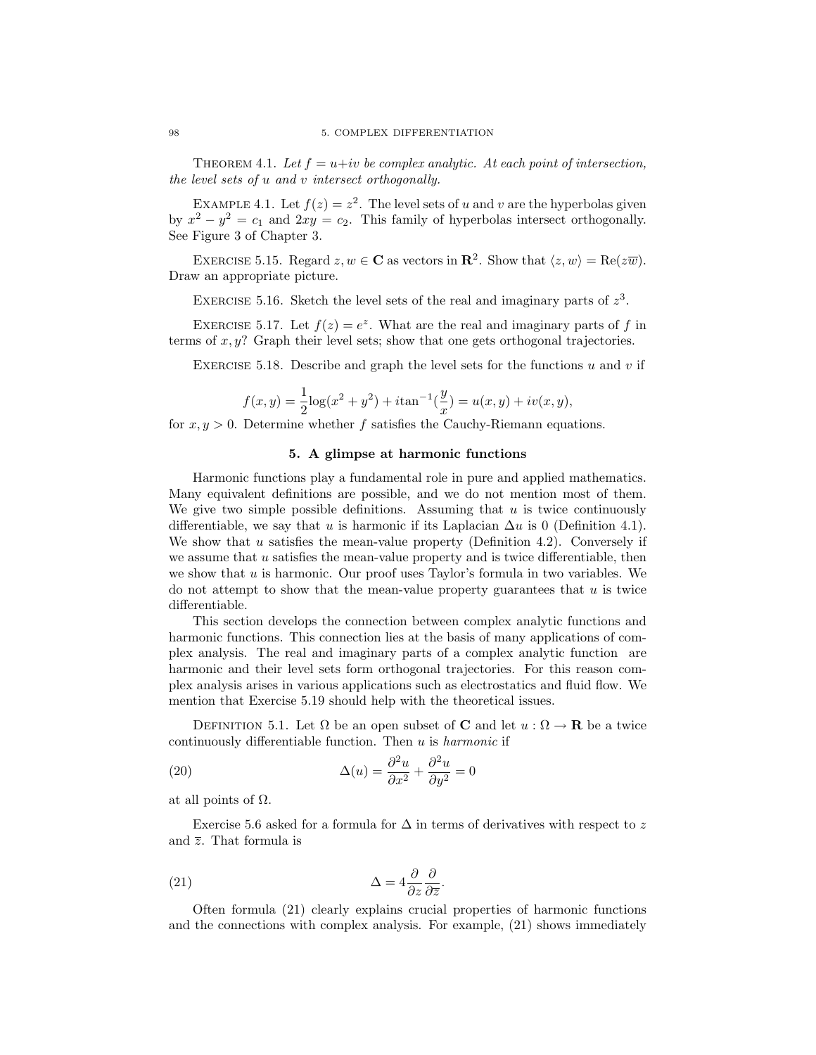THEOREM 4.1. *Let $f = u+iv$ be complex analytic. At each point of intersection, the level sets of $u$ and $v$ intersect orthogonally.*

EXAMPLE 4.1. Let $f(z) = z^2$. The level sets of $u$ and $v$ are the hyperbolas given by $x^2 - y^2 = c_1$ and $2xy = c_2$. This family of hyperbolas intersect orthogonally. See Figure 3 of Chapter 3.

EXERCISE 5.15. Regard $z, w \in \mathbf{C}$ as vectors in $\mathbf{R}^2$. Show that $\langle z, w \rangle = \mathrm{Re}(z\overline{w})$. Draw an appropriate picture.

EXERCISE 5.16. Sketch the level sets of the real and imaginary parts of $z^3$.

EXERCISE 5.17. Let $f(z) = e^z$. What are the real and imaginary parts of $f$ in terms of $x, y$? Graph their level sets; show that one gets orthogonal trajectories.

EXERCISE 5.18. Describe and graph the level sets for the functions $u$ and $v$ if

$$f(x,y) = \frac{1}{2}\log(x^2+y^2) + i\tan^{-1}(\frac{y}{x}) = u(x,y) + iv(x,y),$$

for $x, y > 0$. Determine whether $f$ satisfies the Cauchy-Riemann equations.

## 5. A glimpse at harmonic functions

Harmonic functions play a fundamental role in pure and applied mathematics. Many equivalent definitions are possible, and we do not mention most of them. We give two simple possible definitions. Assuming that $u$ is twice continuously differentiable, we say that $u$ is harmonic if its Laplacian $\Delta u$ is 0 (Definition 4.1). We show that $u$ satisfies the mean-value property (Definition 4.2). Conversely if we assume that $u$ satisfies the mean-value property and is twice differentiable, then we show that $u$ is harmonic. Our proof uses Taylor's formula in two variables. We do not attempt to show that the mean-value property guarantees that $u$ is twice differentiable.

This section develops the connection between complex analytic functions and harmonic functions. This connection lies at the basis of many applications of complex analysis. The real and imaginary parts of a complex analytic function are harmonic and their level sets form orthogonal trajectories. For this reason complex analysis arises in various applications such as electrostatics and fluid flow. We mention that Exercise 5.19 should help with the theoretical issues.

DEFINITION 5.1. Let $\Omega$ be an open subset of $\mathbf{C}$ and let $u : \Omega \to \mathbf{R}$ be a twice continuously differentiable function. Then $u$ is *harmonic* if

$$\Delta(u) = \frac{\partial^2 u}{\partial x^2} + \frac{\partial^2 u}{\partial y^2} = 0 \tag{20}$$

at all points of $\Omega$.

Exercise 5.6 asked for a formula for $\Delta$ in terms of derivatives with respect to $z$ and $\overline{z}$. That formula is

$$\Delta = 4\frac{\partial}{\partial z}\frac{\partial}{\partial \overline{z}}. \tag{21}$$

Often formula (21) clearly explains crucial properties of harmonic functions and the connections with complex analysis. For example, (21) shows immediately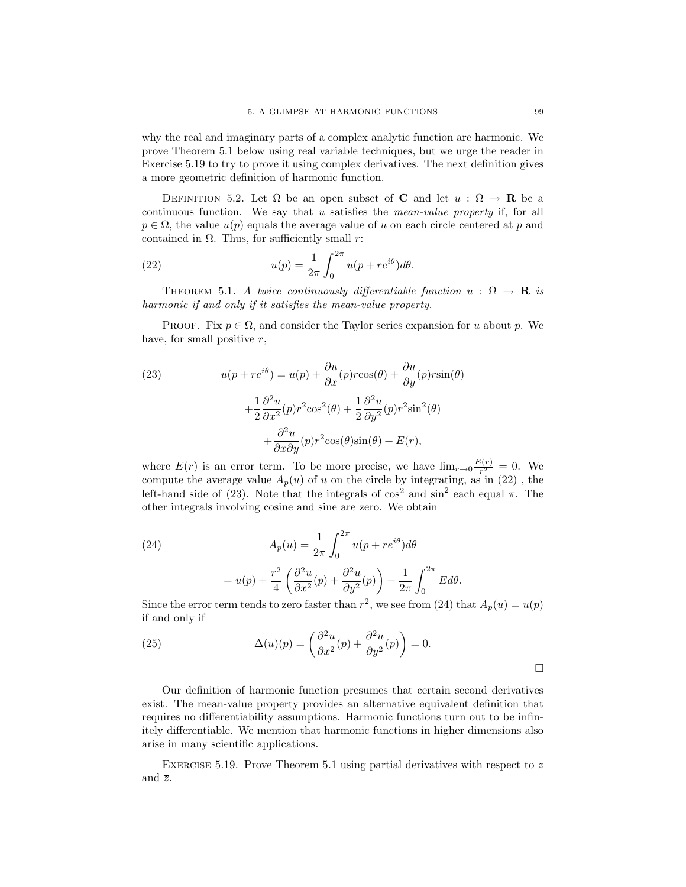why the real and imaginary parts of a complex analytic function are harmonic. We prove Theorem 5.1 below using real variable techniques, but we urge the reader in Exercise 5.19 to try to prove it using complex derivatives. The next definition gives a more geometric definition of harmonic function.

Definition 5.2. Let $\Omega$ be an open subset of $\mathbf{C}$ and let $u : \Omega \to \mathbf{R}$ be a continuous function. We say that $u$ satisfies the *mean-value property* if, for all $p \in \Omega$, the value $u(p)$ equals the average value of $u$ on each circle centered at $p$ and contained in $\Omega$. Thus, for sufficiently small $r$:

$$u(p) = \frac{1}{2\pi}\int_0^{2\pi} u(p + re^{i\theta})d\theta. \tag{22}$$

Theorem 5.1. *A twice continuously differentiable function $u : \Omega \to \mathbf{R}$ is harmonic if and only if it satisfies the mean-value property.*

Proof. Fix $p \in \Omega$, and consider the Taylor series expansion for $u$ about $p$. We have, for small positive $r$,

$$\begin{aligned} u(p + re^{i\theta}) &= u(p) + \frac{\partial u}{\partial x}(p) r\cos(\theta) + \frac{\partial u}{\partial y}(p) r\sin(\theta) \\ &+ \frac{1}{2}\frac{\partial^2 u}{\partial x^2}(p) r^2\cos^2(\theta) + \frac{1}{2}\frac{\partial^2 u}{\partial y^2}(p) r^2\sin^2(\theta) \\ &+ \frac{\partial^2 u}{\partial x \partial y}(p) r^2\cos(\theta)\sin(\theta) + E(r), \end{aligned} \tag{23}$$

where $E(r)$ is an error term. To be more precise, we have $\lim_{r\to 0}\frac{E(r)}{r^2} = 0$. We compute the average value $A_p(u)$ of $u$ on the circle by integrating, as in (22) , the left-hand side of (23). Note that the integrals of $\cos^2$ and $\sin^2$ each equal $\pi$. The other integrals involving cosine and sine are zero. We obtain

$$\begin{aligned} A_p(u) &= \frac{1}{2\pi}\int_0^{2\pi} u(p + re^{i\theta})d\theta \\ &= u(p) + \frac{r^2}{4}\left(\frac{\partial^2 u}{\partial x^2}(p) + \frac{\partial^2 u}{\partial y^2}(p)\right) + \frac{1}{2\pi}\int_0^{2\pi} E d\theta. \end{aligned} \tag{24}$$

Since the error term tends to zero faster than $r^2$, we see from (24) that $A_p(u) = u(p)$ if and only if

$$\Delta(u)(p) = \left(\frac{\partial^2 u}{\partial x^2}(p) + \frac{\partial^2 u}{\partial y^2}(p)\right) = 0. \tag{25}$$

$\square$

Our definition of harmonic function presumes that certain second derivatives exist. The mean-value property provides an alternative equivalent definition that requires no differentiability assumptions. Harmonic functions turn out to be infinitely differentiable. We mention that harmonic functions in higher dimensions also arise in many scientific applications.

Exercise 5.19. Prove Theorem 5.1 using partial derivatives with respect to $z$ and $\overline{z}$.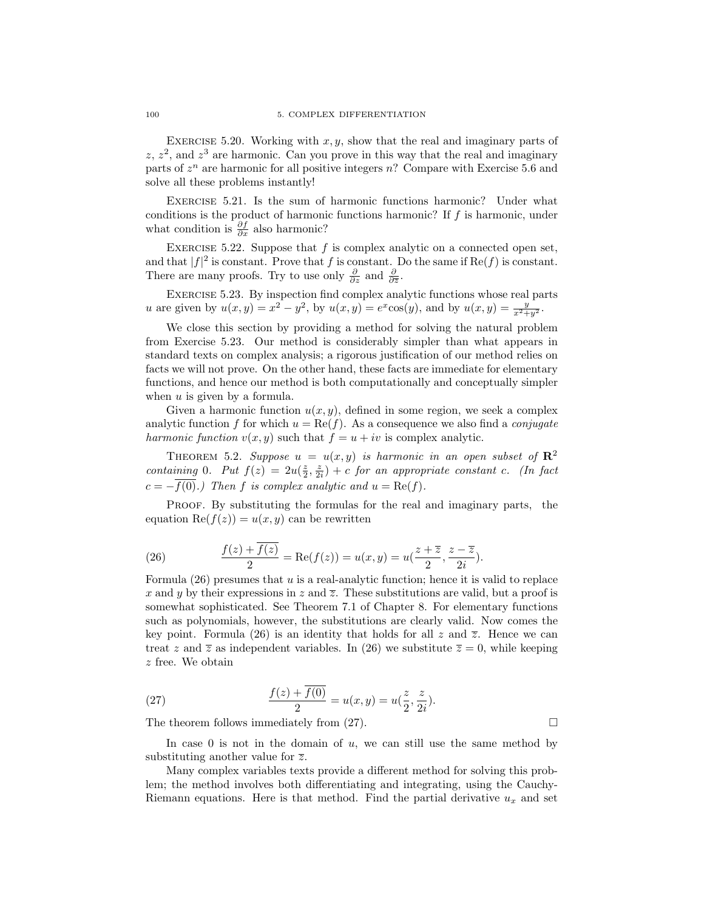Exercise 5.20. Working with $x, y$, show that the real and imaginary parts of $z$, $z^2$, and $z^3$ are harmonic. Can you prove in this way that the real and imaginary parts of $z^n$ are harmonic for all positive integers $n$? Compare with Exercise 5.6 and solve all these problems instantly!

Exercise 5.21. Is the sum of harmonic functions harmonic? Under what conditions is the product of harmonic functions harmonic? If $f$ is harmonic, under what condition is $\frac{\partial f}{\partial x}$ also harmonic?

Exercise 5.22. Suppose that $f$ is complex analytic on a connected open set, and that $|f|^2$ is constant. Prove that $f$ is constant. Do the same if $\mathrm{Re}(f)$ is constant. There are many proofs. Try to use only $\frac{\partial}{\partial z}$ and $\frac{\partial}{\partial \overline{z}}$.

Exercise 5.23. By inspection find complex analytic functions whose real parts $u$ are given by $u(x,y) = x^2 - y^2$, by $u(x,y) = e^x \cos(y)$, and by $u(x,y) = \frac{y}{x^2+y^2}$.

We close this section by providing a method for solving the natural problem from Exercise 5.23. Our method is considerably simpler than what appears in standard texts on complex analysis; a rigorous justification of our method relies on facts we will not prove. On the other hand, these facts are immediate for elementary functions, and hence our method is both computationally and conceptually simpler when $u$ is given by a formula.

Given a harmonic function $u(x,y)$, defined in some region, we seek a complex analytic function $f$ for which $u = \mathrm{Re}(f)$. As a consequence we also find a *conjugate harmonic function* $v(x,y)$ such that $f = u + iv$ is complex analytic.

Theorem 5.2. *Suppose $u = u(x,y)$ is harmonic in an open subset of $\mathbf{R}^2$ containing 0. Put $f(z) = 2u(\frac{z}{2}, \frac{z}{2i}) + c$ for an appropriate constant $c$. (In fact $c = -\overline{f(0)}$.) Then $f$ is complex analytic and $u = \mathrm{Re}(f)$.*

Proof. By substituting the formulas for the real and imaginary parts, the equation $\mathrm{Re}(f(z)) = u(x,y)$ can be rewritten

$$\frac{f(z) + \overline{f(z)}}{2} = \mathrm{Re}(f(z)) = u(x,y) = u(\frac{z+\overline{z}}{2}, \frac{z-\overline{z}}{2i}). \tag{26}$$

Formula (26) presumes that $u$ is a real-analytic function; hence it is valid to replace $x$ and $y$ by their expressions in $z$ and $\overline{z}$. These substitutions are valid, but a proof is somewhat sophisticated. See Theorem 7.1 of Chapter 8. For elementary functions such as polynomials, however, the substitutions are clearly valid. Now comes the key point. Formula (26) is an identity that holds for all $z$ and $\overline{z}$. Hence we can treat $z$ and $\overline{z}$ as independent variables. In (26) we substitute $\overline{z} = 0$, while keeping $z$ free. We obtain

$$\frac{f(z) + \overline{f(0)}}{2} = u(x,y) = u(\frac{z}{2}, \frac{z}{2i}). \tag{27}$$

The theorem follows immediately from (27). $\square$

In case 0 is not in the domain of $u$, we can still use the same method by substituting another value for $\overline{z}$.

Many complex variables texts provide a different method for solving this problem; the method involves both differentiating and integrating, using the Cauchy-Riemann equations. Here is that method. Find the partial derivative $u_x$ and set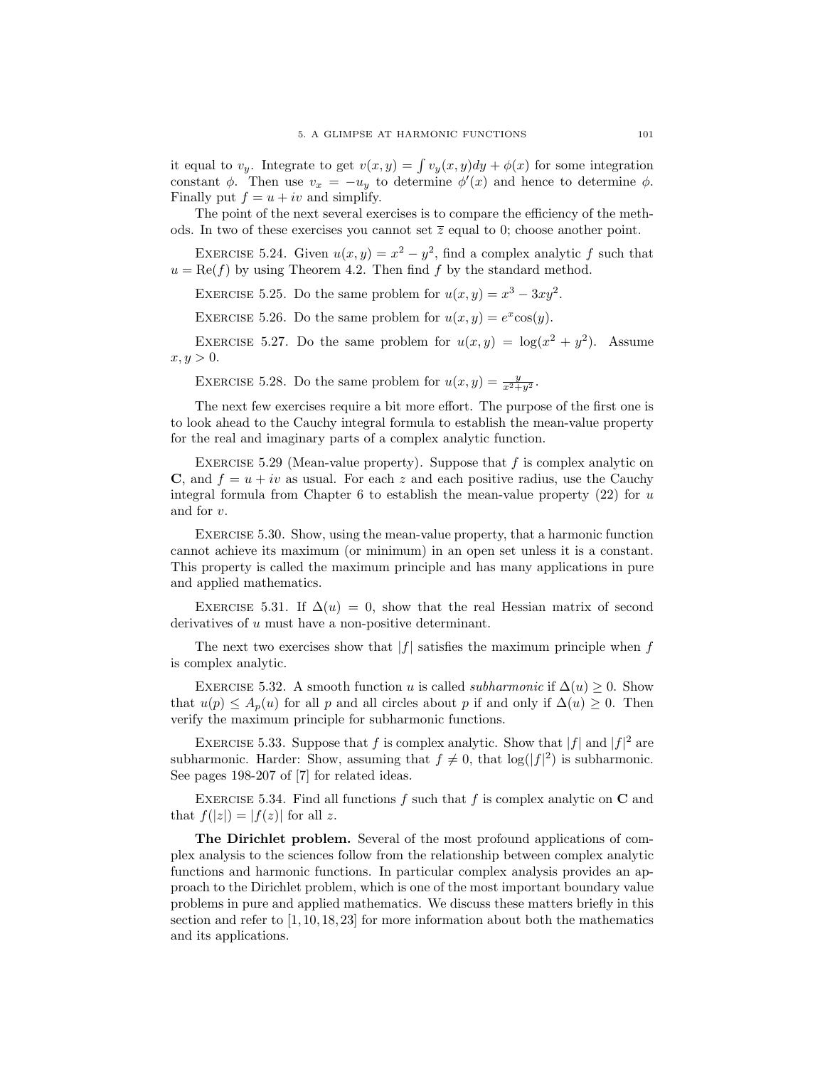it equal to $v_y$. Integrate to get $v(x,y) = \int v_y(x,y)dy + \phi(x)$ for some integration constant $\phi$. Then use $v_x = -u_y$ to determine $\phi'(x)$ and hence to determine $\phi$. Finally put $f = u + iv$ and simplify.

The point of the next several exercises is to compare the efficiency of the methods. In two of these exercises you cannot set $\overline{z}$ equal to 0; choose another point.

Exercise 5.24. Given $u(x,y) = x^2 - y^2$, find a complex analytic $f$ such that $u = \mathrm{Re}(f)$ by using Theorem 4.2. Then find $f$ by the standard method.

Exercise 5.25. Do the same problem for $u(x,y) = x^3 - 3xy^2$.

Exercise 5.26. Do the same problem for $u(x,y) = e^x \cos(y)$.

Exercise 5.27. Do the same problem for $u(x,y) = \log(x^2 + y^2)$. Assume $x, y > 0$.

Exercise 5.28. Do the same problem for $u(x,y) = \frac{y}{x^2+y^2}$.

The next few exercises require a bit more effort. The purpose of the first one is to look ahead to the Cauchy integral formula to establish the mean-value property for the real and imaginary parts of a complex analytic function.

Exercise 5.29 (Mean-value property). Suppose that $f$ is complex analytic on $\mathbf{C}$, and $f = u + iv$ as usual. For each $z$ and each positive radius, use the Cauchy integral formula from Chapter 6 to establish the mean-value property (22) for $u$ and for $v$.

Exercise 5.30. Show, using the mean-value property, that a harmonic function cannot achieve its maximum (or minimum) in an open set unless it is a constant. This property is called the maximum principle and has many applications in pure and applied mathematics.

Exercise 5.31. If $\Delta(u) = 0$, show that the real Hessian matrix of second derivatives of $u$ must have a non-positive determinant.

The next two exercises show that $|f|$ satisfies the maximum principle when $f$ is complex analytic.

Exercise 5.32. A smooth function $u$ is called *subharmonic* if $\Delta(u) \geq 0$. Show that $u(p) \leq A_p(u)$ for all $p$ and all circles about $p$ if and only if $\Delta(u) \geq 0$. Then verify the maximum principle for subharmonic functions.

Exercise 5.33. Suppose that $f$ is complex analytic. Show that $|f|$ and $|f|^2$ are subharmonic. Harder: Show, assuming that $f \neq 0$, that $\log(|f|^2)$ is subharmonic. See pages 198-207 of [7] for related ideas.

Exercise 5.34. Find all functions $f$ such that $f$ is complex analytic on $\mathbf{C}$ and that $f(|z|) = |f(z)|$ for all $z$.

**The Dirichlet problem.** Several of the most profound applications of complex analysis to the sciences follow from the relationship between complex analytic functions and harmonic functions. In particular complex analysis provides an approach to the Dirichlet problem, which is one of the most important boundary value problems in pure and applied mathematics. We discuss these matters briefly in this section and refer to [1, 10, 18, 23] for more information about both the mathematics and its applications.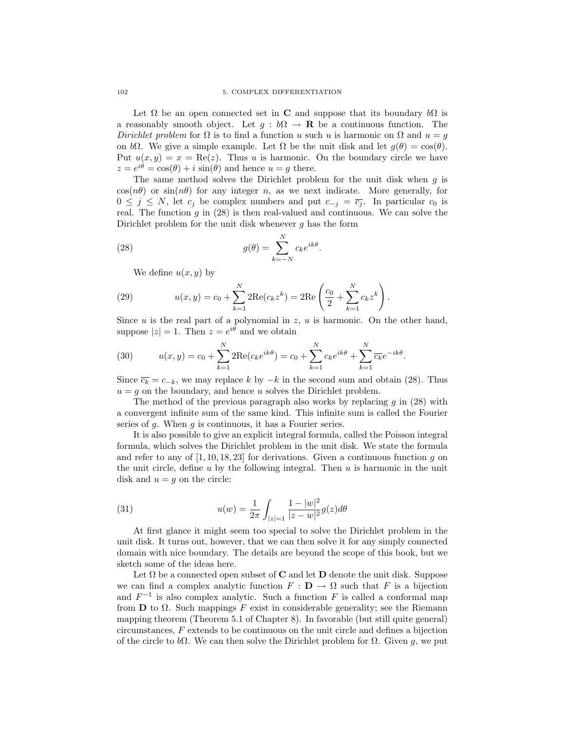Let $\Omega$ be an open connected set in $\mathbf{C}$ and suppose that its boundary $b\Omega$ is a reasonably smooth object. Let $g : b\Omega \to \mathbf{R}$ be a continuous function. The *Dirichlet problem* for $\Omega$ is to find a function $u$ such $u$ is harmonic on $\Omega$ and $u = g$ on $b\Omega$. We give a simple example. Let $\Omega$ be the unit disk and let $g(\theta) = \cos(\theta)$. Put $u(x, y) = x = \mathrm{Re}(z)$. Thus $u$ is harmonic. On the boundary circle we have $z = e^{i\theta} = \cos(\theta) + i\, \sin(\theta)$ and hence $u = g$ there.

The same method solves the Dirichlet problem for the unit disk when $g$ is $\cos(n\theta)$ or $\sin(n\theta)$ for any integer $n$, as we next indicate. More generally, for $0 \leq j \leq N$, let $c_j$ be complex numbers and put $c_{-j} = \overline{c_j}$. In particular $c_0$ is real. The function $g$ in (28) is then real-valued and continuous. We can solve the Dirichlet problem for the unit disk whenever $g$ has the form

$$g(\theta) = \sum_{k=-N}^{N} c_k e^{ik\theta}. \tag{28}$$

We define $u(x, y)$ by

$$u(x, y) = c_0 + \sum_{k=1}^{N} 2\mathrm{Re}(c_k z^k) = 2\mathrm{Re}\left(\frac{c_0}{2} + \sum_{k=1}^{N} c_k z^k\right). \tag{29}$$

Since $u$ is the real part of a polynomial in $z$, $u$ is harmonic. On the other hand, suppose $|z| = 1$. Then $z = e^{i\theta}$ and we obtain

$$u(x, y) = c_0 + \sum_{k=1}^{N} 2\mathrm{Re}(c_k e^{ik\theta}) = c_0 + \sum_{k=1}^{N} c_k e^{ik\theta} + \sum_{k=1}^{N} \overline{c_k} e^{-ik\theta}. \tag{30}$$

Since $\overline{c_k} = c_{-k}$, we may replace $k$ by $-k$ in the second sum and obtain (28). Thus $u = g$ on the boundary, and hence $u$ solves the Dirichlet problem.

The method of the previous paragraph also works by replacing $g$ in (28) with a convergent infinite sum of the same kind. This infinite sum is called the Fourier series of $g$. When $g$ is continuous, it has a Fourier series.

It is also possible to give an explicit integral formula, called the Poisson integral formula, which solves the Dirichlet problem in the unit disk. We state the formula and refer to any of [1, 10, 18, 23] for derivations. Given a continuous function $g$ on the unit circle, define $u$ by the following integral. Then $u$ is harmonic in the unit disk and $u = g$ on the circle:

$$u(w) = \frac{1}{2\pi} \int_{|z|=1} \frac{1 - |w|^2}{|z - w|^2} g(z) d\theta \tag{31}$$

At first glance it might seem too special to solve the Dirichlet problem in the unit disk. It turns out, however, that we can then solve it for any simply connected domain with nice boundary. The details are beyond the scope of this book, but we sketch some of the ideas here.

Let $\Omega$ be a connected open subset of $\mathbf{C}$ and let $\mathbf{D}$ denote the unit disk. Suppose we can find a complex analytic function $F : \mathbf{D} \to \Omega$ such that $F$ is a bijection and $F^{-1}$ is also complex analytic. Such a function $F$ is called a conformal map from $\mathbf{D}$ to $\Omega$. Such mappings $F$ exist in considerable generality; see the Riemann mapping theorem (Theorem 5.1 of Chapter 8). In favorable (but still quite general) circumstances, $F$ extends to be continuous on the unit circle and defines a bijection of the circle to $b\Omega$. We can then solve the Dirichlet problem for $\Omega$. Given $g$, we put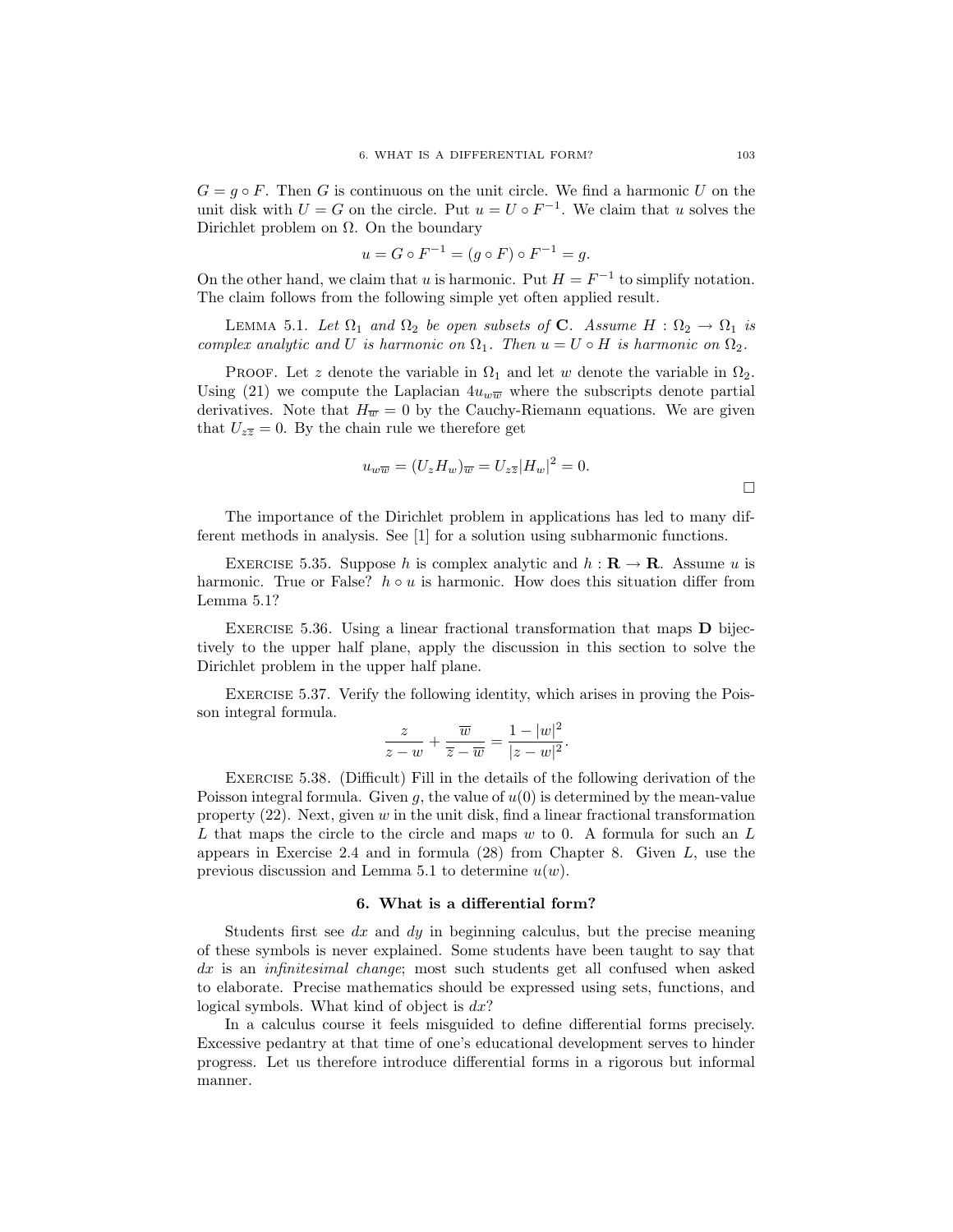$G = g \circ F$. Then $G$ is continuous on the unit circle. We find a harmonic $U$ on the unit disk with $U = G$ on the circle. Put $u = U \circ F^{-1}$. We claim that $u$ solves the Dirichlet problem on $\Omega$. On the boundary

$$u = G \circ F^{-1} = (g \circ F) \circ F^{-1} = g.$$

On the other hand, we claim that $u$ is harmonic. Put $H = F^{-1}$ to simplify notation. The claim follows from the following simple yet often applied result.

LEMMA 5.1. *Let $\Omega_1$ and $\Omega_2$ be open subsets of $\mathbf{C}$. Assume $H : \Omega_2 \to \Omega_1$ is complex analytic and $U$ is harmonic on $\Omega_1$. Then $u = U \circ H$ is harmonic on $\Omega_2$.*

PROOF. Let $z$ denote the variable in $\Omega_1$ and let $w$ denote the variable in $\Omega_2$. Using (21) we compute the Laplacian $4u_{w\overline{w}}$ where the subscripts denote partial derivatives. Note that $H_{\overline{w}} = 0$ by the Cauchy-Riemann equations. We are given that $U_{z\overline{z}} = 0$. By the chain rule we therefore get

$$u_{w\overline{w}} = (U_z H_w)_{\overline{w}} = U_{z\overline{z}} |H_w|^2 = 0.$$

$\square$

The importance of the Dirichlet problem in applications has led to many different methods in analysis. See [1] for a solution using subharmonic functions.

EXERCISE 5.35. Suppose $h$ is complex analytic and $h : \mathbf{R} \to \mathbf{R}$. Assume $u$ is harmonic. True or False? $h \circ u$ is harmonic. How does this situation differ from Lemma 5.1?

EXERCISE 5.36. Using a linear fractional transformation that maps $\mathbf{D}$ bijectively to the upper half plane, apply the discussion in this section to solve the Dirichlet problem in the upper half plane.

EXERCISE 5.37. Verify the following identity, which arises in proving the Poisson integral formula.

$$\frac{z}{z - w} + \frac{\overline{w}}{\overline{z} - \overline{w}} = \frac{1 - |w|^2}{|z - w|^2}.$$

EXERCISE 5.38. (Difficult) Fill in the details of the following derivation of the Poisson integral formula. Given $g$, the value of $u(0)$ is determined by the mean-value property (22). Next, given $w$ in the unit disk, find a linear fractional transformation $L$ that maps the circle to the circle and maps $w$ to 0. A formula for such an $L$ appears in Exercise 2.4 and in formula (28) from Chapter 8. Given $L$, use the previous discussion and Lemma 5.1 to determine $u(w)$.

## 6. What is a differential form?

Students first see $dx$ and $dy$ in beginning calculus, but the precise meaning of these symbols is never explained. Some students have been taught to say that $dx$ is an *infinitesimal change*; most such students get all confused when asked to elaborate. Precise mathematics should be expressed using sets, functions, and logical symbols. What kind of object is $dx$?

In a calculus course it feels misguided to define differential forms precisely. Excessive pedantry at that time of one's educational development serves to hinder progress. Let us therefore introduce differential forms in a rigorous but informal manner.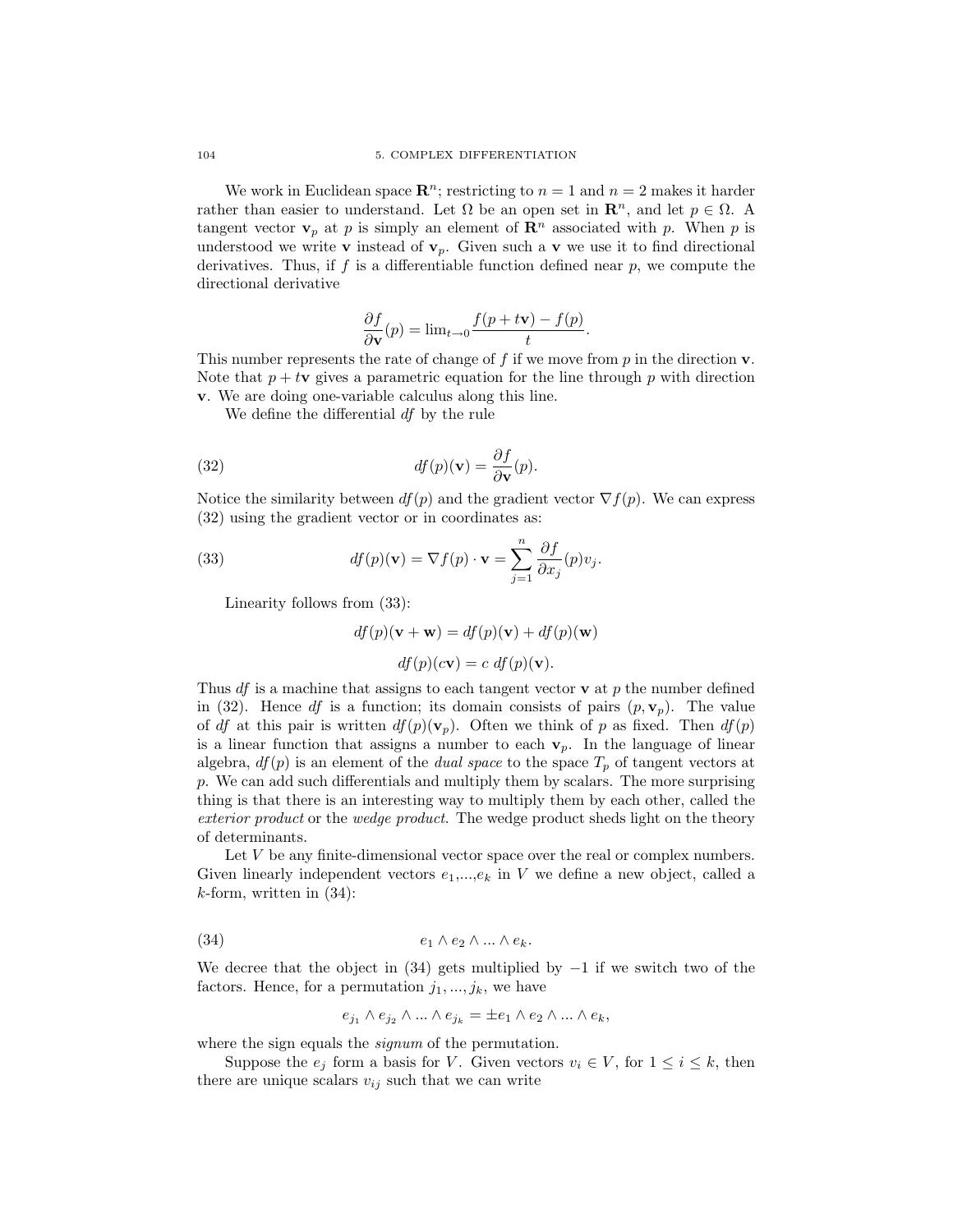We work in Euclidean space $\mathbf{R}^n$; restricting to $n = 1$ and $n = 2$ makes it harder rather than easier to understand. Let $\Omega$ be an open set in $\mathbf{R}^n$, and let $p \in \Omega$. A tangent vector $\mathbf{v}_p$ at $p$ is simply an element of $\mathbf{R}^n$ associated with $p$. When $p$ is understood we write $\mathbf{v}$ instead of $\mathbf{v}_p$. Given such a $\mathbf{v}$ we use it to find directional derivatives. Thus, if $f$ is a differentiable function defined near $p$, we compute the directional derivative

$$\frac{\partial f}{\partial \mathbf{v}}(p) = \lim_{t \to 0} \frac{f(p + t\mathbf{v}) - f(p)}{t}.$$

This number represents the rate of change of $f$ if we move from $p$ in the direction $\mathbf{v}$. Note that $p + t\mathbf{v}$ gives a parametric equation for the line through $p$ with direction $\mathbf{v}$. We are doing one-variable calculus along this line.

We define the differential $df$ by the rule

$$df(p)(\mathbf{v}) = \frac{\partial f}{\partial \mathbf{v}}(p). \tag{32}$$

Notice the similarity between $df(p)$ and the gradient vector $\nabla f(p)$. We can express (32) using the gradient vector or in coordinates as:

$$df(p)(\mathbf{v}) = \nabla f(p) \cdot \mathbf{v} = \sum_{j=1}^{n} \frac{\partial f}{\partial x_j}(p) v_j. \tag{33}$$

Linearity follows from (33):

$$df(p)(\mathbf{v} + \mathbf{w}) = df(p)(\mathbf{v}) + df(p)(\mathbf{w})$$

$$df(p)(c\mathbf{v}) = c\ df(p)(\mathbf{v}).$$

Thus $df$ is a machine that assigns to each tangent vector $\mathbf{v}$ at $p$ the number defined in (32). Hence $df$ is a function; its domain consists of pairs $(p, \mathbf{v}_p)$. The value of $df$ at this pair is written $df(p)(\mathbf{v}_p)$. Often we think of $p$ as fixed. Then $df(p)$ is a linear function that assigns a number to each $\mathbf{v}_p$. In the language of linear algebra, $df(p)$ is an element of the *dual space* to the space $T_p$ of tangent vectors at $p$. We can add such differentials and multiply them by scalars. The more surprising thing is that there is an interesting way to multiply them by each other, called the *exterior product* or the *wedge product*. The wedge product sheds light on the theory of determinants.

Let $V$ be any finite-dimensional vector space over the real or complex numbers. Given linearly independent vectors $e_1,...,e_k$ in $V$ we define a new object, called a $k$-form, written in (34):

$$e_1 \wedge e_2 \wedge ... \wedge e_k. \tag{34}$$

We decree that the object in (34) gets multiplied by $-1$ if we switch two of the factors. Hence, for a permutation $j_1, ..., j_k$, we have

$$e_{j_1} \wedge e_{j_2} \wedge ... \wedge e_{j_k} = \pm e_1 \wedge e_2 \wedge ... \wedge e_k,$$

where the sign equals the *signum* of the permutation.

Suppose the $e_j$ form a basis for $V$. Given vectors $v_i \in V$, for $1 \leq i \leq k$, then there are unique scalars $v_{ij}$ such that we can write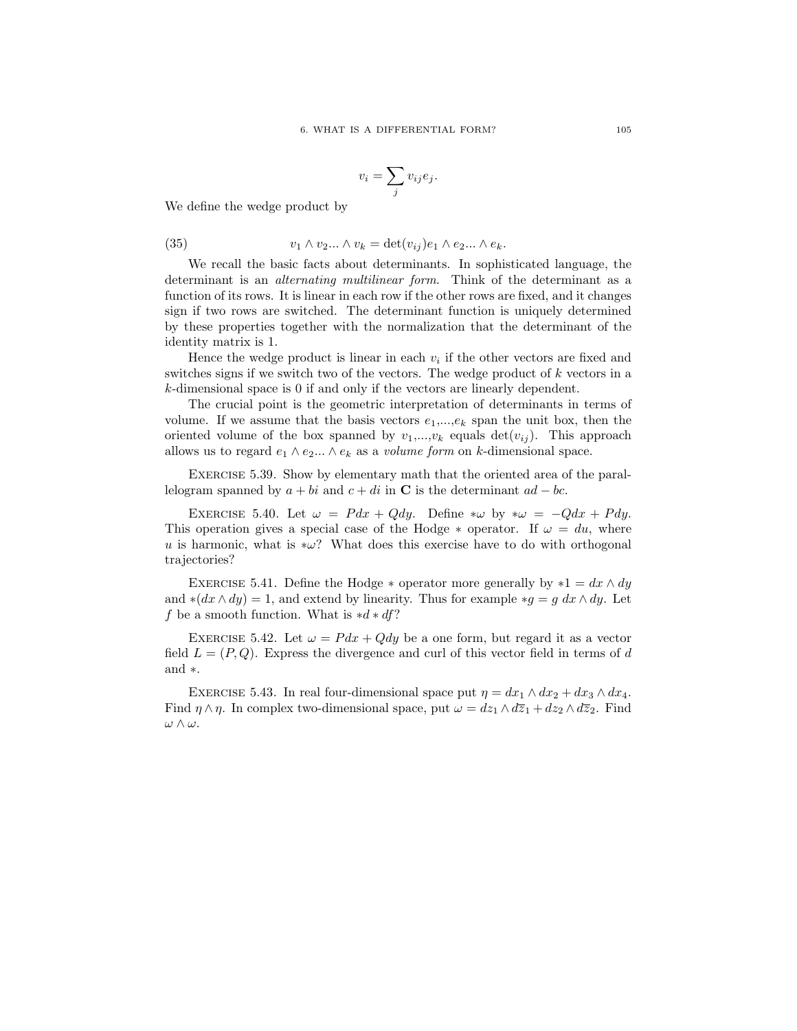$$v_i = \sum_j v_{ij} e_j.$$

We define the wedge product by

$$v_1 \wedge v_2 ... \wedge v_k = \det(v_{ij}) e_1 \wedge e_2 ... \wedge e_k. \tag{35}$$

We recall the basic facts about determinants. In sophisticated language, the determinant is an *alternating multilinear form*. Think of the determinant as a function of its rows. It is linear in each row if the other rows are fixed, and it changes sign if two rows are switched. The determinant function is uniquely determined by these properties together with the normalization that the determinant of the identity matrix is 1.

Hence the wedge product is linear in each $v_i$ if the other vectors are fixed and switches signs if we switch two of the vectors. The wedge product of $k$ vectors in a $k$-dimensional space is 0 if and only if the vectors are linearly dependent.

The crucial point is the geometric interpretation of determinants in terms of volume. If we assume that the basis vectors $e_1$,...,$e_k$ span the unit box, then the oriented volume of the box spanned by $v_1$,...,$v_k$ equals $\det(v_{ij})$. This approach allows us to regard $e_1 \wedge e_2 ... \wedge e_k$ as a *volume form* on $k$-dimensional space.

Exercise 5.39. Show by elementary math that the oriented area of the parallelogram spanned by $a + bi$ and $c + di$ in $\mathbf{C}$ is the determinant $ad - bc$.

Exercise 5.40. Let $\omega = Pdx + Qdy$. Define $*\omega$ by $*\omega = -Qdx + Pdy$. This operation gives a special case of the Hodge $*$ operator. If $\omega = du$, where $u$ is harmonic, what is $*\omega$? What does this exercise have to do with orthogonal trajectories?

Exercise 5.41. Define the Hodge $*$ operator more generally by $*1 = dx \wedge dy$ and $*(dx \wedge dy) = 1$, and extend by linearity. Thus for example $*g = g \, dx \wedge dy$. Let $f$ be a smooth function. What is $*d * df$?

Exercise 5.42. Let $\omega = Pdx + Qdy$ be a one form, but regard it as a vector field $L = (P, Q)$. Express the divergence and curl of this vector field in terms of $d$ and $*$.

Exercise 5.43. In real four-dimensional space put $\eta = dx_1 \wedge dx_2 + dx_3 \wedge dx_4$. Find $\eta \wedge \eta$. In complex two-dimensional space, put $\omega = dz_1 \wedge d\overline{z}_1 + dz_2 \wedge d\overline{z}_2$. Find $\omega \wedge \omega$.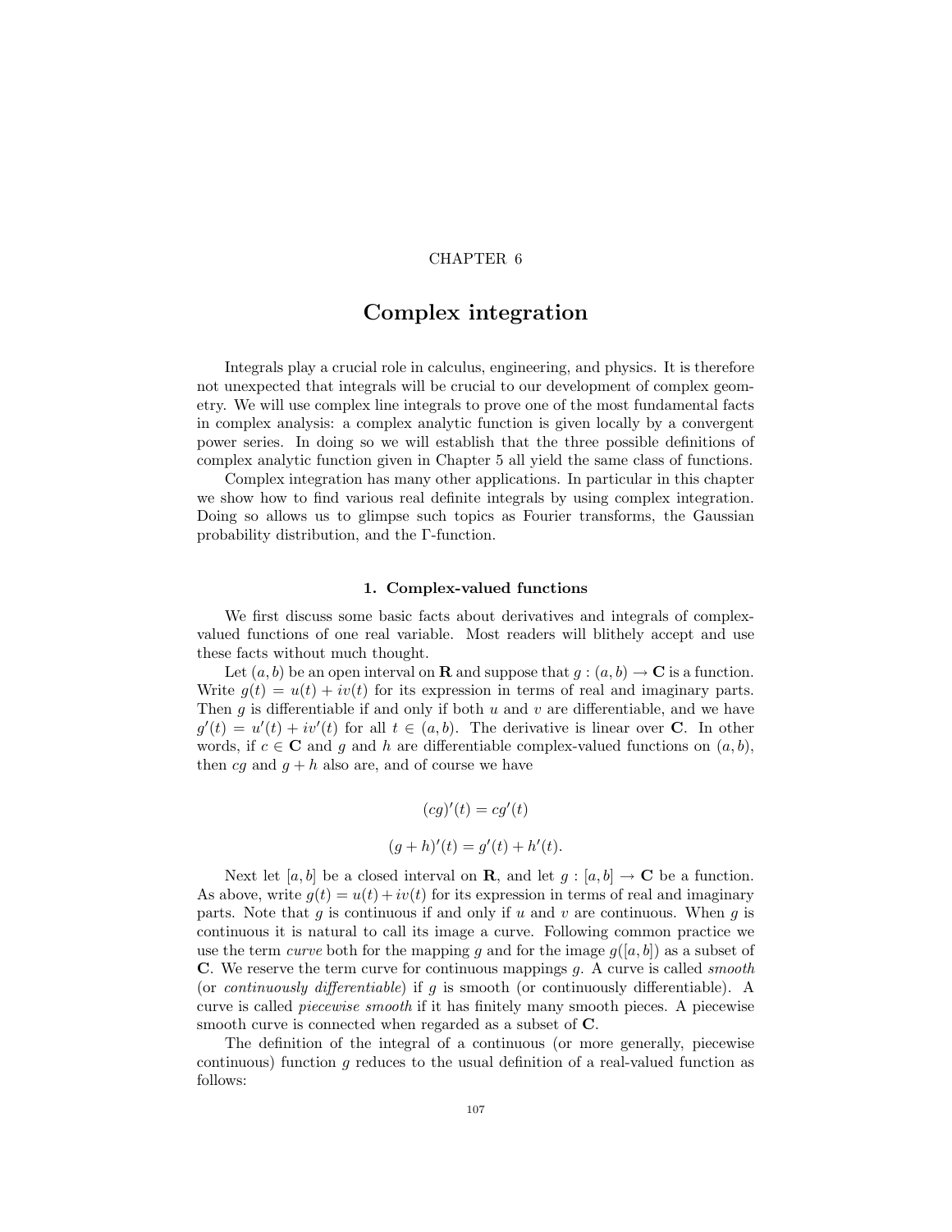CHAPTER 6

# Complex integration

Integrals play a crucial role in calculus, engineering, and physics. It is therefore not unexpected that integrals will be crucial to our development of complex geometry. We will use complex line integrals to prove one of the most fundamental facts in complex analysis: a complex analytic function is given locally by a convergent power series. In doing so we will establish that the three possible definitions of complex analytic function given in Chapter 5 all yield the same class of functions.

Complex integration has many other applications. In particular in this chapter we show how to find various real definite integrals by using complex integration. Doing so allows us to glimpse such topics as Fourier transforms, the Gaussian probability distribution, and the $\Gamma$-function.

## 1. Complex-valued functions

We first discuss some basic facts about derivatives and integrals of complex-valued functions of one real variable. Most readers will blithely accept and use these facts without much thought.

Let $(a, b)$ be an open interval on $\mathbf{R}$ and suppose that $g : (a, b) \to \mathbf{C}$ is a function. Write $g(t) = u(t) + iv(t)$ for its expression in terms of real and imaginary parts. Then $g$ is differentiable if and only if both $u$ and $v$ are differentiable, and we have $g'(t) = u'(t) + iv'(t)$ for all $t \in (a, b)$. The derivative is linear over $\mathbf{C}$. In other words, if $c \in \mathbf{C}$ and $g$ and $h$ are differentiable complex-valued functions on $(a, b)$, then $cg$ and $g + h$ also are, and of course we have

$$(cg)'(t) = cg'(t)$$

$$(g + h)'(t) = g'(t) + h'(t).$$

Next let $[a, b]$ be a closed interval on $\mathbf{R}$, and let $g : [a, b] \to \mathbf{C}$ be a function. As above, write $g(t) = u(t) + iv(t)$ for its expression in terms of real and imaginary parts. Note that $g$ is continuous if and only if $u$ and $v$ are continuous. When $g$ is continuous it is natural to call its image a curve. Following common practice we use the term *curve* both for the mapping $g$ and for the image $g([a, b])$ as a subset of $\mathbf{C}$. We reserve the term curve for continuous mappings $g$. A curve is called *smooth* (or *continuously differentiable*) if $g$ is smooth (or continuously differentiable). A curve is called *piecewise smooth* if it has finitely many smooth pieces. A piecewise smooth curve is connected when regarded as a subset of $\mathbf{C}$.

The definition of the integral of a continuous (or more generally, piecewise continuous) function $g$ reduces to the usual definition of a real-valued function as follows: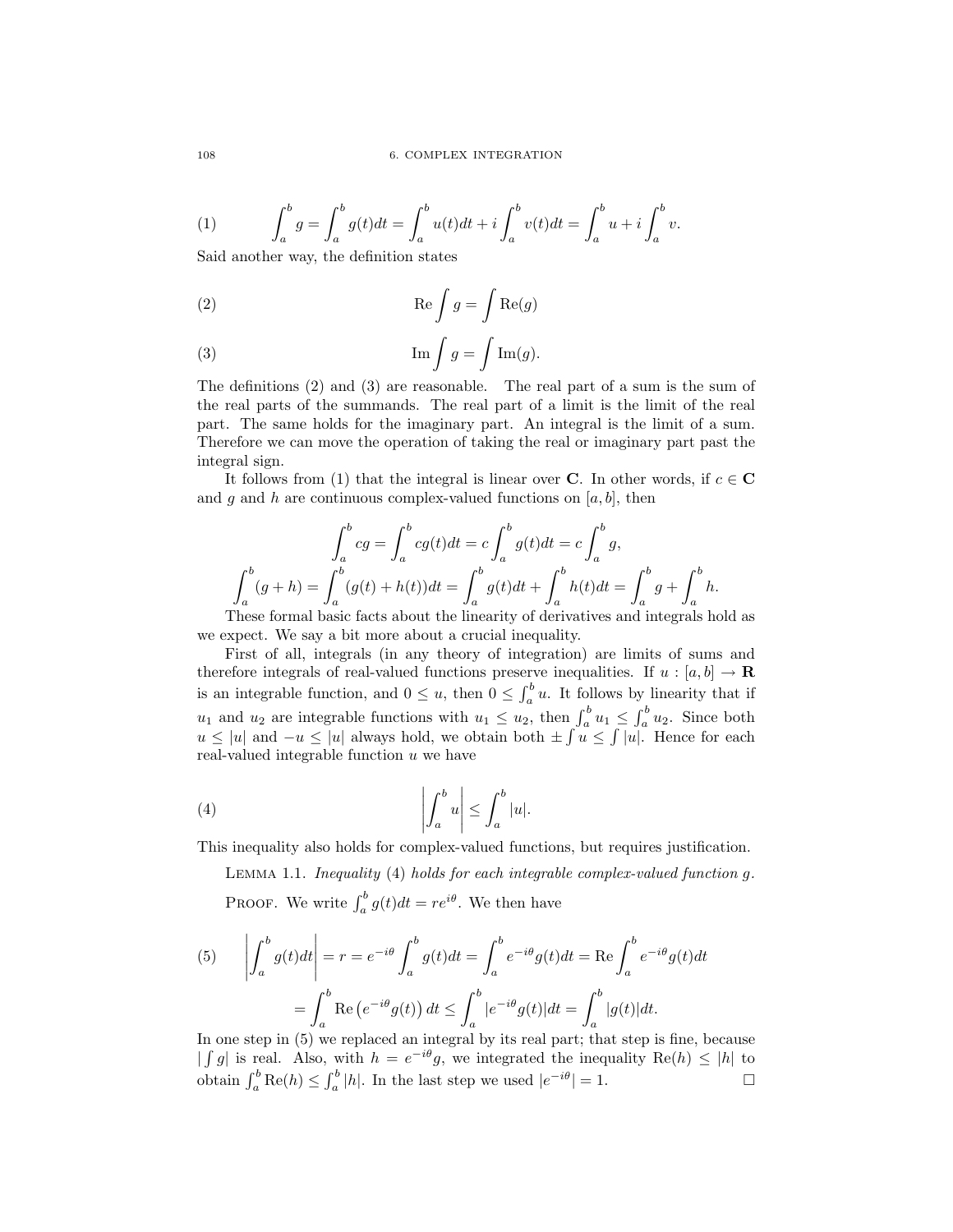$$\int_a^b g = \int_a^b g(t)dt = \int_a^b u(t)dt + i\int_a^b v(t)dt = \int_a^b u + i\int_a^b v. \tag{1}$$

Said another way, the definition states

$$\mathrm{Re}\int g = \int \mathrm{Re}(g) \tag{2}$$

$$\mathrm{Im}\int g = \int \mathrm{Im}(g). \tag{3}$$

The definitions (2) and (3) are reasonable. The real part of a sum is the sum of the real parts of the summands. The real part of a limit is the limit of the real part. The same holds for the imaginary part. An integral is the limit of a sum. Therefore we can move the operation of taking the real or imaginary part past the integral sign.

It follows from (1) that the integral is linear over $\mathbf{C}$. In other words, if $c \in \mathbf{C}$ and $g$ and $h$ are continuous complex-valued functions on $[a, b]$, then

$$\int_a^b cg = \int_a^b cg(t)dt = c\int_a^b g(t)dt = c\int_a^b g,$$

$$\int_a^b (g+h) = \int_a^b (g(t)+h(t))dt = \int_a^b g(t)dt + \int_a^b h(t)dt = \int_a^b g + \int_a^b h.$$

These formal basic facts about the linearity of derivatives and integrals hold as we expect. We say a bit more about a crucial inequality.

First of all, integrals (in any theory of integration) are limits of sums and therefore integrals of real-valued functions preserve inequalities. If $u : [a, b] \to \mathbf{R}$ is an integrable function, and $0 \leq u$, then $0 \leq \int_a^b u$. It follows by linearity that if $u_1$ and $u_2$ are integrable functions with $u_1 \leq u_2$, then $\int_a^b u_1 \leq \int_a^b u_2$. Since both $u \leq |u|$ and $-u \leq |u|$ always hold, we obtain both $\pm \int u \leq \int |u|$. Hence for each real-valued integrable function $u$ we have

$$\left|\int_a^b u\right| \leq \int_a^b |u|. \tag{4}$$

This inequality also holds for complex-valued functions, but requires justification.

Lemma 1.1. *Inequality* (4) *holds for each integrable complex-valued function* $g$.

Proof. We write $\int_a^b g(t)dt = re^{i\theta}$. We then have

$$\left|\int_a^b g(t)dt\right| = r = e^{-i\theta}\int_a^b g(t)dt = \int_a^b e^{-i\theta}g(t)dt = \mathrm{Re}\int_a^b e^{-i\theta}g(t)dt \tag{5}$$

$$= \int_a^b \mathrm{Re}\left(e^{-i\theta}g(t)\right)dt \leq \int_a^b |e^{-i\theta}g(t)|dt = \int_a^b |g(t)|dt.$$

In one step in (5) we replaced an integral by its real part; that step is fine, because $|\int g|$ is real. Also, with $h = e^{-i\theta}g$, we integrated the inequality $\mathrm{Re}(h) \leq |h|$ to obtain $\int_a^b \mathrm{Re}(h) \leq \int_a^b |h|$. In the last step we used $|e^{-i\theta}| = 1$. □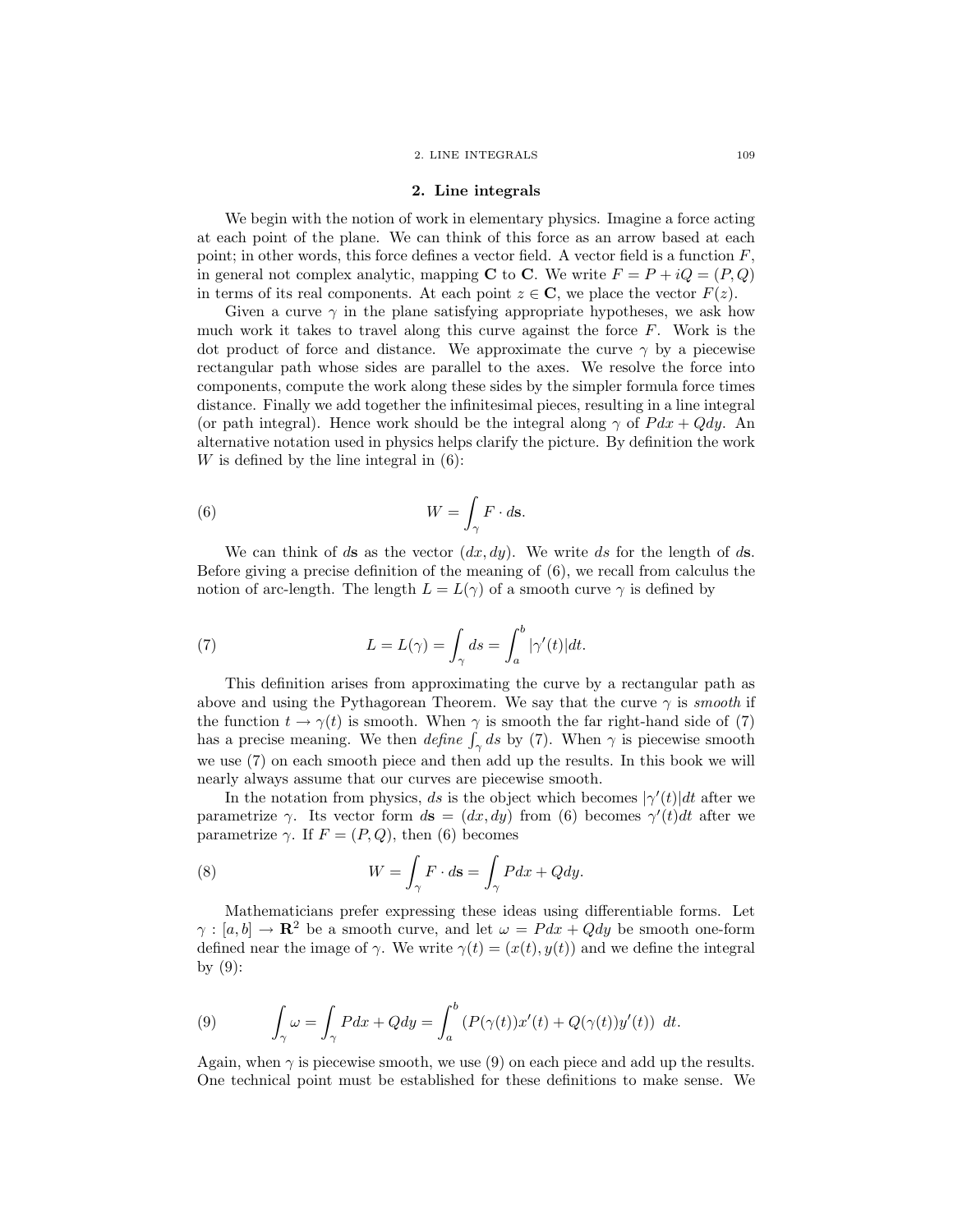## 2. Line integrals

We begin with the notion of work in elementary physics. Imagine a force acting at each point of the plane. We can think of this force as an arrow based at each point; in other words, this force defines a vector field. A vector field is a function $F$, in general not complex analytic, mapping $\mathbf{C}$ to $\mathbf{C}$. We write $F = P + iQ = (P, Q)$ in terms of its real components. At each point $z \in \mathbf{C}$, we place the vector $F(z)$.

Given a curve $\gamma$ in the plane satisfying appropriate hypotheses, we ask how much work it takes to travel along this curve against the force $F$. Work is the dot product of force and distance. We approximate the curve $\gamma$ by a piecewise rectangular path whose sides are parallel to the axes. We resolve the force into components, compute the work along these sides by the simpler formula force times distance. Finally we add together the infinitesimal pieces, resulting in a line integral (or path integral). Hence work should be the integral along $\gamma$ of $Pdx + Qdy$. An alternative notation used in physics helps clarify the picture. By definition the work $W$ is defined by the line integral in (6):

$$W = \int_\gamma F \cdot d\mathbf{s}. \tag{6}$$

We can think of $d\mathbf{s}$ as the vector $(dx, dy)$. We write $ds$ for the length of $d\mathbf{s}$. Before giving a precise definition of the meaning of (6), we recall from calculus the notion of arc-length. The length $L = L(\gamma)$ of a smooth curve $\gamma$ is defined by

$$L = L(\gamma) = \int_\gamma ds = \int_a^b |\gamma'(t)|dt. \tag{7}$$

This definition arises from approximating the curve by a rectangular path as above and using the Pythagorean Theorem. We say that the curve $\gamma$ is *smooth* if the function $t \to \gamma(t)$ is smooth. When $\gamma$ is smooth the far right-hand side of (7) has a precise meaning. We then *define* $\int_\gamma ds$ by (7). When $\gamma$ is piecewise smooth we use (7) on each smooth piece and then add up the results. In this book we will nearly always assume that our curves are piecewise smooth.

In the notation from physics, $ds$ is the object which becomes $|\gamma'(t)|dt$ after we parametrize $\gamma$. Its vector form $d\mathbf{s} = (dx, dy)$ from (6) becomes $\gamma'(t)dt$ after we parametrize $\gamma$. If $F = (P, Q)$, then (6) becomes

$$W = \int_\gamma F \cdot d\mathbf{s} = \int_\gamma Pdx + Qdy. \tag{8}$$

Mathematicians prefer expressing these ideas using differentiable forms. Let $\gamma : [a, b] \to \mathbf{R}^2$ be a smooth curve, and let $\omega = Pdx + Qdy$ be smooth one-form defined near the image of $\gamma$. We write $\gamma(t) = (x(t), y(t))$ and we define the integral by (9):

$$\int_\gamma \omega = \int_\gamma Pdx + Qdy = \int_a^b \left(P(\gamma(t))x'(t) + Q(\gamma(t))y'(t)\right)\ dt. \tag{9}$$

Again, when $\gamma$ is piecewise smooth, we use (9) on each piece and add up the results. One technical point must be established for these definitions to make sense. We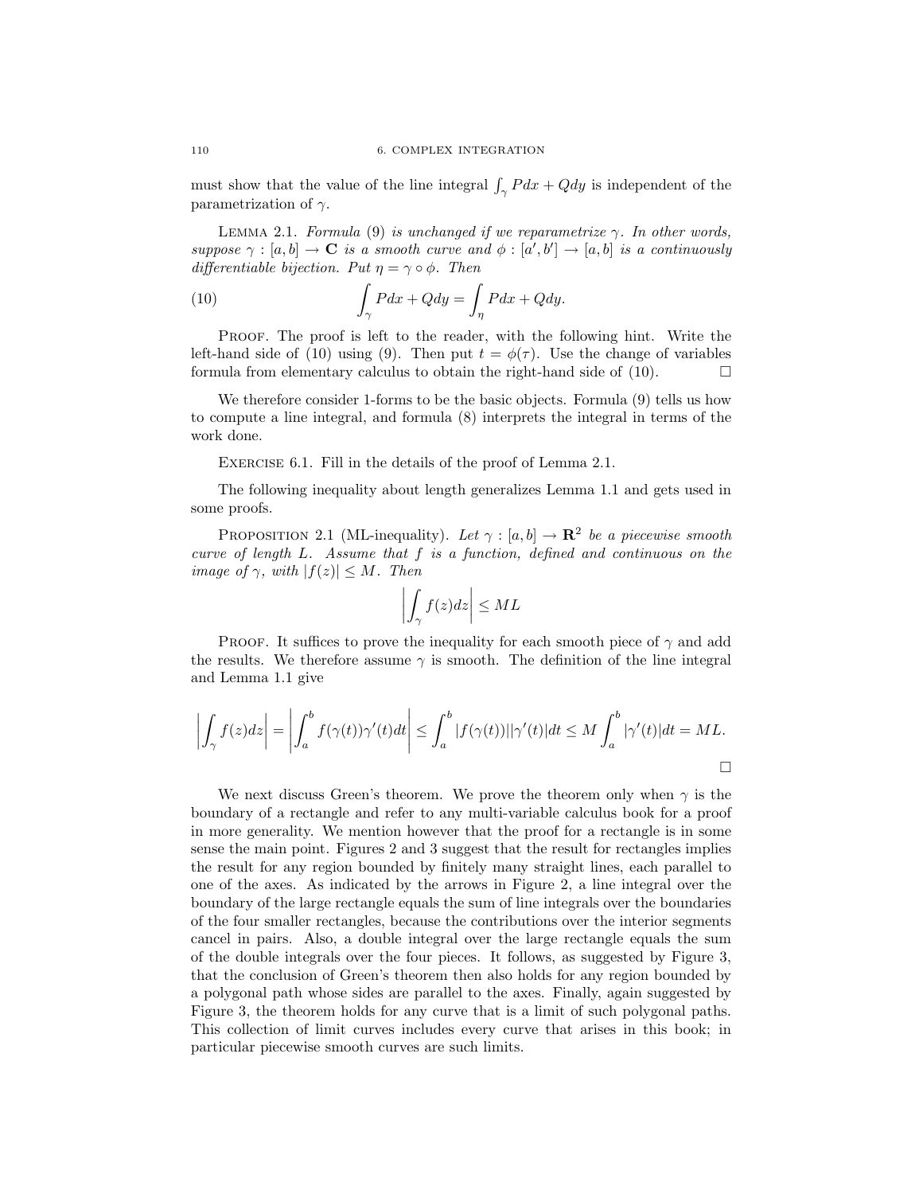must show that the value of the line integral $\int_\gamma Pdx + Qdy$ is independent of the parametrization of $\gamma$.

LEMMA 2.1. *Formula (9) is unchanged if we reparametrize $\gamma$. In other words, suppose $\gamma : [a,b] \to \mathbf{C}$ is a smooth curve and $\phi : [a', b'] \to [a,b]$ is a continuously differentiable bijection. Put $\eta = \gamma \circ \phi$. Then*

$$\int_\gamma Pdx + Qdy = \int_\eta Pdx + Qdy. \tag{10}$$

PROOF. The proof is left to the reader, with the following hint. Write the left-hand side of (10) using (9). Then put $t = \phi(\tau)$. Use the change of variables formula from elementary calculus to obtain the right-hand side of (10). $\square$

We therefore consider 1-forms to be the basic objects. Formula (9) tells us how to compute a line integral, and formula (8) interprets the integral in terms of the work done.

EXERCISE 6.1. Fill in the details of the proof of Lemma 2.1.

The following inequality about length generalizes Lemma 1.1 and gets used in some proofs.

PROPOSITION 2.1 (ML-inequality). *Let $\gamma : [a,b] \to \mathbf{R}^2$ be a piecewise smooth curve of length $L$. Assume that $f$ is a function, defined and continuous on the image of $\gamma$, with $|f(z)| \leq M$. Then*

$$\left| \int_\gamma f(z)dz \right| \leq ML$$

PROOF. It suffices to prove the inequality for each smooth piece of $\gamma$ and add the results. We therefore assume $\gamma$ is smooth. The definition of the line integral and Lemma 1.1 give

$$\left| \int_\gamma f(z)dz \right| = \left| \int_a^b f(\gamma(t))\gamma'(t)dt \right| \leq \int_a^b |f(\gamma(t))||\gamma'(t)|dt \leq M \int_a^b |\gamma'(t)|dt = ML.$$

$\square$

We next discuss Green's theorem. We prove the theorem only when $\gamma$ is the boundary of a rectangle and refer to any multi-variable calculus book for a proof in more generality. We mention however that the proof for a rectangle is in some sense the main point. Figures 2 and 3 suggest that the result for rectangles implies the result for any region bounded by finitely many straight lines, each parallel to one of the axes. As indicated by the arrows in Figure 2, a line integral over the boundary of the large rectangle equals the sum of line integrals over the boundaries of the four smaller rectangles, because the contributions over the interior segments cancel in pairs. Also, a double integral over the large rectangle equals the sum of the double integrals over the four pieces. It follows, as suggested by Figure 3, that the conclusion of Green's theorem then also holds for any region bounded by a polygonal path whose sides are parallel to the axes. Finally, again suggested by Figure 3, the theorem holds for any curve that is a limit of such polygonal paths. This collection of limit curves includes every curve that arises in this book; in particular piecewise smooth curves are such limits.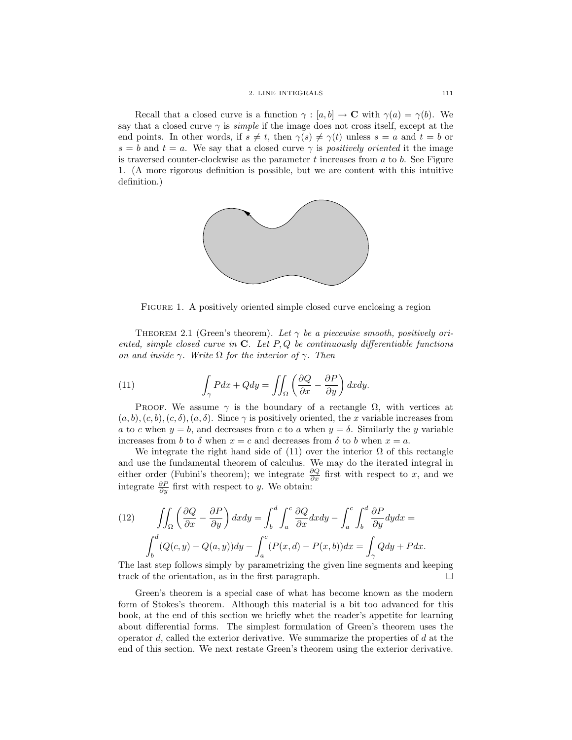Recall that a closed curve is a function $\gamma : [a, b] \to \mathbf{C}$ with $\gamma(a) = \gamma(b)$. We say that a closed curve $\gamma$ is *simple* if the image does not cross itself, except at the end points. In other words, if $s \neq t$, then $\gamma(s) \neq \gamma(t)$ unless $s = a$ and $t = b$ or $s = b$ and $t = a$. We say that a closed curve $\gamma$ is *positively oriented* it the image is traversed counter-clockwise as the parameter $t$ increases from $a$ to $b$. See Figure 1. (A more rigorous definition is possible, but we are content with this intuitive definition.)

FIGURE 1. A positively oriented simple closed curve enclosing a region

THEOREM 2.1 (Green's theorem). *Let $\gamma$ be a piecewise smooth, positively oriented, simple closed curve in $\mathbf{C}$. Let $P, Q$ be continuously differentiable functions on and inside $\gamma$. Write $\Omega$ for the interior of $\gamma$. Then*

$$\int_\gamma P dx + Q dy = \iint_\Omega \left( \frac{\partial Q}{\partial x} - \frac{\partial P}{\partial y} \right) dx dy. \tag{11}$$

PROOF. We assume $\gamma$ is the boundary of a rectangle $\Omega$, with vertices at $(a, b), (c, b), (c, \delta), (a, \delta)$. Since $\gamma$ is positively oriented, the $x$ variable increases from $a$ to $c$ when $y = b$, and decreases from $c$ to $a$ when $y = \delta$. Similarly the $y$ variable increases from $b$ to $\delta$ when $x = c$ and decreases from $\delta$ to $b$ when $x = a$.

We integrate the right hand side of (11) over the interior $\Omega$ of this rectangle and use the fundamental theorem of calculus. We may do the iterated integral in either order (Fubini's theorem); we integrate $\frac{\partial Q}{\partial x}$ first with respect to $x$, and we integrate $\frac{\partial P}{\partial y}$ first with respect to $y$. We obtain:

$$\iint_\Omega \left( \frac{\partial Q}{\partial x} - \frac{\partial P}{\partial y} \right) dx dy = \int_b^d \int_a^c \frac{\partial Q}{\partial x} dx dy - \int_a^c \int_b^d \frac{\partial P}{\partial y} dy dx = \tag{12}$$

$$\int_b^d (Q(c, y) - Q(a, y)) dy - \int_a^c (P(x, d) - P(x, b)) dx = \int_\gamma Q dy + P dx.$$

The last step follows simply by parametrizing the given line segments and keeping track of the orientation, as in the first paragraph. $\square$

Green's theorem is a special case of what has become known as the modern form of Stokes's theorem. Although this material is a bit too advanced for this book, at the end of this section we briefly whet the reader's appetite for learning about differential forms. The simplest formulation of Green's theorem uses the operator $d$, called the exterior derivative. We summarize the properties of $d$ at the end of this section. We next restate Green's theorem using the exterior derivative.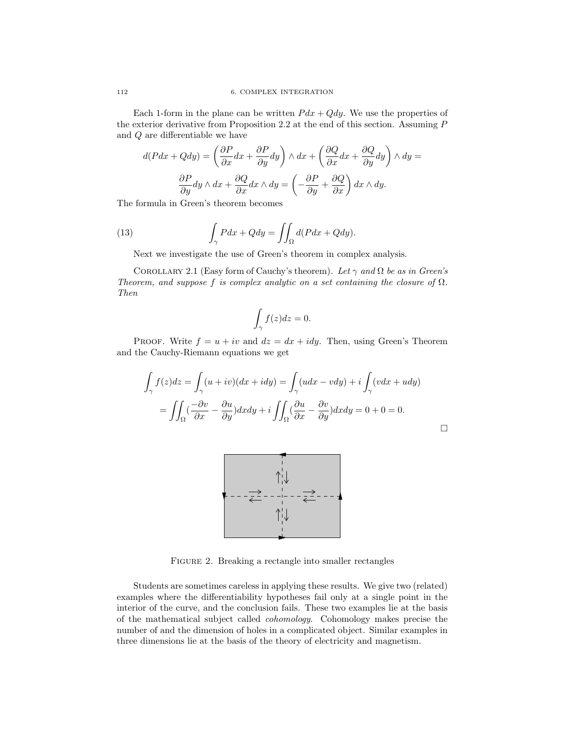Each 1-form in the plane can be written $Pdx + Qdy$. We use the properties of the exterior derivative from Proposition 2.2 at the end of this section. Assuming $P$ and $Q$ are differentiable we have

$$d(Pdx + Qdy) = \left(\frac{\partial P}{\partial x}dx + \frac{\partial P}{\partial y}dy\right) \wedge dx + \left(\frac{\partial Q}{\partial x}dx + \frac{\partial Q}{\partial y}dy\right) \wedge dy =$$

$$\frac{\partial P}{\partial y}dy \wedge dx + \frac{\partial Q}{\partial x}dx \wedge dy = \left(-\frac{\partial P}{\partial y} + \frac{\partial Q}{\partial x}\right) dx \wedge dy.$$

The formula in Green's theorem becomes

$$\int_\gamma Pdx + Qdy = \iint_\Omega d(Pdx + Qdy). \tag{13}$$

Next we investigate the use of Green's theorem in complex analysis.

Corollary 2.1 (Easy form of Cauchy's theorem). *Let $\gamma$ and $\Omega$ be as in Green's Theorem, and suppose $f$ is complex analytic on a set containing the closure of $\Omega$. Then*

$$\int_\gamma f(z)dz = 0.$$

Proof. Write $f = u + iv$ and $dz = dx + idy$. Then, using Green's Theorem and the Cauchy-Riemann equations we get

$$\int_\gamma f(z)dz = \int_\gamma (u + iv)(dx + idy) = \int_\gamma (udx - vdy) + i\int_\gamma (vdx + udy)$$

$$= \iint_\Omega (\frac{-\partial v}{\partial x} - \frac{\partial u}{\partial y})dxdy + i\iint_\Omega (\frac{\partial u}{\partial x} - \frac{\partial v}{\partial y})dxdy = 0 + 0 = 0.$$

□

Figure 2. Breaking a rectangle into smaller rectangles

Students are sometimes careless in applying these results. We give two (related) examples where the differentiability hypotheses fail only at a single point in the interior of the curve, and the conclusion fails. These two examples lie at the basis of the mathematical subject called *cohomology*. Cohomology makes precise the number of and the dimension of holes in a complicated object. Similar examples in three dimensions lie at the basis of the theory of electricity and magnetism.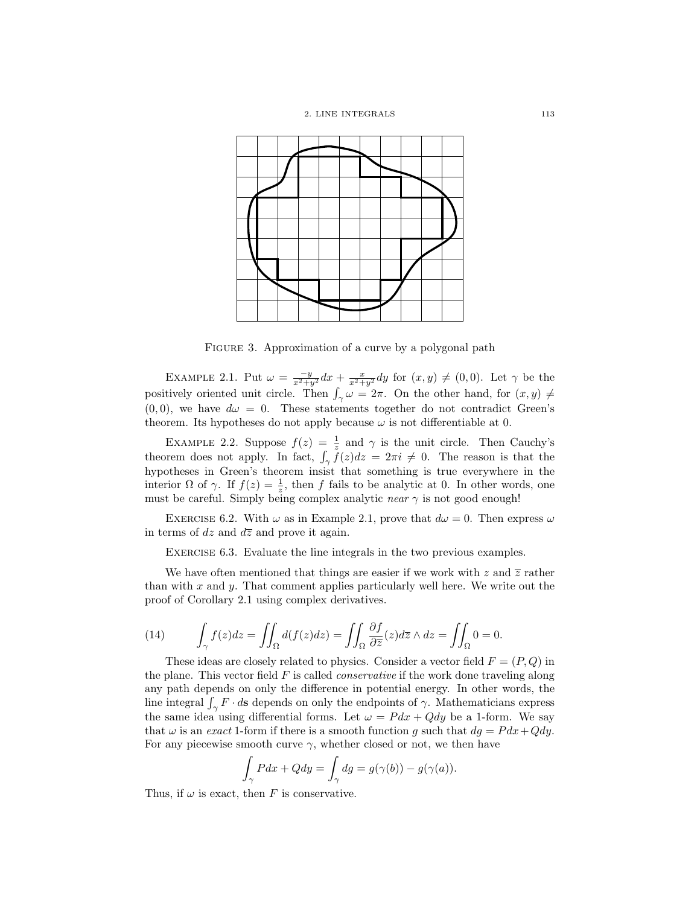FIGURE 3. Approximation of a curve by a polygonal path

EXAMPLE 2.1. Put $\omega = \frac{-y}{x^2+y^2}dx + \frac{x}{x^2+y^2}dy$ for $(x, y) \neq (0, 0)$. Let $\gamma$ be the positively oriented unit circle. Then $\int_\gamma \omega = 2\pi$. On the other hand, for $(x, y) \neq (0, 0)$, we have $d\omega = 0$. These statements together do not contradict Green's theorem. Its hypotheses do not apply because $\omega$ is not differentiable at 0.

EXAMPLE 2.2. Suppose $f(z) = \frac{1}{z}$ and $\gamma$ is the unit circle. Then Cauchy's theorem does not apply. In fact, $\int_\gamma f(z)dz = 2\pi i \neq 0$. The reason is that the hypotheses in Green's theorem insist that something is true everywhere in the interior $\Omega$ of $\gamma$. If $f(z) = \frac{1}{z}$, then $f$ fails to be analytic at 0. In other words, one must be careful. Simply being complex analytic *near* $\gamma$ is not good enough!

EXERCISE 6.2. With $\omega$ as in Example 2.1, prove that $d\omega = 0$. Then express $\omega$ in terms of $dz$ and $d\overline{z}$ and prove it again.

EXERCISE 6.3. Evaluate the line integrals in the two previous examples.

We have often mentioned that things are easier if we work with $z$ and $\overline{z}$ rather than with $x$ and $y$. That comment applies particularly well here. We write out the proof of Corollary 2.1 using complex derivatives.

$$\int_\gamma f(z)dz = \iint_\Omega d(f(z)dz) = \iint_\Omega \frac{\partial f}{\partial \overline{z}}(z)d\overline{z} \wedge dz = \iint_\Omega 0 = 0. \tag{14}$$

These ideas are closely related to physics. Consider a vector field $F = (P, Q)$ in the plane. This vector field $F$ is called *conservative* if the work done traveling along any path depends on only the difference in potential energy. In other words, the line integral $\int_\gamma F \cdot d\mathbf{s}$ depends on only the endpoints of $\gamma$. Mathematicians express the same idea using differential forms. Let $\omega = Pdx + Qdy$ be a 1-form. We say that $\omega$ is an *exact* 1-form if there is a smooth function $g$ such that $dg = Pdx + Qdy$. For any piecewise smooth curve $\gamma$, whether closed or not, we then have

$$\int_\gamma Pdx + Qdy = \int_\gamma dg = g(\gamma(b)) - g(\gamma(a)).$$

Thus, if $\omega$ is exact, then $F$ is conservative.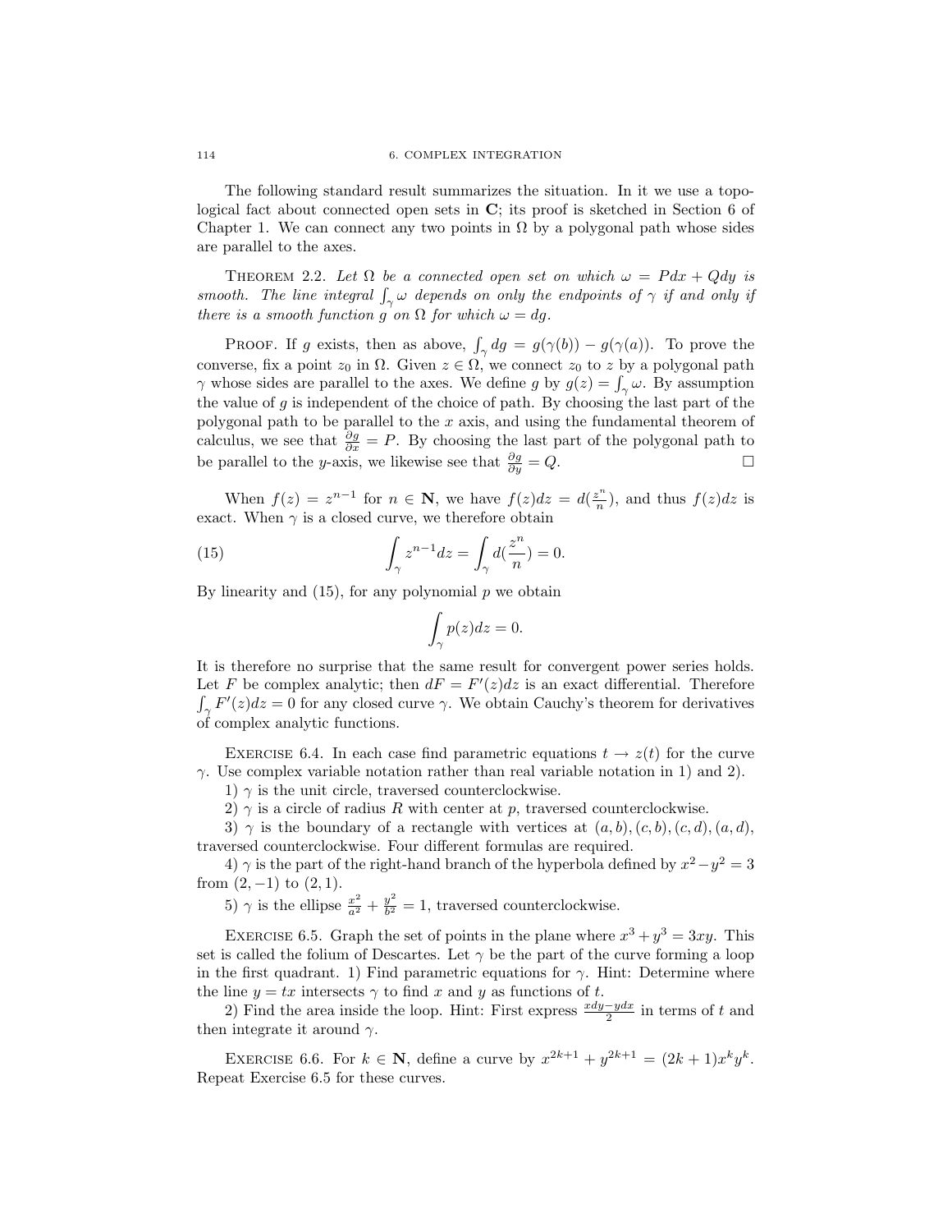The following standard result summarizes the situation. In it we use a topological fact about connected open sets in **C**; its proof is sketched in Section 6 of Chapter 1. We can connect any two points in $\Omega$ by a polygonal path whose sides are parallel to the axes.

THEOREM 2.2. *Let $\Omega$ be a connected open set on which $\omega = Pdx + Qdy$ is smooth. The line integral $\int_\gamma \omega$ depends on only the endpoints of $\gamma$ if and only if there is a smooth function $g$ on $\Omega$ for which $\omega = dg$.*

PROOF. If $g$ exists, then as above, $\int_\gamma dg = g(\gamma(b)) - g(\gamma(a))$. To prove the converse, fix a point $z_0$ in $\Omega$. Given $z \in \Omega$, we connect $z_0$ to $z$ by a polygonal path $\gamma$ whose sides are parallel to the axes. We define $g$ by $g(z) = \int_\gamma \omega$. By assumption the value of $g$ is independent of the choice of path. By choosing the last part of the polygonal path to be parallel to the $x$ axis, and using the fundamental theorem of calculus, we see that $\frac{\partial g}{\partial x} = P$. By choosing the last part of the polygonal path to be parallel to the $y$-axis, we likewise see that $\frac{\partial g}{\partial y} = Q$. $\square$

When $f(z) = z^{n-1}$ for $n \in \mathbf{N}$, we have $f(z)dz = d(\frac{z^n}{n})$, and thus $f(z)dz$ is exact. When $\gamma$ is a closed curve, we therefore obtain

$$\int_\gamma z^{n-1} dz = \int_\gamma d(\frac{z^n}{n}) = 0. \tag{15}$$

By linearity and (15), for any polynomial $p$ we obtain

$$\int_\gamma p(z) dz = 0.$$

It is therefore no surprise that the same result for convergent power series holds. Let $F$ be complex analytic; then $dF = F'(z)dz$ is an exact differential. Therefore $\int_\gamma F'(z)dz = 0$ for any closed curve $\gamma$. We obtain Cauchy's theorem for derivatives of complex analytic functions.

EXERCISE 6.4. In each case find parametric equations $t \to z(t)$ for the curve $\gamma$. Use complex variable notation rather than real variable notation in 1) and 2).

1) $\gamma$ is the unit circle, traversed counterclockwise.

2) $\gamma$ is a circle of radius $R$ with center at $p$, traversed counterclockwise.

3) $\gamma$ is the boundary of a rectangle with vertices at $(a, b), (c, b), (c, d), (a, d)$, traversed counterclockwise. Four different formulas are required.

4) $\gamma$ is the part of the right-hand branch of the hyperbola defined by $x^2 - y^2 = 3$ from $(2, -1)$ to $(2, 1)$.

5) $\gamma$ is the ellipse $\frac{x^2}{a^2} + \frac{y^2}{b^2} = 1$, traversed counterclockwise.

EXERCISE 6.5. Graph the set of points in the plane where $x^3 + y^3 = 3xy$. This set is called the folium of Descartes. Let $\gamma$ be the part of the curve forming a loop in the first quadrant. 1) Find parametric equations for $\gamma$. Hint: Determine where the line $y = tx$ intersects $\gamma$ to find $x$ and $y$ as functions of $t$.

2) Find the area inside the loop. Hint: First express $\frac{xdy - ydx}{2}$ in terms of $t$ and then integrate it around $\gamma$.

EXERCISE 6.6. For $k \in \mathbf{N}$, define a curve by $x^{2k+1} + y^{2k+1} = (2k+1)x^k y^k$. Repeat Exercise 6.5 for these curves.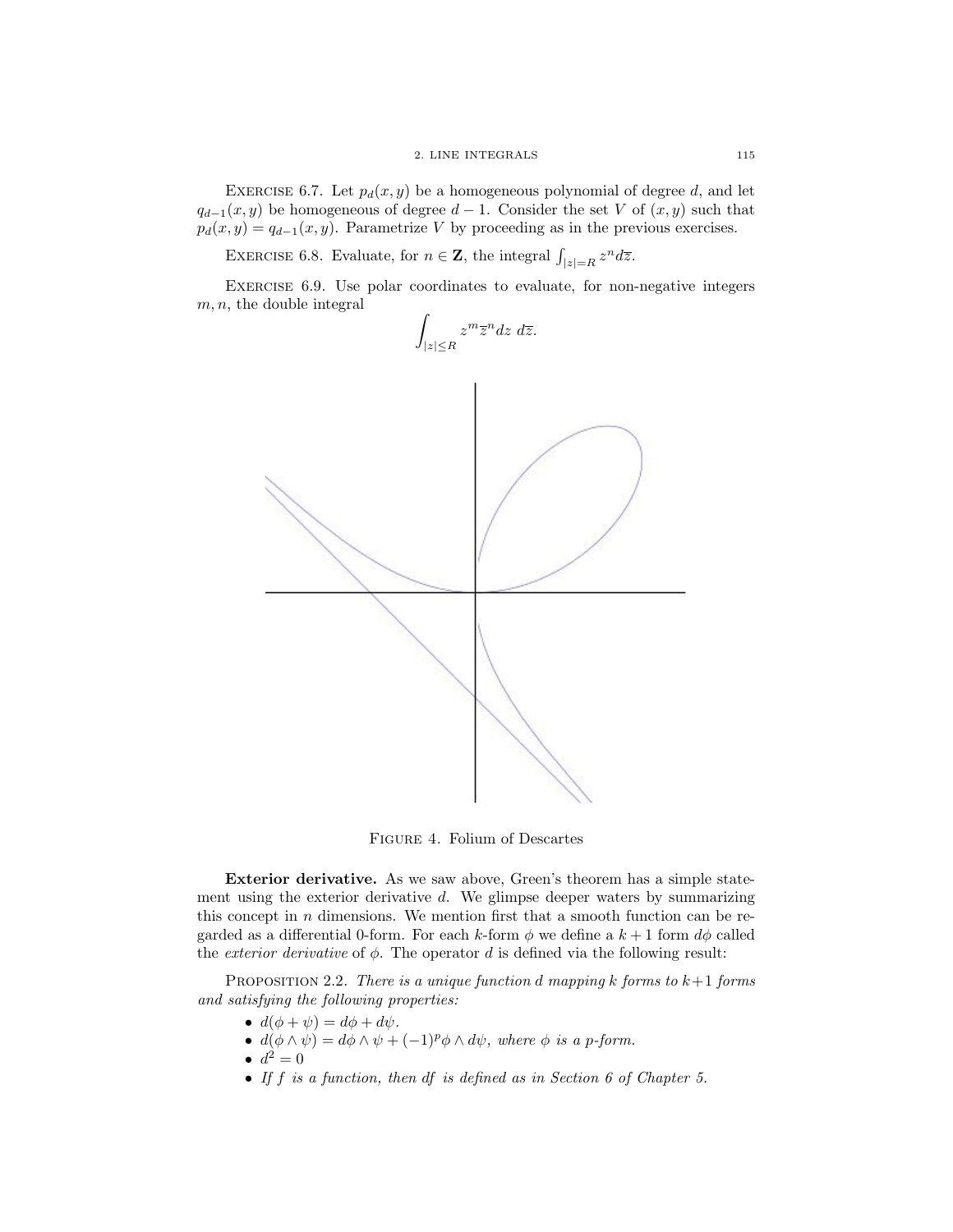EXERCISE 6.7. Let $p_d(x,y)$ be a homogeneous polynomial of degree $d$, and let $q_{d-1}(x,y)$ be homogeneous of degree $d-1$. Consider the set $V$ of $(x,y)$ such that $p_d(x,y) = q_{d-1}(x,y)$. Parametrize $V$ by proceeding as in the previous exercises.

EXERCISE 6.8. Evaluate, for $n \in \mathbf{Z}$, the integral $\int_{|z|=R} z^n d\overline{z}$.

EXERCISE 6.9. Use polar coordinates to evaluate, for non-negative integers $m, n$, the double integral

$$\int_{|z| \leq R} z^m \overline{z}^n dz \; d\overline{z}.$$

FIGURE 4. Folium of Descartes

**Exterior derivative.** As we saw above, Green's theorem has a simple statement using the exterior derivative $d$. We glimpse deeper waters by summarizing this concept in $n$ dimensions. We mention first that a smooth function can be regarded as a differential 0-form. For each $k$-form $\phi$ we define a $k+1$ form $d\phi$ called the *exterior derivative* of $\phi$. The operator $d$ is defined via the following result:

PROPOSITION 2.2. *There is a unique function $d$ mapping $k$ forms to $k+1$ forms and satisfying the following properties:*

- $d(\phi + \psi) = d\phi + d\psi$.
- $d(\phi \wedge \psi) = d\phi \wedge \psi + (-1)^p \phi \wedge d\psi$, *where $\phi$ is a $p$-form.*
- $d^2 = 0$
- *If $f$ is a function, then $df$ is defined as in Section 6 of Chapter 5.*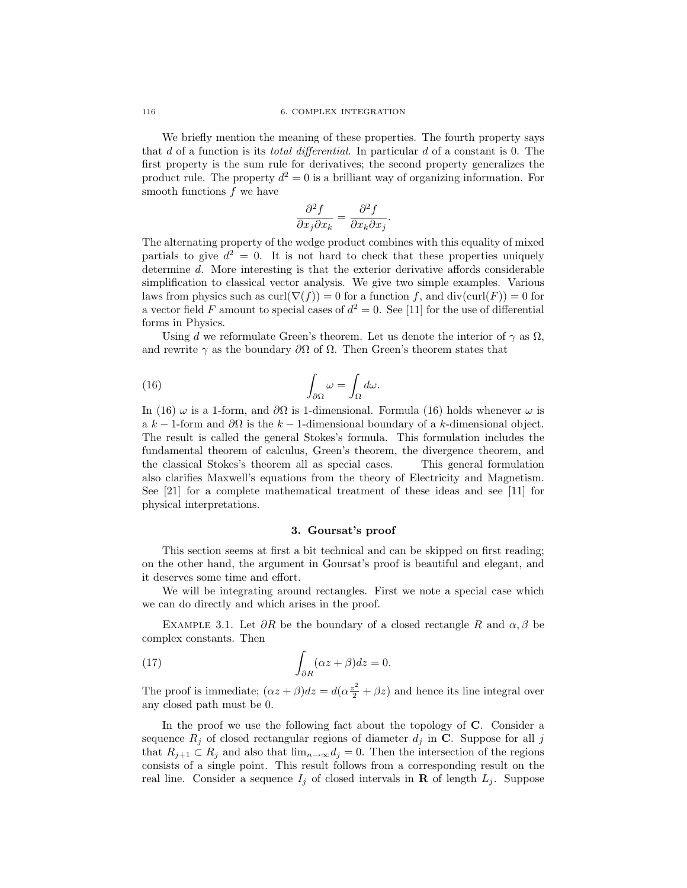We briefly mention the meaning of these properties. The fourth property says that $d$ of a function is its *total differential*. In particular $d$ of a constant is 0. The first property is the sum rule for derivatives; the second property generalizes the product rule. The property $d^2 = 0$ is a brilliant way of organizing information. For smooth functions $f$ we have

$$\frac{\partial^2 f}{\partial x_j \partial x_k} = \frac{\partial^2 f}{\partial x_k \partial x_j}.$$

The alternating property of the wedge product combines with this equality of mixed partials to give $d^2 = 0$. It is not hard to check that these properties uniquely determine $d$. More interesting is that the exterior derivative affords considerable simplification to classical vector analysis. We give two simple examples. Various laws from physics such as $\text{curl}(\nabla(f)) = 0$ for a function $f$, and $\text{div}(\text{curl}(F)) = 0$ for a vector field $F$ amount to special cases of $d^2 = 0$. See [11] for the use of differential forms in Physics.

Using $d$ we reformulate Green's theorem. Let us denote the interior of $\gamma$ as $\Omega$, and rewrite $\gamma$ as the boundary $\partial\Omega$ of $\Omega$. Then Green's theorem states that

$$\int_{\partial\Omega} \omega = \int_{\Omega} d\omega. \tag{16}$$

In (16) $\omega$ is a 1-form, and $\partial\Omega$ is 1-dimensional. Formula (16) holds whenever $\omega$ is a $k-1$-form and $\partial\Omega$ is the $k-1$-dimensional boundary of a $k$-dimensional object. The result is called the general Stokes's formula. This formulation includes the fundamental theorem of calculus, Green's theorem, the divergence theorem, and the classical Stokes's theorem all as special cases. This general formulation also clarifies Maxwell's equations from the theory of Electricity and Magnetism. See [21] for a complete mathematical treatment of these ideas and see [11] for physical interpretations.

## 3. Goursat's proof

This section seems at first a bit technical and can be skipped on first reading; on the other hand, the argument in Goursat's proof is beautiful and elegant, and it deserves some time and effort.

We will be integrating around rectangles. First we note a special case which we can do directly and which arises in the proof.

Example 3.1. Let $\partial R$ be the boundary of a closed rectangle $R$ and $\alpha, \beta$ be complex constants. Then

$$\int_{\partial R} (\alpha z + \beta) dz = 0. \tag{17}$$

The proof is immediate; $(\alpha z + \beta)dz = d(\alpha \frac{z^2}{2} + \beta z)$ and hence its line integral over any closed path must be 0.

In the proof we use the following fact about the topology of $\mathbf{C}$. Consider a sequence $R_j$ of closed rectangular regions of diameter $d_j$ in $\mathbf{C}$. Suppose for all $j$ that $R_{j+1} \subset R_j$ and also that $\lim_{n\to\infty} d_j = 0$. Then the intersection of the regions consists of a single point. This result follows from a corresponding result on the real line. Consider a sequence $I_j$ of closed intervals in $\mathbf{R}$ of length $L_j$. Suppose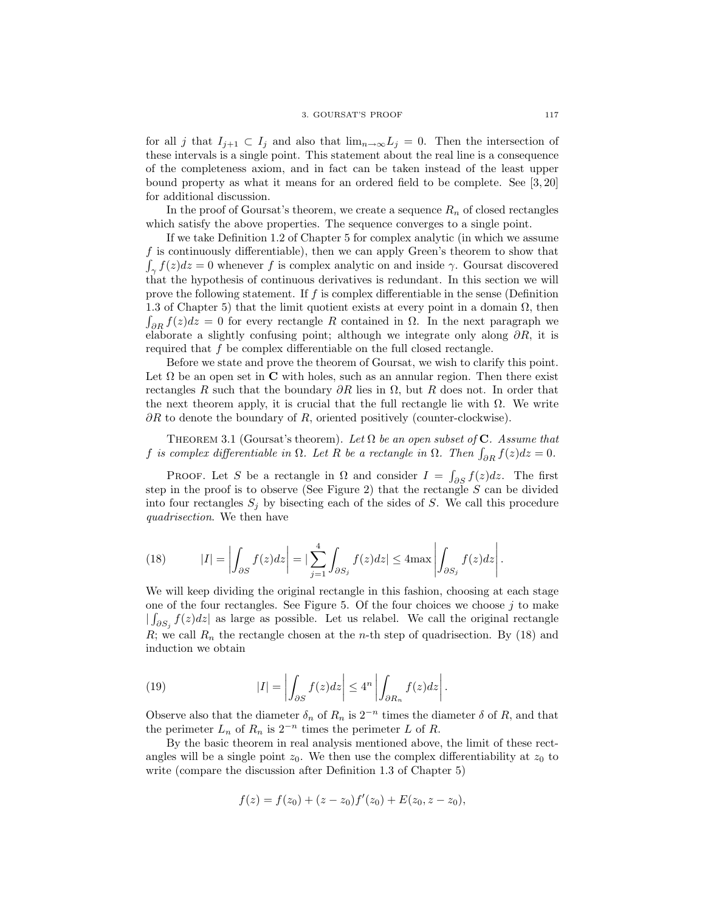for all $j$ that $I_{j+1} \subset I_j$ and also that $\lim_{n\to\infty} L_j = 0$. Then the intersection of these intervals is a single point. This statement about the real line is a consequence of the completeness axiom, and in fact can be taken instead of the least upper bound property as what it means for an ordered field to be complete. See [3, 20] for additional discussion.

In the proof of Goursat's theorem, we create a sequence $R_n$ of closed rectangles which satisfy the above properties. The sequence converges to a single point.

If we take Definition 1.2 of Chapter 5 for complex analytic (in which we assume $f$ is continuously differentiable), then we can apply Green's theorem to show that $\int_\gamma f(z)dz = 0$ whenever $f$ is complex analytic on and inside $\gamma$. Goursat discovered that the hypothesis of continuous derivatives is redundant. In this section we will prove the following statement. If $f$ is complex differentiable in the sense (Definition 1.3 of Chapter 5) that the limit quotient exists at every point in a domain $\Omega$, then $\int_{\partial R} f(z)dz = 0$ for every rectangle $R$ contained in $\Omega$. In the next paragraph we elaborate a slightly confusing point; although we integrate only along $\partial R$, it is required that $f$ be complex differentiable on the full closed rectangle.

Before we state and prove the theorem of Goursat, we wish to clarify this point. Let $\Omega$ be an open set in $\mathbf{C}$ with holes, such as an annular region. Then there exist rectangles $R$ such that the boundary $\partial R$ lies in $\Omega$, but $R$ does not. In order that the next theorem apply, it is crucial that the full rectangle lie with $\Omega$. We write $\partial R$ to denote the boundary of $R$, oriented positively (counter-clockwise).

Theorem 3.1 (Goursat's theorem). *Let $\Omega$ be an open subset of $\mathbf{C}$. Assume that $f$ is complex differentiable in $\Omega$. Let $R$ be a rectangle in $\Omega$. Then $\int_{\partial R} f(z)dz = 0$.*

Proof. Let $S$ be a rectangle in $\Omega$ and consider $I = \int_{\partial S} f(z)dz$. The first step in the proof is to observe (See Figure 2) that the rectangle $S$ can be divided into four rectangles $S_j$ by bisecting each of the sides of $S$. We call this procedure *quadrisection*. We then have

$$|I| = \left| \int_{\partial S} f(z)dz \right| = |\sum_{j=1}^{4} \int_{\partial S_j} f(z)dz| \leq 4\text{max} \left| \int_{\partial S_j} f(z)dz \right|. \tag{18}$$

We will keep dividing the original rectangle in this fashion, choosing at each stage one of the four rectangles. See Figure 5. Of the four choices we choose $j$ to make $|\int_{\partial S_j} f(z)dz|$ as large as possible. Let us relabel. We call the original rectangle $R$; we call $R_n$ the rectangle chosen at the $n$-th step of quadrisection. By (18) and induction we obtain

$$|I| = \left| \int_{\partial S} f(z)dz \right| \leq 4^n \left| \int_{\partial R_n} f(z)dz \right|. \tag{19}$$

Observe also that the diameter $\delta_n$ of $R_n$ is $2^{-n}$ times the diameter $\delta$ of $R$, and that the perimeter $L_n$ of $R_n$ is $2^{-n}$ times the perimeter $L$ of $R$.

By the basic theorem in real analysis mentioned above, the limit of these rectangles will be a single point $z_0$. We then use the complex differentiability at $z_0$ to write (compare the discussion after Definition 1.3 of Chapter 5)

$$f(z) = f(z_0) + (z - z_0)f'(z_0) + E(z_0, z - z_0),$$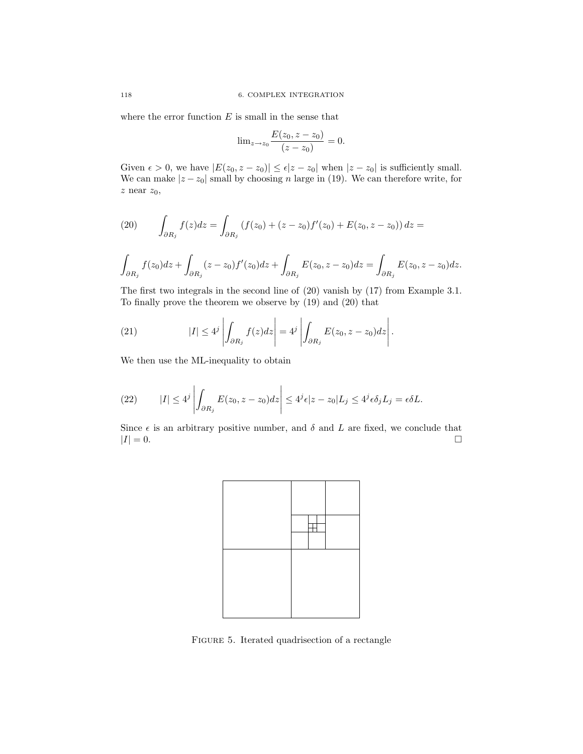where the error function $E$ is small in the sense that

$$\lim_{z \to z_0} \frac{E(z_0, z - z_0)}{(z - z_0)} = 0.$$

Given $\epsilon > 0$, we have $|E(z_0, z - z_0)| \leq \epsilon |z - z_0|$ when $|z - z_0|$ is sufficiently small. We can make $|z - z_0|$ small by choosing $n$ large in (19). We can therefore write, for $z$ near $z_0$,

$$(20) \qquad \int_{\partial R_j} f(z) dz = \int_{\partial R_j} \left( f(z_0) + (z - z_0) f'(z_0) + E(z_0, z - z_0) \right) dz =$$

$$\int_{\partial R_j} f(z_0) dz + \int_{\partial R_j} (z - z_0) f'(z_0) dz + \int_{\partial R_j} E(z_0, z - z_0) dz = \int_{\partial R_j} E(z_0, z - z_0) dz.$$

The first two integrals in the second line of (20) vanish by (17) from Example 3.1. To finally prove the theorem we observe by (19) and (20) that

$$(21) \qquad |I| \leq 4^j \left| \int_{\partial R_j} f(z) dz \right| = 4^j \left| \int_{\partial R_j} E(z_0, z - z_0) dz \right|.$$

We then use the ML-inequality to obtain

$$(22) \qquad |I| \leq 4^j \left| \int_{\partial R_j} E(z_0, z - z_0) dz \right| \leq 4^j \epsilon |z - z_0| L_j \leq 4^j \epsilon \delta_j L_j = \epsilon \delta L.$$

Since $\epsilon$ is an arbitrary positive number, and $\delta$ and $L$ are fixed, we conclude that $|I| = 0$. □

FIGURE 5. Iterated quadrisection of a rectangle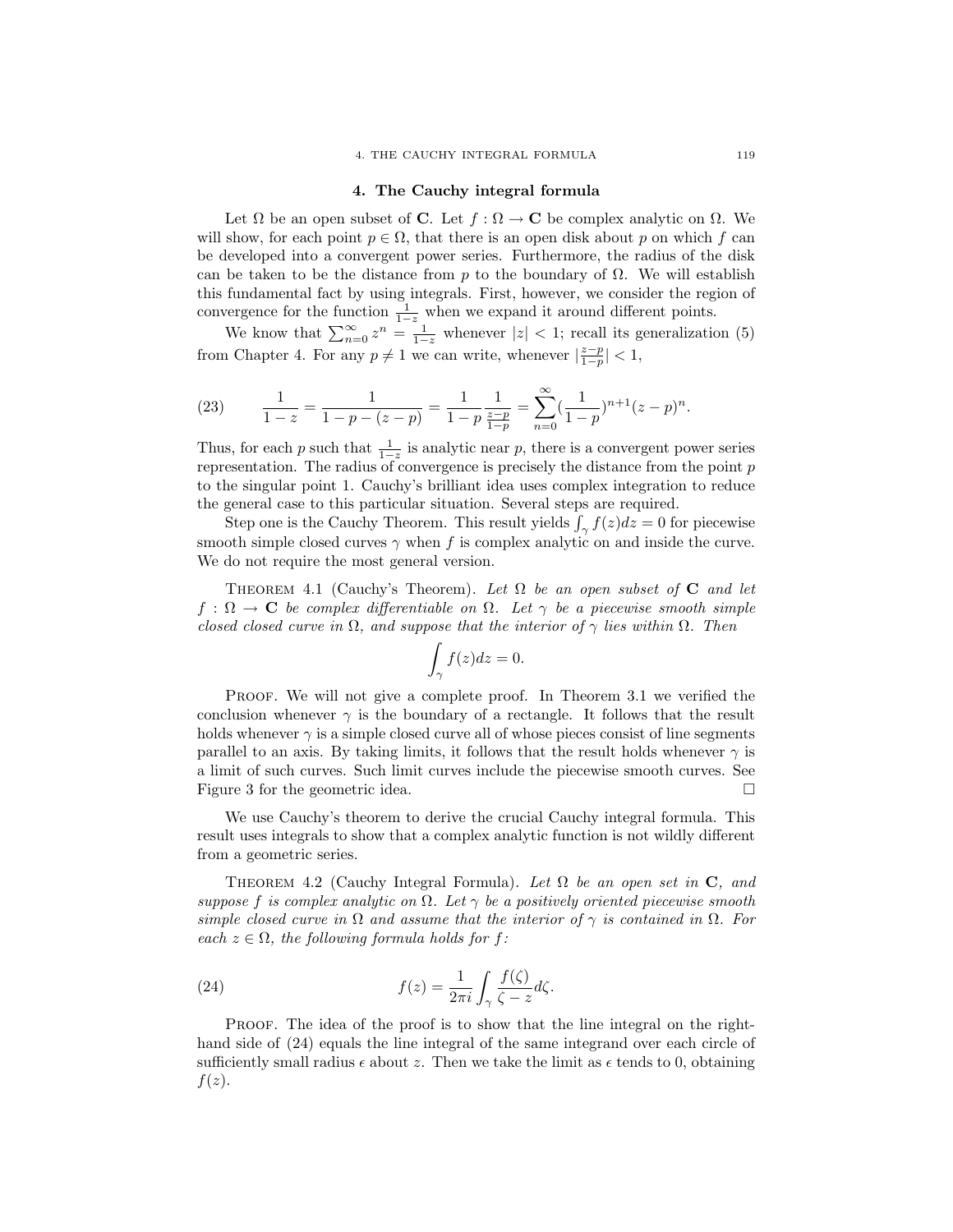## 4. The Cauchy integral formula

Let $\Omega$ be an open subset of $\mathbf{C}$. Let $f : \Omega \to \mathbf{C}$ be complex analytic on $\Omega$. We will show, for each point $p \in \Omega$, that there is an open disk about $p$ on which $f$ can be developed into a convergent power series. Furthermore, the radius of the disk can be taken to be the distance from $p$ to the boundary of $\Omega$. We will establish this fundamental fact by using integrals. First, however, we consider the region of convergence for the function $\frac{1}{1-z}$ when we expand it around different points.

We know that $\sum_{n=0}^{\infty} z^n = \frac{1}{1-z}$ whenever $|z| < 1$; recall its generalization (5) from Chapter 4. For any $p \neq 1$ we can write, whenever $|\frac{z-p}{1-p}| < 1$,

$$\frac{1}{1-z} = \frac{1}{1-p-(z-p)} = \frac{1}{1-p}\frac{1}{\frac{z-p}{1-p}} = \sum_{n=0}^{\infty} (\frac{1}{1-p})^{n+1}(z-p)^n. \tag{23}$$

Thus, for each $p$ such that $\frac{1}{1-z}$ is analytic near $p$, there is a convergent power series representation. The radius of convergence is precisely the distance from the point $p$ to the singular point 1. Cauchy's brilliant idea uses complex integration to reduce the general case to this particular situation. Several steps are required.

Step one is the Cauchy Theorem. This result yields $\int_\gamma f(z)dz = 0$ for piecewise smooth simple closed curves $\gamma$ when $f$ is complex analytic on and inside the curve. We do not require the most general version.

Theorem 4.1 (Cauchy's Theorem). *Let $\Omega$ be an open subset of $\mathbf{C}$ and let $f : \Omega \to \mathbf{C}$ be complex differentiable on $\Omega$. Let $\gamma$ be a piecewise smooth simple closed closed curve in $\Omega$, and suppose that the interior of $\gamma$ lies within $\Omega$. Then*

$$\int_\gamma f(z)dz = 0.$$

Proof. We will not give a complete proof. In Theorem 3.1 we verified the conclusion whenever $\gamma$ is the boundary of a rectangle. It follows that the result holds whenever $\gamma$ is a simple closed curve all of whose pieces consist of line segments parallel to an axis. By taking limits, it follows that the result holds whenever $\gamma$ is a limit of such curves. Such limit curves include the piecewise smooth curves. See Figure 3 for the geometric idea. $\square$

We use Cauchy's theorem to derive the crucial Cauchy integral formula. This result uses integrals to show that a complex analytic function is not wildly different from a geometric series.

Theorem 4.2 (Cauchy Integral Formula). *Let $\Omega$ be an open set in $\mathbf{C}$, and suppose $f$ is complex analytic on $\Omega$. Let $\gamma$ be a positively oriented piecewise smooth simple closed curve in $\Omega$ and assume that the interior of $\gamma$ is contained in $\Omega$. For each $z \in \Omega$, the following formula holds for $f$:*

$$f(z) = \frac{1}{2\pi i}\int_\gamma \frac{f(\zeta)}{\zeta - z} d\zeta. \tag{24}$$

Proof. The idea of the proof is to show that the line integral on the right-hand side of (24) equals the line integral of the same integrand over each circle of sufficiently small radius $\epsilon$ about $z$. Then we take the limit as $\epsilon$ tends to 0, obtaining $f(z)$.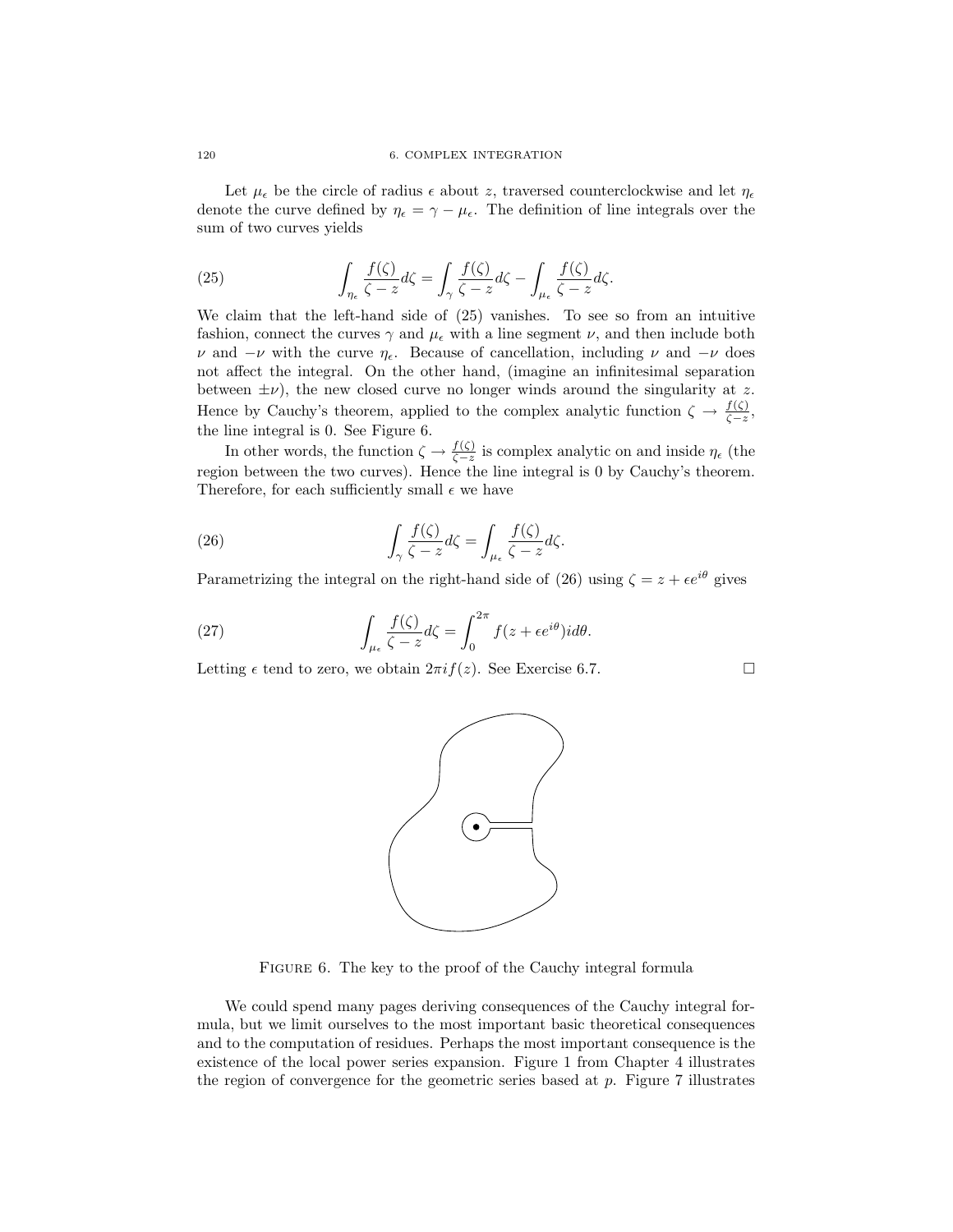Let $\mu_\epsilon$ be the circle of radius $\epsilon$ about $z$, traversed counterclockwise and let $\eta_\epsilon$ denote the curve defined by $\eta_\epsilon = \gamma - \mu_\epsilon$. The definition of line integrals over the sum of two curves yields

$$\int_{\eta_\epsilon} \frac{f(\zeta)}{\zeta - z} d\zeta = \int_\gamma \frac{f(\zeta)}{\zeta - z} d\zeta - \int_{\mu_\epsilon} \frac{f(\zeta)}{\zeta - z} d\zeta. \tag{25}$$

We claim that the left-hand side of (25) vanishes. To see so from an intuitive fashion, connect the curves $\gamma$ and $\mu_\epsilon$ with a line segment $\nu$, and then include both $\nu$ and $-\nu$ with the curve $\eta_\epsilon$. Because of cancellation, including $\nu$ and $-\nu$ does not affect the integral. On the other hand, (imagine an infinitesimal separation between $\pm\nu$), the new closed curve no longer winds around the singularity at $z$. Hence by Cauchy's theorem, applied to the complex analytic function $\zeta \to \frac{f(\zeta)}{\zeta - z}$, the line integral is 0. See Figure 6.

In other words, the function $\zeta \to \frac{f(\zeta)}{\zeta - z}$ is complex analytic on and inside $\eta_\epsilon$ (the region between the two curves). Hence the line integral is 0 by Cauchy's theorem. Therefore, for each sufficiently small $\epsilon$ we have

$$\int_\gamma \frac{f(\zeta)}{\zeta - z} d\zeta = \int_{\mu_\epsilon} \frac{f(\zeta)}{\zeta - z} d\zeta. \tag{26}$$

Parametrizing the integral on the right-hand side of (26) using $\zeta = z + \epsilon e^{i\theta}$ gives

$$\int_{\mu_\epsilon} \frac{f(\zeta)}{\zeta - z} d\zeta = \int_0^{2\pi} f(z + \epsilon e^{i\theta}) i d\theta. \tag{27}$$

Letting $\epsilon$ tend to zero, we obtain $2\pi i f(z)$. See Exercise 6.7. $\square$

FIGURE 6. The key to the proof of the Cauchy integral formula

We could spend many pages deriving consequences of the Cauchy integral formula, but we limit ourselves to the most important basic theoretical consequences and to the computation of residues. Perhaps the most important consequence is the existence of the local power series expansion. Figure 1 from Chapter 4 illustrates the region of convergence for the geometric series based at $p$. Figure 7 illustrates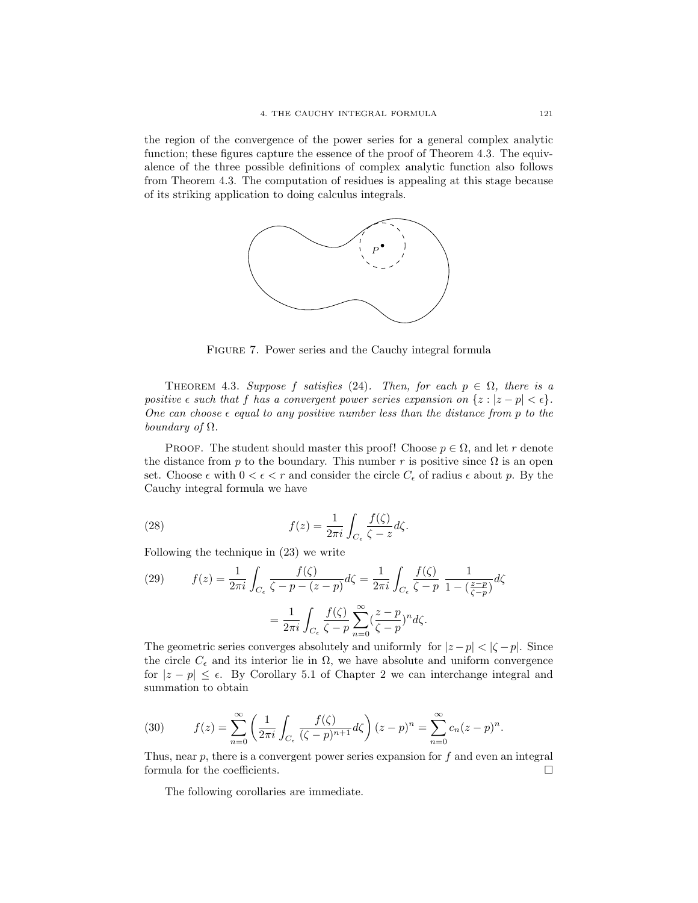the region of the convergence of the power series for a general complex analytic function; these figures capture the essence of the proof of Theorem 4.3. The equivalence of the three possible definitions of complex analytic function also follows from Theorem 4.3. The computation of residues is appealing at this stage because of its striking application to doing calculus integrals.

Figure 7. Power series and the Cauchy integral formula

Theorem 4.3. *Suppose $f$ satisfies (24). Then, for each $p \in \Omega$, there is a positive $\epsilon$ such that $f$ has a convergent power series expansion on $\{z : |z-p| < \epsilon\}$. One can choose $\epsilon$ equal to any positive number less than the distance from $p$ to the boundary of $\Omega$.*

Proof. The student should master this proof! Choose $p \in \Omega$, and let $r$ denote the distance from $p$ to the boundary. This number $r$ is positive since $\Omega$ is an open set. Choose $\epsilon$ with $0 < \epsilon < r$ and consider the circle $C_\epsilon$ of radius $\epsilon$ about $p$. By the Cauchy integral formula we have

$$f(z) = \frac{1}{2\pi i} \int_{C_\epsilon} \frac{f(\zeta)}{\zeta - z} d\zeta. \tag{28}$$

Following the technique in (23) we write

$$f(z) = \frac{1}{2\pi i} \int_{C_\epsilon} \frac{f(\zeta)}{\zeta - p - (z-p)} d\zeta = \frac{1}{2\pi i} \int_{C_\epsilon} \frac{f(\zeta)}{\zeta - p} \, \frac{1}{1 - (\frac{z-p}{\zeta - p})} d\zeta \tag{29}$$

$$= \frac{1}{2\pi i} \int_{C_\epsilon} \frac{f(\zeta)}{\zeta - p} \sum_{n=0}^{\infty} (\frac{z-p}{\zeta-p})^n d\zeta.$$

The geometric series converges absolutely and uniformly for $|z-p| < |\zeta - p|$. Since the circle $C_\epsilon$ and its interior lie in $\Omega$, we have absolute and uniform convergence for $|z-p| \leq \epsilon$. By Corollary 5.1 of Chapter 2 we can interchange integral and summation to obtain

$$f(z) = \sum_{n=0}^{\infty} \left( \frac{1}{2\pi i} \int_{C_\epsilon} \frac{f(\zeta)}{(\zeta - p)^{n+1}} d\zeta \right) (z-p)^n = \sum_{n=0}^{\infty} c_n (z-p)^n. \tag{30}$$

Thus, near $p$, there is a convergent power series expansion for $f$ and even an integral formula for the coefficients. $\square$

The following corollaries are immediate.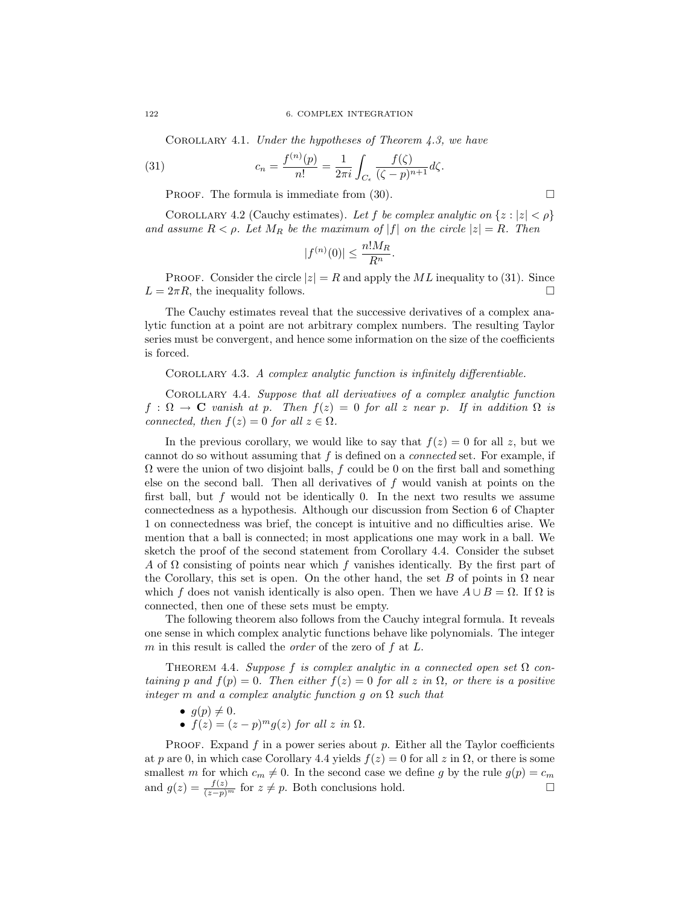COROLLARY 4.1. *Under the hypotheses of Theorem 4.3, we have*

$$c_n = \frac{f^{(n)}(p)}{n!} = \frac{1}{2\pi i} \int_{C_\epsilon} \frac{f(\zeta)}{(\zeta - p)^{n+1}} d\zeta. \tag{31}$$

PROOF. The formula is immediate from (30). □

COROLLARY 4.2 (Cauchy estimates). *Let $f$ be complex analytic on $\{z : |z| < \rho\}$ and assume $R < \rho$. Let $M_R$ be the maximum of $|f|$ on the circle $|z| = R$. Then*

$$|f^{(n)}(0)| \leq \frac{n! M_R}{R^n}.$$

PROOF. Consider the circle $|z| = R$ and apply the $ML$ inequality to (31). Since $L = 2\pi R$, the inequality follows. □

The Cauchy estimates reveal that the successive derivatives of a complex analytic function at a point are not arbitrary complex numbers. The resulting Taylor series must be convergent, and hence some information on the size of the coefficients is forced.

COROLLARY 4.3. *A complex analytic function is infinitely differentiable.*

COROLLARY 4.4. *Suppose that all derivatives of a complex analytic function $f : \Omega \to \mathbf{C}$ vanish at $p$. Then $f(z) = 0$ for all $z$ near $p$. If in addition $\Omega$ is connected, then $f(z) = 0$ for all $z \in \Omega$.*

In the previous corollary, we would like to say that $f(z) = 0$ for all $z$, but we cannot do so without assuming that $f$ is defined on a *connected* set. For example, if $\Omega$ were the union of two disjoint balls, $f$ could be 0 on the first ball and something else on the second ball. Then all derivatives of $f$ would vanish at points on the first ball, but $f$ would not be identically 0. In the next two results we assume connectedness as a hypothesis. Although our discussion from Section 6 of Chapter 1 on connectedness was brief, the concept is intuitive and no difficulties arise. We mention that a ball is connected; in most applications one may work in a ball. We sketch the proof of the second statement from Corollary 4.4. Consider the subset $A$ of $\Omega$ consisting of points near which $f$ vanishes identically. By the first part of the Corollary, this set is open. On the other hand, the set $B$ of points in $\Omega$ near which $f$ does not vanish identically is also open. Then we have $A \cup B = \Omega$. If $\Omega$ is connected, then one of these sets must be empty.

The following theorem also follows from the Cauchy integral formula. It reveals one sense in which complex analytic functions behave like polynomials. The integer $m$ in this result is called the *order* of the zero of $f$ at $L$.

THEOREM 4.4. *Suppose $f$ is complex analytic in a connected open set $\Omega$ containing $p$ and $f(p) = 0$. Then either $f(z) = 0$ for all $z$ in $\Omega$, or there is a positive integer $m$ and a complex analytic function $g$ on $\Omega$ such that*

- *$g(p) \neq 0$.*
- *$f(z) = (z - p)^m g(z)$ for all $z$ in $\Omega$.*

PROOF. Expand $f$ in a power series about $p$. Either all the Taylor coefficients at $p$ are 0, in which case Corollary 4.4 yields $f(z) = 0$ for all $z$ in $\Omega$, or there is some smallest $m$ for which $c_m \neq 0$. In the second case we define $g$ by the rule $g(p) = c_m$ and $g(z) = \frac{f(z)}{(z-p)^m}$ for $z \neq p$. Both conclusions hold. □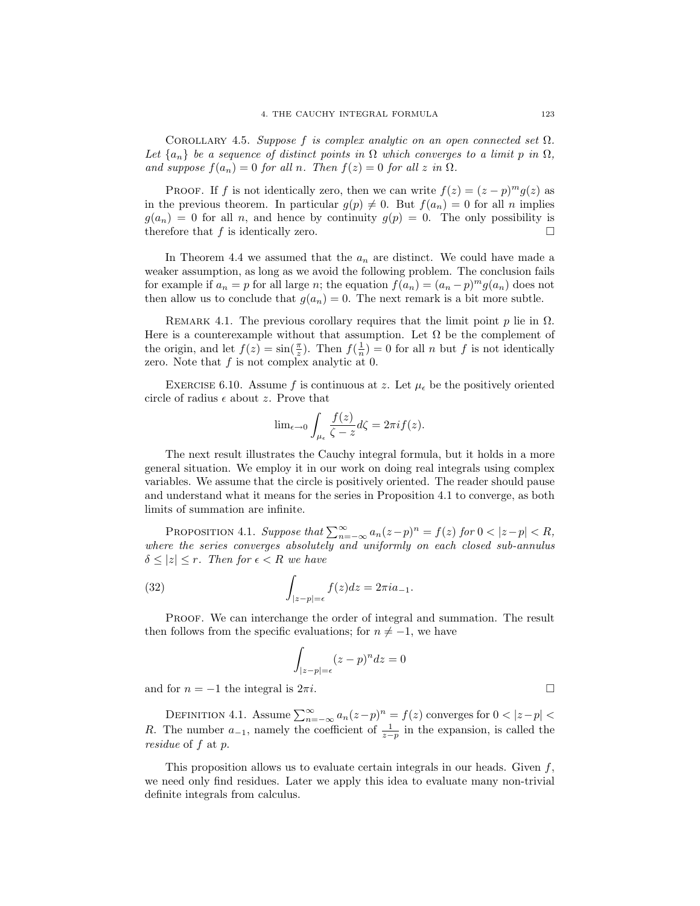Corollary 4.5. *Suppose $f$ is complex analytic on an open connected set $\Omega$. Let $\{a_n\}$ be a sequence of distinct points in $\Omega$ which converges to a limit $p$ in $\Omega$, and suppose $f(a_n) = 0$ for all $n$. Then $f(z) = 0$ for all $z$ in $\Omega$.*

Proof. If $f$ is not identically zero, then we can write $f(z) = (z-p)^m g(z)$ as in the previous theorem. In particular $g(p) \neq 0$. But $f(a_n) = 0$ for all $n$ implies $g(a_n) = 0$ for all $n$, and hence by continuity $g(p) = 0$. The only possibility is therefore that $f$ is identically zero. □

In Theorem 4.4 we assumed that the $a_n$ are distinct. We could have made a weaker assumption, as long as we avoid the following problem. The conclusion fails for example if $a_n = p$ for all large $n$; the equation $f(a_n) = (a_n - p)^m g(a_n)$ does not then allow us to conclude that $g(a_n) = 0$. The next remark is a bit more subtle.

Remark 4.1. The previous corollary requires that the limit point $p$ lie in $\Omega$. Here is a counterexample without that assumption. Let $\Omega$ be the complement of the origin, and let $f(z) = \sin(\frac{\pi}{z})$. Then $f(\frac{1}{n}) = 0$ for all $n$ but $f$ is not identically zero. Note that $f$ is not complex analytic at 0.

Exercise 6.10. Assume $f$ is continuous at $z$. Let $\mu_\epsilon$ be the positively oriented circle of radius $\epsilon$ about $z$. Prove that

$$\lim_{\epsilon \to 0} \int_{\mu_\epsilon} \frac{f(z)}{\zeta - z} d\zeta = 2\pi i f(z).$$

The next result illustrates the Cauchy integral formula, but it holds in a more general situation. We employ it in our work on doing real integrals using complex variables. We assume that the circle is positively oriented. The reader should pause and understand what it means for the series in Proposition 4.1 to converge, as both limits of summation are infinite.

Proposition 4.1. *Suppose that $\sum_{n=-\infty}^{\infty} a_n (z-p)^n = f(z)$ for $0 < |z-p| < R$, where the series converges absolutely and uniformly on each closed sub-annulus $\delta \leq |z| \leq r$. Then for $\epsilon < R$ we have*

$$\int_{|z-p|=\epsilon} f(z) dz = 2\pi i a_{-1}. \tag{32}$$

Proof. We can interchange the order of integral and summation. The result then follows from the specific evaluations; for $n \neq -1$, we have

$$\int_{|z-p|=\epsilon} (z-p)^n dz = 0$$

and for $n = -1$ the integral is $2\pi i$. □

Definition 4.1. Assume $\sum_{n=-\infty}^{\infty} a_n (z-p)^n = f(z)$ converges for $0 < |z-p| < R$. The number $a_{-1}$, namely the coefficient of $\frac{1}{z-p}$ in the expansion, is called the *residue* of $f$ at $p$.

This proposition allows us to evaluate certain integrals in our heads. Given $f$, we need only find residues. Later we apply this idea to evaluate many non-trivial definite integrals from calculus.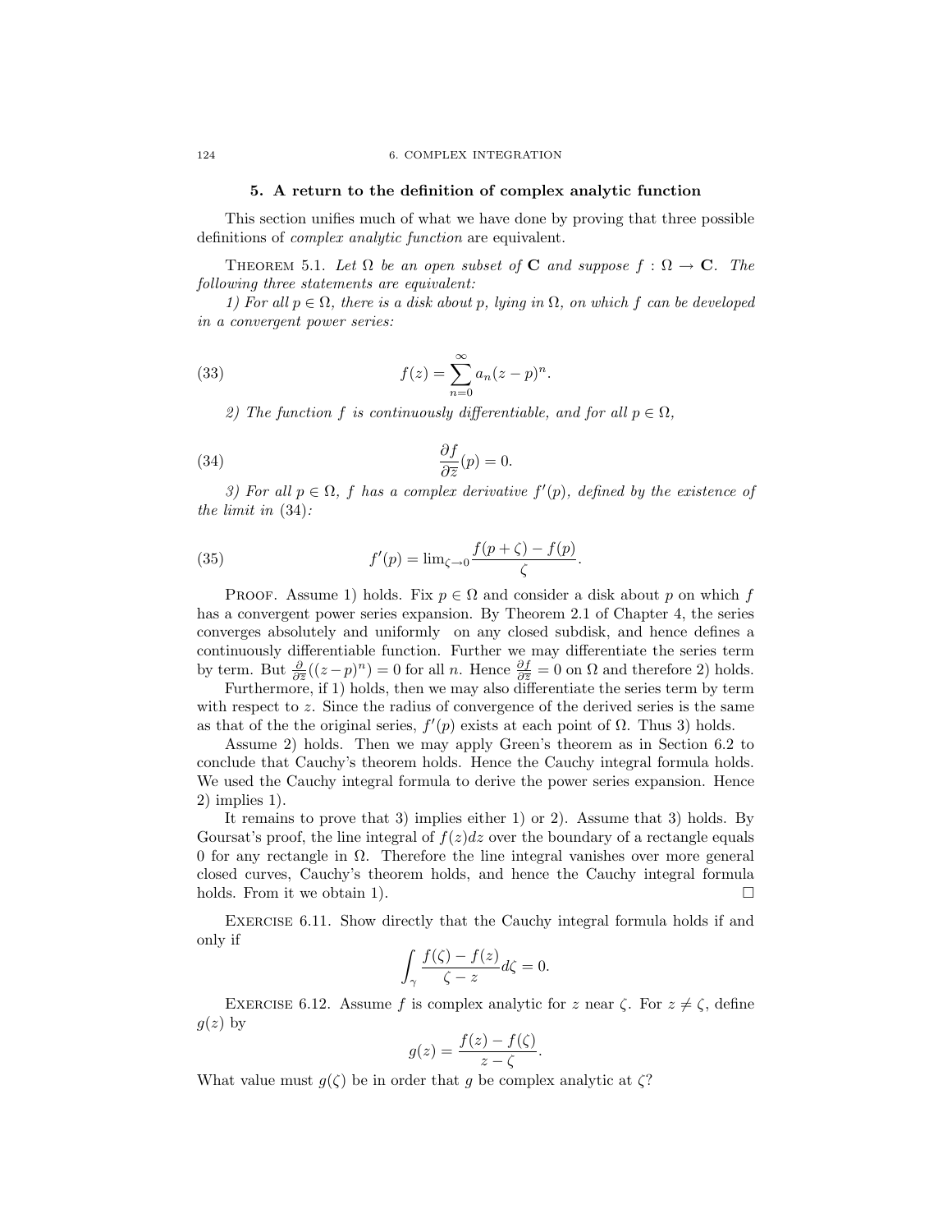## 5. A return to the definition of complex analytic function

This section unifies much of what we have done by proving that three possible definitions of *complex analytic function* are equivalent.

THEOREM 5.1. *Let $\Omega$ be an open subset of $\mathbf{C}$ and suppose $f : \Omega \to \mathbf{C}$. The following three statements are equivalent:*

*1) For all $p \in \Omega$, there is a disk about $p$, lying in $\Omega$, on which $f$ can be developed in a convergent power series:*

$$f(z) = \sum_{n=0}^{\infty} a_n (z-p)^n. \tag{33}$$

*2) The function $f$ is continuously differentiable, and for all $p \in \Omega$,*

$$\frac{\partial f}{\partial \overline{z}}(p) = 0. \tag{34}$$

*3) For all $p \in \Omega$, $f$ has a complex derivative $f'(p)$, defined by the existence of the limit in (34):*

$$f'(p) = \lim_{\zeta \to 0} \frac{f(p+\zeta) - f(p)}{\zeta}. \tag{35}$$

PROOF. Assume 1) holds. Fix $p \in \Omega$ and consider a disk about $p$ on which $f$ has a convergent power series expansion. By Theorem 2.1 of Chapter 4, the series converges absolutely and uniformly on any closed subdisk, and hence defines a continuously differentiable function. Further we may differentiate the series term by term. But $\frac{\partial}{\partial \overline{z}}((z-p)^n) = 0$ for all $n$. Hence $\frac{\partial f}{\partial \overline{z}} = 0$ on $\Omega$ and therefore 2) holds.

Furthermore, if 1) holds, then we may also differentiate the series term by term with respect to $z$. Since the radius of convergence of the derived series is the same as that of the the original series, $f'(p)$ exists at each point of $\Omega$. Thus 3) holds.

Assume 2) holds. Then we may apply Green's theorem as in Section 6.2 to conclude that Cauchy's theorem holds. Hence the Cauchy integral formula holds. We used the Cauchy integral formula to derive the power series expansion. Hence 2) implies 1).

It remains to prove that 3) implies either 1) or 2). Assume that 3) holds. By Goursat's proof, the line integral of $f(z)dz$ over the boundary of a rectangle equals 0 for any rectangle in $\Omega$. Therefore the line integral vanishes over more general closed curves, Cauchy's theorem holds, and hence the Cauchy integral formula holds. From it we obtain 1). $\square$

EXERCISE 6.11. Show directly that the Cauchy integral formula holds if and only if

$$\int_{\gamma} \frac{f(\zeta) - f(z)}{\zeta - z} d\zeta = 0.$$

EXERCISE 6.12. Assume $f$ is complex analytic for $z$ near $\zeta$. For $z \neq \zeta$, define $g(z)$ by

$$g(z) = \frac{f(z) - f(\zeta)}{z - \zeta}.$$

What value must $g(\zeta)$ be in order that $g$ be complex analytic at $\zeta$?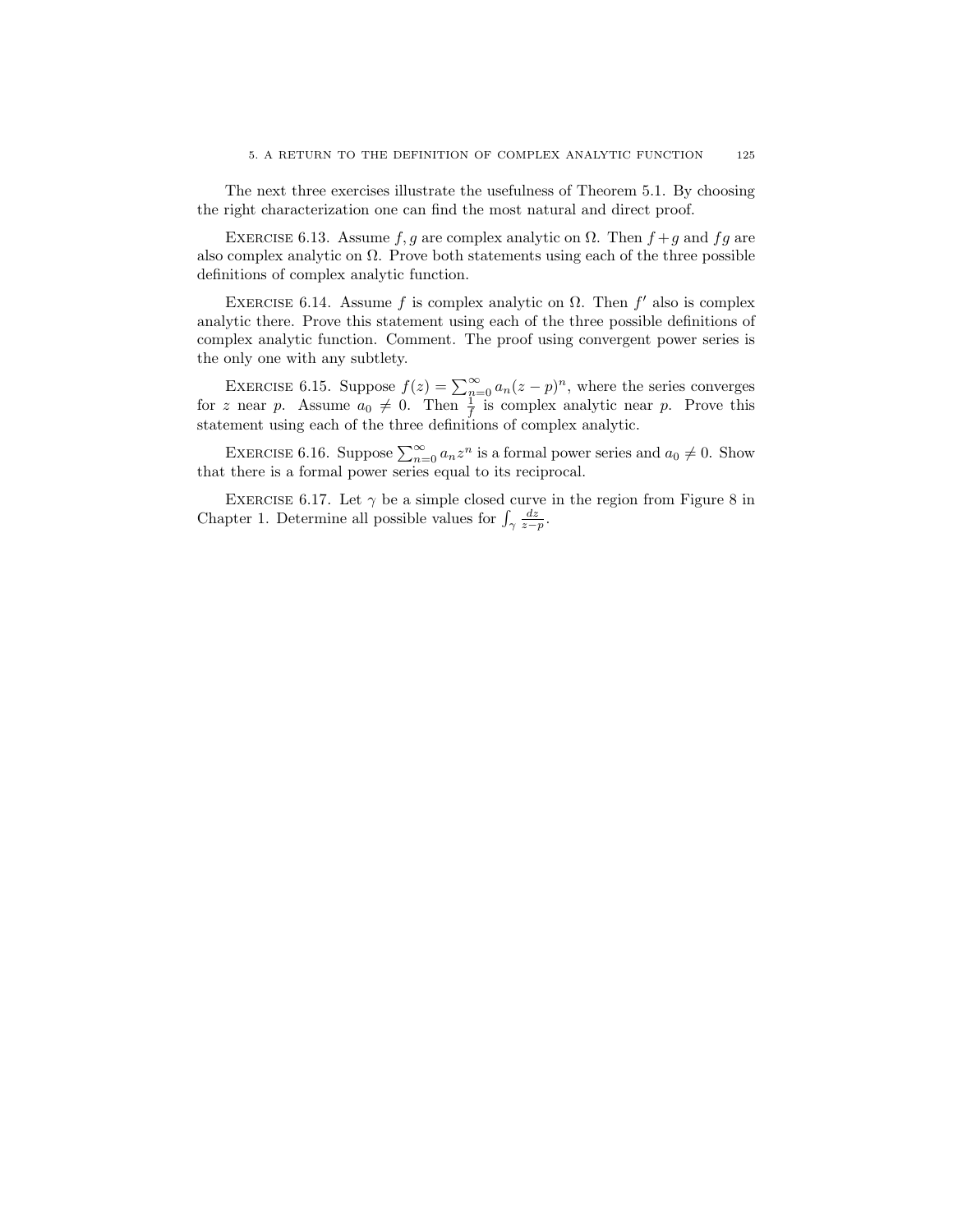The next three exercises illustrate the usefulness of Theorem 5.1. By choosing the right characterization one can find the most natural and direct proof.

Exercise 6.13. Assume $f, g$ are complex analytic on $\Omega$. Then $f+g$ and $fg$ are also complex analytic on $\Omega$. Prove both statements using each of the three possible definitions of complex analytic function.

Exercise 6.14. Assume $f$ is complex analytic on $\Omega$. Then $f'$ also is complex analytic there. Prove this statement using each of the three possible definitions of complex analytic function. Comment. The proof using convergent power series is the only one with any subtlety.

Exercise 6.15. Suppose $f(z) = \sum_{n=0}^{\infty} a_n (z-p)^n$, where the series converges for $z$ near $p$. Assume $a_0 \neq 0$. Then $\frac{1}{f}$ is complex analytic near $p$. Prove this statement using each of the three definitions of complex analytic.

Exercise 6.16. Suppose $\sum_{n=0}^{\infty} a_n z^n$ is a formal power series and $a_0 \neq 0$. Show that there is a formal power series equal to its reciprocal.

Exercise 6.17. Let $\gamma$ be a simple closed curve in the region from Figure 8 in Chapter 1. Determine all possible values for $\int_\gamma \frac{dz}{z-p}$.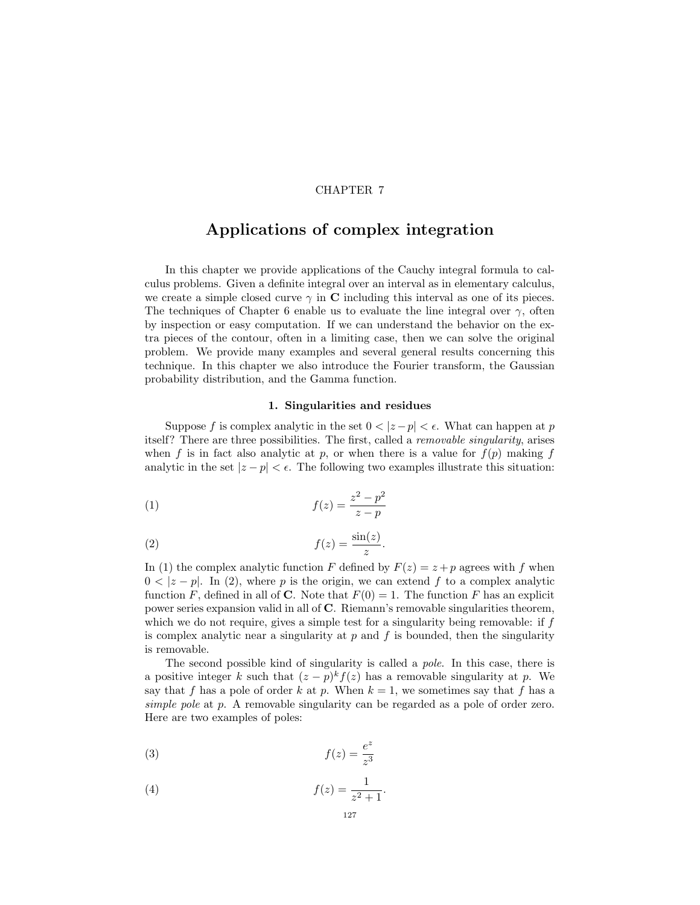CHAPTER 7

# Applications of complex integration

In this chapter we provide applications of the Cauchy integral formula to calculus problems. Given a definite integral over an interval as in elementary calculus, we create a simple closed curve $\gamma$ in $\mathbf{C}$ including this interval as one of its pieces. The techniques of Chapter 6 enable us to evaluate the line integral over $\gamma$, often by inspection or easy computation. If we can understand the behavior on the extra pieces of the contour, often in a limiting case, then we can solve the original problem. We provide many examples and several general results concerning this technique. In this chapter we also introduce the Fourier transform, the Gaussian probability distribution, and the Gamma function.

## 1. Singularities and residues

Suppose $f$ is complex analytic in the set $0 < |z-p| < \epsilon$. What can happen at $p$ itself? There are three possibilities. The first, called a *removable singularity*, arises when $f$ is in fact also analytic at $p$, or when there is a value for $f(p)$ making $f$ analytic in the set $|z-p| < \epsilon$. The following two examples illustrate this situation:

$$f(z) = \frac{z^2 - p^2}{z - p} \tag{1}$$

$$f(z) = \frac{\sin(z)}{z}. \tag{2}$$

In (1) the complex analytic function $F$ defined by $F(z) = z + p$ agrees with $f$ when $0 < |z-p|$. In (2), where $p$ is the origin, we can extend $f$ to a complex analytic function $F$, defined in all of $\mathbf{C}$. Note that $F(0) = 1$. The function $F$ has an explicit power series expansion valid in all of $\mathbf{C}$. Riemann's removable singularities theorem, which we do not require, gives a simple test for a singularity being removable: if $f$ is complex analytic near a singularity at $p$ and $f$ is bounded, then the singularity is removable.

The second possible kind of singularity is called a *pole*. In this case, there is a positive integer $k$ such that $(z-p)^k f(z)$ has a removable singularity at $p$. We say that $f$ has a pole of order $k$ at $p$. When $k = 1$, we sometimes say that $f$ has a *simple pole* at $p$. A removable singularity can be regarded as a pole of order zero. Here are two examples of poles:

$$f(z) = \frac{e^z}{z^3} \tag{3}$$

$$f(z) = \frac{1}{z^2 + 1}. \tag{4}$$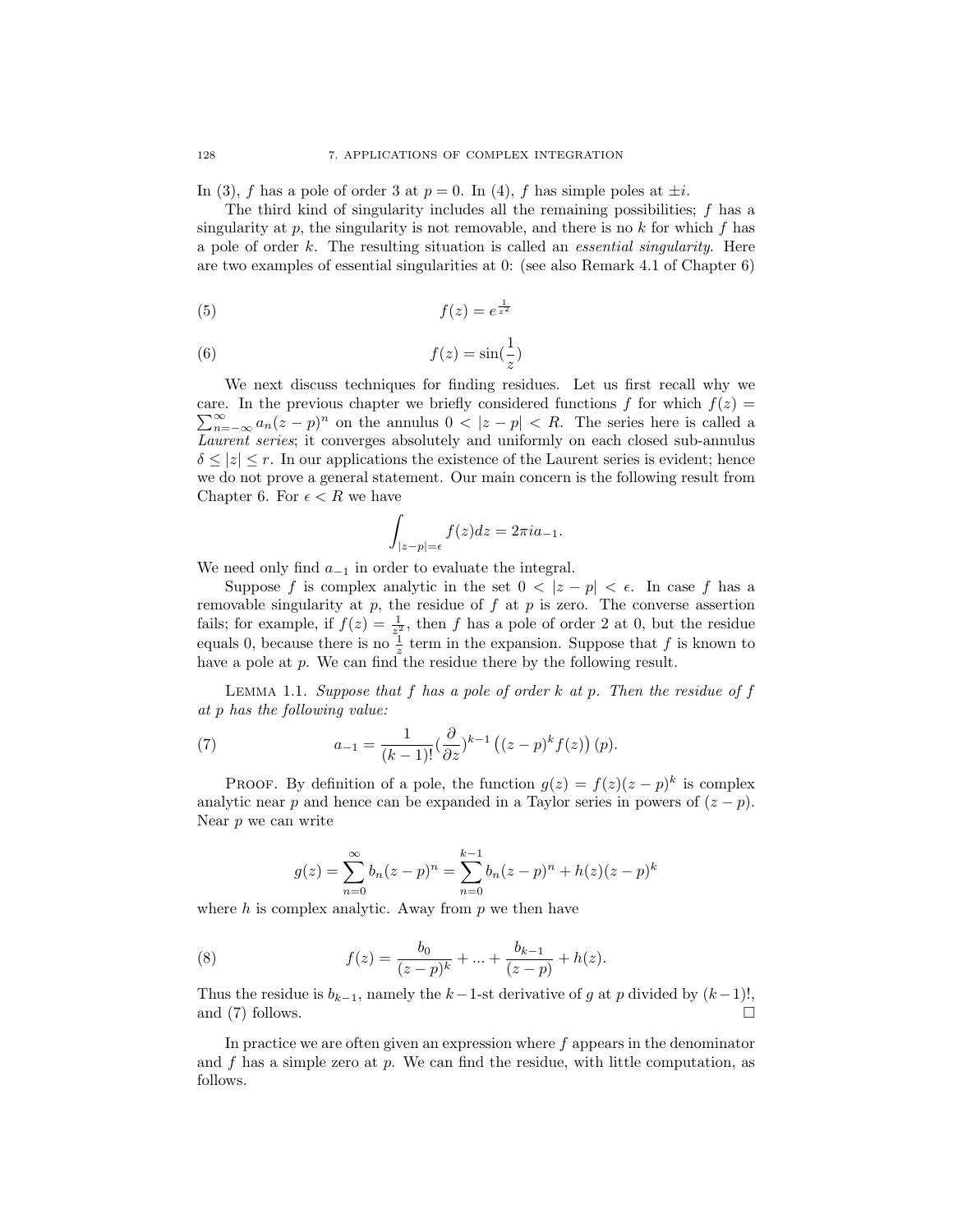In (3), $f$ has a pole of order 3 at $p = 0$. In (4), $f$ has simple poles at $\pm i$.

The third kind of singularity includes all the remaining possibilities; $f$ has a singularity at $p$, the singularity is not removable, and there is no $k$ for which $f$ has a pole of order $k$. The resulting situation is called an *essential singularity*. Here are two examples of essential singularities at 0: (see also Remark 4.1 of Chapter 6)

$$f(z) = e^{\frac{1}{z^2}} \tag{5}$$

$$f(z) = \sin(\frac{1}{z}) \tag{6}$$

We next discuss techniques for finding residues. Let us first recall why we care. In the previous chapter we briefly considered functions $f$ for which $f(z) = \sum_{n=-\infty}^{\infty} a_n(z-p)^n$ on the annulus $0 < |z-p| < R$. The series here is called a *Laurent series*; it converges absolutely and uniformly on each closed sub-annulus $\delta \leq |z| \leq r$. In our applications the existence of the Laurent series is evident; hence we do not prove a general statement. Our main concern is the following result from Chapter 6. For $\epsilon < R$ we have

$$\int_{|z-p|=\epsilon} f(z)dz = 2\pi i a_{-1}.$$

We need only find $a_{-1}$ in order to evaluate the integral.

Suppose $f$ is complex analytic in the set $0 < |z-p| < \epsilon$. In case $f$ has a removable singularity at $p$, the residue of $f$ at $p$ is zero. The converse assertion fails; for example, if $f(z) = \frac{1}{z^2}$, then $f$ has a pole of order 2 at 0, but the residue equals 0, because there is no $\frac{1}{z}$ term in the expansion. Suppose that $f$ is known to have a pole at $p$. We can find the residue there by the following result.

Lemma 1.1. *Suppose that $f$ has a pole of order $k$ at $p$. Then the residue of $f$ at $p$ has the following value:*

$$a_{-1} = \frac{1}{(k-1)!}(\frac{\partial}{\partial z})^{k-1}\left((z-p)^k f(z)\right)(p). \tag{7}$$

Proof. By definition of a pole, the function $g(z) = f(z)(z-p)^k$ is complex analytic near $p$ and hence can be expanded in a Taylor series in powers of $(z-p)$. Near $p$ we can write

$$g(z) = \sum_{n=0}^{\infty} b_n(z-p)^n = \sum_{n=0}^{k-1} b_n(z-p)^n + h(z)(z-p)^k$$

where $h$ is complex analytic. Away from $p$ we then have

$$f(z) = \frac{b_0}{(z-p)^k} + ... + \frac{b_{k-1}}{(z-p)} + h(z). \tag{8}$$

Thus the residue is $b_{k-1}$, namely the $k-1$-st derivative of $g$ at $p$ divided by $(k-1)!$, and (7) follows. $\square$

In practice we are often given an expression where $f$ appears in the denominator and $f$ has a simple zero at $p$. We can find the residue, with little computation, as follows.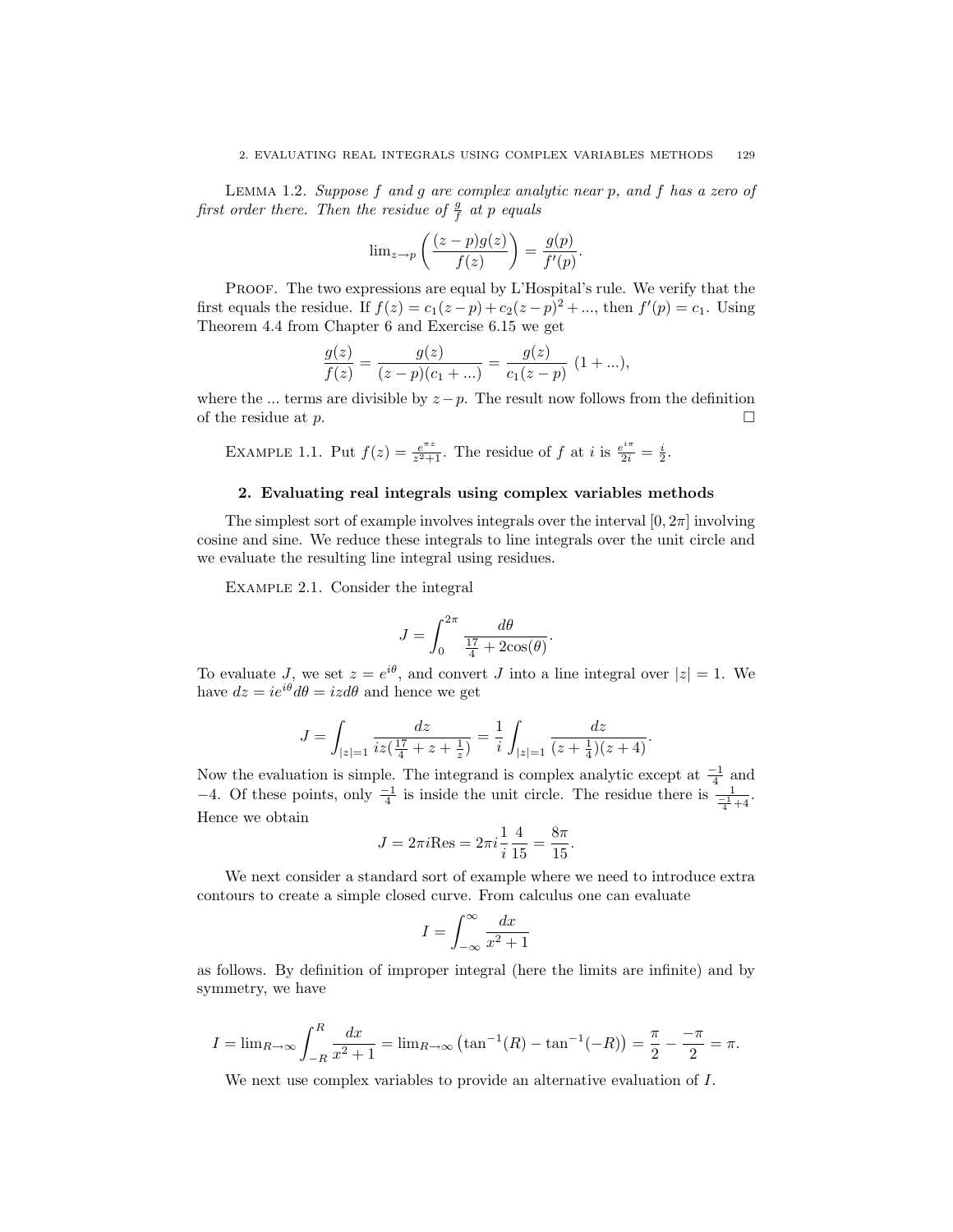LEMMA 1.2. *Suppose $f$ and $g$ are complex analytic near $p$, and $f$ has a zero of first order there. Then the residue of $\frac{g}{f}$ at $p$ equals*

$$\lim_{z\to p}\left(\frac{(z-p)g(z)}{f(z)}\right)=\frac{g(p)}{f'(p)}.$$

PROOF. The two expressions are equal by L'Hospital's rule. We verify that the first equals the residue. If $f(z)=c_1(z-p)+c_2(z-p)^2+...$, then $f'(p)=c_1$. Using Theorem 4.4 from Chapter 6 and Exercise 6.15 we get

$$\frac{g(z)}{f(z)}=\frac{g(z)}{(z-p)(c_1+...)}=\frac{g(z)}{c_1(z-p)}\ (1+...),$$

where the ... terms are divisible by $z-p$. The result now follows from the definition of the residue at $p$. □

EXAMPLE 1.1. Put $f(z)=\frac{e^{\pi z}}{z^2+1}$. The residue of $f$ at $i$ is $\frac{e^{i\pi}}{2i}=\frac{i}{2}$.

## 2. Evaluating real integrals using complex variables methods

The simplest sort of example involves integrals over the interval $[0,2\pi]$ involving cosine and sine. We reduce these integrals to line integrals over the unit circle and we evaluate the resulting line integral using residues.

EXAMPLE 2.1. Consider the integral

$$J=\int_0^{2\pi}\frac{d\theta}{\frac{17}{4}+2\cos(\theta)}.$$

To evaluate $J$, we set $z=e^{i\theta}$, and convert $J$ into a line integral over $|z|=1$. We have $dz=ie^{i\theta}d\theta=izd\theta$ and hence we get

$$J=\int_{|z|=1}\frac{dz}{iz(\frac{17}{4}+z+\frac{1}{z})}=\frac{1}{i}\int_{|z|=1}\frac{dz}{(z+\frac{1}{4})(z+4)}.$$

Now the evaluation is simple. The integrand is complex analytic except at $\frac{-1}{4}$ and $-4$. Of these points, only $\frac{-1}{4}$ is inside the unit circle. The residue there is $\frac{1}{\frac{-1}{4}+4}$. Hence we obtain

$$J=2\pi i\text{Res}=2\pi i\frac{1}{i}\frac{4}{15}=\frac{8\pi}{15}.$$

We next consider a standard sort of example where we need to introduce extra contours to create a simple closed curve. From calculus one can evaluate

$$I=\int_{-\infty}^{\infty}\frac{dx}{x^2+1}$$

as follows. By definition of improper integral (here the limits are infinite) and by symmetry, we have

$$I=\lim_{R\to\infty}\int_{-R}^{R}\frac{dx}{x^2+1}=\lim_{R\to\infty}\left(\tan^{-1}(R)-\tan^{-1}(-R)\right)=\frac{\pi}{2}-\frac{-\pi}{2}=\pi.$$

We next use complex variables to provide an alternative evaluation of $I$.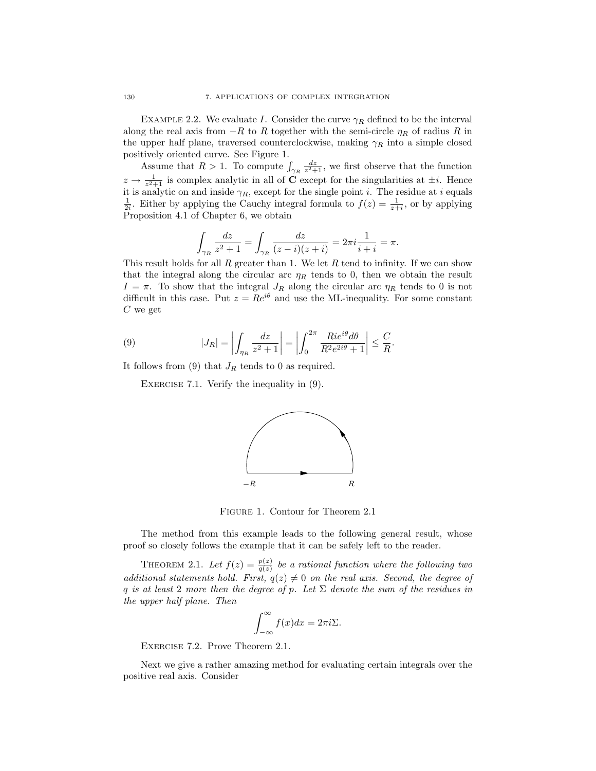EXAMPLE 2.2. We evaluate $I$. Consider the curve $\gamma_R$ defined to be the interval along the real axis from $-R$ to $R$ together with the semi-circle $\eta_R$ of radius $R$ in the upper half plane, traversed counterclockwise, making $\gamma_R$ into a simple closed positively oriented curve. See Figure 1.

Assume that $R > 1$. To compute $\int_{\gamma_R} \frac{dz}{z^2+1}$, we first observe that the function $z \to \frac{1}{z^2+1}$ is complex analytic in all of $\mathbf{C}$ except for the singularities at $\pm i$. Hence it is analytic on and inside $\gamma_R$, except for the single point $i$. The residue at $i$ equals $\frac{1}{2i}$. Either by applying the Cauchy integral formula to $f(z) = \frac{1}{z+i}$, or by applying Proposition 4.1 of Chapter 6, we obtain

$$\int_{\gamma_R} \frac{dz}{z^2+1} = \int_{\gamma_R} \frac{dz}{(z-i)(z+i)} = 2\pi i \frac{1}{i+i} = \pi.$$

This result holds for all $R$ greater than 1. We let $R$ tend to infinity. If we can show that the integral along the circular arc $\eta_R$ tends to 0, then we obtain the result $I = \pi$. To show that the integral $J_R$ along the circular arc $\eta_R$ tends to 0 is not difficult in this case. Put $z = Re^{i\theta}$ and use the ML-inequality. For some constant $C$ we get

$$|J_R| = \left| \int_{\eta_R} \frac{dz}{z^2+1} \right| = \left| \int_0^{2\pi} \frac{Rie^{i\theta} d\theta}{R^2 e^{2i\theta} + 1} \right| \leq \frac{C}{R}. \tag{9}$$

It follows from (9) that $J_R$ tends to 0 as required.

EXERCISE 7.1. Verify the inequality in (9).

FIGURE 1. Contour for Theorem 2.1

The method from this example leads to the following general result, whose proof so closely follows the example that it can be safely left to the reader.

THEOREM 2.1. *Let $f(z) = \frac{p(z)}{q(z)}$ be a rational function where the following two additional statements hold. First, $q(z) \neq 0$ on the real axis. Second, the degree of $q$ is at least 2 more then the degree of $p$. Let $\Sigma$ denote the sum of the residues in the upper half plane. Then*

$$\int_{-\infty}^{\infty} f(x)dx = 2\pi i \Sigma.$$

EXERCISE 7.2. Prove Theorem 2.1.

Next we give a rather amazing method for evaluating certain integrals over the positive real axis. Consider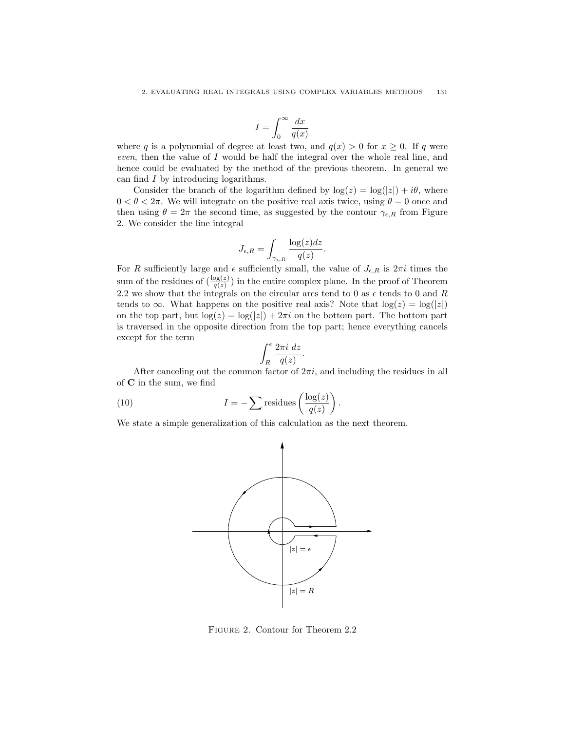$$I = \int_0^\infty \frac{dx}{q(x)}$$

where $q$ is a polynomial of degree at least two, and $q(x) > 0$ for $x \geq 0$. If $q$ were *even*, then the value of $I$ would be half the integral over the whole real line, and hence could be evaluated by the method of the previous theorem. In general we can find $I$ by introducing logarithms.

Consider the branch of the logarithm defined by $\log(z) = \log(|z|) + i\theta$, where $0 < \theta < 2\pi$. We will integrate on the positive real axis twice, using $\theta = 0$ once and then using $\theta = 2\pi$ the second time, as suggested by the contour $\gamma_{\epsilon,R}$ from Figure 2. We consider the line integral

$$J_{\epsilon,R} = \int_{\gamma_{\epsilon,R}} \frac{\log(z)dz}{q(z)}.$$

For $R$ sufficiently large and $\epsilon$ sufficiently small, the value of $J_{\epsilon,R}$ is $2\pi i$ times the sum of the residues of $(\frac{\log(z)}{q(z)})$ in the entire complex plane. In the proof of Theorem 2.2 we show that the integrals on the circular arcs tend to 0 as $\epsilon$ tends to 0 and $R$ tends to $\infty$. What happens on the positive real axis? Note that $\log(z) = \log(|z|)$ on the top part, but $\log(z) = \log(|z|) + 2\pi i$ on the bottom part. The bottom part is traversed in the opposite direction from the top part; hence everything cancels except for the term

$$\int_R^\epsilon \frac{2\pi i \; dz}{q(z)}.$$

After canceling out the common factor of $2\pi i$, and including the residues in all of $\mathbf{C}$ in the sum, we find

$$I = -\sum \text{residues}\left(\frac{\log(z)}{q(z)}\right). \tag{10}$$

We state a simple generalization of this calculation as the next theorem.

FIGURE 2. Contour for Theorem 2.2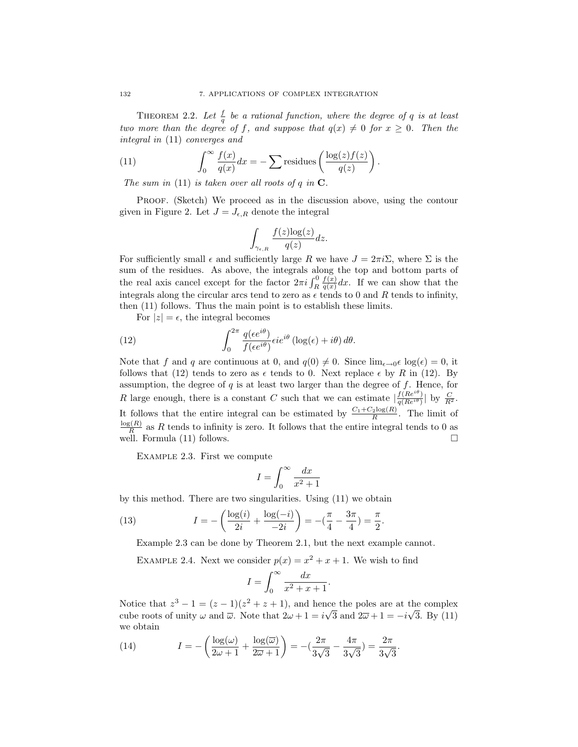THEOREM 2.2. *Let $\frac{f}{q}$ be a rational function, where the degree of $q$ is at least two more than the degree of $f$, and suppose that $q(x) \neq 0$ for $x \geq 0$. Then the integral in* (11) *converges and*

$$\int_0^\infty \frac{f(x)}{q(x)}dx = -\sum \text{residues}\left(\frac{\log(z)f(z)}{q(z)}\right). \tag{11}$$

*The sum in* (11) *is taken over all roots of $q$ in* $\mathbf{C}$.

PROOF. (Sketch) We proceed as in the discussion above, using the contour given in Figure 2. Let $J = J_{\epsilon,R}$ denote the integral

$$\int_{\gamma_{\epsilon,R}} \frac{f(z)\log(z)}{q(z)}dz.$$

For sufficiently small $\epsilon$ and sufficiently large $R$ we have $J = 2\pi i \Sigma$, where $\Sigma$ is the sum of the residues. As above, the integrals along the top and bottom parts of the real axis cancel except for the factor $2\pi i \int_R^0 \frac{f(x)}{q(x)}dx$. If we can show that the integrals along the circular arcs tend to zero as $\epsilon$ tends to 0 and $R$ tends to infinity, then (11) follows. Thus the main point is to establish these limits.

For $|z| = \epsilon$, the integral becomes

$$\int_0^{2\pi} \frac{q(\epsilon e^{i\theta})}{f(\epsilon e^{i\theta})}\epsilon i e^{i\theta}\left(\log(\epsilon) + i\theta\right)d\theta. \tag{12}$$

Note that $f$ and $q$ are continuous at 0, and $q(0) \neq 0$. Since $\lim_{\epsilon\to 0}\epsilon\log(\epsilon) = 0$, it follows that (12) tends to zero as $\epsilon$ tends to 0. Next replace $\epsilon$ by $R$ in (12). By assumption, the degree of $q$ is at least two larger than the degree of $f$. Hence, for $R$ large enough, there is a constant $C$ such that we can estimate $|\frac{f(Re^{i\theta})}{q(Re^{i\theta})}|$ by $\frac{C}{R^2}$. It follows that the entire integral can be estimated by $\frac{C_1 + C_2\log(R)}{R}$. The limit of $\frac{\log(R)}{R}$ as $R$ tends to infinity is zero. It follows that the entire integral tends to 0 as well. Formula (11) follows. $\square$

EXAMPLE 2.3. First we compute

$$I = \int_0^\infty \frac{dx}{x^2+1}$$

by this method. There are two singularities. Using (11) we obtain

$$I = -\left(\frac{\log(i)}{2i} + \frac{\log(-i)}{-2i}\right) = -(\frac{\pi}{4} - \frac{3\pi}{4}) = \frac{\pi}{2}. \tag{13}$$

Example 2.3 can be done by Theorem 2.1, but the next example cannot.

EXAMPLE 2.4. Next we consider $p(x) = x^2 + x + 1$. We wish to find

$$I = \int_0^\infty \frac{dx}{x^2+x+1}.$$

Notice that $z^3 - 1 = (z-1)(z^2+z+1)$, and hence the poles are at the complex cube roots of unity $\omega$ and $\overline{\omega}$. Note that $2\omega + 1 = i\sqrt{3}$ and $2\overline{\omega}+1 = -i\sqrt{3}$. By (11) we obtain

$$I = -\left(\frac{\log(\omega)}{2\omega+1} + \frac{\log(\overline{\omega})}{2\overline{\omega}+1}\right) = -(\frac{2\pi}{3\sqrt{3}} - \frac{4\pi}{3\sqrt{3}}) = \frac{2\pi}{3\sqrt{3}}. \tag{14}$$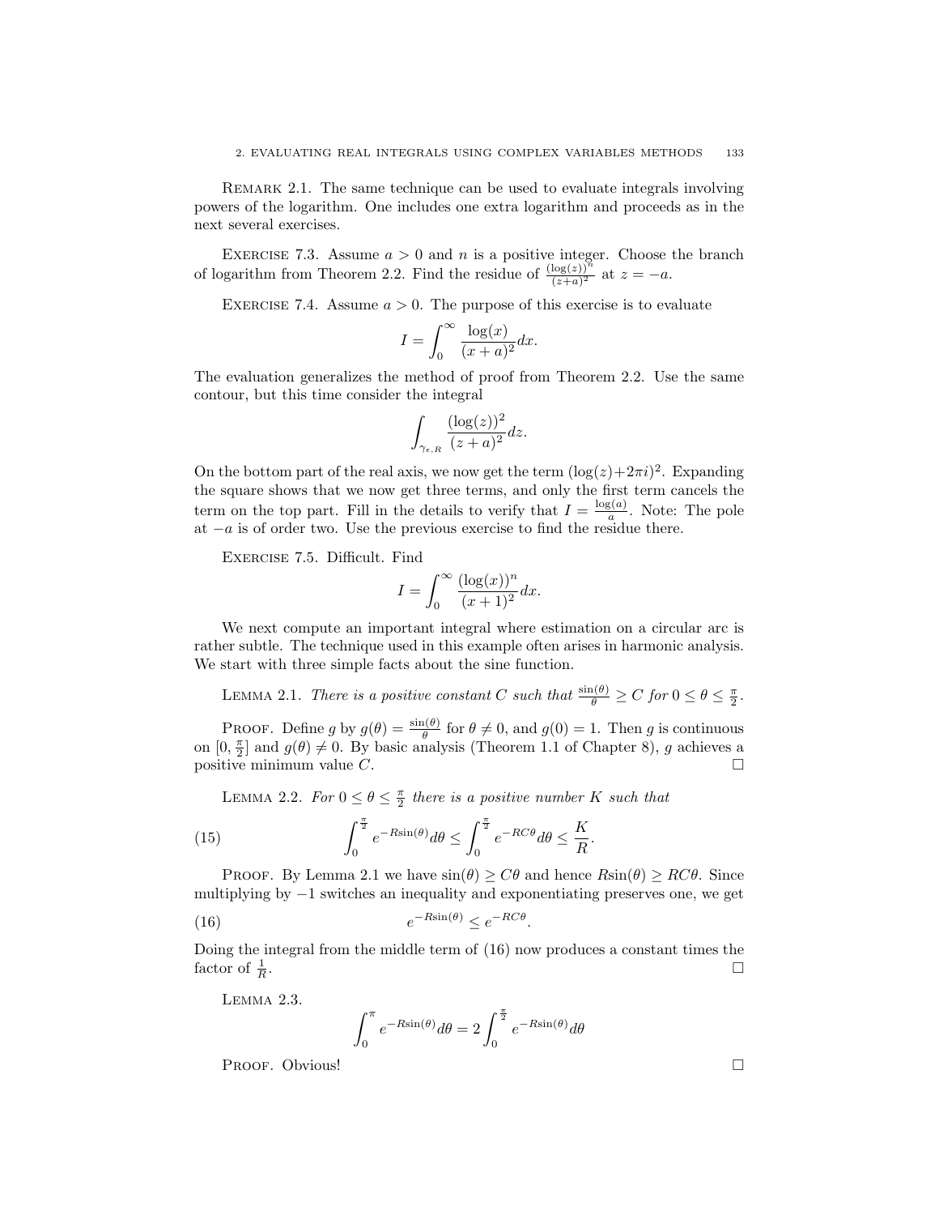REMARK 2.1. The same technique can be used to evaluate integrals involving powers of the logarithm. One includes one extra logarithm and proceeds as in the next several exercises.

EXERCISE 7.3. Assume $a > 0$ and $n$ is a positive integer. Choose the branch of logarithm from Theorem 2.2. Find the residue of $\frac{(\log(z))^n}{(z+a)^2}$ at $z = -a$.

EXERCISE 7.4. Assume $a > 0$. The purpose of this exercise is to evaluate

$$I = \int_0^\infty \frac{\log(x)}{(x+a)^2} dx.$$

The evaluation generalizes the method of proof from Theorem 2.2. Use the same contour, but this time consider the integral

$$\int_{\gamma_{\epsilon,R}} \frac{(\log(z))^2}{(z+a)^2} dz.$$

On the bottom part of the real axis, we now get the term $(\log(z)+2\pi i)^2$. Expanding the square shows that we now get three terms, and only the first term cancels the term on the top part. Fill in the details to verify that $I = \frac{\log(a)}{a}$. Note: The pole at $-a$ is of order two. Use the previous exercise to find the residue there.

EXERCISE 7.5. Difficult. Find

$$I = \int_0^\infty \frac{(\log(x))^n}{(x+1)^2} dx.$$

We next compute an important integral where estimation on a circular arc is rather subtle. The technique used in this example often arises in harmonic analysis. We start with three simple facts about the sine function.

LEMMA 2.1. *There is a positive constant $C$ such that $\frac{\sin(\theta)}{\theta} \geq C$ for $0 \leq \theta \leq \frac{\pi}{2}$.*

PROOF. Define $g$ by $g(\theta) = \frac{\sin(\theta)}{\theta}$ for $\theta \neq 0$, and $g(0) = 1$. Then $g$ is continuous on $[0, \frac{\pi}{2}]$ and $g(\theta) \neq 0$. By basic analysis (Theorem 1.1 of Chapter 8), $g$ achieves a positive minimum value $C$. □

LEMMA 2.2. *For $0 \leq \theta \leq \frac{\pi}{2}$ there is a positive number $K$ such that*

$$\int_0^{\frac{\pi}{2}} e^{-R\sin(\theta)} d\theta \leq \int_0^{\frac{\pi}{2}} e^{-RC\theta} d\theta \leq \frac{K}{R}. \tag{15}$$

PROOF. By Lemma 2.1 we have $\sin(\theta) \geq C\theta$ and hence $R\sin(\theta) \geq RC\theta$. Since multiplying by $-1$ switches an inequality and exponentiating preserves one, we get

$$e^{-R\sin(\theta)} \leq e^{-RC\theta}. \tag{16}$$

Doing the integral from the middle term of (16) now produces a constant times the factor of $\frac{1}{R}$. □

LEMMA 2.3.

$$\int_0^\pi e^{-R\sin(\theta)} d\theta = 2\int_0^{\frac{\pi}{2}} e^{-R\sin(\theta)} d\theta$$

PROOF. Obvious! □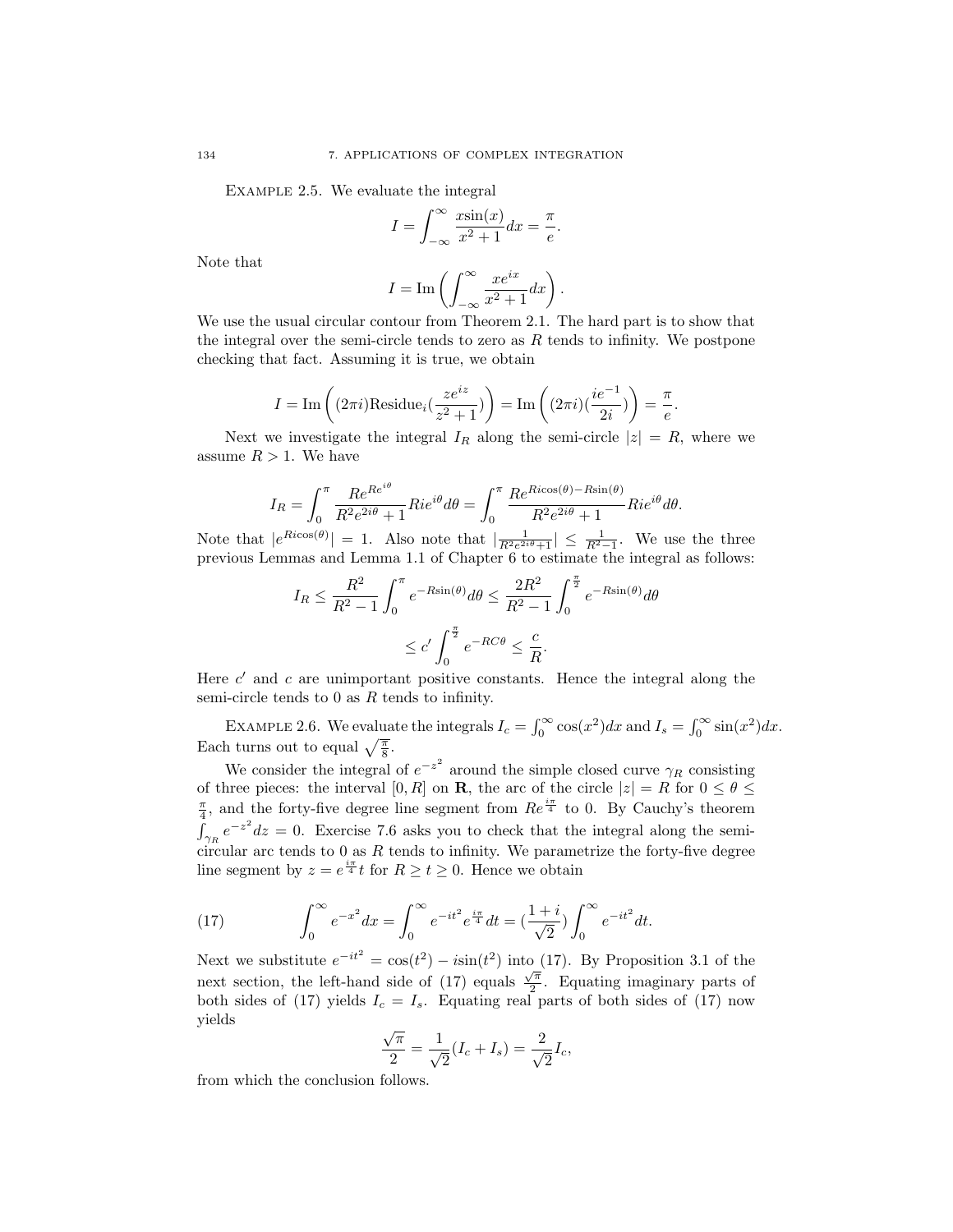Example 2.5. We evaluate the integral

$$I = \int_{-\infty}^{\infty} \frac{x\sin(x)}{x^2+1} dx = \frac{\pi}{e}.$$

Note that

$$I = \mathrm{Im}\left( \int_{-\infty}^{\infty} \frac{xe^{ix}}{x^2+1} dx \right).$$

We use the usual circular contour from Theorem 2.1. The hard part is to show that the integral over the semi-circle tends to zero as $R$ tends to infinity. We postpone checking that fact. Assuming it is true, we obtain

$$I = \mathrm{Im}\left( (2\pi i)\mathrm{Residue}_i(\frac{ze^{iz}}{z^2+1}) \right) = \mathrm{Im}\left( (2\pi i)(\frac{ie^{-1}}{2i}) \right) = \frac{\pi}{e}.$$

Next we investigate the integral $I_R$ along the semi-circle $|z| = R$, where we assume $R > 1$. We have

$$I_R = \int_0^{\pi} \frac{Re^{Re^{i\theta}}}{R^2e^{2i\theta}+1} Rie^{i\theta} d\theta = \int_0^{\pi} \frac{Re^{Ri\cos(\theta) - R\sin(\theta)}}{R^2e^{2i\theta}+1} Rie^{i\theta} d\theta.$$

Note that $|e^{Ri\cos(\theta)}| = 1$. Also note that $|\frac{1}{R^2e^{2i\theta}+1}| \le \frac{1}{R^2-1}$. We use the three previous Lemmas and Lemma 1.1 of Chapter 6 to estimate the integral as follows:

$$I_R \le \frac{R^2}{R^2-1} \int_0^{\pi} e^{-R\sin(\theta)} d\theta \le \frac{2R^2}{R^2-1} \int_0^{\frac{\pi}{2}} e^{-R\sin(\theta)} d\theta$$

$$\le c' \int_0^{\frac{\pi}{2}} e^{-RC\theta} \le \frac{c}{R}.$$

Here $c'$ and $c$ are unimportant positive constants. Hence the integral along the semi-circle tends to 0 as $R$ tends to infinity.

Example 2.6. We evaluate the integrals $I_c = \int_0^\infty \cos(x^2)dx$ and $I_s = \int_0^\infty \sin(x^2)dx$. Each turns out to equal $\sqrt{\frac{\pi}{8}}$.

We consider the integral of $e^{-z^2}$ around the simple closed curve $\gamma_R$ consisting of three pieces: the interval $[0, R]$ on $\mathbf{R}$, the arc of the circle $|z| = R$ for $0 \le \theta \le \frac{\pi}{4}$, and the forty-five degree line segment from $Re^{\frac{i\pi}{4}}$ to 0. By Cauchy's theorem $\int_{\gamma_R} e^{-z^2}dz = 0$. Exercise 7.6 asks you to check that the integral along the semi-circular arc tends to 0 as $R$ tends to infinity. We parametrize the forty-five degree line segment by $z = e^{\frac{i\pi}{4}}t$ for $R \ge t \ge 0$. Hence we obtain

$$\int_0^\infty e^{-x^2}dx = \int_0^\infty e^{-it^2}e^{\frac{i\pi}{4}}dt = (\frac{1+i}{\sqrt{2}})\int_0^\infty e^{-it^2}dt. \tag{17}$$

Next we substitute $e^{-it^2} = \cos(t^2) - i\sin(t^2)$ into (17). By Proposition 3.1 of the next section, the left-hand side of (17) equals $\frac{\sqrt{\pi}}{2}$. Equating imaginary parts of both sides of (17) yields $I_c = I_s$. Equating real parts of both sides of (17) now yields

$$\frac{\sqrt{\pi}}{2} = \frac{1}{\sqrt{2}}(I_c + I_s) = \frac{2}{\sqrt{2}}I_c,$$

from which the conclusion follows.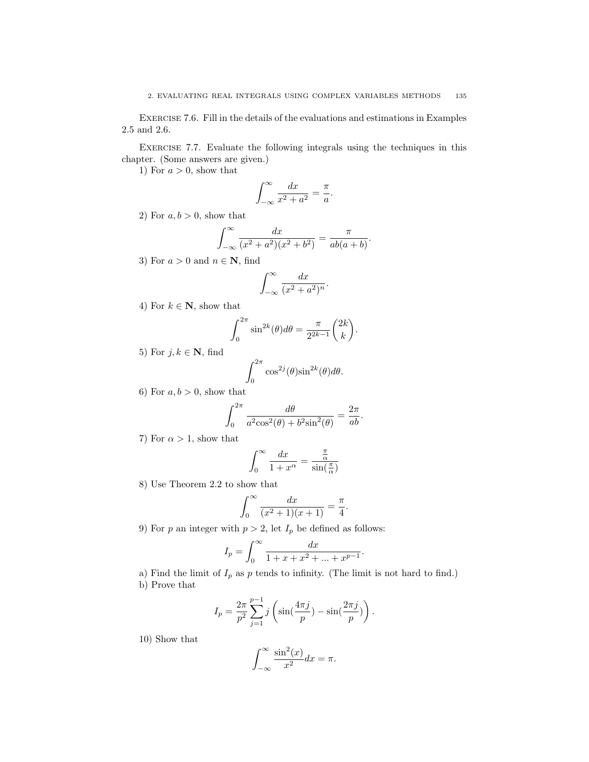EXERCISE 7.6. Fill in the details of the evaluations and estimations in Examples 2.5 and 2.6.

EXERCISE 7.7. Evaluate the following integrals using the techniques in this chapter. (Some answers are given.)

1) For $a > 0$, show that

$$\int_{-\infty}^{\infty} \frac{dx}{x^2 + a^2} = \frac{\pi}{a}.$$

2) For $a, b > 0$, show that

$$\int_{-\infty}^{\infty} \frac{dx}{(x^2 + a^2)(x^2 + b^2)} = \frac{\pi}{ab(a + b)}.$$

3) For $a > 0$ and $n \in \mathbf{N}$, find

$$\int_{-\infty}^{\infty} \frac{dx}{(x^2 + a^2)^n}.$$

4) For $k \in \mathbf{N}$, show that

$$\int_0^{2\pi} \sin^{2k}(\theta) d\theta = \frac{\pi}{2^{2k-1}} \binom{2k}{k}.$$

5) For $j, k \in \mathbf{N}$, find

$$\int_0^{2\pi} \cos^{2j}(\theta) \sin^{2k}(\theta) d\theta.$$

6) For $a, b > 0$, show that

$$\int_0^{2\pi} \frac{d\theta}{a^2 \cos^2(\theta) + b^2 \sin^2(\theta)} = \frac{2\pi}{ab}.$$

7) For $\alpha > 1$, show that

$$\int_0^{\infty} \frac{dx}{1 + x^{\alpha}} = \frac{\frac{\pi}{\alpha}}{\sin(\frac{\pi}{\alpha})}$$

8) Use Theorem 2.2 to show that

$$\int_0^{\infty} \frac{dx}{(x^2 + 1)(x + 1)} = \frac{\pi}{4}.$$

9) For $p$ an integer with $p > 2$, let $I_p$ be defined as follows:

$$I_p = \int_0^{\infty} \frac{dx}{1 + x + x^2 + ... + x^{p-1}}.$$

a) Find the limit of $I_p$ as $p$ tends to infinity. (The limit is not hard to find.)

b) Prove that

$$I_p = \frac{2\pi}{p^2} \sum_{j=1}^{p-1} j \left( \sin(\frac{4\pi j}{p}) - \sin(\frac{2\pi j}{p}) \right).$$

10) Show that

$$\int_{-\infty}^{\infty} \frac{\sin^2(x)}{x^2} dx = \pi.$$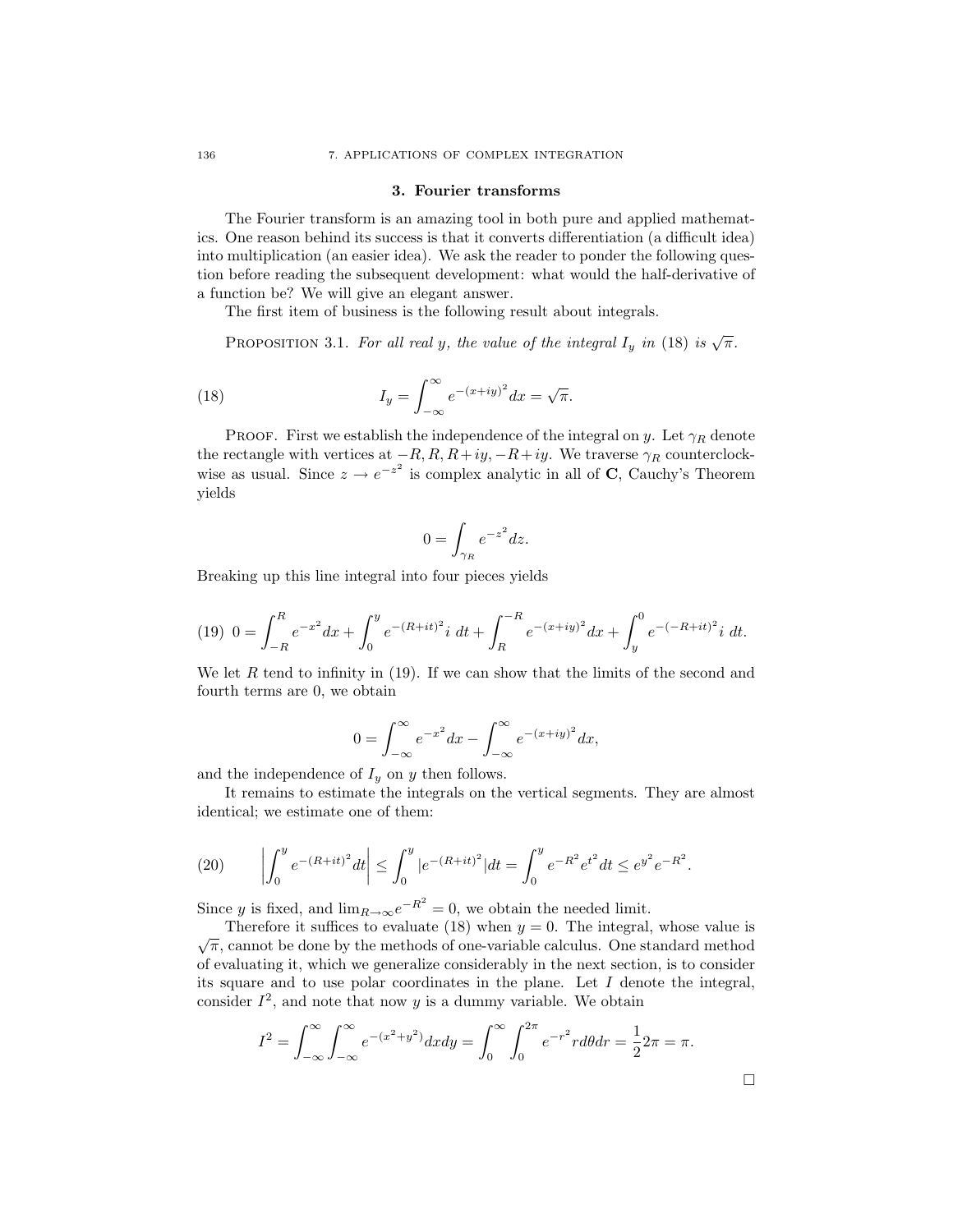## 3. Fourier transforms

The Fourier transform is an amazing tool in both pure and applied mathematics. One reason behind its success is that it converts differentiation (a difficult idea) into multiplication (an easier idea). We ask the reader to ponder the following question before reading the subsequent development: what would the half-derivative of a function be? We will give an elegant answer.

The first item of business is the following result about integrals.

PROPOSITION 3.1. *For all real $y$, the value of the integral $I_y$ in (18) is $\sqrt{\pi}$.*

$$I_y = \int_{-\infty}^{\infty} e^{-(x+iy)^2} dx = \sqrt{\pi}. \tag{18}$$

PROOF. First we establish the independence of the integral on $y$. Let $\gamma_R$ denote the rectangle with vertices at $-R, R, R+iy, -R+iy$. We traverse $\gamma_R$ counterclockwise as usual. Since $z \to e^{-z^2}$ is complex analytic in all of $\mathbf{C}$, Cauchy's Theorem yields

$$0 = \int_{\gamma_R} e^{-z^2} dz.$$

Breaking up this line integral into four pieces yields

$$0 = \int_{-R}^{R} e^{-x^2} dx + \int_0^y e^{-(R+it)^2} i \; dt + \int_R^{-R} e^{-(x+iy)^2} dx + \int_y^0 e^{-(-R+it)^2} i \; dt. \tag{19}$$

We let $R$ tend to infinity in (19). If we can show that the limits of the second and fourth terms are 0, we obtain

$$0 = \int_{-\infty}^{\infty} e^{-x^2} dx - \int_{-\infty}^{\infty} e^{-(x+iy)^2} dx,$$

and the independence of $I_y$ on $y$ then follows.

It remains to estimate the integrals on the vertical segments. They are almost identical; we estimate one of them:

$$\left| \int_0^y e^{-(R+it)^2} dt \right| \leq \int_0^y |e^{-(R+it)^2}| dt = \int_0^y e^{-R^2} e^{t^2} dt \leq e^{y^2} e^{-R^2}. \tag{20}$$

Since $y$ is fixed, and $\lim_{R\to\infty} e^{-R^2} = 0$, we obtain the needed limit.

Therefore it suffices to evaluate (18) when $y = 0$. The integral, whose value is $\sqrt{\pi}$, cannot be done by the methods of one-variable calculus. One standard method of evaluating it, which we generalize considerably in the next section, is to consider its square and to use polar coordinates in the plane. Let $I$ denote the integral, consider $I^2$, and note that now $y$ is a dummy variable. We obtain

$$I^2 = \int_{-\infty}^{\infty} \int_{-\infty}^{\infty} e^{-(x^2+y^2)} dx dy = \int_0^{\infty} \int_0^{2\pi} e^{-r^2} r d\theta dr = \frac{1}{2} 2\pi = \pi.$$

□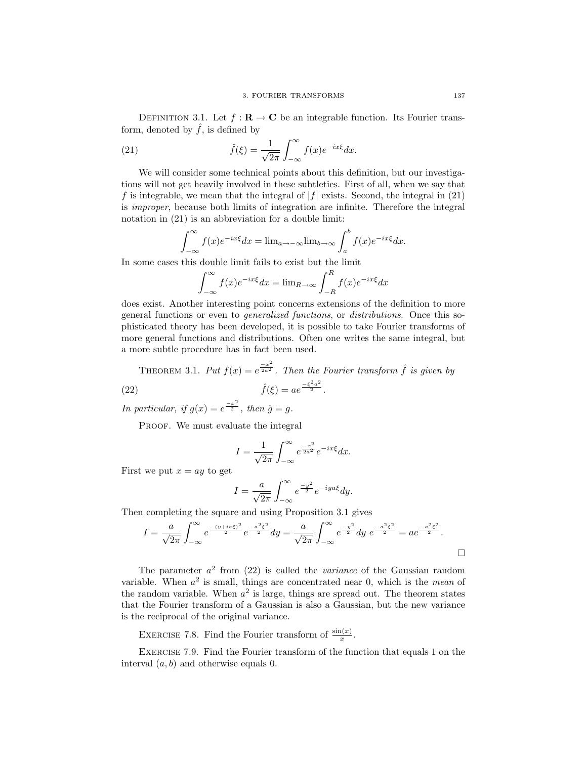Definition 3.1. Let $f : \mathbf{R} \to \mathbf{C}$ be an integrable function. Its Fourier transform, denoted by $\hat{f}$, is defined by

$$\hat{f}(\xi) = \frac{1}{\sqrt{2\pi}} \int_{-\infty}^{\infty} f(x) e^{-ix\xi} dx. \tag{21}$$

We will consider some technical points about this definition, but our investigations will not get heavily involved in these subtleties. First of all, when we say that $f$ is integrable, we mean that the integral of $|f|$ exists. Second, the integral in (21) is *improper*, because both limits of integration are infinite. Therefore the integral notation in (21) is an abbreviation for a double limit:

$$\int_{-\infty}^{\infty} f(x) e^{-ix\xi} dx = \lim_{a \to -\infty} \lim_{b \to \infty} \int_a^b f(x) e^{-ix\xi} dx.$$

In some cases this double limit fails to exist but the limit

$$\int_{-\infty}^{\infty} f(x) e^{-ix\xi} dx = \lim_{R \to \infty} \int_{-R}^{R} f(x) e^{-ix\xi} dx$$

does exist. Another interesting point concerns extensions of the definition to more general functions or even to *generalized functions*, or *distributions*. Once this sophisticated theory has been developed, it is possible to take Fourier transforms of more general functions and distributions. Often one writes the same integral, but a more subtle procedure has in fact been used.

Theorem 3.1. *Put $f(x) = e^{\frac{-x^2}{2a^2}}$. Then the Fourier transform $\hat{f}$ is given by*

$$\hat{f}(\xi) = a e^{\frac{-\xi^2 a^2}{2}}. \tag{22}$$

*In particular, if $g(x) = e^{\frac{-x^2}{2}}$, then $\hat{g} = g$.*

Proof. We must evaluate the integral

$$I = \frac{1}{\sqrt{2\pi}} \int_{-\infty}^{\infty} e^{\frac{-x^2}{2a^2}} e^{-ix\xi} dx.$$

First we put $x = ay$ to get

$$I = \frac{a}{\sqrt{2\pi}} \int_{-\infty}^{\infty} e^{\frac{-y^2}{2}} e^{-iya\xi} dy.$$

Then completing the square and using Proposition 3.1 gives

$$I = \frac{a}{\sqrt{2\pi}} \int_{-\infty}^{\infty} e^{\frac{-(y+ia\xi)^2}{2}} e^{\frac{-a^2\xi^2}{2}} dy = \frac{a}{\sqrt{2\pi}} \int_{-\infty}^{\infty} e^{\frac{-y^2}{2}} dy \; e^{\frac{-a^2\xi^2}{2}} = a e^{\frac{-a^2\xi^2}{2}}.$$

∎

The parameter $a^2$ from (22) is called the *variance* of the Gaussian random variable. When $a^2$ is small, things are concentrated near 0, which is the *mean* of the random variable. When $a^2$ is large, things are spread out. The theorem states that the Fourier transform of a Gaussian is also a Gaussian, but the new variance is the reciprocal of the original variance.

Exercise 7.8. Find the Fourier transform of $\frac{\sin(x)}{x}$.

Exercise 7.9. Find the Fourier transform of the function that equals 1 on the interval $(a, b)$ and otherwise equals 0.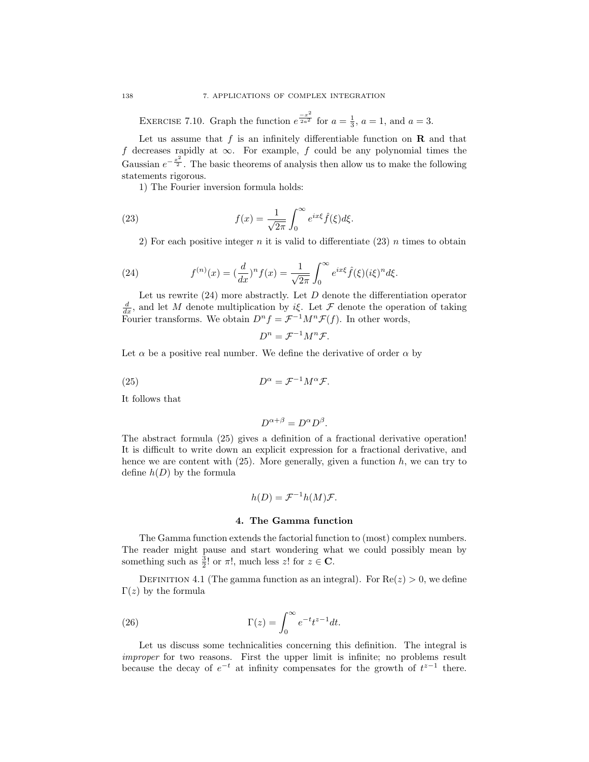EXERCISE 7.10. Graph the function $e^{\frac{-x^2}{2a^2}}$ for $a = \frac{1}{3}$, $a = 1$, and $a = 3$.

Let us assume that $f$ is an infinitely differentiable function on $\mathbf{R}$ and that $f$ decreases rapidly at $\infty$. For example, $f$ could be any polynomial times the Gaussian $e^{-\frac{x^2}{2}}$. The basic theorems of analysis then allow us to make the following statements rigorous.

1) The Fourier inversion formula holds:

$$f(x) = \frac{1}{\sqrt{2\pi}} \int_0^\infty e^{ix\xi} \hat{f}(\xi) d\xi. \tag{23}$$

2) For each positive integer $n$ it is valid to differentiate (23) $n$ times to obtain

$$f^{(n)}(x) = (\frac{d}{dx})^n f(x) = \frac{1}{\sqrt{2\pi}} \int_0^\infty e^{ix\xi} \hat{f}(\xi)(i\xi)^n d\xi. \tag{24}$$

Let us rewrite (24) more abstractly. Let $D$ denote the differentiation operator $\frac{d}{dx}$, and let $M$ denote multiplication by $i\xi$. Let $\mathcal{F}$ denote the operation of taking Fourier transforms. We obtain $D^n f = \mathcal{F}^{-1} M^n \mathcal{F}(f)$. In other words,

$$D^n = \mathcal{F}^{-1} M^n \mathcal{F}.$$

Let $\alpha$ be a positive real number. We define the derivative of order $\alpha$ by

$$D^\alpha = \mathcal{F}^{-1} M^\alpha \mathcal{F}. \tag{25}$$

It follows that

$$D^{\alpha+\beta} = D^\alpha D^\beta.$$

The abstract formula (25) gives a definition of a fractional derivative operation! It is difficult to write down an explicit expression for a fractional derivative, and hence we are content with (25). More generally, given a function $h$, we can try to define $h(D)$ by the formula

$$h(D) = \mathcal{F}^{-1} h(M) \mathcal{F}.$$

## 4. The Gamma function

The Gamma function extends the factorial function to (most) complex numbers. The reader might pause and start wondering what we could possibly mean by something such as $\frac{3}{2}!$ or $\pi!$, much less $z!$ for $z \in \mathbf{C}$.

DEFINITION 4.1 (The gamma function as an integral). For $\text{Re}(z) > 0$, we define $\Gamma(z)$ by the formula

$$\Gamma(z) = \int_0^\infty e^{-t} t^{z-1} dt. \tag{26}$$

Let us discuss some technicalities concerning this definition. The integral is *improper* for two reasons. First the upper limit is infinite; no problems result because the decay of $e^{-t}$ at infinity compensates for the growth of $t^{z-1}$ there.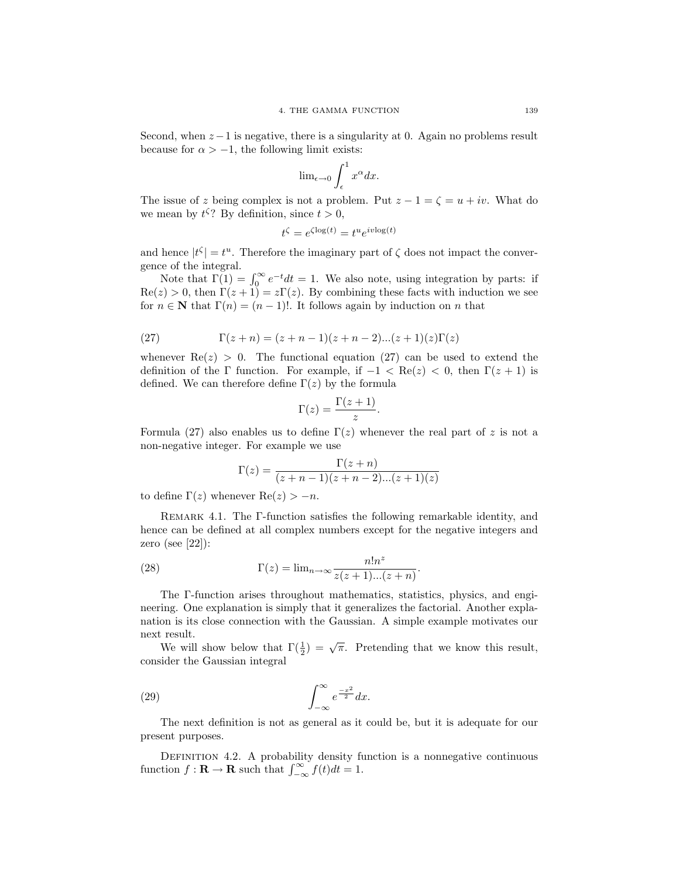Second, when $z-1$ is negative, there is a singularity at 0. Again no problems result because for $\alpha > -1$, the following limit exists:

$$\lim_{\epsilon \to 0} \int_{\epsilon}^{1} x^{\alpha} dx.$$

The issue of $z$ being complex is not a problem. Put $z - 1 = \zeta = u + iv$. What do we mean by $t^{\zeta}$? By definition, since $t > 0$,

$$t^{\zeta} = e^{\zeta \log(t)} = t^u e^{iv \log(t)}$$

and hence $|t^{\zeta}| = t^u$. Therefore the imaginary part of $\zeta$ does not impact the convergence of the integral.

Note that $\Gamma(1) = \int_0^{\infty} e^{-t} dt = 1$. We also note, using integration by parts: if $\mathrm{Re}(z) > 0$, then $\Gamma(z+1) = z\Gamma(z)$. By combining these facts with induction we see for $n \in \mathbf{N}$ that $\Gamma(n) = (n-1)!$. It follows again by induction on $n$ that

$$\Gamma(z+n) = (z+n-1)(z+n-2)...(z+1)(z)\Gamma(z) \tag{27}$$

whenever $\mathrm{Re}(z) > 0$. The functional equation (27) can be used to extend the definition of the $\Gamma$ function. For example, if $-1 < \mathrm{Re}(z) < 0$, then $\Gamma(z+1)$ is defined. We can therefore define $\Gamma(z)$ by the formula

$$\Gamma(z) = \frac{\Gamma(z+1)}{z}.$$

Formula (27) also enables us to define $\Gamma(z)$ whenever the real part of $z$ is not a non-negative integer. For example we use

$$\Gamma(z) = \frac{\Gamma(z+n)}{(z+n-1)(z+n-2)...(z+1)(z)}$$

to define $\Gamma(z)$ whenever $\mathrm{Re}(z) > -n$.

Remark 4.1. The $\Gamma$-function satisfies the following remarkable identity, and hence can be defined at all complex numbers except for the negative integers and zero (see [22]):

$$\Gamma(z) = \lim_{n \to \infty} \frac{n! n^z}{z(z+1)...(z+n)}. \tag{28}$$

The $\Gamma$-function arises throughout mathematics, statistics, physics, and engineering. One explanation is simply that it generalizes the factorial. Another explanation is its close connection with the Gaussian. A simple example motivates our next result.

We will show below that $\Gamma(\frac{1}{2}) = \sqrt{\pi}$. Pretending that we know this result, consider the Gaussian integral

$$\int_{-\infty}^{\infty} e^{\frac{-x^2}{2}} dx. \tag{29}$$

The next definition is not as general as it could be, but it is adequate for our present purposes.

Definition 4.2. A probability density function is a nonnegative continuous function $f : \mathbf{R} \to \mathbf{R}$ such that $\int_{-\infty}^{\infty} f(t) dt = 1$.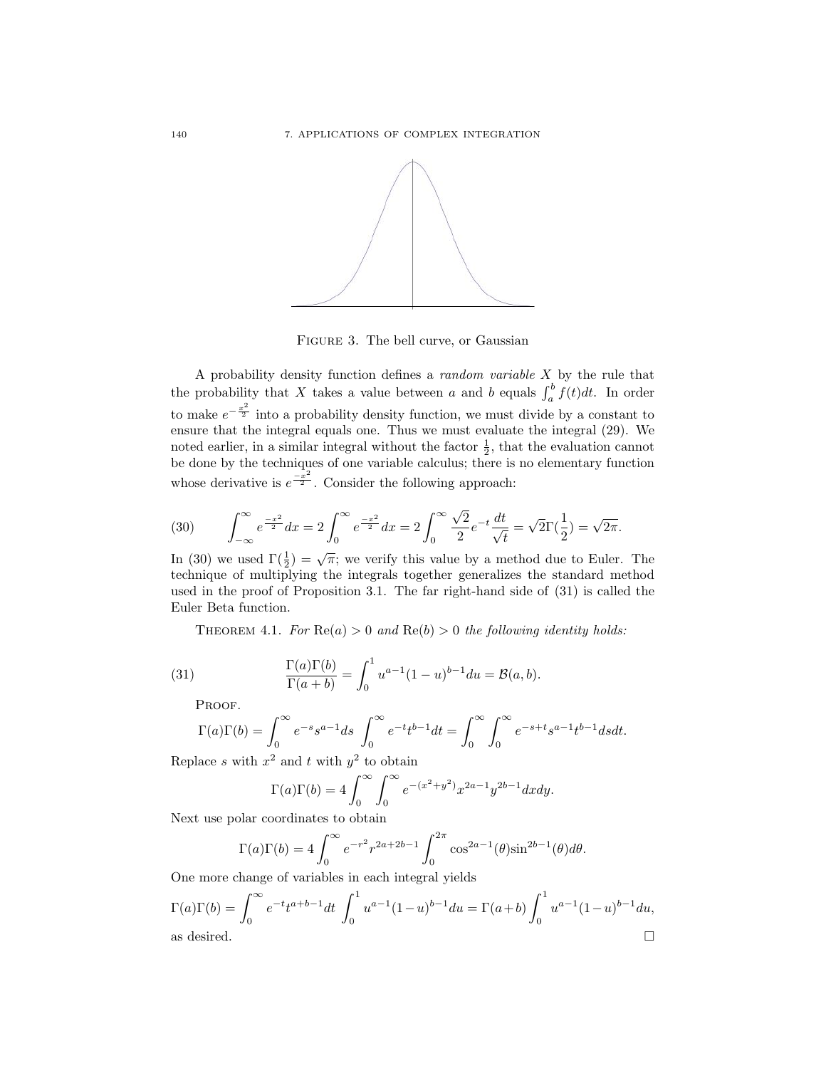Figure 3. The bell curve, or Gaussian

A probability density function defines a *random variable* $X$ by the rule that the probability that $X$ takes a value between $a$ and $b$ equals $\int_a^b f(t)dt$. In order to make $e^{-\frac{x^2}{2}}$ into a probability density function, we must divide by a constant to ensure that the integral equals one. Thus we must evaluate the integral (29). We noted earlier, in a similar integral without the factor $\frac{1}{2}$, that the evaluation cannot be done by the techniques of one variable calculus; there is no elementary function whose derivative is $e^{\frac{-x^2}{2}}$. Consider the following approach:

$$\int_{-\infty}^{\infty} e^{\frac{-x^2}{2}} dx = 2\int_0^{\infty} e^{\frac{-x^2}{2}} dx = 2\int_0^{\infty} \frac{\sqrt{2}}{2} e^{-t} \frac{dt}{\sqrt{t}} = \sqrt{2}\Gamma(\frac{1}{2}) = \sqrt{2\pi}. \tag{30}$$

In (30) we used $\Gamma(\frac{1}{2}) = \sqrt{\pi}$; we verify this value by a method due to Euler. The technique of multiplying the integrals together generalizes the standard method used in the proof of Proposition 3.1. The far right-hand side of (31) is called the Euler Beta function.

Theorem 4.1. *For* $\mathrm{Re}(a) > 0$ *and* $\mathrm{Re}(b) > 0$ *the following identity holds:*

$$\frac{\Gamma(a)\Gamma(b)}{\Gamma(a+b)} = \int_0^1 u^{a-1}(1-u)^{b-1} du = \mathcal{B}(a,b). \tag{31}$$

Proof.

$$\Gamma(a)\Gamma(b) = \int_0^{\infty} e^{-s} s^{a-1} ds \int_0^{\infty} e^{-t} t^{b-1} dt = \int_0^{\infty}\int_0^{\infty} e^{-s+t} s^{a-1} t^{b-1} ds dt.$$

Replace $s$ with $x^2$ and $t$ with $y^2$ to obtain

$$\Gamma(a)\Gamma(b) = 4\int_0^{\infty}\int_0^{\infty} e^{-(x^2+y^2)} x^{2a-1} y^{2b-1} dx dy.$$

Next use polar coordinates to obtain

$$\Gamma(a)\Gamma(b) = 4\int_0^{\infty} e^{-r^2} r^{2a+2b-1} \int_0^{2\pi} \cos^{2a-1}(\theta) \sin^{2b-1}(\theta) d\theta.$$

One more change of variables in each integral yields

$$\Gamma(a)\Gamma(b) = \int_0^{\infty} e^{-t} t^{a+b-1} dt \int_0^1 u^{a-1}(1-u)^{b-1} du = \Gamma(a+b)\int_0^1 u^{a-1}(1-u)^{b-1} du,$$

as desired. $\square$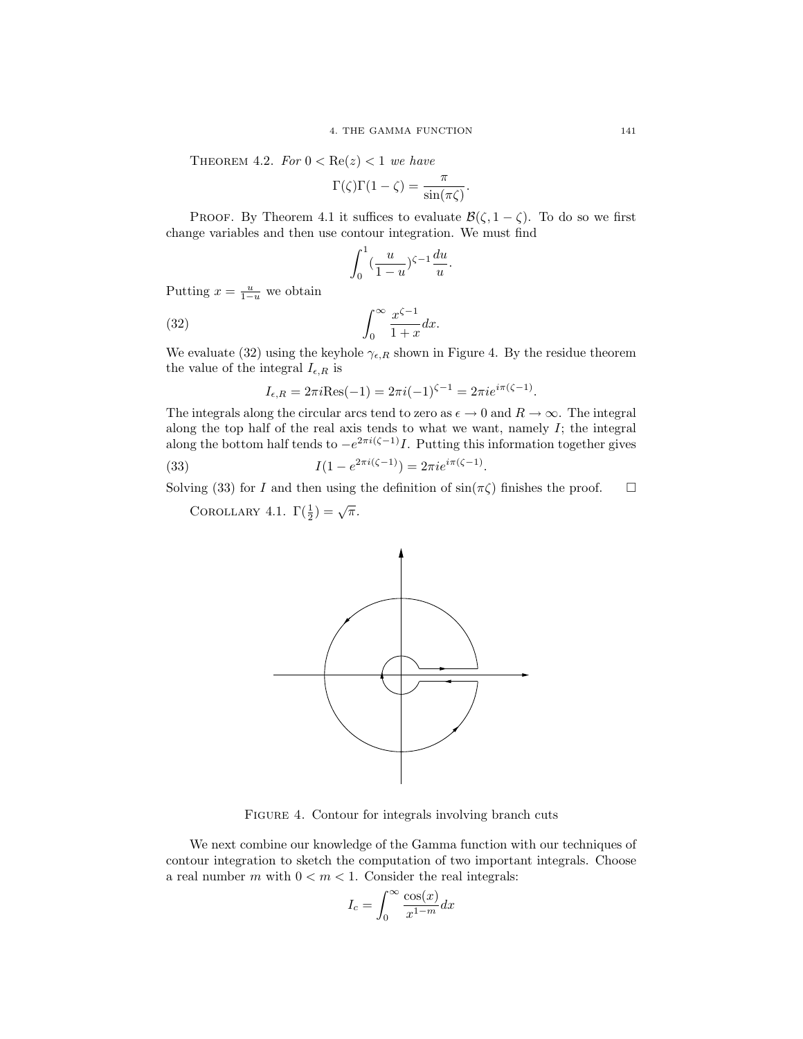**Theorem 4.2.** *For $0 < \mathrm{Re}(z) < 1$ we have*

$$\Gamma(\zeta)\Gamma(1-\zeta) = \frac{\pi}{\sin(\pi\zeta)}.$$

**Proof.** By Theorem 4.1 it suffices to evaluate $\mathcal{B}(\zeta, 1-\zeta)$. To do so we first change variables and then use contour integration. We must find

$$\int_0^1 \left(\frac{u}{1-u}\right)^{\zeta-1} \frac{du}{u}.$$

Putting $x = \frac{u}{1-u}$ we obtain

$$\int_0^\infty \frac{x^{\zeta-1}}{1+x} dx. \tag{32}$$

We evaluate (32) using the keyhole $\gamma_{\epsilon,R}$ shown in Figure 4. By the residue theorem the value of the integral $I_{\epsilon,R}$ is

$$I_{\epsilon,R} = 2\pi i \mathrm{Res}(-1) = 2\pi i (-1)^{\zeta-1} = 2\pi i e^{i\pi(\zeta-1)}.$$

The integrals along the circular arcs tend to zero as $\epsilon \to 0$ and $R \to \infty$. The integral along the top half of the real axis tends to what we want, namely $I$; the integral along the bottom half tends to $-e^{2\pi i(\zeta-1)} I$. Putting this information together gives

$$I(1 - e^{2\pi i(\zeta-1)}) = 2\pi i e^{i\pi(\zeta-1)}. \tag{33}$$

Solving (33) for $I$ and then using the definition of $\sin(\pi\zeta)$ finishes the proof. $\square$

**Corollary 4.1.** $\Gamma(\frac{1}{2}) = \sqrt{\pi}$.

Figure 4. Contour for integrals involving branch cuts

We next combine our knowledge of the Gamma function with our techniques of contour integration to sketch the computation of two important integrals. Choose a real number $m$ with $0 < m < 1$. Consider the real integrals:

$$I_c = \int_0^\infty \frac{\cos(x)}{x^{1-m}} dx$$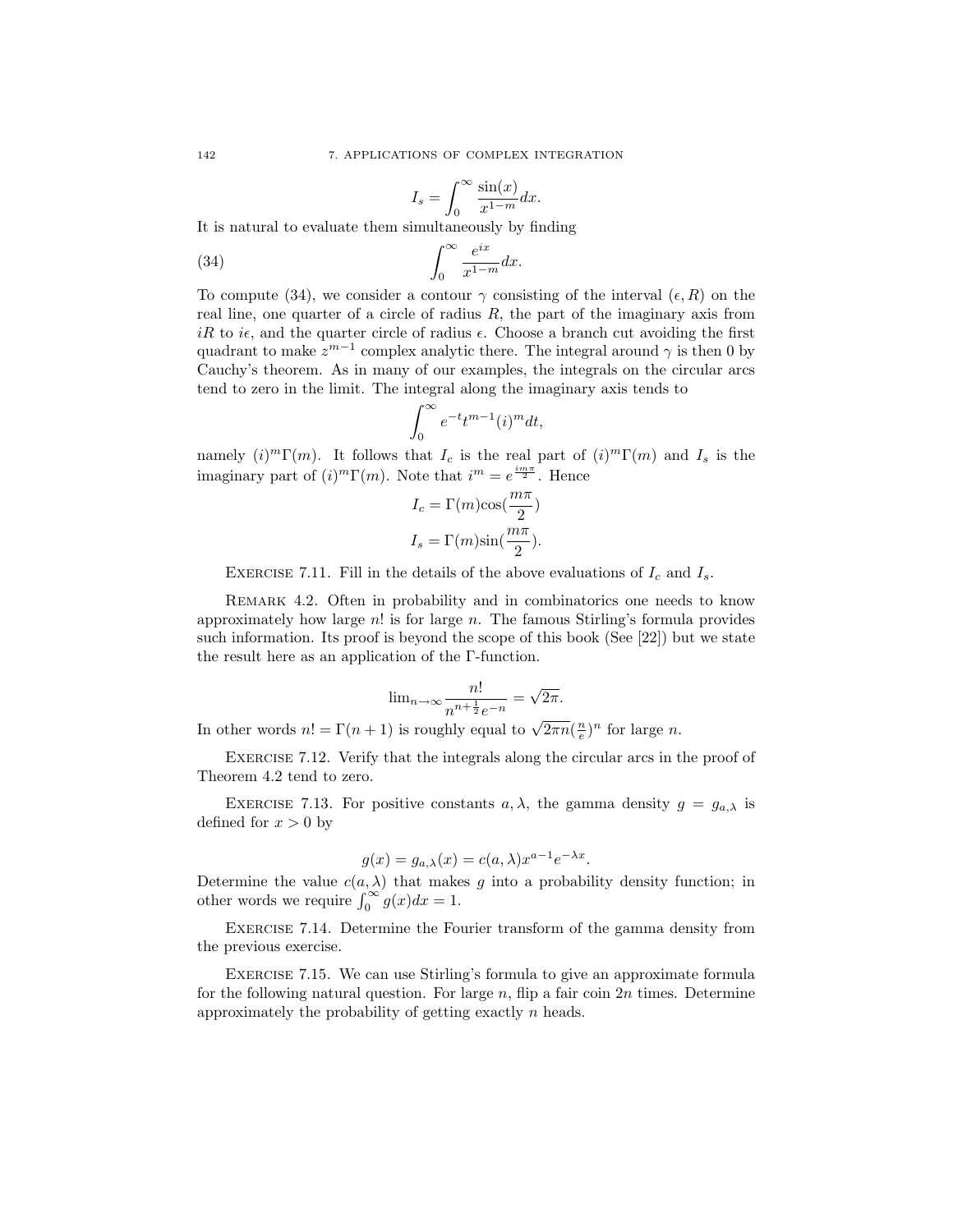$$I_s = \int_0^\infty \frac{\sin(x)}{x^{1-m}} dx.$$

It is natural to evaluate them simultaneously by finding

$$\int_0^\infty \frac{e^{ix}}{x^{1-m}} dx. \tag{34}$$

To compute (34), we consider a contour $\gamma$ consisting of the interval $(\epsilon, R)$ on the real line, one quarter of a circle of radius $R$, the part of the imaginary axis from $iR$ to $i\epsilon$, and the quarter circle of radius $\epsilon$. Choose a branch cut avoiding the first quadrant to make $z^{m-1}$ complex analytic there. The integral around $\gamma$ is then 0 by Cauchy's theorem. As in many of our examples, the integrals on the circular arcs tend to zero in the limit. The integral along the imaginary axis tends to

$$\int_0^\infty e^{-t} t^{m-1} (i)^m dt,$$

namely $(i)^m \Gamma(m)$. It follows that $I_c$ is the real part of $(i)^m \Gamma(m)$ and $I_s$ is the imaginary part of $(i)^m \Gamma(m)$. Note that $i^m = e^{\frac{im\pi}{2}}$. Hence

$$I_c = \Gamma(m) \cos(\frac{m\pi}{2})$$

$$I_s = \Gamma(m) \sin(\frac{m\pi}{2}).$$

Exercise 7.11. Fill in the details of the above evaluations of $I_c$ and $I_s$.

Remark 4.2. Often in probability and in combinatorics one needs to know approximately how large $n!$ is for large $n$. The famous Stirling's formula provides such information. Its proof is beyond the scope of this book (See [22]) but we state the result here as an application of the $\Gamma$-function.

$$\lim_{n\to\infty} \frac{n!}{n^{n+\frac{1}{2}} e^{-n}} = \sqrt{2\pi}.$$

In other words $n! = \Gamma(n+1)$ is roughly equal to $\sqrt{2\pi n} (\frac{n}{e})^n$ for large $n$.

Exercise 7.12. Verify that the integrals along the circular arcs in the proof of Theorem 4.2 tend to zero.

Exercise 7.13. For positive constants $a, \lambda$, the gamma density $g = g_{a,\lambda}$ is defined for $x > 0$ by

$$g(x) = g_{a,\lambda}(x) = c(a, \lambda) x^{a-1} e^{-\lambda x}.$$

Determine the value $c(a, \lambda)$ that makes $g$ into a probability density function; in other words we require $\int_0^\infty g(x) dx = 1$.

Exercise 7.14. Determine the Fourier transform of the gamma density from the previous exercise.

Exercise 7.15. We can use Stirling's formula to give an approximate formula for the following natural question. For large $n$, flip a fair coin $2n$ times. Determine approximately the probability of getting exactly $n$ heads.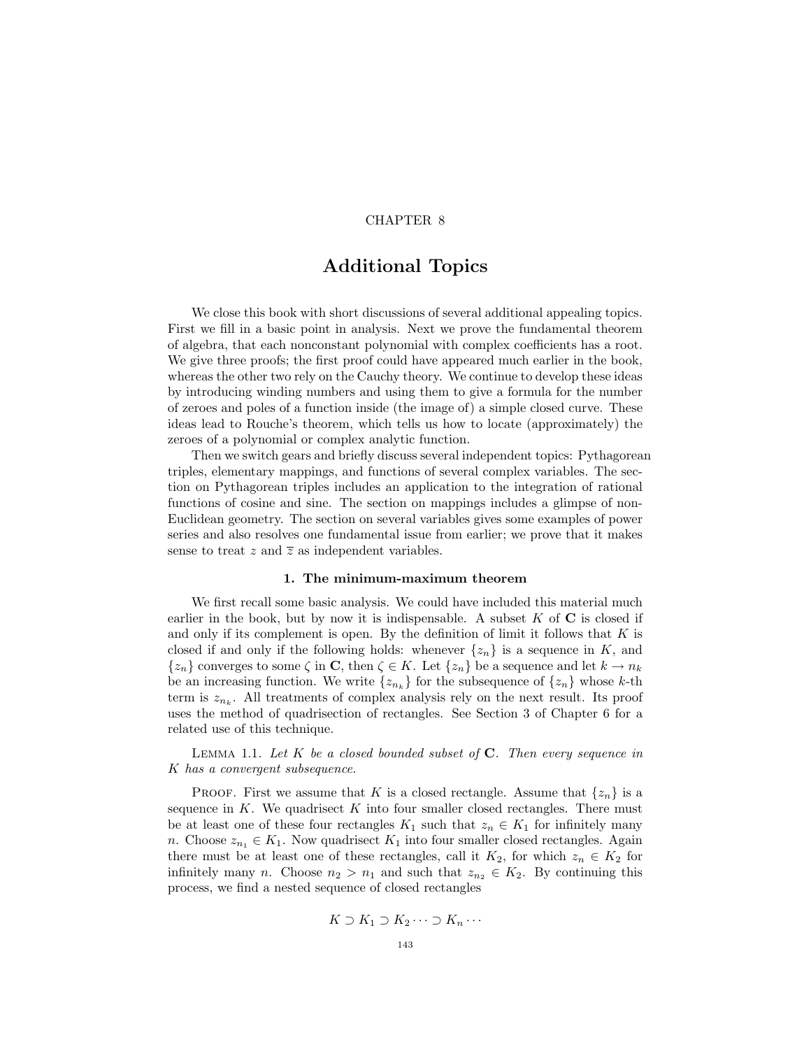CHAPTER 8

# Additional Topics

We close this book with short discussions of several additional appealing topics. First we fill in a basic point in analysis. Next we prove the fundamental theorem of algebra, that each nonconstant polynomial with complex coefficients has a root. We give three proofs; the first proof could have appeared much earlier in the book, whereas the other two rely on the Cauchy theory. We continue to develop these ideas by introducing winding numbers and using them to give a formula for the number of zeroes and poles of a function inside (the image of) a simple closed curve. These ideas lead to Rouche's theorem, which tells us how to locate (approximately) the zeroes of a polynomial or complex analytic function.

Then we switch gears and briefly discuss several independent topics: Pythagorean triples, elementary mappings, and functions of several complex variables. The section on Pythagorean triples includes an application to the integration of rational functions of cosine and sine. The section on mappings includes a glimpse of non-Euclidean geometry. The section on several variables gives some examples of power series and also resolves one fundamental issue from earlier; we prove that it makes sense to treat $z$ and $\overline{z}$ as independent variables.

## 1. The minimum-maximum theorem

We first recall some basic analysis. We could have included this material much earlier in the book, but by now it is indispensable. A subset $K$ of $\mathbf{C}$ is closed if and only if its complement is open. By the definition of limit it follows that $K$ is closed if and only if the following holds: whenever $\{z_n\}$ is a sequence in $K$, and $\{z_n\}$ converges to some $\zeta$ in $\mathbf{C}$, then $\zeta \in K$. Let $\{z_n\}$ be a sequence and let $k \to n_k$ be an increasing function. We write $\{z_{n_k}\}$ for the subsequence of $\{z_n\}$ whose $k$-th term is $z_{n_k}$. All treatments of complex analysis rely on the next result. Its proof uses the method of quadrisection of rectangles. See Section 3 of Chapter 6 for a related use of this technique.

LEMMA 1.1. *Let $K$ be a closed bounded subset of $\mathbf{C}$. Then every sequence in $K$ has a convergent subsequence.*

PROOF. First we assume that $K$ is a closed rectangle. Assume that $\{z_n\}$ is a sequence in $K$. We quadrisect $K$ into four smaller closed rectangles. There must be at least one of these four rectangles $K_1$ such that $z_n \in K_1$ for infinitely many $n$. Choose $z_{n_1} \in K_1$. Now quadrisect $K_1$ into four smaller closed rectangles. Again there must be at least one of these rectangles, call it $K_2$, for which $z_n \in K_2$ for infinitely many $n$. Choose $n_2 > n_1$ and such that $z_{n_2} \in K_2$. By continuing this process, we find a nested sequence of closed rectangles

$$K \supset K_1 \supset K_2 \cdots \supset K_n \cdots$$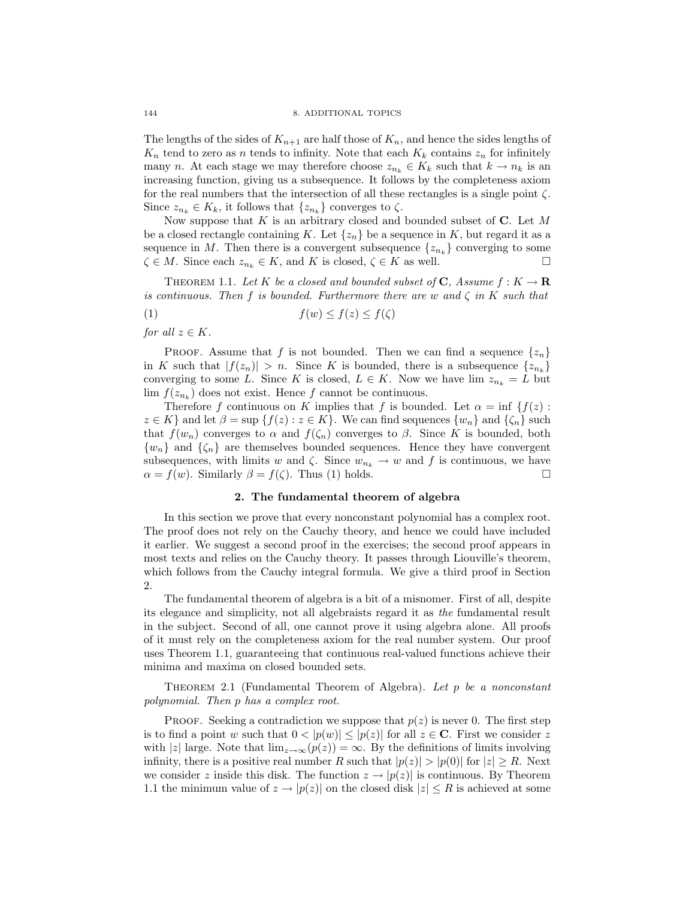The lengths of the sides of $K_{n+1}$ are half those of $K_n$, and hence the sides lengths of $K_n$ tend to zero as $n$ tends to infinity. Note that each $K_k$ contains $z_n$ for infinitely many $n$. At each stage we may therefore choose $z_{n_k} \in K_k$ such that $k \to n_k$ is an increasing function, giving us a subsequence. It follows by the completeness axiom for the real numbers that the intersection of all these rectangles is a single point $\zeta$. Since $z_{n_k} \in K_k$, it follows that $\{z_{n_k}\}$ converges to $\zeta$.

Now suppose that $K$ is an arbitrary closed and bounded subset of $\mathbf{C}$. Let $M$ be a closed rectangle containing $K$. Let $\{z_n\}$ be a sequence in $K$, but regard it as a sequence in $M$. Then there is a convergent subsequence $\{z_{n_k}\}$ converging to some $\zeta \in M$. Since each $z_{n_k} \in K$, and $K$ is closed, $\zeta \in K$ as well. □

THEOREM 1.1. *Let $K$ be a closed and bounded subset of $\mathbf{C}$, Assume $f : K \to \mathbf{R}$ is continuous. Then $f$ is bounded. Furthermore there are $w$ and $\zeta$ in $K$ such that*

$$f(w) \leq f(z) \leq f(\zeta) \tag{1}$$

*for all $z \in K$.*

PROOF. Assume that $f$ is not bounded. Then we can find a sequence $\{z_n\}$ in $K$ such that $|f(z_n)| > n$. Since $K$ is bounded, there is a subsequence $\{z_{n_k}\}$ converging to some $L$. Since $K$ is closed, $L \in K$. Now we have $\lim z_{n_k} = L$ but $\lim f(z_{n_k})$ does not exist. Hence $f$ cannot be continuous.

Therefore $f$ continuous on $K$ implies that $f$ is bounded. Let $\alpha = \inf \{f(z) : z \in K\}$ and let $\beta = \sup \{f(z) : z \in K\}$. We can find sequences $\{w_n\}$ and $\{\zeta_n\}$ such that $f(w_n)$ converges to $\alpha$ and $f(\zeta_n)$ converges to $\beta$. Since $K$ is bounded, both $\{w_n\}$ and $\{\zeta_n\}$ are themselves bounded sequences. Hence they have convergent subsequences, with limits $w$ and $\zeta$. Since $w_{n_k} \to w$ and $f$ is continuous, we have $\alpha = f(w)$. Similarly $\beta = f(\zeta)$. Thus (1) holds. □

## 2. The fundamental theorem of algebra

In this section we prove that every nonconstant polynomial has a complex root. The proof does not rely on the Cauchy theory, and hence we could have included it earlier. We suggest a second proof in the exercises; the second proof appears in most texts and relies on the Cauchy theory. It passes through Liouville's theorem, which follows from the Cauchy integral formula. We give a third proof in Section 2.

The fundamental theorem of algebra is a bit of a misnomer. First of all, despite its elegance and simplicity, not all algebraists regard it as *the* fundamental result in the subject. Second of all, one cannot prove it using algebra alone. All proofs of it must rely on the completeness axiom for the real number system. Our proof uses Theorem 1.1, guaranteeing that continuous real-valued functions achieve their minima and maxima on closed bounded sets.

THEOREM 2.1 (Fundamental Theorem of Algebra). *Let $p$ be a nonconstant polynomial. Then $p$ has a complex root.*

PROOF. Seeking a contradiction we suppose that $p(z)$ is never 0. The first step is to find a point $w$ such that $0 < |p(w)| \leq |p(z)|$ for all $z \in \mathbf{C}$. First we consider $z$ with $|z|$ large. Note that $\lim_{z\to\infty}(p(z)) = \infty$. By the definitions of limits involving infinity, there is a positive real number $R$ such that $|p(z)| > |p(0)|$ for $|z| \geq R$. Next we consider $z$ inside this disk. The function $z \to |p(z)|$ is continuous. By Theorem 1.1 the minimum value of $z \to |p(z)|$ on the closed disk $|z| \leq R$ is achieved at some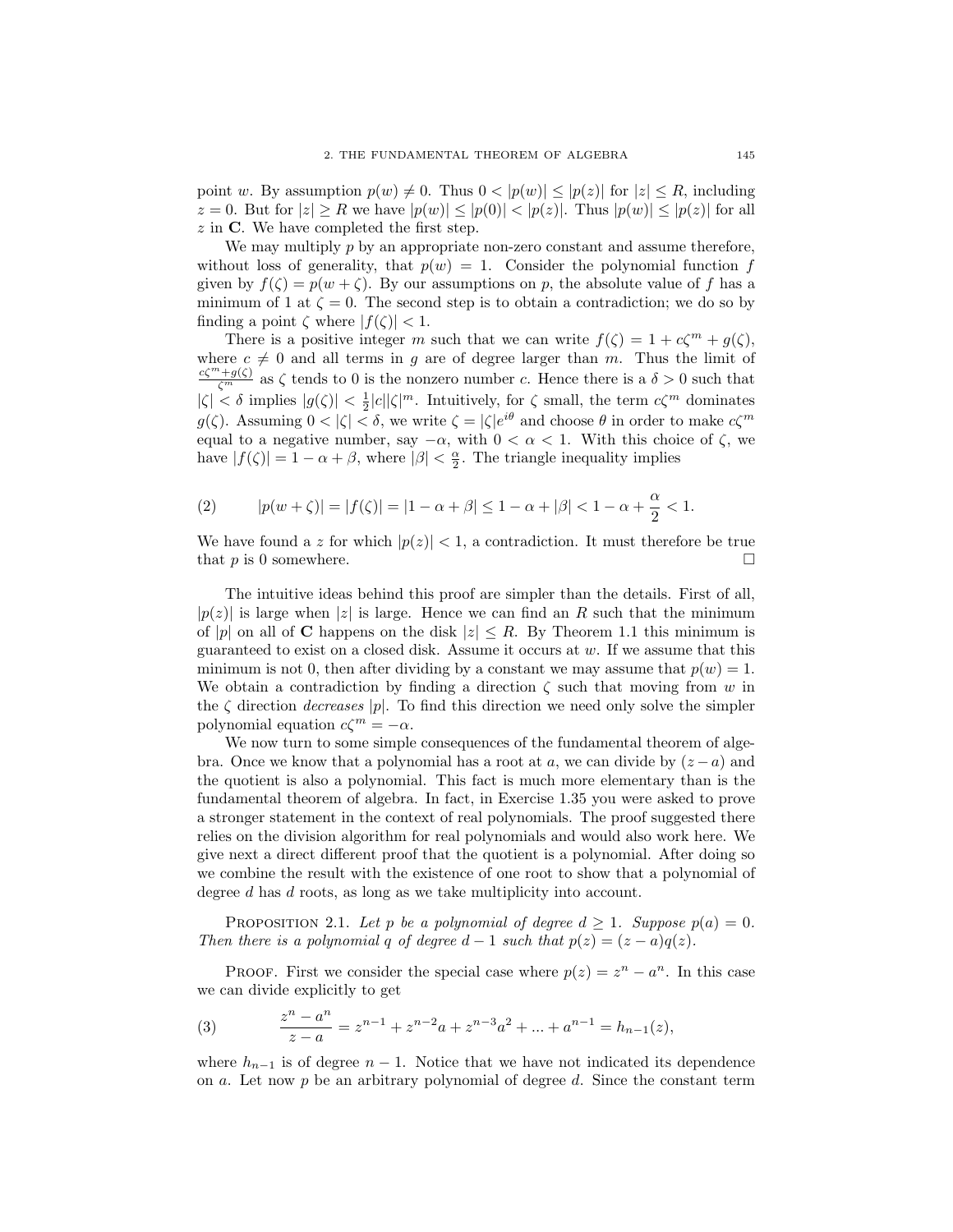point $w$. By assumption $p(w) \neq 0$. Thus $0 < |p(w)| \leq |p(z)|$ for $|z| \leq R$, including $z = 0$. But for $|z| \geq R$ we have $|p(w)| \leq |p(0)| < |p(z)|$. Thus $|p(w)| \leq |p(z)|$ for all $z$ in $\mathbf{C}$. We have completed the first step.

We may multiply $p$ by an appropriate non-zero constant and assume therefore, without loss of generality, that $p(w) = 1$. Consider the polynomial function $f$ given by $f(\zeta) = p(w + \zeta)$. By our assumptions on $p$, the absolute value of $f$ has a minimum of 1 at $\zeta = 0$. The second step is to obtain a contradiction; we do so by finding a point $\zeta$ where $|f(\zeta)| < 1$.

There is a positive integer $m$ such that we can write $f(\zeta) = 1 + c\zeta^m + g(\zeta)$, where $c \neq 0$ and all terms in $g$ are of degree larger than $m$. Thus the limit of $\frac{c\zeta^m + g(\zeta)}{\zeta^m}$ as $\zeta$ tends to 0 is the nonzero number $c$. Hence there is a $\delta > 0$ such that $|\zeta| < \delta$ implies $|g(\zeta)| < \frac{1}{2}|c||\zeta|^m$. Intuitively, for $\zeta$ small, the term $c\zeta^m$ dominates $g(\zeta)$. Assuming $0 < |\zeta| < \delta$, we write $\zeta = |\zeta|e^{i\theta}$ and choose $\theta$ in order to make $c\zeta^m$ equal to a negative number, say $-\alpha$, with $0 < \alpha < 1$. With this choice of $\zeta$, we have $|f(\zeta)| = 1 - \alpha + \beta$, where $|\beta| < \frac{\alpha}{2}$. The triangle inequality implies

$$(2) \qquad |p(w + \zeta)| = |f(\zeta)| = |1 - \alpha + \beta| \leq 1 - \alpha + |\beta| < 1 - \alpha + \frac{\alpha}{2} < 1.$$

We have found a $z$ for which $|p(z)| < 1$, a contradiction. It must therefore be true that $p$ is 0 somewhere. □

The intuitive ideas behind this proof are simpler than the details. First of all, $|p(z)|$ is large when $|z|$ is large. Hence we can find an $R$ such that the minimum of $|p|$ on all of $\mathbf{C}$ happens on the disk $|z| \leq R$. By Theorem 1.1 this minimum is guaranteed to exist on a closed disk. Assume it occurs at $w$. If we assume that this minimum is not 0, then after dividing by a constant we may assume that $p(w) = 1$. We obtain a contradiction by finding a direction $\zeta$ such that moving from $w$ in the $\zeta$ direction *decreases* $|p|$. To find this direction we need only solve the simpler polynomial equation $c\zeta^m = -\alpha$.

We now turn to some simple consequences of the fundamental theorem of algebra. Once we know that a polynomial has a root at $a$, we can divide by $(z - a)$ and the quotient is also a polynomial. This fact is much more elementary than is the fundamental theorem of algebra. In fact, in Exercise 1.35 you were asked to prove a stronger statement in the context of real polynomials. The proof suggested there relies on the division algorithm for real polynomials and would also work here. We give next a direct different proof that the quotient is a polynomial. After doing so we combine the result with the existence of one root to show that a polynomial of degree $d$ has $d$ roots, as long as we take multiplicity into account.

Proposition 2.1. *Let $p$ be a polynomial of degree $d \geq 1$. Suppose $p(a) = 0$. Then there is a polynomial $q$ of degree $d - 1$ such that $p(z) = (z - a)q(z)$.*

Proof. First we consider the special case where $p(z) = z^n - a^n$. In this case we can divide explicitly to get

$$(3) \qquad \frac{z^n - a^n}{z - a} = z^{n-1} + z^{n-2}a + z^{n-3}a^2 + ... + a^{n-1} = h_{n-1}(z),$$

where $h_{n-1}$ is of degree $n - 1$. Notice that we have not indicated its dependence on $a$. Let now $p$ be an arbitrary polynomial of degree $d$. Since the constant term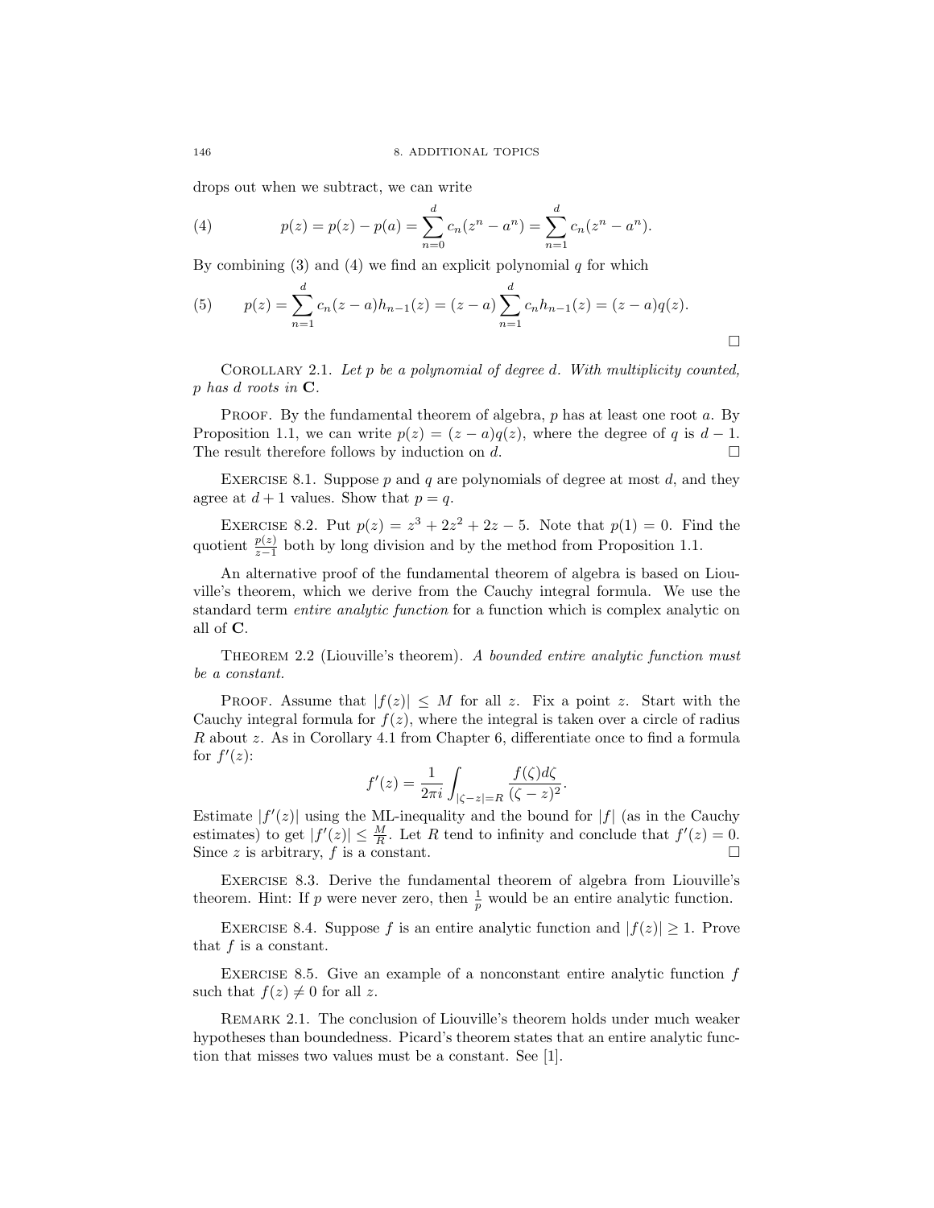drops out when we subtract, we can write

$$p(z) = p(z) - p(a) = \sum_{n=0}^{d} c_n(z^n - a^n) = \sum_{n=1}^{d} c_n(z^n - a^n). \tag{4}$$

By combining (3) and (4) we find an explicit polynomial $q$ for which

$$p(z) = \sum_{n=1}^{d} c_n(z-a)h_{n-1}(z) = (z-a)\sum_{n=1}^{d} c_n h_{n-1}(z) = (z-a)q(z). \tag{5}$$

□

COROLLARY 2.1. *Let $p$ be a polynomial of degree $d$. With multiplicity counted, $p$ has $d$ roots in $\mathbf{C}$.*

PROOF. By the fundamental theorem of algebra, $p$ has at least one root $a$. By Proposition 1.1, we can write $p(z) = (z-a)q(z)$, where the degree of $q$ is $d-1$. The result therefore follows by induction on $d$. □

EXERCISE 8.1. Suppose $p$ and $q$ are polynomials of degree at most $d$, and they agree at $d+1$ values. Show that $p = q$.

EXERCISE 8.2. Put $p(z) = z^3 + 2z^2 + 2z - 5$. Note that $p(1) = 0$. Find the quotient $\frac{p(z)}{z-1}$ both by long division and by the method from Proposition 1.1.

An alternative proof of the fundamental theorem of algebra is based on Liouville's theorem, which we derive from the Cauchy integral formula. We use the standard term *entire analytic function* for a function which is complex analytic on all of $\mathbf{C}$.

THEOREM 2.2 (Liouville's theorem). *A bounded entire analytic function must be a constant.*

PROOF. Assume that $|f(z)| \leq M$ for all $z$. Fix a point $z$. Start with the Cauchy integral formula for $f(z)$, where the integral is taken over a circle of radius $R$ about $z$. As in Corollary 4.1 from Chapter 6, differentiate once to find a formula for $f'(z)$:

$$f'(z) = \frac{1}{2\pi i} \int_{|\zeta - z| = R} \frac{f(\zeta)d\zeta}{(\zeta - z)^2}.$$

Estimate $|f'(z)|$ using the ML-inequality and the bound for $|f|$ (as in the Cauchy estimates) to get $|f'(z)| \leq \frac{M}{R}$. Let $R$ tend to infinity and conclude that $f'(z) = 0$. Since $z$ is arbitrary, $f$ is a constant. □

EXERCISE 8.3. Derive the fundamental theorem of algebra from Liouville's theorem. Hint: If $p$ were never zero, then $\frac{1}{p}$ would be an entire analytic function.

EXERCISE 8.4. Suppose $f$ is an entire analytic function and $|f(z)| \geq 1$. Prove that $f$ is a constant.

EXERCISE 8.5. Give an example of a nonconstant entire analytic function $f$ such that $f(z) \neq 0$ for all $z$.

REMARK 2.1. The conclusion of Liouville's theorem holds under much weaker hypotheses than boundedness. Picard's theorem states that an entire analytic function that misses two values must be a constant. See [1].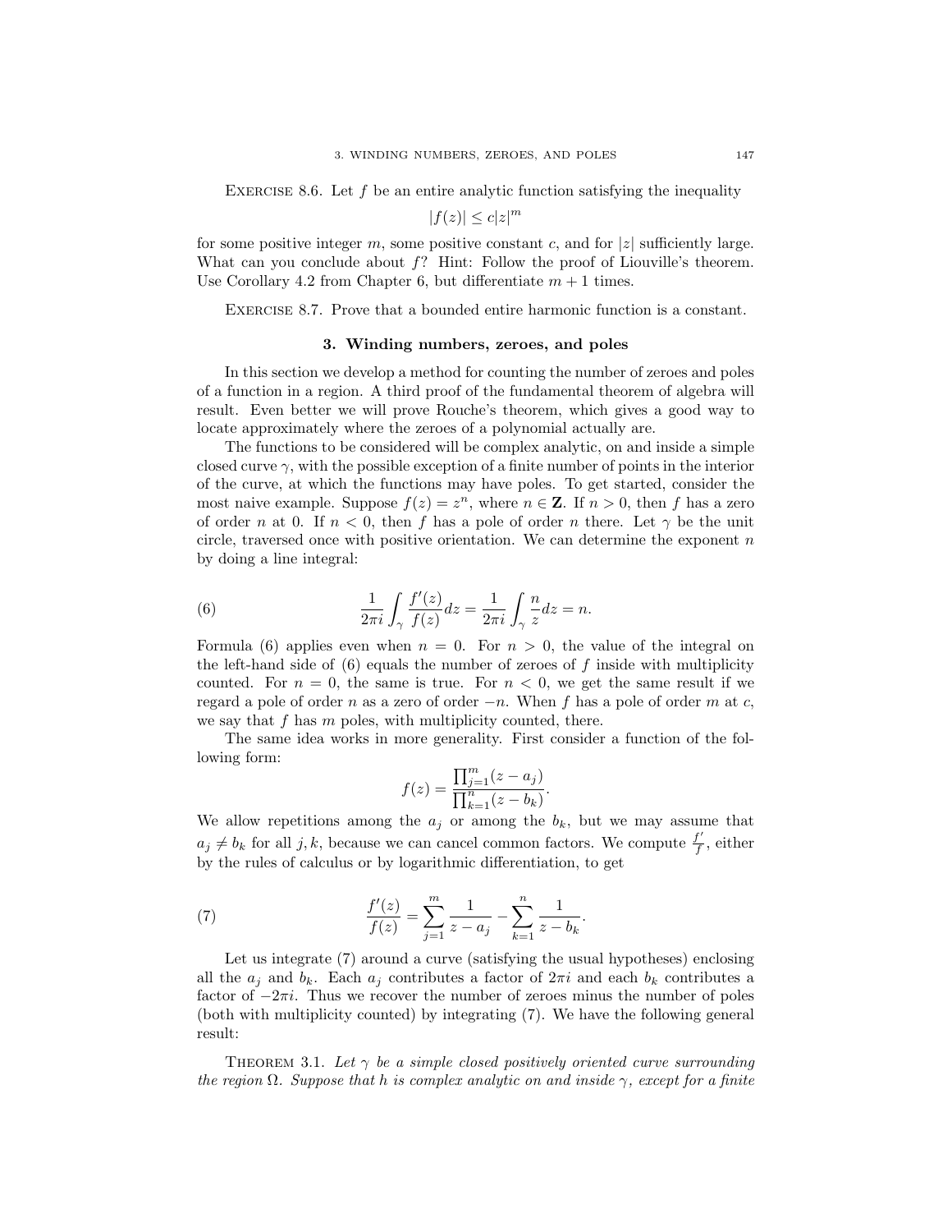Exercise 8.6. Let $f$ be an entire analytic function satisfying the inequality

$$|f(z)| \leq c|z|^m$$

for some positive integer $m$, some positive constant $c$, and for $|z|$ sufficiently large. What can you conclude about $f$? Hint: Follow the proof of Liouville's theorem. Use Corollary 4.2 from Chapter 6, but differentiate $m+1$ times.

Exercise 8.7. Prove that a bounded entire harmonic function is a constant.

## 3. Winding numbers, zeroes, and poles

In this section we develop a method for counting the number of zeroes and poles of a function in a region. A third proof of the fundamental theorem of algebra will result. Even better we will prove Rouche's theorem, which gives a good way to locate approximately where the zeroes of a polynomial actually are.

The functions to be considered will be complex analytic, on and inside a simple closed curve $\gamma$, with the possible exception of a finite number of points in the interior of the curve, at which the functions may have poles. To get started, consider the most naive example. Suppose $f(z) = z^n$, where $n \in \mathbf{Z}$. If $n > 0$, then $f$ has a zero of order $n$ at 0. If $n < 0$, then $f$ has a pole of order $n$ there. Let $\gamma$ be the unit circle, traversed once with positive orientation. We can determine the exponent $n$ by doing a line integral:

$$\frac{1}{2\pi i}\int_\gamma \frac{f'(z)}{f(z)}dz = \frac{1}{2\pi i}\int_\gamma \frac{n}{z}dz = n. \tag{6}$$

Formula (6) applies even when $n = 0$. For $n > 0$, the value of the integral on the left-hand side of (6) equals the number of zeroes of $f$ inside with multiplicity counted. For $n = 0$, the same is true. For $n < 0$, we get the same result if we regard a pole of order $n$ as a zero of order $-n$. When $f$ has a pole of order $m$ at $c$, we say that $f$ has $m$ poles, with multiplicity counted, there.

The same idea works in more generality. First consider a function of the following form:

$$f(z) = \frac{\prod_{j=1}^m (z - a_j)}{\prod_{k=1}^n (z - b_k)}.$$

We allow repetitions among the $a_j$ or among the $b_k$, but we may assume that $a_j \neq b_k$ for all $j, k$, because we can cancel common factors. We compute $\frac{f'}{f}$, either by the rules of calculus or by logarithmic differentiation, to get

$$\frac{f'(z)}{f(z)} = \sum_{j=1}^m \frac{1}{z - a_j} - \sum_{k=1}^n \frac{1}{z - b_k}. \tag{7}$$

Let us integrate (7) around a curve (satisfying the usual hypotheses) enclosing all the $a_j$ and $b_k$. Each $a_j$ contributes a factor of $2\pi i$ and each $b_k$ contributes a factor of $-2\pi i$. Thus we recover the number of zeroes minus the number of poles (both with multiplicity counted) by integrating (7). We have the following general result:

Theorem 3.1. *Let $\gamma$ be a simple closed positively oriented curve surrounding the region $\Omega$. Suppose that $h$ is complex analytic on and inside $\gamma$, except for a finite*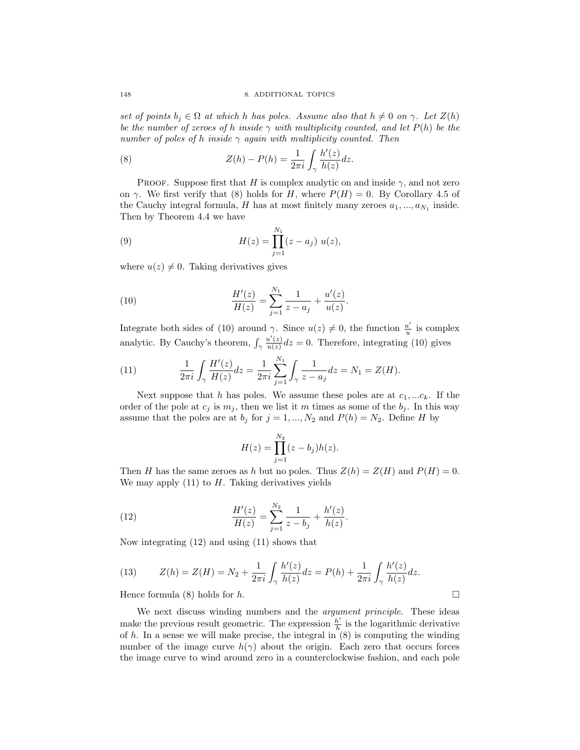*set of points $b_j \in \Omega$ at which $h$ has poles. Assume also that $h \neq 0$ on $\gamma$. Let $Z(h)$ be the number of zeroes of $h$ inside $\gamma$ with multiplicity counted, and let $P(h)$ be the number of poles of $h$ inside $\gamma$ again with multiplicity counted. Then*

$$Z(h) - P(h) = \frac{1}{2\pi i} \int_\gamma \frac{h'(z)}{h(z)} dz. \tag{8}$$

Proof. Suppose first that $H$ is complex analytic on and inside $\gamma$, and not zero on $\gamma$. We first verify that (8) holds for $H$, where $P(H) = 0$. By Corollary 4.5 of the Cauchy integral formula, $H$ has at most finitely many zeroes $a_1, ..., a_{N_1}$ inside. Then by Theorem 4.4 we have

$$H(z) = \prod_{j=1}^{N_1} (z - a_j)\ u(z), \tag{9}$$

where $u(z) \neq 0$. Taking derivatives gives

$$\frac{H'(z)}{H(z)} = \sum_{j=1}^{N_1} \frac{1}{z - a_j} + \frac{u'(z)}{u(z)}. \tag{10}$$

Integrate both sides of (10) around $\gamma$. Since $u(z) \neq 0$, the function $\frac{u'}{u}$ is complex analytic. By Cauchy's theorem, $\int_\gamma \frac{u'(z)}{u(z)} dz = 0$. Therefore, integrating (10) gives

$$\frac{1}{2\pi i} \int_\gamma \frac{H'(z)}{H(z)} dz = \frac{1}{2\pi i} \sum_{j=1}^{N_1} \int_\gamma \frac{1}{z - a_j} dz = N_1 = Z(H). \tag{11}$$

Next suppose that $h$ has poles. We assume these poles are at $c_1, ...c_k$. If the order of the pole at $c_j$ is $m_j$, then we list it $m$ times as some of the $b_j$. In this way assume that the poles are at $b_j$ for $j = 1, ..., N_2$ and $P(h) = N_2$. Define $H$ by

$$H(z) = \prod_{j=1}^{N_2} (z - b_j) h(z).$$

Then $H$ has the same zeroes as $h$ but no poles. Thus $Z(h) = Z(H)$ and $P(H) = 0$. We may apply (11) to $H$. Taking derivatives yields

$$\frac{H'(z)}{H(z)} = \sum_{j=1}^{N_2} \frac{1}{z - b_j} + \frac{h'(z)}{h(z)}. \tag{12}$$

Now integrating (12) and using (11) shows that

$$Z(h) = Z(H) = N_2 + \frac{1}{2\pi i} \int_\gamma \frac{h'(z)}{h(z)} dz = P(h) + \frac{1}{2\pi i} \int_\gamma \frac{h'(z)}{h(z)} dz. \tag{13}$$

Hence formula (8) holds for $h$. $\square$

We next discuss winding numbers and the *argument principle*. These ideas make the previous result geometric. The expression $\frac{h'}{h}$ is the logarithmic derivative of $h$. In a sense we will make precise, the integral in (8) is computing the winding number of the image curve $h(\gamma)$ about the origin. Each zero that occurs forces the image curve to wind around zero in a counterclockwise fashion, and each pole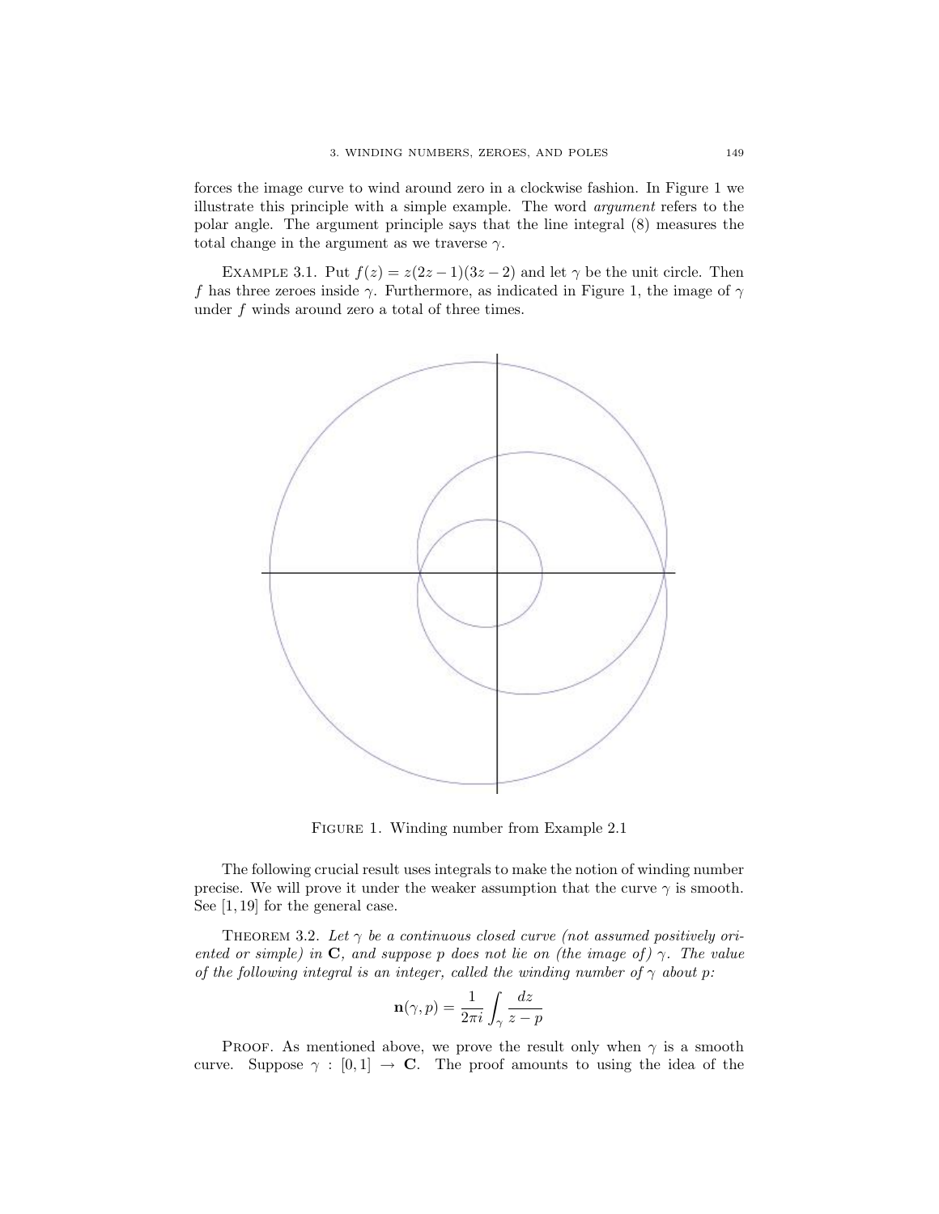forces the image curve to wind around zero in a clockwise fashion. In Figure 1 we illustrate this principle with a simple example. The word *argument* refers to the polar angle. The argument principle says that the line integral (8) measures the total change in the argument as we traverse $\gamma$.

EXAMPLE 3.1. Put $f(z) = z(2z-1)(3z-2)$ and let $\gamma$ be the unit circle. Then $f$ has three zeroes inside $\gamma$. Furthermore, as indicated in Figure 1, the image of $\gamma$ under $f$ winds around zero a total of three times.

FIGURE 1. Winding number from Example 2.1

The following crucial result uses integrals to make the notion of winding number precise. We will prove it under the weaker assumption that the curve $\gamma$ is smooth. See [1, 19] for the general case.

THEOREM 3.2. *Let $\gamma$ be a continuous closed curve (not assumed positively oriented or simple) in* $\mathbf{C}$*, and suppose $p$ does not lie on (the image of) $\gamma$. The value of the following integral is an integer, called the winding number of $\gamma$ about $p$:*

$$\mathbf{n}(\gamma, p) = \frac{1}{2\pi i} \int_{\gamma} \frac{dz}{z-p}$$

PROOF. As mentioned above, we prove the result only when $\gamma$ is a smooth curve. Suppose $\gamma : [0,1] \to \mathbf{C}$. The proof amounts to using the idea of the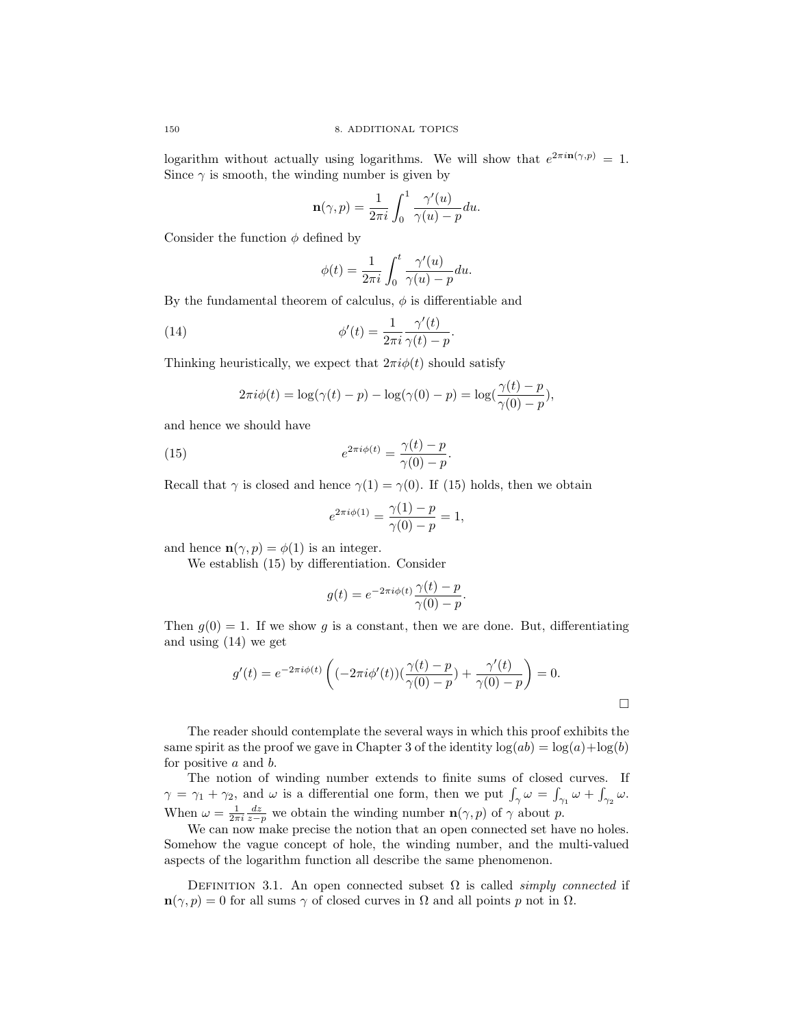logarithm without actually using logarithms. We will show that $e^{2\pi i \mathbf{n}(\gamma,p)} = 1$. Since $\gamma$ is smooth, the winding number is given by

$$\mathbf{n}(\gamma, p) = \frac{1}{2\pi i}\int_0^1 \frac{\gamma'(u)}{\gamma(u)-p}du.$$

Consider the function $\phi$ defined by

$$\phi(t) = \frac{1}{2\pi i}\int_0^t \frac{\gamma'(u)}{\gamma(u)-p}du.$$

By the fundamental theorem of calculus, $\phi$ is differentiable and

$$\phi'(t) = \frac{1}{2\pi i}\frac{\gamma'(t)}{\gamma(t)-p}. \tag{14}$$

Thinking heuristically, we expect that $2\pi i\phi(t)$ should satisfy

$$2\pi i\phi(t) = \log(\gamma(t)-p) - \log(\gamma(0)-p) = \log(\frac{\gamma(t)-p}{\gamma(0)-p}),$$

and hence we should have

$$e^{2\pi i\phi(t)} = \frac{\gamma(t)-p}{\gamma(0)-p}. \tag{15}$$

Recall that $\gamma$ is closed and hence $\gamma(1) = \gamma(0)$. If (15) holds, then we obtain

$$e^{2\pi i\phi(1)} = \frac{\gamma(1)-p}{\gamma(0)-p} = 1,$$

and hence $\mathbf{n}(\gamma,p) = \phi(1)$ is an integer.

We establish (15) by differentiation. Consider

$$g(t) = e^{-2\pi i\phi(t)}\frac{\gamma(t)-p}{\gamma(0)-p}.$$

Then $g(0) = 1$. If we show $g$ is a constant, then we are done. But, differentiating and using (14) we get

$$g'(t) = e^{-2\pi i\phi(t)}\left((-2\pi i\phi'(t))(\frac{\gamma(t)-p}{\gamma(0)-p}) + \frac{\gamma'(t)}{\gamma(0)-p}\right) = 0.$$

□

The reader should contemplate the several ways in which this proof exhibits the same spirit as the proof we gave in Chapter 3 of the identity $\log(ab) = \log(a)+\log(b)$ for positive $a$ and $b$.

The notion of winding number extends to finite sums of closed curves. If $\gamma = \gamma_1 + \gamma_2$, and $\omega$ is a differential one form, then we put $\int_\gamma \omega = \int_{\gamma_1}\omega + \int_{\gamma_2}\omega$. When $\omega = \frac{1}{2\pi i}\frac{dz}{z-p}$ we obtain the winding number $\mathbf{n}(\gamma,p)$ of $\gamma$ about $p$.

We can now make precise the notion that an open connected set have no holes. Somehow the vague concept of hole, the winding number, and the multi-valued aspects of the logarithm function all describe the same phenomenon.

Definition 3.1. An open connected subset $\Omega$ is called *simply connected* if $\mathbf{n}(\gamma,p) = 0$ for all sums $\gamma$ of closed curves in $\Omega$ and all points $p$ not in $\Omega$.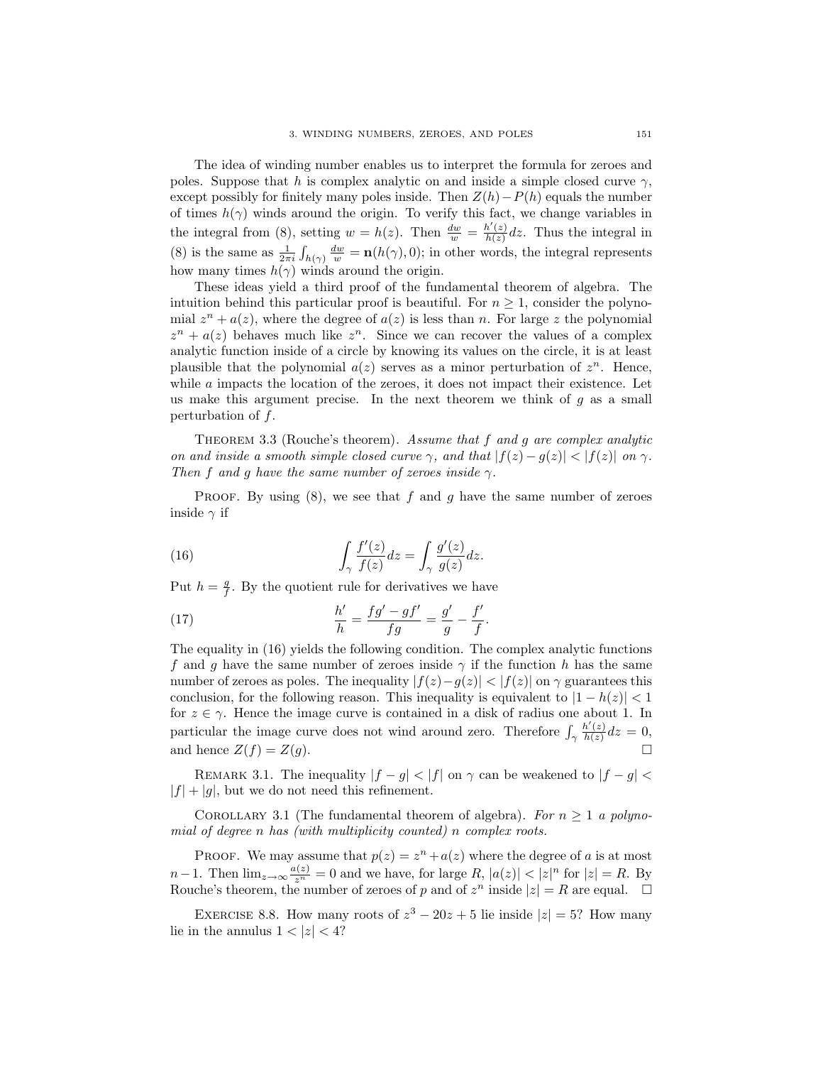The idea of winding number enables us to interpret the formula for zeroes and poles. Suppose that $h$ is complex analytic on and inside a simple closed curve $\gamma$, except possibly for finitely many poles inside. Then $Z(h)-P(h)$ equals the number of times $h(\gamma)$ winds around the origin. To verify this fact, we change variables in the integral from (8), setting $w = h(z)$. Then $\frac{dw}{w} = \frac{h'(z)}{h(z)}dz$. Thus the integral in (8) is the same as $\frac{1}{2\pi i}\int_{h(\gamma)} \frac{dw}{w} = \mathbf{n}(h(\gamma), 0)$; in other words, the integral represents how many times $h(\gamma)$ winds around the origin.

These ideas yield a third proof of the fundamental theorem of algebra. The intuition behind this particular proof is beautiful. For $n \geq 1$, consider the polynomial $z^n + a(z)$, where the degree of $a(z)$ is less than $n$. For large $z$ the polynomial $z^n + a(z)$ behaves much like $z^n$. Since we can recover the values of a complex analytic function inside of a circle by knowing its values on the circle, it is at least plausible that the polynomial $a(z)$ serves as a minor perturbation of $z^n$. Hence, while $a$ impacts the location of the zeroes, it does not impact their existence. Let us make this argument precise. In the next theorem we think of $g$ as a small perturbation of $f$.

Theorem 3.3 (Rouche's theorem). *Assume that $f$ and $g$ are complex analytic on and inside a smooth simple closed curve $\gamma$, and that $|f(z) - g(z)| < |f(z)|$ on $\gamma$. Then $f$ and $g$ have the same number of zeroes inside $\gamma$.*

Proof. By using (8), we see that $f$ and $g$ have the same number of zeroes inside $\gamma$ if

$$\int_\gamma \frac{f'(z)}{f(z)}dz = \int_\gamma \frac{g'(z)}{g(z)}dz. \tag{16}$$

Put $h = \frac{g}{f}$. By the quotient rule for derivatives we have

$$\frac{h'}{h} = \frac{fg' - gf'}{fg} = \frac{g'}{g} - \frac{f'}{f}. \tag{17}$$

The equality in (16) yields the following condition. The complex analytic functions $f$ and $g$ have the same number of zeroes inside $\gamma$ if the function $h$ has the same number of zeroes as poles. The inequality $|f(z)-g(z)| < |f(z)|$ on $\gamma$ guarantees this conclusion, for the following reason. This inequality is equivalent to $|1 - h(z)| < 1$ for $z \in \gamma$. Hence the image curve is contained in a disk of radius one about 1. In particular the image curve does not wind around zero. Therefore $\int_\gamma \frac{h'(z)}{h(z)}dz = 0$, and hence $Z(f) = Z(g)$. $\square$

Remark 3.1. The inequality $|f - g| < |f|$ on $\gamma$ can be weakened to $|f - g| < |f| + |g|$, but we do not need this refinement.

Corollary 3.1 (The fundamental theorem of algebra). *For $n \geq 1$ a polynomial of degree $n$ has (with multiplicity counted) $n$ complex roots.*

Proof. We may assume that $p(z) = z^n + a(z)$ where the degree of $a$ is at most $n-1$. Then $\lim_{z\to\infty} \frac{a(z)}{z^n} = 0$ and we have, for large $R$, $|a(z)| < |z|^n$ for $|z| = R$. By Rouche's theorem, the number of zeroes of $p$ and of $z^n$ inside $|z| = R$ are equal. $\square$

Exercise 8.8. How many roots of $z^3 - 20z + 5$ lie inside $|z| = 5$? How many lie in the annulus $1 < |z| < 4$?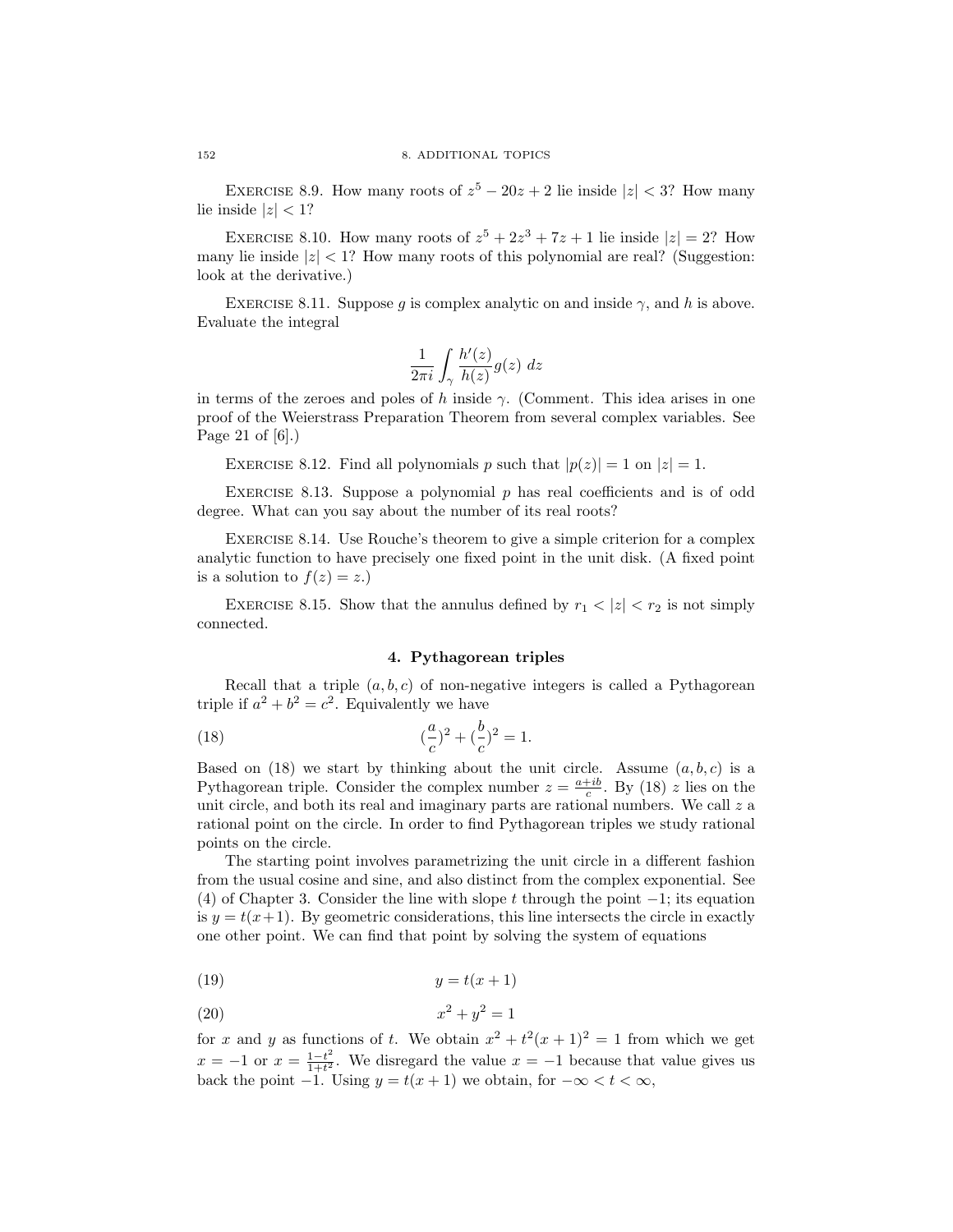Exercise 8.9. How many roots of $z^5 - 20z + 2$ lie inside $|z| < 3$? How many lie inside $|z| < 1$?

Exercise 8.10. How many roots of $z^5 + 2z^3 + 7z + 1$ lie inside $|z| = 2$? How many lie inside $|z| < 1$? How many roots of this polynomial are real? (Suggestion: look at the derivative.)

Exercise 8.11. Suppose $g$ is complex analytic on and inside $\gamma$, and $h$ is above. Evaluate the integral

$$\frac{1}{2\pi i} \int_\gamma \frac{h'(z)}{h(z)} g(z)\ dz$$

in terms of the zeroes and poles of $h$ inside $\gamma$. (Comment. This idea arises in one proof of the Weierstrass Preparation Theorem from several complex variables. See Page 21 of [6].)

Exercise 8.12. Find all polynomials $p$ such that $|p(z)| = 1$ on $|z| = 1$.

Exercise 8.13. Suppose a polynomial $p$ has real coefficients and is of odd degree. What can you say about the number of its real roots?

Exercise 8.14. Use Rouche's theorem to give a simple criterion for a complex analytic function to have precisely one fixed point in the unit disk. (A fixed point is a solution to $f(z) = z$.)

Exercise 8.15. Show that the annulus defined by $r_1 < |z| < r_2$ is not simply connected.

## 4. Pythagorean triples

Recall that a triple $(a, b, c)$ of non-negative integers is called a Pythagorean triple if $a^2 + b^2 = c^2$. Equivalently we have

$$(\frac{a}{c})^2 + (\frac{b}{c})^2 = 1. \tag{18}$$

Based on (18) we start by thinking about the unit circle. Assume $(a, b, c)$ is a Pythagorean triple. Consider the complex number $z = \frac{a+ib}{c}$. By (18) $z$ lies on the unit circle, and both its real and imaginary parts are rational numbers. We call $z$ a rational point on the circle. In order to find Pythagorean triples we study rational points on the circle.

The starting point involves parametrizing the unit circle in a different fashion from the usual cosine and sine, and also distinct from the complex exponential. See (4) of Chapter 3. Consider the line with slope $t$ through the point $-1$; its equation is $y = t(x+1)$. By geometric considerations, this line intersects the circle in exactly one other point. We can find that point by solving the system of equations

$$y = t(x+1) \tag{19}$$

$$x^2 + y^2 = 1 \tag{20}$$

for $x$ and $y$ as functions of $t$. We obtain $x^2 + t^2(x+1)^2 = 1$ from which we get $x = -1$ or $x = \frac{1-t^2}{1+t^2}$. We disregard the value $x = -1$ because that value gives us back the point $-1$. Using $y = t(x+1)$ we obtain, for $-\infty < t < \infty$,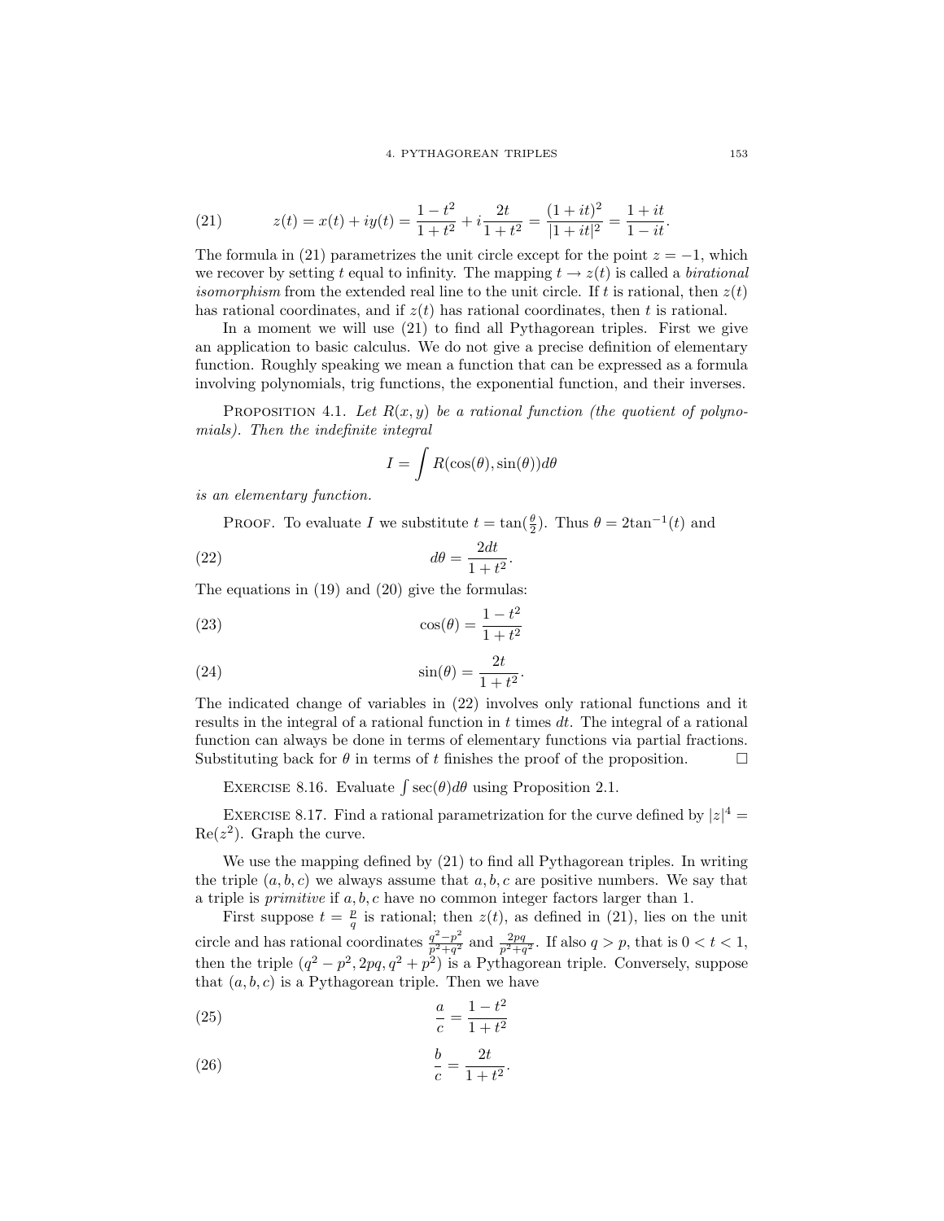$$z(t) = x(t) + iy(t) = \frac{1-t^2}{1+t^2} + i\frac{2t}{1+t^2} = \frac{(1+it)^2}{|1+it|^2} = \frac{1+it}{1-it}. \tag{21}$$

The formula in (21) parametrizes the unit circle except for the point $z = -1$, which we recover by setting $t$ equal to infinity. The mapping $t \to z(t)$ is called a *birational isomorphism* from the extended real line to the unit circle. If $t$ is rational, then $z(t)$ has rational coordinates, and if $z(t)$ has rational coordinates, then $t$ is rational.

In a moment we will use (21) to find all Pythagorean triples. First we give an application to basic calculus. We do not give a precise definition of elementary function. Roughly speaking we mean a function that can be expressed as a formula involving polynomials, trig functions, the exponential function, and their inverses.

**Proposition 4.1.** *Let $R(x, y)$ be a rational function (the quotient of polynomials). Then the indefinite integral*

$$I = \int R(\cos(\theta), \sin(\theta))d\theta$$

*is an elementary function.*

**Proof.** To evaluate $I$ we substitute $t = \tan(\frac{\theta}{2})$. Thus $\theta = 2\tan^{-1}(t)$ and

$$d\theta = \frac{2dt}{1+t^2}. \tag{22}$$

The equations in (19) and (20) give the formulas:

$$\cos(\theta) = \frac{1-t^2}{1+t^2} \tag{23}$$

$$\sin(\theta) = \frac{2t}{1+t^2}. \tag{24}$$

The indicated change of variables in (22) involves only rational functions and it results in the integral of a rational function in $t$ times $dt$. The integral of a rational function can always be done in terms of elementary functions via partial fractions. Substituting back for $\theta$ in terms of $t$ finishes the proof of the proposition. $\square$

**Exercise 8.16.** Evaluate $\int \sec(\theta)d\theta$ using Proposition 2.1.

**Exercise 8.17.** Find a rational parametrization for the curve defined by $|z|^4 = \mathrm{Re}(z^2)$. Graph the curve.

We use the mapping defined by (21) to find all Pythagorean triples. In writing the triple $(a, b, c)$ we always assume that $a, b, c$ are positive numbers. We say that a triple is *primitive* if $a, b, c$ have no common integer factors larger than 1.

First suppose $t = \frac{p}{q}$ is rational; then $z(t)$, as defined in (21), lies on the unit circle and has rational coordinates $\frac{q^2-p^2}{p^2+q^2}$ and $\frac{2pq}{p^2+q^2}$. If also $q > p$, that is $0 < t < 1$, then the triple $(q^2 - p^2, 2pq, q^2 + p^2)$ is a Pythagorean triple. Conversely, suppose that $(a, b, c)$ is a Pythagorean triple. Then we have

$$\frac{a}{c} = \frac{1-t^2}{1+t^2} \tag{25}$$

$$\frac{b}{c} = \frac{2t}{1+t^2}. \tag{26}$$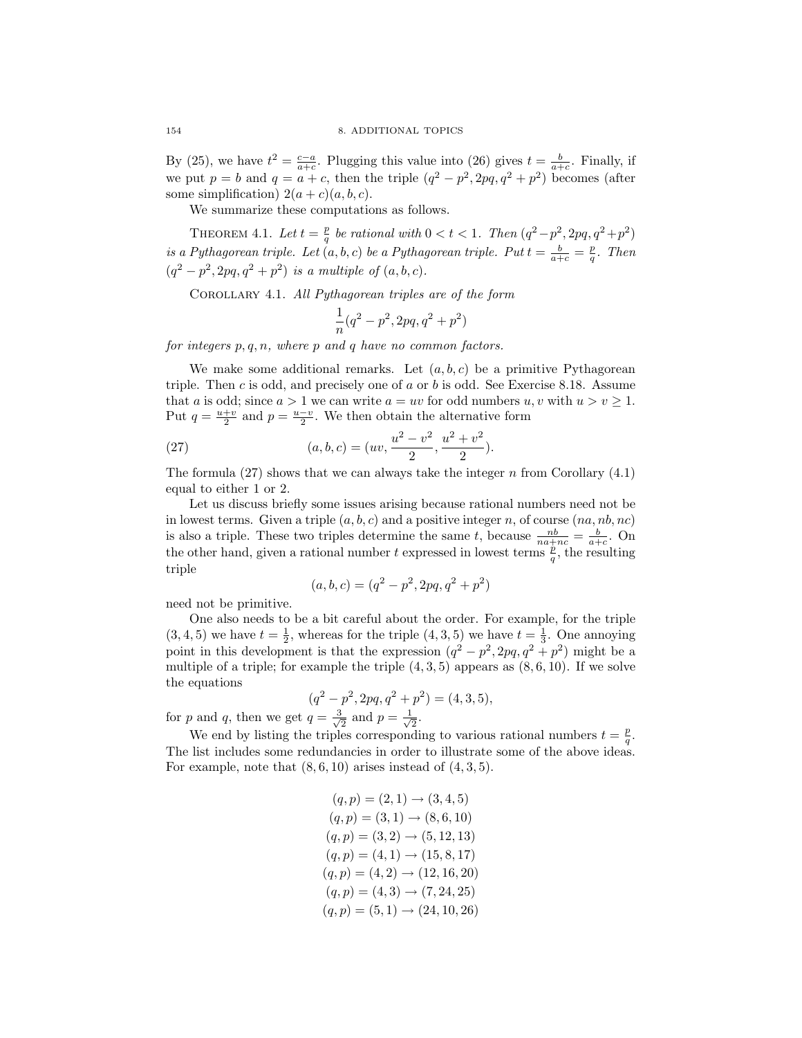By (25), we have $t^2 = \frac{c-a}{a+c}$. Plugging this value into (26) gives $t = \frac{b}{a+c}$. Finally, if we put $p = b$ and $q = a + c$, then the triple $(q^2 - p^2, 2pq, q^2 + p^2)$ becomes (after some simplification) $2(a + c)(a, b, c)$.

We summarize these computations as follows.

THEOREM 4.1. *Let $t = \frac{p}{q}$ be rational with $0 < t < 1$. Then $(q^2 - p^2, 2pq, q^2 + p^2)$ is a Pythagorean triple. Let $(a, b, c)$ be a Pythagorean triple. Put $t = \frac{b}{a+c} = \frac{p}{q}$. Then $(q^2 - p^2, 2pq, q^2 + p^2)$ is a multiple of $(a, b, c)$.*

COROLLARY 4.1. *All Pythagorean triples are of the form*

$$\frac{1}{n}(q^2 - p^2, 2pq, q^2 + p^2)$$

*for integers $p, q, n$, where $p$ and $q$ have no common factors.*

We make some additional remarks. Let $(a, b, c)$ be a primitive Pythagorean triple. Then $c$ is odd, and precisely one of $a$ or $b$ is odd. See Exercise 8.18. Assume that $a$ is odd; since $a > 1$ we can write $a = uv$ for odd numbers $u, v$ with $u > v \geq 1$. Put $q = \frac{u+v}{2}$ and $p = \frac{u-v}{2}$. We then obtain the alternative form

$$(a, b, c) = (uv, \frac{u^2 - v^2}{2}, \frac{u^2 + v^2}{2}). \tag{27}$$

The formula (27) shows that we can always take the integer $n$ from Corollary (4.1) equal to either 1 or 2.

Let us discuss briefly some issues arising because rational numbers need not be in lowest terms. Given a triple $(a, b, c)$ and a positive integer $n$, of course $(na, nb, nc)$ is also a triple. These two triples determine the same $t$, because $\frac{nb}{na+nc} = \frac{b}{a+c}$. On the other hand, given a rational number $t$ expressed in lowest terms $\frac{p}{q}$, the resulting triple

$$(a, b, c) = (q^2 - p^2, 2pq, q^2 + p^2)$$

need not be primitive.

One also needs to be a bit careful about the order. For example, for the triple $(3, 4, 5)$ we have $t = \frac{1}{2}$, whereas for the triple $(4, 3, 5)$ we have $t = \frac{1}{3}$. One annoying point in this development is that the expression $(q^2 - p^2, 2pq, q^2 + p^2)$ might be a multiple of a triple; for example the triple $(4, 3, 5)$ appears as $(8, 6, 10)$. If we solve the equations

$$(q^2 - p^2, 2pq, q^2 + p^2) = (4, 3, 5),$$

for $p$ and $q$, then we get $q = \frac{3}{\sqrt{2}}$ and $p = \frac{1}{\sqrt{2}}$.

We end by listing the triples corresponding to various rational numbers $t = \frac{p}{q}$. The list includes some redundancies in order to illustrate some of the above ideas. For example, note that $(8, 6, 10)$ arises instead of $(4, 3, 5)$.

$$(q, p) = (2, 1) \rightarrow (3, 4, 5)$$
$$(q, p) = (3, 1) \rightarrow (8, 6, 10)$$
$$(q, p) = (3, 2) \rightarrow (5, 12, 13)$$
$$(q, p) = (4, 1) \rightarrow (15, 8, 17)$$
$$(q, p) = (4, 2) \rightarrow (12, 16, 20)$$
$$(q, p) = (4, 3) \rightarrow (7, 24, 25)$$
$$(q, p) = (5, 1) \rightarrow (24, 10, 26)$$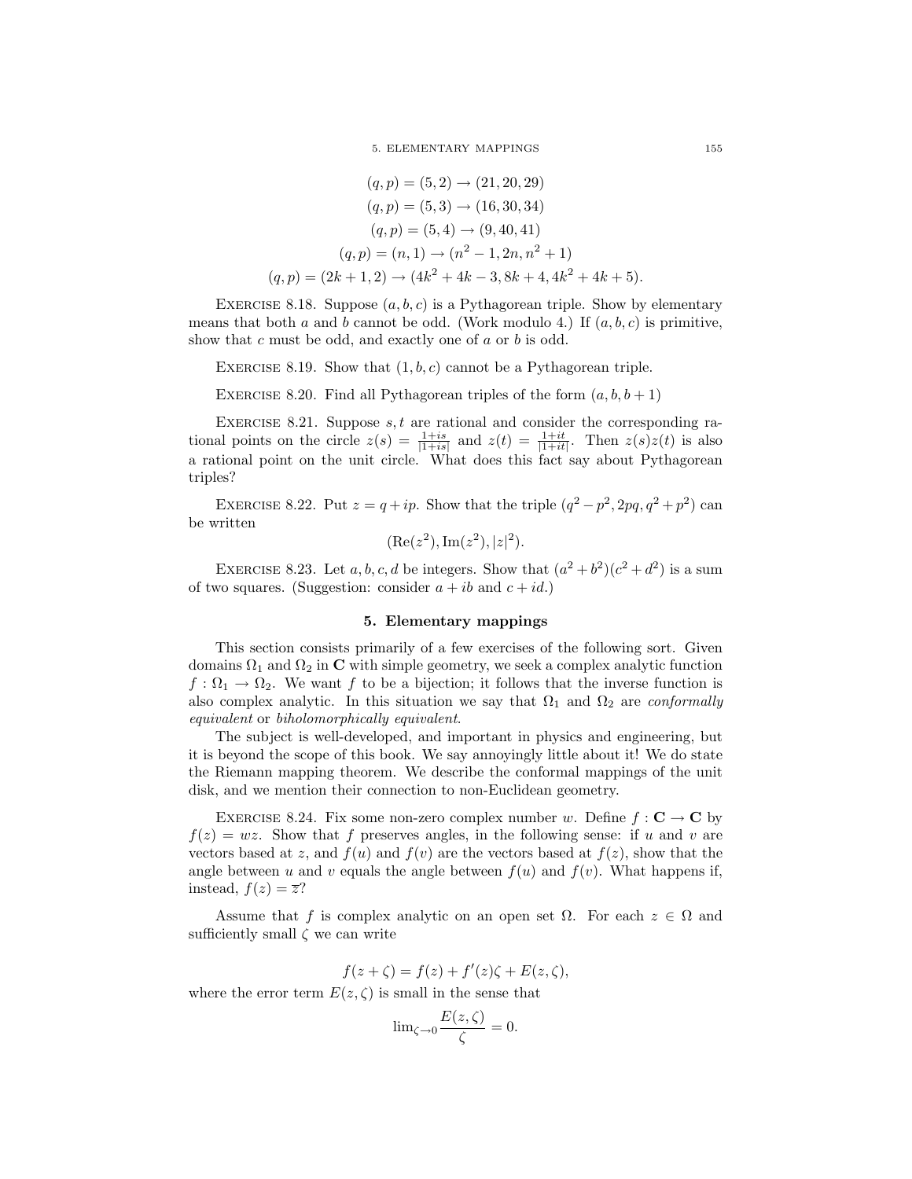$$(q,p) = (5,2) \to (21,20,29)$$
$$(q,p) = (5,3) \to (16,30,34)$$
$$(q,p) = (5,4) \to (9,40,41)$$
$$(q,p) = (n,1) \to (n^2-1, 2n, n^2+1)$$
$$(q,p) = (2k+1,2) \to (4k^2+4k-3, 8k+4, 4k^2+4k+5).$$

Exercise 8.18. Suppose $(a,b,c)$ is a Pythagorean triple. Show by elementary means that both $a$ and $b$ cannot be odd. (Work modulo 4.) If $(a,b,c)$ is primitive, show that $c$ must be odd, and exactly one of $a$ or $b$ is odd.

Exercise 8.19. Show that $(1,b,c)$ cannot be a Pythagorean triple.

Exercise 8.20. Find all Pythagorean triples of the form $(a,b,b+1)$

Exercise 8.21. Suppose $s,t$ are rational and consider the corresponding rational points on the circle $z(s) = \frac{1+is}{|1+is|}$ and $z(t) = \frac{1+it}{|1+it|}$. Then $z(s)z(t)$ is also a rational point on the unit circle. What does this fact say about Pythagorean triples?

Exercise 8.22. Put $z = q+ip$. Show that the triple $(q^2-p^2, 2pq, q^2+p^2)$ can be written

$$(\mathrm{Re}(z^2), \mathrm{Im}(z^2), |z|^2).$$

Exercise 8.23. Let $a,b,c,d$ be integers. Show that $(a^2+b^2)(c^2+d^2)$ is a sum of two squares. (Suggestion: consider $a+ib$ and $c+id$.)

## 5. Elementary mappings

This section consists primarily of a few exercises of the following sort. Given domains $\Omega_1$ and $\Omega_2$ in $\mathbf{C}$ with simple geometry, we seek a complex analytic function $f : \Omega_1 \to \Omega_2$. We want $f$ to be a bijection; it follows that the inverse function is also complex analytic. In this situation we say that $\Omega_1$ and $\Omega_2$ are *conformally equivalent* or *biholomorphically equivalent*.

The subject is well-developed, and important in physics and engineering, but it is beyond the scope of this book. We say annoyingly little about it! We do state the Riemann mapping theorem. We describe the conformal mappings of the unit disk, and we mention their connection to non-Euclidean geometry.

Exercise 8.24. Fix some non-zero complex number $w$. Define $f : \mathbf{C} \to \mathbf{C}$ by $f(z) = wz$. Show that $f$ preserves angles, in the following sense: if $u$ and $v$ are vectors based at $z$, and $f(u)$ and $f(v)$ are the vectors based at $f(z)$, show that the angle between $u$ and $v$ equals the angle between $f(u)$ and $f(v)$. What happens if, instead, $f(z) = \overline{z}$?

Assume that $f$ is complex analytic on an open set $\Omega$. For each $z \in \Omega$ and sufficiently small $\zeta$ we can write

$$f(z+\zeta) = f(z) + f'(z)\zeta + E(z,\zeta),$$

where the error term $E(z,\zeta)$ is small in the sense that

$$\lim_{\zeta \to 0} \frac{E(z,\zeta)}{\zeta} = 0.$$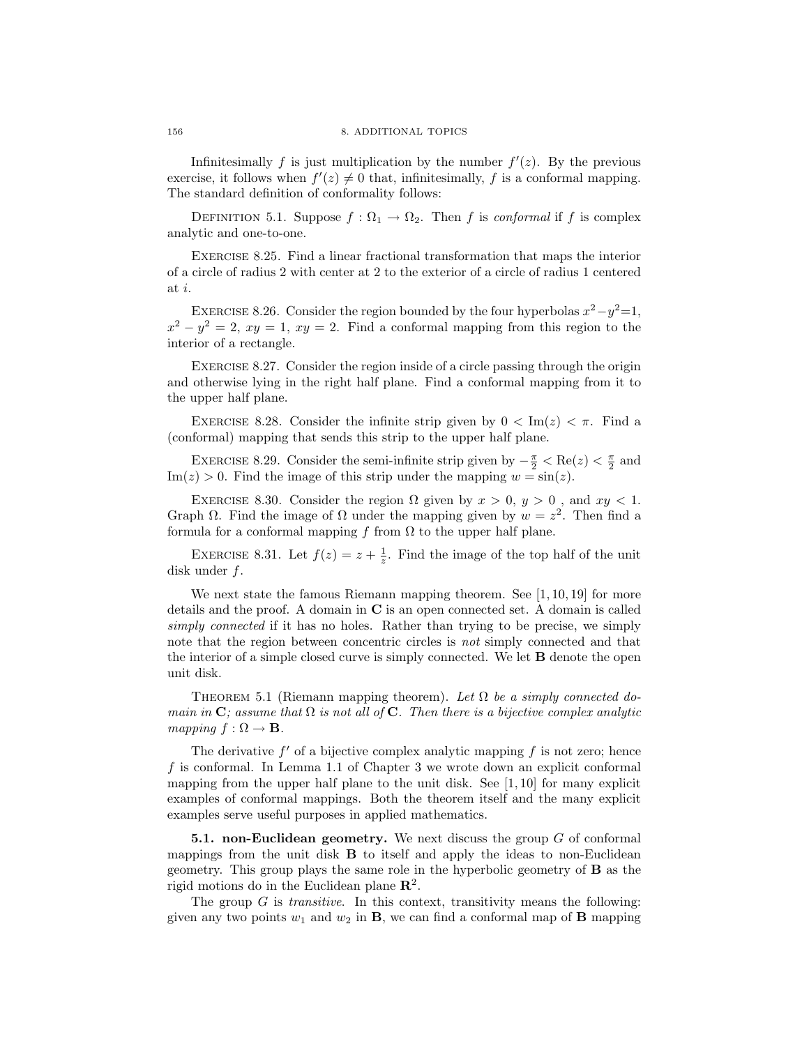Infinitesimally $f$ is just multiplication by the number $f'(z)$. By the previous exercise, it follows when $f'(z) \neq 0$ that, infinitesimally, $f$ is a conformal mapping. The standard definition of conformality follows:

DEFINITION 5.1. Suppose $f : \Omega_1 \to \Omega_2$. Then $f$ is *conformal* if $f$ is complex analytic and one-to-one.

EXERCISE 8.25. Find a linear fractional transformation that maps the interior of a circle of radius 2 with center at 2 to the exterior of a circle of radius 1 centered at $i$.

EXERCISE 8.26. Consider the region bounded by the four hyperbolas $x^2 - y^2 = 1$, $x^2 - y^2 = 2$, $xy = 1$, $xy = 2$. Find a conformal mapping from this region to the interior of a rectangle.

EXERCISE 8.27. Consider the region inside of a circle passing through the origin and otherwise lying in the right half plane. Find a conformal mapping from it to the upper half plane.

EXERCISE 8.28. Consider the infinite strip given by $0 < \mathrm{Im}(z) < \pi$. Find a (conformal) mapping that sends this strip to the upper half plane.

EXERCISE 8.29. Consider the semi-infinite strip given by $-\frac{\pi}{2} < \mathrm{Re}(z) < \frac{\pi}{2}$ and $\mathrm{Im}(z) > 0$. Find the image of this strip under the mapping $w = \sin(z)$.

EXERCISE 8.30. Consider the region $\Omega$ given by $x > 0$, $y > 0$ , and $xy < 1$. Graph $\Omega$. Find the image of $\Omega$ under the mapping given by $w = z^2$. Then find a formula for a conformal mapping $f$ from $\Omega$ to the upper half plane.

EXERCISE 8.31. Let $f(z) = z + \frac{1}{z}$. Find the image of the top half of the unit disk under $f$.

We next state the famous Riemann mapping theorem. See [1, 10, 19] for more details and the proof. A domain in $\mathbf{C}$ is an open connected set. A domain is called *simply connected* if it has no holes. Rather than trying to be precise, we simply note that the region between concentric circles is *not* simply connected and that the interior of a simple closed curve is simply connected. We let $\mathbf{B}$ denote the open unit disk.

THEOREM 5.1 (Riemann mapping theorem). *Let $\Omega$ be a simply connected domain in $\mathbf{C}$; assume that $\Omega$ is not all of $\mathbf{C}$. Then there is a bijective complex analytic mapping $f : \Omega \to \mathbf{B}$.*

The derivative $f'$ of a bijective complex analytic mapping $f$ is not zero; hence $f$ is conformal. In Lemma 1.1 of Chapter 3 we wrote down an explicit conformal mapping from the upper half plane to the unit disk. See [1, 10] for many explicit examples of conformal mappings. Both the theorem itself and the many explicit examples serve useful purposes in applied mathematics.

**5.1. non-Euclidean geometry.** We next discuss the group $G$ of conformal mappings from the unit disk $\mathbf{B}$ to itself and apply the ideas to non-Euclidean geometry. This group plays the same role in the hyperbolic geometry of $\mathbf{B}$ as the rigid motions do in the Euclidean plane $\mathbf{R}^2$.

The group $G$ is *transitive*. In this context, transitivity means the following: given any two points $w_1$ and $w_2$ in $\mathbf{B}$, we can find a conformal map of $\mathbf{B}$ mapping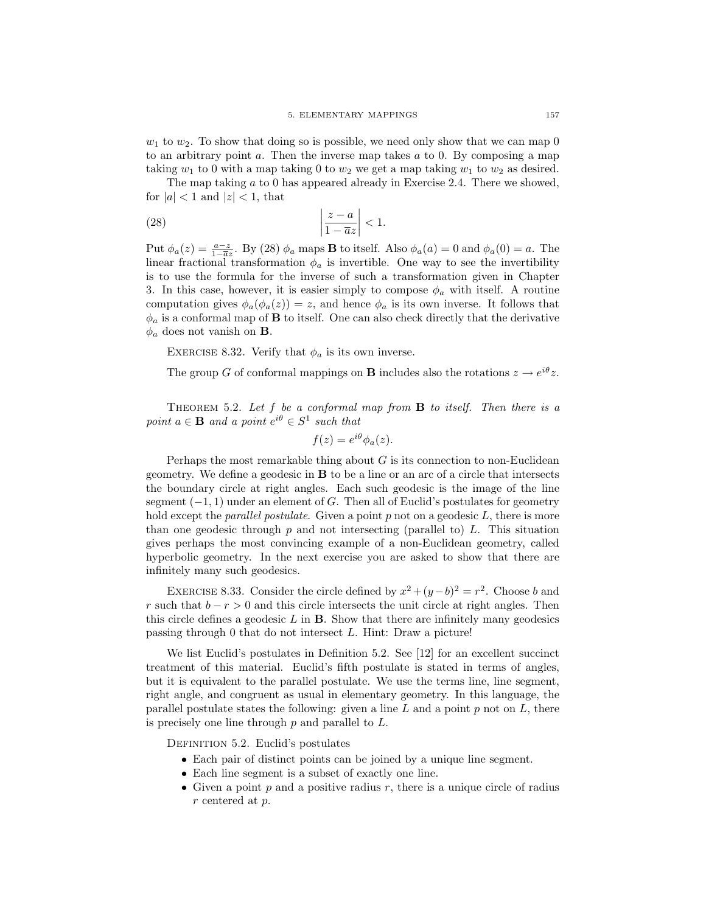$w_1$ to $w_2$. To show that doing so is possible, we need only show that we can map 0 to an arbitrary point $a$. Then the inverse map takes $a$ to 0. By composing a map taking $w_1$ to 0 with a map taking 0 to $w_2$ we get a map taking $w_1$ to $w_2$ as desired.

The map taking $a$ to 0 has appeared already in Exercise 2.4. There we showed, for $|a| < 1$ and $|z| < 1$, that

$$\left| \frac{z-a}{1-\overline{a}z} \right| < 1. \tag{28}$$

Put $\phi_a(z) = \frac{a-z}{1-\overline{a}z}$. By (28) $\phi_a$ maps $\mathbf{B}$ to itself. Also $\phi_a(a) = 0$ and $\phi_a(0) = a$. The linear fractional transformation $\phi_a$ is invertible. One way to see the invertibility is to use the formula for the inverse of such a transformation given in Chapter 3. In this case, however, it is easier simply to compose $\phi_a$ with itself. A routine computation gives $\phi_a(\phi_a(z)) = z$, and hence $\phi_a$ is its own inverse. It follows that $\phi_a$ is a conformal map of $\mathbf{B}$ to itself. One can also check directly that the derivative $\phi_a$ does not vanish on $\mathbf{B}$.

EXERCISE 8.32. Verify that $\phi_a$ is its own inverse.

The group $G$ of conformal mappings on $\mathbf{B}$ includes also the rotations $z \to e^{i\theta}z$.

THEOREM 5.2. *Let $f$ be a conformal map from $\mathbf{B}$ to itself. Then there is a point $a \in \mathbf{B}$ and a point $e^{i\theta} \in S^1$ such that*

$$f(z) = e^{i\theta}\phi_a(z).$$

Perhaps the most remarkable thing about $G$ is its connection to non-Euclidean geometry. We define a geodesic in $\mathbf{B}$ to be a line or an arc of a circle that intersects the boundary circle at right angles. Each such geodesic is the image of the line segment $(-1, 1)$ under an element of $G$. Then all of Euclid's postulates for geometry hold except the *parallel postulate*. Given a point $p$ not on a geodesic $L$, there is more than one geodesic through $p$ and not intersecting (parallel to) $L$. This situation gives perhaps the most convincing example of a non-Euclidean geometry, called hyperbolic geometry. In the next exercise you are asked to show that there are infinitely many such geodesics.

EXERCISE 8.33. Consider the circle defined by $x^2 + (y-b)^2 = r^2$. Choose $b$ and $r$ such that $b - r > 0$ and this circle intersects the unit circle at right angles. Then this circle defines a geodesic $L$ in $\mathbf{B}$. Show that there are infinitely many geodesics passing through 0 that do not intersect $L$. Hint: Draw a picture!

We list Euclid's postulates in Definition 5.2. See [12] for an excellent succinct treatment of this material. Euclid's fifth postulate is stated in terms of angles, but it is equivalent to the parallel postulate. We use the terms line, line segment, right angle, and congruent as usual in elementary geometry. In this language, the parallel postulate states the following: given a line $L$ and a point $p$ not on $L$, there is precisely one line through $p$ and parallel to $L$.

DEFINITION 5.2. Euclid's postulates

- Each pair of distinct points can be joined by a unique line segment.
- Each line segment is a subset of exactly one line.
- Given a point $p$ and a positive radius $r$, there is a unique circle of radius $r$ centered at $p$.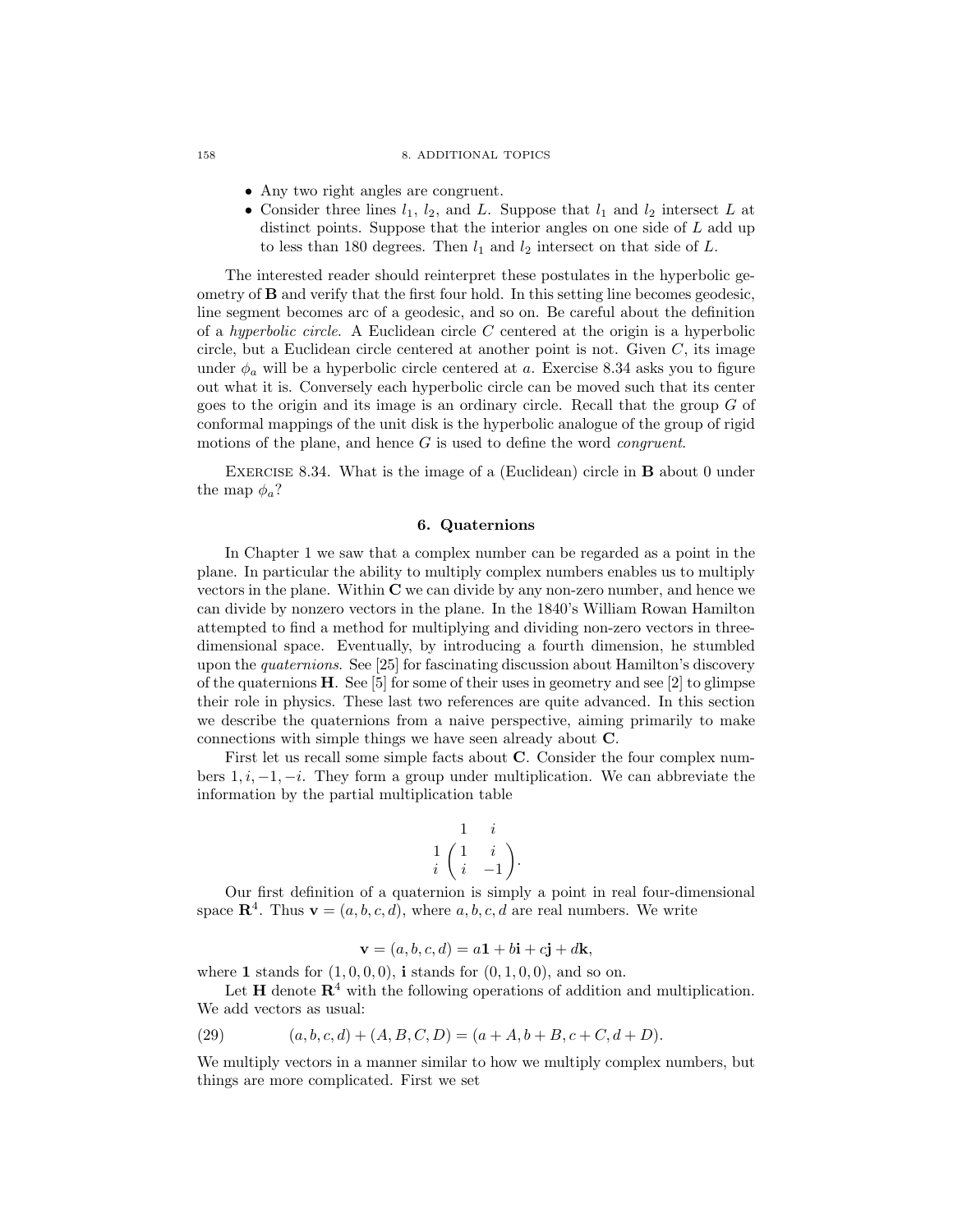- Any two right angles are congruent.
- Consider three lines $l_1$, $l_2$, and $L$. Suppose that $l_1$ and $l_2$ intersect $L$ at distinct points. Suppose that the interior angles on one side of $L$ add up to less than 180 degrees. Then $l_1$ and $l_2$ intersect on that side of $L$.

The interested reader should reinterpret these postulates in the hyperbolic geometry of $\mathbf{B}$ and verify that the first four hold. In this setting line becomes geodesic, line segment becomes arc of a geodesic, and so on. Be careful about the definition of a *hyperbolic circle*. A Euclidean circle $C$ centered at the origin is a hyperbolic circle, but a Euclidean circle centered at another point is not. Given $C$, its image under $\phi_a$ will be a hyperbolic circle centered at $a$. Exercise 8.34 asks you to figure out what it is. Conversely each hyperbolic circle can be moved such that its center goes to the origin and its image is an ordinary circle. Recall that the group $G$ of conformal mappings of the unit disk is the hyperbolic analogue of the group of rigid motions of the plane, and hence $G$ is used to define the word *congruent*.

Exercise 8.34. What is the image of a (Euclidean) circle in $\mathbf{B}$ about 0 under the map $\phi_a$?

## 6. Quaternions

In Chapter 1 we saw that a complex number can be regarded as a point in the plane. In particular the ability to multiply complex numbers enables us to multiply vectors in the plane. Within $\mathbf{C}$ we can divide by any non-zero number, and hence we can divide by nonzero vectors in the plane. In the 1840's William Rowan Hamilton attempted to find a method for multiplying and dividing non-zero vectors in three-dimensional space. Eventually, by introducing a fourth dimension, he stumbled upon the *quaternions*. See [25] for fascinating discussion about Hamilton's discovery of the quaternions $\mathbf{H}$. See [5] for some of their uses in geometry and see [2] to glimpse their role in physics. These last two references are quite advanced. In this section we describe the quaternions from a naive perspective, aiming primarily to make connections with simple things we have seen already about $\mathbf{C}$.

First let us recall some simple facts about $\mathbf{C}$. Consider the four complex numbers $1, i, -1, -i$. They form a group under multiplication. We can abbreviate the information by the partial multiplication table

$$\begin{array}{cc} & \begin{array}{cc} 1 & \;\; i \end{array} \\ \begin{array}{c} 1 \\ i \end{array} & \begin{pmatrix} 1 & i \\ i & -1 \end{pmatrix}. \end{array}$$

Our first definition of a quaternion is simply a point in real four-dimensional space $\mathbf{R}^4$. Thus $\mathbf{v} = (a, b, c, d)$, where $a, b, c, d$ are real numbers. We write

$$\mathbf{v} = (a, b, c, d) = a\mathbf{1} + b\mathbf{i} + c\mathbf{j} + d\mathbf{k},$$

where $\mathbf{1}$ stands for $(1, 0, 0, 0)$, $\mathbf{i}$ stands for $(0, 1, 0, 0)$, and so on.

Let $\mathbf{H}$ denote $\mathbf{R}^4$ with the following operations of addition and multiplication. We add vectors as usual:

$$(a, b, c, d) + (A, B, C, D) = (a + A, b + B, c + C, d + D). \tag{29}$$

We multiply vectors in a manner similar to how we multiply complex numbers, but things are more complicated. First we set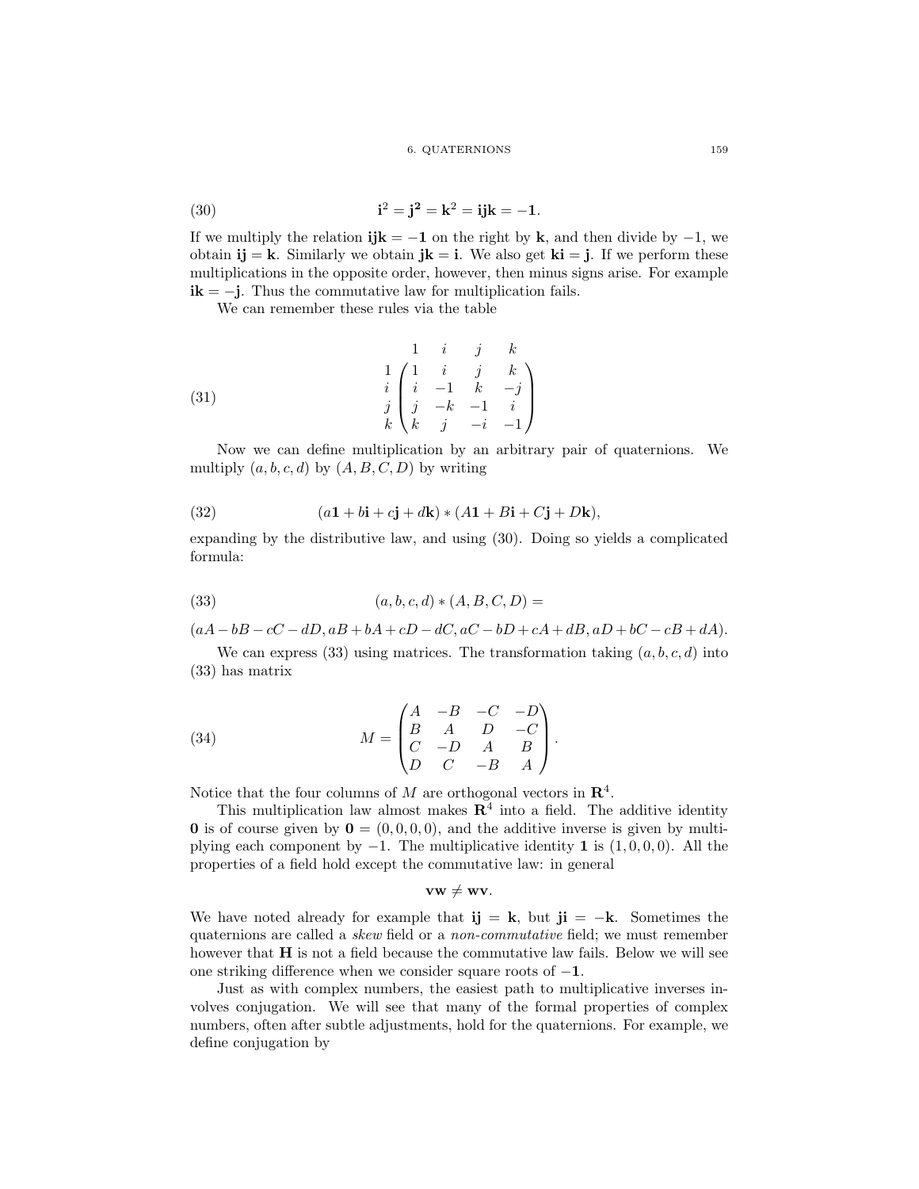$$\mathbf{i}^2 = \mathbf{j}^2 = \mathbf{k}^2 = \mathbf{ijk} = -\mathbf{1}. \tag{30}$$

If we multiply the relation $\mathbf{ijk} = -\mathbf{1}$ on the right by $\mathbf{k}$, and then divide by $-1$, we obtain $\mathbf{ij} = \mathbf{k}$. Similarly we obtain $\mathbf{jk} = \mathbf{i}$. We also get $\mathbf{ki} = \mathbf{j}$. If we perform these multiplications in the opposite order, however, then minus signs arise. For example $\mathbf{ik} = -\mathbf{j}$. Thus the commutative law for multiplication fails.

We can remember these rules via the table

$$\begin{array}{c} \\ 1 \\ i \\ j \\ k \end{array} \begin{array}{c} \begin{array}{cccc} 1 & i & j & k \end{array} \\ \begin{pmatrix} 1 & i & j & k \\ i & -1 & k & -j \\ j & -k & -1 & i \\ k & j & -i & -1 \end{pmatrix} \end{array} \tag{31}$$

Now we can define multiplication by an arbitrary pair of quaternions. We multiply $(a, b, c, d)$ by $(A, B, C, D)$ by writing

$$(a\mathbf{1} + b\mathbf{i} + c\mathbf{j} + d\mathbf{k}) * (A\mathbf{1} + B\mathbf{i} + C\mathbf{j} + D\mathbf{k}), \tag{32}$$

expanding by the distributive law, and using (30). Doing so yields a complicated formula:

$$(a, b, c, d) * (A, B, C, D) = \tag{33}$$

$$(aA - bB - cC - dD, aB + bA + cD - dC, aC - bD + cA + dB, aD + bC - cB + dA).$$

We can express (33) using matrices. The transformation taking $(a, b, c, d)$ into (33) has matrix

$$M = \begin{pmatrix} A & -B & -C & -D \\ B & A & D & -C \\ C & -D & A & B \\ D & C & -B & A \end{pmatrix}. \tag{34}$$

Notice that the four columns of $M$ are orthogonal vectors in $\mathbf{R}^4$.

This multiplication law almost makes $\mathbf{R}^4$ into a field. The additive identity $\mathbf{0}$ is of course given by $\mathbf{0} = (0, 0, 0, 0)$, and the additive inverse is given by multiplying each component by $-1$. The multiplicative identity $\mathbf{1}$ is $(1, 0, 0, 0)$. All the properties of a field hold except the commutative law: in general

$$\mathbf{vw} \neq \mathbf{wv}.$$

We have noted already for example that $\mathbf{ij} = \mathbf{k}$, but $\mathbf{ji} = -\mathbf{k}$. Sometimes the quaternions are called a *skew* field or a *non-commutative* field; we must remember however that $\mathbf{H}$ is not a field because the commutative law fails. Below we will see one striking difference when we consider square roots of $-\mathbf{1}$.

Just as with complex numbers, the easiest path to multiplicative inverses involves conjugation. We will see that many of the formal properties of complex numbers, often after subtle adjustments, hold for the quaternions. For example, we define conjugation by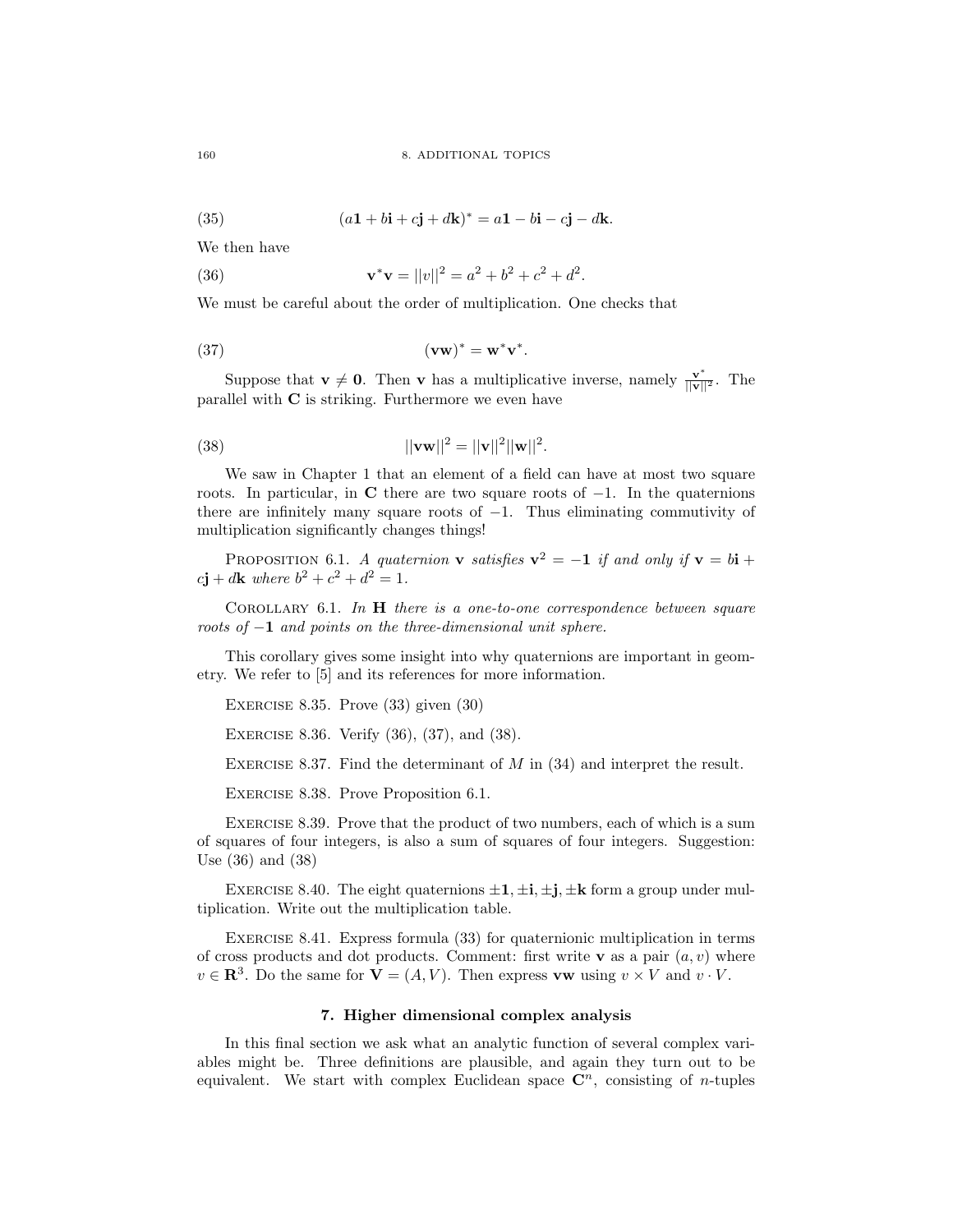$$(a\mathbf{1} + b\mathbf{i} + c\mathbf{j} + d\mathbf{k})^* = a\mathbf{1} - b\mathbf{i} - c\mathbf{j} - d\mathbf{k}. \tag{35}$$

We then have

$$\mathbf{v}^*\mathbf{v} = ||v||^2 = a^2 + b^2 + c^2 + d^2. \tag{36}$$

We must be careful about the order of multiplication. One checks that

$$(\mathbf{v}\mathbf{w})^* = \mathbf{w}^*\mathbf{v}^*. \tag{37}$$

Suppose that $\mathbf{v} \neq \mathbf{0}$. Then $\mathbf{v}$ has a multiplicative inverse, namely $\frac{\mathbf{v}^*}{||\mathbf{v}||^2}$. The parallel with $\mathbf{C}$ is striking. Furthermore we even have

$$||\mathbf{v}\mathbf{w}||^2 = ||\mathbf{v}||^2||\mathbf{w}||^2. \tag{38}$$

We saw in Chapter 1 that an element of a field can have at most two square roots. In particular, in $\mathbf{C}$ there are two square roots of $-1$. In the quaternions there are infinitely many square roots of $-1$. Thus eliminating commutivity of multiplication significantly changes things!

Proposition 6.1. *A quaternion* $\mathbf{v}$ *satisfies* $\mathbf{v}^2 = -\mathbf{1}$ *if and only if* $\mathbf{v} = b\mathbf{i} + c\mathbf{j} + d\mathbf{k}$ *where* $b^2 + c^2 + d^2 = 1$.

Corollary 6.1. *In* $\mathbf{H}$ *there is a one-to-one correspondence between square roots of* $-\mathbf{1}$ *and points on the three-dimensional unit sphere.*

This corollary gives some insight into why quaternions are important in geometry. We refer to [5] and its references for more information.

Exercise 8.35. Prove (33) given (30)

Exercise 8.36. Verify (36), (37), and (38).

Exercise 8.37. Find the determinant of $M$ in (34) and interpret the result.

Exercise 8.38. Prove Proposition 6.1.

Exercise 8.39. Prove that the product of two numbers, each of which is a sum of squares of four integers, is also a sum of squares of four integers. Suggestion: Use (36) and (38)

Exercise 8.40. The eight quaternions $\pm\mathbf{1}, \pm\mathbf{i}, \pm\mathbf{j}, \pm\mathbf{k}$ form a group under multiplication. Write out the multiplication table.

Exercise 8.41. Express formula (33) for quaternionic multiplication in terms of cross products and dot products. Comment: first write $\mathbf{v}$ as a pair $(a, v)$ where $v \in \mathbf{R}^3$. Do the same for $\mathbf{V} = (A, V)$. Then express $\mathbf{v}\mathbf{w}$ using $v \times V$ and $v \cdot V$.

## 7. Higher dimensional complex analysis

In this final section we ask what an analytic function of several complex variables might be. Three definitions are plausible, and again they turn out to be equivalent. We start with complex Euclidean space $\mathbf{C}^n$, consisting of $n$-tuples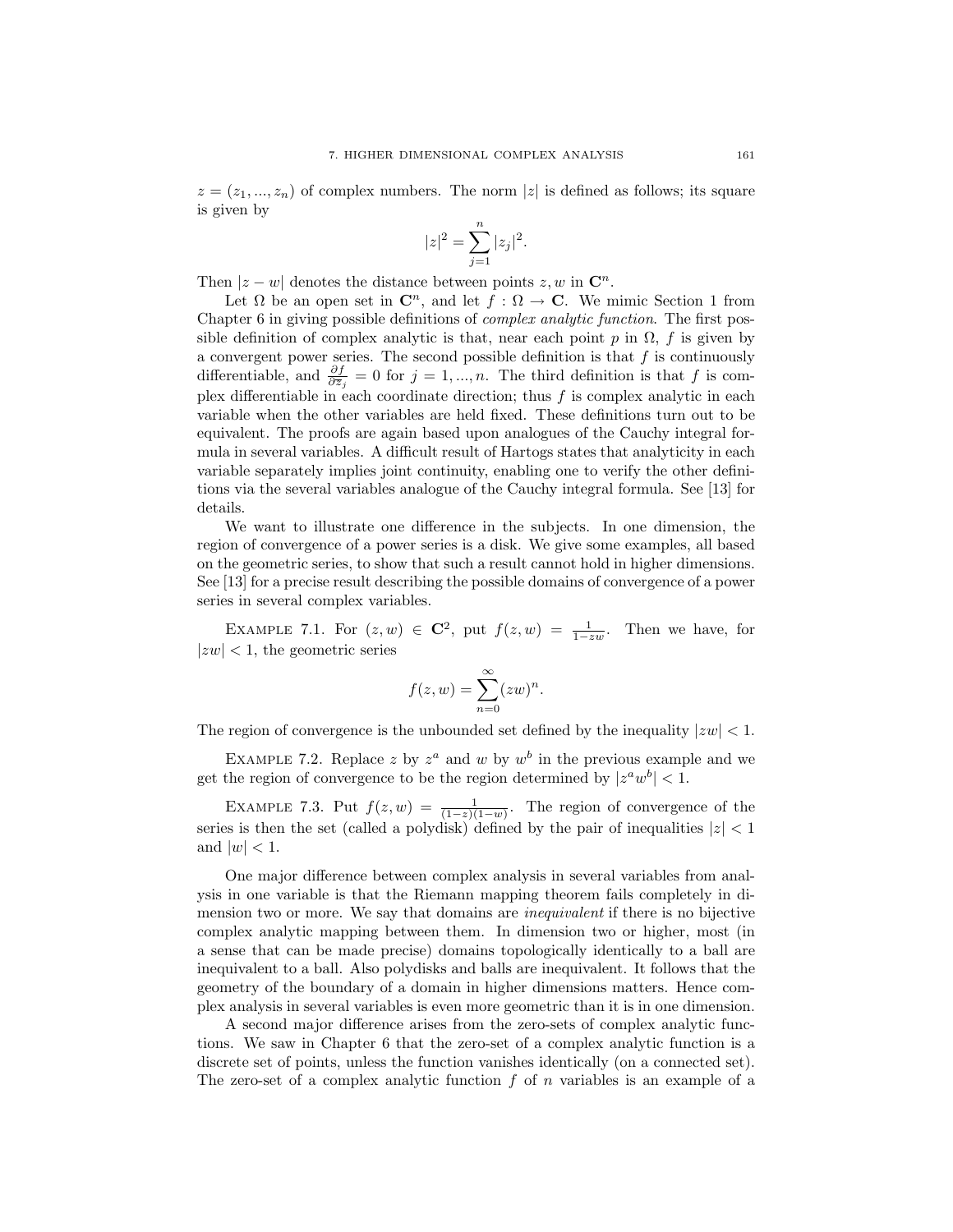$z = (z_1, ..., z_n)$ of complex numbers. The norm $|z|$ is defined as follows; its square is given by

$$|z|^2 = \sum_{j=1}^{n} |z_j|^2.$$

Then $|z - w|$ denotes the distance between points $z, w$ in $\mathbf{C}^n$.

Let $\Omega$ be an open set in $\mathbf{C}^n$, and let $f : \Omega \to \mathbf{C}$. We mimic Section 1 from Chapter 6 in giving possible definitions of *complex analytic function*. The first possible definition of complex analytic is that, near each point $p$ in $\Omega$, $f$ is given by a convergent power series. The second possible definition is that $f$ is continuously differentiable, and $\frac{\partial f}{\partial \overline{z}_j} = 0$ for $j = 1, ..., n$. The third definition is that $f$ is complex differentiable in each coordinate direction; thus $f$ is complex analytic in each variable when the other variables are held fixed. These definitions turn out to be equivalent. The proofs are again based upon analogues of the Cauchy integral formula in several variables. A difficult result of Hartogs states that analyticity in each variable separately implies joint continuity, enabling one to verify the other definitions via the several variables analogue of the Cauchy integral formula. See [13] for details.

We want to illustrate one difference in the subjects. In one dimension, the region of convergence of a power series is a disk. We give some examples, all based on the geometric series, to show that such a result cannot hold in higher dimensions. See [13] for a precise result describing the possible domains of convergence of a power series in several complex variables.

Example 7.1. For $(z, w) \in \mathbf{C}^2$, put $f(z, w) = \frac{1}{1-zw}$. Then we have, for $|zw| < 1$, the geometric series

$$f(z, w) = \sum_{n=0}^{\infty} (zw)^n.$$

The region of convergence is the unbounded set defined by the inequality $|zw| < 1$.

Example 7.2. Replace $z$ by $z^a$ and $w$ by $w^b$ in the previous example and we get the region of convergence to be the region determined by $|z^a w^b| < 1$.

Example 7.3. Put $f(z, w) = \frac{1}{(1-z)(1-w)}$. The region of convergence of the series is then the set (called a polydisk) defined by the pair of inequalities $|z| < 1$ and $|w| < 1$.

One major difference between complex analysis in several variables from analysis in one variable is that the Riemann mapping theorem fails completely in dimension two or more. We say that domains are *inequivalent* if there is no bijective complex analytic mapping between them. In dimension two or higher, most (in a sense that can be made precise) domains topologically identically to a ball are inequivalent to a ball. Also polydisks and balls are inequivalent. It follows that the geometry of the boundary of a domain in higher dimensions matters. Hence complex analysis in several variables is even more geometric than it is in one dimension.

A second major difference arises from the zero-sets of complex analytic functions. We saw in Chapter 6 that the zero-set of a complex analytic function is a discrete set of points, unless the function vanishes identically (on a connected set). The zero-set of a complex analytic function $f$ of $n$ variables is an example of a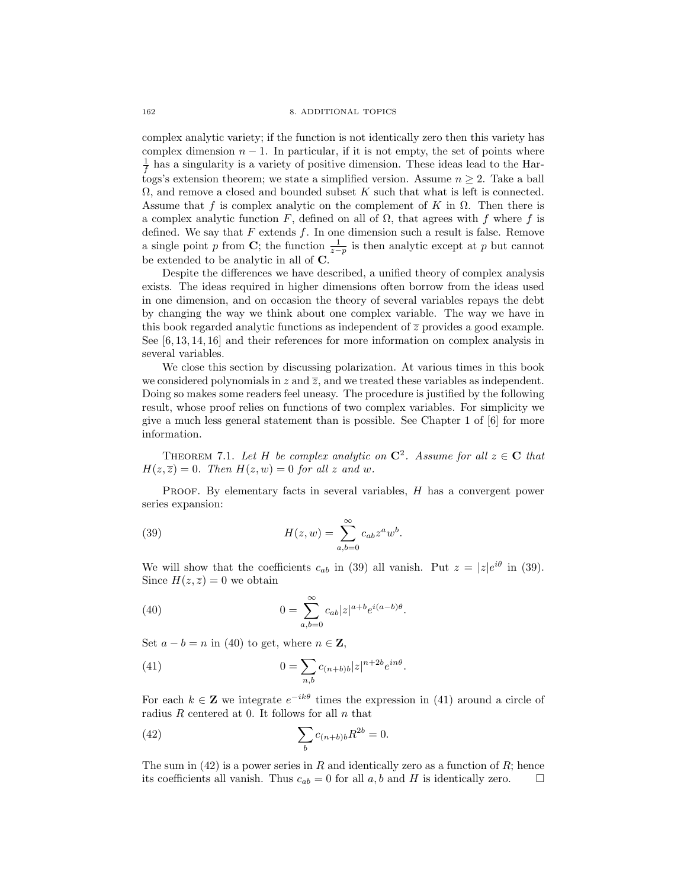complex analytic variety; if the function is not identically zero then this variety has complex dimension $n-1$. In particular, if it is not empty, the set of points where $\frac{1}{f}$ has a singularity is a variety of positive dimension. These ideas lead to the Hartogs's extension theorem; we state a simplified version. Assume $n \geq 2$. Take a ball $\Omega$, and remove a closed and bounded subset $K$ such that what is left is connected. Assume that $f$ is complex analytic on the complement of $K$ in $\Omega$. Then there is a complex analytic function $F$, defined on all of $\Omega$, that agrees with $f$ where $f$ is defined. We say that $F$ extends $f$. In one dimension such a result is false. Remove a single point $p$ from $\mathbf{C}$; the function $\frac{1}{z-p}$ is then analytic except at $p$ but cannot be extended to be analytic in all of $\mathbf{C}$.

Despite the differences we have described, a unified theory of complex analysis exists. The ideas required in higher dimensions often borrow from the ideas used in one dimension, and on occasion the theory of several variables repays the debt by changing the way we think about one complex variable. The way we have in this book regarded analytic functions as independent of $\overline{z}$ provides a good example. See [6, 13, 14, 16] and their references for more information on complex analysis in several variables.

We close this section by discussing polarization. At various times in this book we considered polynomials in $z$ and $\overline{z}$, and we treated these variables as independent. Doing so makes some readers feel uneasy. The procedure is justified by the following result, whose proof relies on functions of two complex variables. For simplicity we give a much less general statement than is possible. See Chapter 1 of [6] for more information.

Theorem 7.1. *Let $H$ be complex analytic on $\mathbf{C}^2$. Assume for all $z \in \mathbf{C}$ that $H(z, \overline{z}) = 0$. Then $H(z, w) = 0$ for all $z$ and $w$.*

Proof. By elementary facts in several variables, $H$ has a convergent power series expansion:

$$H(z, w) = \sum_{a,b=0}^{\infty} c_{ab} z^a w^b. \tag{39}$$

We will show that the coefficients $c_{ab}$ in (39) all vanish. Put $z = |z|e^{i\theta}$ in (39). Since $H(z, \overline{z}) = 0$ we obtain

$$0 = \sum_{a,b=0}^{\infty} c_{ab} |z|^{a+b} e^{i(a-b)\theta}. \tag{40}$$

Set $a - b = n$ in (40) to get, where $n \in \mathbf{Z}$,

$$0 = \sum_{n,b} c_{(n+b)b} |z|^{n+2b} e^{in\theta}. \tag{41}$$

For each $k \in \mathbf{Z}$ we integrate $e^{-ik\theta}$ times the expression in (41) around a circle of radius $R$ centered at 0. It follows for all $n$ that

$$\sum_b c_{(n+b)b} R^{2b} = 0. \tag{42}$$

The sum in (42) is a power series in $R$ and identically zero as a function of $R$; hence its coefficients all vanish. Thus $c_{ab} = 0$ for all $a, b$ and $H$ is identically zero. □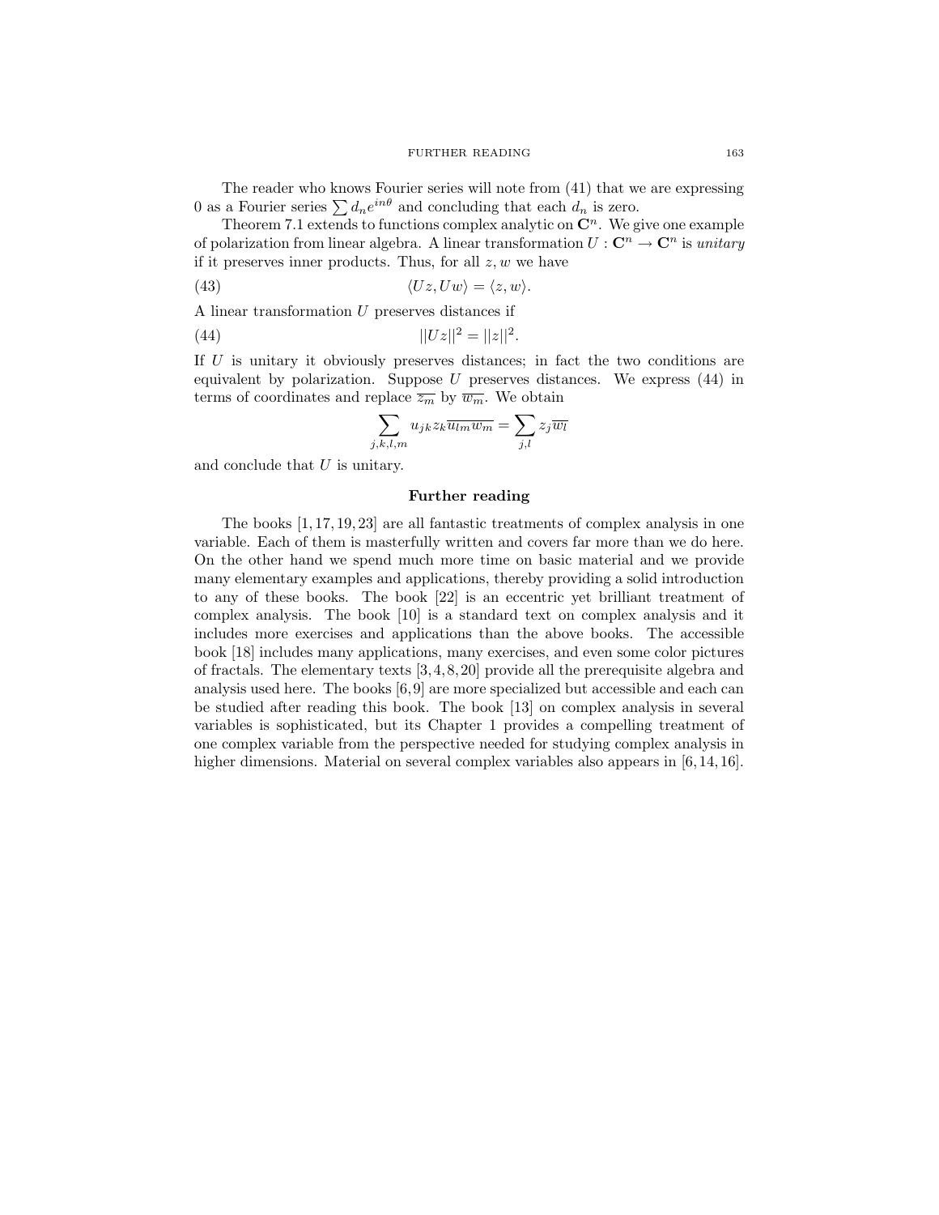The reader who knows Fourier series will note from (41) that we are expressing 0 as a Fourier series $\sum d_n e^{in\theta}$ and concluding that each $d_n$ is zero.

Theorem 7.1 extends to functions complex analytic on $\mathbf{C}^n$. We give one example of polarization from linear algebra. A linear transformation $U : \mathbf{C}^n \to \mathbf{C}^n$ is *unitary* if it preserves inner products. Thus, for all $z, w$ we have

$$\langle Uz, Uw \rangle = \langle z, w \rangle. \tag{43}$$

A linear transformation $U$ preserves distances if

$$||Uz||^2 = ||z||^2. \tag{44}$$

If $U$ is unitary it obviously preserves distances; in fact the two conditions are equivalent by polarization. Suppose $U$ preserves distances. We express (44) in terms of coordinates and replace $\overline{z_m}$ by $\overline{w_m}$. We obtain

$$\sum_{j,k,l,m} u_{jk} z_k \overline{u_{lm} w_m} = \sum_{j,l} z_j \overline{w_l}$$

and conclude that $U$ is unitary.

## Further reading

The books [1, 17, 19, 23] are all fantastic treatments of complex analysis in one variable. Each of them is masterfully written and covers far more than we do here. On the other hand we spend much more time on basic material and we provide many elementary examples and applications, thereby providing a solid introduction to any of these books. The book [22] is an eccentric yet brilliant treatment of complex analysis. The book [10] is a standard text on complex analysis and it includes more exercises and applications than the above books. The accessible book [18] includes many applications, many exercises, and even some color pictures of fractals. The elementary texts [3, 4, 8, 20] provide all the prerequisite algebra and analysis used here. The books [6, 9] are more specialized but accessible and each can be studied after reading this book. The book [13] on complex analysis in several variables is sophisticated, but its Chapter 1 provides a compelling treatment of one complex variable from the perspective needed for studying complex analysis in higher dimensions. Material on several complex variables also appears in [6, 14, 16].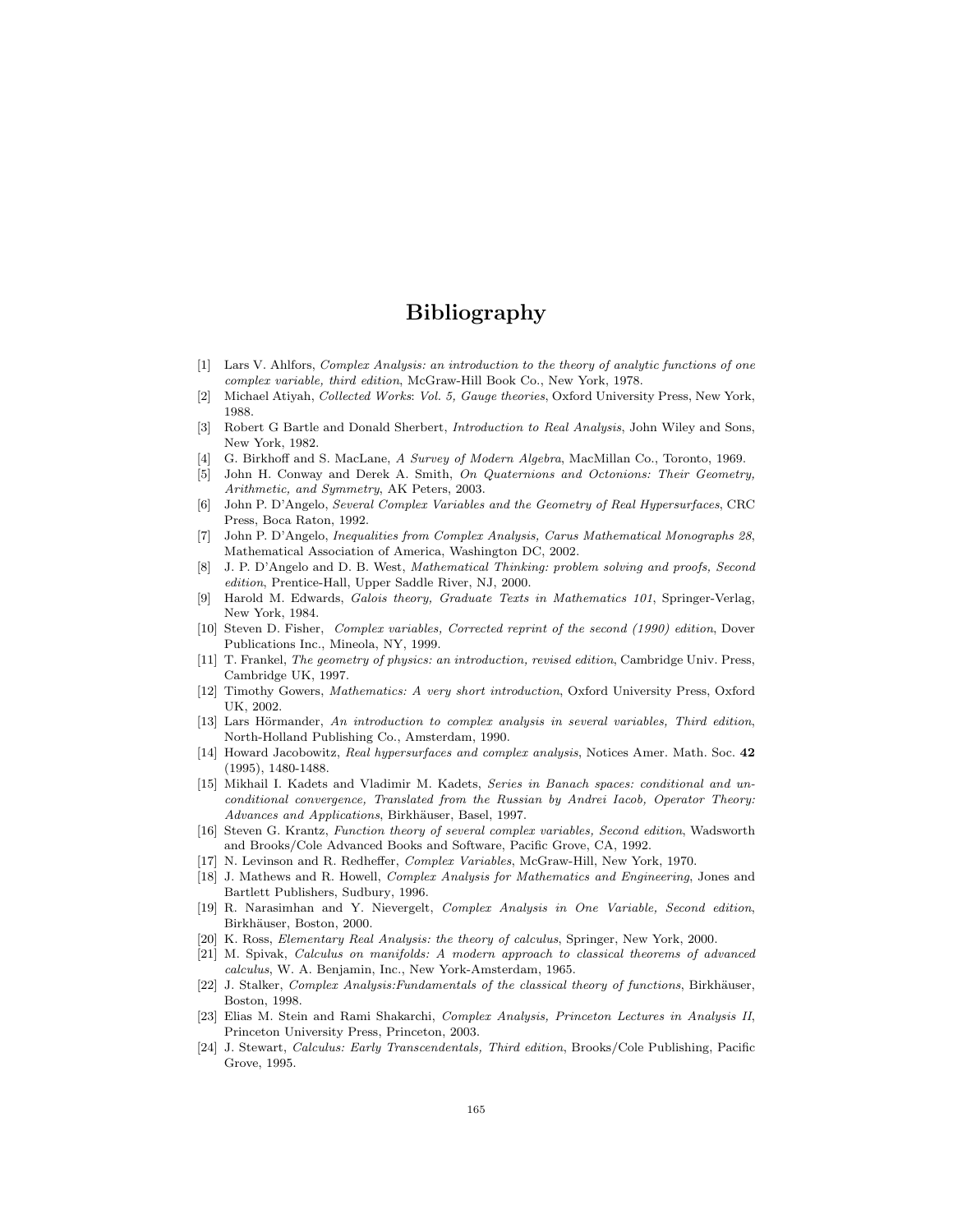# Bibliography

[1] Lars V. Ahlfors, *Complex Analysis: an introduction to the theory of analytic functions of one complex variable, third edition*, McGraw-Hill Book Co., New York, 1978.

[2] Michael Atiyah, *Collected Works*: *Vol. 5, Gauge theories*, Oxford University Press, New York, 1988.

[3] Robert G Bartle and Donald Sherbert, *Introduction to Real Analysis*, John Wiley and Sons, New York, 1982.

[4] G. Birkhoff and S. MacLane, *A Survey of Modern Algebra*, MacMillan Co., Toronto, 1969.

[5] John H. Conway and Derek A. Smith, *On Quaternions and Octonions: Their Geometry, Arithmetic, and Symmetry*, AK Peters, 2003.

[6] John P. D'Angelo, *Several Complex Variables and the Geometry of Real Hypersurfaces*, CRC Press, Boca Raton, 1992.

[7] John P. D'Angelo, *Inequalities from Complex Analysis, Carus Mathematical Monographs 28*, Mathematical Association of America, Washington DC, 2002.

[8] J. P. D'Angelo and D. B. West, *Mathematical Thinking: problem solving and proofs, Second edition*, Prentice-Hall, Upper Saddle River, NJ, 2000.

[9] Harold M. Edwards, *Galois theory, Graduate Texts in Mathematics 101*, Springer-Verlag, New York, 1984.

[10] Steven D. Fisher, *Complex variables, Corrected reprint of the second (1990) edition*, Dover Publications Inc., Mineola, NY, 1999.

[11] T. Frankel, *The geometry of physics: an introduction, revised edition*, Cambridge Univ. Press, Cambridge UK, 1997.

[12] Timothy Gowers, *Mathematics: A very short introduction*, Oxford University Press, Oxford UK, 2002.

[13] Lars Hörmander, *An introduction to complex analysis in several variables, Third edition*, North-Holland Publishing Co., Amsterdam, 1990.

[14] Howard Jacobowitz, *Real hypersurfaces and complex analysis*, Notices Amer. Math. Soc. **42** (1995), 1480-1488.

[15] Mikhail I. Kadets and Vladimir M. Kadets, *Series in Banach spaces: conditional and unconditional convergence, Translated from the Russian by Andrei Iacob, Operator Theory: Advances and Applications*, Birkhäuser, Basel, 1997.

[16] Steven G. Krantz, *Function theory of several complex variables, Second edition*, Wadsworth and Brooks/Cole Advanced Books and Software, Pacific Grove, CA, 1992.

[17] N. Levinson and R. Redheffer, *Complex Variables*, McGraw-Hill, New York, 1970.

[18] J. Mathews and R. Howell, *Complex Analysis for Mathematics and Engineering*, Jones and Bartlett Publishers, Sudbury, 1996.

[19] R. Narasimhan and Y. Nievergelt, *Complex Analysis in One Variable, Second edition*, Birkhäuser, Boston, 2000.

[20] K. Ross, *Elementary Real Analysis: the theory of calculus*, Springer, New York, 2000.

[21] M. Spivak, *Calculus on manifolds: A modern approach to classical theorems of advanced calculus*, W. A. Benjamin, Inc., New York-Amsterdam, 1965.

[22] J. Stalker, *Complex Analysis:Fundamentals of the classical theory of functions*, Birkhäuser, Boston, 1998.

[23] Elias M. Stein and Rami Shakarchi, *Complex Analysis, Princeton Lectures in Analysis II*, Princeton University Press, Princeton, 2003.

[24] J. Stewart, *Calculus: Early Transcendentals, Third edition*, Brooks/Cole Publishing, Pacific Grove, 1995.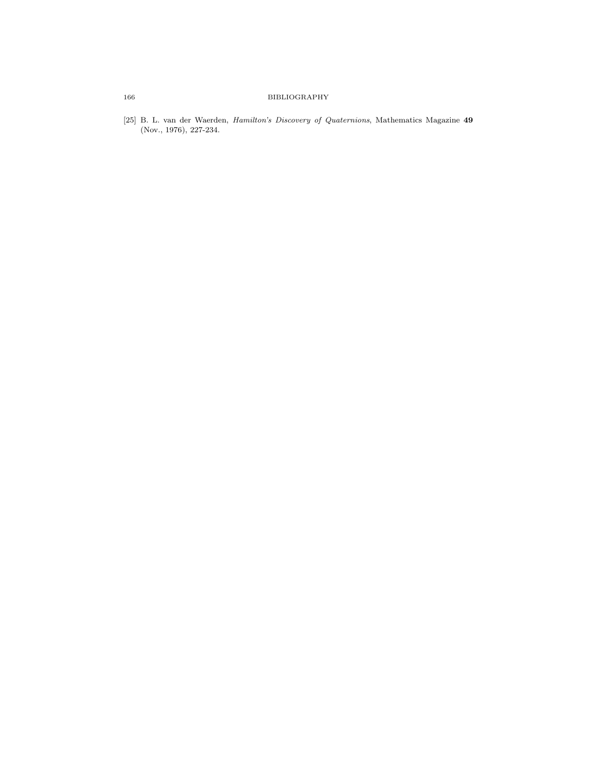[25] B. L. van der Waerden, *Hamilton's Discovery of Quaternions*, Mathematics Magazine **49** (Nov., 1976), 227-234.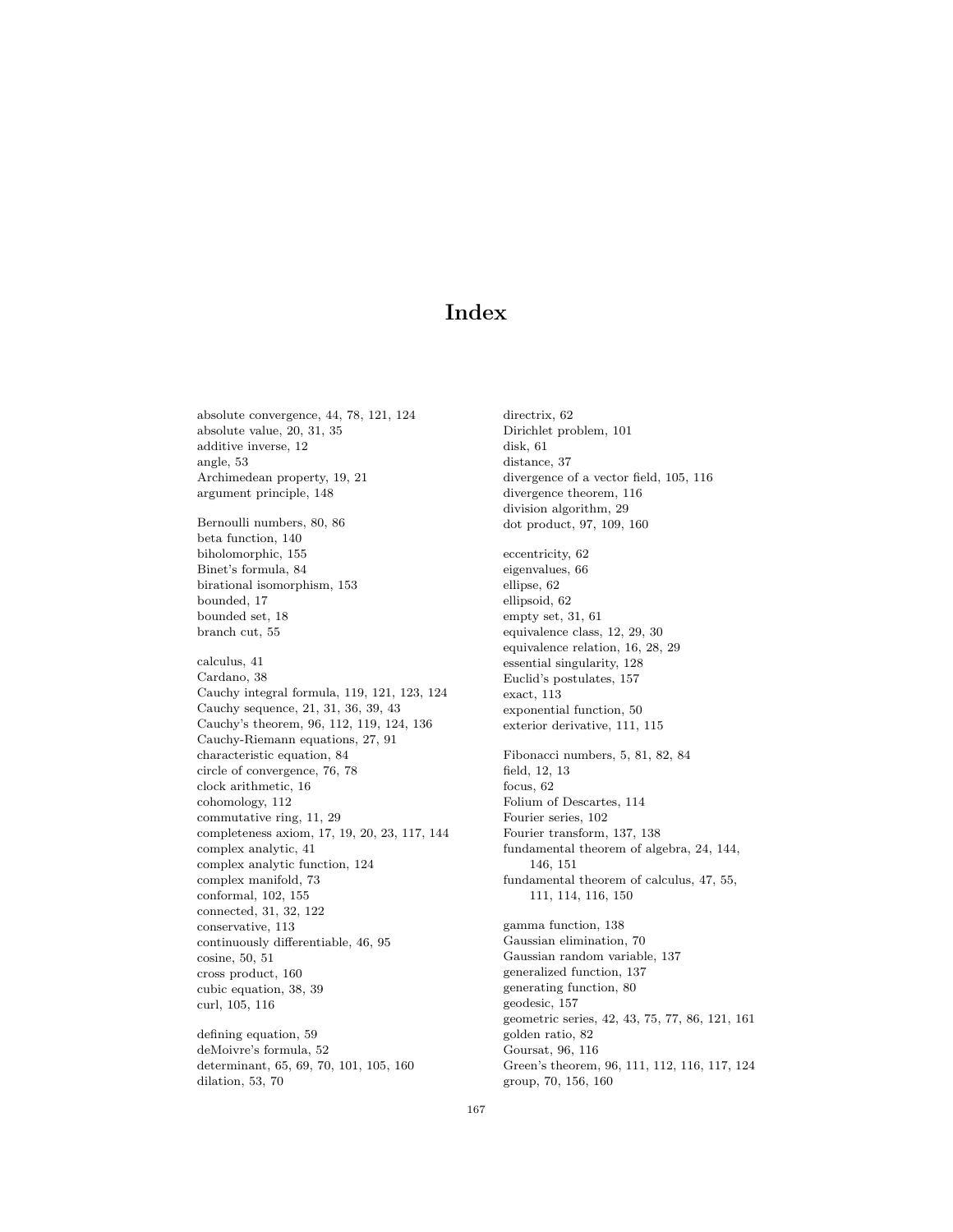# Index

absolute convergence, 44, 78, 121, 124
absolute value, 20, 31, 35
additive inverse, 12
angle, 53
Archimedean property, 19, 21
argument principle, 148

Bernoulli numbers, 80, 86
beta function, 140
biholomorphic, 155
Binet's formula, 84
birational isomorphism, 153
bounded, 17
bounded set, 18
branch cut, 55

calculus, 41
Cardano, 38
Cauchy integral formula, 119, 121, 123, 124
Cauchy sequence, 21, 31, 36, 39, 43
Cauchy's theorem, 96, 112, 119, 124, 136
Cauchy-Riemann equations, 27, 91
characteristic equation, 84
circle of convergence, 76, 78
clock arithmetic, 16
cohomology, 112
commutative ring, 11, 29
completeness axiom, 17, 19, 20, 23, 117, 144
complex analytic, 41
complex analytic function, 124
complex manifold, 73
conformal, 102, 155
connected, 31, 32, 122
conservative, 113
continuously differentiable, 46, 95
cosine, 50, 51
cross product, 160
cubic equation, 38, 39
curl, 105, 116

defining equation, 59
deMoivre's formula, 52
determinant, 65, 69, 70, 101, 105, 160
dilation, 53, 70

directrix, 62
Dirichlet problem, 101
disk, 61
distance, 37
divergence of a vector field, 105, 116
divergence theorem, 116
division algorithm, 29
dot product, 97, 109, 160

eccentricity, 62
eigenvalues, 66
ellipse, 62
ellipsoid, 62
empty set, 31, 61
equivalence class, 12, 29, 30
equivalence relation, 16, 28, 29
essential singularity, 128
Euclid's postulates, 157
exact, 113
exponential function, 50
exterior derivative, 111, 115

Fibonacci numbers, 5, 81, 82, 84
field, 12, 13
focus, 62
Folium of Descartes, 114
Fourier series, 102
Fourier transform, 137, 138
fundamental theorem of algebra, 24, 144, 146, 151
fundamental theorem of calculus, 47, 55, 111, 114, 116, 150

gamma function, 138
Gaussian elimination, 70
Gaussian random variable, 137
generalized function, 137
generating function, 80
geodesic, 157
geometric series, 42, 43, 75, 77, 86, 121, 161
golden ratio, 82
Goursat, 96, 116
Green's theorem, 96, 111, 112, 116, 117, 124
group, 70, 156, 160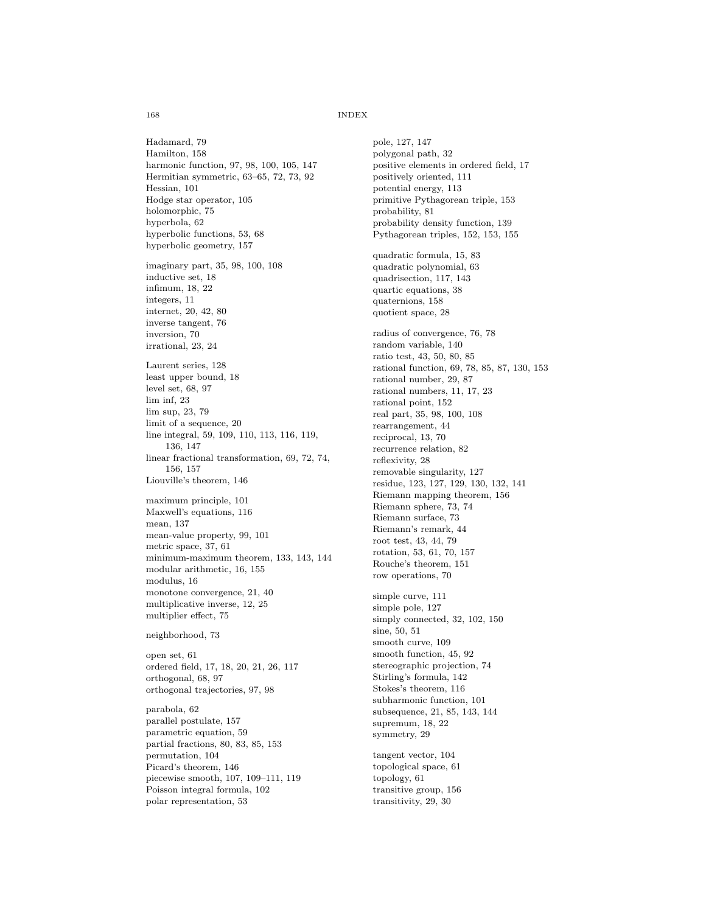Hadamard, 79
Hamilton, 158
harmonic function, 97, 98, 100, 105, 147
Hermitian symmetric, 63–65, 72, 73, 92
Hessian, 101
Hodge star operator, 105
holomorphic, 75
hyperbola, 62
hyperbolic functions, 53, 68
hyperbolic geometry, 157

imaginary part, 35, 98, 100, 108
inductive set, 18
infimum, 18, 22
integers, 11
internet, 20, 42, 80
inverse tangent, 76
inversion, 70
irrational, 23, 24

Laurent series, 128
least upper bound, 18
level set, 68, 97
lim inf, 23
lim sup, 23, 79
limit of a sequence, 20
line integral, 59, 109, 110, 113, 116, 119, 136, 147
linear fractional transformation, 69, 72, 74, 156, 157
Liouville's theorem, 146

maximum principle, 101
Maxwell's equations, 116
mean, 137
mean-value property, 99, 101
metric space, 37, 61
minimum-maximum theorem, 133, 143, 144
modular arithmetic, 16, 155
modulus, 16
monotone convergence, 21, 40
multiplicative inverse, 12, 25
multiplier effect, 75

neighborhood, 73

open set, 61
ordered field, 17, 18, 20, 21, 26, 117
orthogonal, 68, 97
orthogonal trajectories, 97, 98

parabola, 62
parallel postulate, 157
parametric equation, 59
partial fractions, 80, 83, 85, 153
permutation, 104
Picard's theorem, 146
piecewise smooth, 107, 109–111, 119
Poisson integral formula, 102
polar representation, 53
pole, 127, 147
polygonal path, 32
positive elements in ordered field, 17
positively oriented, 111
potential energy, 113
primitive Pythagorean triple, 153
probability, 81
probability density function, 139
Pythagorean triples, 152, 153, 155

quadratic formula, 15, 83
quadratic polynomial, 63
quadrisection, 117, 143
quartic equations, 38
quaternions, 158
quotient space, 28

radius of convergence, 76, 78
random variable, 140
ratio test, 43, 50, 80, 85
rational function, 69, 78, 85, 87, 130, 153
rational number, 29, 87
rational numbers, 11, 17, 23
rational point, 152
real part, 35, 98, 100, 108
rearrangement, 44
reciprocal, 13, 70
recurrence relation, 82
reflexivity, 28
removable singularity, 127
residue, 123, 127, 129, 130, 132, 141
Riemann mapping theorem, 156
Riemann sphere, 73, 74
Riemann surface, 73
Riemann's remark, 44
root test, 43, 44, 79
rotation, 53, 61, 70, 157
Rouche's theorem, 151
row operations, 70

simple curve, 111
simple pole, 127
simply connected, 32, 102, 150
sine, 50, 51
smooth curve, 109
smooth function, 45, 92
stereographic projection, 74
Stirling's formula, 142
Stokes's theorem, 116
subharmonic function, 101
subsequence, 21, 85, 143, 144
supremum, 18, 22
symmetry, 29

tangent vector, 104
topological space, 61
topology, 61
transitive group, 156
transitivity, 29, 30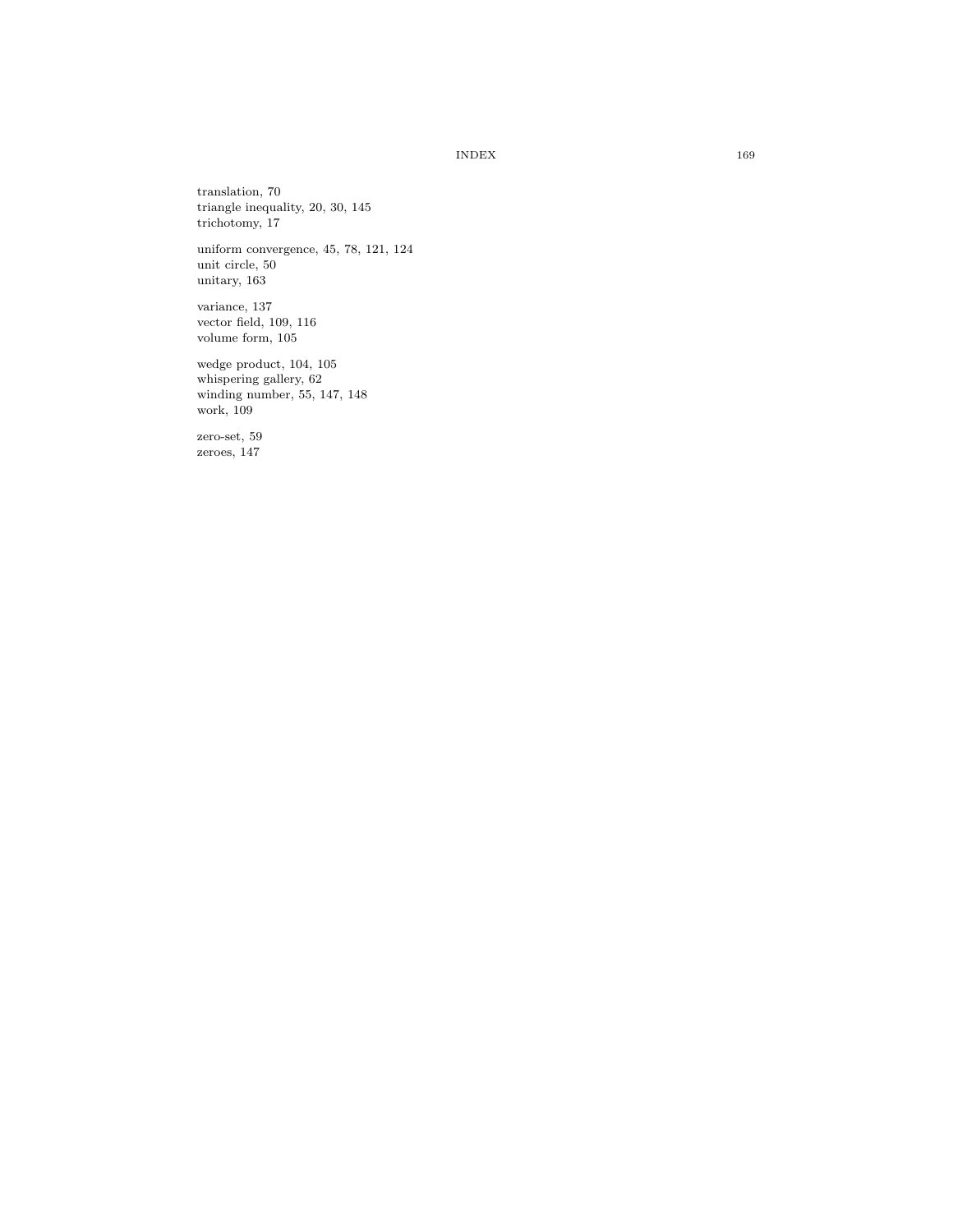translation, 70
triangle inequality, 20, 30, 145
trichotomy, 17

uniform convergence, 45, 78, 121, 124
unit circle, 50
unitary, 163

variance, 137
vector field, 109, 116
volume form, 105

wedge product, 104, 105
whispering gallery, 62
winding number, 55, 147, 148
work, 109

zero-set, 59
zeroes, 147